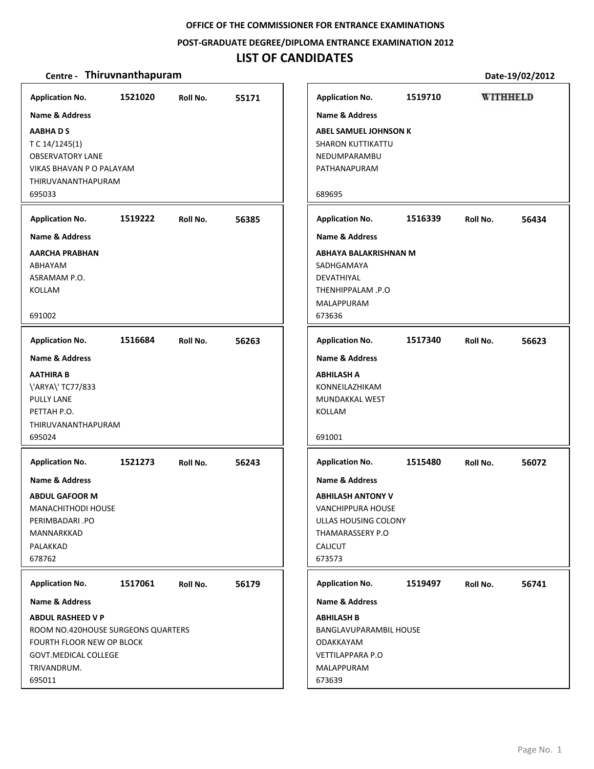**OFFICE OF THE COMMISSIONER FOR ENTRANCE EXAMINATIONS**

**POST-GRADUATE DEGREE/DIPLOMA ENTRANCE EXAMINATION 2012**

# LIST OF CANDIDATES

**Centre - Thiruvnanthapuram** **Date-19/02/2012**

---

**Application No.** 1521020 **Roll No.** 55171

**Name & Address**

**AABHA D S**
T C 14/1245(1)
OBSERVATORY LANE
VIKAS BHAVAN P O PALAYAM
THIRUVANANTHAPURAM
695033

---

**Application No.** 1519710 **WITHHELD**

**Name & Address**

**ABEL SAMUEL JOHNSON K**
SHARON KUTTIKATTU
NEDUMPARAMBU
PATHANAPURAM
689695

---

**Application No.** 1519222 **Roll No.** 56385

**Name & Address**

**AARCHA PRABHAN**
ABHAYAM
ASRAMAM P.O.
KOLLAM
691002

---

**Application No.** 1516339 **Roll No.** 56434

**Name & Address**

**ABHAYA BALAKRISHNAN M**
SADHGAMAYA
DEVATHIYAL
THENHIPPALAM .P.O
MALAPPURAM
673636

---

**Application No.** 1516684 **Roll No.** 56263

**Name & Address**

**AATHIRA B**
\'ARYA\' TC77/833
PULLY LANE
PETTAH P.O.
THIRUVANANTHAPURAM
695024

---

**Application No.** 1517340 **Roll No.** 56623

**Name & Address**

**ABHILASH A**
KONNEILAZHIKAM
MUNDAKKAL WEST
KOLLAM
691001

---

**Application No.** 1521273 **Roll No.** 56243

**Name & Address**

**ABDUL GAFOOR M**
MANACHITHODI HOUSE
PERIMBADARI .PO
MANNARKKAD
PALAKKAD
678762

---

**Application No.** 1515480 **Roll No.** 56072

**Name & Address**

**ABHILASH ANTONY V**
VANCHIPPURA HOUSE
ULLAS HOUSING COLONY
THAMARASSERY P.O
CALICUT
673573

---

**Application No.** 1517061 **Roll No.** 56179

**Name & Address**

**ABDUL RASHEED V P**
ROOM NO.420HOUSE SURGEONS QUARTERS
FOURTH FLOOR NEW OP BLOCK
GOVT.MEDICAL COLLEGE
TRIVANDRUM.
695011

---

**Application No.** 1519497 **Roll No.** 56741

**Name & Address**

**ABHILASH B**
BANGLAVUPARAMBIL HOUSE
ODAKKAYAM
VETTILAPPARA P.O
MALAPPURAM
673639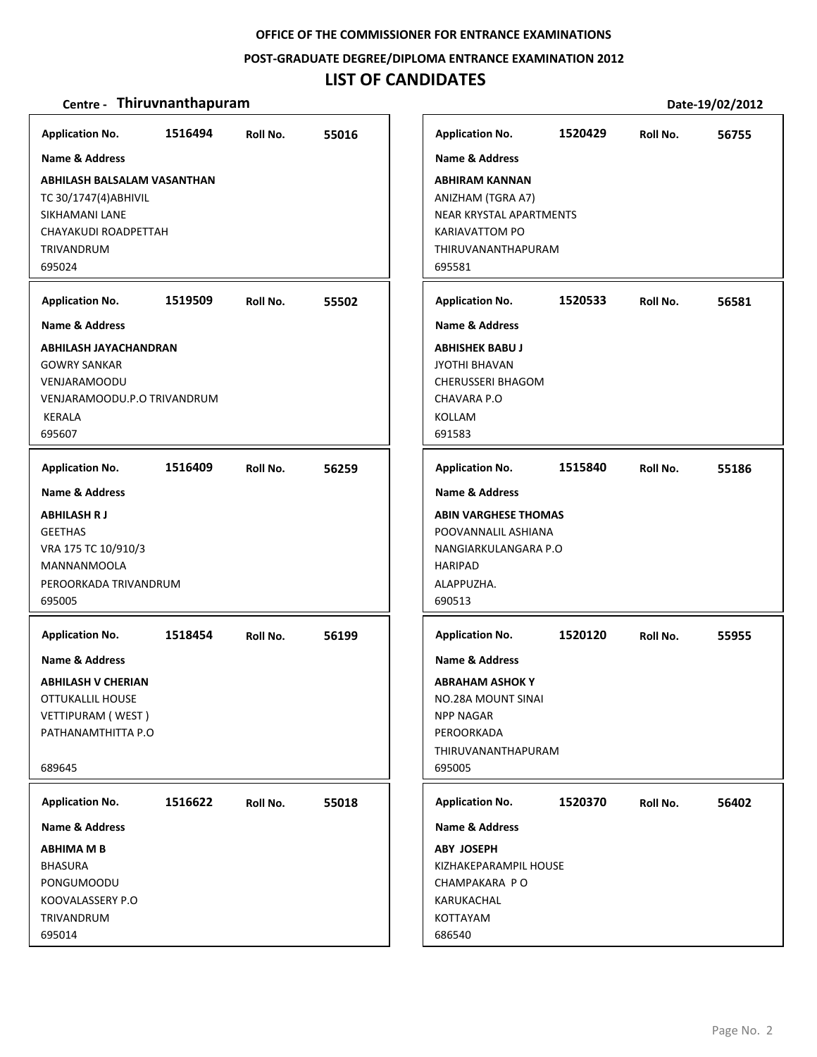OFFICE OF THE COMMISSIONER FOR ENTRANCE EXAMINATIONS

POST-GRADUATE DEGREE/DIPLOMA ENTRANCE EXAMINATION 2012

# LIST OF CANDIDATES

**Centre - Thiruvnanthapuram** **Date-19/02/2012**

**Application No.** 1516494 **Roll No.** 55016

**Name & Address**

**ABHILASH BALSALAM VASANTHAN**
TC 30/1747(4)ABHIVIL
SIKHAMANI LANE
CHAYAKUDI ROADPETTAH
TRIVANDRUM
695024

**Application No.** 1519509 **Roll No.** 55502

**Name & Address**

**ABHILASH JAYACHANDRAN**
GOWRY SANKAR
VENJARAMOODU
VENJARAMOODU.P.O TRIVANDRUM
KERALA
695607

**Application No.** 1516409 **Roll No.** 56259

**Name & Address**

**ABHILASH R J**
GEETHAS
VRA 175 TC 10/910/3
MANNANMOOLA
PEROORKADA TRIVANDRUM
695005

**Application No.** 1518454 **Roll No.** 56199

**Name & Address**

**ABHILASH V CHERIAN**
OTTUKALLIL HOUSE
VETTIPURAM ( WEST )
PATHANAMTHITTA P.O
689645

**Application No.** 1516622 **Roll No.** 55018

**Name & Address**

**ABHIMA M B**
BHASURA
PONGUMOODU
KOOVALASSERY P.O
TRIVANDRUM
695014

**Application No.** 1520429 **Roll No.** 56755

**Name & Address**

**ABHIRAM KANNAN**
ANIZHAM (TGRA A7)
NEAR KRYSTAL APARTMENTS
KARIAVATTOM PO
THIRUVANANTHAPURAM
695581

**Application No.** 1520533 **Roll No.** 56581

**Name & Address**

**ABHISHEK BABU J**
JYOTHI BHAVAN
CHERUSSERI BHAGOM
CHAVARA P.O
KOLLAM
691583

**Application No.** 1515840 **Roll No.** 55186

**Name & Address**

**ABIN VARGHESE THOMAS**
POOVANNALIL ASHIANA
NANGIARKULANGARA P.O
HARIPAD
ALAPPUZHA.
690513

**Application No.** 1520120 **Roll No.** 55955

**Name & Address**

**ABRAHAM ASHOK Y**
NO.28A MOUNT SINAI
NPP NAGAR
PEROORKADA
THIRUVANANTHAPURAM
695005

**Application No.** 1520370 **Roll No.** 56402

**Name & Address**

**ABY JOSEPH**
KIZHAKEPARAMPIL HOUSE
CHAMPAKARA P O
KARUKACHAL
KOTTAYAM
686540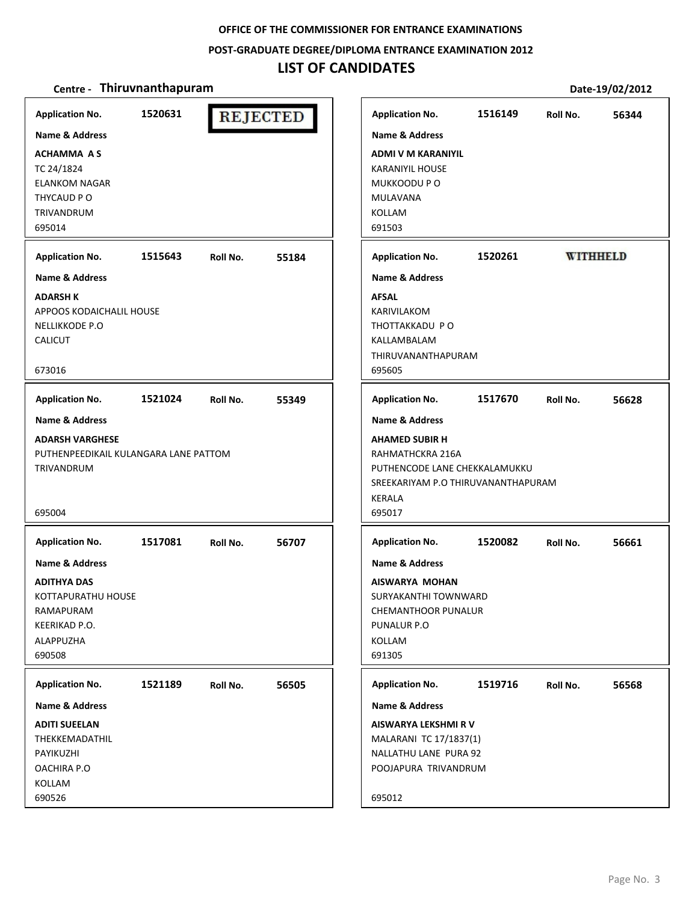OFFICE OF THE COMMISSIONER FOR ENTRANCE EXAMINATIONS

POST-GRADUATE DEGREE/DIPLOMA ENTRANCE EXAMINATION 2012

# LIST OF CANDIDATES

**Centre - Thiruvnanthapuram** **Date-19/02/2012**

---

**Application No.** 1520631 **REJECTED**

**Name & Address**

**ACHAMMA A S**
TC 24/1824
ELANKOM NAGAR
THYCAUD P O
TRIVANDRUM
695014

---

**Application No.** 1515643 **Roll No.** 55184

**Name & Address**

**ADARSH K**
APPOOS KODAICHALIL HOUSE
NELLIKKODE P.O
CALICUT

673016

---

**Application No.** 1521024 **Roll No.** 55349

**Name & Address**

**ADARSH VARGHESE**
PUTHENPEEDIKAIL KULANGARA LANE PATTOM
TRIVANDRUM

695004

---

**Application No.** 1517081 **Roll No.** 56707

**Name & Address**

**ADITHYA DAS**
KOTTAPURATHU HOUSE
RAMAPURAM
KEERIKAD P.O.
ALAPPUZHA
690508

---

**Application No.** 1521189 **Roll No.** 56505

**Name & Address**

**ADITI SUEELAN**
THEKKEMADATHIL
PAYIKUZHI
OACHIRA P.O
KOLLAM
690526

---

**Application No.** 1516149 **Roll No.** 56344

**Name & Address**

**ADMI V M KARANIYIL**
KARANIYIL HOUSE
MUKKOODU P O
MULAVANA
KOLLAM
691503

---

**Application No.** 1520261 **WITHHELD**

**Name & Address**

**AFSAL**
KARIVILAKOM
THOTTAKKADU P O
KALLAMBALAM
THIRUVANANTHAPURAM
695605

---

**Application No.** 1517670 **Roll No.** 56628

**Name & Address**

**AHAMED SUBIR H**
RAHMATHCKRA 216A
PUTHENCODE LANE CHEKKALAMUKKU
SREEKARIYAM P.O THIRUVANANTHAPURAM
KERALA
695017

---

**Application No.** 1520082 **Roll No.** 56661

**Name & Address**

**AISWARYA MOHAN**
SURYAKANTHI TOWNWARD
CHEMANTHOOR PUNALUR
PUNALUR P.O
KOLLAM
691305

---

**Application No.** 1519716 **Roll No.** 56568

**Name & Address**

**AISWARYA LEKSHMI R V**
MALARANI TC 17/1837(1)
NALLATHU LANE PURA 92
POOJAPURA TRIVANDRUM

695012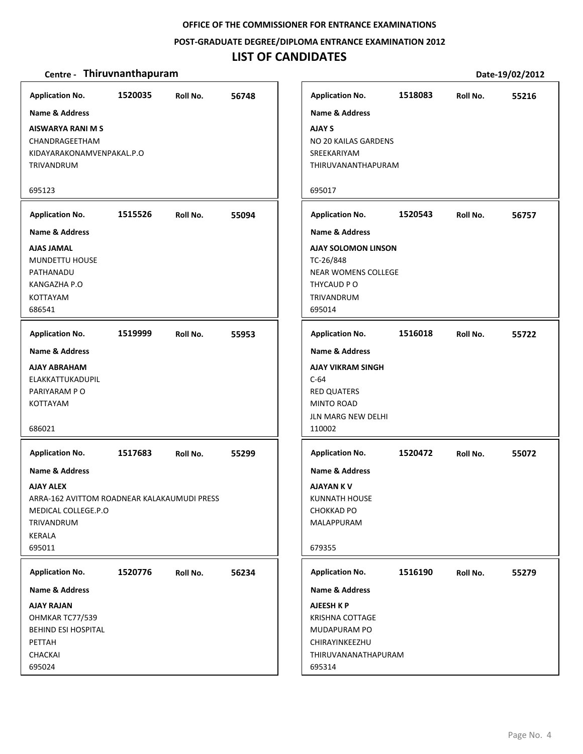OFFICE OF THE COMMISSIONER FOR ENTRANCE EXAMINATIONS

POST-GRADUATE DEGREE/DIPLOMA ENTRANCE EXAMINATION 2012

# LIST OF CANDIDATES

**Centre - Thiruvnanthapuram** **Date-19/02/2012**

**Application No.** 1520035 **Roll No.** 56748

**Name & Address**

**AISWARYA RANI M S**
CHANDRAGEETHAM
KIDAYARAKONAMVENPAKAL.P.O
TRIVANDRUM

695123

---

**Application No.** 1515526 **Roll No.** 55094

**Name & Address**

**AJAS JAMAL**
MUNDETTU HOUSE
PATHANADU
KANGAZHA P.O
KOTTAYAM
686541

---

**Application No.** 1519999 **Roll No.** 55953

**Name & Address**

**AJAY ABRAHAM**
ELAKKATTUKADUPIL
PARIYARAM P O
KOTTAYAM

686021

---

**Application No.** 1517683 **Roll No.** 55299

**Name & Address**

**AJAY ALEX**
ARRA-162 AVITTOM ROADNEAR KALAKAUMUDI PRESS
MEDICAL COLLEGE.P.O
TRIVANDRUM
KERALA
695011

---

**Application No.** 1520776 **Roll No.** 56234

**Name & Address**

**AJAY RAJAN**
OHMKAR TC77/539
BEHIND ESI HOSPITAL
PETTAH
CHACKAI
695024

---

**Application No.** 1518083 **Roll No.** 55216

**Name & Address**

**AJAY S**
NO 20 KAILAS GARDENS
SREEKARIYAM
THIRUVANANTHAPURAM

695017

---

**Application No.** 1520543 **Roll No.** 56757

**Name & Address**

**AJAY SOLOMON LINSON**
TC-26/848
NEAR WOMENS COLLEGE
THYCAUD P O
TRIVANDRUM
695014

---

**Application No.** 1516018 **Roll No.** 55722

**Name & Address**

**AJAY VIKRAM SINGH**
C-64
RED QUATERS
MINTO ROAD
JLN MARG NEW DELHI
110002

---

**Application No.** 1520472 **Roll No.** 55072

**Name & Address**

**AJAYAN K V**
KUNNATH HOUSE
CHOKKAD PO
MALAPPURAM

679355

---

**Application No.** 1516190 **Roll No.** 55279

**Name & Address**

**AJEESH K P**
KRISHNA COTTAGE
MUDAPURAM PO
CHIRAYINKEEZHU
THIRUVANANATHAPURAM
695314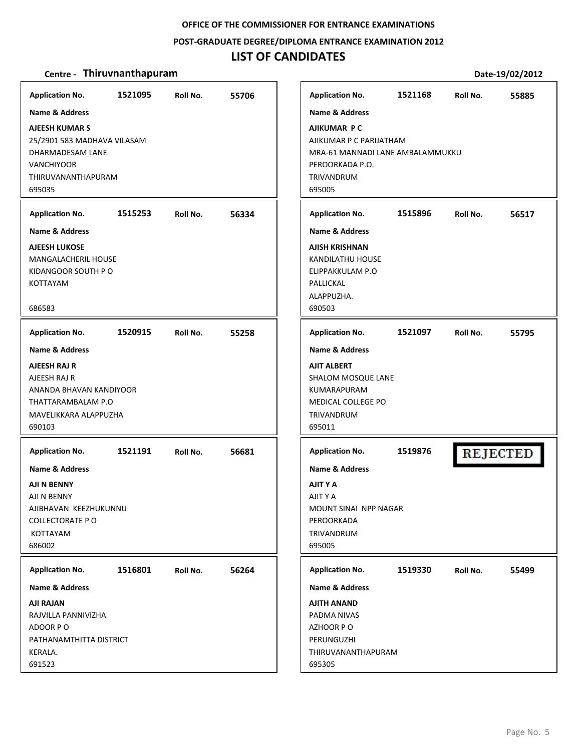OFFICE OF THE COMMISSIONER FOR ENTRANCE EXAMINATIONS

POST-GRADUATE DEGREE/DIPLOMA ENTRANCE EXAMINATION 2012

# LIST OF CANDIDATES

**Centre - Thiruvnanthapuram** **Date-19/02/2012**

**Application No.** 1521095 **Roll No.** 55706

**Name & Address**

**AJEESH KUMAR S**
25/2901 583 MADHAVA VILASAM
DHARMADESAM LANE
VANCHIYOOR
THIRUVANANTHAPURAM
695035

**Application No.** 1515253 **Roll No.** 56334

**Name & Address**

**AJEESH LUKOSE**
MANGALACHERIL HOUSE
KIDANGOOR SOUTH P O
KOTTAYAM

686583

**Application No.** 1520915 **Roll No.** 55258

**Name & Address**

**AJEESH RAJ R**
AJEESH RAJ R
ANANDA BHAVAN KANDIYOOR
THATTARAMBALAM P.O
MAVELIKKARA ALAPPUZHA
690103

**Application No.** 1521191 **Roll No.** 56681

**Name & Address**

**AJI N BENNY**
AJI N BENNY
AJIBHAVAN KEEZHUKUNNU
COLLECTORATE P O
KOTTAYAM
686002

**Application No.** 1516801 **Roll No.** 56264

**Name & Address**

**AJI RAJAN**
RAJVILLA PANNIVIZHA
ADOOR P O
PATHANAMTHITTA DISTRICT
KERALA.
691523

**Application No.** 1521168 **Roll No.** 55885

**Name & Address**

**AJIKUMAR P C**
AJIKUMAR P C PARIJATHAM
MRA-61 MANNADI LANE AMBALAMMUKKU
PEROORKADA P.O.
TRIVANDRUM
695005

**Application No.** 1515896 **Roll No.** 56517

**Name & Address**

**AJISH KRISHNAN**
KANDILATHU HOUSE
ELIPPAKKULAM P.O
PALLICKAL
ALAPPUZHA.
690503

**Application No.** 1521097 **Roll No.** 55795

**Name & Address**

**AJIT ALBERT**
SHALOM MOSQUE LANE
KUMARAPURAM
MEDICAL COLLEGE PO
TRIVANDRUM
695011

**Application No.** 1519876 **REJECTED**

**Name & Address**

**AJIT Y A**
AJIT Y A
MOUNT SINAI NPP NAGAR
PEROORKADA
TRIVANDRUM
695005

**Application No.** 1519330 **Roll No.** 55499

**Name & Address**

**AJITH ANAND**
PADMA NIVAS
AZHOOR P O
PERUNGUZHI
THIRUVANANTHAPURAM
695305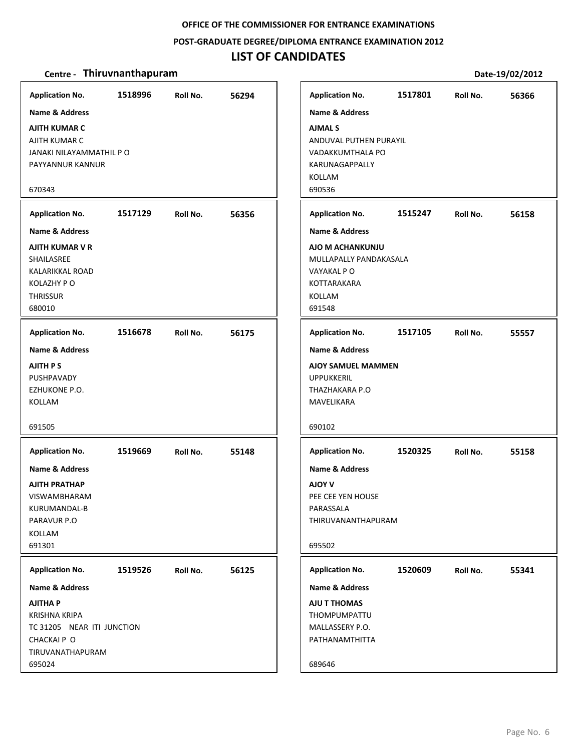OFFICE OF THE COMMISSIONER FOR ENTRANCE EXAMINATIONS

POST-GRADUATE DEGREE/DIPLOMA ENTRANCE EXAMINATION 2012

# LIST OF CANDIDATES

**Centre - Thiruvnanthapuram** Date-19/02/2012

**Application No.** 1518996 **Roll No.** 56294
**Name & Address**
**AJITH KUMAR C**
AJITH KUMAR C
JANAKI NILAYAMMATHIL P O
PAYYANNUR KANNUR
670343

**Application No.** 1517129 **Roll No.** 56356
**Name & Address**
**AJITH KUMAR V R**
SHAILASREE
KALARIKKAL ROAD
KOLAZHY P O
THRISSUR
680010

**Application No.** 1516678 **Roll No.** 56175
**Name & Address**
**AJITH P S**
PUSHPAVADY
EZHUKONE P.O.
KOLLAM
691505

**Application No.** 1519669 **Roll No.** 55148
**Name & Address**
**AJITH PRATHAP**
VISWAMBHARAM
KURUMANDAL-B
PARAVUR P.O
KOLLAM
691301

**Application No.** 1519526 **Roll No.** 56125
**Name & Address**
**AJITHA P**
KRISHNA KRIPA
TC 31205 NEAR ITI JUNCTION
CHACKAI P O
TIRUVANATHAPURAM
695024

**Application No.** 1517801 **Roll No.** 56366
**Name & Address**
**AJMAL S**
ANDUVAL PUTHEN PURAYIL
VADAKKUMTHALA PO
KARUNAGAPPALLY
KOLLAM
690536

**Application No.** 1515247 **Roll No.** 56158
**Name & Address**
**AJO M ACHANKUNJU**
MULLAPALLY PANDAKASALA
VAYAKAL P O
KOTTARAKARA
KOLLAM
691548

**Application No.** 1517105 **Roll No.** 55557
**Name & Address**
**AJOY SAMUEL MAMMEN**
UPPUKKERIL
THAZHAKARA P.O
MAVELIKARA
690102

**Application No.** 1520325 **Roll No.** 55158
**Name & Address**
**AJOY V**
PEE CEE YEN HOUSE
PARASSALA
THIRUVANANTHAPURAM
695502

**Application No.** 1520609 **Roll No.** 55341
**Name & Address**
**AJU T THOMAS**
THOMPUMPATTU
MALLASSERY P.O.
PATHANAMTHITTA
689646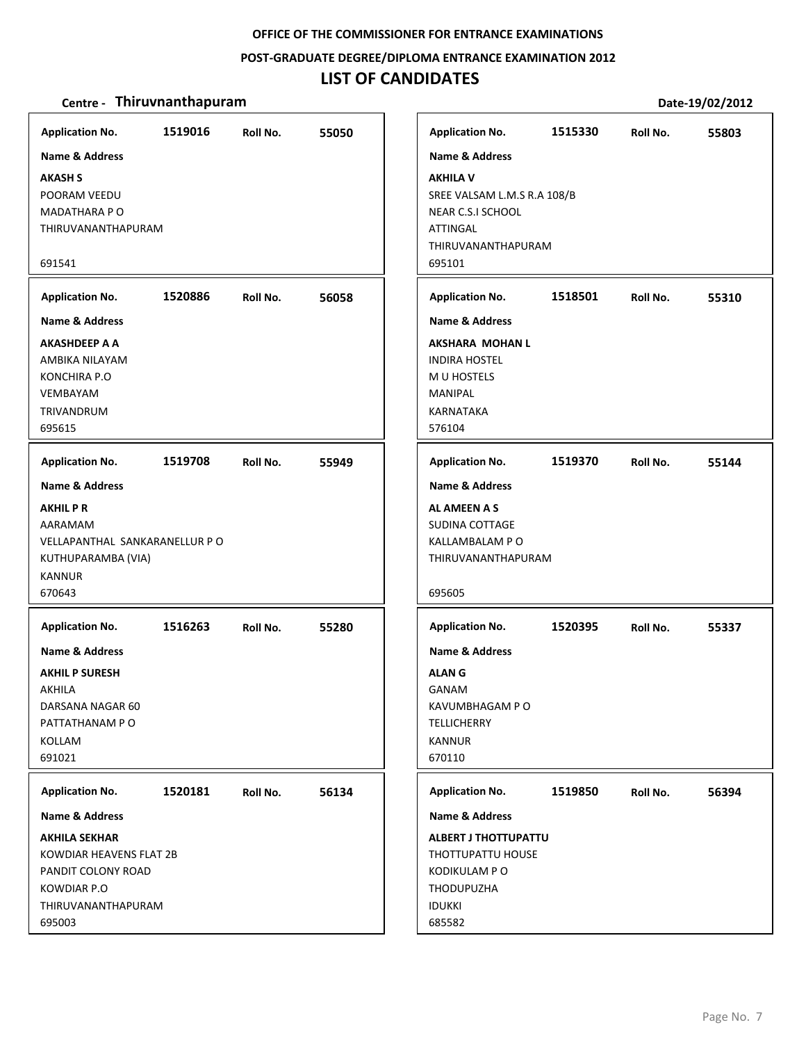OFFICE OF THE COMMISSIONER FOR ENTRANCE EXAMINATIONS

POST-GRADUATE DEGREE/DIPLOMA ENTRANCE EXAMINATION 2012

# LIST OF CANDIDATES

**Centre - Thiruvnanthapuram** **Date-19/02/2012**

**Application No.** 1519016 **Roll No.** 55050

**Name & Address**

**AKASH S**
POORAM VEEDU
MADATHARA P O
THIRUVANANTHAPURAM
691541

**Application No.** 1515330 **Roll No.** 55803

**Name & Address**

**AKHILA V**
SREE VALSAM L.M.S R.A 108/B
NEAR C.S.I SCHOOL
ATTINGAL
THIRUVANANTHAPURAM
695101

**Application No.** 1520886 **Roll No.** 56058

**Name & Address**

**AKASHDEEP A A**
AMBIKA NILAYAM
KONCHIRA P.O
VEMBAYAM
TRIVANDRUM
695615

**Application No.** 1518501 **Roll No.** 55310

**Name & Address**

**AKSHARA MOHAN L**
INDIRA HOSTEL
M U HOSTELS
MANIPAL
KARNATAKA
576104

**Application No.** 1519708 **Roll No.** 55949

**Name & Address**

**AKHIL P R**
AARAMAM
VELLAPANTHAL SANKARANELLUR P O
KUTHUPARAMBA (VIA)
KANNUR
670643

**Application No.** 1519370 **Roll No.** 55144

**Name & Address**

**AL AMEEN A S**
SUDINA COTTAGE
KALLAMBALAM P O
THIRUVANANTHAPURAM
695605

**Application No.** 1516263 **Roll No.** 55280

**Name & Address**

**AKHIL P SURESH**
AKHILA
DARSANA NAGAR 60
PATTATHANAM P O
KOLLAM
691021

**Application No.** 1520395 **Roll No.** 55337

**Name & Address**

**ALAN G**
GANAM
KAVUMBHAGAM P O
TELLICHERRY
KANNUR
670110

**Application No.** 1520181 **Roll No.** 56134

**Name & Address**

**AKHILA SEKHAR**
KOWDIAR HEAVENS FLAT 2B
PANDIT COLONY ROAD
KOWDIAR P.O
THIRUVANANTHAPURAM
695003

**Application No.** 1519850 **Roll No.** 56394

**Name & Address**

**ALBERT J THOTTUPATTU**
THOTTUPATTU HOUSE
KODIKULAM P O
THODUPUZHA
IDUKKI
685582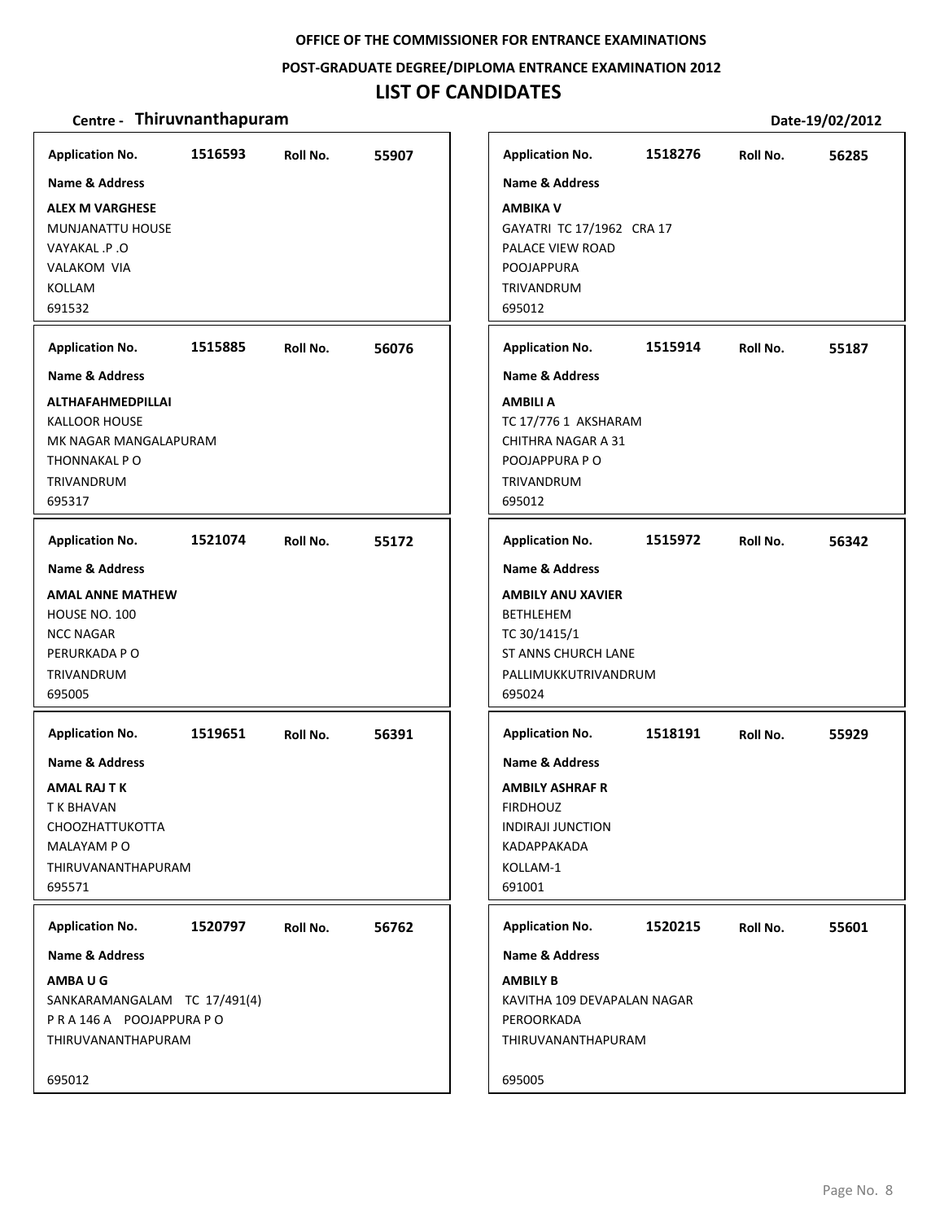OFFICE OF THE COMMISSIONER FOR ENTRANCE EXAMINATIONS

POST-GRADUATE DEGREE/DIPLOMA ENTRANCE EXAMINATION 2012

# LIST OF CANDIDATES

**Centre - Thiruvnanthapuram** **Date-19/02/2012**

**Application No.** 1516593 **Roll No.** 55907

**Name & Address**

**ALEX M VARGHESE**
MUNJANATTU HOUSE
VAYAKAL .P .O
VALAKOM VIA
KOLLAM
691532

**Application No.** 1515885 **Roll No.** 56076

**Name & Address**

**ALTHAFAHMEDPILLAI**
KALLOOR HOUSE
MK NAGAR MANGALAPURAM
THONNAKAL P O
TRIVANDRUM
695317

**Application No.** 1521074 **Roll No.** 55172

**Name & Address**

**AMAL ANNE MATHEW**
HOUSE NO. 100
NCC NAGAR
PERURKADA P O
TRIVANDRUM
695005

**Application No.** 1519651 **Roll No.** 56391

**Name & Address**

**AMAL RAJ T K**
T K BHAVAN
CHOOZHATTUKOTTA
MALAYAM P O
THIRUVANANTHAPURAM
695571

**Application No.** 1520797 **Roll No.** 56762

**Name & Address**

**AMBA U G**
SANKARAMANGALAM TC 17/491(4)
P R A 146 A POOJAPPURA P O
THIRUVANANTHAPURAM
695012

**Application No.** 1518276 **Roll No.** 56285

**Name & Address**

**AMBIKA V**
GAYATRI TC 17/1962 CRA 17
PALACE VIEW ROAD
POOJAPPURA
TRIVANDRUM
695012

**Application No.** 1515914 **Roll No.** 55187

**Name & Address**

**AMBILI A**
TC 17/776 1 AKSHARAM
CHITHRA NAGAR A 31
POOJAPPURA P O
TRIVANDRUM
695012

**Application No.** 1515972 **Roll No.** 56342

**Name & Address**

**AMBILY ANU XAVIER**
BETHLEHEM
TC 30/1415/1
ST ANNS CHURCH LANE
PALLIMUKKUTRIVANDRUM
695024

**Application No.** 1518191 **Roll No.** 55929

**Name & Address**

**AMBILY ASHRAF R**
FIRDHOUZ
INDIRAJI JUNCTION
KADAPPAKADA
KOLLAM-1
691001

**Application No.** 1520215 **Roll No.** 55601

**Name & Address**

**AMBILY B**
KAVITHA 109 DEVAPALAN NAGAR
PEROORKADA
THIRUVANANTHAPURAM
695005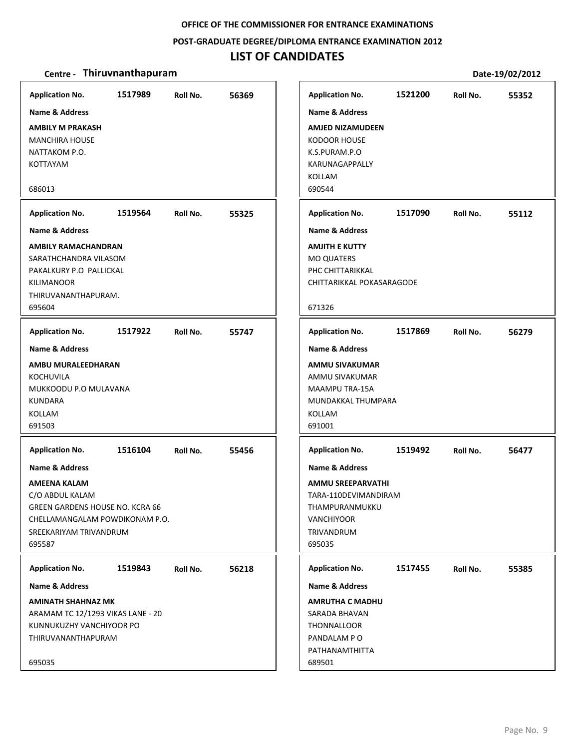OFFICE OF THE COMMISSIONER FOR ENTRANCE EXAMINATIONS

POST-GRADUATE DEGREE/DIPLOMA ENTRANCE EXAMINATION 2012

# LIST OF CANDIDATES

**Centre - Thiruvnanthapuram** **Date-19/02/2012**

---

**Application No.** 1517989 **Roll No.** 56369

**Name & Address**

**AMBILY M PRAKASH**
MANCHIRA HOUSE
NATTAKOM P.O.
KOTTAYAM

686013

---

**Application No.** 1519564 **Roll No.** 55325

**Name & Address**

**AMBILY RAMACHANDRAN**
SARATHCHANDRA VILASOM
PAKALKURY P.O PALLICKAL
KILIMANOOR
THIRUVANANTHAPURAM.
695604

---

**Application No.** 1517922 **Roll No.** 55747

**Name & Address**

**AMBU MURALEEDHARAN**
KOCHUVILA
MUKKOODU P.O MULAVANA
KUNDARA
KOLLAM
691503

---

**Application No.** 1516104 **Roll No.** 55456

**Name & Address**

**AMEENA KALAM**
C/O ABDUL KALAM
GREEN GARDENS HOUSE NO. KCRA 66
CHELLAMANGALAM POWDIKONAM P.O.
SREEKARIYAM TRIVANDRUM
695587

---

**Application No.** 1519843 **Roll No.** 56218

**Name & Address**

**AMINATH SHAHNAZ MK**
ARAMAM TC 12/1293 VIKAS LANE - 20
KUNNUKUZHY VANCHIYOOR PO
THIRUVANANTHAPURAM

695035

---

**Application No.** 1521200 **Roll No.** 55352

**Name & Address**

**AMJED NIZAMUDEEN**
KODOOR HOUSE
K.S.PURAM.P.O
KARUNAGAPPALLY
KOLLAM
690544

---

**Application No.** 1517090 **Roll No.** 55112

**Name & Address**

**AMJITH E KUTTY**
MO QUATERS
PHC CHITTARIKKAL
CHITTARIKKAL POKASARAGODE

671326

---

**Application No.** 1517869 **Roll No.** 56279

**Name & Address**

**AMMU SIVAKUMAR**
AMMU SIVAKUMAR
MAAMPU TRA-15A
MUNDAKKAL THUMPARA
KOLLAM
691001

---

**Application No.** 1519492 **Roll No.** 56477

**Name & Address**

**AMMU SREEPARVATHI**
TARA-110DEVIMANDIRAM
THAMPURANMUKKU
VANCHIYOOR
TRIVANDRUM
695035

---

**Application No.** 1517455 **Roll No.** 55385

**Name & Address**

**AMRUTHA C MADHU**
SARADA BHAVAN
THONNALLOOR
PANDALAM P O
PATHANAMTHITTA
689501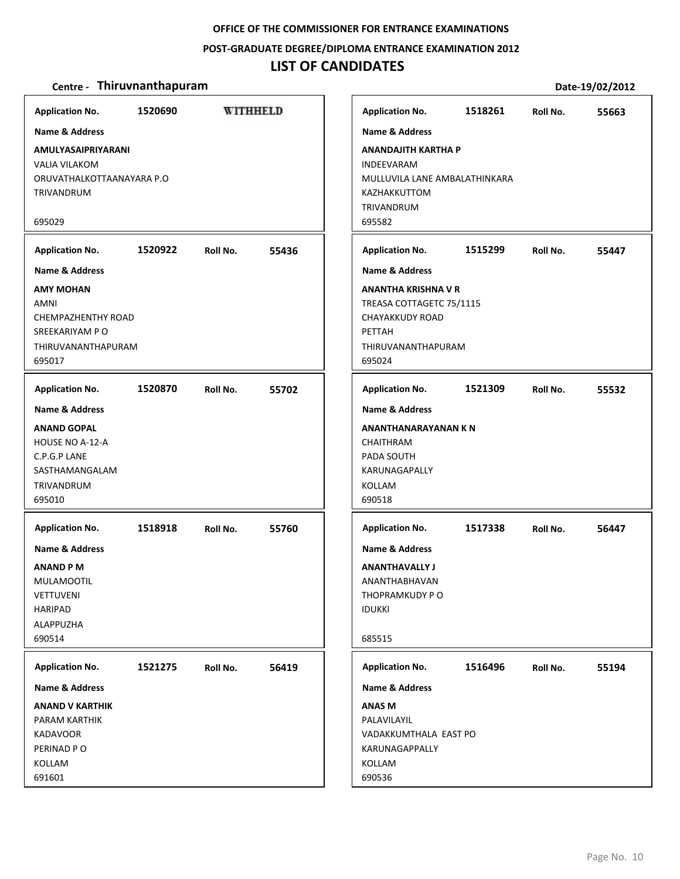**OFFICE OF THE COMMISSIONER FOR ENTRANCE EXAMINATIONS**

**POST-GRADUATE DEGREE/DIPLOMA ENTRANCE EXAMINATION 2012**

# LIST OF CANDIDATES

**Centre - Thiruvnanthapuram** **Date-19/02/2012**

**Application No.** 1520690 **WITHHELD**

**Name & Address**

**AMULYASAIPRIYARANI**
VALIA VILAKOM
ORUVATHALKOTTAANAYARA P.O
TRIVANDRUM

695029

---

**Application No.** 1520922 **Roll No.** 55436

**Name & Address**

**AMY MOHAN**
AMNI
CHEMPAZHENTHY ROAD
SREEKARIYAM P O
THIRUVANANTHAPURAM
695017

---

**Application No.** 1520870 **Roll No.** 55702

**Name & Address**

**ANAND GOPAL**
HOUSE NO A-12-A
C.P.G.P LANE
SASTHAMANGALAM
TRIVANDRUM
695010

---

**Application No.** 1518918 **Roll No.** 55760

**Name & Address**

**ANAND P M**
MULAMOOTIL
VETTUVENI
HARIPAD
ALAPPUZHA
690514

---

**Application No.** 1521275 **Roll No.** 56419

**Name & Address**

**ANAND V KARTHIK**
PARAM KARTHIK
KADAVOOR
PERINAD P O
KOLLAM
691601

---

**Application No.** 1518261 **Roll No.** 55663

**Name & Address**

**ANANDAJITH KARTHA P**
INDEEVARAM
MULLUVILA LANE AMBALATHINKARA
KAZHAKKUTTOM
TRIVANDRUM
695582

---

**Application No.** 1515299 **Roll No.** 55447

**Name & Address**

**ANANTHA KRISHNA V R**
TREASA COTTAGETC 75/1115
CHAYAKKUDY ROAD
PETTAH
THIRUVANANTHAPURAM
695024

---

**Application No.** 1521309 **Roll No.** 55532

**Name & Address**

**ANANTHANARAYANAN K N**
CHAITHRAM
PADA SOUTH
KARUNAGAPALLY
KOLLAM
690518

---

**Application No.** 1517338 **Roll No.** 56447

**Name & Address**

**ANANTHAVALLY J**
ANANTHABHAVAN
THOPRAMKUDY P O
IDUKKI

685515

---

**Application No.** 1516496 **Roll No.** 55194

**Name & Address**

**ANAS M**
PALAVILAYIL
VADAKKUMTHALA EAST PO
KARUNAGAPPALLY
KOLLAM
690536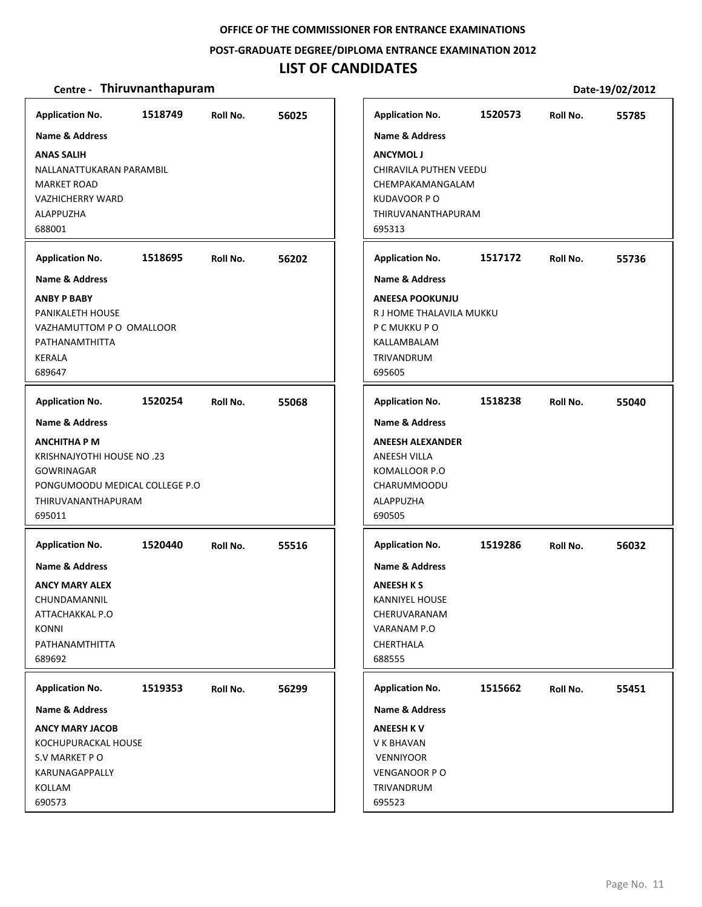**OFFICE OF THE COMMISSIONER FOR ENTRANCE EXAMINATIONS**

**POST-GRADUATE DEGREE/DIPLOMA ENTRANCE EXAMINATION 2012**

# LIST OF CANDIDATES

**Centre - Thiruvnanthapuram** **Date-19/02/2012**

**Application No.** 1518749 **Roll No.** 56025

**Name & Address**

**ANAS SALIH**
NALLANATTUKARAN PARAMBIL
MARKET ROAD
VAZHICHERRY WARD
ALAPPUZHA
688001

---

**Application No.** 1518695 **Roll No.** 56202

**Name & Address**

**ANBY P BABY**
PANIKALETH HOUSE
VAZHAMUTTOM P O OMALLOOR
PATHANAMTHITTA
KERALA
689647

---

**Application No.** 1520254 **Roll No.** 55068

**Name & Address**

**ANCHITHA P M**
KRISHNAJYOTHI HOUSE NO .23
GOWRINAGAR
PONGUMOODU MEDICAL COLLEGE P.O
THIRUVANANTHAPURAM
695011

---

**Application No.** 1520440 **Roll No.** 55516

**Name & Address**

**ANCY MARY ALEX**
CHUNDAMANNIL
ATTACHAKKAL P.O
KONNI
PATHANAMTHITTA
689692

---

**Application No.** 1519353 **Roll No.** 56299

**Name & Address**

**ANCY MARY JACOB**
KOCHUPURACKAL HOUSE
S.V MARKET P O
KARUNAGAPPALLY
KOLLAM
690573

---

**Application No.** 1520573 **Roll No.** 55785

**Name & Address**

**ANCYMOL J**
CHIRAVILA PUTHEN VEEDU
CHEMPAKAMANGALAM
KUDAVOOR P O
THIRUVANANTHAPURAM
695313

---

**Application No.** 1517172 **Roll No.** 55736

**Name & Address**

**ANEESA POOKUNJU**
R J HOME THALAVILA MUKKU
P C MUKKU P O
KALLAMBALAM
TRIVANDRUM
695605

---

**Application No.** 1518238 **Roll No.** 55040

**Name & Address**

**ANEESH ALEXANDER**
ANEESH VILLA
KOMALLOOR P.O
CHARUMMOODU
ALAPPUZHA
690505

---

**Application No.** 1519286 **Roll No.** 56032

**Name & Address**

**ANEESH K S**
KANNIYEL HOUSE
CHERUVARANAM
VARANAM P.O
CHERTHALA
688555

---

**Application No.** 1515662 **Roll No.** 55451

**Name & Address**

**ANEESH K V**
V K BHAVAN
VENNIYOOR
VENGANOOR P O
TRIVANDRUM
695523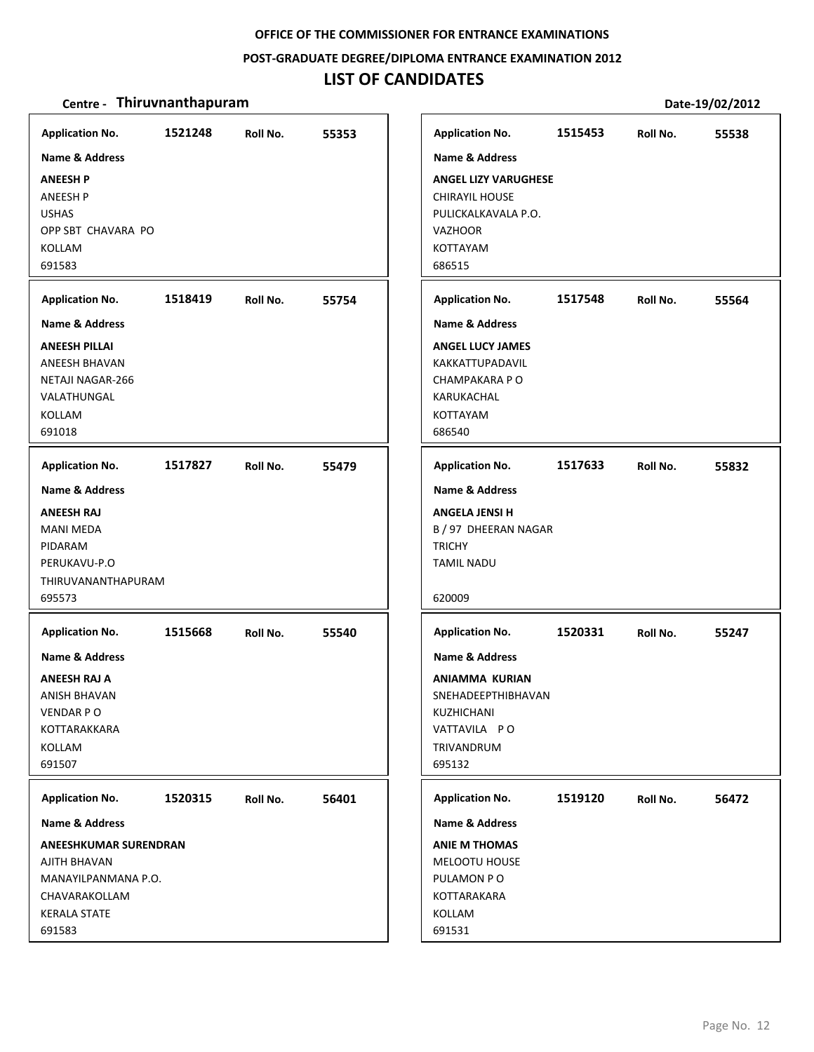OFFICE OF THE COMMISSIONER FOR ENTRANCE EXAMINATIONS

POST-GRADUATE DEGREE/DIPLOMA ENTRANCE EXAMINATION 2012

# LIST OF CANDIDATES

**Centre - Thiruvnanthapuram** **Date-19/02/2012**

**Application No.** 1521248 **Roll No.** 55353
**Name & Address**
**ANEESH P**
ANEESH P
USHAS
OPP SBT CHAVARA PO
KOLLAM
691583

**Application No.** 1518419 **Roll No.** 55754
**Name & Address**
**ANEESH PILLAI**
ANEESH BHAVAN
NETAJI NAGAR-266
VALATHUNGAL
KOLLAM
691018

**Application No.** 1517827 **Roll No.** 55479
**Name & Address**
**ANEESH RAJ**
MANI MEDA
PIDARAM
PERUKAVU-P.O
THIRUVANANTHAPURAM
695573

**Application No.** 1515668 **Roll No.** 55540
**Name & Address**
**ANEESH RAJ A**
ANISH BHAVAN
VENDAR P O
KOTTARAKKARA
KOLLAM
691507

**Application No.** 1520315 **Roll No.** 56401
**Name & Address**
**ANEESHKUMAR SURENDRAN**
AJITH BHAVAN
MANAYILPANMANA P.O.
CHAVARAKOLLAM
KERALA STATE
691583

**Application No.** 1515453 **Roll No.** 55538
**Name & Address**
**ANGEL LIZY VARUGHESE**
CHIRAYIL HOUSE
PULICKALKAVALA P.O.
VAZHOOR
KOTTAYAM
686515

**Application No.** 1517548 **Roll No.** 55564
**Name & Address**
**ANGEL LUCY JAMES**
KAKKATTUPADAVIL
CHAMPAKARA P O
KARUKACHAL
KOTTAYAM
686540

**Application No.** 1517633 **Roll No.** 55832
**Name & Address**
**ANGELA JENSI H**
B / 97 DHEERAN NAGAR
TRICHY
TAMIL NADU
620009

**Application No.** 1520331 **Roll No.** 55247
**Name & Address**
**ANIAMMA KURIAN**
SNEHADEEPTHIBHAVAN
KUZHICHANI
VATTAVILA P O
TRIVANDRUM
695132

**Application No.** 1519120 **Roll No.** 56472
**Name & Address**
**ANIE M THOMAS**
MELOOTU HOUSE
PULAMON P O
KOTTARAKARA
KOLLAM
691531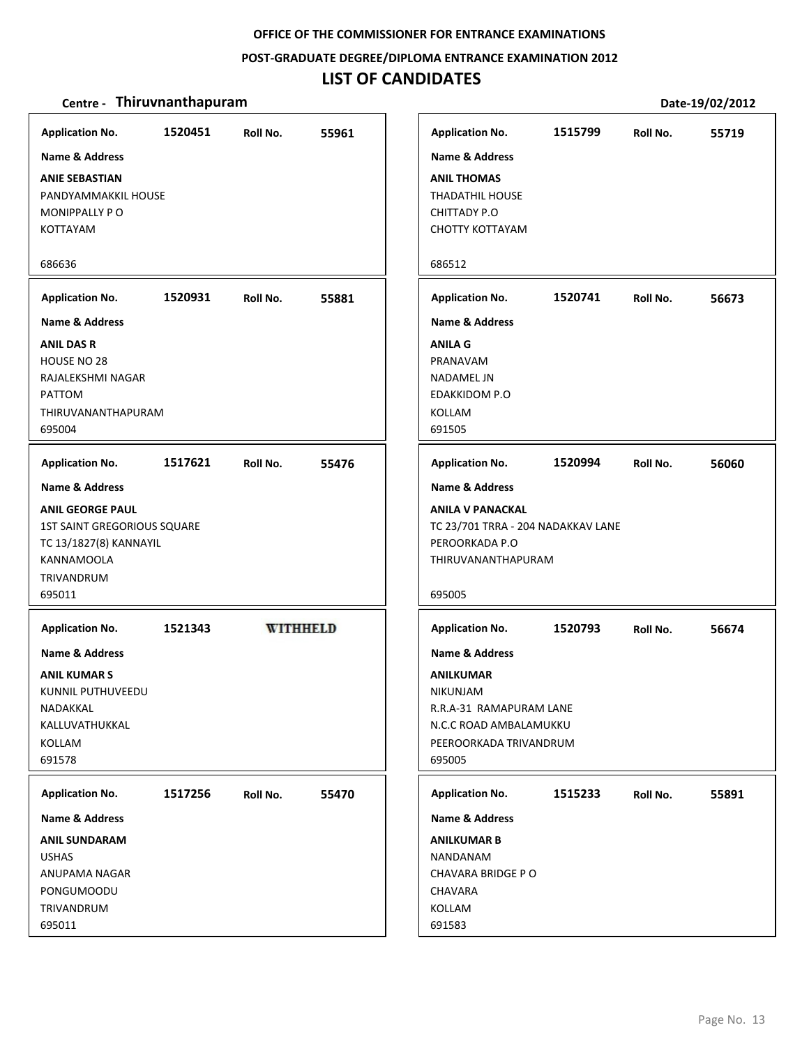OFFICE OF THE COMMISSIONER FOR ENTRANCE EXAMINATIONS

POST-GRADUATE DEGREE/DIPLOMA ENTRANCE EXAMINATION 2012

# LIST OF CANDIDATES

**Centre - Thiruvnanthapuram** **Date-19/02/2012**

**Application No.** 1520451 **Roll No.** 55961

**Name & Address**

**ANIE SEBASTIAN**
PANDYAMMAKKIL HOUSE
MONIPPALLY P O
KOTTAYAM

686636

**Application No.** 1515799 **Roll No.** 55719

**Name & Address**

**ANIL THOMAS**
THADATHIL HOUSE
CHITTADY P.O
CHOTTY KOTTAYAM

686512

**Application No.** 1520931 **Roll No.** 55881

**Name & Address**

**ANIL DAS R**
HOUSE NO 28
RAJALEKSHMI NAGAR
PATTOM
THIRUVANANTHAPURAM
695004

**Application No.** 1520741 **Roll No.** 56673

**Name & Address**

**ANILA G**
PRANAVAM
NADAMEL JN
EDAKKIDOM P.O
KOLLAM
691505

**Application No.** 1517621 **Roll No.** 55476

**Name & Address**

**ANIL GEORGE PAUL**
1ST SAINT GREGORIOUS SQUARE
TC 13/1827(8) KANNAYIL
KANNAMOOLA
TRIVANDRUM
695011

**Application No.** 1520994 **Roll No.** 56060

**Name & Address**

**ANILA V PANACKAL**
TC 23/701 TRRA - 204 NADAKKAV LANE
PEROORKADA P.O
THIRUVANANTHAPURAM

695005

**Application No.** 1521343 **WITHHELD**

**Name & Address**

**ANIL KUMAR S**
KUNNIL PUTHUVEEDU
NADAKKAL
KALLUVATHUKKAL
KOLLAM
691578

**Application No.** 1520793 **Roll No.** 56674

**Name & Address**

**ANILKUMAR**
NIKUNJAM
R.R.A-31 RAMAPURAM LANE
N.C.C ROAD AMBALAMUKKU
PEEROORKADA TRIVANDRUM
695005

**Application No.** 1517256 **Roll No.** 55470

**Name & Address**

**ANIL SUNDARAM**
USHAS
ANUPAMA NAGAR
PONGUMOODU
TRIVANDRUM
695011

**Application No.** 1515233 **Roll No.** 55891

**Name & Address**

**ANILKUMAR B**
NANDANAM
CHAVARA BRIDGE P O
CHAVARA
KOLLAM
691583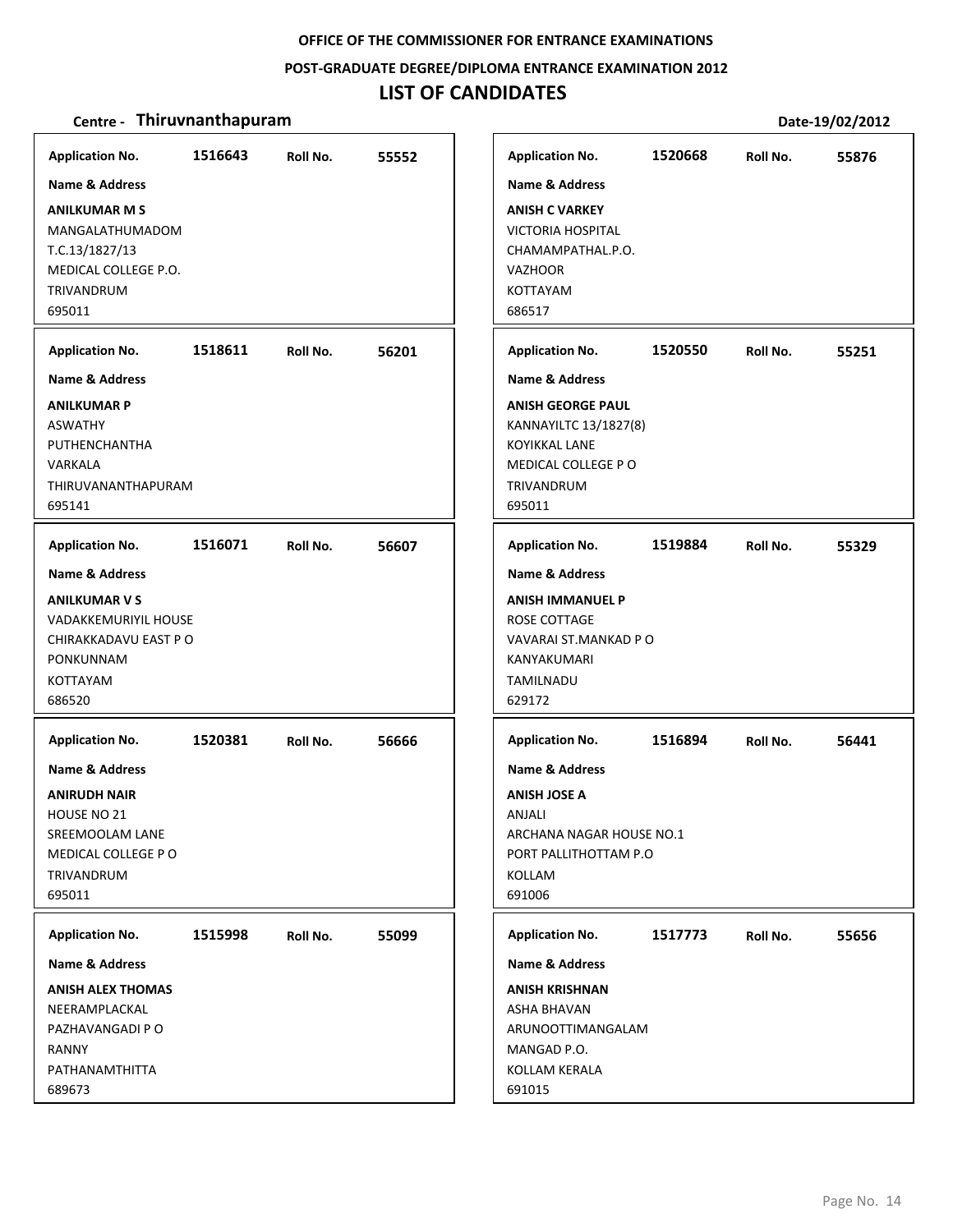OFFICE OF THE COMMISSIONER FOR ENTRANCE EXAMINATIONS

POST-GRADUATE DEGREE/DIPLOMA ENTRANCE EXAMINATION 2012

# LIST OF CANDIDATES

**Centre - Thiruvnanthapuram** Date-19/02/2012

**Application No.** 1516643 **Roll No.** 55552

**Name & Address**

**ANILKUMAR M S**
MANGALATHUMADOM
T.C.13/1827/13
MEDICAL COLLEGE P.O.
TRIVANDRUM
695011

**Application No.** 1518611 **Roll No.** 56201

**Name & Address**

**ANILKUMAR P**
ASWATHY
PUTHENCHANTHA
VARKALA
THIRUVANANTHAPURAM
695141

**Application No.** 1516071 **Roll No.** 56607

**Name & Address**

**ANILKUMAR V S**
VADAKKEMURIYIL HOUSE
CHIRAKKADAVU EAST P O
PONKUNNAM
KOTTAYAM
686520

**Application No.** 1520381 **Roll No.** 56666

**Name & Address**

**ANIRUDH NAIR**
HOUSE NO 21
SREEMOOLAM LANE
MEDICAL COLLEGE P O
TRIVANDRUM
695011

**Application No.** 1515998 **Roll No.** 55099

**Name & Address**

**ANISH ALEX THOMAS**
NEERAMPLACKAL
PAZHAVANGADI P O
RANNY
PATHANAMTHITTA
689673

**Application No.** 1520668 **Roll No.** 55876

**Name & Address**

**ANISH C VARKEY**
VICTORIA HOSPITAL
CHAMAMPATHAL.P.O.
VAZHOOR
KOTTAYAM
686517

**Application No.** 1520550 **Roll No.** 55251

**Name & Address**

**ANISH GEORGE PAUL**
KANNAYILTC 13/1827(8)
KOYIKKAL LANE
MEDICAL COLLEGE P O
TRIVANDRUM
695011

**Application No.** 1519884 **Roll No.** 55329

**Name & Address**

**ANISH IMMANUEL P**
ROSE COTTAGE
VAVARAI ST.MANKAD P O
KANYAKUMARI
TAMILNADU
629172

**Application No.** 1516894 **Roll No.** 56441

**Name & Address**

**ANISH JOSE A**
ANJALI
ARCHANA NAGAR HOUSE NO.1
PORT PALLITHOTTAM P.O
KOLLAM
691006

**Application No.** 1517773 **Roll No.** 55656

**Name & Address**

**ANISH KRISHNAN**
ASHA BHAVAN
ARUNOOTTIMANGALAM
MANGAD P.O.
KOLLAM KERALA
691015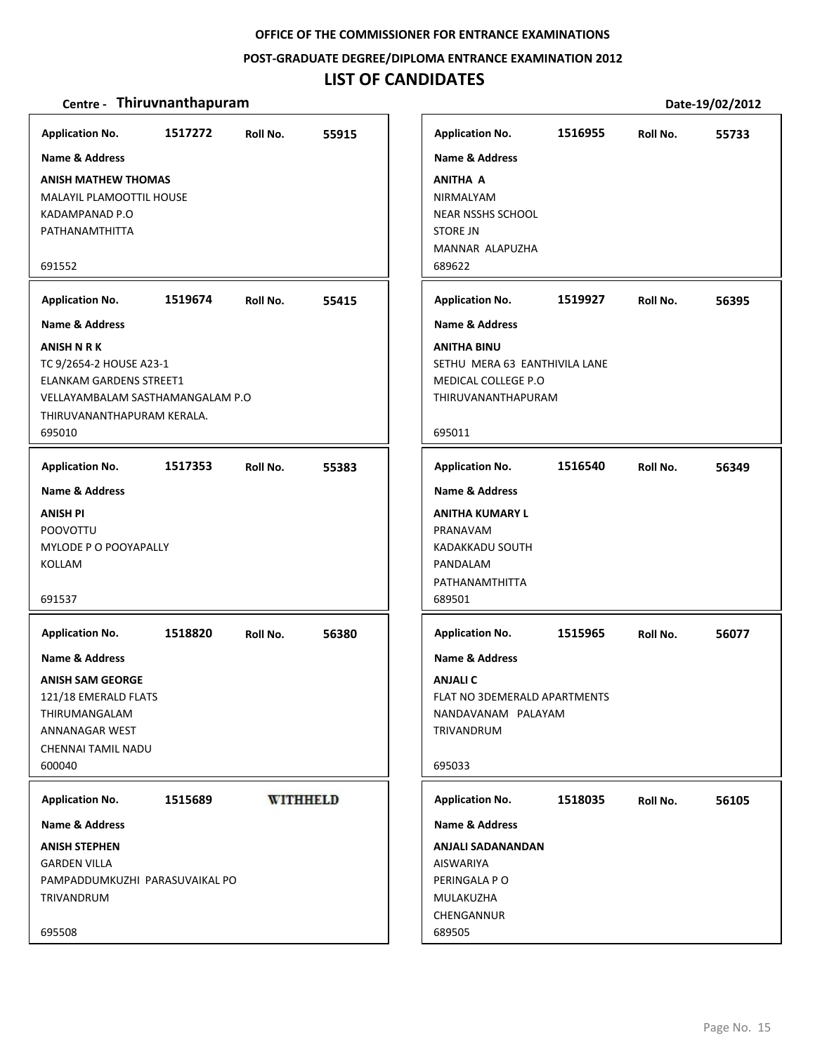OFFICE OF THE COMMISSIONER FOR ENTRANCE EXAMINATIONS

POST-GRADUATE DEGREE/DIPLOMA ENTRANCE EXAMINATION 2012

# LIST OF CANDIDATES

**Centre - Thiruvnanthapuram** **Date-19/02/2012**

**Application No.** 1517272 **Roll No.** 55915

**Name & Address**

**ANISH MATHEW THOMAS**
MALAYIL PLAMOOTTIL HOUSE
KADAMPANAD P.O
PATHANAMTHITTA
691552

**Application No.** 1519674 **Roll No.** 55415

**Name & Address**

**ANISH N R K**
TC 9/2654-2 HOUSE A23-1
ELANKAM GARDENS STREET1
VELLAYAMBALAM SASTHAMANGALAM P.O
THIRUVANANTHAPURAM KERALA.
695010

**Application No.** 1517353 **Roll No.** 55383

**Name & Address**

**ANISH PI**
POOVOTTU
MYLODE P O POOYAPALLY
KOLLAM
691537

**Application No.** 1518820 **Roll No.** 56380

**Name & Address**

**ANISH SAM GEORGE**
121/18 EMERALD FLATS
THIRUMANGALAM
ANNANAGAR WEST
CHENNAI TAMIL NADU
600040

**Application No.** 1515689 **WITHHELD**

**Name & Address**

**ANISH STEPHEN**
GARDEN VILLA
PAMPADDUMKUZHI PARASUVAIKAL PO
TRIVANDRUM
695508

**Application No.** 1516955 **Roll No.** 55733

**Name & Address**

**ANITHA A**
NIRMALYAM
NEAR NSSHS SCHOOL
STORE JN
MANNAR ALAPUZHA
689622

**Application No.** 1519927 **Roll No.** 56395

**Name & Address**

**ANITHA BINU**
SETHU MERA 63 EANTHIVILA LANE
MEDICAL COLLEGE P.O
THIRUVANANTHAPURAM
695011

**Application No.** 1516540 **Roll No.** 56349

**Name & Address**

**ANITHA KUMARY L**
PRANAVAM
KADAKKADU SOUTH
PANDALAM
PATHANAMTHITTA
689501

**Application No.** 1515965 **Roll No.** 56077

**Name & Address**

**ANJALI C**
FLAT NO 3DEMERALD APARTMENTS
NANDAVANAM PALAYAM
TRIVANDRUM
695033

**Application No.** 1518035 **Roll No.** 56105

**Name & Address**

**ANJALI SADANANDAN**
AISWARIYA
PERINGALA P O
MULAKUZHA
CHENGANNUR
689505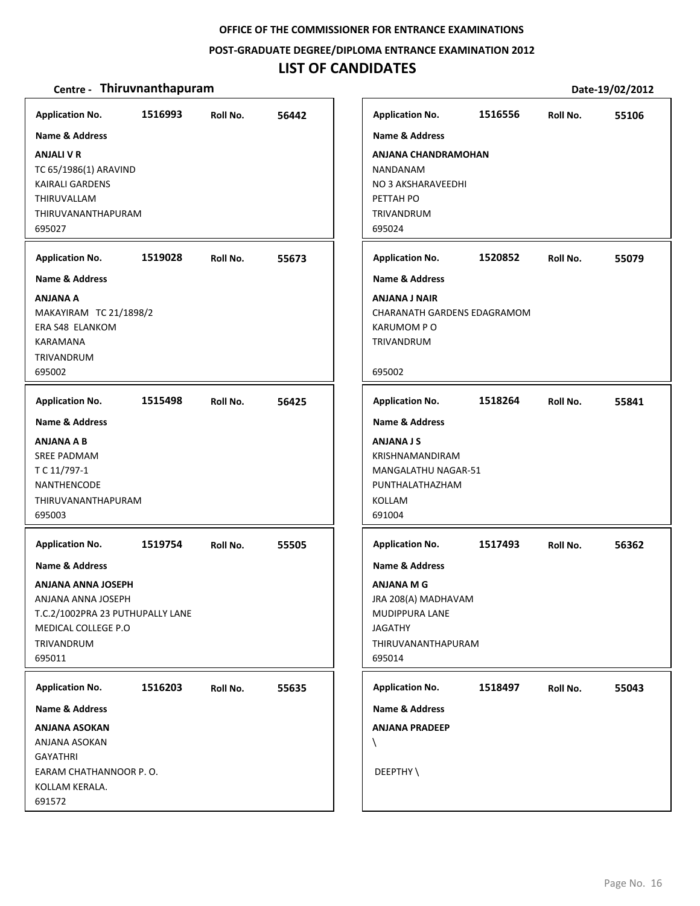**OFFICE OF THE COMMISSIONER FOR ENTRANCE EXAMINATIONS**

**POST-GRADUATE DEGREE/DIPLOMA ENTRANCE EXAMINATION 2012**

# LIST OF CANDIDATES

**Centre - Thiruvnanthapuram** **Date-19/02/2012**

**Application No.** 1516993 **Roll No.** 56442

**Name & Address**

**ANJALI V R**
TC 65/1986(1) ARAVIND
KAIRALI GARDENS
THIRUVALLAM
THIRUVANANTHAPURAM
695027

---

**Application No.** 1516556 **Roll No.** 55106

**Name & Address**

**ANJANA CHANDRAMOHAN**
NANDANAM
NO 3 AKSHARAVEEDHI
PETTAH PO
TRIVANDRUM
695024

---

**Application No.** 1519028 **Roll No.** 55673

**Name & Address**

**ANJANA A**
MAKAYIRAM TC 21/1898/2
ERA S48 ELANKOM
KARAMANA
TRIVANDRUM
695002

---

**Application No.** 1520852 **Roll No.** 55079

**Name & Address**

**ANJANA J NAIR**
CHARANATH GARDENS EDAGRAMOM
KARUMOM P O
TRIVANDRUM

695002

---

**Application No.** 1515498 **Roll No.** 56425

**Name & Address**

**ANJANA A B**
SREE PADMAM
T C 11/797-1
NANTHENCODE
THIRUVANANTHAPURAM
695003

---

**Application No.** 1518264 **Roll No.** 55841

**Name & Address**

**ANJANA J S**
KRISHNAMANDIRAM
MANGALATHU NAGAR-51
PUNTHALATHAZHAM
KOLLAM
691004

---

**Application No.** 1519754 **Roll No.** 55505

**Name & Address**

**ANJANA ANNA JOSEPH**
ANJANA ANNA JOSEPH
T.C.2/1002PRA 23 PUTHUPALLY LANE
MEDICAL COLLEGE P.O
TRIVANDRUM
695011

---

**Application No.** 1517493 **Roll No.** 56362

**Name & Address**

**ANJANA M G**
JRA 208(A) MADHAVAM
MUDIPPURA LANE
JAGATHY
THIRUVANANTHAPURAM
695014

---

**Application No.** 1516203 **Roll No.** 55635

**Name & Address**

**ANJANA ASOKAN**
ANJANA ASOKAN
GAYATHRI
EARAM CHATHANNOOR P. O.
KOLLAM KERALA.
691572

---

**Application No.** 1518497 **Roll No.** 55043

**Name & Address**

**ANJANA PRADEEP**
\

DEEPTHY \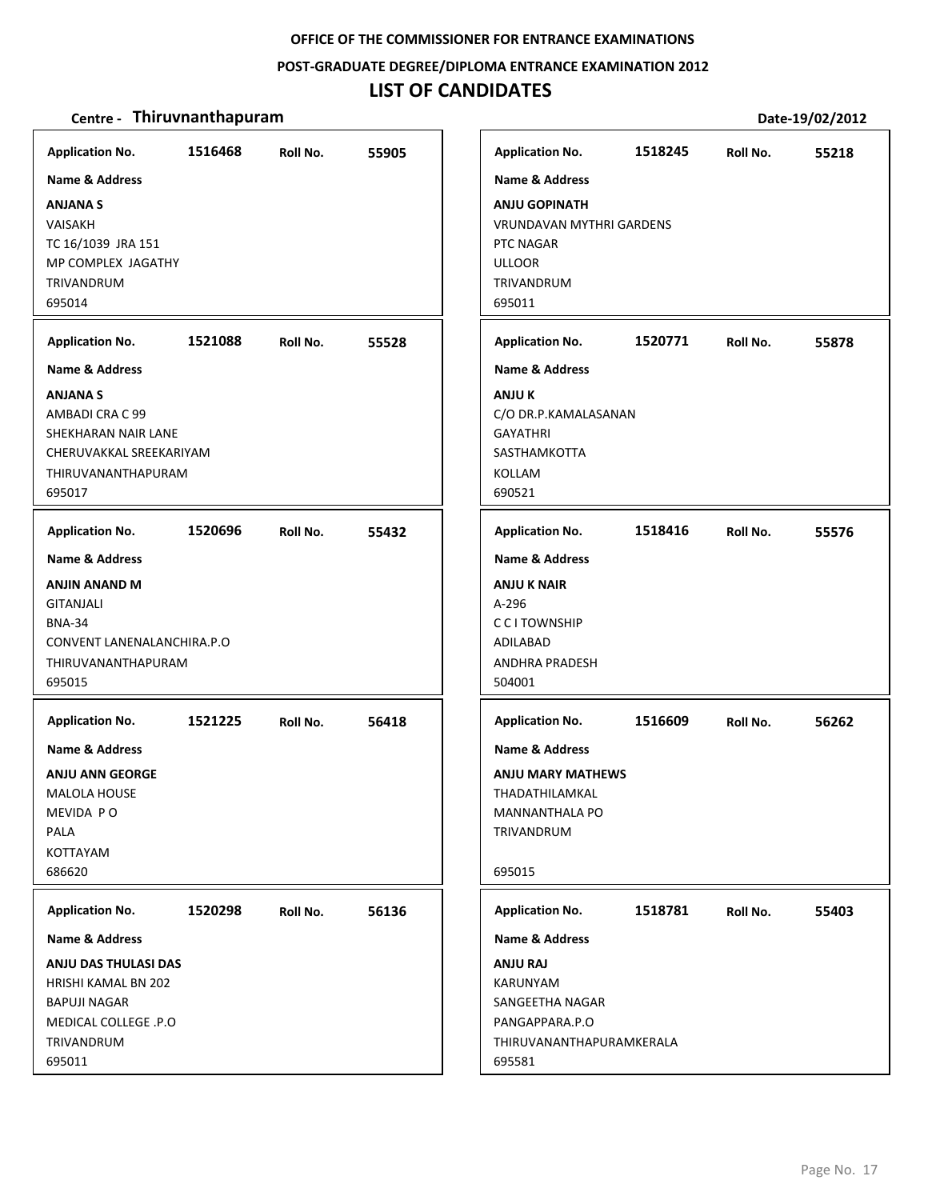OFFICE OF THE COMMISSIONER FOR ENTRANCE EXAMINATIONS

POST-GRADUATE DEGREE/DIPLOMA ENTRANCE EXAMINATION 2012

# LIST OF CANDIDATES

**Centre - Thiruvnanthapuram** Date-19/02/2012

**Application No.** 1516468 **Roll No.** 55905

**Name & Address**

**ANJANA S**
VAISAKH
TC 16/1039 JRA 151
MP COMPLEX JAGATHY
TRIVANDRUM
695014

**Application No.** 1521088 **Roll No.** 55528

**Name & Address**

**ANJANA S**
AMBADI CRA C 99
SHEKHARAN NAIR LANE
CHERUVAKKAL SREEKARIYAM
THIRUVANANTHAPURAM
695017

**Application No.** 1520696 **Roll No.** 55432

**Name & Address**

**ANJIN ANAND M**
GITANJALI
BNA-34
CONVENT LANENALANCHIRA.P.O
THIRUVANANTHAPURAM
695015

**Application No.** 1521225 **Roll No.** 56418

**Name & Address**

**ANJU ANN GEORGE**
MALOLA HOUSE
MEVIDA P O
PALA
KOTTAYAM
686620

**Application No.** 1520298 **Roll No.** 56136

**Name & Address**

**ANJU DAS THULASI DAS**
HRISHI KAMAL BN 202
BAPUJI NAGAR
MEDICAL COLLEGE .P.O
TRIVANDRUM
695011

**Application No.** 1518245 **Roll No.** 55218

**Name & Address**

**ANJU GOPINATH**
VRUNDAVAN MYTHRI GARDENS
PTC NAGAR
ULLOOR
TRIVANDRUM
695011

**Application No.** 1520771 **Roll No.** 55878

**Name & Address**

**ANJU K**
C/O DR.P.KAMALASANAN
GAYATHRI
SASTHAMKOTTA
KOLLAM
690521

**Application No.** 1518416 **Roll No.** 55576

**Name & Address**

**ANJU K NAIR**
A-296
C C I TOWNSHIP
ADILABAD
ANDHRA PRADESH
504001

**Application No.** 1516609 **Roll No.** 56262

**Name & Address**

**ANJU MARY MATHEWS**
THADATHILAMKAL
MANNANTHALA PO
TRIVANDRUM

695015

**Application No.** 1518781 **Roll No.** 55403

**Name & Address**

**ANJU RAJ**
KARUNYAM
SANGEETHA NAGAR
PANGAPPARA.P.O
THIRUVANANTHAPURAMKERALA
695581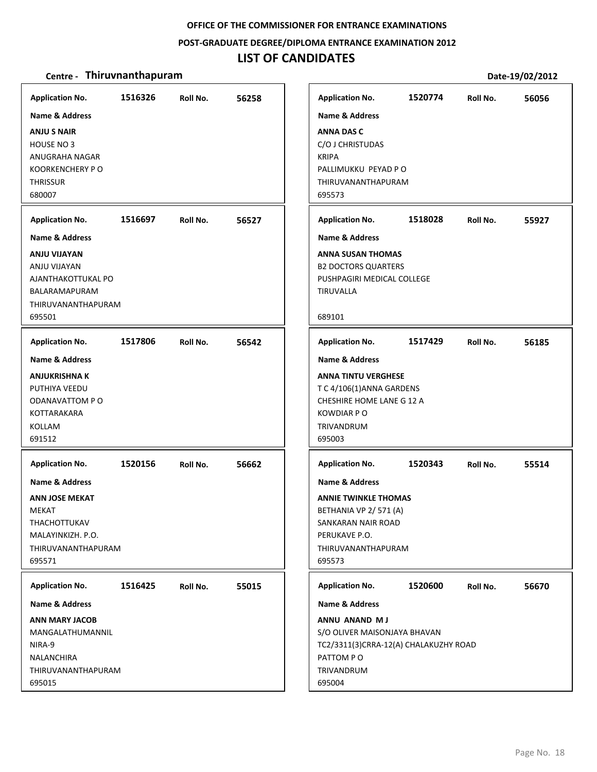OFFICE OF THE COMMISSIONER FOR ENTRANCE EXAMINATIONS

POST-GRADUATE DEGREE/DIPLOMA ENTRANCE EXAMINATION 2012

# LIST OF CANDIDATES

**Centre - Thiruvnanthapuram** **Date-19/02/2012**

**Application No.** 1516326 **Roll No.** 56258
**Name & Address**
**ANJU S NAIR**
HOUSE NO 3
ANUGRAHA NAGAR
KOORKENCHERY P O
THRISSUR
680007

**Application No.** 1516697 **Roll No.** 56527
**Name & Address**
**ANJU VIJAYAN**
ANJU VIJAYAN
AJANTHAKOTTUKAL PO
BALARAMAPURAM
THIRUVANANTHAPURAM
695501

**Application No.** 1517806 **Roll No.** 56542
**Name & Address**
**ANJUKRISHNA K**
PUTHIYA VEEDU
ODANAVATTOM P O
KOTTARAKARA
KOLLAM
691512

**Application No.** 1520156 **Roll No.** 56662
**Name & Address**
**ANN JOSE MEKAT**
MEKAT
THACHOTTUKAV
MALAYINKIZH. P.O.
THIRUVANANTHAPURAM
695571

**Application No.** 1516425 **Roll No.** 55015
**Name & Address**
**ANN MARY JACOB**
MANGALATHUMANNIL
NIRA-9
NALANCHIRA
THIRUVANANTHAPURAM
695015

**Application No.** 1520774 **Roll No.** 56056
**Name & Address**
**ANNA DAS C**
C/O J CHRISTUDAS
KRIPA
PALLIMUKKU PEYAD P O
THIRUVANANTHAPURAM
695573

**Application No.** 1518028 **Roll No.** 55927
**Name & Address**
**ANNA SUSAN THOMAS**
B2 DOCTORS QUARTERS
PUSHPAGIRI MEDICAL COLLEGE
TIRUVALLA
689101

**Application No.** 1517429 **Roll No.** 56185
**Name & Address**
**ANNA TINTU VERGHESE**
T C 4/106(1)ANNA GARDENS
CHESHIRE HOME LANE G 12 A
KOWDIAR P O
TRIVANDRUM
695003

**Application No.** 1520343 **Roll No.** 55514
**Name & Address**
**ANNIE TWINKLE THOMAS**
BETHANIA VP 2/ 571 (A)
SANKARAN NAIR ROAD
PERUKAVE P.O.
THIRUVANANTHAPURAM
695573

**Application No.** 1520600 **Roll No.** 56670
**Name & Address**
**ANNU ANAND M J**
S/O OLIVER MAISONJAYA BHAVAN
TC2/3311(3)CRRA-12(A) CHALAKUZHY ROAD
PATTOM P O
TRIVANDRUM
695004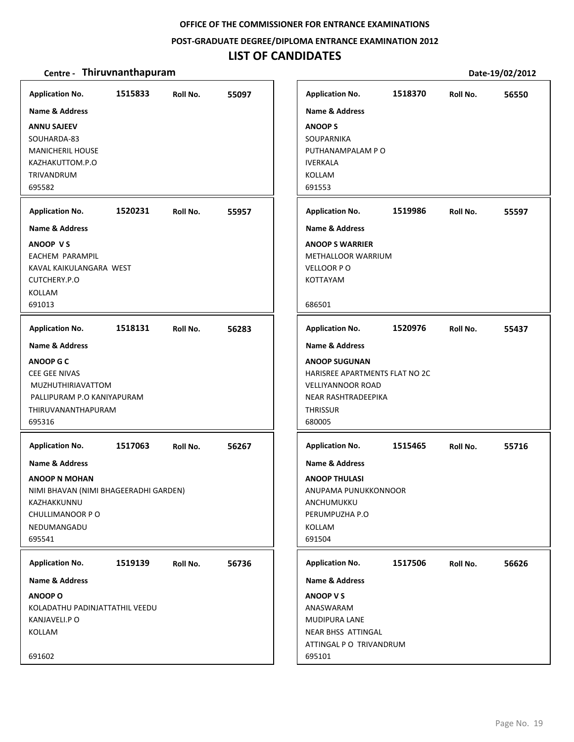OFFICE OF THE COMMISSIONER FOR ENTRANCE EXAMINATIONS

POST-GRADUATE DEGREE/DIPLOMA ENTRANCE EXAMINATION 2012

# LIST OF CANDIDATES

**Centre - Thiruvnanthapuram** **Date-19/02/2012**

**Application No.** 1515833 **Roll No.** 55097

**Name & Address**

**ANNU SAJEEV**
SOUHARDA-83
MANICHERIL HOUSE
KAZHAKUTTOM.P.O
TRIVANDRUM
695582

**Application No.** 1520231 **Roll No.** 55957

**Name & Address**

**ANOOP V S**
EACHEM PARAMPIL
KAVAL KAIKULANGARA WEST
CUTCHERY.P.O
KOLLAM
691013

**Application No.** 1518131 **Roll No.** 56283

**Name & Address**

**ANOOP G C**
CEE GEE NIVAS
MUZHUTHIRIAVATTOM
PALLIPURAM P.O KANIYAPURAM
THIRUVANANTHAPURAM
695316

**Application No.** 1517063 **Roll No.** 56267

**Name & Address**

**ANOOP N MOHAN**
NIMI BHAVAN (NIMI BHAGEERADHI GARDEN)
KAZHAKKUNNU
CHULLIMANOOR P O
NEDUMANGADU
695541

**Application No.** 1519139 **Roll No.** 56736

**Name & Address**

**ANOOP O**
KOLADATHU PADINJATTATHIL VEEDU
KANJAVELI.P O
KOLLAM
691602

**Application No.** 1518370 **Roll No.** 56550

**Name & Address**

**ANOOP S**
SOUPARNIKA
PUTHANAMPALAM P O
IVERKALA
KOLLAM
691553

**Application No.** 1519986 **Roll No.** 55597

**Name & Address**

**ANOOP S WARRIER**
METHALLOOR WARRIUM
VELLOOR P O
KOTTAYAM
686501

**Application No.** 1520976 **Roll No.** 55437

**Name & Address**

**ANOOP SUGUNAN**
HARISREE APARTMENTS FLAT NO 2C
VELLIYANNOOR ROAD
NEAR RASHTRADEEPIKA
THRISSUR
680005

**Application No.** 1515465 **Roll No.** 55716

**Name & Address**

**ANOOP THULASI**
ANUPAMA PUNUKKONNOOR
ANCHUMUKKU
PERUMPUZHA P.O
KOLLAM
691504

**Application No.** 1517506 **Roll No.** 56626

**Name & Address**

**ANOOP V S**
ANASWARAM
MUDIPURA LANE
NEAR BHSS ATTINGAL
ATTINGAL P O TRIVANDRUM
695101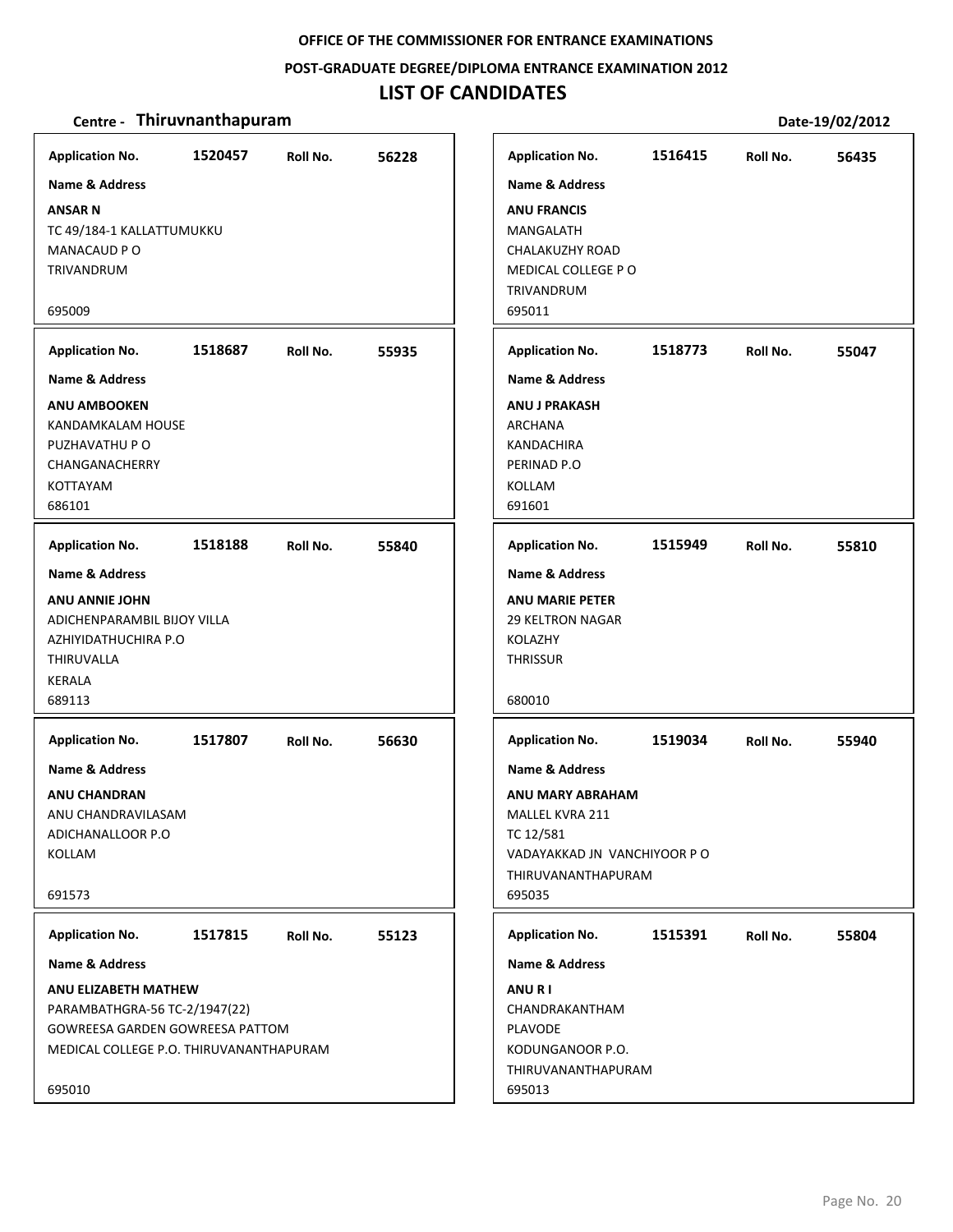**OFFICE OF THE COMMISSIONER FOR ENTRANCE EXAMINATIONS**

**POST-GRADUATE DEGREE/DIPLOMA ENTRANCE EXAMINATION 2012**

# LIST OF CANDIDATES

**Centre - Thiruvnanthapuram** **Date-19/02/2012**

---

**Application No.** 1520457 **Roll No.** 56228

**Name & Address**

**ANSAR N**
TC 49/184-1 KALLATTUMUKKU
MANACAUD P O
TRIVANDRUM

695009

---

**Application No.** 1518687 **Roll No.** 55935

**Name & Address**

**ANU AMBOOKEN**
KANDAMKALAM HOUSE
PUZHAVATHU P O
CHANGANACHERRY
KOTTAYAM
686101

---

**Application No.** 1518188 **Roll No.** 55840

**Name & Address**

**ANU ANNIE JOHN**
ADICHENPARAMBIL BIJOY VILLA
AZHIYIDATHUCHIRA P.O
THIRUVALLA
KERALA
689113

---

**Application No.** 1517807 **Roll No.** 56630

**Name & Address**

**ANU CHANDRAN**
ANU CHANDRAVILASAM
ADICHANALLOOR P.O
KOLLAM

691573

---

**Application No.** 1517815 **Roll No.** 55123

**Name & Address**

**ANU ELIZABETH MATHEW**
PARAMBATHGRA-56 TC-2/1947(22)
GOWREESA GARDEN GOWREESA PATTOM
MEDICAL COLLEGE P.O. THIRUVANANTHAPURAM

695010

---

**Application No.** 1516415 **Roll No.** 56435

**Name & Address**

**ANU FRANCIS**
MANGALATH
CHALAKUZHY ROAD
MEDICAL COLLEGE P O
TRIVANDRUM
695011

---

**Application No.** 1518773 **Roll No.** 55047

**Name & Address**

**ANU J PRAKASH**
ARCHANA
KANDACHIRA
PERINAD P.O
KOLLAM
691601

---

**Application No.** 1515949 **Roll No.** 55810

**Name & Address**

**ANU MARIE PETER**
29 KELTRON NAGAR
KOLAZHY
THRISSUR

680010

---

**Application No.** 1519034 **Roll No.** 55940

**Name & Address**

**ANU MARY ABRAHAM**
MALLEL KVRA 211
TC 12/581
VADAYAKKAD JN VANCHIYOOR P O
THIRUVANANTHAPURAM
695035

---

**Application No.** 1515391 **Roll No.** 55804

**Name & Address**

**ANU R I**
CHANDRAKANTHAM
PLAVODE
KODUNGANOOR P.O.
THIRUVANANTHAPURAM
695013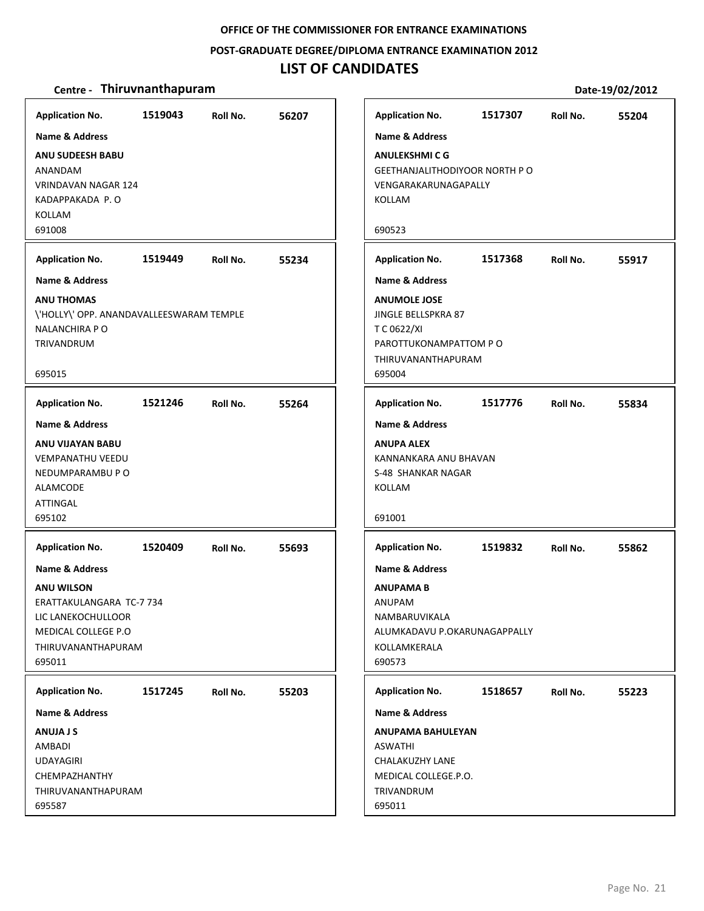**OFFICE OF THE COMMISSIONER FOR ENTRANCE EXAMINATIONS**

**POST-GRADUATE DEGREE/DIPLOMA ENTRANCE EXAMINATION 2012**

# LIST OF CANDIDATES

**Centre - Thiruvnanthapuram** **Date-19/02/2012**

**Application No.** 1519043 **Roll No.** 56207

**Name & Address**

**ANU SUDEESH BABU**
ANANDAM
VRINDAVAN NAGAR 124
KADAPPAKADA P. O
KOLLAM
691008

**Application No.** 1519449 **Roll No.** 55234

**Name & Address**

**ANU THOMAS**
\'HOLLY\' OPP. ANANDAVALLEESWARAM TEMPLE
NALANCHIRA P O
TRIVANDRUM
695015

**Application No.** 1521246 **Roll No.** 55264

**Name & Address**

**ANU VIJAYAN BABU**
VEMPANATHU VEEDU
NEDUMPARAMBU P O
ALAMCODE
ATTINGAL
695102

**Application No.** 1520409 **Roll No.** 55693

**Name & Address**

**ANU WILSON**
ERATTAKULANGARA TC-7 734
LIC LANEKOCHULLOOR
MEDICAL COLLEGE P.O
THIRUVANANTHAPURAM
695011

**Application No.** 1517245 **Roll No.** 55203

**Name & Address**

**ANUJA J S**
AMBADI
UDAYAGIRI
CHEMPAZHANTHY
THIRUVANANTHAPURAM
695587

**Application No.** 1517307 **Roll No.** 55204

**Name & Address**

**ANULEKSHMI C G**
GEETHANJALITHODIYOOR NORTH P O
VENGARAKARUNAGAPALLY
KOLLAM
690523

**Application No.** 1517368 **Roll No.** 55917

**Name & Address**

**ANUMOLE JOSE**
JINGLE BELLSPKRA 87
T C 0622/XI
PAROTTUKONAMPATTOM P O
THIRUVANANTHAPURAM
695004

**Application No.** 1517776 **Roll No.** 55834

**Name & Address**

**ANUPA ALEX**
KANNANKARA ANU BHAVAN
S-48 SHANKAR NAGAR
KOLLAM
691001

**Application No.** 1519832 **Roll No.** 55862

**Name & Address**

**ANUPAMA B**
ANUPAM
NAMBARUVIKALA
ALUMKADAVU P.OKARUNAGAPPALLY
KOLLAMKERALA
690573

**Application No.** 1518657 **Roll No.** 55223

**Name & Address**

**ANUPAMA BAHULEYAN**
ASWATHI
CHALAKUZHY LANE
MEDICAL COLLEGE.P.O.
TRIVANDRUM
695011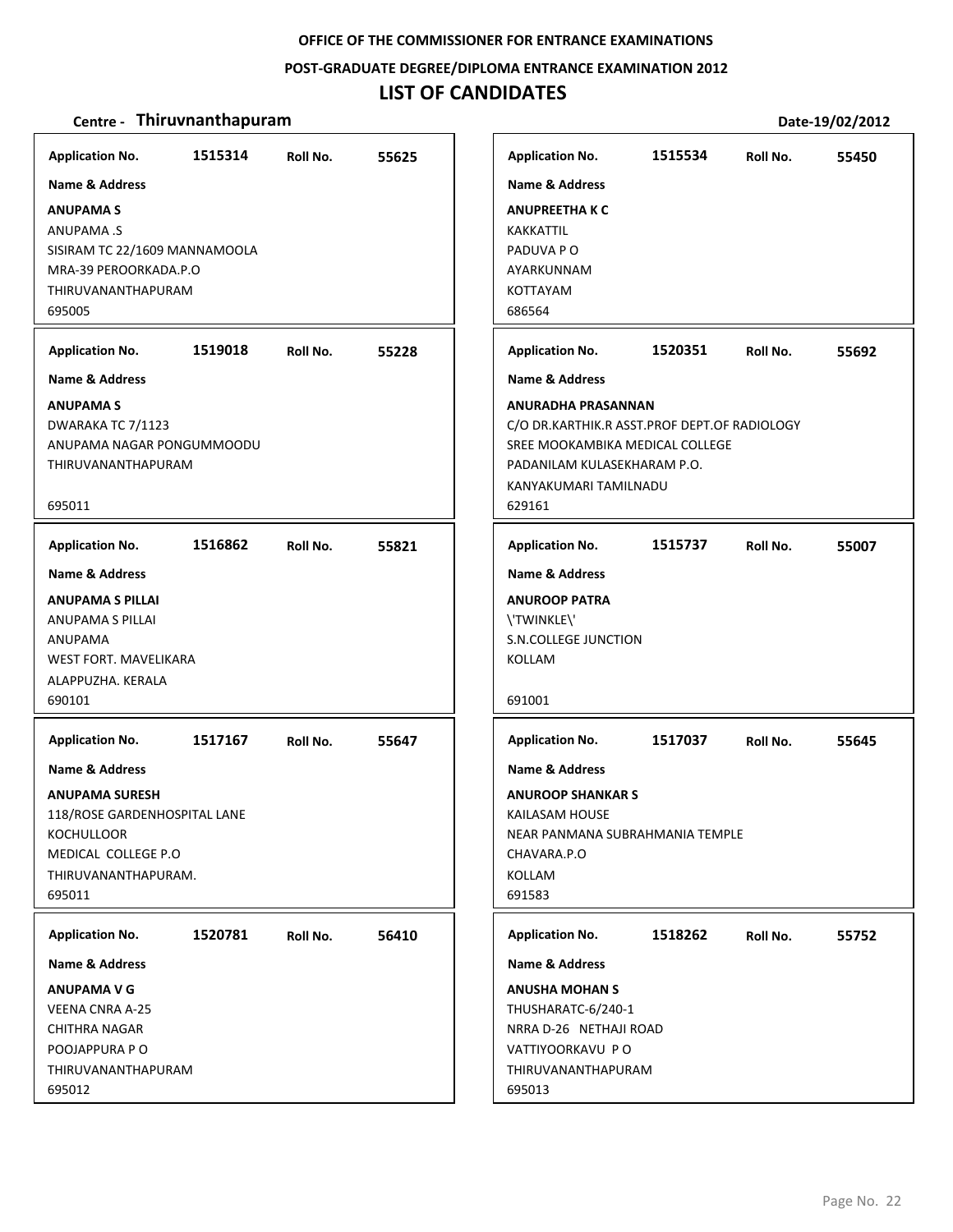**OFFICE OF THE COMMISSIONER FOR ENTRANCE EXAMINATIONS**

**POST-GRADUATE DEGREE/DIPLOMA ENTRANCE EXAMINATION 2012**

# LIST OF CANDIDATES

**Centre - Thiruvnanthapuram** **Date-19/02/2012**

---

**Application No.** 1515314 **Roll No.** 55625

**Name & Address**

**ANUPAMA S**
ANUPAMA .S
SISIRAM TC 22/1609 MANNAMOOLA
MRA-39 PEROORKADA.P.O
THIRUVANANTHAPURAM
695005

---

**Application No.** 1519018 **Roll No.** 55228

**Name & Address**

**ANUPAMA S**
DWARAKA TC 7/1123
ANUPAMA NAGAR PONGUMMOODU
THIRUVANANTHAPURAM

695011

---

**Application No.** 1516862 **Roll No.** 55821

**Name & Address**

**ANUPAMA S PILLAI**
ANUPAMA S PILLAI
ANUPAMA
WEST FORT. MAVELIKARA
ALAPPUZHA. KERALA
690101

---

**Application No.** 1517167 **Roll No.** 55647

**Name & Address**

**ANUPAMA SURESH**
118/ROSE GARDENHOSPITAL LANE
KOCHULLOOR
MEDICAL COLLEGE P.O
THIRUVANANTHAPURAM.
695011

---

**Application No.** 1520781 **Roll No.** 56410

**Name & Address**

**ANUPAMA V G**
VEENA CNRA A-25
CHITHRA NAGAR
POOJAPPURA P O
THIRUVANANTHAPURAM
695012

---

**Application No.** 1515534 **Roll No.** 55450

**Name & Address**

**ANUPREETHA K C**
KAKKATTIL
PADUVA P O
AYARKUNNAM
KOTTAYAM
686564

---

**Application No.** 1520351 **Roll No.** 55692

**Name & Address**

**ANURADHA PRASANNAN**
C/O DR.KARTHIK.R ASST.PROF DEPT.OF RADIOLOGY
SREE MOOKAMBIKA MEDICAL COLLEGE
PADANILAM KULASEKHARAM P.O.
KANYAKUMARI TAMILNADU
629161

---

**Application No.** 1515737 **Roll No.** 55007

**Name & Address**

**ANUROOP PATRA**
\'TWINKLE\'
S.N.COLLEGE JUNCTION
KOLLAM

691001

---

**Application No.** 1517037 **Roll No.** 55645

**Name & Address**

**ANUROOP SHANKAR S**
KAILASAM HOUSE
NEAR PANMANA SUBRAHMANIA TEMPLE
CHAVARA.P.O
KOLLAM
691583

---

**Application No.** 1518262 **Roll No.** 55752

**Name & Address**

**ANUSHA MOHAN S**
THUSHARATC-6/240-1
NRRA D-26 NETHAJI ROAD
VATTIYOORKAVU P O
THIRUVANANTHAPURAM
695013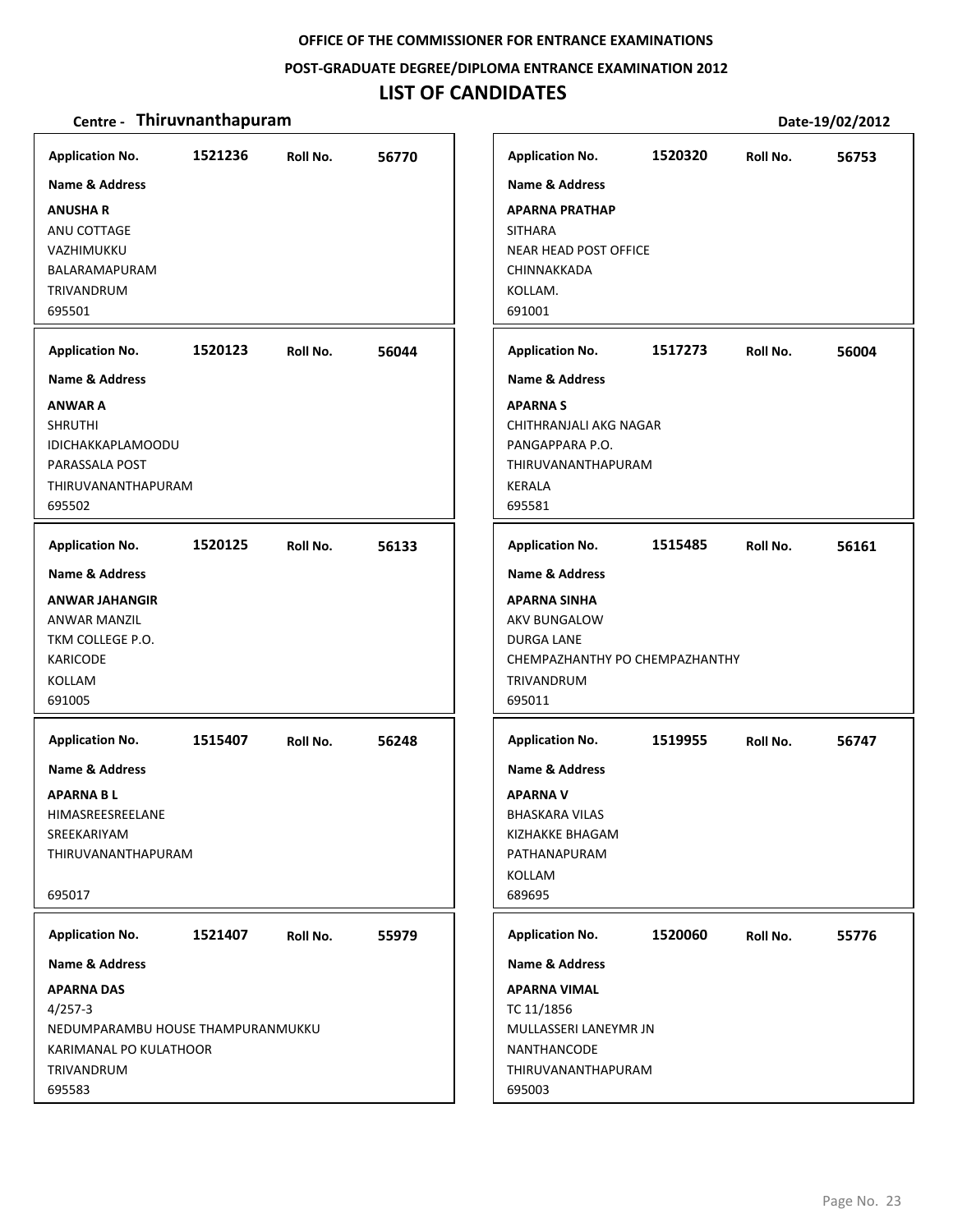**OFFICE OF THE COMMISSIONER FOR ENTRANCE EXAMINATIONS**

**POST-GRADUATE DEGREE/DIPLOMA ENTRANCE EXAMINATION 2012**

# LIST OF CANDIDATES

**Centre - Thiruvnanthapuram** **Date-19/02/2012**

**Application No.** 1521236 **Roll No.** 56770

**Name & Address**

**ANUSHA R**
ANU COTTAGE
VAZHIMUKKU
BALARAMAPURAM
TRIVANDRUM
695501

**Application No.** 1520123 **Roll No.** 56044

**Name & Address**

**ANWAR A**
SHRUTHI
IDICHAKKAPLAMOODU
PARASSALA POST
THIRUVANANTHAPURAM
695502

**Application No.** 1520125 **Roll No.** 56133

**Name & Address**

**ANWAR JAHANGIR**
ANWAR MANZIL
TKM COLLEGE P.O.
KARICODE
KOLLAM
691005

**Application No.** 1515407 **Roll No.** 56248

**Name & Address**

**APARNA B L**
HIMASREESREELANE
SREEKARIYAM
THIRUVANANTHAPURAM

695017

**Application No.** 1521407 **Roll No.** 55979

**Name & Address**

**APARNA DAS**
4/257-3
NEDUMPARAMBU HOUSE THAMPURANMUKKU
KARIMANAL PO KULATHOOR
TRIVANDRUM
695583

**Application No.** 1520320 **Roll No.** 56753

**Name & Address**

**APARNA PRATHAP**
SITHARA
NEAR HEAD POST OFFICE
CHINNAKKADA
KOLLAM.
691001

**Application No.** 1517273 **Roll No.** 56004

**Name & Address**

**APARNA S**
CHITHRANJALI AKG NAGAR
PANGAPPARA P.O.
THIRUVANANTHAPURAM
KERALA
695581

**Application No.** 1515485 **Roll No.** 56161

**Name & Address**

**APARNA SINHA**
AKV BUNGALOW
DURGA LANE
CHEMPAZHANTHY PO CHEMPAZHANTHY
TRIVANDRUM
695011

**Application No.** 1519955 **Roll No.** 56747

**Name & Address**

**APARNA V**
BHASKARA VILAS
KIZHAKKE BHAGAM
PATHANAPURAM
KOLLAM
689695

**Application No.** 1520060 **Roll No.** 55776

**Name & Address**

**APARNA VIMAL**
TC 11/1856
MULLASSERI LANEYMR JN
NANTHANCODE
THIRUVANANTHAPURAM
695003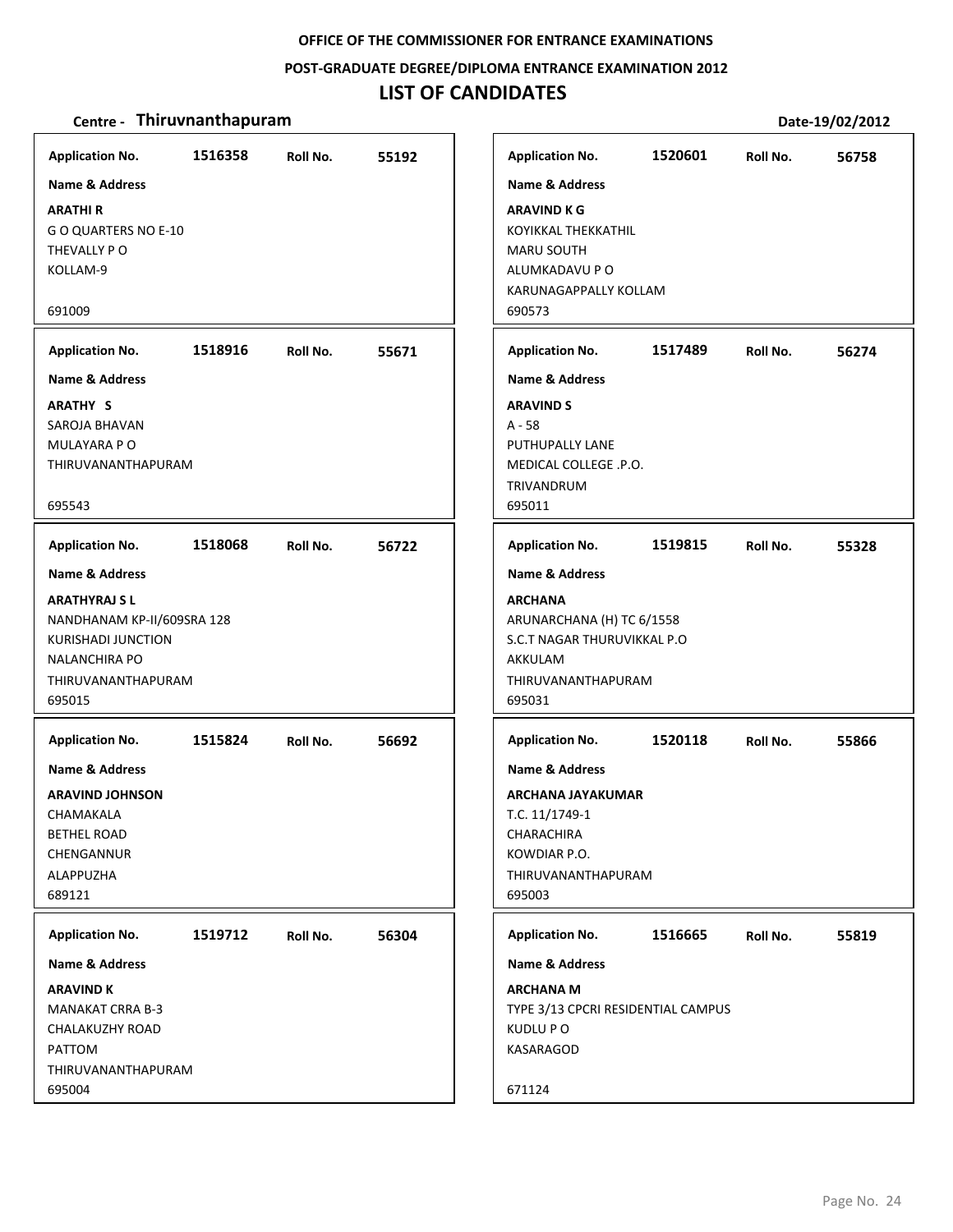OFFICE OF THE COMMISSIONER FOR ENTRANCE EXAMINATIONS

POST-GRADUATE DEGREE/DIPLOMA ENTRANCE EXAMINATION 2012

# LIST OF CANDIDATES

**Centre - Thiruvnanthapuram** **Date-19/02/2012**

**Application No.** 1516358 **Roll No.** 55192

**Name & Address**

**ARATHI R**
G O QUARTERS NO E-10
THEVALLY P O
KOLLAM-9

691009

**Application No.** 1518916 **Roll No.** 55671

**Name & Address**

**ARATHY S**
SAROJA BHAVAN
MULAYARA P O
THIRUVANANTHAPURAM

695543

**Application No.** 1518068 **Roll No.** 56722

**Name & Address**

**ARATHYRAJ S L**
NANDHANAM KP-II/609SRA 128
KURISHADI JUNCTION
NALANCHIRA PO
THIRUVANANTHAPURAM
695015

**Application No.** 1515824 **Roll No.** 56692

**Name & Address**

**ARAVIND JOHNSON**
CHAMAKALA
BETHEL ROAD
CHENGANNUR
ALAPPUZHA
689121

**Application No.** 1519712 **Roll No.** 56304

**Name & Address**

**ARAVIND K**
MANAKAT CRRA B-3
CHALAKUZHY ROAD
PATTOM
THIRUVANANTHAPURAM
695004

**Application No.** 1520601 **Roll No.** 56758

**Name & Address**

**ARAVIND K G**
KOYIKKAL THEKKATHIL
MARU SOUTH
ALUMKADAVU P O
KARUNAGAPPALLY KOLLAM
690573

**Application No.** 1517489 **Roll No.** 56274

**Name & Address**

**ARAVIND S**
A - 58
PUTHUPALLY LANE
MEDICAL COLLEGE .P.O.
TRIVANDRUM
695011

**Application No.** 1519815 **Roll No.** 55328

**Name & Address**

**ARCHANA**
ARUNARCHANA (H) TC 6/1558
S.C.T NAGAR THURUVIKKAL P.O
AKKULAM
THIRUVANANTHAPURAM
695031

**Application No.** 1520118 **Roll No.** 55866

**Name & Address**

**ARCHANA JAYAKUMAR**
T.C. 11/1749-1
CHARACHIRA
KOWDIAR P.O.
THIRUVANANTHAPURAM
695003

**Application No.** 1516665 **Roll No.** 55819

**Name & Address**

**ARCHANA M**
TYPE 3/13 CPCRI RESIDENTIAL CAMPUS
KUDLU P O
KASARAGOD

671124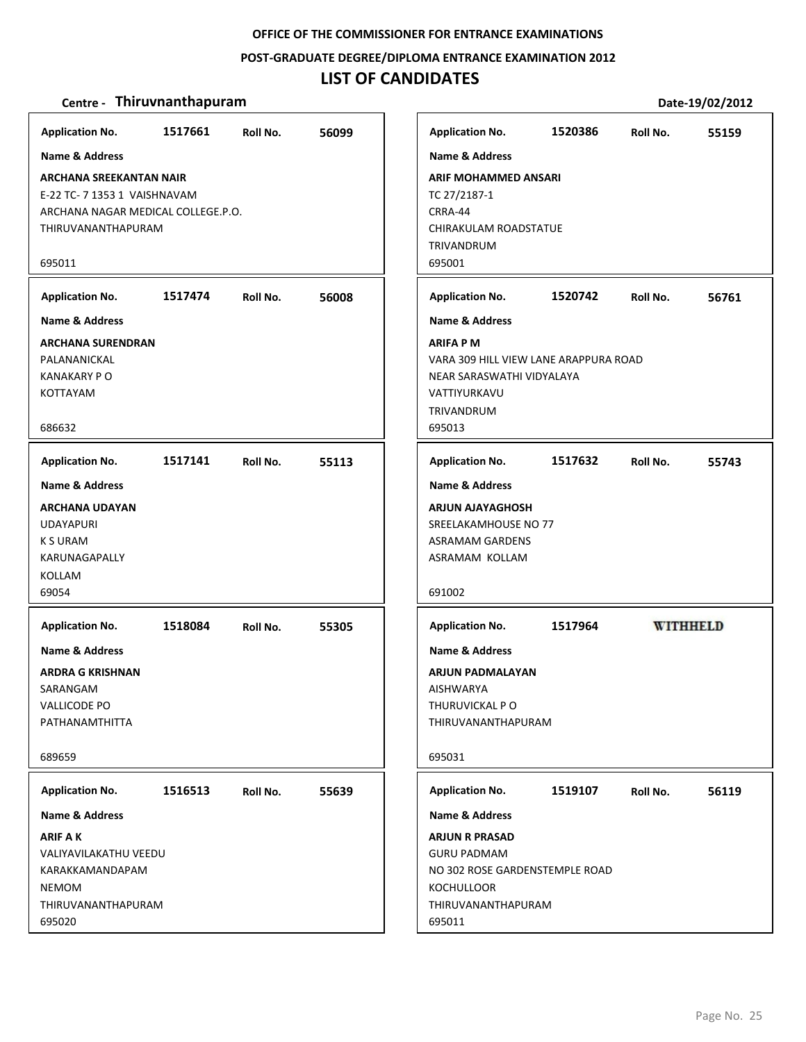**OFFICE OF THE COMMISSIONER FOR ENTRANCE EXAMINATIONS**

**POST-GRADUATE DEGREE/DIPLOMA ENTRANCE EXAMINATION 2012**

# LIST OF CANDIDATES

**Centre - Thiruvnanthapuram** **Date-19/02/2012**

---

**Application No.** 1517661 **Roll No.** 56099

**Name & Address**

**ARCHANA SREEKANTAN NAIR**
E-22 TC- 7 1353 1 VAISHNAVAM
ARCHANA NAGAR MEDICAL COLLEGE.P.O.
THIRUVANANTHAPURAM

695011

---

**Application No.** 1517474 **Roll No.** 56008

**Name & Address**

**ARCHANA SURENDRAN**
PALANANICKAL
KANAKARY P O
KOTTAYAM

686632

---

**Application No.** 1517141 **Roll No.** 55113

**Name & Address**

**ARCHANA UDAYAN**
UDAYAPURI
K S URAM
KARUNAGAPALLY
KOLLAM
69054

---

**Application No.** 1518084 **Roll No.** 55305

**Name & Address**

**ARDRA G KRISHNAN**
SARANGAM
VALLICODE PO
PATHANAMTHITTA

689659

---

**Application No.** 1516513 **Roll No.** 55639

**Name & Address**

**ARIF A K**
VALIYAVILAKATHU VEEDU
KARAKKAMANDAPAM
NEMOM
THIRUVANANTHAPURAM
695020

---

**Application No.** 1520386 **Roll No.** 55159

**Name & Address**

**ARIF MOHAMMED ANSARI**
TC 27/2187-1
CRRA-44
CHIRAKULAM ROADSTATUE
TRIVANDRUM
695001

---

**Application No.** 1520742 **Roll No.** 56761

**Name & Address**

**ARIFA P M**
VARA 309 HILL VIEW LANE ARAPPURA ROAD
NEAR SARASWATHI VIDYALAYA
VATTIYURKAVU
TRIVANDRUM
695013

---

**Application No.** 1517632 **Roll No.** 55743

**Name & Address**

**ARJUN AJAYAGHOSH**
SREELAKAMHOUSE NO 77
ASRAMAM GARDENS
ASRAMAM KOLLAM

691002

---

**Application No.** 1517964 **WITHHELD**

**Name & Address**

**ARJUN PADMALAYAN**
AISHWARYA
THURUVICKAL P O
THIRUVANANTHAPURAM

695031

---

**Application No.** 1519107 **Roll No.** 56119

**Name & Address**

**ARJUN R PRASAD**
GURU PADMAM
NO 302 ROSE GARDENSTEMPLE ROAD
KOCHULLOOR
THIRUVANANTHAPURAM
695011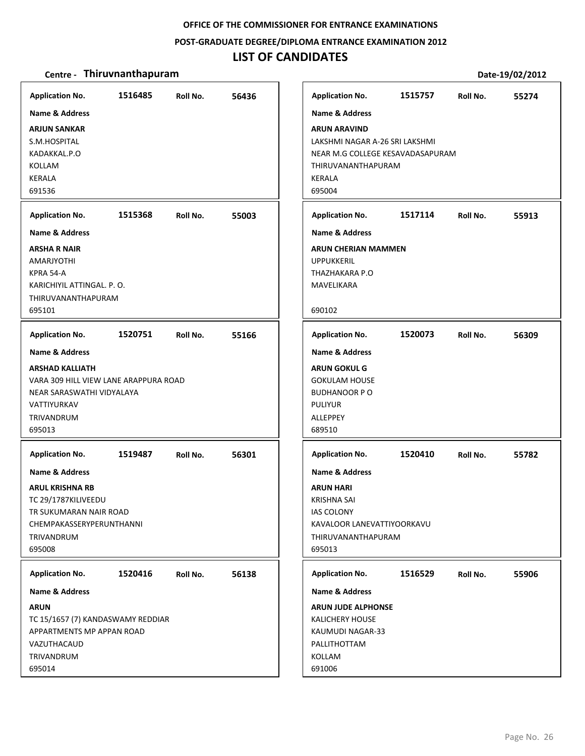**OFFICE OF THE COMMISSIONER FOR ENTRANCE EXAMINATIONS**

**POST-GRADUATE DEGREE/DIPLOMA ENTRANCE EXAMINATION 2012**

# LIST OF CANDIDATES

**Centre - Thiruvnanthapuram** **Date-19/02/2012**

**Application No.** 1516485 **Roll No.** 56436
**Name & Address**
**ARJUN SANKAR**
S.M.HOSPITAL
KADAKKAL.P.O
KOLLAM
KERALA
691536

**Application No.** 1515368 **Roll No.** 55003
**Name & Address**
**ARSHA R NAIR**
AMARJYOTHI
KPRA 54-A
KARICHIYIL ATTINGAL. P. O.
THIRUVANANTHAPURAM
695101

**Application No.** 1520751 **Roll No.** 55166
**Name & Address**
**ARSHAD KALLIATH**
VARA 309 HILL VIEW LANE ARAPPURA ROAD
NEAR SARASWATHI VIDYALAYA
VATTIYURKAV
TRIVANDRUM
695013

**Application No.** 1519487 **Roll No.** 56301
**Name & Address**
**ARUL KRISHNA RB**
TC 29/1787KILIVEEDU
TR SUKUMARAN NAIR ROAD
CHEMPAKASSERYPERUNTHANNI
TRIVANDRUM
695008

**Application No.** 1520416 **Roll No.** 56138
**Name & Address**
**ARUN**
TC 15/1657 (7) KANDASWAMY REDDIAR
APPARTMENTS MP APPAN ROAD
VAZUTHACAUD
TRIVANDRUM
695014

**Application No.** 1515757 **Roll No.** 55274
**Name & Address**
**ARUN ARAVIND**
LAKSHMI NAGAR A-26 SRI LAKSHMI
NEAR M.G COLLEGE KESAVADASAPURAM
THIRUVANANTHAPURAM
KERALA
695004

**Application No.** 1517114 **Roll No.** 55913
**Name & Address**
**ARUN CHERIAN MAMMEN**
UPPUKKERIL
THAZHAKARA P.O
MAVELIKARA
690102

**Application No.** 1520073 **Roll No.** 56309
**Name & Address**
**ARUN GOKUL G**
GOKULAM HOUSE
BUDHANOOR P O
PULIYUR
ALLEPPEY
689510

**Application No.** 1520410 **Roll No.** 55782
**Name & Address**
**ARUN HARI**
KRISHNA SAI
IAS COLONY
KAVALOOR LANEVATTIYOORKAVU
THIRUVANANTHAPURAM
695013

**Application No.** 1516529 **Roll No.** 55906
**Name & Address**
**ARUN JUDE ALPHONSE**
KALICHERY HOUSE
KAUMUDI NAGAR-33
PALLITHOTTAM
KOLLAM
691006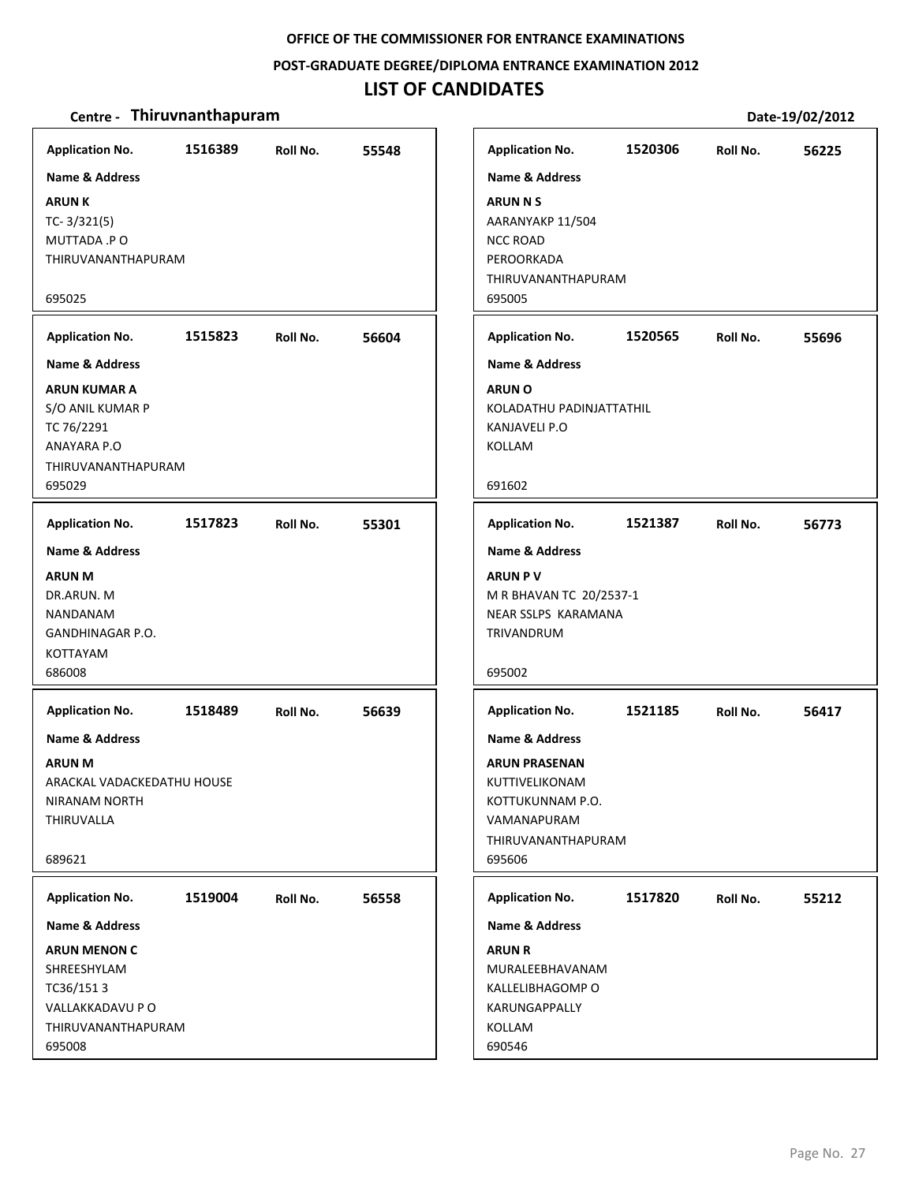**OFFICE OF THE COMMISSIONER FOR ENTRANCE EXAMINATIONS**

**POST-GRADUATE DEGREE/DIPLOMA ENTRANCE EXAMINATION 2012**

# LIST OF CANDIDATES

**Centre - Thiruvnanthapuram** **Date-19/02/2012**

| Application No. | Roll No. | Name & Address |
|---|---|---|
| 1516389 | 55548 | **ARUN K**<br>TC- 3/321(5)<br>MUTTADA .P O<br>THIRUVANANTHAPURAM<br>695025 |
| 1515823 | 56604 | **ARUN KUMAR A**<br>S/O ANIL KUMAR P<br>TC 76/2291<br>ANAYARA P.O<br>THIRUVANANTHAPURAM<br>695029 |
| 1517823 | 55301 | **ARUN M**<br>DR.ARUN. M<br>NANDANAM<br>GANDHINAGAR P.O.<br>KOTTAYAM<br>686008 |
| 1518489 | 56639 | **ARUN M**<br>ARACKAL VADACKEDATHU HOUSE<br>NIRANAM NORTH<br>THIRUVALLA<br>689621 |
| 1519004 | 56558 | **ARUN MENON C**<br>SHREESHYLAM<br>TC36/151 3<br>VALLAKKADAVU P O<br>THIRUVANANTHAPURAM<br>695008 |
| 1520306 | 56225 | **ARUN N S**<br>AARANYAKP 11/504<br>NCC ROAD<br>PEROORKADA<br>THIRUVANANTHAPURAM<br>695005 |
| 1520565 | 55696 | **ARUN O**<br>KOLADATHU PADINJATTATHIL<br>KANJAVELI P.O<br>KOLLAM<br>691602 |
| 1521387 | 56773 | **ARUN P V**<br>M R BHAVAN TC 20/2537-1<br>NEAR SSLPS KARAMANA<br>TRIVANDRUM<br>695002 |
| 1521185 | 56417 | **ARUN PRASENAN**<br>KUTTIVELIKONAM<br>KOTTUKUNNAM P.O.<br>VAMANAPURAM<br>THIRUVANANTHAPURAM<br>695606 |
| 1517820 | 55212 | **ARUN R**<br>MURALEEBHAVANAM<br>KALLELIBHAGOMP O<br>KARUNGAPPALLY<br>KOLLAM<br>690546 |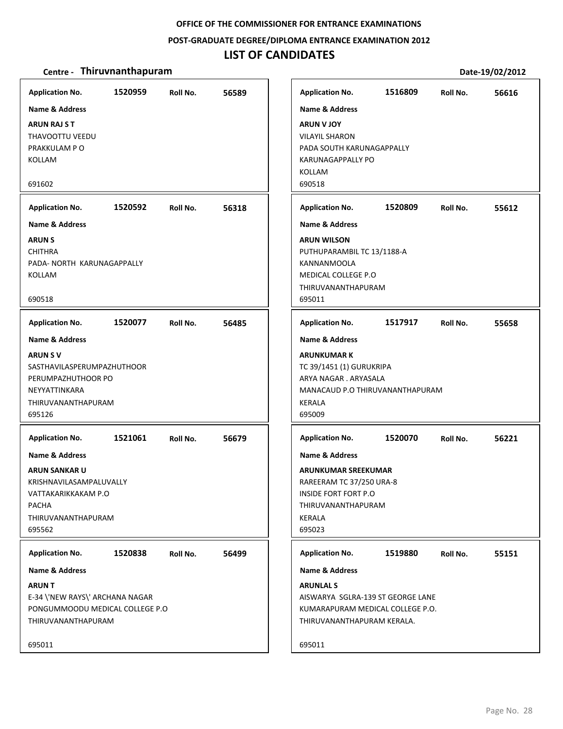**OFFICE OF THE COMMISSIONER FOR ENTRANCE EXAMINATIONS**

**POST-GRADUATE DEGREE/DIPLOMA ENTRANCE EXAMINATION 2012**

# LIST OF CANDIDATES

**Centre - Thiruvnanthapuram** | **Date-19/02/2012**

---

**Application No.** 1520959 **Roll No.** 56589

**Name & Address**

**ARUN RAJ S T**
THAVOOTTU VEEDU
PRAKKULAM P O
KOLLAM

691602

---

**Application No.** 1520592 **Roll No.** 56318

**Name & Address**

**ARUN S**
CHITHRA
PADA- NORTH KARUNAGAPPALLY
KOLLAM

690518

---

**Application No.** 1520077 **Roll No.** 56485

**Name & Address**

**ARUN S V**
SASTHAVILASPERUMPAZHUTHOOR
PERUMPAZHUTHOOR PO
NEYYATTINKARA
THIRUVANANTHAPURAM
695126

---

**Application No.** 1521061 **Roll No.** 56679

**Name & Address**

**ARUN SANKAR U**
KRISHNAVILASAMPALUVALLY
VATTAKARIKKAKAM P.O
PACHA
THIRUVANANTHAPURAM
695562

---

**Application No.** 1520838 **Roll No.** 56499

**Name & Address**

**ARUN T**
E-34 \'NEW RAYS\' ARCHANA NAGAR
PONGUMMOODU MEDICAL COLLEGE P.O
THIRUVANANTHAPURAM

695011

---

**Application No.** 1516809 **Roll No.** 56616

**Name & Address**

**ARUN V JOY**
VILAYIL SHARON
PADA SOUTH KARUNAGAPPALLY
KARUNAGAPPALLY PO
KOLLAM
690518

---

**Application No.** 1520809 **Roll No.** 55612

**Name & Address**

**ARUN WILSON**
PUTHUPARAMBIL TC 13/1188-A
KANNANMOOLA
MEDICAL COLLEGE P.O
THIRUVANANTHAPURAM
695011

---

**Application No.** 1517917 **Roll No.** 55658

**Name & Address**

**ARUNKUMAR K**
TC 39/1451 (1) GURUKRIPA
ARYA NAGAR . ARYASALA
MANACAUD P.O THIRUVANANTHAPURAM
KERALA
695009

---

**Application No.** 1520070 **Roll No.** 56221

**Name & Address**

**ARUNKUMAR SREEKUMAR**
RAREERAM TC 37/250 URA-8
INSIDE FORT FORT P.O
THIRUVANANTHAPURAM
KERALA
695023

---

**Application No.** 1519880 **Roll No.** 55151

**Name & Address**

**ARUNLAL S**
AISWARYA SGLRA-139 ST GEORGE LANE
KUMARAPURAM MEDICAL COLLEGE P.O.
THIRUVANANTHAPURAM KERALA.

695011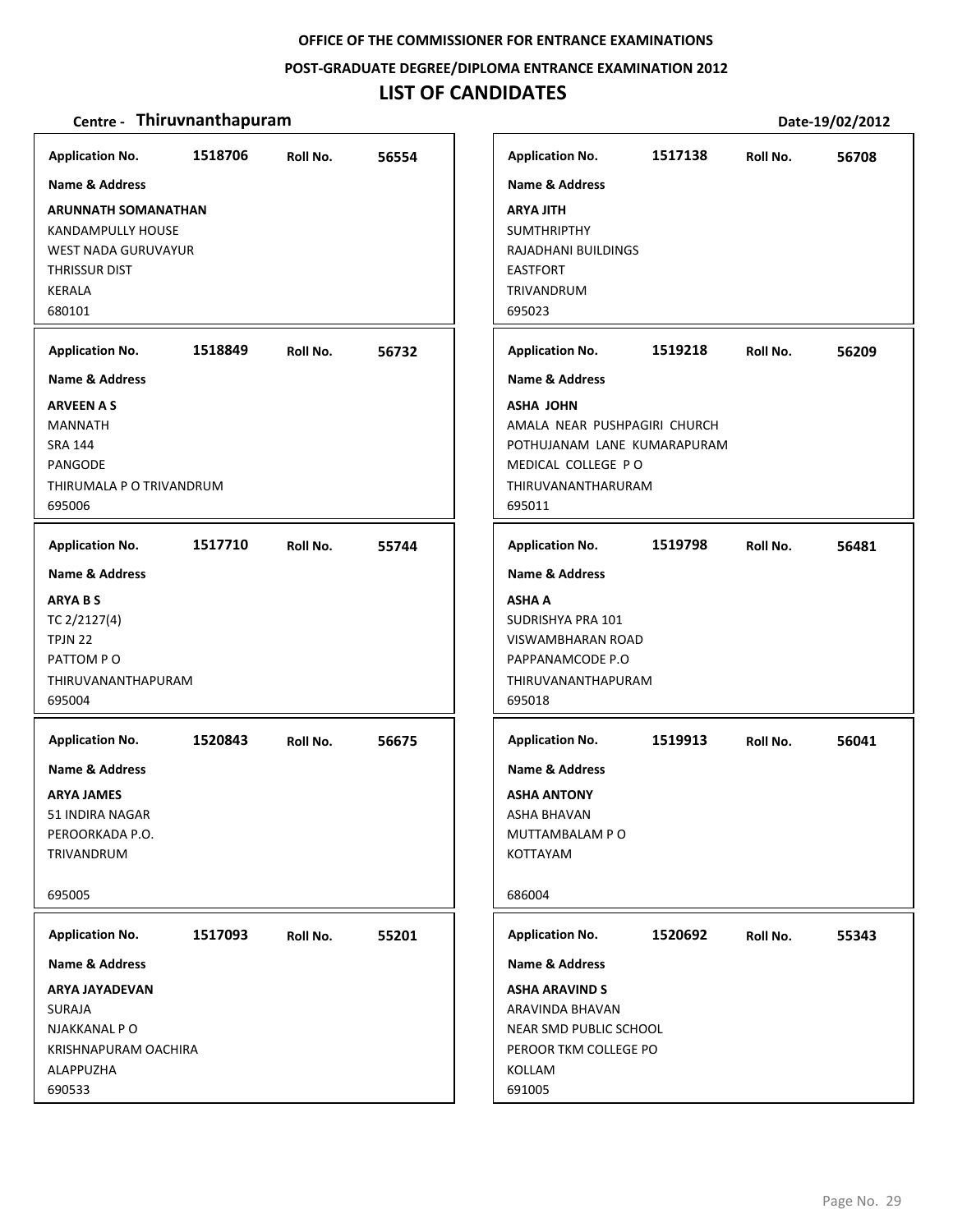**OFFICE OF THE COMMISSIONER FOR ENTRANCE EXAMINATIONS**

**POST-GRADUATE DEGREE/DIPLOMA ENTRANCE EXAMINATION 2012**

# LIST OF CANDIDATES

**Centre - Thiruvnanthapuram** **Date-19/02/2012**

**Application No.** 1518706 **Roll No.** 56554
**Name & Address**
**ARUNNATH SOMANATHAN**
KANDAMPULLY HOUSE
WEST NADA GURUVAYUR
THRISSUR DIST
KERALA
680101

**Application No.** 1518849 **Roll No.** 56732
**Name & Address**
**ARVEEN A S**
MANNATH
SRA 144
PANGODE
THIRUMALA P O TRIVANDRUM
695006

**Application No.** 1517710 **Roll No.** 55744
**Name & Address**
**ARYA B S**
TC 2/2127(4)
TPJN 22
PATTOM P O
THIRUVANANTHAPURAM
695004

**Application No.** 1520843 **Roll No.** 56675
**Name & Address**
**ARYA JAMES**
51 INDIRA NAGAR
PEROORKADA P.O.
TRIVANDRUM

695005

**Application No.** 1517093 **Roll No.** 55201
**Name & Address**
**ARYA JAYADEVAN**
SURAJA
NJAKKANAL P O
KRISHNAPURAM OACHIRA
ALAPPUZHA
690533

**Application No.** 1517138 **Roll No.** 56708
**Name & Address**
**ARYA JITH**
SUMTHRIPTHY
RAJADHANI BUILDINGS
EASTFORT
TRIVANDRUM
695023

**Application No.** 1519218 **Roll No.** 56209
**Name & Address**
**ASHA JOHN**
AMALA NEAR PUSHPAGIRI CHURCH
POTHUJANAM LANE KUMARAPURAM
MEDICAL COLLEGE P O
THIRUVANANTHARURAM
695011

**Application No.** 1519798 **Roll No.** 56481
**Name & Address**
**ASHA A**
SUDRISHYA PRA 101
VISWAMBHARAN ROAD
PAPPANAMCODE P.O
THIRUVANANTHAPURAM
695018

**Application No.** 1519913 **Roll No.** 56041
**Name & Address**
**ASHA ANTONY**
ASHA BHAVAN
MUTTAMBALAM P O
KOTTAYAM

686004

**Application No.** 1520692 **Roll No.** 55343
**Name & Address**
**ASHA ARAVIND S**
ARAVINDA BHAVAN
NEAR SMD PUBLIC SCHOOL
PEROOR TKM COLLEGE PO
KOLLAM
691005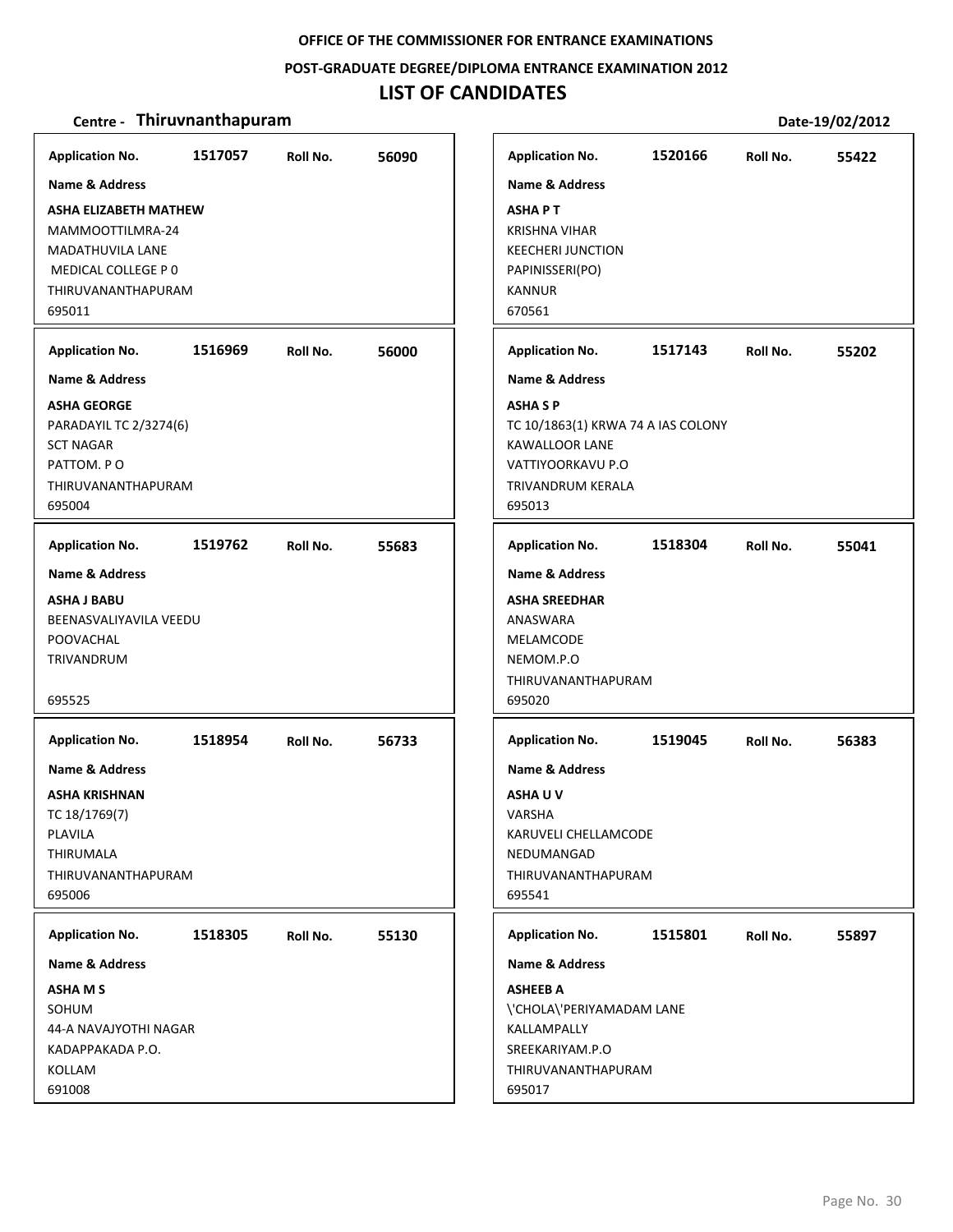OFFICE OF THE COMMISSIONER FOR ENTRANCE EXAMINATIONS

POST-GRADUATE DEGREE/DIPLOMA ENTRANCE EXAMINATION 2012

# LIST OF CANDIDATES

**Centre - Thiruvnanthapuram** **Date-19/02/2012**

**Application No.** 1517057 **Roll No.** 56090

**Name & Address**

**ASHA ELIZABETH MATHEW**
MAMMOOTTILMRA-24
MADATHUVILA LANE
MEDICAL COLLEGE P 0
THIRUVANANTHAPURAM
695011

**Application No.** 1516969 **Roll No.** 56000

**Name & Address**

**ASHA GEORGE**
PARADAYIL TC 2/3274(6)
SCT NAGAR
PATTOM. P O
THIRUVANANTHAPURAM
695004

**Application No.** 1519762 **Roll No.** 55683

**Name & Address**

**ASHA J BABU**
BEENASVALIYAVILA VEEDU
POOVACHAL
TRIVANDRUM

695525

**Application No.** 1518954 **Roll No.** 56733

**Name & Address**

**ASHA KRISHNAN**
TC 18/1769(7)
PLAVILA
THIRUMALA
THIRUVANANTHAPURAM
695006

**Application No.** 1518305 **Roll No.** 55130

**Name & Address**

**ASHA M S**
SOHUM
44-A NAVAJYOTHI NAGAR
KADAPPAKADA P.O.
KOLLAM
691008

**Application No.** 1520166 **Roll No.** 55422

**Name & Address**

**ASHA P T**
KRISHNA VIHAR
KEECHERI JUNCTION
PAPINISSERI(PO)
KANNUR
670561

**Application No.** 1517143 **Roll No.** 55202

**Name & Address**

**ASHA S P**
TC 10/1863(1) KRWA 74 A IAS COLONY
KAWALLOOR LANE
VATTIYOORKAVU P.O
TRIVANDRUM KERALA
695013

**Application No.** 1518304 **Roll No.** 55041

**Name & Address**

**ASHA SREEDHAR**
ANASWARA
MELAMCODE
NEMOM.P.O
THIRUVANANTHAPURAM
695020

**Application No.** 1519045 **Roll No.** 56383

**Name & Address**

**ASHA U V**
VARSHA
KARUVELI CHELLAMCODE
NEDUMANGAD
THIRUVANANTHAPURAM
695541

**Application No.** 1515801 **Roll No.** 55897

**Name & Address**

**ASHEEB A**
\'CHOLA\'PERIYAMADAM LANE
KALLAMPALLY
SREEKARIYAM.P.O
THIRUVANANTHAPURAM
695017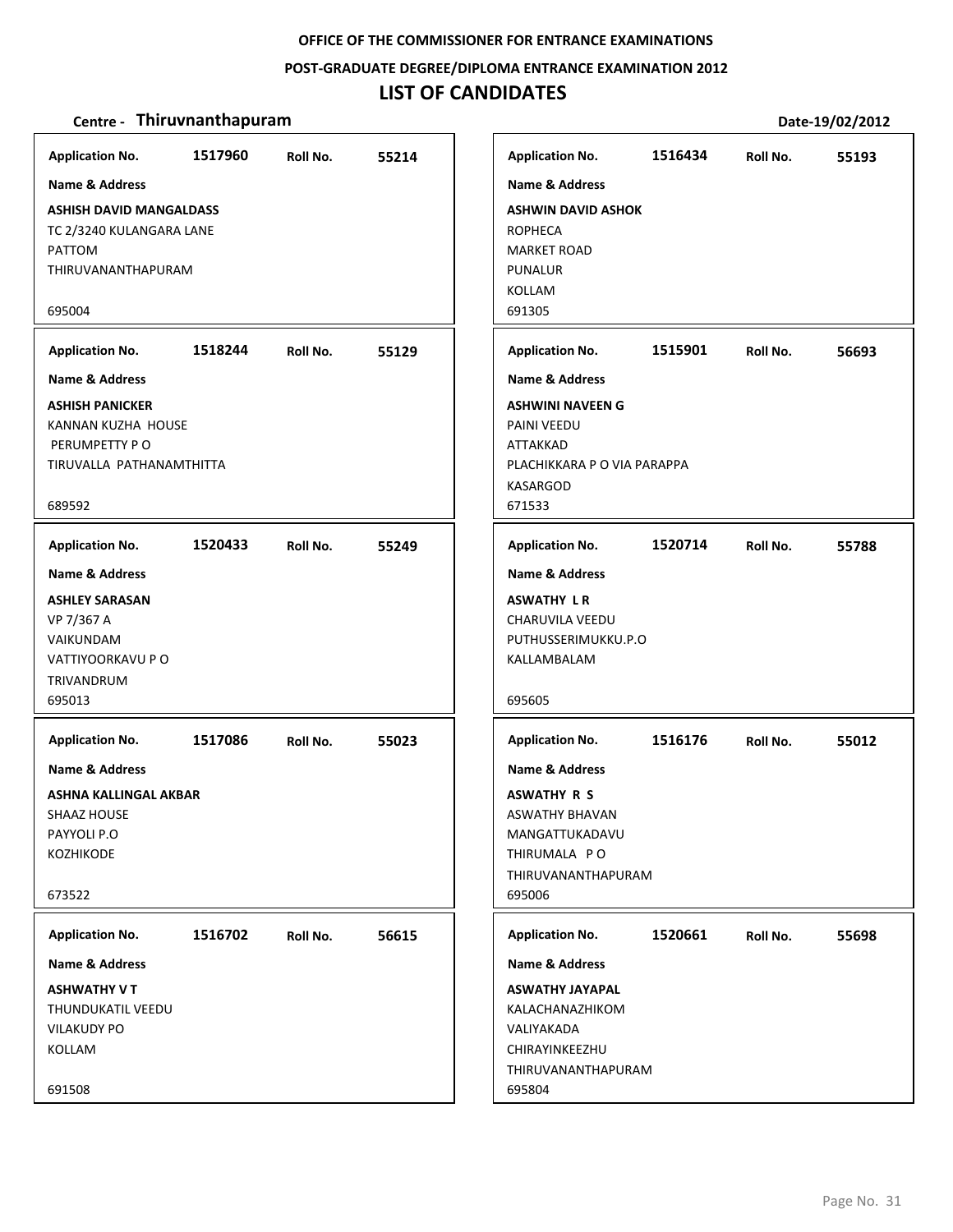**OFFICE OF THE COMMISSIONER FOR ENTRANCE EXAMINATIONS**

**POST-GRADUATE DEGREE/DIPLOMA ENTRANCE EXAMINATION 2012**

# LIST OF CANDIDATES

**Centre - Thiruvnanthapuram** **Date-19/02/2012**

**Application No.** 1517960 **Roll No.** 55214
**Name & Address**
**ASHISH DAVID MANGALDASS**
TC 2/3240 KULANGARA LANE
PATTOM
THIRUVANANTHAPURAM
695004

**Application No.** 1518244 **Roll No.** 55129
**Name & Address**
**ASHISH PANICKER**
KANNAN KUZHA HOUSE
PERUMPETTY P O
TIRUVALLA PATHANAMTHITTA
689592

**Application No.** 1520433 **Roll No.** 55249
**Name & Address**
**ASHLEY SARASAN**
VP 7/367 A
VAIKUNDAM
VATTIYOORKAVU P O
TRIVANDRUM
695013

**Application No.** 1517086 **Roll No.** 55023
**Name & Address**
**ASHNA KALLINGAL AKBAR**
SHAAZ HOUSE
PAYYOLI P.O
KOZHIKODE
673522

**Application No.** 1516702 **Roll No.** 56615
**Name & Address**
**ASHWATHY V T**
THUNDUKATIL VEEDU
VILAKUDY PO
KOLLAM
691508

**Application No.** 1516434 **Roll No.** 55193
**Name & Address**
**ASHWIN DAVID ASHOK**
ROPHECA
MARKET ROAD
PUNALUR
KOLLAM
691305

**Application No.** 1515901 **Roll No.** 56693
**Name & Address**
**ASHWINI NAVEEN G**
PAINI VEEDU
ATTAKKAD
PLACHIKKARA P O VIA PARAPPA
KASARGOD
671533

**Application No.** 1520714 **Roll No.** 55788
**Name & Address**
**ASWATHY L R**
CHARUVILA VEEDU
PUTHUSSERIMUKKU.P.O
KALLAMBALAM
695605

**Application No.** 1516176 **Roll No.** 55012
**Name & Address**
**ASWATHY R S**
ASWATHY BHAVAN
MANGATTUKADAVU
THIRUMALA P O
THIRUVANANTHAPURAM
695006

**Application No.** 1520661 **Roll No.** 55698
**Name & Address**
**ASWATHY JAYAPAL**
KALACHANAZHIKOM
VALIYAKADA
CHIRAYINKEEZHU
THIRUVANANTHAPURAM
695804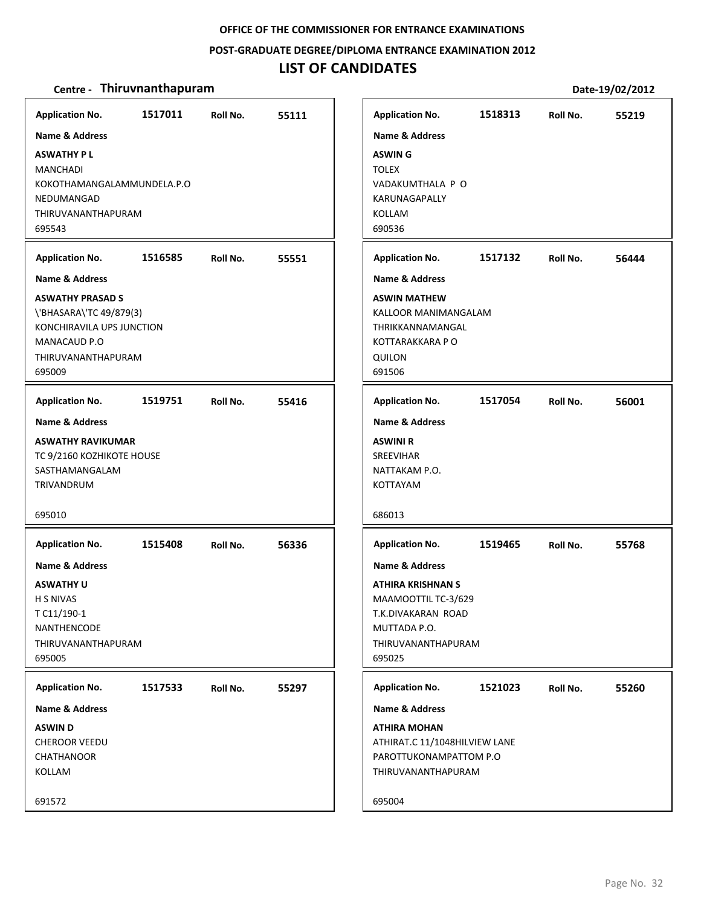**OFFICE OF THE COMMISSIONER FOR ENTRANCE EXAMINATIONS**

**POST-GRADUATE DEGREE/DIPLOMA ENTRANCE EXAMINATION 2012**

# LIST OF CANDIDATES

**Centre - Thiruvnanthapuram** **Date-19/02/2012**

**Application No.** 1517011 **Roll No.** 55111
**Name & Address**
**ASWATHY P L**
MANCHADI
KOKOTHAMANGALAMMUNDELA.P.O
NEDUMANGAD
THIRUVANANTHAPURAM
695543

**Application No.** 1516585 **Roll No.** 55551
**Name & Address**
**ASWATHY PRASAD S**
\'BHASARA\'TC 49/879(3)
KONCHIRAVILA UPS JUNCTION
MANACAUD P.O
THIRUVANANTHAPURAM
695009

**Application No.** 1519751 **Roll No.** 55416
**Name & Address**
**ASWATHY RAVIKUMAR**
TC 9/2160 KOZHIKOTE HOUSE
SASTHAMANGALAM
TRIVANDRUM
695010

**Application No.** 1515408 **Roll No.** 56336
**Name & Address**
**ASWATHY U**
H S NIVAS
T C11/190-1
NANTHENCODE
THIRUVANANTHAPURAM
695005

**Application No.** 1517533 **Roll No.** 55297
**Name & Address**
**ASWIN D**
CHEROOR VEEDU
CHATHANOOR
KOLLAM
691572

**Application No.** 1518313 **Roll No.** 55219
**Name & Address**
**ASWIN G**
TOLEX
VADAKUMTHALA P O
KARUNAGAPALLY
KOLLAM
690536

**Application No.** 1517132 **Roll No.** 56444
**Name & Address**
**ASWIN MATHEW**
KALLOOR MANIMANGALAM
THRIKKANNAMANGAL
KOTTARAKKARA P O
QUILON
691506

**Application No.** 1517054 **Roll No.** 56001
**Name & Address**
**ASWINI R**
SREEVIHAR
NATTAKAM P.O.
KOTTAYAM
686013

**Application No.** 1519465 **Roll No.** 55768
**Name & Address**
**ATHIRA KRISHNAN S**
MAAMOOTTIL TC-3/629
T.K.DIVAKARAN ROAD
MUTTADA P.O.
THIRUVANANTHAPURAM
695025

**Application No.** 1521023 **Roll No.** 55260
**Name & Address**
**ATHIRA MOHAN**
ATHIRAT.C 11/1048HILVIEW LANE
PAROTTUKONAMPATTOM P.O
THIRUVANANTHAPURAM
695004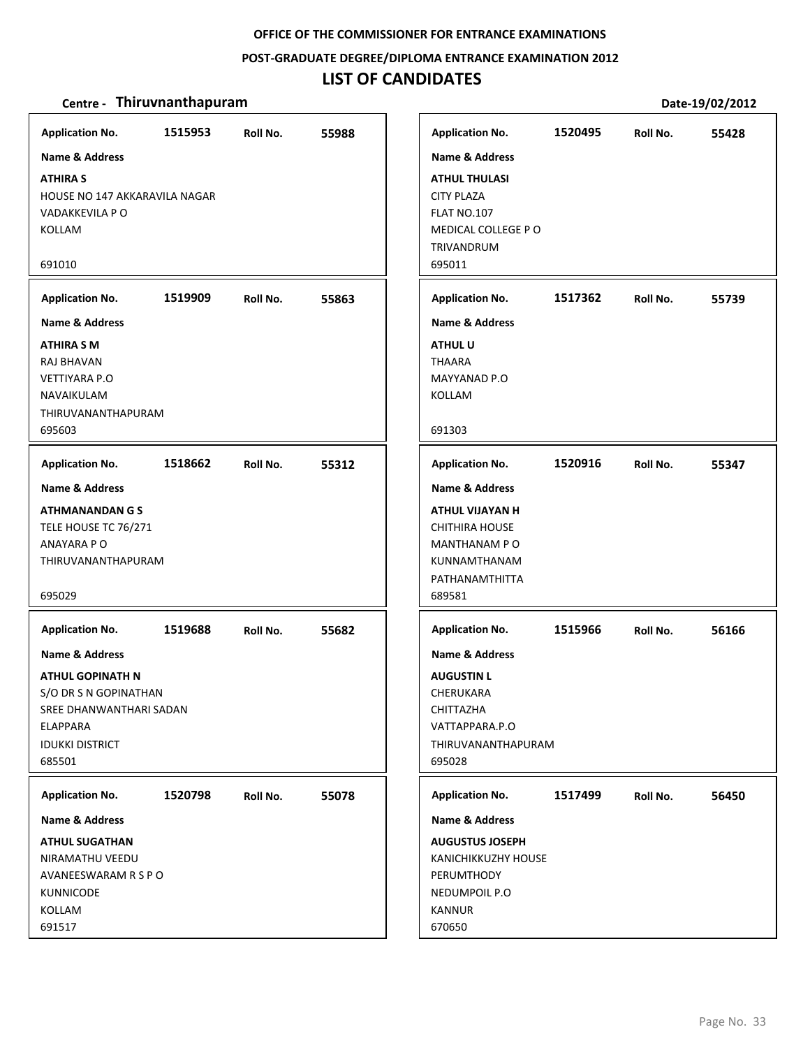**OFFICE OF THE COMMISSIONER FOR ENTRANCE EXAMINATIONS**

**POST-GRADUATE DEGREE/DIPLOMA ENTRANCE EXAMINATION 2012**

# LIST OF CANDIDATES

**Centre - Thiruvnanthapuram** **Date-19/02/2012**

**Application No.** 1515953 **Roll No.** 55988
**Name & Address**
**ATHIRA S**
HOUSE NO 147 AKKARAVILA NAGAR
VADAKKEVILA P O
KOLLAM
691010

**Application No.** 1520495 **Roll No.** 55428
**Name & Address**
**ATHUL THULASI**
CITY PLAZA
FLAT NO.107
MEDICAL COLLEGE P O
TRIVANDRUM
695011

**Application No.** 1519909 **Roll No.** 55863
**Name & Address**
**ATHIRA S M**
RAJ BHAVAN
VETTIYARA P.O
NAVAIKULAM
THIRUVANANTHAPURAM
695603

**Application No.** 1517362 **Roll No.** 55739
**Name & Address**
**ATHUL U**
THAARA
MAYYANAD P.O
KOLLAM
691303

**Application No.** 1518662 **Roll No.** 55312
**Name & Address**
**ATHMANANDAN G S**
TELE HOUSE TC 76/271
ANAYARA P O
THIRUVANANTHAPURAM
695029

**Application No.** 1520916 **Roll No.** 55347
**Name & Address**
**ATHUL VIJAYAN H**
CHITHIRA HOUSE
MANTHANAM P O
KUNNAMTHANAM
PATHANAMTHITTA
689581

**Application No.** 1519688 **Roll No.** 55682
**Name & Address**
**ATHUL GOPINATH N**
S/O DR S N GOPINATHAN
SREE DHANWANTHARI SADAN
ELAPPARA
IDUKKI DISTRICT
685501

**Application No.** 1515966 **Roll No.** 56166
**Name & Address**
**AUGUSTIN L**
CHERUKARA
CHITTAZHA
VATTAPPARA.P.O
THIRUVANANTHAPURAM
695028

**Application No.** 1520798 **Roll No.** 55078
**Name & Address**
**ATHUL SUGATHAN**
NIRAMATHU VEEDU
AVANEESWARAM R S P O
KUNNICODE
KOLLAM
691517

**Application No.** 1517499 **Roll No.** 56450
**Name & Address**
**AUGUSTUS JOSEPH**
KANICHIKKUZHY HOUSE
PERUMTHODY
NEDUMPOIL P.O
KANNUR
670650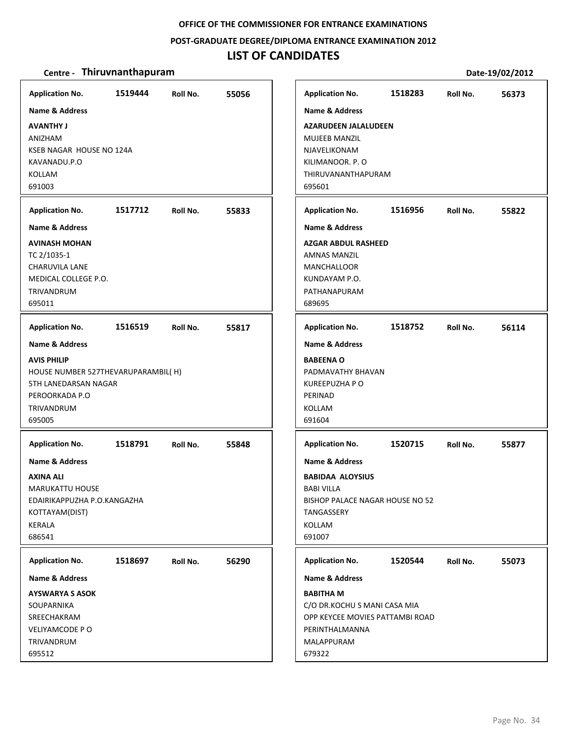**OFFICE OF THE COMMISSIONER FOR ENTRANCE EXAMINATIONS**

**POST-GRADUATE DEGREE/DIPLOMA ENTRANCE EXAMINATION 2012**

# LIST OF CANDIDATES

**Centre - Thiruvnanthapuram** **Date-19/02/2012**

---

**Application No.** 1519444 **Roll No.** 55056

**Name & Address**

**AVANTHY J**
ANIZHAM
KSEB NAGAR HOUSE NO 124A
KAVANADU.P.O
KOLLAM
691003

---

**Application No.** 1517712 **Roll No.** 55833

**Name & Address**

**AVINASH MOHAN**
TC 2/1035-1
CHARUVILA LANE
MEDICAL COLLEGE P.O.
TRIVANDRUM
695011

---

**Application No.** 1516519 **Roll No.** 55817

**Name & Address**

**AVIS PHILIP**
HOUSE NUMBER 527THEVARUPARAMBIL( H)
5TH LANEDARSAN NAGAR
PEROORKADA P.O
TRIVANDRUM
695005

---

**Application No.** 1518791 **Roll No.** 55848

**Name & Address**

**AXINA ALI**
MARUKATTU HOUSE
EDAIRIKAPPUZHA P.O.KANGAZHA
KOTTAYAM(DIST)
KERALA
686541

---

**Application No.** 1518697 **Roll No.** 56290

**Name & Address**

**AYSWARYA S ASOK**
SOUPARNIKA
SREECHAKRAM
VELIYAMCODE P O
TRIVANDRUM
695512

---

**Application No.** 1518283 **Roll No.** 56373

**Name & Address**

**AZARUDEEN JALALUDEEN**
MUJEEB MANZIL
NJAVELIKONAM
KILIMANOOR. P. O
THIRUVANANTHAPURAM
695601

---

**Application No.** 1516956 **Roll No.** 55822

**Name & Address**

**AZGAR ABDUL RASHEED**
AMNAS MANZIL
MANCHALLOOR
KUNDAYAM P.O.
PATHANAPURAM
689695

---

**Application No.** 1518752 **Roll No.** 56114

**Name & Address**

**BABEENA O**
PADMAVATHY BHAVAN
KUREEPUZHA P O
PERINAD
KOLLAM
691604

---

**Application No.** 1520715 **Roll No.** 55877

**Name & Address**

**BABIDAA ALOYSIUS**
BABI VILLA
BISHOP PALACE NAGAR HOUSE NO 52
TANGASSERY
KOLLAM
691007

---

**Application No.** 1520544 **Roll No.** 55073

**Name & Address**

**BABITHA M**
C/O DR.KOCHU S MANI CASA MIA
OPP KEYCEE MOVIES PATTAMBI ROAD
PERINTHALMANNA
MALAPPURAM
679322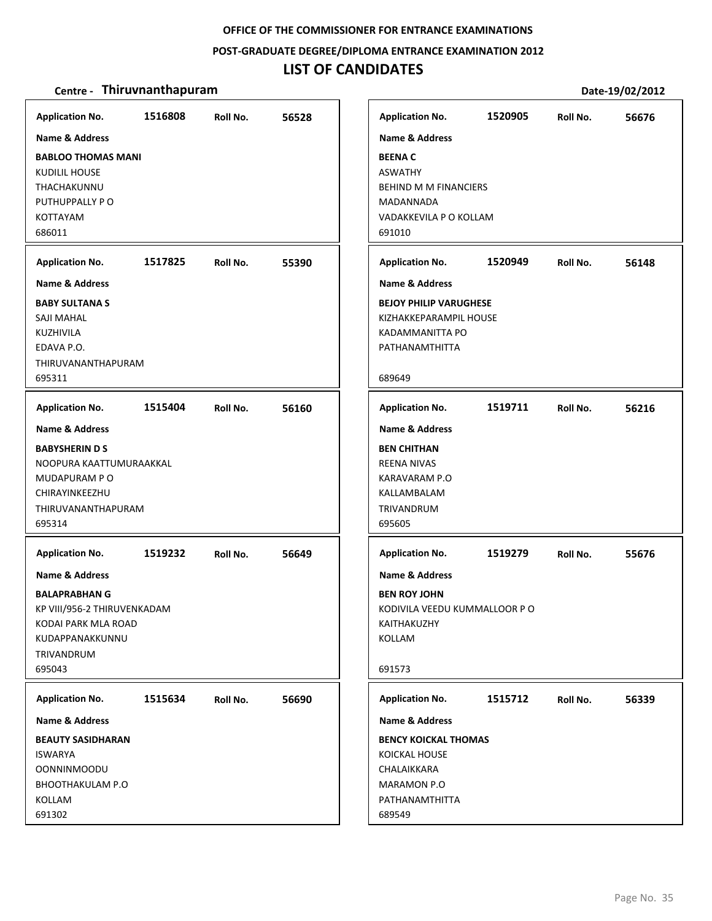**OFFICE OF THE COMMISSIONER FOR ENTRANCE EXAMINATIONS**

**POST-GRADUATE DEGREE/DIPLOMA ENTRANCE EXAMINATION 2012**

# LIST OF CANDIDATES

**Centre - Thiruvnanthapuram** | **Date-19/02/2012**

**Application No.** 1516808 **Roll No.** 56528
**Name & Address**
**BABLOO THOMAS MANI**
KUDILIL HOUSE
THACHAKUNNU
PUTHUPPALLY P O
KOTTAYAM
686011

**Application No.** 1517825 **Roll No.** 55390
**Name & Address**
**BABY SULTANA S**
SAJI MAHAL
KUZHIVILA
EDAVA P.O.
THIRUVANANTHAPURAM
695311

**Application No.** 1515404 **Roll No.** 56160
**Name & Address**
**BABYSHERIN D S**
NOOPURA KAATTUMURAAKKAL
MUDAPURAM P O
CHIRAYINKEEZHU
THIRUVANANTHAPURAM
695314

**Application No.** 1519232 **Roll No.** 56649
**Name & Address**
**BALAPRABHAN G**
KP VIII/956-2 THIRUVENKADAM
KODAI PARK MLA ROAD
KUDAPPANAKKUNNU
TRIVANDRUM
695043

**Application No.** 1515634 **Roll No.** 56690
**Name & Address**
**BEAUTY SASIDHARAN**
ISWARYA
OONNINMOODU
BHOOTHAKULAM P.O
KOLLAM
691302

**Application No.** 1520905 **Roll No.** 56676
**Name & Address**
**BEENA C**
ASWATHY
BEHIND M M FINANCIERS
MADANNADA
VADAKKEVILA P O KOLLAM
691010

**Application No.** 1520949 **Roll No.** 56148
**Name & Address**
**BEJOY PHILIP VARUGHESE**
KIZHAKKEPARAMPIL HOUSE
KADAMMANITTA PO
PATHANAMTHITTA
689649

**Application No.** 1519711 **Roll No.** 56216
**Name & Address**
**BEN CHITHAN**
REENA NIVAS
KARAVARAM P.O
KALLAMBALAM
TRIVANDRUM
695605

**Application No.** 1519279 **Roll No.** 55676
**Name & Address**
**BEN ROY JOHN**
KODIVILA VEEDU KUMMALLOOR P O
KAITHAKUZHY
KOLLAM
691573

**Application No.** 1515712 **Roll No.** 56339
**Name & Address**
**BENCY KOICKAL THOMAS**
KOICKAL HOUSE
CHALAIKKARA
MARAMON P.O
PATHANAMTHITTA
689549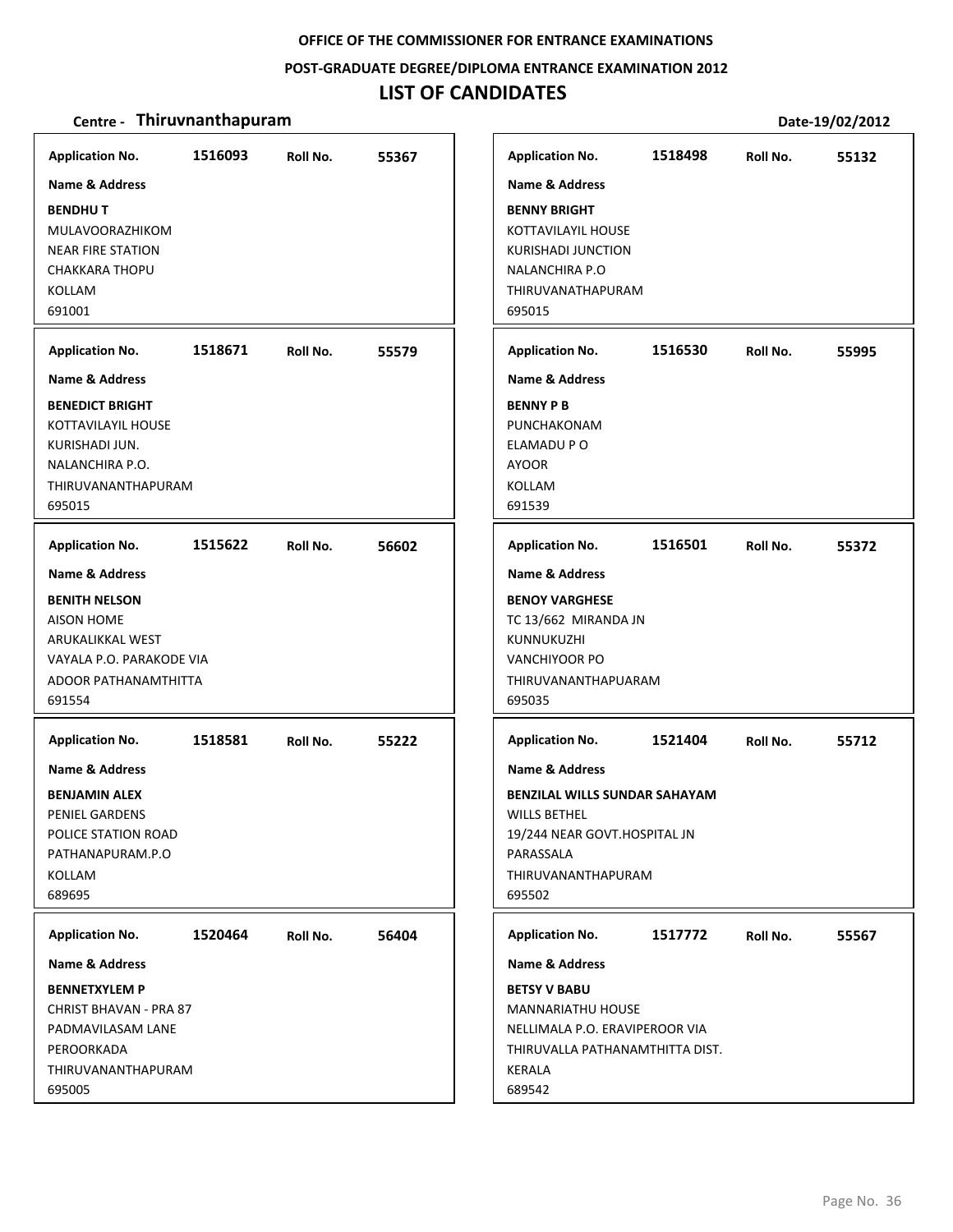**OFFICE OF THE COMMISSIONER FOR ENTRANCE EXAMINATIONS**

**POST-GRADUATE DEGREE/DIPLOMA ENTRANCE EXAMINATION 2012**

# LIST OF CANDIDATES

**Centre - Thiruvnanthapuram** **Date-19/02/2012**

| Application No. | Roll No. | Name & Address |
|---|---|---|
| 1516093 | 55367 | **BENDHU T**<br>MULAVOORAZHIKOM<br>NEAR FIRE STATION<br>CHAKKARA THOPU<br>KOLLAM<br>691001 |
| 1518671 | 55579 | **BENEDICT BRIGHT**<br>KOTTAVILAYIL HOUSE<br>KURISHADI JUN.<br>NALANCHIRA P.O.<br>THIRUVANANTHAPURAM<br>695015 |
| 1515622 | 56602 | **BENITH NELSON**<br>AISON HOME<br>ARUKALIKKAL WEST<br>VAYALA P.O. PARAKODE VIA<br>ADOOR PATHANAMTHITTA<br>691554 |
| 1518581 | 55222 | **BENJAMIN ALEX**<br>PENIEL GARDENS<br>POLICE STATION ROAD<br>PATHANAPURAM.P.O<br>KOLLAM<br>689695 |
| 1520464 | 56404 | **BENNETXYLEM P**<br>CHRIST BHAVAN - PRA 87<br>PADMAVILASAM LANE<br>PEROORKADA<br>THIRUVANANTHAPURAM<br>695005 |
| 1518498 | 55132 | **BENNY BRIGHT**<br>KOTTAVILAYIL HOUSE<br>KURISHADI JUNCTION<br>NALANCHIRA P.O<br>THIRUVANATHAPURAM<br>695015 |
| 1516530 | 55995 | **BENNY P B**<br>PUNCHAKONAM<br>ELAMADU P O<br>AYOOR<br>KOLLAM<br>691539 |
| 1516501 | 55372 | **BENOY VARGHESE**<br>TC 13/662 MIRANDA JN<br>KUNNUKUZHI<br>VANCHIYOOR PO<br>THIRUVANANTHAPUARAM<br>695035 |
| 1521404 | 55712 | **BENZILAL WILLS SUNDAR SAHAYAM**<br>WILLS BETHEL<br>19/244 NEAR GOVT.HOSPITAL JN<br>PARASSALA<br>THIRUVANANTHAPURAM<br>695502 |
| 1517772 | 55567 | **BETSY V BABU**<br>MANNARIATHU HOUSE<br>NELLIMALA P.O. ERAVIPEROOR VIA<br>THIRUVALLA PATHANAMTHITTA DIST.<br>KERALA<br>689542 |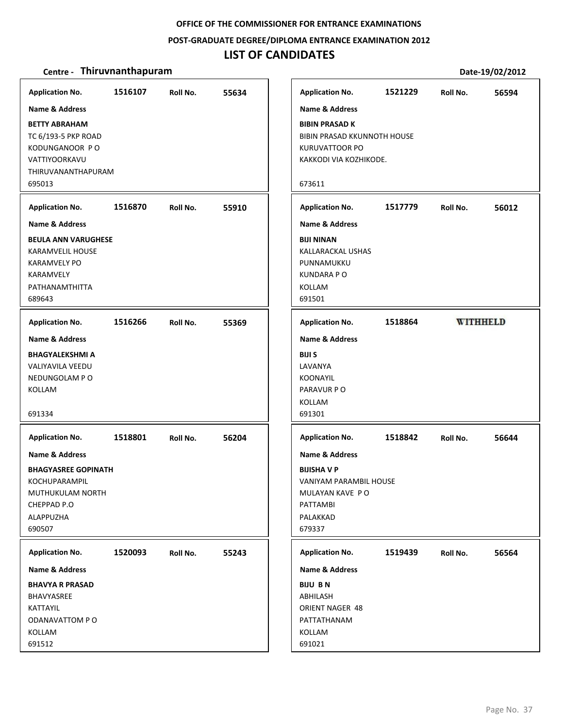OFFICE OF THE COMMISSIONER FOR ENTRANCE EXAMINATIONS

POST-GRADUATE DEGREE/DIPLOMA ENTRANCE EXAMINATION 2012

# LIST OF CANDIDATES

**Centre - Thiruvnanthapuram** Date-19/02/2012

**Application No.** 1516107 **Roll No.** 55634

**Name & Address**

**BETTY ABRAHAM**
TC 6/193-5 PKP ROAD
KODUNGANOOR P O
VATTIYOORKAVU
THIRUVANANTHAPURAM
695013

**Application No.** 1516870 **Roll No.** 55910

**Name & Address**

**BEULA ANN VARUGHESE**
KARAMVELIL HOUSE
KARAMVELY PO
KARAMVELY
PATHANAMTHITTA
689643

**Application No.** 1516266 **Roll No.** 55369

**Name & Address**

**BHAGYALEKSHMI A**
VALIYAVILA VEEDU
NEDUNGOLAM P O
KOLLAM

691334

**Application No.** 1518801 **Roll No.** 56204

**Name & Address**

**BHAGYASREE GOPINATH**
KOCHUPARAMPIL
MUTHUKULAM NORTH
CHEPPAD P.O
ALAPPUZHA
690507

**Application No.** 1520093 **Roll No.** 55243

**Name & Address**

**BHAVYA R PRASAD**
BHAVYASREE
KATTAYIL
ODANAVATTOM P O
KOLLAM
691512

**Application No.** 1521229 **Roll No.** 56594

**Name & Address**

**BIBIN PRASAD K**
BIBIN PRASAD KKUNNOTH HOUSE
KURUVATTOOR PO
KAKKODI VIA KOZHIKODE.

673611

**Application No.** 1517779 **Roll No.** 56012

**Name & Address**

**BIJI NINAN**
KALLARACKAL USHAS
PUNNAMUKKU
KUNDARA P O
KOLLAM
691501

**Application No.** 1518864 **WITHHELD**

**Name & Address**

**BIJI S**
LAVANYA
KOONAYIL
PARAVUR P O
KOLLAM
691301

**Application No.** 1518842 **Roll No.** 56644

**Name & Address**

**BIJISHA V P**
VANIYAM PARAMBIL HOUSE
MULAYAN KAVE P O
PATTAMBI
PALAKKAD
679337

**Application No.** 1519439 **Roll No.** 56564

**Name & Address**

**BIJU B N**
ABHILASH
ORIENT NAGER 48
PATTATHANAM
KOLLAM
691021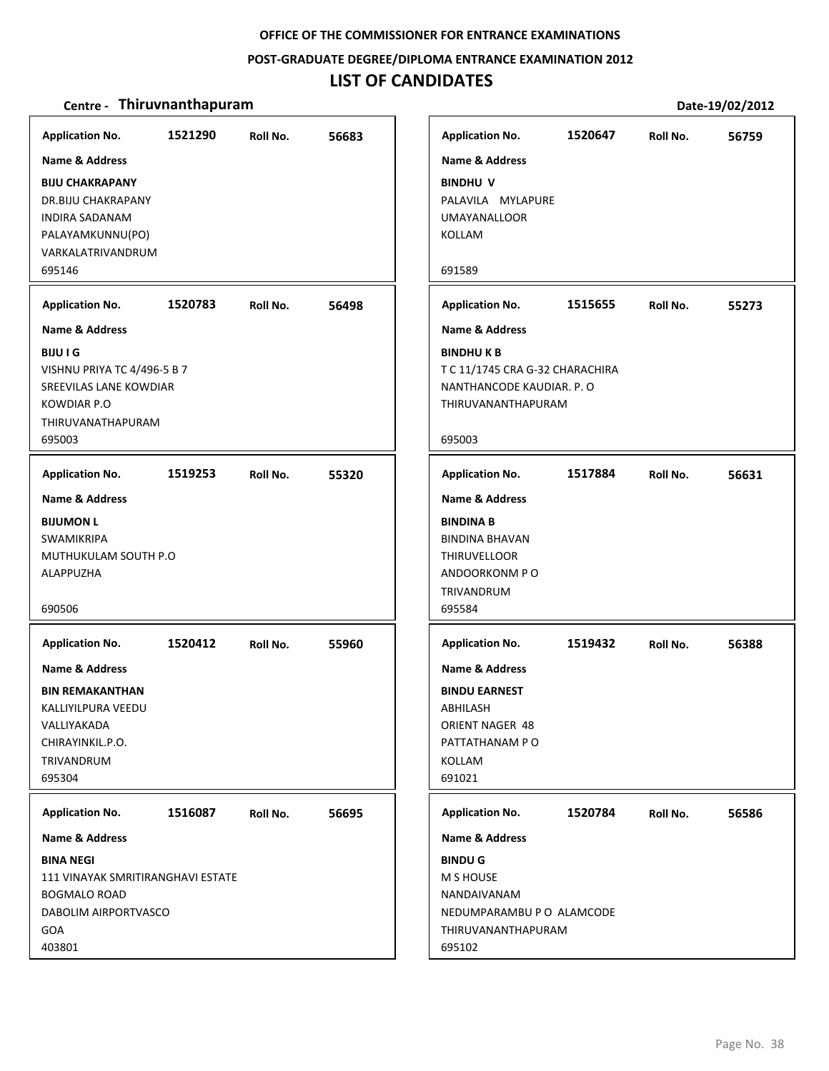**OFFICE OF THE COMMISSIONER FOR ENTRANCE EXAMINATIONS**

**POST-GRADUATE DEGREE/DIPLOMA ENTRANCE EXAMINATION 2012**

# LIST OF CANDIDATES

**Centre - Thiruvnanthapuram** **Date-19/02/2012**

| Application No. | Roll No. | Name & Address |
|---|---|---|
| 1521290 | 56683 | **BIJU CHAKRAPANY**<br>DR.BIJU CHAKRAPANY<br>INDIRA SADANAM<br>PALAYAMKUNNU(PO)<br>VARKALATRIVANDRUM<br>695146 |
| 1520783 | 56498 | **BIJU I G**<br>VISHNU PRIYA TC 4/496-5 B 7<br>SREEVILAS LANE KOWDIAR<br>KOWDIAR P.O<br>THIRUVANATHAPURAM<br>695003 |
| 1519253 | 55320 | **BIJUMON L**<br>SWAMIKRIPA<br>MUTHUKULAM SOUTH P.O<br>ALAPPUZHA<br>690506 |
| 1520412 | 55960 | **BIN REMAKANTHAN**<br>KALLIYILPURA VEEDU<br>VALLIYAKADA<br>CHIRAYINKIL.P.O.<br>TRIVANDRUM<br>695304 |
| 1516087 | 56695 | **BINA NEGI**<br>111 VINAYAK SMRITIRANGHAVI ESTATE<br>BOGMALO ROAD<br>DABOLIM AIRPORTVASCO<br>GOA<br>403801 |
| 1520647 | 56759 | **BINDHU V**<br>PALAVILA MYLAPURE<br>UMAYANALLOOR<br>KOLLAM<br>691589 |
| 1515655 | 55273 | **BINDHU K B**<br>T C 11/1745 CRA G-32 CHARACHIRA<br>NANTHANCODE KAUDIAR. P. O<br>THIRUVANANTHAPURAM<br>695003 |
| 1517884 | 56631 | **BINDINA B**<br>BINDINA BHAVAN<br>THIRUVELLOOR<br>ANDOORKONM P O<br>TRIVANDRUM<br>695584 |
| 1519432 | 56388 | **BINDU EARNEST**<br>ABHILASH<br>ORIENT NAGER 48<br>PATTATHANAM P O<br>KOLLAM<br>691021 |
| 1520784 | 56586 | **BINDU G**<br>M S HOUSE<br>NANDAIVANAM<br>NEDUMPARAMBU P O ALAMCODE<br>THIRUVANANTHAPURAM<br>695102 |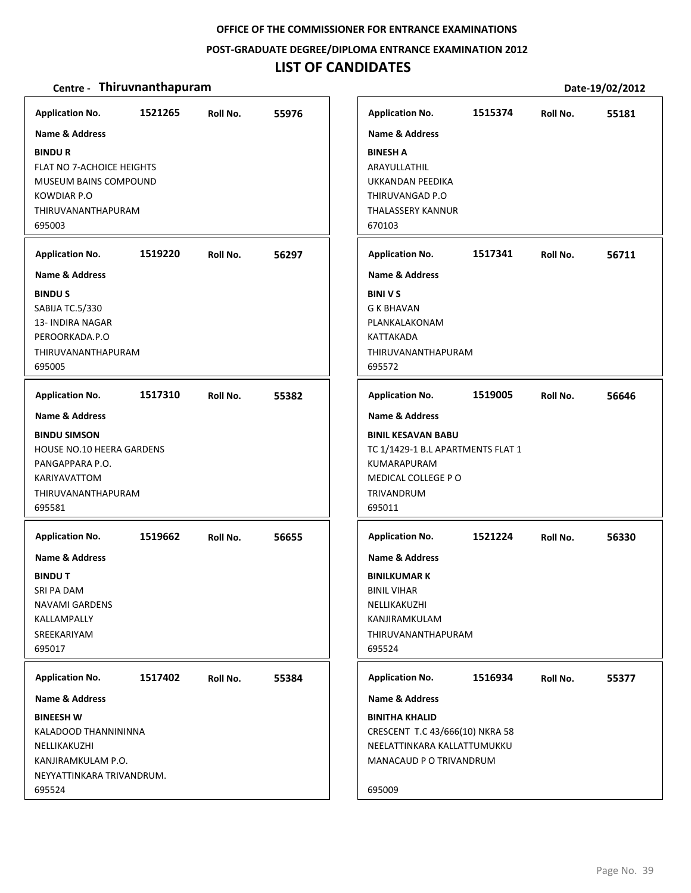OFFICE OF THE COMMISSIONER FOR ENTRANCE EXAMINATIONS

POST-GRADUATE DEGREE/DIPLOMA ENTRANCE EXAMINATION 2012

# LIST OF CANDIDATES

**Centre - Thiruvnanthapuram** | **Date-19/02/2012**

**Application No.** 1521265 **Roll No.** 55976

**Name & Address**

**BINDU R**
FLAT NO 7-ACHOICE HEIGHTS
MUSEUM BAINS COMPOUND
KOWDIAR P.O
THIRUVANANTHAPURAM
695003

**Application No.** 1519220 **Roll No.** 56297

**Name & Address**

**BINDU S**
SABIJA TC.5/330
13- INDIRA NAGAR
PEROORKADA.P.O
THIRUVANANTHAPURAM
695005

**Application No.** 1517310 **Roll No.** 55382

**Name & Address**

**BINDU SIMSON**
HOUSE NO.10 HEERA GARDENS
PANGAPPARA P.O.
KARIYAVATTOM
THIRUVANANTHAPURAM
695581

**Application No.** 1519662 **Roll No.** 56655

**Name & Address**

**BINDU T**
SRI PA DAM
NAVAMI GARDENS
KALLAMPALLY
SREEKARIYAM
695017

**Application No.** 1517402 **Roll No.** 55384

**Name & Address**

**BINEESH W**
KALADOOD THANNININNA
NELLIKAKUZHI
KANJIRAMKULAM P.O.
NEYYATTINKARA TRIVANDRUM.
695524

**Application No.** 1515374 **Roll No.** 55181

**Name & Address**

**BINESH A**
ARAYULLATHIL
UKKANDAN PEEDIKA
THIRUVANGAD P.O
THALASSERY KANNUR
670103

**Application No.** 1517341 **Roll No.** 56711

**Name & Address**

**BINI V S**
G K BHAVAN
PLANKALAKONAM
KATTAKADA
THIRUVANANTHAPURAM
695572

**Application No.** 1519005 **Roll No.** 56646

**Name & Address**

**BINIL KESAVAN BABU**
TC 1/1429-1 B.L APARTMENTS FLAT 1
KUMARAPURAM
MEDICAL COLLEGE P O
TRIVANDRUM
695011

**Application No.** 1521224 **Roll No.** 56330

**Name & Address**

**BINILKUMAR K**
BINIL VIHAR
NELLIKAKUZHI
KANJIRAMKULAM
THIRUVANANTHAPURAM
695524

**Application No.** 1516934 **Roll No.** 55377

**Name & Address**

**BINITHA KHALID**
CRESCENT T.C 43/666(10) NKRA 58
NEELATTINKARA KALLATTUMUKKU
MANACAUD P O TRIVANDRUM

695009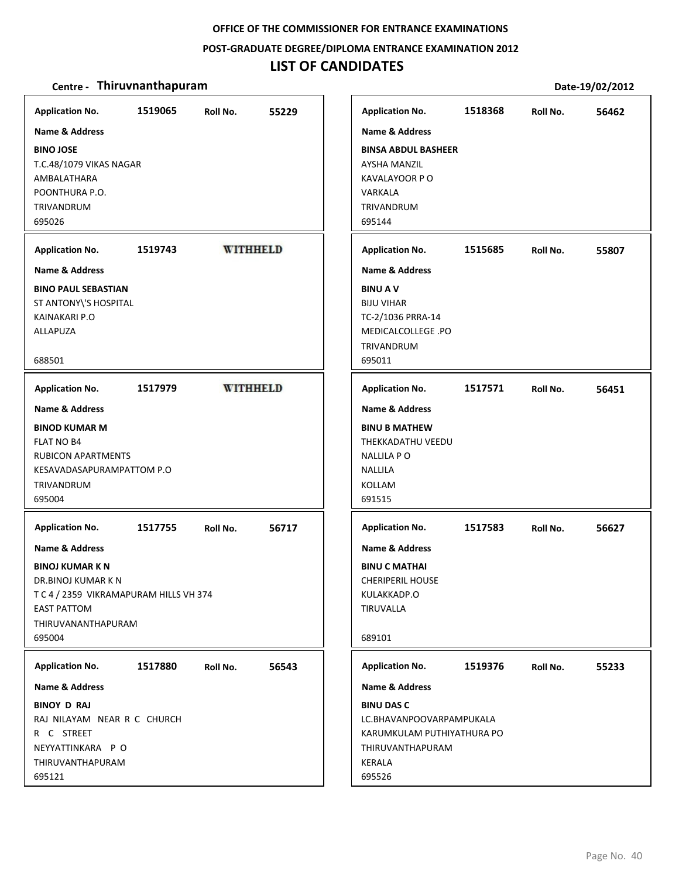**OFFICE OF THE COMMISSIONER FOR ENTRANCE EXAMINATIONS**

**POST-GRADUATE DEGREE/DIPLOMA ENTRANCE EXAMINATION 2012**

# LIST OF CANDIDATES

**Centre - Thiruvnanthapuram** **Date-19/02/2012**

| Application No. | Roll No. | Name & Address |
|---|---|---|
| 1519065 | 55229 | **BINO JOSE**<br>T.C.48/1079 VIKAS NAGAR<br>AMBALATHARA<br>POONTHURA P.O.<br>TRIVANDRUM<br>695026 |
| 1519743 | WITHHELD | **BINO PAUL SEBASTIAN**<br>ST ANTONY\'S HOSPITAL<br>KAINAKARI P.O<br>ALLAPUZA<br>688501 |
| 1517979 | WITHHELD | **BINOD KUMAR M**<br>FLAT NO B4<br>RUBICON APARTMENTS<br>KESAVADASAPURAMPATTOM P.O<br>TRIVANDRUM<br>695004 |
| 1517755 | 56717 | **BINOJ KUMAR K N**<br>DR.BINOJ KUMAR K N<br>T C 4 / 2359 VIKRAMAPURAM HILLS VH 374<br>EAST PATTOM<br>THIRUVANANTHAPURAM<br>695004 |
| 1517880 | 56543 | **BINOY D RAJ**<br>RAJ NILAYAM NEAR R C CHURCH<br>R C STREET<br>NEYYATTINKARA P O<br>THIRUVANTHAPURAM<br>695121 |
| 1518368 | 56462 | **BINSA ABDUL BASHEER**<br>AYSHA MANZIL<br>KAVALAYOOR P O<br>VARKALA<br>TRIVANDRUM<br>695144 |
| 1515685 | 55807 | **BINU A V**<br>BIJU VIHAR<br>TC-2/1036 PRRA-14<br>MEDICALCOLLEGE .PO<br>TRIVANDRUM<br>695011 |
| 1517571 | 56451 | **BINU B MATHEW**<br>THEKKADATHU VEEDU<br>NALLILA P O<br>NALLILA<br>KOLLAM<br>691515 |
| 1517583 | 56627 | **BINU C MATHAI**<br>CHERIPERIL HOUSE<br>KULAKKADP.O<br>TIRUVALLA<br>689101 |
| 1519376 | 55233 | **BINU DAS C**<br>LC.BHAVANPOOVARPAMPUKALA<br>KARUMKULAM PUTHIYATHURA PO<br>THIRUVANTHAPURAM<br>KERALA<br>695526 |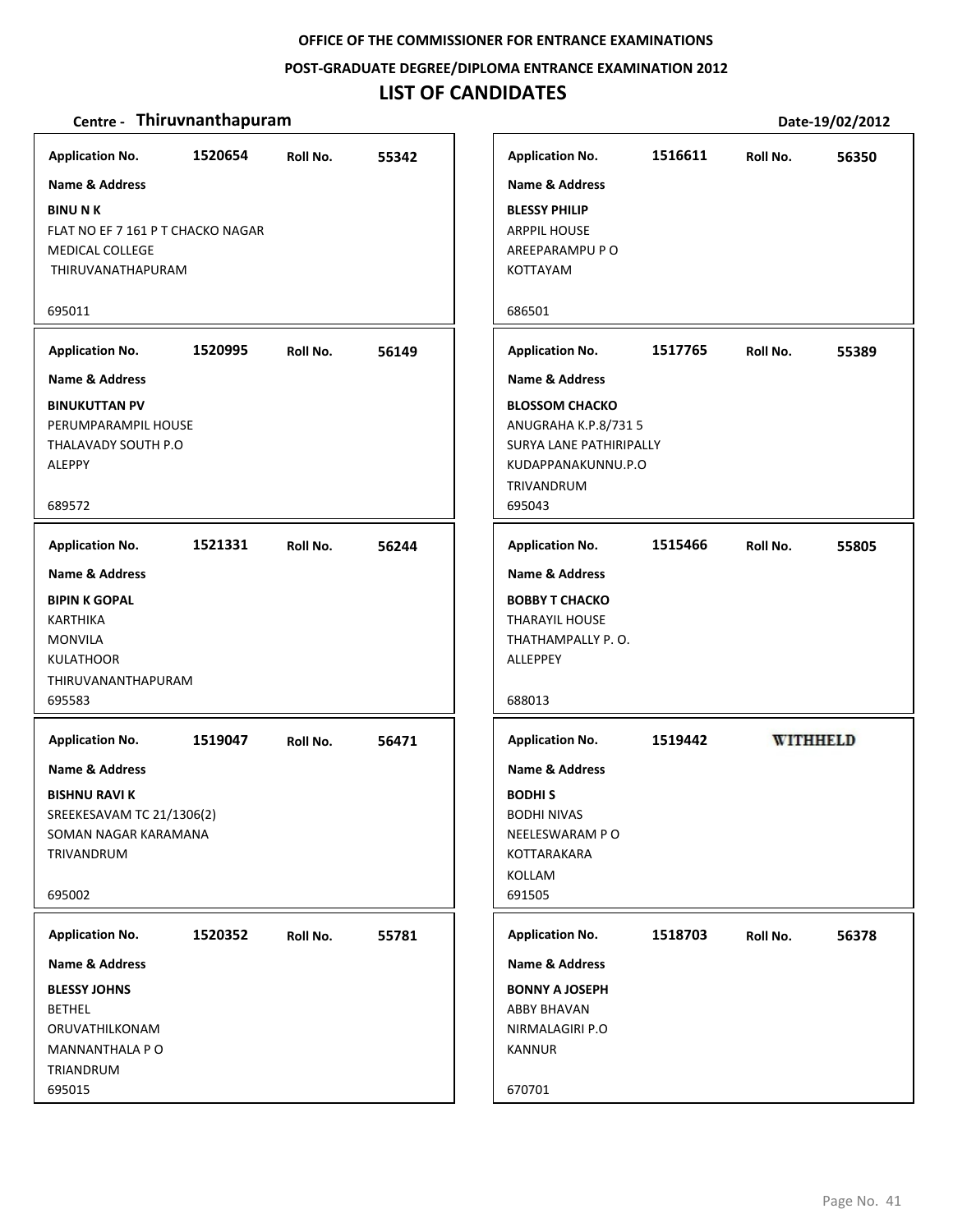**OFFICE OF THE COMMISSIONER FOR ENTRANCE EXAMINATIONS**

**POST-GRADUATE DEGREE/DIPLOMA ENTRANCE EXAMINATION 2012**

# LIST OF CANDIDATES

**Centre - Thiruvnanthapuram** **Date-19/02/2012**

**Application No.** 1520654 **Roll No.** 55342

**Name & Address**

**BINU N K**
FLAT NO EF 7 161 P T CHACKO NAGAR
MEDICAL COLLEGE
THIRUVANATHAPURAM

695011

---

**Application No.** 1520995 **Roll No.** 56149

**Name & Address**

**BINUKUTTAN PV**
PERUMPARAMPIL HOUSE
THALAVADY SOUTH P.O
ALEPPY

689572

---

**Application No.** 1521331 **Roll No.** 56244

**Name & Address**

**BIPIN K GOPAL**
KARTHIKA
MONVILA
KULATHOOR
THIRUVANANTHAPURAM
695583

---

**Application No.** 1519047 **Roll No.** 56471

**Name & Address**

**BISHNU RAVI K**
SREEKESAVAM TC 21/1306(2)
SOMAN NAGAR KARAMANA
TRIVANDRUM

695002

---

**Application No.** 1520352 **Roll No.** 55781

**Name & Address**

**BLESSY JOHNS**
BETHEL
ORUVATHILKONAM
MANNANTHALA P O
TRIANDRUM
695015

---

**Application No.** 1516611 **Roll No.** 56350

**Name & Address**

**BLESSY PHILIP**
ARPPIL HOUSE
AREEPARAMPU P O
KOTTAYAM

686501

---

**Application No.** 1517765 **Roll No.** 55389

**Name & Address**

**BLOSSOM CHACKO**
ANUGRAHA K.P.8/731 5
SURYA LANE PATHIRIPALLY
KUDAPPANAKUNNU.P.O
TRIVANDRUM
695043

---

**Application No.** 1515466 **Roll No.** 55805

**Name & Address**

**BOBBY T CHACKO**
THARAYIL HOUSE
THATHAMPALLY P. O.
ALLEPPEY

688013

---

**Application No.** 1519442 **WITHHELD**

**Name & Address**

**BODHI S**
BODHI NIVAS
NEELESWARAM P O
KOTTARAKARA
KOLLAM
691505

---

**Application No.** 1518703 **Roll No.** 56378

**Name & Address**

**BONNY A JOSEPH**
ABBY BHAVAN
NIRMALAGIRI P.O
KANNUR

670701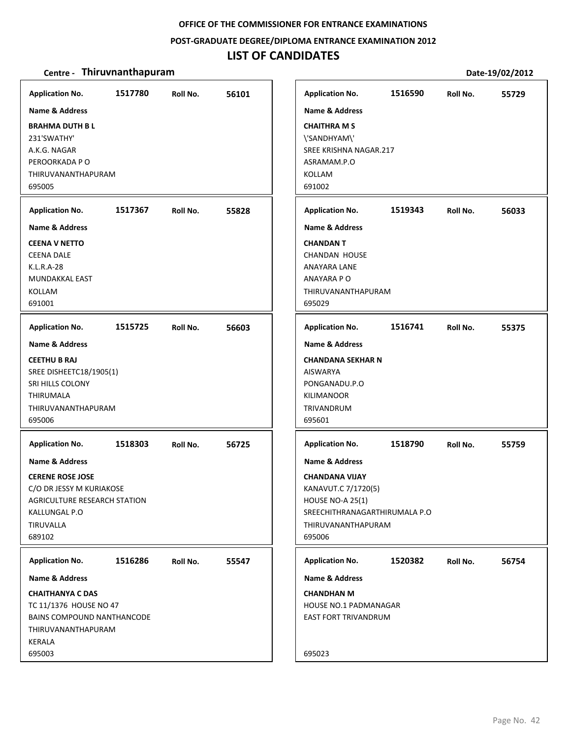**OFFICE OF THE COMMISSIONER FOR ENTRANCE EXAMINATIONS**

**POST-GRADUATE DEGREE/DIPLOMA ENTRANCE EXAMINATION 2012**

# LIST OF CANDIDATES

**Centre - Thiruvnanthapuram** **Date-19/02/2012**

**Application No.** 1517780 **Roll No.** 56101

**Name & Address**

**BRAHMA DUTH B L**
231'SWATHY'
A.K.G. NAGAR
PEROORKADA P O
THIRUVANANTHAPURAM
695005

---

**Application No.** 1517367 **Roll No.** 55828

**Name & Address**

**CEENA V NETTO**
CEENA DALE
K.L.R.A-28
MUNDAKKAL EAST
KOLLAM
691001

---

**Application No.** 1515725 **Roll No.** 56603

**Name & Address**

**CEETHU B RAJ**
SREE DISHEETC18/1905(1)
SRI HILLS COLONY
THIRUMALA
THIRUVANANTHAPURAM
695006

---

**Application No.** 1518303 **Roll No.** 56725

**Name & Address**

**CERENE ROSE JOSE**
C/O DR JESSY M KURIAKOSE
AGRICULTURE RESEARCH STATION
KALLUNGAL P.O
TIRUVALLA
689102

---

**Application No.** 1516286 **Roll No.** 55547

**Name & Address**

**CHAITHANYA C DAS**
TC 11/1376 HOUSE NO 47
BAINS COMPOUND NANTHANCODE
THIRUVANANTHAPURAM
KERALA
695003

---

**Application No.** 1516590 **Roll No.** 55729

**Name & Address**

**CHAITHRA M S**
\'SANDHYAM\'
SREE KRISHNA NAGAR.217
ASRAMAM.P.O
KOLLAM
691002

---

**Application No.** 1519343 **Roll No.** 56033

**Name & Address**

**CHANDAN T**
CHANDAN HOUSE
ANAYARA LANE
ANAYARA P O
THIRUVANANTHAPURAM
695029

---

**Application No.** 1516741 **Roll No.** 55375

**Name & Address**

**CHANDANA SEKHAR N**
AISWARYA
PONGANADU.P.O
KILIMANOOR
TRIVANDRUM
695601

---

**Application No.** 1518790 **Roll No.** 55759

**Name & Address**

**CHANDANA VIJAY**
KANAVUT.C 7/1720(5)
HOUSE NO-A 25(1)
SREECHITHRANAGARTHIRUMALA P.O
THIRUVANANTHAPURAM
695006

---

**Application No.** 1520382 **Roll No.** 56754

**Name & Address**

**CHANDHAN M**
HOUSE NO.1 PADMANAGAR
EAST FORT TRIVANDRUM
695023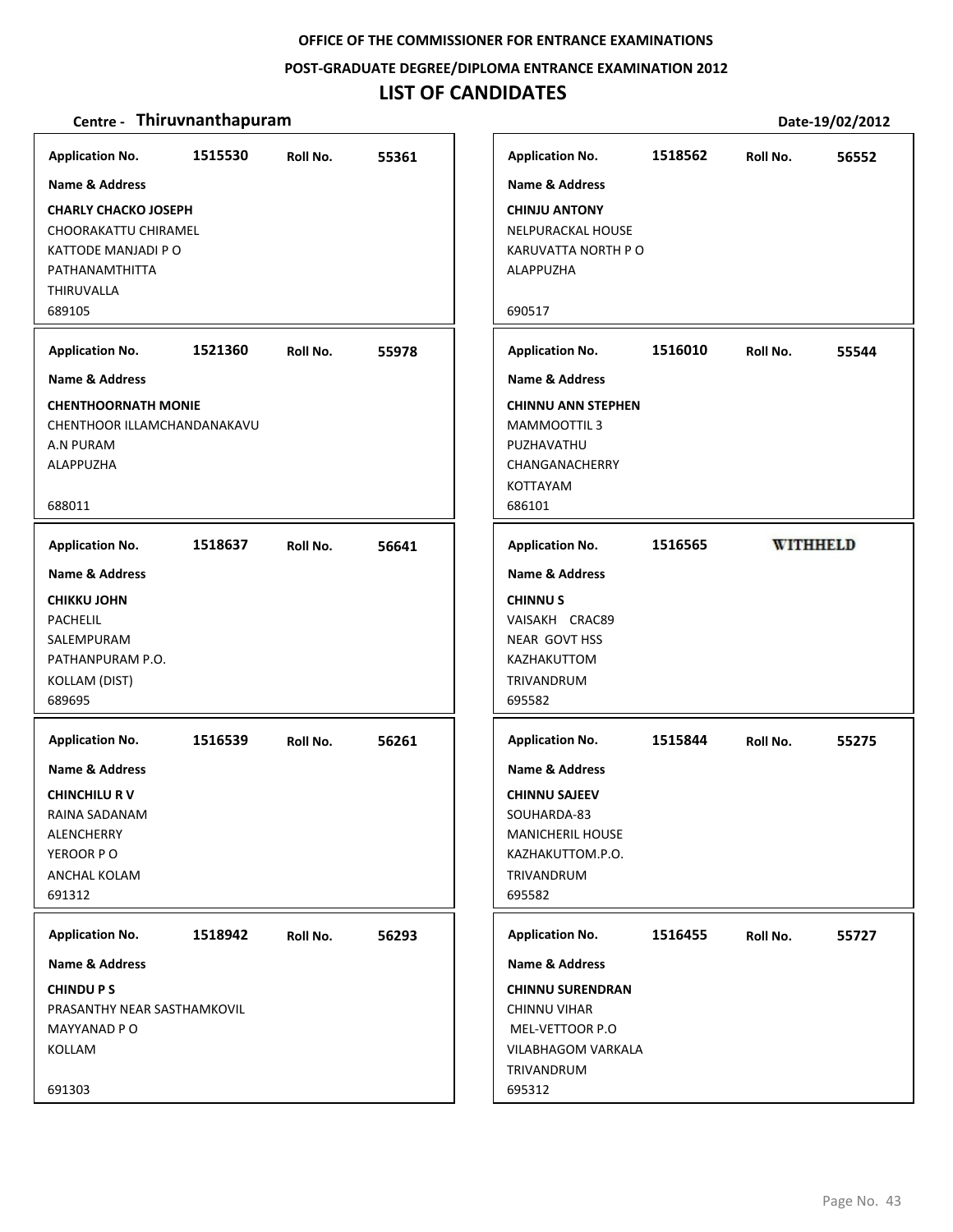**OFFICE OF THE COMMISSIONER FOR ENTRANCE EXAMINATIONS**

**POST-GRADUATE DEGREE/DIPLOMA ENTRANCE EXAMINATION 2012**

# LIST OF CANDIDATES

**Centre - Thiruvnanthapuram** **Date-19/02/2012**

---

**Application No.** 1515530 **Roll No.** 55361

**Name & Address**

**CHARLY CHACKO JOSEPH**
CHOORAKATTU CHIRAMEL
KATTODE MANJADI P O
PATHANAMTHITTA
THIRUVALLA
689105

---

**Application No.** 1521360 **Roll No.** 55978

**Name & Address**

**CHENTHOORNATH MONIE**
CHENTHOOR ILLAMCHANDANAKAVU
A.N PURAM
ALAPPUZHA

688011

---

**Application No.** 1518637 **Roll No.** 56641

**Name & Address**

**CHIKKU JOHN**
PACHELIL
SALEMPURAM
PATHANPURAM P.O.
KOLLAM (DIST)
689695

---

**Application No.** 1516539 **Roll No.** 56261

**Name & Address**

**CHINCHILU R V**
RAINA SADANAM
ALENCHERRY
YEROOR P O
ANCHAL KOLAM
691312

---

**Application No.** 1518942 **Roll No.** 56293

**Name & Address**

**CHINDU P S**
PRASANTHY NEAR SASTHAMKOVIL
MAYYANAD P O
KOLLAM

691303

---

**Application No.** 1518562 **Roll No.** 56552

**Name & Address**

**CHINJU ANTONY**
NELPURACKAL HOUSE
KARUVATTA NORTH P O
ALAPPUZHA

690517

---

**Application No.** 1516010 **Roll No.** 55544

**Name & Address**

**CHINNU ANN STEPHEN**
MAMMOOTTIL 3
PUZHAVATHU
CHANGANACHERRY
KOTTAYAM
686101

---

**Application No.** 1516565 **WITHHELD**

**Name & Address**

**CHINNU S**
VAISAKH CRAC89
NEAR GOVT HSS
KAZHAKUTTOM
TRIVANDRUM
695582

---

**Application No.** 1515844 **Roll No.** 55275

**Name & Address**

**CHINNU SAJEEV**
SOUHARDA-83
MANICHERIL HOUSE
KAZHAKUTTOM.P.O.
TRIVANDRUM
695582

---

**Application No.** 1516455 **Roll No.** 55727

**Name & Address**

**CHINNU SURENDRAN**
CHINNU VIHAR
MEL-VETTOOR P.O
VILABHAGOM VARKALA
TRIVANDRUM
695312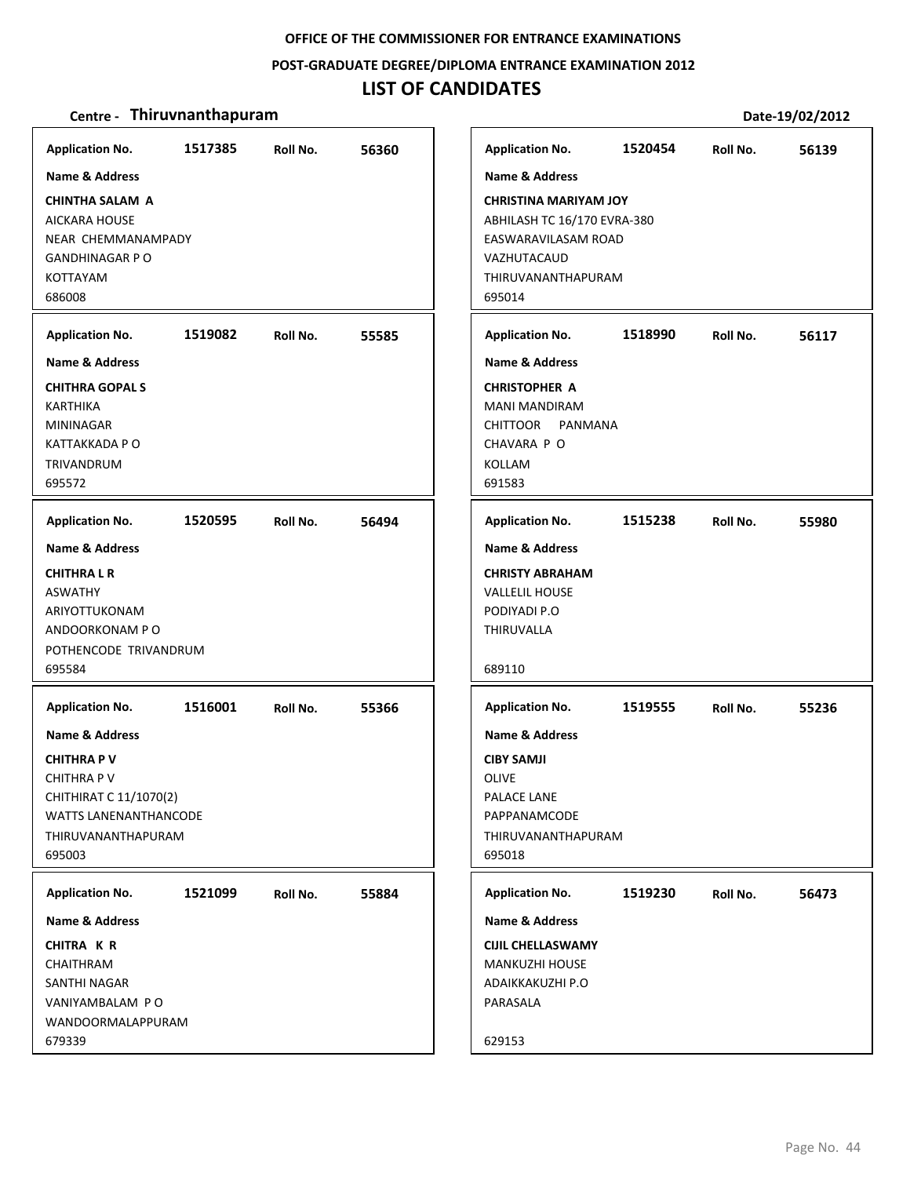**OFFICE OF THE COMMISSIONER FOR ENTRANCE EXAMINATIONS**

**POST-GRADUATE DEGREE/DIPLOMA ENTRANCE EXAMINATION 2012**

# LIST OF CANDIDATES

**Centre - Thiruvnanthapuram** **Date-19/02/2012**

**Application No.** 1517385 **Roll No.** 56360

**Name & Address**

**CHINTHA SALAM A**
AICKARA HOUSE
NEAR CHEMMANAMPADY
GANDHINAGAR P O
KOTTAYAM
686008

**Application No.** 1519082 **Roll No.** 55585

**Name & Address**

**CHITHRA GOPAL S**
KARTHIKA
MININAGAR
KATTAKKADA P O
TRIVANDRUM
695572

**Application No.** 1520595 **Roll No.** 56494

**Name & Address**

**CHITHRA L R**
ASWATHY
ARIYOTTUKONAM
ANDOORKONAM P O
POTHENCODE TRIVANDRUM
695584

**Application No.** 1516001 **Roll No.** 55366

**Name & Address**

**CHITHRA P V**
CHITHRA P V
CHITHIRAT C 11/1070(2)
WATTS LANENANTHANCODE
THIRUVANANTHAPURAM
695003

**Application No.** 1521099 **Roll No.** 55884

**Name & Address**

**CHITRA K R**
CHAITHRAM
SANTHI NAGAR
VANIYAMBALAM P O
WANDOORMALAPPURAM
679339

**Application No.** 1520454 **Roll No.** 56139

**Name & Address**

**CHRISTINA MARIYAM JOY**
ABHILASH TC 16/170 EVRA-380
EASWARAVILASAM ROAD
VAZHUTACAUD
THIRUVANANTHAPURAM
695014

**Application No.** 1518990 **Roll No.** 56117

**Name & Address**

**CHRISTOPHER A**
MANI MANDIRAM
CHITTOOR PANMANA
CHAVARA P O
KOLLAM
691583

**Application No.** 1515238 **Roll No.** 55980

**Name & Address**

**CHRISTY ABRAHAM**
VALLELIL HOUSE
PODIYADI P.O
THIRUVALLA
689110

**Application No.** 1519555 **Roll No.** 55236

**Name & Address**

**CIBY SAMJI**
OLIVE
PALACE LANE
PAPPANAMCODE
THIRUVANANTHAPURAM
695018

**Application No.** 1519230 **Roll No.** 56473

**Name & Address**

**CIJIL CHELLASWAMY**
MANKUZHI HOUSE
ADAIKKAKUZHI P.O
PARASALA
629153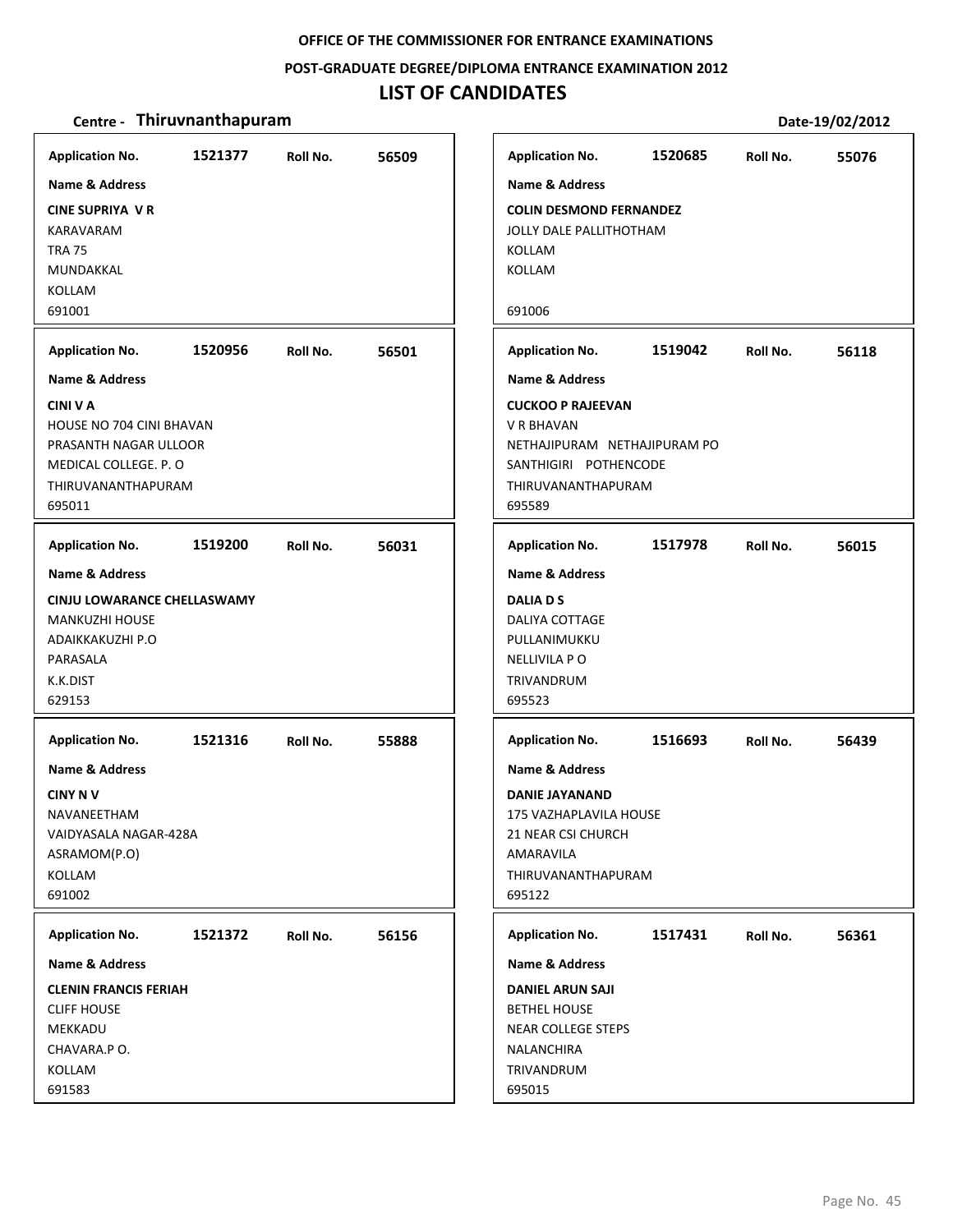OFFICE OF THE COMMISSIONER FOR ENTRANCE EXAMINATIONS

POST-GRADUATE DEGREE/DIPLOMA ENTRANCE EXAMINATION 2012

# LIST OF CANDIDATES

**Centre - Thiruvnanthapuram** Date-19/02/2012

**Application No.** 1521377 **Roll No.** 56509

**Name & Address**

**CINE SUPRIYA V R**
KARAVARAM
TRA 75
MUNDAKKAL
KOLLAM
691001

**Application No.** 1520685 **Roll No.** 55076

**Name & Address**

**COLIN DESMOND FERNANDEZ**
JOLLY DALE PALLITHOTHAM
KOLLAM
KOLLAM
691006

**Application No.** 1520956 **Roll No.** 56501

**Name & Address**

**CINI V A**
HOUSE NO 704 CINI BHAVAN
PRASANTH NAGAR ULLOOR
MEDICAL COLLEGE. P. O
THIRUVANANTHAPURAM
695011

**Application No.** 1519042 **Roll No.** 56118

**Name & Address**

**CUCKOO P RAJEEVAN**
V R BHAVAN
NETHAJIPURAM NETHAJIPURAM PO
SANTHIGIRI POTHENCODE
THIRUVANANTHAPURAM
695589

**Application No.** 1519200 **Roll No.** 56031

**Name & Address**

**CINJU LOWARANCE CHELLASWAMY**
MANKUZHI HOUSE
ADAIKKAKUZHI P.O
PARASALA
K.K.DIST
629153

**Application No.** 1517978 **Roll No.** 56015

**Name & Address**

**DALIA D S**
DALIYA COTTAGE
PULLANIMUKKU
NELLIVILA P O
TRIVANDRUM
695523

**Application No.** 1521316 **Roll No.** 55888

**Name & Address**

**CINY N V**
NAVANEETHAM
VAIDYASALA NAGAR-428A
ASRAMOM(P.O)
KOLLAM
691002

**Application No.** 1516693 **Roll No.** 56439

**Name & Address**

**DANIE JAYANAND**
175 VAZHAPLAVILA HOUSE
21 NEAR CSI CHURCH
AMARAVILA
THIRUVANANTHAPURAM
695122

**Application No.** 1521372 **Roll No.** 56156

**Name & Address**

**CLENIN FRANCIS FERIAH**
CLIFF HOUSE
MEKKADU
CHAVARA.P O.
KOLLAM
691583

**Application No.** 1517431 **Roll No.** 56361

**Name & Address**

**DANIEL ARUN SAJI**
BETHEL HOUSE
NEAR COLLEGE STEPS
NALANCHIRA
TRIVANDRUM
695015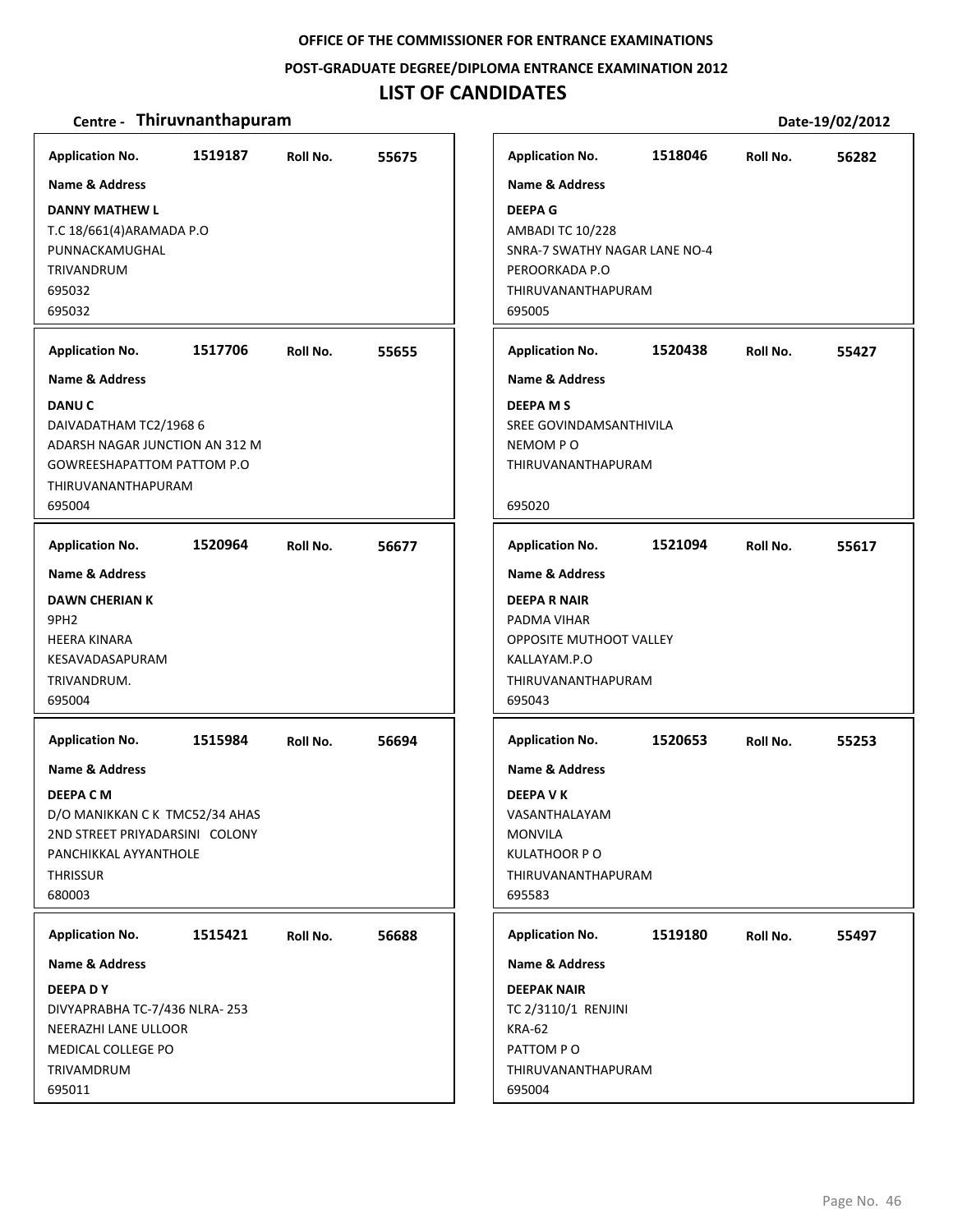**OFFICE OF THE COMMISSIONER FOR ENTRANCE EXAMINATIONS**

**POST-GRADUATE DEGREE/DIPLOMA ENTRANCE EXAMINATION 2012**

# LIST OF CANDIDATES

**Centre - Thiruvnanthapuram** | **Date-19/02/2012**

---

**Application No.** 1519187 | **Roll No.** 55675

**Name & Address**

**DANNY MATHEW L**
T.C 18/661(4)ARAMADA P.O
PUNNACKAMUGHAL
TRIVANDRUM
695032
695032

---

**Application No.** 1517706 | **Roll No.** 55655

**Name & Address**

**DANU C**
DAIVADATHAM TC2/1968 6
ADARSH NAGAR JUNCTION AN 312 M
GOWREESHAPATTOM PATTOM P.O
THIRUVANANTHAPURAM
695004

---

**Application No.** 1520964 | **Roll No.** 56677

**Name & Address**

**DAWN CHERIAN K**
9PH2
HEERA KINARA
KESAVADASAPURAM
TRIVANDRUM.
695004

---

**Application No.** 1515984 | **Roll No.** 56694

**Name & Address**

**DEEPA C M**
D/O MANIKKAN C K TMC52/34 AHAS
2ND STREET PRIYADARSINI COLONY
PANCHIKKAL AYYANTHOLE
THRISSUR
680003

---

**Application No.** 1515421 | **Roll No.** 56688

**Name & Address**

**DEEPA D Y**
DIVYAPRABHA TC-7/436 NLRA- 253
NEERAZHI LANE ULLOOR
MEDICAL COLLEGE PO
TRIVAMDRUM
695011

---

**Application No.** 1518046 | **Roll No.** 56282

**Name & Address**

**DEEPA G**
AMBADI TC 10/228
SNRA-7 SWATHY NAGAR LANE NO-4
PEROORKADA P.O
THIRUVANANTHAPURAM
695005

---

**Application No.** 1520438 | **Roll No.** 55427

**Name & Address**

**DEEPA M S**
SREE GOVINDAMSANTHIVILA
NEMOM P O
THIRUVANANTHAPURAM

695020

---

**Application No.** 1521094 | **Roll No.** 55617

**Name & Address**

**DEEPA R NAIR**
PADMA VIHAR
OPPOSITE MUTHOOT VALLEY
KALLAYAM.P.O
THIRUVANANTHAPURAM
695043

---

**Application No.** 1520653 | **Roll No.** 55253

**Name & Address**

**DEEPA V K**
VASANTHALAYAM
MONVILA
KULATHOOR P O
THIRUVANANTHAPURAM
695583

---

**Application No.** 1519180 | **Roll No.** 55497

**Name & Address**

**DEEPAK NAIR**
TC 2/3110/1 RENJINI
KRA-62
PATTOM P O
THIRUVANANTHAPURAM
695004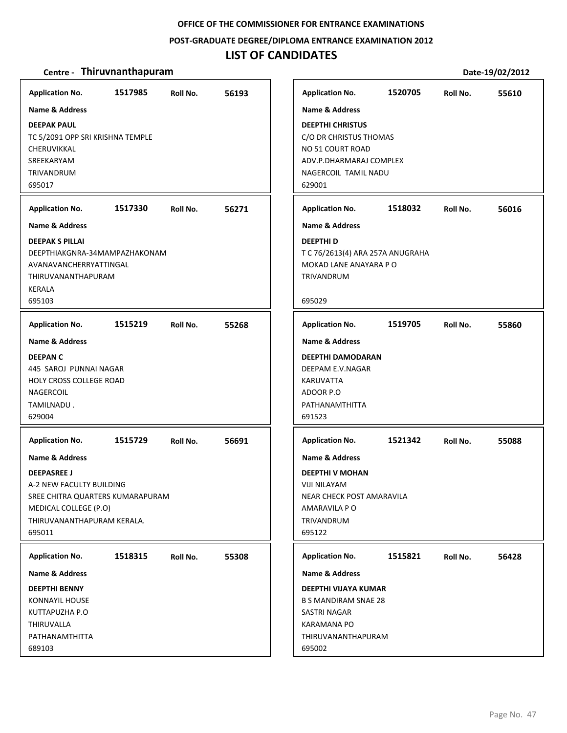OFFICE OF THE COMMISSIONER FOR ENTRANCE EXAMINATIONS

POST-GRADUATE DEGREE/DIPLOMA ENTRANCE EXAMINATION 2012

# LIST OF CANDIDATES

**Centre - Thiruvnanthapuram** **Date-19/02/2012**

**Application No.** 1517985 **Roll No.** 56193

**Name & Address**

**DEEPAK PAUL**
TC 5/2091 OPP SRI KRISHNA TEMPLE
CHERUVIKKAL
SREEKARYAM
TRIVANDRUM
695017

---

**Application No.** 1517330 **Roll No.** 56271

**Name & Address**

**DEEPAK S PILLAI**
DEEPTHIAKGNRA-34MAMPAZHAKONAM
AVANAVANCHERRYATTINGAL
THIRUVANANTHAPURAM
KERALA
695103

---

**Application No.** 1515219 **Roll No.** 55268

**Name & Address**

**DEEPAN C**
445 SAROJ PUNNAI NAGAR
HOLY CROSS COLLEGE ROAD
NAGERCOIL
TAMILNADU .
629004

---

**Application No.** 1515729 **Roll No.** 56691

**Name & Address**

**DEEPASREE J**
A-2 NEW FACULTY BUILDING
SREE CHITRA QUARTERS KUMARAPURAM
MEDICAL COLLEGE (P.O)
THIRUVANANTHAPURAM KERALA.
695011

---

**Application No.** 1518315 **Roll No.** 55308

**Name & Address**

**DEEPTHI BENNY**
KONNAYIL HOUSE
KUTTAPUZHA P.O
THIRUVALLA
PATHANAMTHITTA
689103

---

**Application No.** 1520705 **Roll No.** 55610

**Name & Address**

**DEEPTHI CHRISTUS**
C/O DR CHRISTUS THOMAS
NO 51 COURT ROAD
ADV.P.DHARMARAJ COMPLEX
NAGERCOIL TAMIL NADU
629001

---

**Application No.** 1518032 **Roll No.** 56016

**Name & Address**

**DEEPTHI D**
T C 76/2613(4) ARA 257A ANUGRAHA
MOKAD LANE ANAYARA P O
TRIVANDRUM

695029

---

**Application No.** 1519705 **Roll No.** 55860

**Name & Address**

**DEEPTHI DAMODARAN**
DEEPAM E.V.NAGAR
KARUVATTA
ADOOR P.O
PATHANAMTHITTA
691523

---

**Application No.** 1521342 **Roll No.** 55088

**Name & Address**

**DEEPTHI V MOHAN**
VIJI NILAYAM
NEAR CHECK POST AMARAVILA
AMARAVILA P O
TRIVANDRUM
695122

---

**Application No.** 1515821 **Roll No.** 56428

**Name & Address**

**DEEPTHI VIJAYA KUMAR**
B S MANDIRAM SNAE 28
SASTRI NAGAR
KARAMANA PO
THIRUVANANTHAPURAM
695002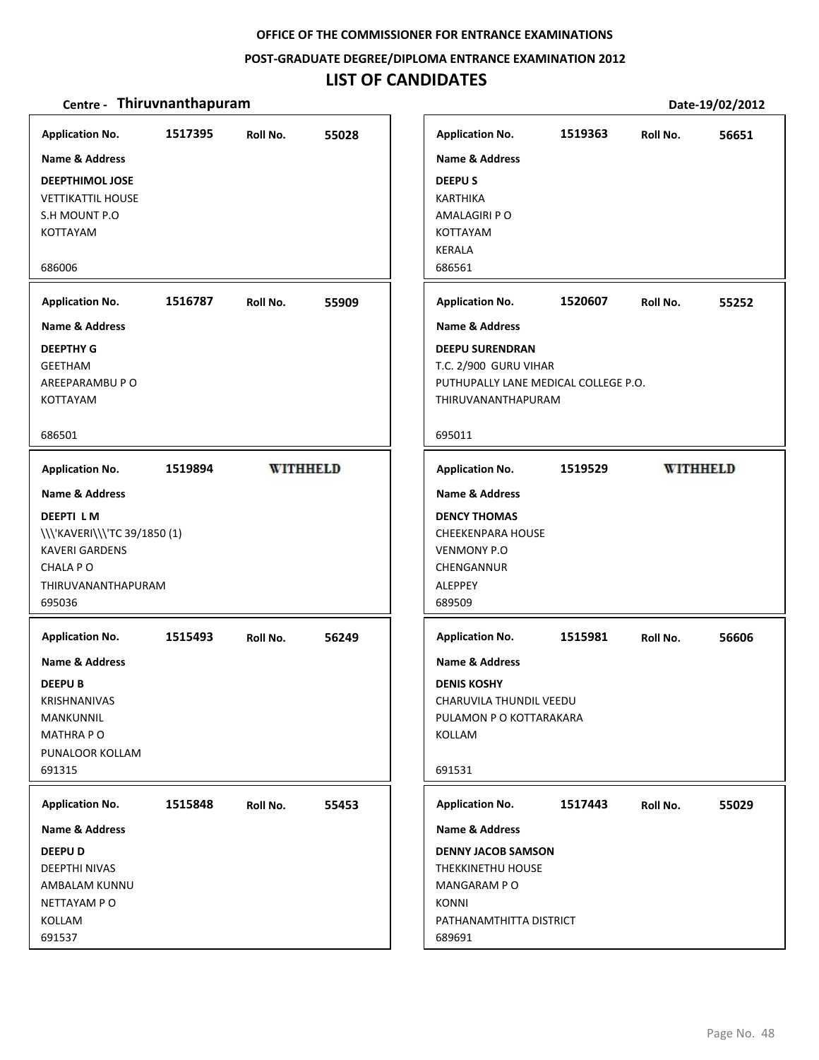**OFFICE OF THE COMMISSIONER FOR ENTRANCE EXAMINATIONS**

**POST-GRADUATE DEGREE/DIPLOMA ENTRANCE EXAMINATION 2012**

# LIST OF CANDIDATES

**Centre - Thiruvnanthapuram** **Date-19/02/2012**

---

**Application No.** 1517395 **Roll No.** 55028

**Name & Address**

**DEEPTHIMOL JOSE**
VETTIKATTIL HOUSE
S.H MOUNT P.O
KOTTAYAM

686006

---

**Application No.** 1516787 **Roll No.** 55909

**Name & Address**

**DEEPTHY G**
GEETHAM
AREEPARAMBU P O
KOTTAYAM

686501

---

**Application No.** 1519894 **WITHHELD**

**Name & Address**

**DEEPTI L M**
\\\'KAVERI\\\'TC 39/1850 (1)
KAVERI GARDENS
CHALA P O
THIRUVANANTHAPURAM
695036

---

**Application No.** 1515493 **Roll No.** 56249

**Name & Address**

**DEEPU B**
KRISHNANIVAS
MANKUNNIL
MATHRA P O
PUNALOOR KOLLAM
691315

---

**Application No.** 1515848 **Roll No.** 55453

**Name & Address**

**DEEPU D**
DEEPTHI NIVAS
AMBALAM KUNNU
NETTAYAM P O
KOLLAM
691537

---

**Application No.** 1519363 **Roll No.** 56651

**Name & Address**

**DEEPU S**
KARTHIKA
AMALAGIRI P O
KOTTAYAM
KERALA
686561

---

**Application No.** 1520607 **Roll No.** 55252

**Name & Address**

**DEEPU SURENDRAN**
T.C. 2/900 GURU VIHAR
PUTHUPALLY LANE MEDICAL COLLEGE P.O.
THIRUVANANTHAPURAM

695011

---

**Application No.** 1519529 **WITHHELD**

**Name & Address**

**DENCY THOMAS**
CHEEKENPARA HOUSE
VENMONY P.O
CHENGANNUR
ALEPPEY
689509

---

**Application No.** 1515981 **Roll No.** 56606

**Name & Address**

**DENIS KOSHY**
CHARUVILA THUNDIL VEEDU
PULAMON P O KOTTARAKARA
KOLLAM

691531

---

**Application No.** 1517443 **Roll No.** 55029

**Name & Address**

**DENNY JACOB SAMSON**
THEKKINETHU HOUSE
MANGARAM P O
KONNI
PATHANAMTHITTA DISTRICT
689691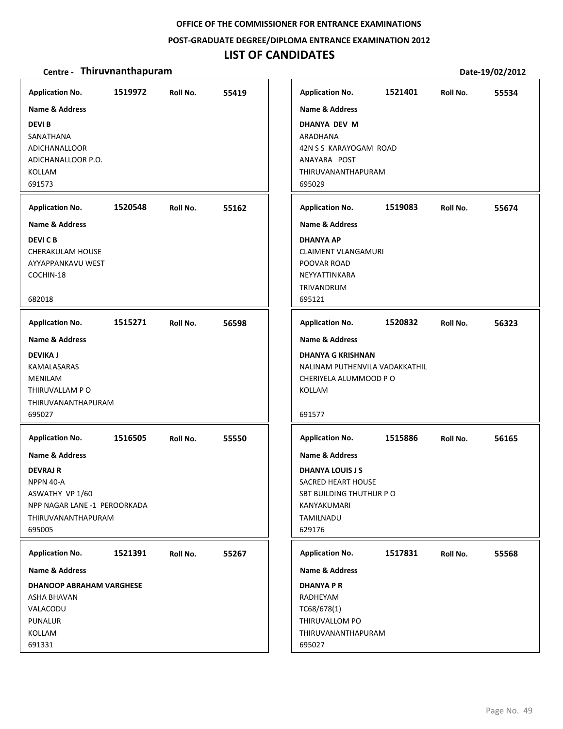**OFFICE OF THE COMMISSIONER FOR ENTRANCE EXAMINATIONS**

**POST-GRADUATE DEGREE/DIPLOMA ENTRANCE EXAMINATION 2012**

# LIST OF CANDIDATES

**Centre - Thiruvnanthapuram** **Date-19/02/2012**

| Application No. | Roll No. | Name & Address |
|---|---|---|
| 1519972 | 55419 | **DEVI B**<br>SANATHANA<br>ADICHANALLOOR<br>ADICHANALLOOR P.O.<br>KOLLAM<br>691573 |
| 1520548 | 55162 | **DEVI C B**<br>CHERAKULAM HOUSE<br>AYYAPPANKAVU WEST<br>COCHIN-18<br>682018 |
| 1515271 | 56598 | **DEVIKA J**<br>KAMALASARAS<br>MENILAM<br>THIRUVALLAM P O<br>THIRUVANANTHAPURAM<br>695027 |
| 1516505 | 55550 | **DEVRAJ R**<br>NPPN 40-A<br>ASWATHY VP 1/60<br>NPP NAGAR LANE -1 PEROORKADA<br>THIRUVANANTHAPURAM<br>695005 |
| 1521391 | 55267 | **DHANOOP ABRAHAM VARGHESE**<br>ASHA BHAVAN<br>VALACODU<br>PUNALUR<br>KOLLAM<br>691331 |
| 1521401 | 55534 | **DHANYA DEV M**<br>ARADHANA<br>42N S S KARAYOGAM ROAD<br>ANAYARA POST<br>THIRUVANANTHAPURAM<br>695029 |
| 1519083 | 55674 | **DHANYA AP**<br>CLAIMENT VLANGAMURI<br>POOVAR ROAD<br>NEYYATTINKARA<br>TRIVANDRUM<br>695121 |
| 1520832 | 56323 | **DHANYA G KRISHNAN**<br>NALINAM PUTHENVILA VADAKKATHIL<br>CHERIYELA ALUMMOOD P O<br>KOLLAM<br>691577 |
| 1515886 | 56165 | **DHANYA LOUIS J S**<br>SACRED HEART HOUSE<br>SBT BUILDING THUTHUR P O<br>KANYAKUMARI<br>TAMILNADU<br>629176 |
| 1517831 | 55568 | **DHANYA P R**<br>RADHEYAM<br>TC68/678(1)<br>THIRUVALLOM PO<br>THIRUVANANTHAPURAM<br>695027 |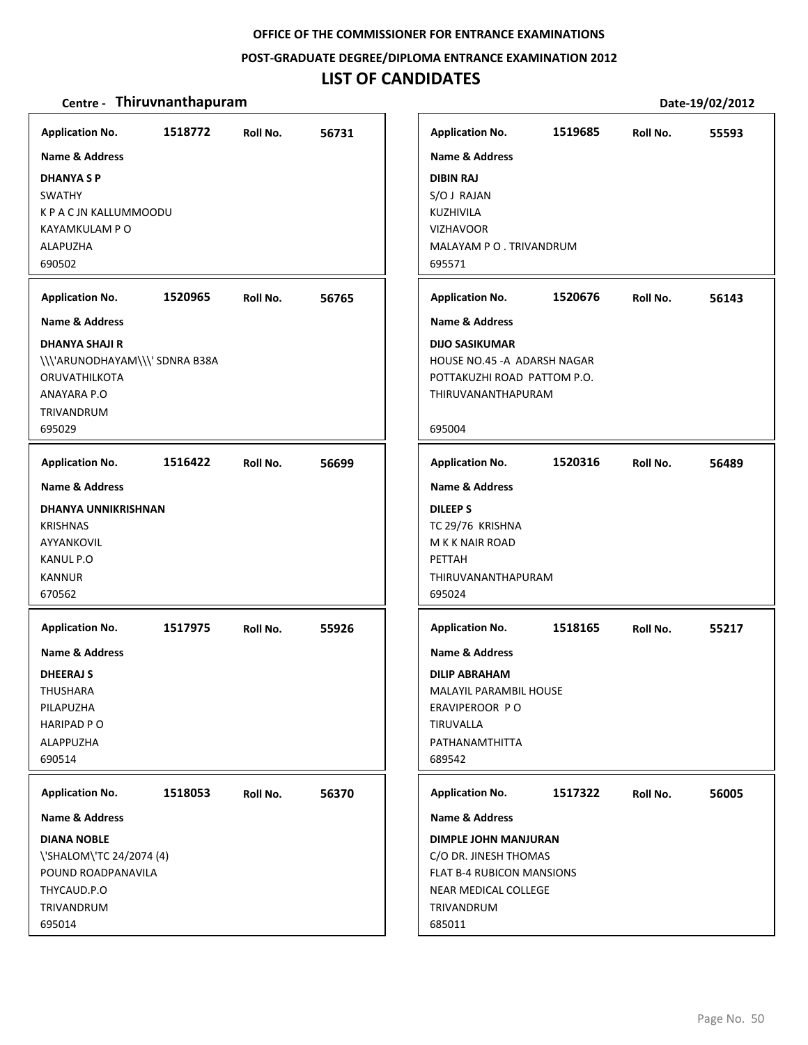**OFFICE OF THE COMMISSIONER FOR ENTRANCE EXAMINATIONS**

**POST-GRADUATE DEGREE/DIPLOMA ENTRANCE EXAMINATION 2012**

# LIST OF CANDIDATES

**Centre - Thiruvnanthapuram** **Date-19/02/2012**

| Application No. | Roll No. | Name & Address |
| --- | --- | --- |
| 1518772 | 56731 | **DHANYA S P**<br>SWATHY<br>K P A C JN KALLUMMOODU<br>KAYAMKULAM P O<br>ALAPUZHA<br>690502 |
| 1520965 | 56765 | **DHANYA SHAJI R**<br>\\\'ARUNODHAYAM\\\' SDNRA B38A<br>ORUVATHILKOTA<br>ANAYARA P.O<br>TRIVANDRUM<br>695029 |
| 1516422 | 56699 | **DHANYA UNNIKRISHNAN**<br>KRISHNAS<br>AYYANKOVIL<br>KANUL P.O<br>KANNUR<br>670562 |
| 1517975 | 55926 | **DHEERAJ S**<br>THUSHARA<br>PILAPUZHA<br>HARIPAD P O<br>ALAPPUZHA<br>690514 |
| 1518053 | 56370 | **DIANA NOBLE**<br>\'SHALOM\'TC 24/2074 (4)<br>POUND ROADPANAVILA<br>THYCAUD.P.O<br>TRIVANDRUM<br>695014 |
| 1519685 | 55593 | **DIBIN RAJ**<br>S/O J RAJAN<br>KUZHIVILA<br>VIZHAVOOR<br>MALAYAM P O . TRIVANDRUM<br>695571 |
| 1520676 | 56143 | **DIJO SASIKUMAR**<br>HOUSE NO.45 -A ADARSH NAGAR<br>POTTAKUZHI ROAD PATTOM P.O.<br>THIRUVANANTHAPURAM<br>695004 |
| 1520316 | 56489 | **DILEEP S**<br>TC 29/76 KRISHNA<br>M K K NAIR ROAD<br>PETTAH<br>THIRUVANANTHAPURAM<br>695024 |
| 1518165 | 55217 | **DILIP ABRAHAM**<br>MALAYIL PARAMBIL HOUSE<br>ERAVIPEROOR P O<br>TIRUVALLA<br>PATHANAMTHITTA<br>689542 |
| 1517322 | 56005 | **DIMPLE JOHN MANJURAN**<br>C/O DR. JINESH THOMAS<br>FLAT B-4 RUBICON MANSIONS<br>NEAR MEDICAL COLLEGE<br>TRIVANDRUM<br>685011 |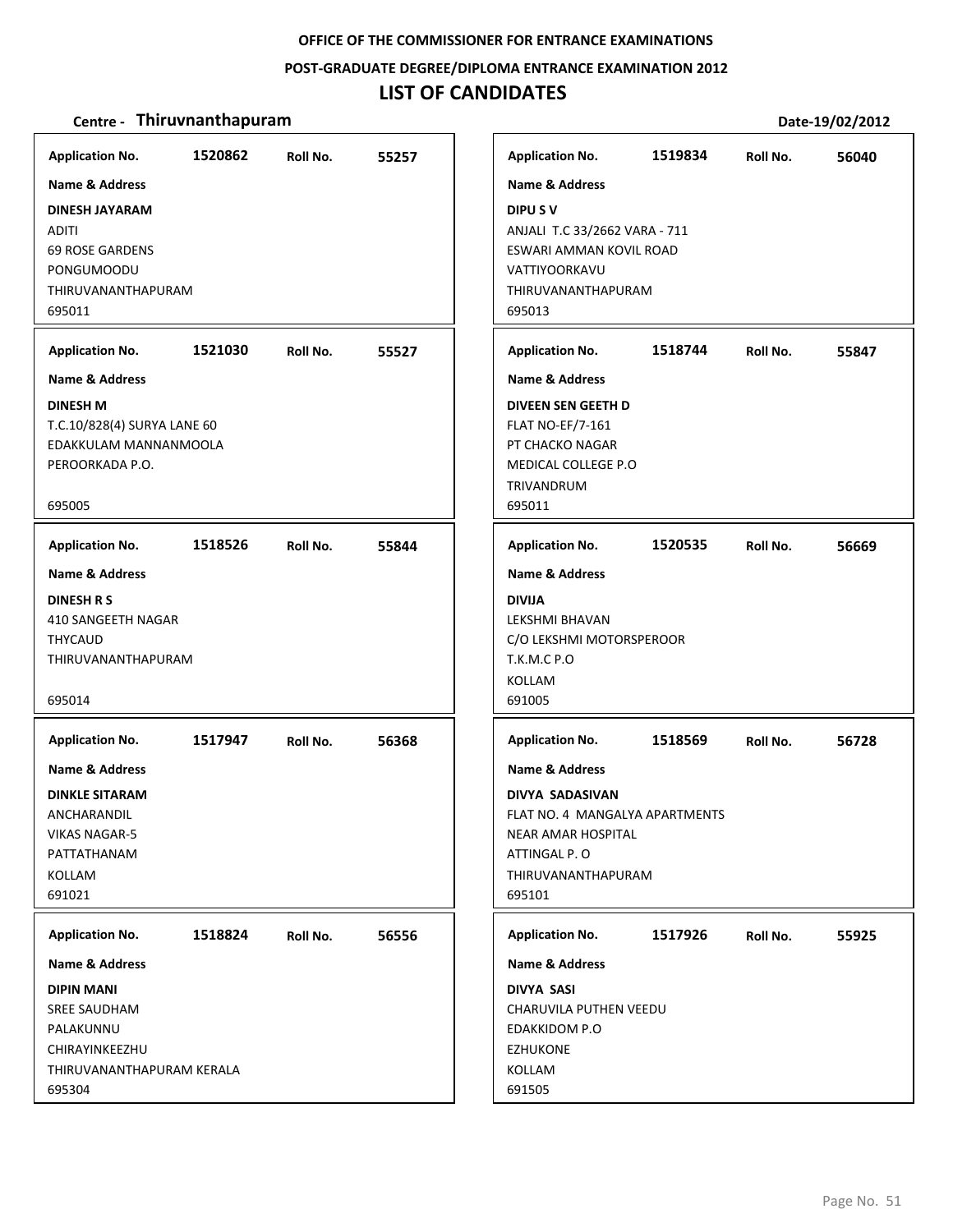**OFFICE OF THE COMMISSIONER FOR ENTRANCE EXAMINATIONS**

**POST-GRADUATE DEGREE/DIPLOMA ENTRANCE EXAMINATION 2012**

# LIST OF CANDIDATES

**Centre - Thiruvnanthapuram** **Date-19/02/2012**

---

**Application No.** 1520862 **Roll No.** 55257

**Name & Address**

**DINESH JAYARAM**
ADITI
69 ROSE GARDENS
PONGUMOODU
THIRUVANANTHAPURAM
695011

---

**Application No.** 1521030 **Roll No.** 55527

**Name & Address**

**DINESH M**
T.C.10/828(4) SURYA LANE 60
EDAKKULAM MANNANMOOLA
PEROORKADA P.O.

695005

---

**Application No.** 1518526 **Roll No.** 55844

**Name & Address**

**DINESH R S**
410 SANGEETH NAGAR
THYCAUD
THIRUVANANTHAPURAM

695014

---

**Application No.** 1517947 **Roll No.** 56368

**Name & Address**

**DINKLE SITARAM**
ANCHARANDIL
VIKAS NAGAR-5
PATTATHANAM
KOLLAM
691021

---

**Application No.** 1518824 **Roll No.** 56556

**Name & Address**

**DIPIN MANI**
SREE SAUDHAM
PALAKUNNU
CHIRAYINKEEZHU
THIRUVANANTHAPURAM KERALA
695304

---

**Application No.** 1519834 **Roll No.** 56040

**Name & Address**

**DIPU S V**
ANJALI T.C 33/2662 VARA - 711
ESWARI AMMAN KOVIL ROAD
VATTIYOORKAVU
THIRUVANANTHAPURAM
695013

---

**Application No.** 1518744 **Roll No.** 55847

**Name & Address**

**DIVEEN SEN GEETH D**
FLAT NO-EF/7-161
PT CHACKO NAGAR
MEDICAL COLLEGE P.O
TRIVANDRUM
695011

---

**Application No.** 1520535 **Roll No.** 56669

**Name & Address**

**DIVIJA**
LEKSHMI BHAVAN
C/O LEKSHMI MOTORSPEROOR
T.K.M.C P.O
KOLLAM
691005

---

**Application No.** 1518569 **Roll No.** 56728

**Name & Address**

**DIVYA SADASIVAN**
FLAT NO. 4 MANGALYA APARTMENTS
NEAR AMAR HOSPITAL
ATTINGAL P. O
THIRUVANANTHAPURAM
695101

---

**Application No.** 1517926 **Roll No.** 55925

**Name & Address**

**DIVYA SASI**
CHARUVILA PUTHEN VEEDU
EDAKKIDOM P.O
EZHUKONE
KOLLAM
691505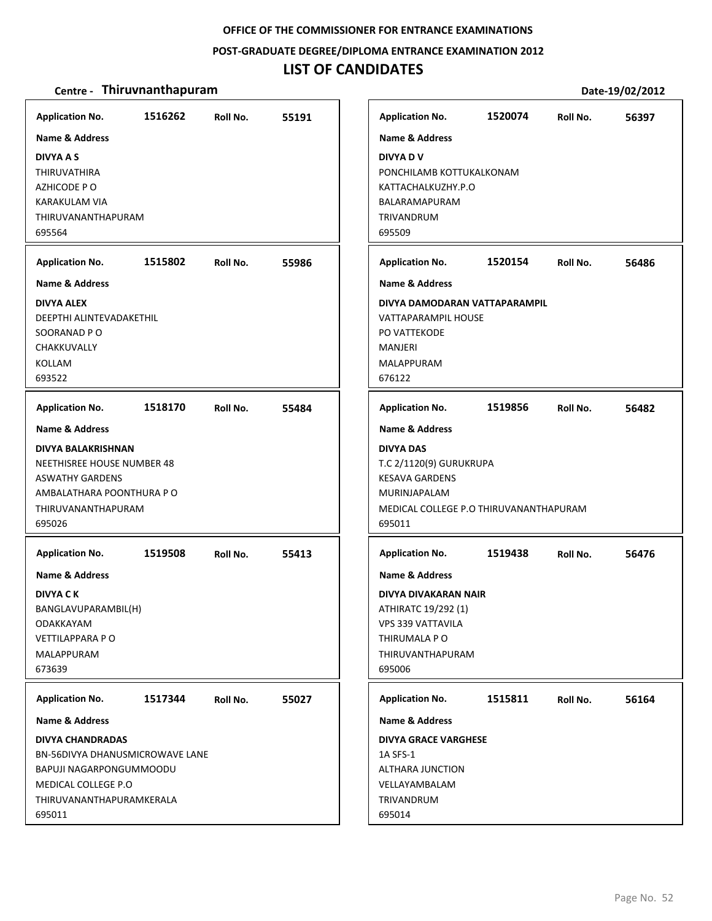OFFICE OF THE COMMISSIONER FOR ENTRANCE EXAMINATIONS

POST-GRADUATE DEGREE/DIPLOMA ENTRANCE EXAMINATION 2012

# LIST OF CANDIDATES

**Centre - Thiruvnanthapuram** Date-19/02/2012

| Application No. | Roll No. | Name & Address |
|---|---|---|
| 1516262 | 55191 | **DIVYA A S**<br>THIRUVATHIRA<br>AZHICODE P O<br>KARAKULAM VIA<br>THIRUVANANTHAPURAM<br>695564 |
| 1515802 | 55986 | **DIVYA ALEX**<br>DEEPTHI ALINTEVADAKETHIL<br>SOORANAD P O<br>CHAKKUVALLY<br>KOLLAM<br>693522 |
| 1518170 | 55484 | **DIVYA BALAKRISHNAN**<br>NEETHISREE HOUSE NUMBER 48<br>ASWATHY GARDENS<br>AMBALATHARA POONTHURA P O<br>THIRUVANANTHAPURAM<br>695026 |
| 1519508 | 55413 | **DIVYA C K**<br>BANGLAVUPARAMBIL(H)<br>ODAKKAYAM<br>VETTILAPPARA P O<br>MALAPPURAM<br>673639 |
| 1517344 | 55027 | **DIVYA CHANDRADAS**<br>BN-56DIVYA DHANUSMICROWAVE LANE<br>BAPUJI NAGARPONGUMMOODU<br>MEDICAL COLLEGE P.O<br>THIRUVANANTHAPURAMKERALA<br>695011 |
| 1520074 | 56397 | **DIVYA D V**<br>PONCHILAMB KOTTUKALKONAM<br>KATTACHALKUZHY.P.O<br>BALARAMAPURAM<br>TRIVANDRUM<br>695509 |
| 1520154 | 56486 | **DIVYA DAMODARAN VATTAPARAMPIL**<br>VATTAPARAMPIL HOUSE<br>PO VATTEKODE<br>MANJERI<br>MALAPPURAM<br>676122 |
| 1519856 | 56482 | **DIVYA DAS**<br>T.C 2/1120(9) GURUKRUPA<br>KESAVA GARDENS<br>MURINJAPALAM<br>MEDICAL COLLEGE P.O THIRUVANANTHAPURAM<br>695011 |
| 1519438 | 56476 | **DIVYA DIVAKARAN NAIR**<br>ATHIRATC 19/292 (1)<br>VPS 339 VATTAVILA<br>THIRUMALA P O<br>THIRUVANTHAPURAM<br>695006 |
| 1515811 | 56164 | **DIVYA GRACE VARGHESE**<br>1A SFS-1<br>ALTHARA JUNCTION<br>VELLAYAMBALAM<br>TRIVANDRUM<br>695014 |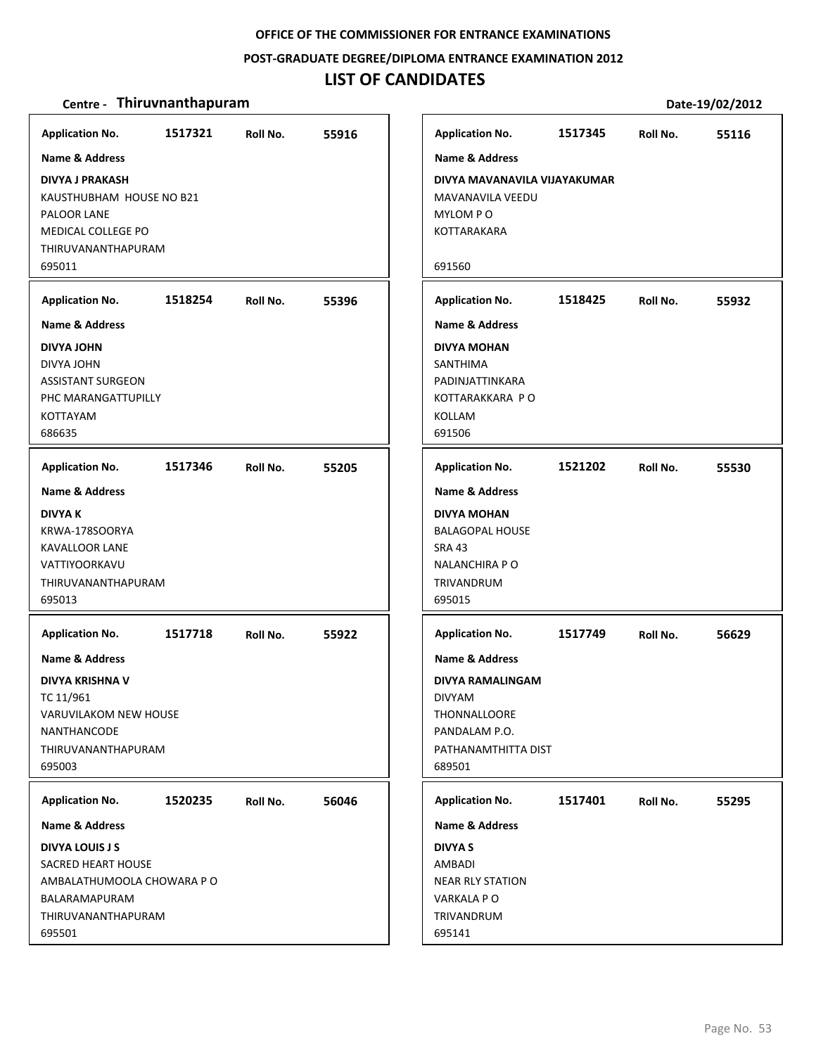**OFFICE OF THE COMMISSIONER FOR ENTRANCE EXAMINATIONS**

**POST-GRADUATE DEGREE/DIPLOMA ENTRANCE EXAMINATION 2012**

# LIST OF CANDIDATES

**Centre - Thiruvnanthapuram** | **Date-19/02/2012**

| Application No. | Roll No. | Name & Address |
|---|---|---|
| 1517321 | 55916 | **DIVYA J PRAKASH**<br>KAUSTHUBHAM HOUSE NO B21<br>PALOOR LANE<br>MEDICAL COLLEGE PO<br>THIRUVANANTHAPURAM<br>695011 |
| 1518254 | 55396 | **DIVYA JOHN**<br>DIVYA JOHN<br>ASSISTANT SURGEON<br>PHC MARANGATTUPILLY<br>KOTTAYAM<br>686635 |
| 1517346 | 55205 | **DIVYA K**<br>KRWA-178SOORYA<br>KAVALLOOR LANE<br>VATTIYOORKAVU<br>THIRUVANANTHAPURAM<br>695013 |
| 1517718 | 55922 | **DIVYA KRISHNA V**<br>TC 11/961<br>VARUVILAKOM NEW HOUSE<br>NANTHANCODE<br>THIRUVANANTHAPURAM<br>695003 |
| 1520235 | 56046 | **DIVYA LOUIS J S**<br>SACRED HEART HOUSE<br>AMBALATHUMOOLA CHOWARA P O<br>BALARAMAPURAM<br>THIRUVANANTHAPURAM<br>695501 |
| 1517345 | 55116 | **DIVYA MAVANAVILA VIJAYAKUMAR**<br>MAVANAVILA VEEDU<br>MYLOM P O<br>KOTTARAKARA<br>691560 |
| 1518425 | 55932 | **DIVYA MOHAN**<br>SANTHIMA<br>PADINJATTINKARA<br>KOTTARAKKARA P O<br>KOLLAM<br>691506 |
| 1521202 | 55530 | **DIVYA MOHAN**<br>BALAGOPAL HOUSE<br>SRA 43<br>NALANCHIRA P O<br>TRIVANDRUM<br>695015 |
| 1517749 | 56629 | **DIVYA RAMALINGAM**<br>DIVYAM<br>THONNALLOORE<br>PANDALAM P.O.<br>PATHANAMTHITTA DIST<br>689501 |
| 1517401 | 55295 | **DIVYA S**<br>AMBADI<br>NEAR RLY STATION<br>VARKALA P O<br>TRIVANDRUM<br>695141 |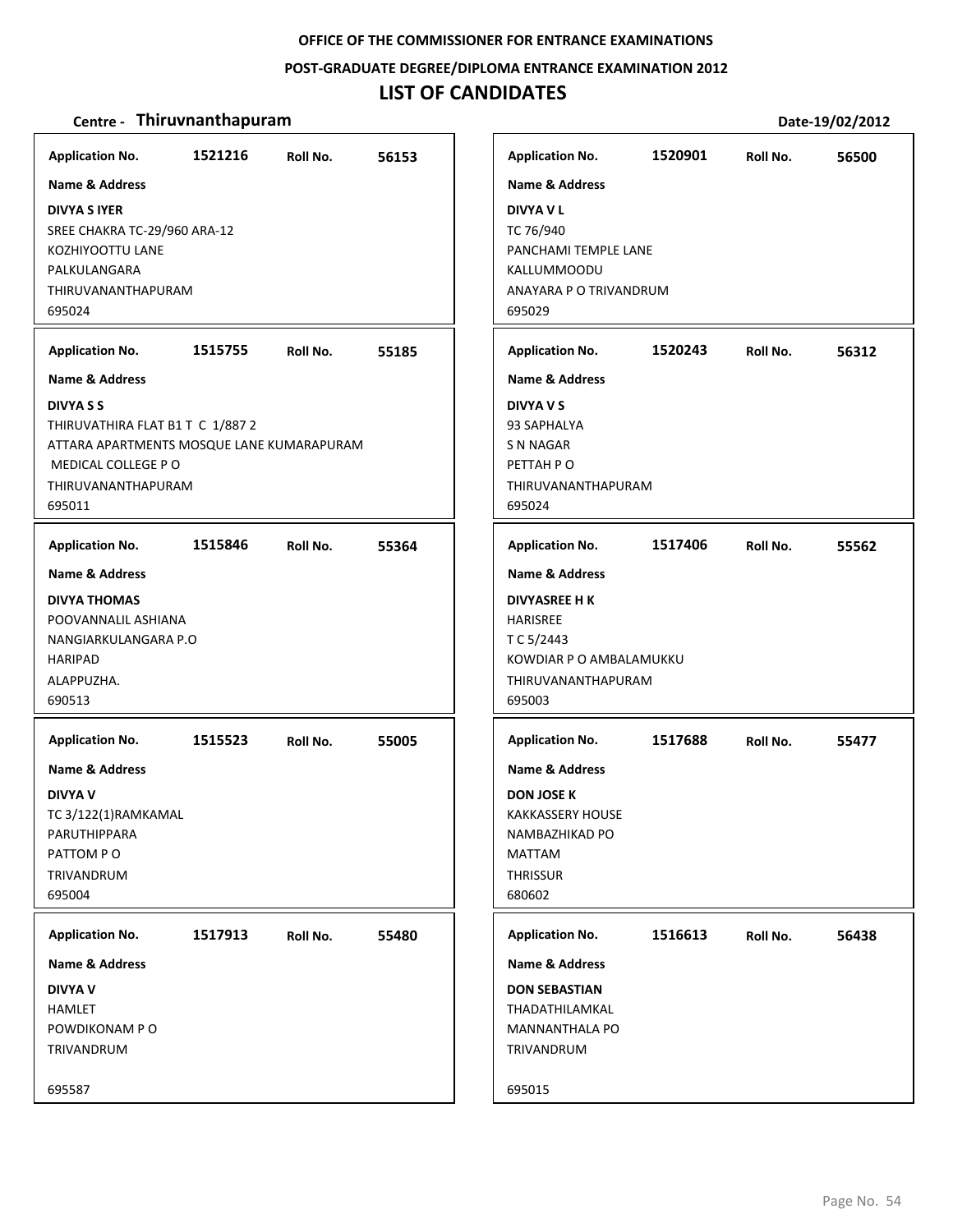**OFFICE OF THE COMMISSIONER FOR ENTRANCE EXAMINATIONS**

**POST-GRADUATE DEGREE/DIPLOMA ENTRANCE EXAMINATION 2012**

# LIST OF CANDIDATES

**Centre - Thiruvnanthapuram** **Date-19/02/2012**

| Application No. | Roll No. | Name & Address |
|---|---|---|
| 1521216 | 56153 | **DIVYA S IYER**<br>SREE CHAKRA TC-29/960 ARA-12<br>KOZHIYOOTTU LANE<br>PALKULANGARA<br>THIRUVANANTHAPURAM<br>695024 |
| 1515755 | 55185 | **DIVYA S S**<br>THIRUVATHIRA FLAT B1 T C 1/887 2<br>ATTARA APARTMENTS MOSQUE LANE KUMARAPURAM<br>MEDICAL COLLEGE P O<br>THIRUVANANTHAPURAM<br>695011 |
| 1515846 | 55364 | **DIVYA THOMAS**<br>POOVANNALIL ASHIANA<br>NANGIARKULANGARA P.O<br>HARIPAD<br>ALAPPUZHA.<br>690513 |
| 1515523 | 55005 | **DIVYA V**<br>TC 3/122(1)RAMKAMAL<br>PARUTHIPPARA<br>PATTOM P O<br>TRIVANDRUM<br>695004 |
| 1517913 | 55480 | **DIVYA V**<br>HAMLET<br>POWDIKONAM P O<br>TRIVANDRUM<br>695587 |
| 1520901 | 56500 | **DIVYA V L**<br>TC 76/940<br>PANCHAMI TEMPLE LANE<br>KALLUMMOODU<br>ANAYARA P O TRIVANDRUM<br>695029 |
| 1520243 | 56312 | **DIVYA V S**<br>93 SAPHALYA<br>S N NAGAR<br>PETTAH P O<br>THIRUVANANTHAPURAM<br>695024 |
| 1517406 | 55562 | **DIVYASREE H K**<br>HARISREE<br>T C 5/2443<br>KOWDIAR P O AMBALAMUKKU<br>THIRUVANANTHAPURAM<br>695003 |
| 1517688 | 55477 | **DON JOSE K**<br>KAKKASSERY HOUSE<br>NAMBAZHIKAD PO<br>MATTAM<br>THRISSUR<br>680602 |
| 1516613 | 56438 | **DON SEBASTIAN**<br>THADATHILAMKAL<br>MANNANTHALA PO<br>TRIVANDRUM<br>695015 |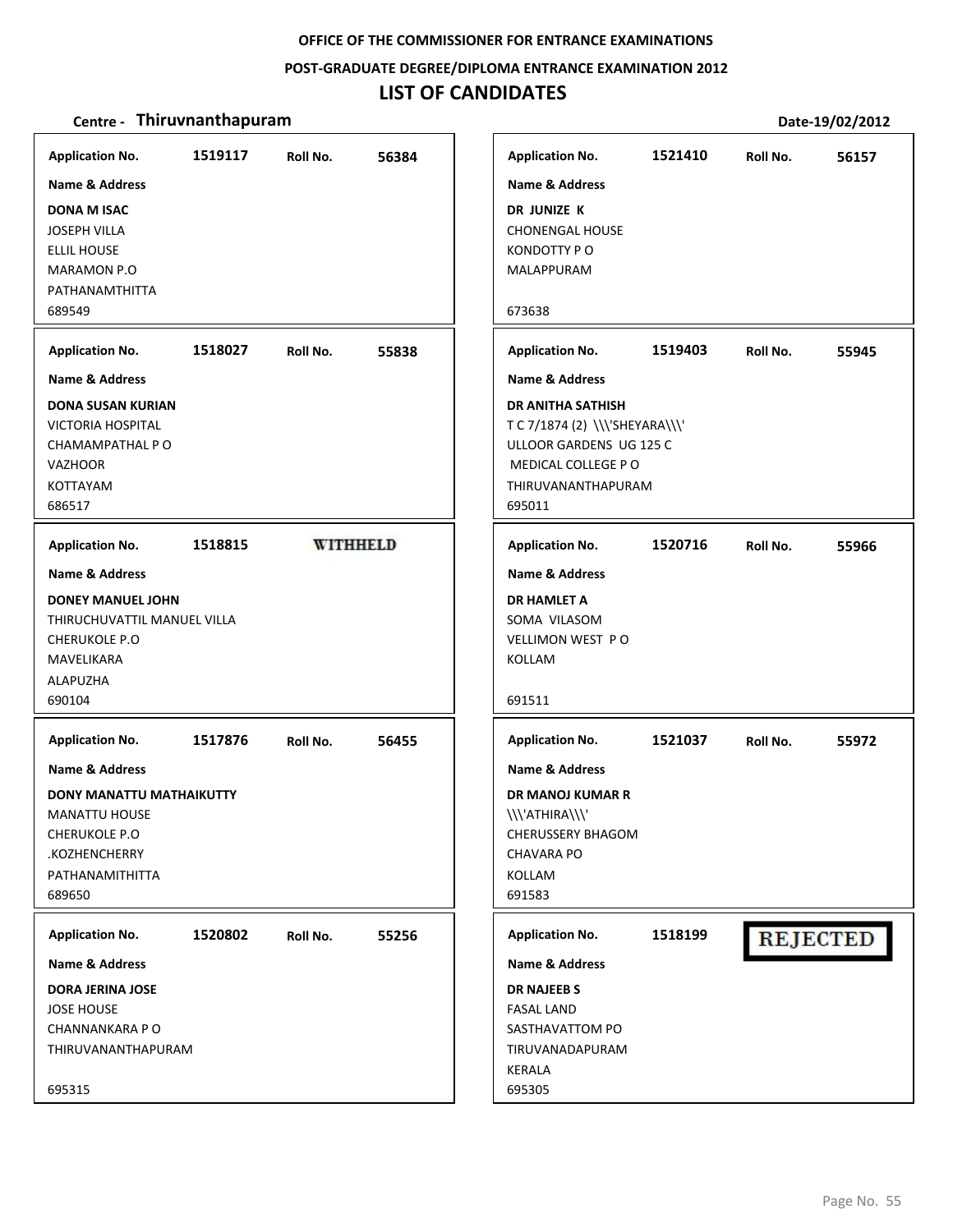OFFICE OF THE COMMISSIONER FOR ENTRANCE EXAMINATIONS

POST-GRADUATE DEGREE/DIPLOMA ENTRANCE EXAMINATION 2012

# LIST OF CANDIDATES

**Centre - Thiruvnanthapuram** **Date-19/02/2012**

**Application No.** 1519117 **Roll No.** 56384
**Name & Address**
**DONA M ISAC**
JOSEPH VILLA
ELLIL HOUSE
MARAMON P.O
PATHANAMTHITTA
689549

**Application No.** 1518027 **Roll No.** 55838
**Name & Address**
**DONA SUSAN KURIAN**
VICTORIA HOSPITAL
CHAMAMPATHAL P O
VAZHOOR
KOTTAYAM
686517

**Application No.** 1518815 **WITHHELD**
**Name & Address**
**DONEY MANUEL JOHN**
THIRUCHUVATTIL MANUEL VILLA
CHERUKOLE P.O
MAVELIKARA
ALAPUZHA
690104

**Application No.** 1517876 **Roll No.** 56455
**Name & Address**
**DONY MANATTU MATHAIKUTTY**
MANATTU HOUSE
CHERUKOLE P.O
.KOZHENCHERRY
PATHANAMITHITTA
689650

**Application No.** 1520802 **Roll No.** 55256
**Name & Address**
**DORA JERINA JOSE**
JOSE HOUSE
CHANNANKARA P O
THIRUVANANTHAPURAM

695315

**Application No.** 1521410 **Roll No.** 56157
**Name & Address**
**DR JUNIZE K**
CHONENGAL HOUSE
KONDOTTY P O
MALAPPURAM

673638

**Application No.** 1519403 **Roll No.** 55945
**Name & Address**
**DR ANITHA SATHISH**
T C 7/1874 (2) \\\'SHEYARA\\\'
ULLOOR GARDENS UG 125 C
MEDICAL COLLEGE P O
THIRUVANANTHAPURAM
695011

**Application No.** 1520716 **Roll No.** 55966
**Name & Address**
**DR HAMLET A**
SOMA VILASOM
VELLIMON WEST P O
KOLLAM

691511

**Application No.** 1521037 **Roll No.** 55972
**Name & Address**
**DR MANOJ KUMAR R**
\\\'ATHIRA\\\'
CHERUSSERY BHAGOM
CHAVARA PO
KOLLAM
691583

**Application No.** 1518199 **REJECTED**
**Name & Address**
**DR NAJEEB S**
FASAL LAND
SASTHAVATTOM PO
TIRUVANADAPURAM
KERALA
695305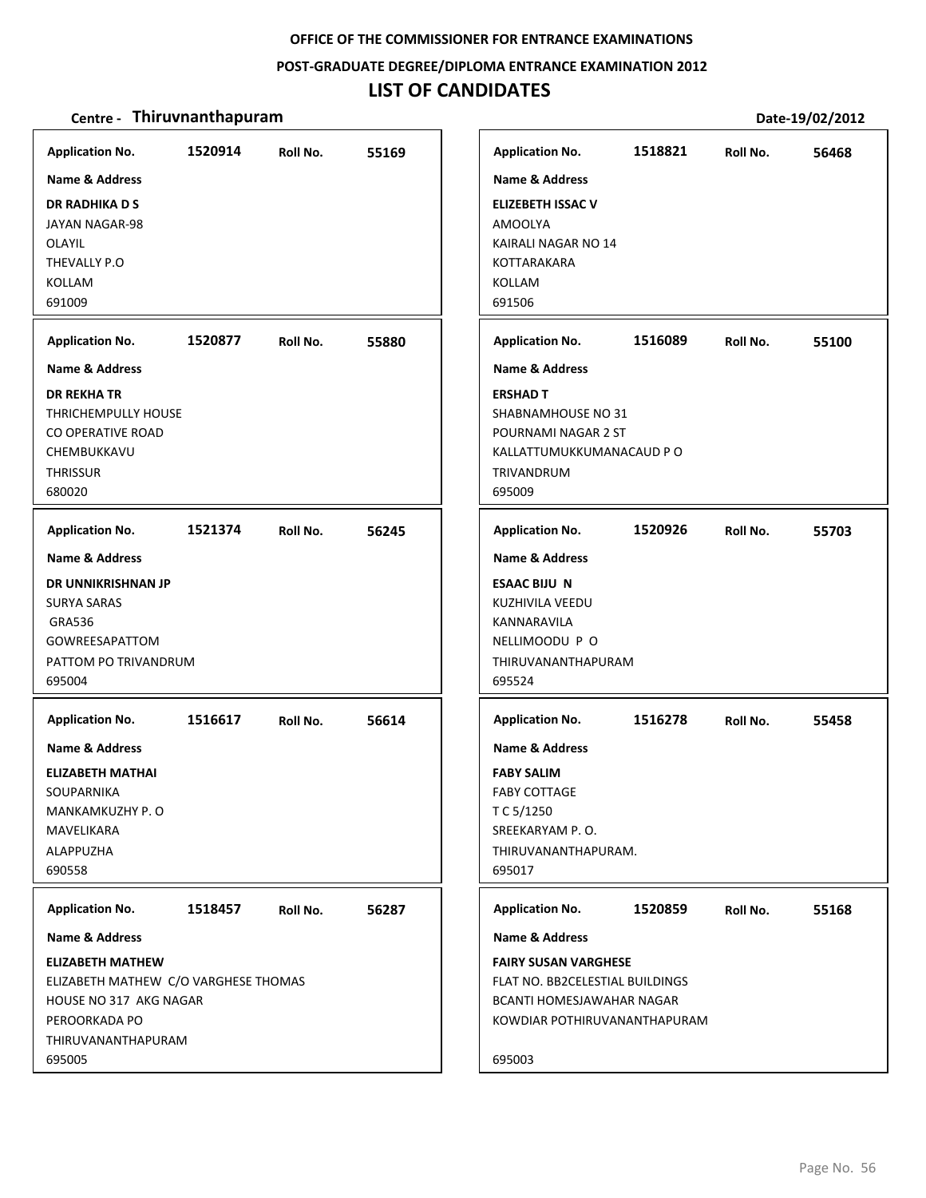OFFICE OF THE COMMISSIONER FOR ENTRANCE EXAMINATIONS

POST-GRADUATE DEGREE/DIPLOMA ENTRANCE EXAMINATION 2012

# LIST OF CANDIDATES

**Centre - Thiruvnanthapuram** | **Date-19/02/2012**

---

**Application No.** 1520914 **Roll No.** 55169

**Name & Address**

**DR RADHIKA D S**
JAYAN NAGAR-98
OLAYIL
THEVALLY P.O
KOLLAM
691009

---

**Application No.** 1520877 **Roll No.** 55880

**Name & Address**

**DR REKHA TR**
THRICHEMPULLY HOUSE
CO OPERATIVE ROAD
CHEMBUKKAVU
THRISSUR
680020

---

**Application No.** 1521374 **Roll No.** 56245

**Name & Address**

**DR UNNIKRISHNAN JP**
SURYA SARAS
GRA536
GOWREESAPATTOM
PATTOM PO TRIVANDRUM
695004

---

**Application No.** 1516617 **Roll No.** 56614

**Name & Address**

**ELIZABETH MATHAI**
SOUPARNIKA
MANKAMKUZHY P. O
MAVELIKARA
ALAPPUZHA
690558

---

**Application No.** 1518457 **Roll No.** 56287

**Name & Address**

**ELIZABETH MATHEW**
ELIZABETH MATHEW C/O VARGHESE THOMAS
HOUSE NO 317 AKG NAGAR
PEROORKADA PO
THIRUVANANTHAPURAM
695005

---

**Application No.** 1518821 **Roll No.** 56468

**Name & Address**

**ELIZEBETH ISSAC V**
AMOOLYA
KAIRALI NAGAR NO 14
KOTTARAKARA
KOLLAM
691506

---

**Application No.** 1516089 **Roll No.** 55100

**Name & Address**

**ERSHAD T**
SHABNAMHOUSE NO 31
POURNAMI NAGAR 2 ST
KALLATTUMUKKUMANACAUD P O
TRIVANDRUM
695009

---

**Application No.** 1520926 **Roll No.** 55703

**Name & Address**

**ESAAC BIJU N**
KUZHIVILA VEEDU
KANNARAVILA
NELLIMOODU P O
THIRUVANANTHAPURAM
695524

---

**Application No.** 1516278 **Roll No.** 55458

**Name & Address**

**FABY SALIM**
FABY COTTAGE
T C 5/1250
SREEKARYAM P. O.
THIRUVANANTHAPURAM.
695017

---

**Application No.** 1520859 **Roll No.** 55168

**Name & Address**

**FAIRY SUSAN VARGHESE**
FLAT NO. BB2CELESTIAL BUILDINGS
BCANTI HOMESJAWAHAR NAGAR
KOWDIAR POTHIRUVANANTHAPURAM
695003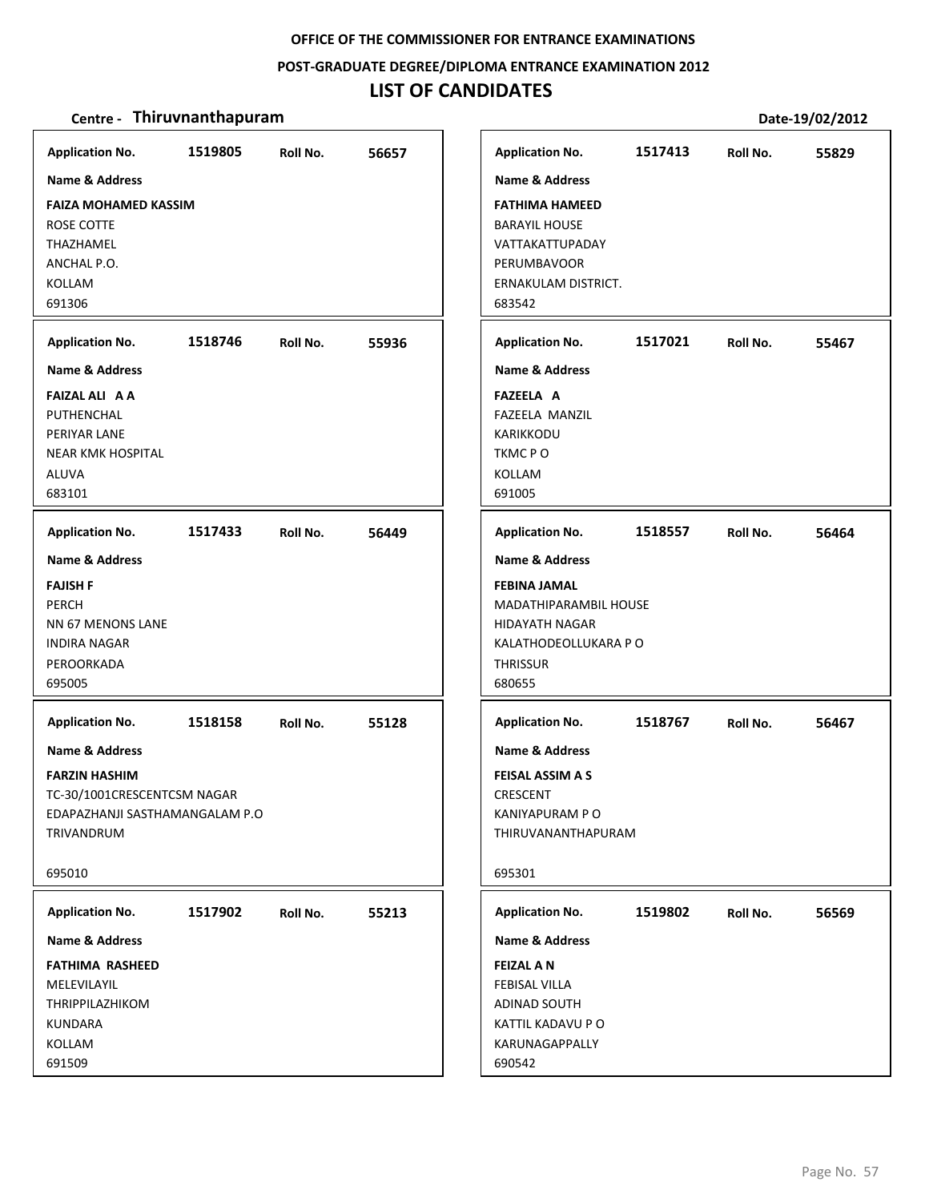**OFFICE OF THE COMMISSIONER FOR ENTRANCE EXAMINATIONS**

**POST-GRADUATE DEGREE/DIPLOMA ENTRANCE EXAMINATION 2012**

# LIST OF CANDIDATES

**Centre - Thiruvnanthapuram** **Date-19/02/2012**

**Application No.** 1519805 **Roll No.** 56657

**Name & Address**

**FAIZA MOHAMED KASSIM**
ROSE COTTE
THAZHAMEL
ANCHAL P.O.
KOLLAM
691306

---

**Application No.** 1518746 **Roll No.** 55936

**Name & Address**

**FAIZAL ALI A A**
PUTHENCHAL
PERIYAR LANE
NEAR KMK HOSPITAL
ALUVA
683101

---

**Application No.** 1517433 **Roll No.** 56449

**Name & Address**

**FAJISH F**
PERCH
NN 67 MENONS LANE
INDIRA NAGAR
PEROORKADA
695005

---

**Application No.** 1518158 **Roll No.** 55128

**Name & Address**

**FARZIN HASHIM**
TC-30/1001CRESCENTCSM NAGAR
EDAPAZHANJI SASTHAMANGALAM P.O
TRIVANDRUM

695010

---

**Application No.** 1517902 **Roll No.** 55213

**Name & Address**

**FATHIMA RASHEED**
MELEVILAYIL
THRIPPILAZHIKOM
KUNDARA
KOLLAM
691509

---

**Application No.** 1517413 **Roll No.** 55829

**Name & Address**

**FATHIMA HAMEED**
BARAYIL HOUSE
VATTAKATTUPADAY
PERUMBAVOOR
ERNAKULAM DISTRICT.
683542

---

**Application No.** 1517021 **Roll No.** 55467

**Name & Address**

**FAZEELA A**
FAZEELA MANZIL
KARIKKODU
TKMC P O
KOLLAM
691005

---

**Application No.** 1518557 **Roll No.** 56464

**Name & Address**

**FEBINA JAMAL**
MADATHIPARAMBIL HOUSE
HIDAYATH NAGAR
KALATHODEOLLUKARA P O
THRISSUR
680655

---

**Application No.** 1518767 **Roll No.** 56467

**Name & Address**

**FEISAL ASSIM A S**
CRESCENT
KANIYAPURAM P O
THIRUVANANTHAPURAM

695301

---

**Application No.** 1519802 **Roll No.** 56569

**Name & Address**

**FEIZAL A N**
FEBISAL VILLA
ADINAD SOUTH
KATTIL KADAVU P O
KARUNAGAPPALLY
690542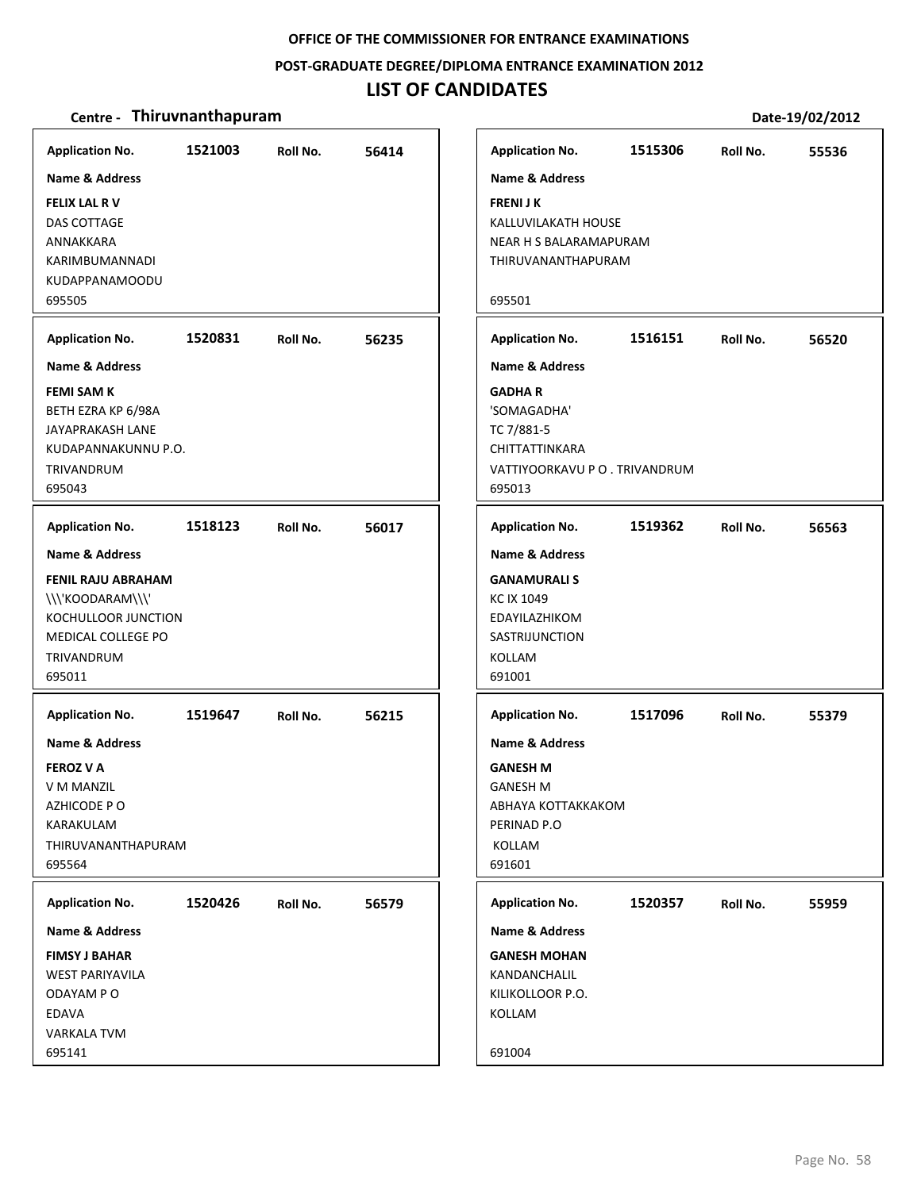**OFFICE OF THE COMMISSIONER FOR ENTRANCE EXAMINATIONS**

**POST-GRADUATE DEGREE/DIPLOMA ENTRANCE EXAMINATION 2012**

# LIST OF CANDIDATES

**Centre - Thiruvnanthapuram** **Date-19/02/2012**

| Application No. | Roll No. | Name & Address |
|---|---|---|
| 1521003 | 56414 | **FELIX LAL R V**<br>DAS COTTAGE<br>ANNAKKARA<br>KARIMBUMANNADI<br>KUDAPPANAMOODU<br>695505 |
| 1520831 | 56235 | **FEMI SAM K**<br>BETH EZRA KP 6/98A<br>JAYAPRAKASH LANE<br>KUDAPANNAKUNNU P.O.<br>TRIVANDRUM<br>695043 |
| 1518123 | 56017 | **FENIL RAJU ABRAHAM**<br>\\\'KOODARAM\\\'<br>KOCHULLOOR JUNCTION<br>MEDICAL COLLEGE PO<br>TRIVANDRUM<br>695011 |
| 1519647 | 56215 | **FEROZ V A**<br>V M MANZIL<br>AZHICODE P O<br>KARAKULAM<br>THIRUVANANTHAPURAM<br>695564 |
| 1520426 | 56579 | **FIMSY J BAHAR**<br>WEST PARIYAVILA<br>ODAYAM P O<br>EDAVA<br>VARKALA TVM<br>695141 |
| 1515306 | 55536 | **FRENI J K**<br>KALLUVILAKATH HOUSE<br>NEAR H S BALARAMAPURAM<br>THIRUVANANTHAPURAM<br>695501 |
| 1516151 | 56520 | **GADHA R**<br>'SOMAGADHA'<br>TC 7/881-5<br>CHITTATTINKARA<br>VATTIYOORKAVU P O . TRIVANDRUM<br>695013 |
| 1519362 | 56563 | **GANAMURALI S**<br>KC IX 1049<br>EDAYILAZHIKOM<br>SASTRIJUNCTION<br>KOLLAM<br>691001 |
| 1517096 | 55379 | **GANESH M**<br>GANESH M<br>ABHAYA KOTTAKKAKOM<br>PERINAD P.O<br>KOLLAM<br>691601 |
| 1520357 | 55959 | **GANESH MOHAN**<br>KANDANCHALIL<br>KILIKOLLOOR P.O.<br>KOLLAM<br>691004 |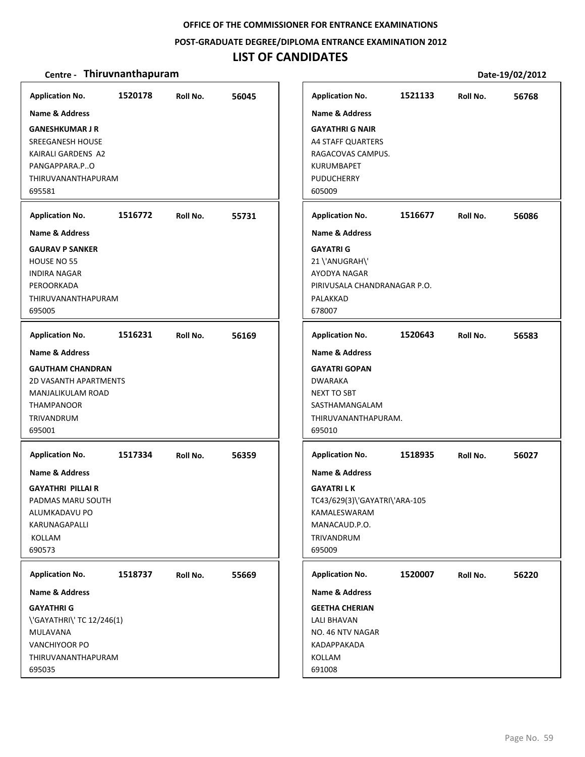**OFFICE OF THE COMMISSIONER FOR ENTRANCE EXAMINATIONS**

**POST-GRADUATE DEGREE/DIPLOMA ENTRANCE EXAMINATION 2012**

# LIST OF CANDIDATES

**Centre - Thiruvnanthapuram** **Date-19/02/2012**

| Application No. | Roll No. | Name & Address |
|---|---|---|
| 1520178 | 56045 | **GANESHKUMAR J R**<br>SREEGANESH HOUSE<br>KAIRALI GARDENS A2<br>PANGAPPARA.P..O<br>THIRUVANANTHAPURAM<br>695581 |
| 1516772 | 55731 | **GAURAV P SANKER**<br>HOUSE NO 55<br>INDIRA NAGAR<br>PEROORKADA<br>THIRUVANANTHAPURAM<br>695005 |
| 1516231 | 56169 | **GAUTHAM CHANDRAN**<br>2D VASANTH APARTMENTS<br>MANJALIKULAM ROAD<br>THAMPANOOR<br>TRIVANDRUM<br>695001 |
| 1517334 | 56359 | **GAYATHRI PILLAI R**<br>PADMAS MARU SOUTH<br>ALUMKADAVU PO<br>KARUNAGAPALLI<br>KOLLAM<br>690573 |
| 1518737 | 55669 | **GAYATHRI G**<br>\'GAYATHRI\' TC 12/246(1)<br>MULAVANA<br>VANCHIYOOR PO<br>THIRUVANANTHAPURAM<br>695035 |
| 1521133 | 56768 | **GAYATHRI G NAIR**<br>A4 STAFF QUARTERS<br>RAGACOVAS CAMPUS.<br>KURUMBAPET<br>PUDUCHERRY<br>605009 |
| 1516677 | 56086 | **GAYATRI G**<br>21 \'ANUGRAH\'<br>AYODYA NAGAR<br>PIRIVUSALA CHANDRANAGAR P.O.<br>PALAKKAD<br>678007 |
| 1520643 | 56583 | **GAYATRI GOPAN**<br>DWARAKA<br>NEXT TO SBT<br>SASTHAMANGALAM<br>THIRUVANANTHAPURAM.<br>695010 |
| 1518935 | 56027 | **GAYATRI L K**<br>TC43/629(3)\'GAYATRI\'ARA-105<br>KAMALESWARAM<br>MANACAUD.P.O.<br>TRIVANDRUM<br>695009 |
| 1520007 | 56220 | **GEETHA CHERIAN**<br>LALI BHAVAN<br>NO. 46 NTV NAGAR<br>KADAPPAKADA<br>KOLLAM<br>691008 |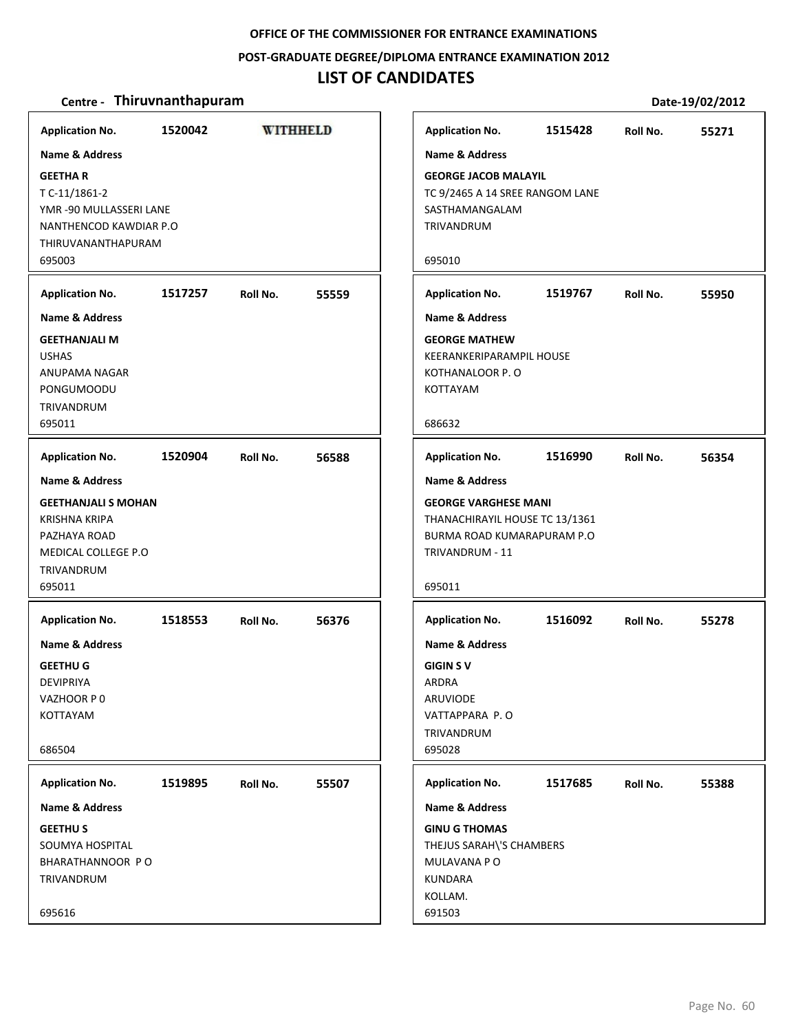**OFFICE OF THE COMMISSIONER FOR ENTRANCE EXAMINATIONS**

**POST-GRADUATE DEGREE/DIPLOMA ENTRANCE EXAMINATION 2012**

# LIST OF CANDIDATES

**Centre - Thiruvnanthapuram** **Date-19/02/2012**

---

**Application No.** 1520042 **WITHHELD**

**Name & Address**

**GEETHA R**
T C-11/1861-2
YMR -90 MULLASSERI LANE
NANTHENCOD KAWDIAR P.O
THIRUVANANTHAPURAM
695003

---

**Application No.** 1517257 **Roll No.** 55559

**Name & Address**

**GEETHANJALI M**
USHAS
ANUPAMA NAGAR
PONGUMOODU
TRIVANDRUM
695011

---

**Application No.** 1520904 **Roll No.** 56588

**Name & Address**

**GEETHANJALI S MOHAN**
KRISHNA KRIPA
PAZHAYA ROAD
MEDICAL COLLEGE P.O
TRIVANDRUM
695011

---

**Application No.** 1518553 **Roll No.** 56376

**Name & Address**

**GEETHU G**
DEVIPRIYA
VAZHOOR P 0
KOTTAYAM

686504

---

**Application No.** 1519895 **Roll No.** 55507

**Name & Address**

**GEETHU S**
SOUMYA HOSPITAL
BHARATHANNOOR P O
TRIVANDRUM

695616

---

**Application No.** 1515428 **Roll No.** 55271

**Name & Address**

**GEORGE JACOB MALAYIL**
TC 9/2465 A 14 SREE RANGOM LANE
SASTHAMANGALAM
TRIVANDRUM

695010

---

**Application No.** 1519767 **Roll No.** 55950

**Name & Address**

**GEORGE MATHEW**
KEERANKERIPARAMPIL HOUSE
KOTHANALOOR P. O
KOTTAYAM

686632

---

**Application No.** 1516990 **Roll No.** 56354

**Name & Address**

**GEORGE VARGHESE MANI**
THANACHIRAYIL HOUSE TC 13/1361
BURMA ROAD KUMARAPURAM P.O
TRIVANDRUM - 11

695011

---

**Application No.** 1516092 **Roll No.** 55278

**Name & Address**

**GIGIN S V**
ARDRA
ARUVIODE
VATTAPPARA P. O
TRIVANDRUM
695028

---

**Application No.** 1517685 **Roll No.** 55388

**Name & Address**

**GINU G THOMAS**
THEJUS SARAH\'S CHAMBERS
MULAVANA P O
KUNDARA
KOLLAM.
691503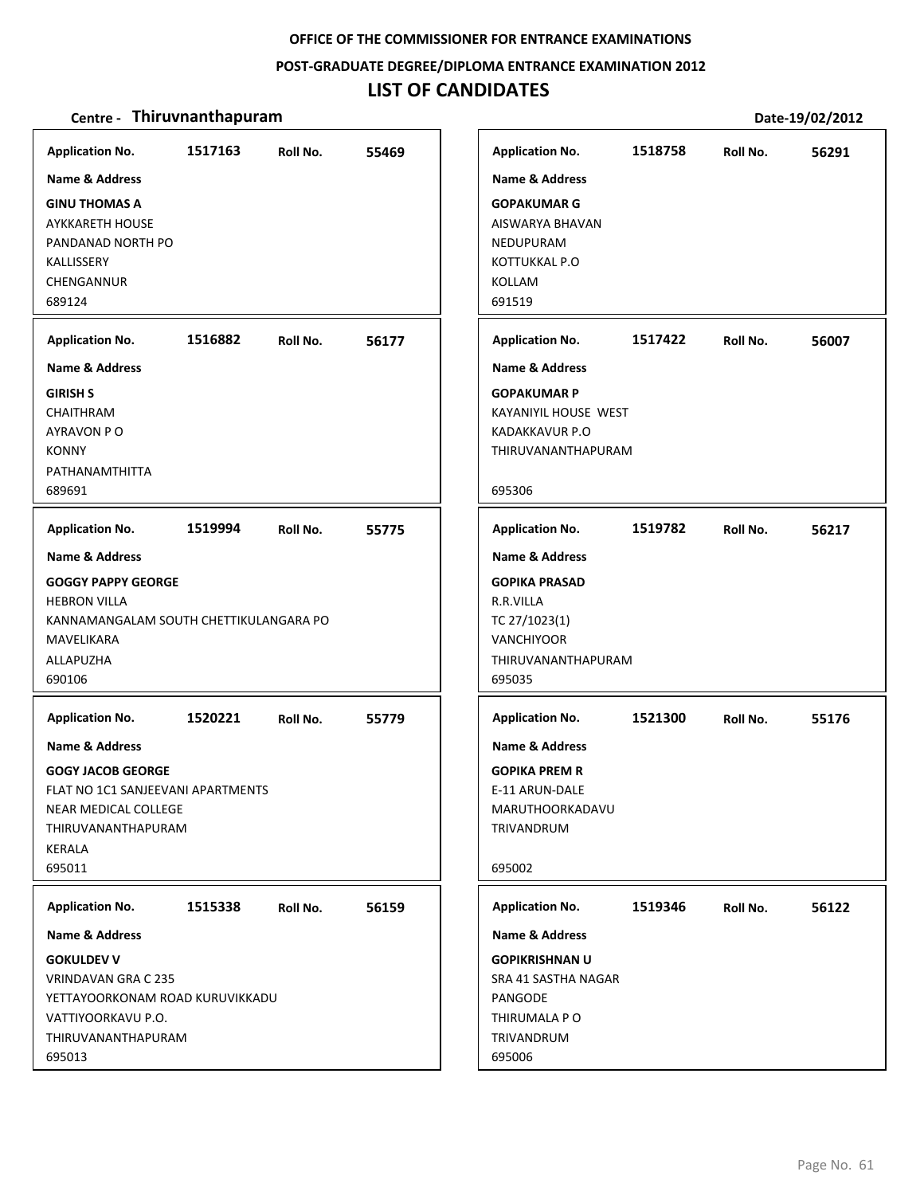**OFFICE OF THE COMMISSIONER FOR ENTRANCE EXAMINATIONS**

**POST-GRADUATE DEGREE/DIPLOMA ENTRANCE EXAMINATION 2012**

# LIST OF CANDIDATES

**Centre - Thiruvnanthapuram** **Date-19/02/2012**

**Application No.** 1517163 **Roll No.** 55469
**Name & Address**
**GINU THOMAS A**
AYKKARETH HOUSE
PANDANAD NORTH PO
KALLISSERY
CHENGANNUR
689124

**Application No.** 1516882 **Roll No.** 56177
**Name & Address**
**GIRISH S**
CHAITHRAM
AYRAVON P O
KONNY
PATHANAMTHITTA
689691

**Application No.** 1519994 **Roll No.** 55775
**Name & Address**
**GOGGY PAPPY GEORGE**
HEBRON VILLA
KANNAMANGALAM SOUTH CHETTIKULANGARA PO
MAVELIKARA
ALLAPUZHA
690106

**Application No.** 1520221 **Roll No.** 55779
**Name & Address**
**GOGY JACOB GEORGE**
FLAT NO 1C1 SANJEEVANI APARTMENTS
NEAR MEDICAL COLLEGE
THIRUVANANTHAPURAM
KERALA
695011

**Application No.** 1515338 **Roll No.** 56159
**Name & Address**
**GOKULDEV V**
VRINDAVAN GRA C 235
YETTAYOORKONAM ROAD KURUVIKKADU
VATTIYOORKAVU P.O.
THIRUVANANTHAPURAM
695013

**Application No.** 1518758 **Roll No.** 56291
**Name & Address**
**GOPAKUMAR G**
AISWARYA BHAVAN
NEDUPURAM
KOTTUKKAL P.O
KOLLAM
691519

**Application No.** 1517422 **Roll No.** 56007
**Name & Address**
**GOPAKUMAR P**
KAYANIYIL HOUSE WEST
KADAKKAVUR P.O
THIRUVANANTHAPURAM
695306

**Application No.** 1519782 **Roll No.** 56217
**Name & Address**
**GOPIKA PRASAD**
R.R.VILLA
TC 27/1023(1)
VANCHIYOOR
THIRUVANANTHAPURAM
695035

**Application No.** 1521300 **Roll No.** 55176
**Name & Address**
**GOPIKA PREM R**
E-11 ARUN-DALE
MARUTHOORKADAVU
TRIVANDRUM
695002

**Application No.** 1519346 **Roll No.** 56122
**Name & Address**
**GOPIKRISHNAN U**
SRA 41 SASTHA NAGAR
PANGODE
THIRUMALA P O
TRIVANDRUM
695006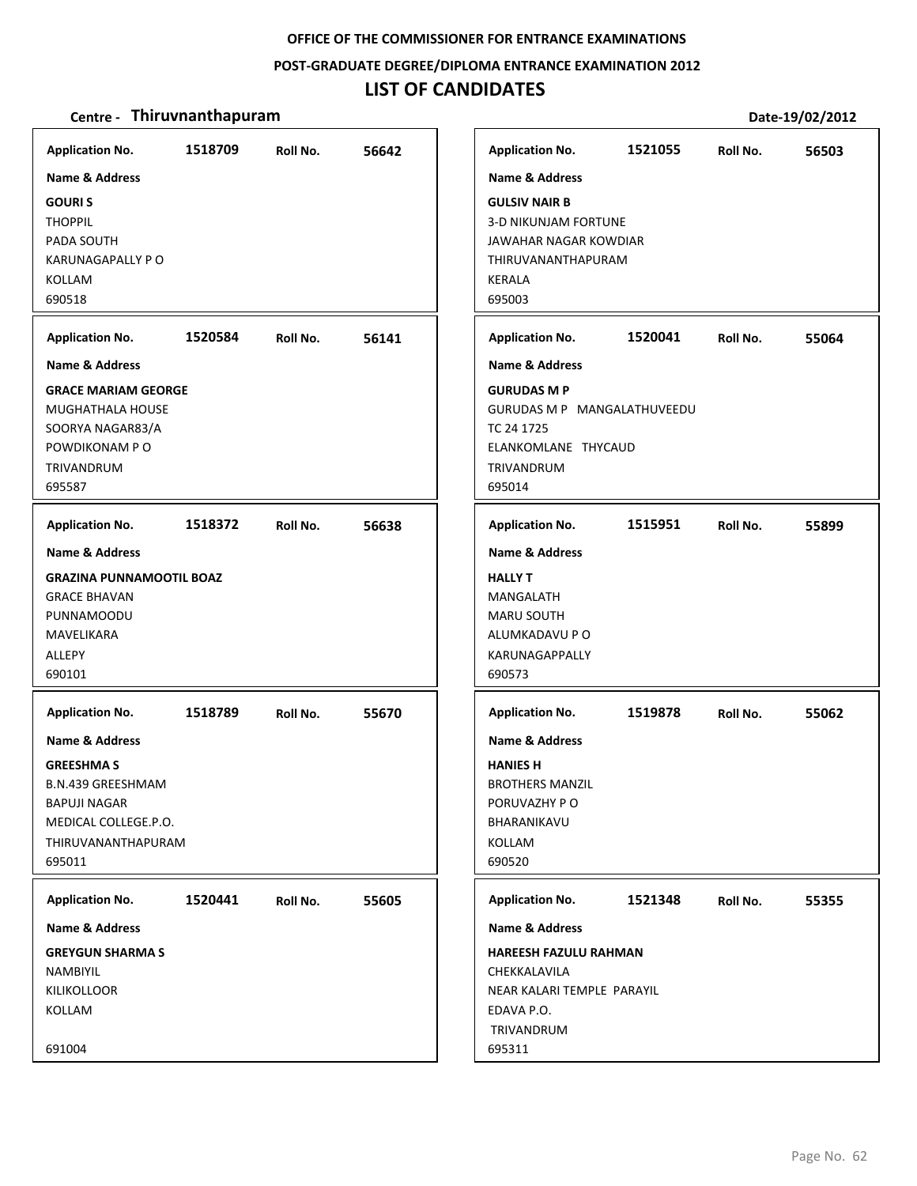OFFICE OF THE COMMISSIONER FOR ENTRANCE EXAMINATIONS

POST-GRADUATE DEGREE/DIPLOMA ENTRANCE EXAMINATION 2012

# LIST OF CANDIDATES

**Centre - Thiruvnanthapuram** Date-19/02/2012

**Application No.** 1518709 **Roll No.** 56642

**Name & Address**

**GOURI S**
THOPPIL
PADA SOUTH
KARUNAGAPALLY P O
KOLLAM
690518

**Application No.** 1521055 **Roll No.** 56503

**Name & Address**

**GULSIV NAIR B**
3-D NIKUNJAM FORTUNE
JAWAHAR NAGAR KOWDIAR
THIRUVANANTHAPURAM
KERALA
695003

**Application No.** 1520584 **Roll No.** 56141

**Name & Address**

**GRACE MARIAM GEORGE**
MUGHATHALA HOUSE
SOORYA NAGAR83/A
POWDIKONAM P O
TRIVANDRUM
695587

**Application No.** 1520041 **Roll No.** 55064

**Name & Address**

**GURUDAS M P**
GURUDAS M P MANGALATHUVEEDU
TC 24 1725
ELANKOMLANE THYCAUD
TRIVANDRUM
695014

**Application No.** 1518372 **Roll No.** 56638

**Name & Address**

**GRAZINA PUNNAMOOTIL BOAZ**
GRACE BHAVAN
PUNNAMOODU
MAVELIKARA
ALLEPY
690101

**Application No.** 1515951 **Roll No.** 55899

**Name & Address**

**HALLY T**
MANGALATH
MARU SOUTH
ALUMKADAVU P O
KARUNAGAPPALLY
690573

**Application No.** 1518789 **Roll No.** 55670

**Name & Address**

**GREESHMA S**
B.N.439 GREESHMAM
BAPUJI NAGAR
MEDICAL COLLEGE.P.O.
THIRUVANANTHAPURAM
695011

**Application No.** 1519878 **Roll No.** 55062

**Name & Address**

**HANIES H**
BROTHERS MANZIL
PORUVAZHY P O
BHARANIKAVU
KOLLAM
690520

**Application No.** 1520441 **Roll No.** 55605

**Name & Address**

**GREYGUN SHARMA S**
NAMBIYIL
KILIKOLLOOR
KOLLAM

691004

**Application No.** 1521348 **Roll No.** 55355

**Name & Address**

**HAREESH FAZULU RAHMAN**
CHEKKALAVILA
NEAR KALARI TEMPLE PARAYIL
EDAVA P.O.
TRIVANDRUM
695311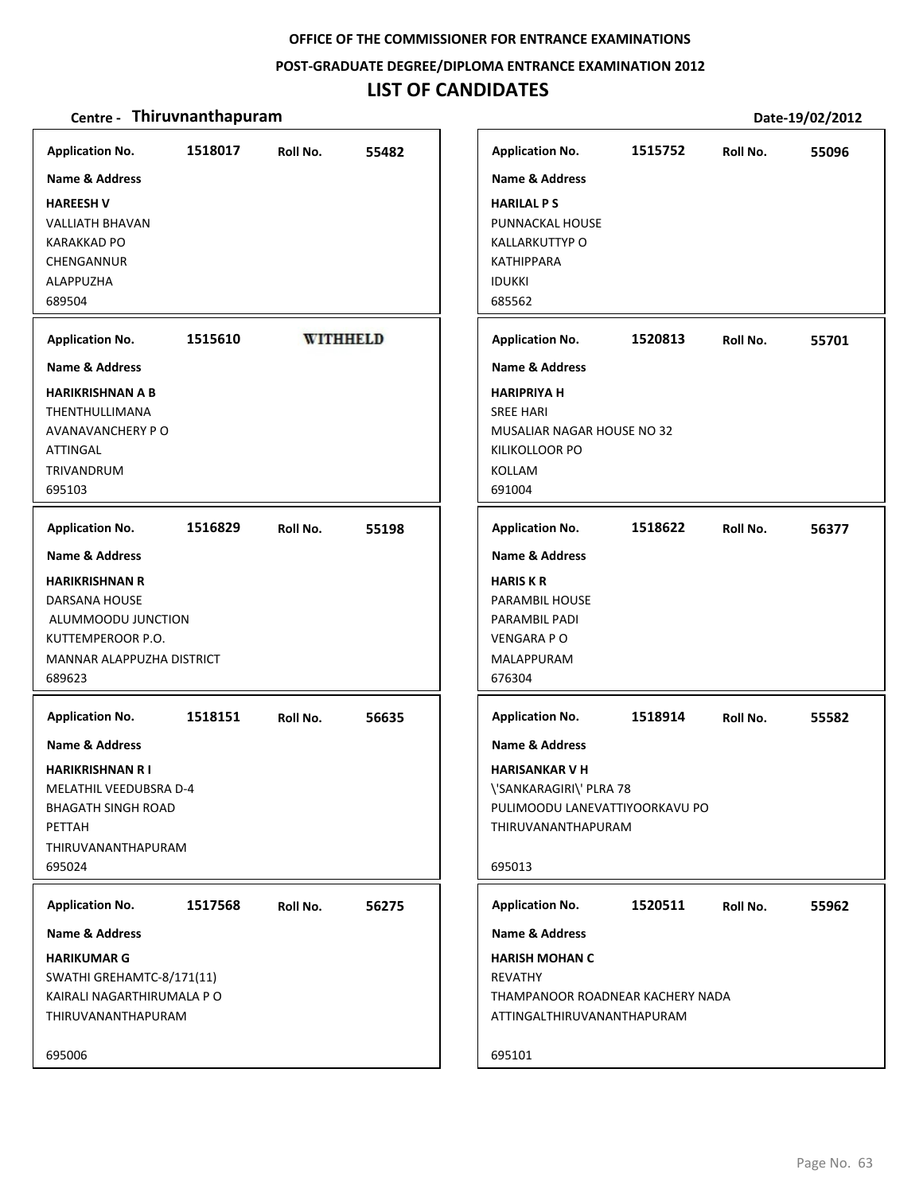OFFICE OF THE COMMISSIONER FOR ENTRANCE EXAMINATIONS

POST-GRADUATE DEGREE/DIPLOMA ENTRANCE EXAMINATION 2012

# LIST OF CANDIDATES

**Centre - Thiruvnanthapuram** Date-19/02/2012

**Application No.** 1518017 **Roll No.** 55482

**Name & Address**

**HAREESH V**
VALLIATH BHAVAN
KARAKKAD PO
CHENGANNUR
ALAPPUZHA
689504

**Application No.** 1515610 WITHHELD

**Name & Address**

**HARIKRISHNAN A B**
THENTHULLIMANA
AVANAVANCHERY P O
ATTINGAL
TRIVANDRUM
695103

**Application No.** 1516829 **Roll No.** 55198

**Name & Address**

**HARIKRISHNAN R**
DARSANA HOUSE
ALUMMOODU JUNCTION
KUTTEMPEROOR P.O.
MANNAR ALAPPUZHA DISTRICT
689623

**Application No.** 1518151 **Roll No.** 56635

**Name & Address**

**HARIKRISHNAN R I**
MELATHIL VEEDUBSRA D-4
BHAGATH SINGH ROAD
PETTAH
THIRUVANANTHAPURAM
695024

**Application No.** 1517568 **Roll No.** 56275

**Name & Address**

**HARIKUMAR G**
SWATHI GREHAMTC-8/171(11)
KAIRALI NAGARTHIRUMALA P O
THIRUVANANTHAPURAM
695006

**Application No.** 1515752 **Roll No.** 55096

**Name & Address**

**HARILAL P S**
PUNNACKAL HOUSE
KALLARKUTTYP O
KATHIPPARA
IDUKKI
685562

**Application No.** 1520813 **Roll No.** 55701

**Name & Address**

**HARIPRIYA H**
SREE HARI
MUSALIAR NAGAR HOUSE NO 32
KILIKOLLOOR PO
KOLLAM
691004

**Application No.** 1518622 **Roll No.** 56377

**Name & Address**

**HARIS K R**
PARAMBIL HOUSE
PARAMBIL PADI
VENGARA P O
MALAPPURAM
676304

**Application No.** 1518914 **Roll No.** 55582

**Name & Address**

**HARISANKAR V H**
\'SANKARAGIRI\' PLRA 78
PULIMOODU LANEVATTIYOORKAVU PO
THIRUVANANTHAPURAM
695013

**Application No.** 1520511 **Roll No.** 55962

**Name & Address**

**HARISH MOHAN C**
REVATHY
THAMPANOOR ROADNEAR KACHERY NADA
ATTINGALTHIRUVANANTHAPURAM
695101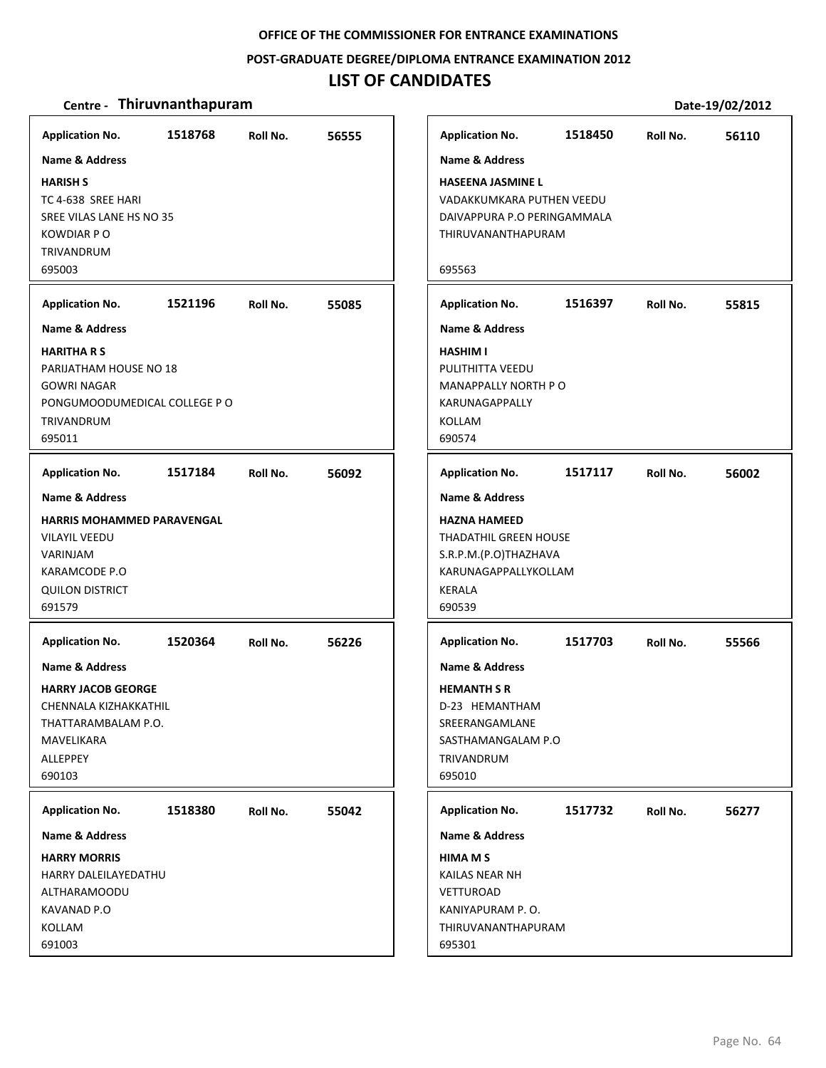OFFICE OF THE COMMISSIONER FOR ENTRANCE EXAMINATIONS

POST-GRADUATE DEGREE/DIPLOMA ENTRANCE EXAMINATION 2012

# LIST OF CANDIDATES

**Centre - Thiruvnanthapuram** Date-19/02/2012

**Application No.** 1518768 **Roll No.** 56555

**Name & Address**

**HARISH S**
TC 4-638 SREE HARI
SREE VILAS LANE HS NO 35
KOWDIAR P O
TRIVANDRUM
695003

**Application No.** 1521196 **Roll No.** 55085

**Name & Address**

**HARITHA R S**
PARIJATHAM HOUSE NO 18
GOWRI NAGAR
PONGUMOODUMEDICAL COLLEGE P O
TRIVANDRUM
695011

**Application No.** 1517184 **Roll No.** 56092

**Name & Address**

**HARRIS MOHAMMED PARAVENGAL**
VILAYIL VEEDU
VARINJAM
KARAMCODE P.O
QUILON DISTRICT
691579

**Application No.** 1520364 **Roll No.** 56226

**Name & Address**

**HARRY JACOB GEORGE**
CHENNALA KIZHAKKATHIL
THATTARAMBALAM P.O.
MAVELIKARA
ALLEPPEY
690103

**Application No.** 1518380 **Roll No.** 55042

**Name & Address**

**HARRY MORRIS**
HARRY DALEILAYEDATHU
ALTHARAMOODU
KAVANAD P.O
KOLLAM
691003

**Application No.** 1518450 **Roll No.** 56110

**Name & Address**

**HASEENA JASMINE L**
VADAKKUMKARA PUTHEN VEEDU
DAIVAPPURA P.O PERINGAMMALA
THIRUVANANTHAPURAM

695563

**Application No.** 1516397 **Roll No.** 55815

**Name & Address**

**HASHIM I**
PULITHITTA VEEDU
MANAPPALLY NORTH P O
KARUNAGAPPALLY
KOLLAM
690574

**Application No.** 1517117 **Roll No.** 56002

**Name & Address**

**HAZNA HAMEED**
THADATHIL GREEN HOUSE
S.R.P.M.(P.O)THAZHAVA
KARUNAGAPPALLYKOLLAM
KERALA
690539

**Application No.** 1517703 **Roll No.** 55566

**Name & Address**

**HEMANTH S R**
D-23 HEMANTHAM
SREERANGAMLANE
SASTHAMANGALAM P.O
TRIVANDRUM
695010

**Application No.** 1517732 **Roll No.** 56277

**Name & Address**

**HIMA M S**
KAILAS NEAR NH
VETTUROAD
KANIYAPURAM P. O.
THIRUVANANTHAPURAM
695301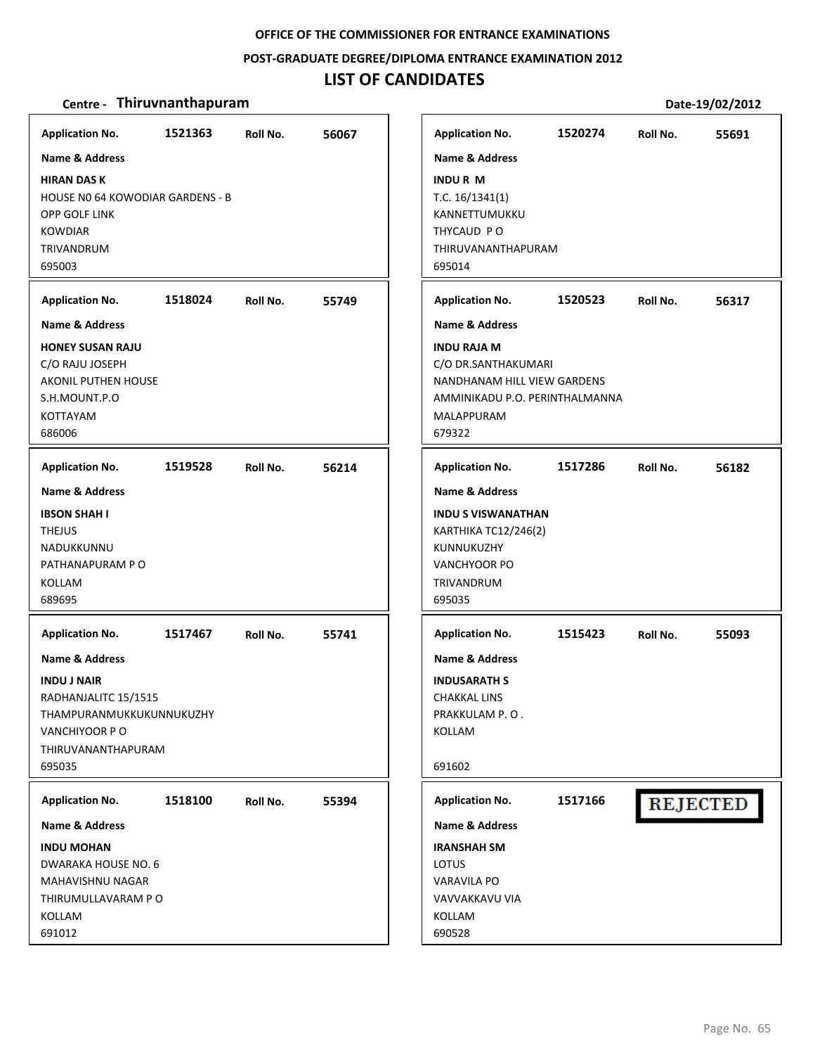OFFICE OF THE COMMISSIONER FOR ENTRANCE EXAMINATIONS

POST-GRADUATE DEGREE/DIPLOMA ENTRANCE EXAMINATION 2012

# LIST OF CANDIDATES

**Centre - Thiruvnanthapuram** | **Date-19/02/2012**

**Application No.** 1521363 **Roll No.** 56067

**Name & Address**

**HIRAN DAS K**
HOUSE N0 64 KOWODIAR GARDENS - B
OPP GOLF LINK
KOWDIAR
TRIVANDRUM
695003

---

**Application No.** 1518024 **Roll No.** 55749

**Name & Address**

**HONEY SUSAN RAJU**
C/O RAJU JOSEPH
AKONIL PUTHEN HOUSE
S.H.MOUNT.P.O
KOTTAYAM
686006

---

**Application No.** 1519528 **Roll No.** 56214

**Name & Address**

**IBSON SHAH I**
THEJUS
NADUKKUNNU
PATHANAPURAM P O
KOLLAM
689695

---

**Application No.** 1517467 **Roll No.** 55741

**Name & Address**

**INDU J NAIR**
RADHANJALITC 15/1515
THAMPURANMUKKUKUNNUKUZHY
VANCHIYOOR P O
THIRUVANANTHAPURAM
695035

---

**Application No.** 1518100 **Roll No.** 55394

**Name & Address**

**INDU MOHAN**
DWARAKA HOUSE NO. 6
MAHAVISHNU NAGAR
THIRUMULLAVARAM P O
KOLLAM
691012

---

**Application No.** 1520274 **Roll No.** 55691

**Name & Address**

**INDU R M**
T.C. 16/1341(1)
KANNETTUMUKKU
THYCAUD P O
THIRUVANANTHAPURAM
695014

---

**Application No.** 1520523 **Roll No.** 56317

**Name & Address**

**INDU RAJA M**
C/O DR.SANTHAKUMARI
NANDHANAM HILL VIEW GARDENS
AMMINIKADU P.O. PERINTHALMANNA
MALAPPURAM
679322

---

**Application No.** 1517286 **Roll No.** 56182

**Name & Address**

**INDU S VISWANATHAN**
KARTHIKA TC12/246(2)
KUNNUKUZHY
VANCHYOOR PO
TRIVANDRUM
695035

---

**Application No.** 1515423 **Roll No.** 55093

**Name & Address**

**INDUSARATH S**
CHAKKAL LINS
PRAKKULAM P. O .
KOLLAM

691602

---

**Application No.** 1517166 **REJECTED**

**Name & Address**

**IRANSHAH SM**
LOTUS
VARAVILA PO
VAVVAKKAVU VIA
KOLLAM
690528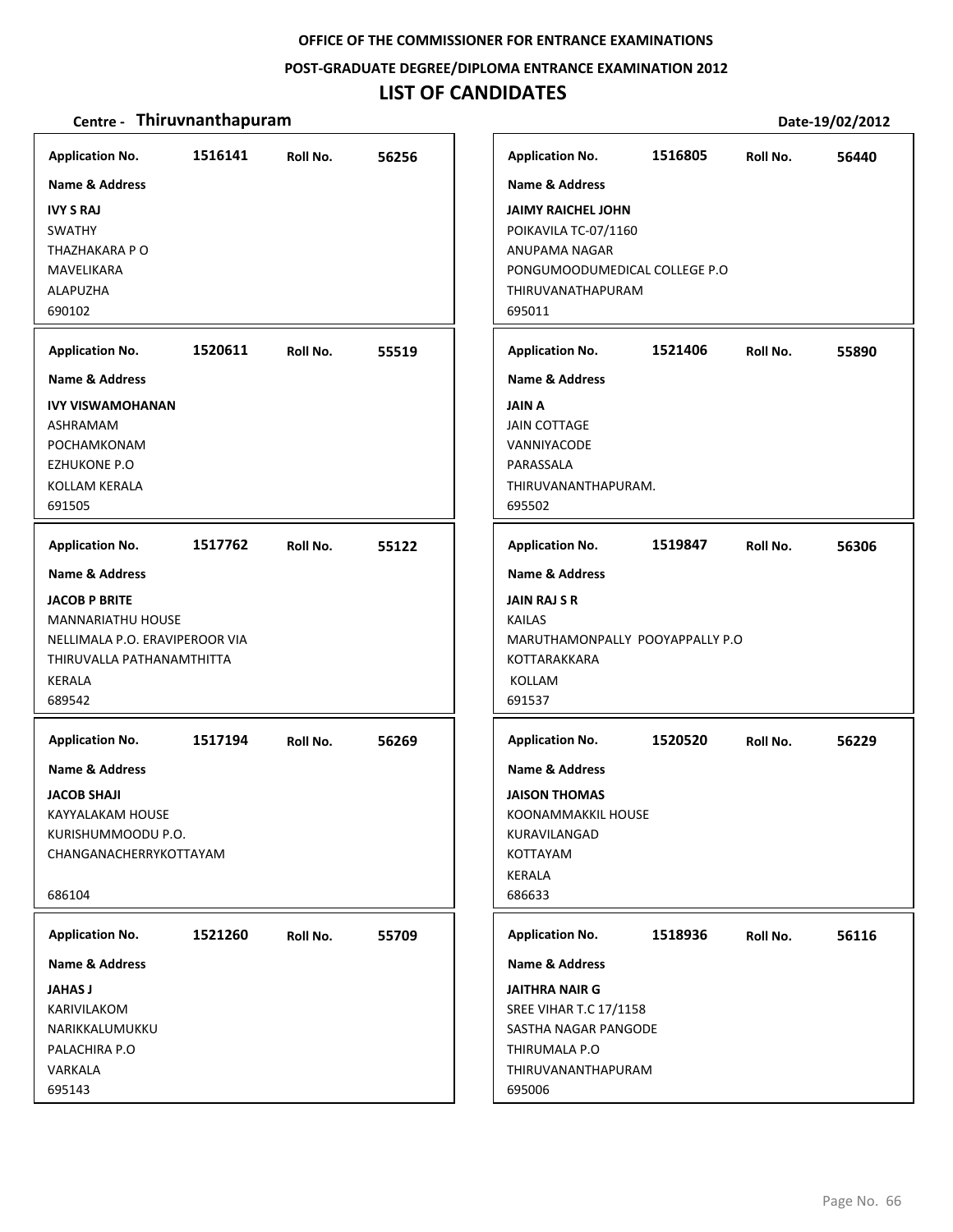**OFFICE OF THE COMMISSIONER FOR ENTRANCE EXAMINATIONS**

**POST-GRADUATE DEGREE/DIPLOMA ENTRANCE EXAMINATION 2012**

# LIST OF CANDIDATES

**Centre - Thiruvnanthapuram** **Date-19/02/2012**

**Application No.** 1516141 **Roll No.** 56256
**Name & Address**
**IVY S RAJ**
SWATHY
THAZHAKARA P O
MAVELIKARA
ALAPUZHA
690102

**Application No.** 1520611 **Roll No.** 55519
**Name & Address**
**IVY VISWAMOHANAN**
ASHRAMAM
POCHAMKONAM
EZHUKONE P.O
KOLLAM KERALA
691505

**Application No.** 1517762 **Roll No.** 55122
**Name & Address**
**JACOB P BRITE**
MANNARIATHU HOUSE
NELLIMALA P.O. ERAVIPEROOR VIA
THIRUVALLA PATHANAMTHITTA
KERALA
689542

**Application No.** 1517194 **Roll No.** 56269
**Name & Address**
**JACOB SHAJI**
KAYYALAKAM HOUSE
KURISHUMMOODU P.O.
CHANGANACHERRYKOTTAYAM
686104

**Application No.** 1521260 **Roll No.** 55709
**Name & Address**
**JAHAS J**
KARIVILAKOM
NARIKKALUMUKKU
PALACHIRA P.O
VARKALA
695143

**Application No.** 1516805 **Roll No.** 56440
**Name & Address**
**JAIMY RAICHEL JOHN**
POIKAVILA TC-07/1160
ANUPAMA NAGAR
PONGUMOODUMEDICAL COLLEGE P.O
THIRUVANATHAPURAM
695011

**Application No.** 1521406 **Roll No.** 55890
**Name & Address**
**JAIN A**
JAIN COTTAGE
VANNIYACODE
PARASSALA
THIRUVANANTHAPURAM.
695502

**Application No.** 1519847 **Roll No.** 56306
**Name & Address**
**JAIN RAJ S R**
KAILAS
MARUTHAMONPALLY POOYAPPALLY P.O
KOTTARAKKARA
KOLLAM
691537

**Application No.** 1520520 **Roll No.** 56229
**Name & Address**
**JAISON THOMAS**
KOONAMMAKKIL HOUSE
KURAVILANGAD
KOTTAYAM
KERALA
686633

**Application No.** 1518936 **Roll No.** 56116
**Name & Address**
**JAITHRA NAIR G**
SREE VIHAR T.C 17/1158
SASTHA NAGAR PANGODE
THIRUMALA P.O
THIRUVANANTHAPURAM
695006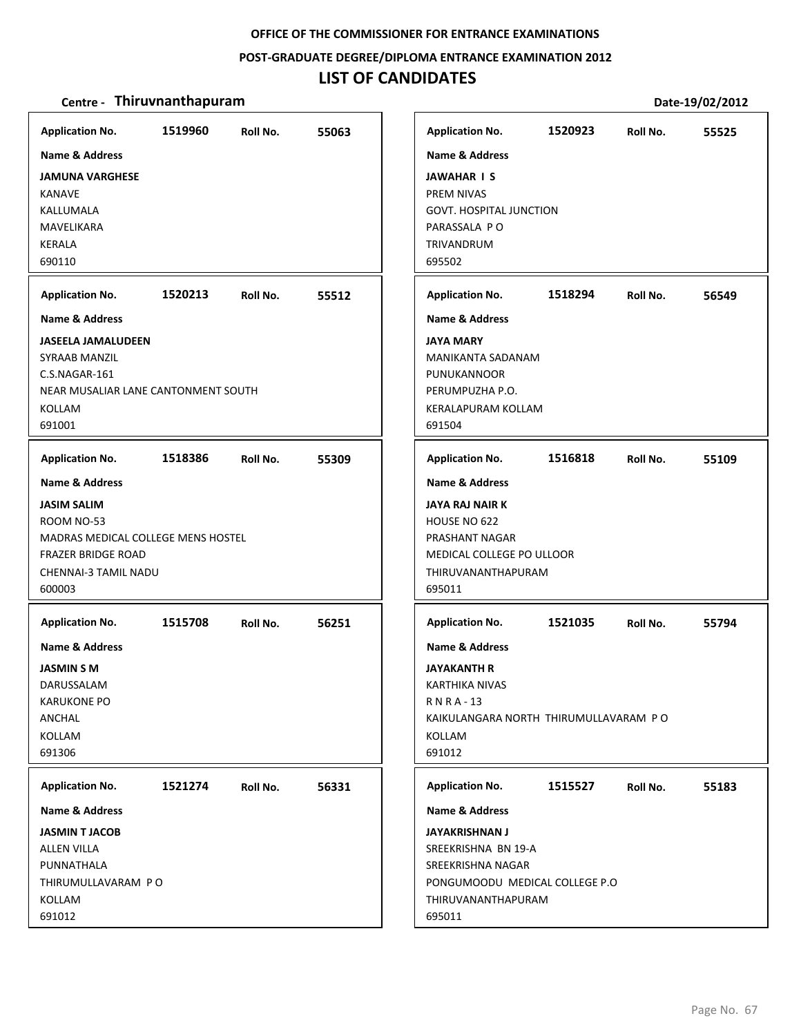OFFICE OF THE COMMISSIONER FOR ENTRANCE EXAMINATIONS

POST-GRADUATE DEGREE/DIPLOMA ENTRANCE EXAMINATION 2012

# LIST OF CANDIDATES

**Centre - Thiruvnanthapuram** **Date-19/02/2012**

**Application No.** 1519960 **Roll No.** 55063

**Name & Address**

**JAMUNA VARGHESE**
KANAVE
KALLUMALA
MAVELIKARA
KERALA
690110

**Application No.** 1520213 **Roll No.** 55512

**Name & Address**

**JASEELA JAMALUDEEN**
SYRAAB MANZIL
C.S.NAGAR-161
NEAR MUSALIAR LANE CANTONMENT SOUTH
KOLLAM
691001

**Application No.** 1518386 **Roll No.** 55309

**Name & Address**

**JASIM SALIM**
ROOM NO-53
MADRAS MEDICAL COLLEGE MENS HOSTEL
FRAZER BRIDGE ROAD
CHENNAI-3 TAMIL NADU
600003

**Application No.** 1515708 **Roll No.** 56251

**Name & Address**

**JASMIN S M**
DARUSSALAM
KARUKONE PO
ANCHAL
KOLLAM
691306

**Application No.** 1521274 **Roll No.** 56331

**Name & Address**

**JASMIN T JACOB**
ALLEN VILLA
PUNNATHALA
THIRUMULLAVARAM P O
KOLLAM
691012

**Application No.** 1520923 **Roll No.** 55525

**Name & Address**

**JAWAHAR I S**
PREM NIVAS
GOVT. HOSPITAL JUNCTION
PARASSALA P O
TRIVANDRUM
695502

**Application No.** 1518294 **Roll No.** 56549

**Name & Address**

**JAYA MARY**
MANIKANTA SADANAM
PUNUKANNOOR
PERUMPUZHA P.O.
KERALAPURAM KOLLAM
691504

**Application No.** 1516818 **Roll No.** 55109

**Name & Address**

**JAYA RAJ NAIR K**
HOUSE NO 622
PRASHANT NAGAR
MEDICAL COLLEGE PO ULLOOR
THIRUVANANTHAPURAM
695011

**Application No.** 1521035 **Roll No.** 55794

**Name & Address**

**JAYAKANTH R**
KARTHIKA NIVAS
R N R A - 13
KAIKULANGARA NORTH THIRUMULLAVARAM P O
KOLLAM
691012

**Application No.** 1515527 **Roll No.** 55183

**Name & Address**

**JAYAKRISHNAN J**
SREEKRISHNA BN 19-A
SREEKRISHNA NAGAR
PONGUMOODU MEDICAL COLLEGE P.O
THIRUVANANTHAPURAM
695011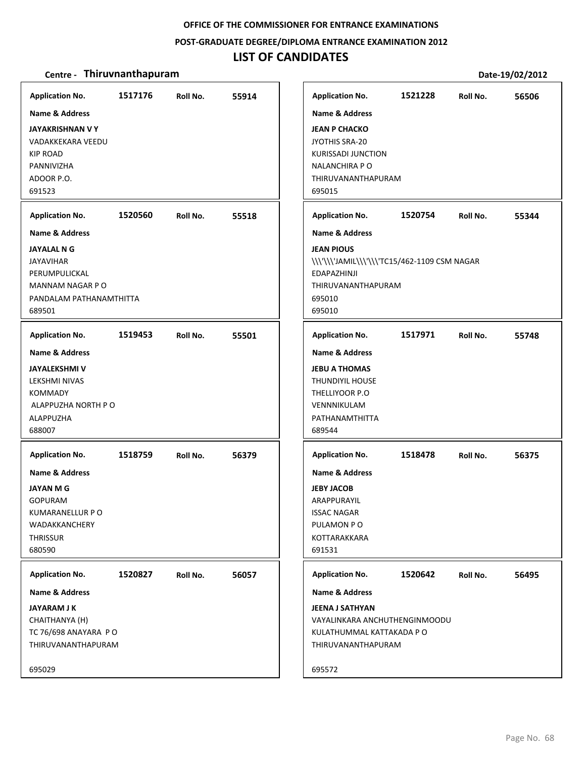**OFFICE OF THE COMMISSIONER FOR ENTRANCE EXAMINATIONS**

**POST-GRADUATE DEGREE/DIPLOMA ENTRANCE EXAMINATION 2012**

# LIST OF CANDIDATES

**Centre - Thiruvnanthapuram** **Date-19/02/2012**

**Application No.** 1517176 **Roll No.** 55914

**Name & Address**

**JAYAKRISHNAN V Y**
VADAKKEKARA VEEDU
KIP ROAD
PANNIVIZHA
ADOOR P.O.
691523

---

**Application No.** 1520560 **Roll No.** 55518

**Name & Address**

**JAYALAL N G**
JAYAVIHAR
PERUMPULICKAL
MANNAM NAGAR P O
PANDALAM PATHANAMTHITTA
689501

---

**Application No.** 1519453 **Roll No.** 55501

**Name & Address**

**JAYALEKSHMI V**
LEKSHMI NIVAS
KOMMADY
ALAPPUZHA NORTH P O
ALAPPUZHA
688007

---

**Application No.** 1518759 **Roll No.** 56379

**Name & Address**

**JAYAN M G**
GOPURAM
KUMARANELLUR P O
WADAKKANCHERY
THRISSUR
680590

---

**Application No.** 1520827 **Roll No.** 56057

**Name & Address**

**JAYARAM J K**
CHAITHANYA (H)
TC 76/698 ANAYARA P O
THIRUVANANTHAPURAM

695029

---

**Application No.** 1521228 **Roll No.** 56506

**Name & Address**

**JEAN P CHACKO**
JYOTHIS SRA-20
KURISSADI JUNCTION
NALANCHIRA P O
THIRUVANANTHAPURAM
695015

---

**Application No.** 1520754 **Roll No.** 55344

**Name & Address**

**JEAN PIOUS**
\\\'\\\'JAMIL\\\'\\\'TC15/462-1109 CSM NAGAR
EDAPAZHINJI
THIRUVANANTHAPURAM
695010
695010

---

**Application No.** 1517971 **Roll No.** 55748

**Name & Address**

**JEBU A THOMAS**
THUNDIYIL HOUSE
THELLIYOOR P.O
VENNNIKULAM
PATHANAMTHITTA
689544

---

**Application No.** 1518478 **Roll No.** 56375

**Name & Address**

**JEBY JACOB**
ARAPPURAYIL
ISSAC NAGAR
PULAMON P O
KOTTARAKKARA
691531

---

**Application No.** 1520642 **Roll No.** 56495

**Name & Address**

**JEENA J SATHYAN**
VAYALINKARA ANCHUTHENGINMOODU
KULATHUMMAL KATTAKADA P O
THIRUVANANTHAPURAM

695572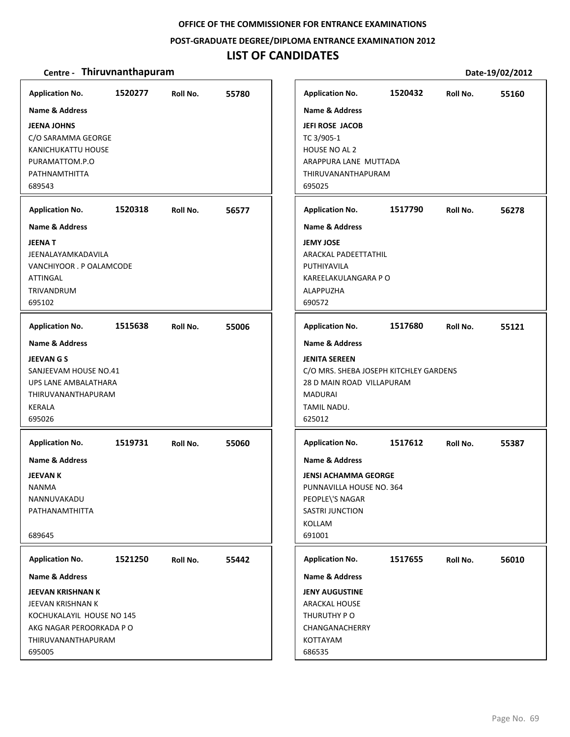**OFFICE OF THE COMMISSIONER FOR ENTRANCE EXAMINATIONS**

**POST-GRADUATE DEGREE/DIPLOMA ENTRANCE EXAMINATION 2012**

# LIST OF CANDIDATES

**Centre - Thiruvnanthapuram** **Date-19/02/2012**

| Application No. | Roll No. | Name & Address |
|---|---|---|
| 1520277 | 55780 | **JEENA JOHNS**, C/O SARAMMA GEORGE, KANICHUKATTU HOUSE, PURAMATTOM.P.O, PATHNAMTHITTA, 689543 |
| 1520318 | 56577 | **JEENA T**, JEENALAYAMKADAVILA, VANCHIYOOR . P OALAMCODE, ATTINGAL, TRIVANDRUM, 695102 |
| 1515638 | 55006 | **JEEVAN G S**, SANJEEVAM HOUSE NO.41, UPS LANE AMBALATHARA, THIRUVANANTHAPURAM, KERALA, 695026 |
| 1519731 | 55060 | **JEEVAN K**, NANMA, NANNUVAKADU, PATHANAMTHITTA, 689645 |
| 1521250 | 55442 | **JEEVAN KRISHNAN K**, JEEVAN KRISHNAN K, KOCHUKALAYIL HOUSE NO 145, AKG NAGAR PEROORKADA P O, THIRUVANANTHAPURAM, 695005 |
| 1520432 | 55160 | **JEFI ROSE JACOB**, TC 3/905-1, HOUSE NO AL 2, ARAPPURA LANE MUTTADA, THIRUVANANTHAPURAM, 695025 |
| 1517790 | 56278 | **JEMY JOSE**, ARACKAL PADEETTATHIL, PUTHIYAVILA, KAREELAKULANGARA P O, ALAPPUZHA, 690572 |
| 1517680 | 55121 | **JENITA SEREEN**, C/O MRS. SHEBA JOSEPH KITCHLEY GARDENS, 28 D MAIN ROAD VILLAPURAM, MADURAI, TAMIL NADU., 625012 |
| 1517612 | 55387 | **JENSI ACHAMMA GEORGE**, PUNNAVILLA HOUSE NO. 364, PEOPLE\'S NAGAR, SASTRI JUNCTION, KOLLAM, 691001 |
| 1517655 | 56010 | **JENY AUGUSTINE**, ARACKAL HOUSE, THURUTHY P O, CHANGANACHERRY, KOTTAYAM, 686535 |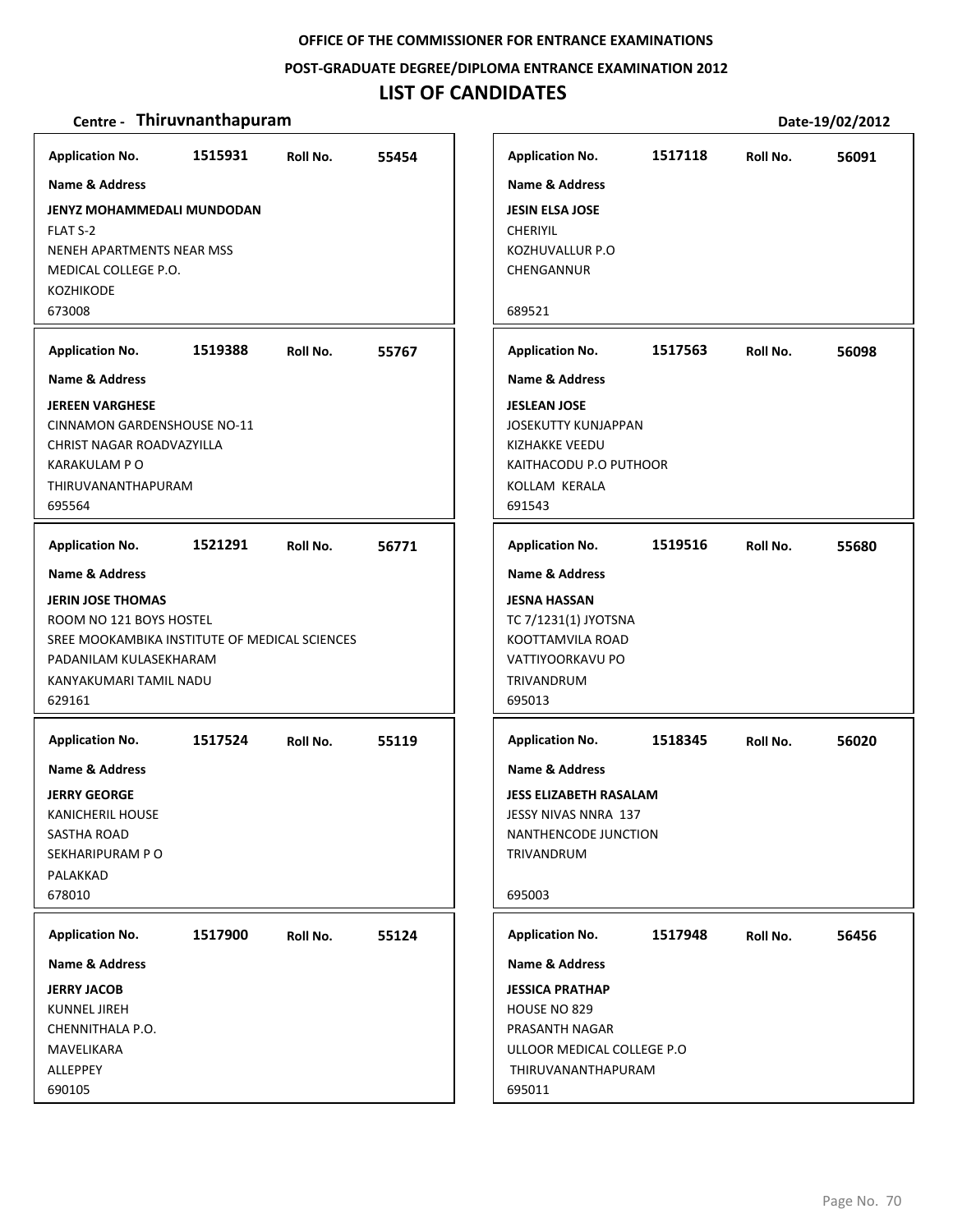**OFFICE OF THE COMMISSIONER FOR ENTRANCE EXAMINATIONS**

**POST-GRADUATE DEGREE/DIPLOMA ENTRANCE EXAMINATION 2012**

# LIST OF CANDIDATES

**Centre - Thiruvnanthapuram** **Date-19/02/2012**

---

**Application No.** 1515931 **Roll No.** 55454

**Name & Address**

**JENYZ MOHAMMEDALI MUNDODAN**
FLAT S-2
NENEH APARTMENTS NEAR MSS
MEDICAL COLLEGE P.O.
KOZHIKODE
673008

---

**Application No.** 1519388 **Roll No.** 55767

**Name & Address**

**JEREEN VARGHESE**
CINNAMON GARDENSHOUSE NO-11
CHRIST NAGAR ROADVAZYILLA
KARAKULAM P O
THIRUVANANTHAPURAM
695564

---

**Application No.** 1521291 **Roll No.** 56771

**Name & Address**

**JERIN JOSE THOMAS**
ROOM NO 121 BOYS HOSTEL
SREE MOOKAMBIKA INSTITUTE OF MEDICAL SCIENCES
PADANILAM KULASEKHARAM
KANYAKUMARI TAMIL NADU
629161

---

**Application No.** 1517524 **Roll No.** 55119

**Name & Address**

**JERRY GEORGE**
KANICHERIL HOUSE
SASTHA ROAD
SEKHARIPURAM P O
PALAKKAD
678010

---

**Application No.** 1517900 **Roll No.** 55124

**Name & Address**

**JERRY JACOB**
KUNNEL JIREH
CHENNITHALA P.O.
MAVELIKARA
ALLEPPEY
690105

---

**Application No.** 1517118 **Roll No.** 56091

**Name & Address**

**JESIN ELSA JOSE**
CHERIYIL
KOZHUVALLUR P.O
CHENGANNUR

689521

---

**Application No.** 1517563 **Roll No.** 56098

**Name & Address**

**JESLEAN JOSE**
JOSEKUTTY KUNJAPPAN
KIZHAKKE VEEDU
KAITHACODU P.O PUTHOOR
KOLLAM KERALA
691543

---

**Application No.** 1519516 **Roll No.** 55680

**Name & Address**

**JESNA HASSAN**
TC 7/1231(1) JYOTSNA
KOOTTAMVILA ROAD
VATTIYOORKAVU PO
TRIVANDRUM
695013

---

**Application No.** 1518345 **Roll No.** 56020

**Name & Address**

**JESS ELIZABETH RASALAM**
JESSY NIVAS NNRA 137
NANTHENCODE JUNCTION
TRIVANDRUM

695003

---

**Application No.** 1517948 **Roll No.** 56456

**Name & Address**

**JESSICA PRATHAP**
HOUSE NO 829
PRASANTH NAGAR
ULLOOR MEDICAL COLLEGE P.O
THIRUVANANTHAPURAM
695011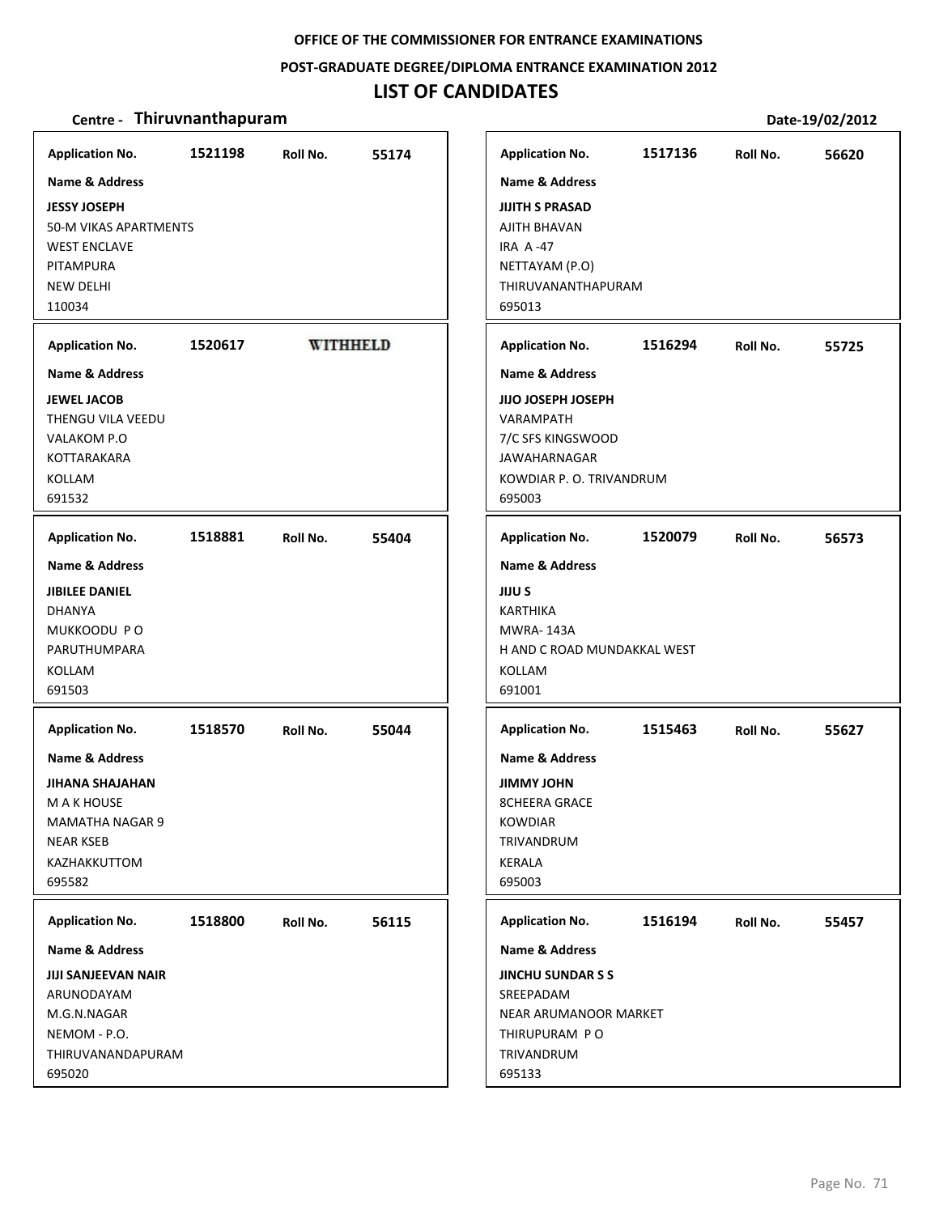OFFICE OF THE COMMISSIONER FOR ENTRANCE EXAMINATIONS

POST-GRADUATE DEGREE/DIPLOMA ENTRANCE EXAMINATION 2012

# LIST OF CANDIDATES

**Centre - Thiruvnanthapuram** **Date-19/02/2012**

| Application No. | Roll No. | Name & Address |
|---|---|---|
| 1521198 | 55174 | **JESSY JOSEPH**<br>50-M VIKAS APARTMENTS<br>WEST ENCLAVE<br>PITAMPURA<br>NEW DELHI<br>110034 |
| 1520617 | WITHHELD | **JEWEL JACOB**<br>THENGU VILA VEEDU<br>VALAKOM P.O<br>KOTTARAKARA<br>KOLLAM<br>691532 |
| 1518881 | 55404 | **JIBILEE DANIEL**<br>DHANYA<br>MUKKOODU P O<br>PARUTHUMPARA<br>KOLLAM<br>691503 |
| 1518570 | 55044 | **JIHANA SHAJAHAN**<br>M A K HOUSE<br>MAMATHA NAGAR 9<br>NEAR KSEB<br>KAZHAKKUTTOM<br>695582 |
| 1518800 | 56115 | **JIJI SANJEEVAN NAIR**<br>ARUNODAYAM<br>M.G.N.NAGAR<br>NEMOM - P.O.<br>THIRUVANANDAPURAM<br>695020 |
| 1517136 | 56620 | **JIJITH S PRASAD**<br>AJITH BHAVAN<br>IRA A -47<br>NETTAYAM (P.O)<br>THIRUVANANTHAPURAM<br>695013 |
| 1516294 | 55725 | **JIJO JOSEPH JOSEPH**<br>VARAMPATH<br>7/C SFS KINGSWOOD<br>JAWAHARNAGAR<br>KOWDIAR P. O. TRIVANDRUM<br>695003 |
| 1520079 | 56573 | **JIJU S**<br>KARTHIKA<br>MWRA- 143A<br>H AND C ROAD MUNDAKKAL WEST<br>KOLLAM<br>691001 |
| 1515463 | 55627 | **JIMMY JOHN**<br>8CHEERA GRACE<br>KOWDIAR<br>TRIVANDRUM<br>KERALA<br>695003 |
| 1516194 | 55457 | **JINCHU SUNDAR S S**<br>SREEPADAM<br>NEAR ARUMANOOR MARKET<br>THIRUPURAM P O<br>TRIVANDRUM<br>695133 |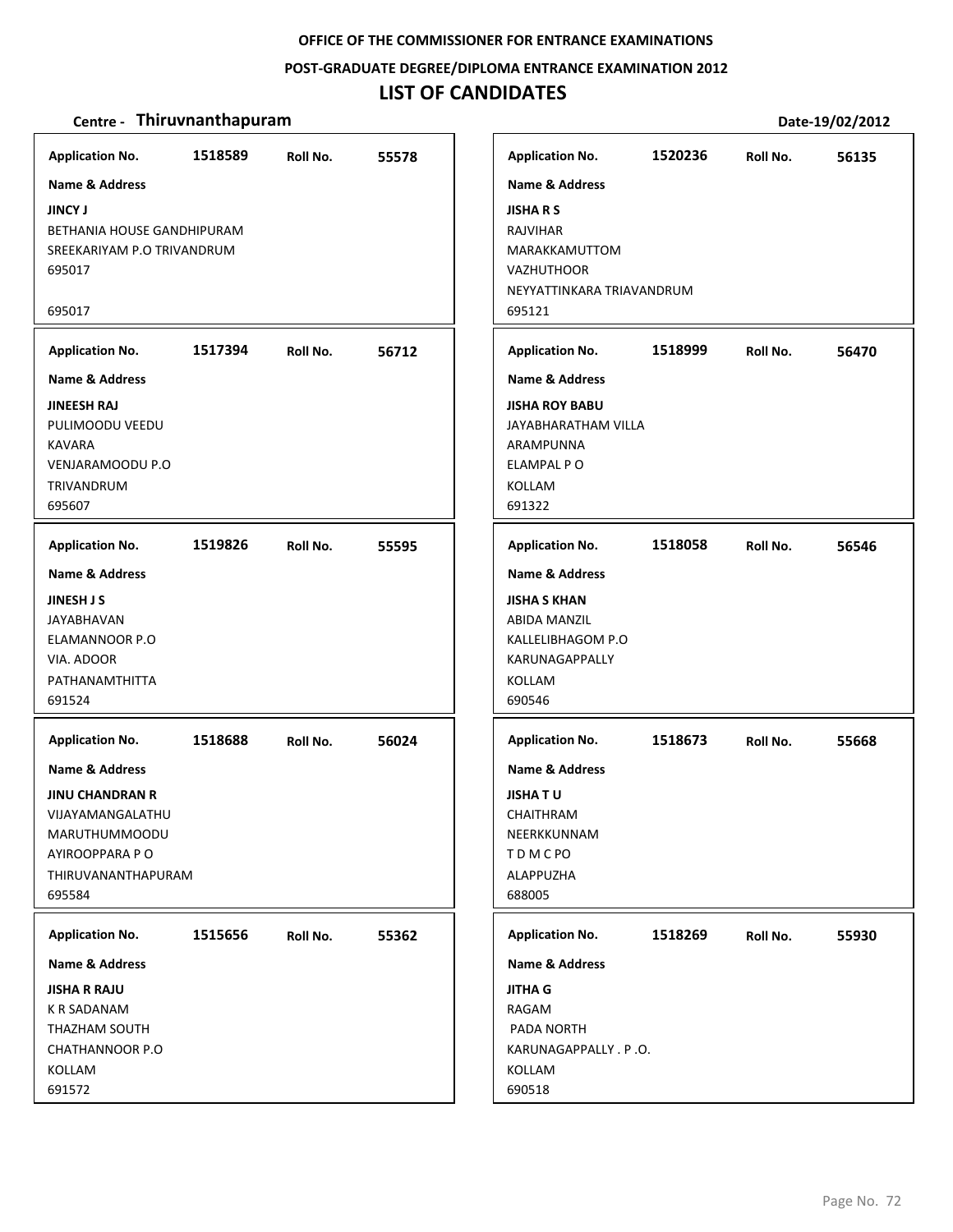OFFICE OF THE COMMISSIONER FOR ENTRANCE EXAMINATIONS

POST-GRADUATE DEGREE/DIPLOMA ENTRANCE EXAMINATION 2012

# LIST OF CANDIDATES

**Centre - Thiruvnanthapuram** **Date-19/02/2012**

| Application No. | Roll No. | Name & Address |
|---|---|---|
| 1518589 | 55578 | **JINCY J**<br>BETHANIA HOUSE GANDHIPURAM<br>SREEKARIYAM P.O TRIVANDRUM<br>695017<br><br>695017 |
| 1517394 | 56712 | **JINEESH RAJ**<br>PULIMOODU VEEDU<br>KAVARA<br>VENJARAMOODU P.O<br>TRIVANDRUM<br>695607 |
| 1519826 | 55595 | **JINESH J S**<br>JAYABHAVAN<br>ELAMANNOOR P.O<br>VIA. ADOOR<br>PATHANAMTHITTA<br>691524 |
| 1518688 | 56024 | **JINU CHANDRAN R**<br>VIJAYAMANGALATHU<br>MARUTHUMMOODU<br>AYIROOPPARA P O<br>THIRUVANANTHAPURAM<br>695584 |
| 1515656 | 55362 | **JISHA R RAJU**<br>K R SADANAM<br>THAZHAM SOUTH<br>CHATHANNOOR P.O<br>KOLLAM<br>691572 |
| 1520236 | 56135 | **JISHA R S**<br>RAJVIHAR<br>MARAKKAMUTTOM<br>VAZHUTHOOR<br>NEYYATTINKARA TRIAVANDRUM<br>695121 |
| 1518999 | 56470 | **JISHA ROY BABU**<br>JAYABHARATHAM VILLA<br>ARAMPUNNA<br>ELAMPAL P O<br>KOLLAM<br>691322 |
| 1518058 | 56546 | **JISHA S KHAN**<br>ABIDA MANZIL<br>KALLELIBHAGOM P.O<br>KARUNAGAPPALLY<br>KOLLAM<br>690546 |
| 1518673 | 55668 | **JISHA T U**<br>CHAITHRAM<br>NEERKKUNNAM<br>T D M C PO<br>ALAPPUZHA<br>688005 |
| 1518269 | 55930 | **JITHA G**<br>RAGAM<br>PADA NORTH<br>KARUNAGAPPALLY . P .O.<br>KOLLAM<br>690518 |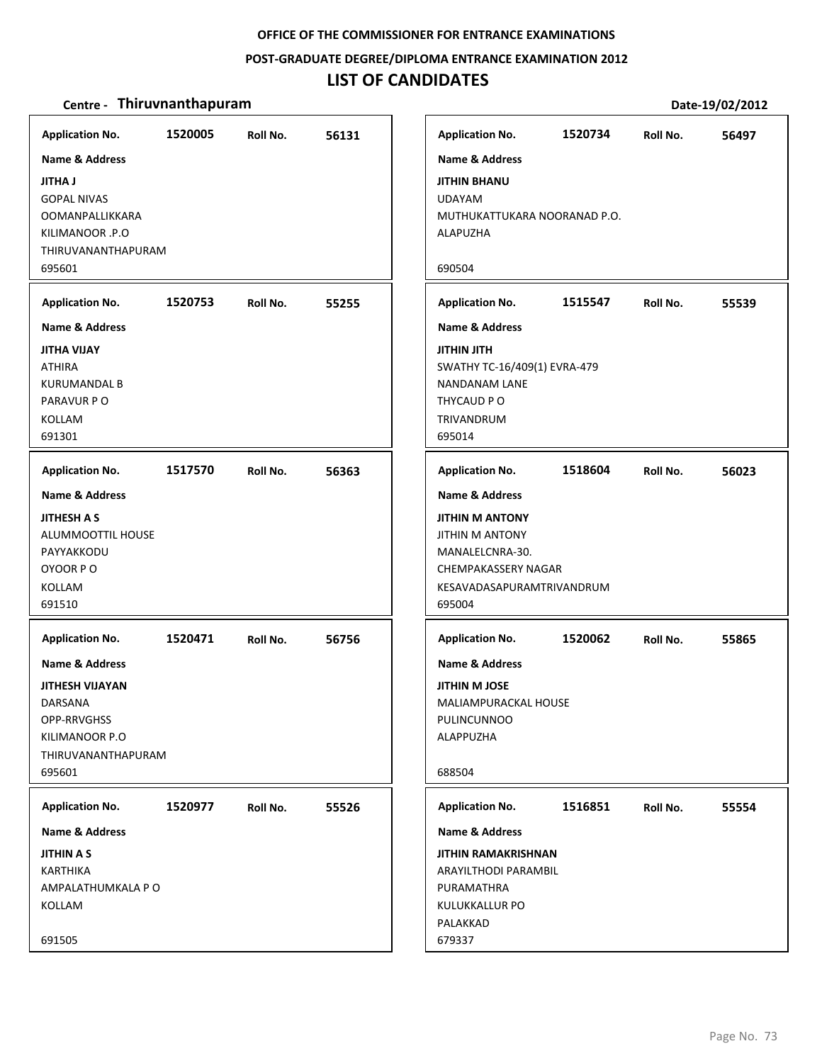**OFFICE OF THE COMMISSIONER FOR ENTRANCE EXAMINATIONS**

**POST-GRADUATE DEGREE/DIPLOMA ENTRANCE EXAMINATION 2012**

# LIST OF CANDIDATES

**Centre - Thiruvnanthapuram** **Date-19/02/2012**

| Application No. | Roll No. | Name & Address |
|---|---|---|
| 1520005 | 56131 | **JITHA J**<br>GOPAL NIVAS<br>OOMANPALLIKKARA<br>KILIMANOOR .P.O<br>THIRUVANANTHAPURAM<br>695601 |
| 1520753 | 55255 | **JITHA VIJAY**<br>ATHIRA<br>KURUMANDAL B<br>PARAVUR P O<br>KOLLAM<br>691301 |
| 1517570 | 56363 | **JITHESH A S**<br>ALUMMOOTTIL HOUSE<br>PAYYAKKODU<br>OYOOR P O<br>KOLLAM<br>691510 |
| 1520471 | 56756 | **JITHESH VIJAYAN**<br>DARSANA<br>OPP-RRVGHSS<br>KILIMANOOR P.O<br>THIRUVANANTHAPURAM<br>695601 |
| 1520977 | 55526 | **JITHIN A S**<br>KARTHIKA<br>AMPALATHUMKALA P O<br>KOLLAM<br>691505 |
| 1520734 | 56497 | **JITHIN BHANU**<br>UDAYAM<br>MUTHUKATTUKARA NOORANAD P.O.<br>ALAPUZHA<br>690504 |
| 1515547 | 55539 | **JITHIN JITH**<br>SWATHY TC-16/409(1) EVRA-479<br>NANDANAM LANE<br>THYCAUD P O<br>TRIVANDRUM<br>695014 |
| 1518604 | 56023 | **JITHIN M ANTONY**<br>JITHIN M ANTONY<br>MANALELCNRA-30.<br>CHEMPAKASSERY NAGAR<br>KESAVADASAPURAMTRIVANDRUM<br>695004 |
| 1520062 | 55865 | **JITHIN M JOSE**<br>MALIAMPURACKAL HOUSE<br>PULINCUNNOO<br>ALAPPUZHA<br>688504 |
| 1516851 | 55554 | **JITHIN RAMAKRISHNAN**<br>ARAYILTHODI PARAMBIL<br>PURAMATHRA<br>KULUKKALLUR PO<br>PALAKKAD<br>679337 |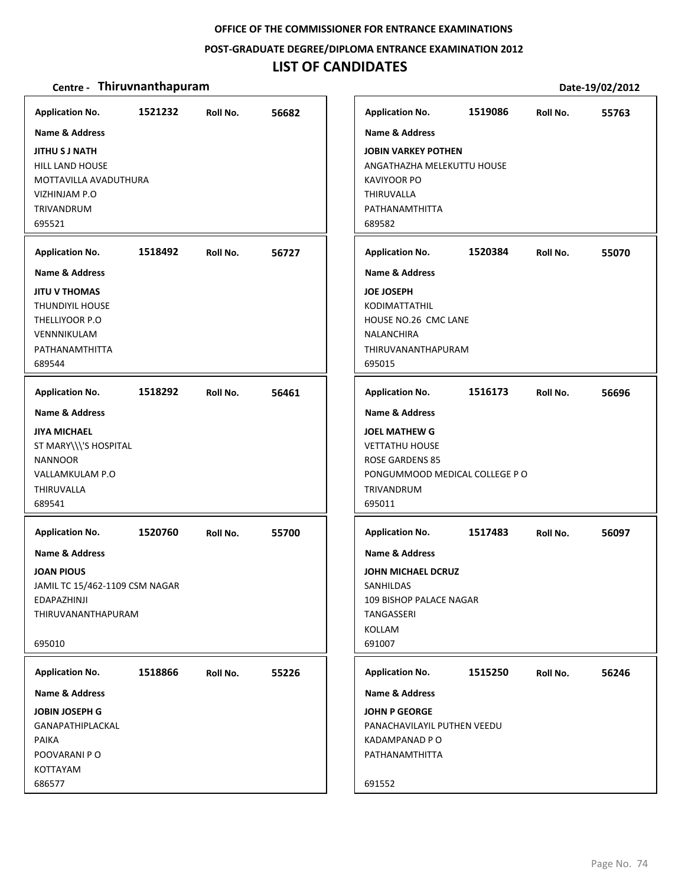**OFFICE OF THE COMMISSIONER FOR ENTRANCE EXAMINATIONS**

**POST-GRADUATE DEGREE/DIPLOMA ENTRANCE EXAMINATION 2012**

# LIST OF CANDIDATES

**Centre - Thiruvnanthapuram** **Date-19/02/2012**

**Application No.** 1521232 **Roll No.** 56682

**Name & Address**

**JITHU S J NATH**
HILL LAND HOUSE
MOTTAVILLA AVADUTHURA
VIZHINJAM P.O
TRIVANDRUM
695521

**Application No.** 1518492 **Roll No.** 56727

**Name & Address**

**JITU V THOMAS**
THUNDIYIL HOUSE
THELLIYOOR P.O
VENNNIKULAM
PATHANAMTHITTA
689544

**Application No.** 1518292 **Roll No.** 56461

**Name & Address**

**JIYA MICHAEL**
ST MARY\\\'S HOSPITAL
NANNOOR
VALLAMKULAM P.O
THIRUVALLA
689541

**Application No.** 1520760 **Roll No.** 55700

**Name & Address**

**JOAN PIOUS**
JAMIL TC 15/462-1109 CSM NAGAR
EDAPAZHINJI
THIRUVANANTHAPURAM
695010

**Application No.** 1518866 **Roll No.** 55226

**Name & Address**

**JOBIN JOSEPH G**
GANAPATHIPLACKAL
PAIKA
POOVARANI P O
KOTTAYAM
686577

**Application No.** 1519086 **Roll No.** 55763

**Name & Address**

**JOBIN VARKEY POTHEN**
ANGATHAZHA MELEKUTTU HOUSE
KAVIYOOR PO
THIRUVALLA
PATHANAMTHITTA
689582

**Application No.** 1520384 **Roll No.** 55070

**Name & Address**

**JOE JOSEPH**
KODIMATTATHIL
HOUSE NO.26 CMC LANE
NALANCHIRA
THIRUVANANTHAPURAM
695015

**Application No.** 1516173 **Roll No.** 56696

**Name & Address**

**JOEL MATHEW G**
VETTATHU HOUSE
ROSE GARDENS 85
PONGUMMOOD MEDICAL COLLEGE P O
TRIVANDRUM
695011

**Application No.** 1517483 **Roll No.** 56097

**Name & Address**

**JOHN MICHAEL DCRUZ**
SANHILDAS
109 BISHOP PALACE NAGAR
TANGASSERI
KOLLAM
691007

**Application No.** 1515250 **Roll No.** 56246

**Name & Address**

**JOHN P GEORGE**
PANACHAVILAYIL PUTHEN VEEDU
KADAMPANAD P O
PATHANAMTHITTA
691552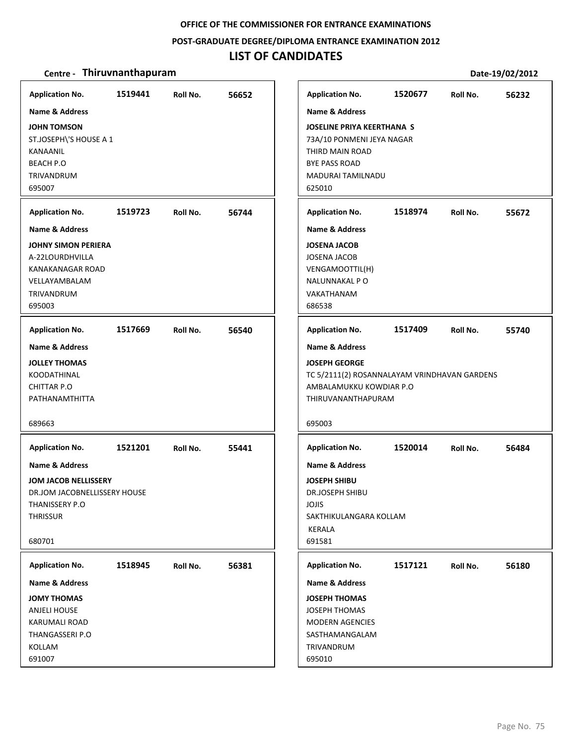**OFFICE OF THE COMMISSIONER FOR ENTRANCE EXAMINATIONS**

**POST-GRADUATE DEGREE/DIPLOMA ENTRANCE EXAMINATION 2012**

# LIST OF CANDIDATES

**Centre - Thiruvnanthapuram** **Date-19/02/2012**

**Application No.** 1519441 **Roll No.** 56652

**Name & Address**

**JOHN TOMSON**
ST.JOSEPH\'S HOUSE A 1
KANAANIL
BEACH P.O
TRIVANDRUM
695007

**Application No.** 1519723 **Roll No.** 56744

**Name & Address**

**JOHNY SIMON PERIERA**
A-22LOURDHVILLA
KANAKANAGAR ROAD
VELLAYAMBALAM
TRIVANDRUM
695003

**Application No.** 1517669 **Roll No.** 56540

**Name & Address**

**JOLLEY THOMAS**
KOODATHINAL
CHITTAR P.O
PATHANAMTHITTA

689663

**Application No.** 1521201 **Roll No.** 55441

**Name & Address**

**JOM JACOB NELLISSERY**
DR.JOM JACOBNELLISSERY HOUSE
THANISSERY P.O
THRISSUR

680701

**Application No.** 1518945 **Roll No.** 56381

**Name & Address**

**JOMY THOMAS**
ANJELI HOUSE
KARUMALI ROAD
THANGASSERI P.O
KOLLAM
691007

**Application No.** 1520677 **Roll No.** 56232

**Name & Address**

**JOSELINE PRIYA KEERTHANA S**
73A/10 PONMENI JEYA NAGAR
THIRD MAIN ROAD
BYE PASS ROAD
MADURAI TAMILNADU
625010

**Application No.** 1518974 **Roll No.** 55672

**Name & Address**

**JOSENA JACOB**
JOSENA JACOB
VENGAMOOTTIL(H)
NALUNNAKAL P O
VAKATHANAM
686538

**Application No.** 1517409 **Roll No.** 55740

**Name & Address**

**JOSEPH GEORGE**
TC 5/2111(2) ROSANNALAYAM VRINDHAVAN GARDENS
AMBALAMUKKU KOWDIAR P.O
THIRUVANANTHAPURAM

695003

**Application No.** 1520014 **Roll No.** 56484

**Name & Address**

**JOSEPH SHIBU**
DR.JOSEPH SHIBU
JOJIS
SAKTHIKULANGARA KOLLAM
KERALA
691581

**Application No.** 1517121 **Roll No.** 56180

**Name & Address**

**JOSEPH THOMAS**
JOSEPH THOMAS
MODERN AGENCIES
SASTHAMANGALAM
TRIVANDRUM
695010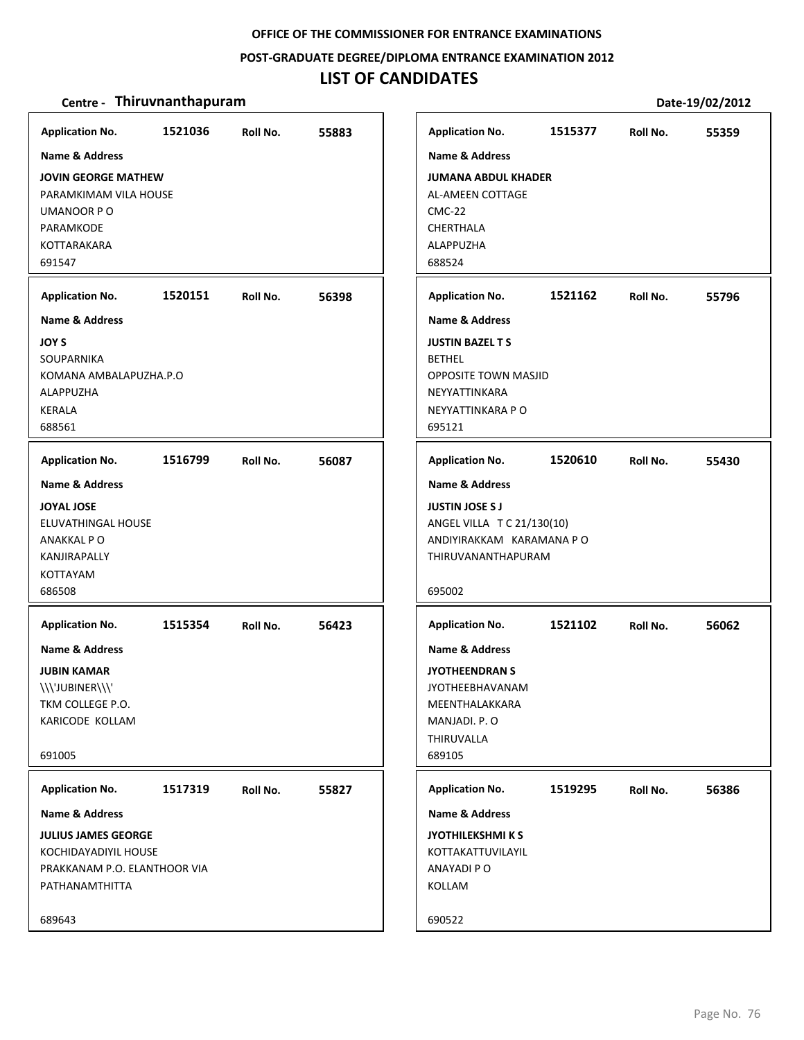OFFICE OF THE COMMISSIONER FOR ENTRANCE EXAMINATIONS

POST-GRADUATE DEGREE/DIPLOMA ENTRANCE EXAMINATION 2012

# LIST OF CANDIDATES

**Centre - Thiruvnanthapuram** 　　　　　　　　　　　　　　　　　　　　**Date-19/02/2012**

---

**Application No.** 1521036 　**Roll No.** 55883

**Name & Address**

**JOVIN GEORGE MATHEW**
PARAMKIMAM VILA HOUSE
UMANOOR P O
PARAMKODE
KOTTARAKARA
691547

---

**Application No.** 1520151 　**Roll No.** 56398

**Name & Address**

**JOY S**
SOUPARNIKA
KOMANA AMBALAPUZHA.P.O
ALAPPUZHA
KERALA
688561

---

**Application No.** 1516799 　**Roll No.** 56087

**Name & Address**

**JOYAL JOSE**
ELUVATHINGAL HOUSE
ANAKKAL P O
KANJIRAPALLY
KOTTAYAM
686508

---

**Application No.** 1515354 　**Roll No.** 56423

**Name & Address**

**JUBIN KAMAR**
\\\'JUBINER\\\'
TKM COLLEGE P.O.
KARICODE KOLLAM

691005

---

**Application No.** 1517319 　**Roll No.** 55827

**Name & Address**

**JULIUS JAMES GEORGE**
KOCHIDAYADIYIL HOUSE
PRAKKANAM P.O. ELANTHOOR VIA
PATHANAMTHITTA

689643

---

**Application No.** 1515377 　**Roll No.** 55359

**Name & Address**

**JUMANA ABDUL KHADER**
AL-AMEEN COTTAGE
CMC-22
CHERTHALA
ALAPPUZHA
688524

---

**Application No.** 1521162 　**Roll No.** 55796

**Name & Address**

**JUSTIN BAZEL T S**
BETHEL
OPPOSITE TOWN MASJID
NEYYATTINKARA
NEYYATTINKARA P O
695121

---

**Application No.** 1520610 　**Roll No.** 55430

**Name & Address**

**JUSTIN JOSE S J**
ANGEL VILLA T C 21/130(10)
ANDIYIRAKKAM KARAMANA P O
THIRUVANANTHAPURAM

695002

---

**Application No.** 1521102 　**Roll No.** 56062

**Name & Address**

**JYOTHEENDRAN S**
JYOTHEEBHAVANAM
MEENTHALAKKARA
MANJADI. P. O
THIRUVALLA
689105

---

**Application No.** 1519295 　**Roll No.** 56386

**Name & Address**

**JYOTHILEKSHMI K S**
KOTTAKATTUVILAYIL
ANAYADI P O
KOLLAM

690522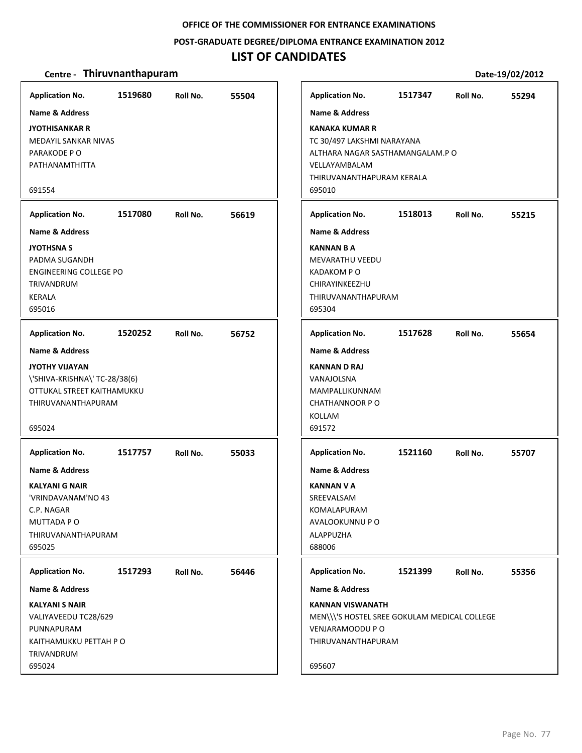**OFFICE OF THE COMMISSIONER FOR ENTRANCE EXAMINATIONS**

**POST-GRADUATE DEGREE/DIPLOMA ENTRANCE EXAMINATION 2012**

# LIST OF CANDIDATES

**Centre - Thiruvnanthapuram** | **Date-19/02/2012**

| Application No. | Roll No. | Name & Address |
|---|---|---|
| 1519680 | 55504 | **JYOTHISANKAR R**<br>MEDAYIL SANKAR NIVAS<br>PARAKODE P O<br>PATHANAMTHITTA<br>691554 |
| 1517080 | 56619 | **JYOTHSNA S**<br>PADMA SUGANDH<br>ENGINEERING COLLEGE PO<br>TRIVANDRUM<br>KERALA<br>695016 |
| 1520252 | 56752 | **JYOTHY VIJAYAN**<br>\'SHIVA-KRISHNA\' TC-28/38(6)<br>OTTUKAL STREET KAITHAMUKKU<br>THIRUVANANTHAPURAM<br>695024 |
| 1517757 | 55033 | **KALYANI G NAIR**<br>'VRINDAVANAM'NO 43<br>C.P. NAGAR<br>MUTTADA P O<br>THIRUVANANTHAPURAM<br>695025 |
| 1517293 | 56446 | **KALYANI S NAIR**<br>VALIYAVEEDU TC28/629<br>PUNNAPURAM<br>KAITHAMUKKU PETTAH P O<br>TRIVANDRUM<br>695024 |
| 1517347 | 55294 | **KANAKA KUMAR R**<br>TC 30/497 LAKSHMI NARAYANA<br>ALTHARA NAGAR SASTHAMANGALAM.P O<br>VELLAYAMBALAM<br>THIRUVANANTHAPURAM KERALA<br>695010 |
| 1518013 | 55215 | **KANNAN B A**<br>MEVARATHU VEEDU<br>KADAKOM P O<br>CHIRAYINKEEZHU<br>THIRUVANANTHAPURAM<br>695304 |
| 1517628 | 55654 | **KANNAN D RAJ**<br>VANAJOLSNA<br>MAMPALLIKUNNAM<br>CHATHANNOOR P O<br>KOLLAM<br>691572 |
| 1521160 | 55707 | **KANNAN V A**<br>SREEVALSAM<br>KOMALAPURAM<br>AVALOOKUNNU P O<br>ALAPPUZHA<br>688006 |
| 1521399 | 55356 | **KANNAN VISWANATH**<br>MEN\\\'S HOSTEL SREE GOKULAM MEDICAL COLLEGE<br>VENJARAMOODU P O<br>THIRUVANANTHAPURAM<br>695607 |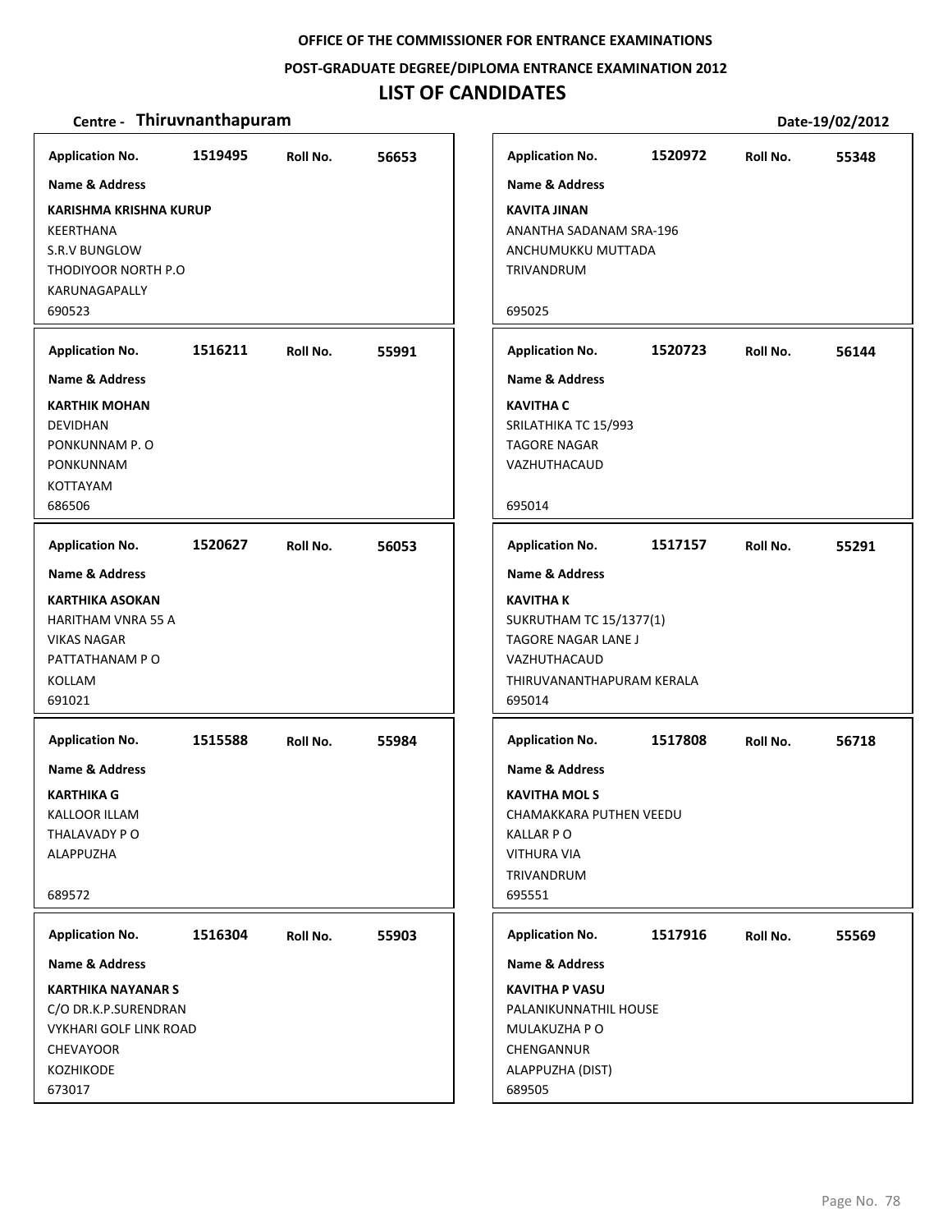OFFICE OF THE COMMISSIONER FOR ENTRANCE EXAMINATIONS

POST-GRADUATE DEGREE/DIPLOMA ENTRANCE EXAMINATION 2012

# LIST OF CANDIDATES

**Centre - Thiruvnanthapuram** Date-19/02/2012

**Application No.** 1519495 **Roll No.** 56653

**Name & Address**

**KARISHMA KRISHNA KURUP**
KEERTHANA
S.R.V BUNGLOW
THODIYOOR NORTH P.O
KARUNAGAPALLY
690523

**Application No.** 1516211 **Roll No.** 55991

**Name & Address**

**KARTHIK MOHAN**
DEVIDHAN
PONKUNNAM P. O
PONKUNNAM
KOTTAYAM
686506

**Application No.** 1520627 **Roll No.** 56053

**Name & Address**

**KARTHIKA ASOKAN**
HARITHAM VNRA 55 A
VIKAS NAGAR
PATTATHANAM P O
KOLLAM
691021

**Application No.** 1515588 **Roll No.** 55984

**Name & Address**

**KARTHIKA G**
KALLOOR ILLAM
THALAVADY P O
ALAPPUZHA
689572

**Application No.** 1516304 **Roll No.** 55903

**Name & Address**

**KARTHIKA NAYANAR S**
C/O DR.K.P.SURENDRAN
VYKHARI GOLF LINK ROAD
CHEVAYOOR
KOZHIKODE
673017

**Application No.** 1520972 **Roll No.** 55348

**Name & Address**

**KAVITA JINAN**
ANANTHA SADANAM SRA-196
ANCHUMUKKU MUTTADA
TRIVANDRUM
695025

**Application No.** 1520723 **Roll No.** 56144

**Name & Address**

**KAVITHA C**
SRILATHIKA TC 15/993
TAGORE NAGAR
VAZHUTHACAUD
695014

**Application No.** 1517157 **Roll No.** 55291

**Name & Address**

**KAVITHA K**
SUKRUTHAM TC 15/1377(1)
TAGORE NAGAR LANE J
VAZHUTHACAUD
THIRUVANANTHAPURAM KERALA
695014

**Application No.** 1517808 **Roll No.** 56718

**Name & Address**

**KAVITHA MOL S**
CHAMAKKARA PUTHEN VEEDU
KALLAR P O
VITHURA VIA
TRIVANDRUM
695551

**Application No.** 1517916 **Roll No.** 55569

**Name & Address**

**KAVITHA P VASU**
PALANIKUNNATHIL HOUSE
MULAKUZHA P O
CHENGANNUR
ALAPPUZHA (DIST)
689505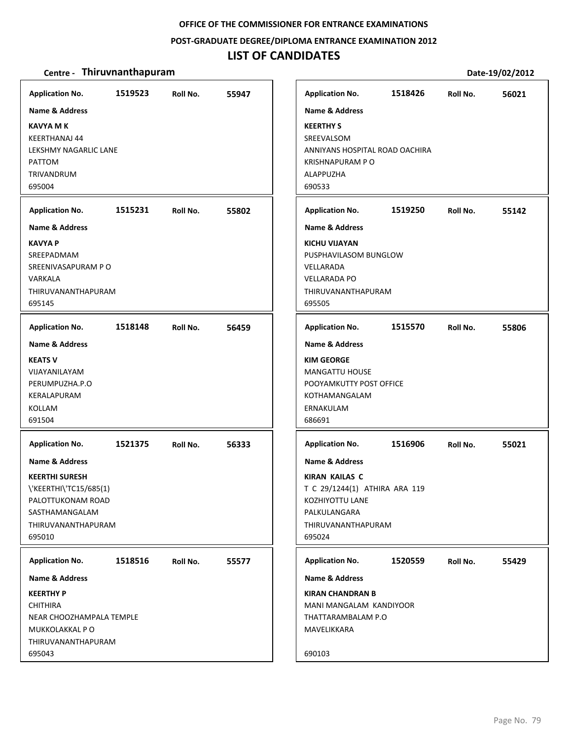OFFICE OF THE COMMISSIONER FOR ENTRANCE EXAMINATIONS

POST-GRADUATE DEGREE/DIPLOMA ENTRANCE EXAMINATION 2012

# LIST OF CANDIDATES

**Centre - Thiruvnanthapuram** Date-19/02/2012

**Application No.** 1519523 **Roll No.** 55947

**Name & Address**

**KAVYA M K**
KEERTHANAJ 44
LEKSHMY NAGARLIC LANE
PATTOM
TRIVANDRUM
695004

**Application No.** 1515231 **Roll No.** 55802

**Name & Address**

**KAVYA P**
SREEPADMAM
SREENIVASAPURAM P O
VARKALA
THIRUVANANTHAPURAM
695145

**Application No.** 1518148 **Roll No.** 56459

**Name & Address**

**KEATS V**
VIJAYANILAYAM
PERUMPUZHA.P.O
KERALAPURAM
KOLLAM
691504

**Application No.** 1521375 **Roll No.** 56333

**Name & Address**

**KEERTHI SURESH**
\'KEERTHI\'TC15/685(1)
PALOTTUKONAM ROAD
SASTHAMANGALAM
THIRUVANANTHAPURAM
695010

**Application No.** 1518516 **Roll No.** 55577

**Name & Address**

**KEERTHY P**
CHITHIRA
NEAR CHOOZHAMPALA TEMPLE
MUKKOLAKKAL P O
THIRUVANANTHAPURAM
695043

**Application No.** 1518426 **Roll No.** 56021

**Name & Address**

**KEERTHY S**
SREEVALSOM
ANNIYANS HOSPITAL ROAD OACHIRA
KRISHNAPURAM P O
ALAPPUZHA
690533

**Application No.** 1519250 **Roll No.** 55142

**Name & Address**

**KICHU VIJAYAN**
PUSPHAVILASOM BUNGLOW
VELLARADA
VELLARADA PO
THIRUVANANTHAPURAM
695505

**Application No.** 1515570 **Roll No.** 55806

**Name & Address**

**KIM GEORGE**
MANGATTU HOUSE
POOYAMKUTTY POST OFFICE
KOTHAMANGALAM
ERNAKULAM
686691

**Application No.** 1516906 **Roll No.** 55021

**Name & Address**

**KIRAN KAILAS C**
T C 29/1244(1) ATHIRA ARA 119
KOZHIYOTTU LANE
PALKULANGARA
THIRUVANANTHAPURAM
695024

**Application No.** 1520559 **Roll No.** 55429

**Name & Address**

**KIRAN CHANDRAN B**
MANI MANGALAM KANDIYOOR
THATTARAMBALAM P.O
MAVELIKKARA

690103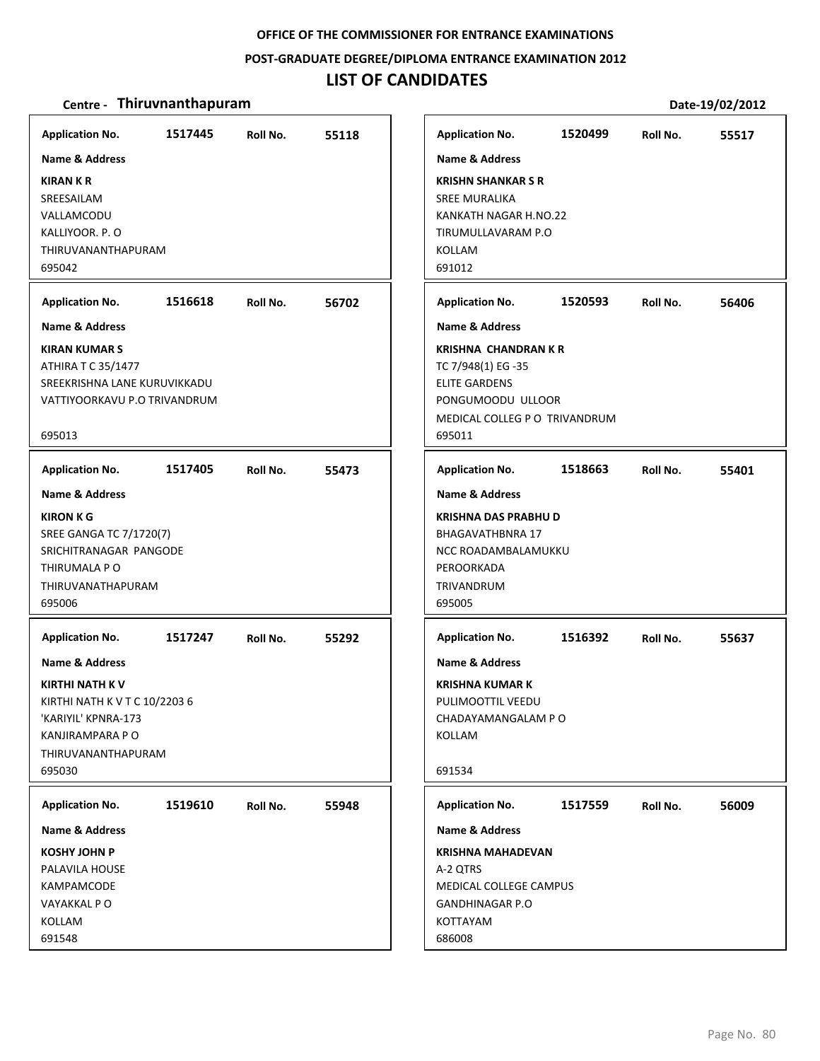OFFICE OF THE COMMISSIONER FOR ENTRANCE EXAMINATIONS

POST-GRADUATE DEGREE/DIPLOMA ENTRANCE EXAMINATION 2012

# LIST OF CANDIDATES

**Centre - Thiruvnanthapuram** Date-19/02/2012

| Application No. | Roll No. | Name & Address |
|---|---|---|
| 1517445 | 55118 | **KIRAN K R**<br>SREESAILAM<br>VALLAMCODU<br>KALLIYOOR. P. O<br>THIRUVANANTHAPURAM<br>695042 |
| 1516618 | 56702 | **KIRAN KUMAR S**<br>ATHIRA T C 35/1477<br>SREEKRISHNA LANE KURUVIKKADU<br>VATTIYOORKAVU P.O TRIVANDRUM<br>695013 |
| 1517405 | 55473 | **KIRON K G**<br>SREE GANGA TC 7/1720(7)<br>SRICHITRANAGAR PANGODE<br>THIRUMALA P O<br>THIRUVANATHAPURAM<br>695006 |
| 1517247 | 55292 | **KIRTHI NATH K V**<br>KIRTHI NATH K V T C 10/2203 6<br>'KARIYIL' KPNRA-173<br>KANJIRAMPARA P O<br>THIRUVANANTHAPURAM<br>695030 |
| 1519610 | 55948 | **KOSHY JOHN P**<br>PALAVILA HOUSE<br>KAMPAMCODE<br>VAYAKKAL P O<br>KOLLAM<br>691548 |
| 1520499 | 55517 | **KRISHN SHANKAR S R**<br>SREE MURALIKA<br>KANKATH NAGAR H.NO.22<br>TIRUMULLAVARAM P.O<br>KOLLAM<br>691012 |
| 1520593 | 56406 | **KRISHNA CHANDRAN K R**<br>TC 7/948(1) EG -35<br>ELITE GARDENS<br>PONGUMOODU ULLOOR<br>MEDICAL COLLEG P O TRIVANDRUM<br>695011 |
| 1518663 | 55401 | **KRISHNA DAS PRABHU D**<br>BHAGAVATHBNRA 17<br>NCC ROADAMBALAMUKKU<br>PEROORKADA<br>TRIVANDRUM<br>695005 |
| 1516392 | 55637 | **KRISHNA KUMAR K**<br>PULIMOOTTIL VEEDU<br>CHADAYAMANGALAM P O<br>KOLLAM<br>691534 |
| 1517559 | 56009 | **KRISHNA MAHADEVAN**<br>A-2 QTRS<br>MEDICAL COLLEGE CAMPUS<br>GANDHINAGAR P.O<br>KOTTAYAM<br>686008 |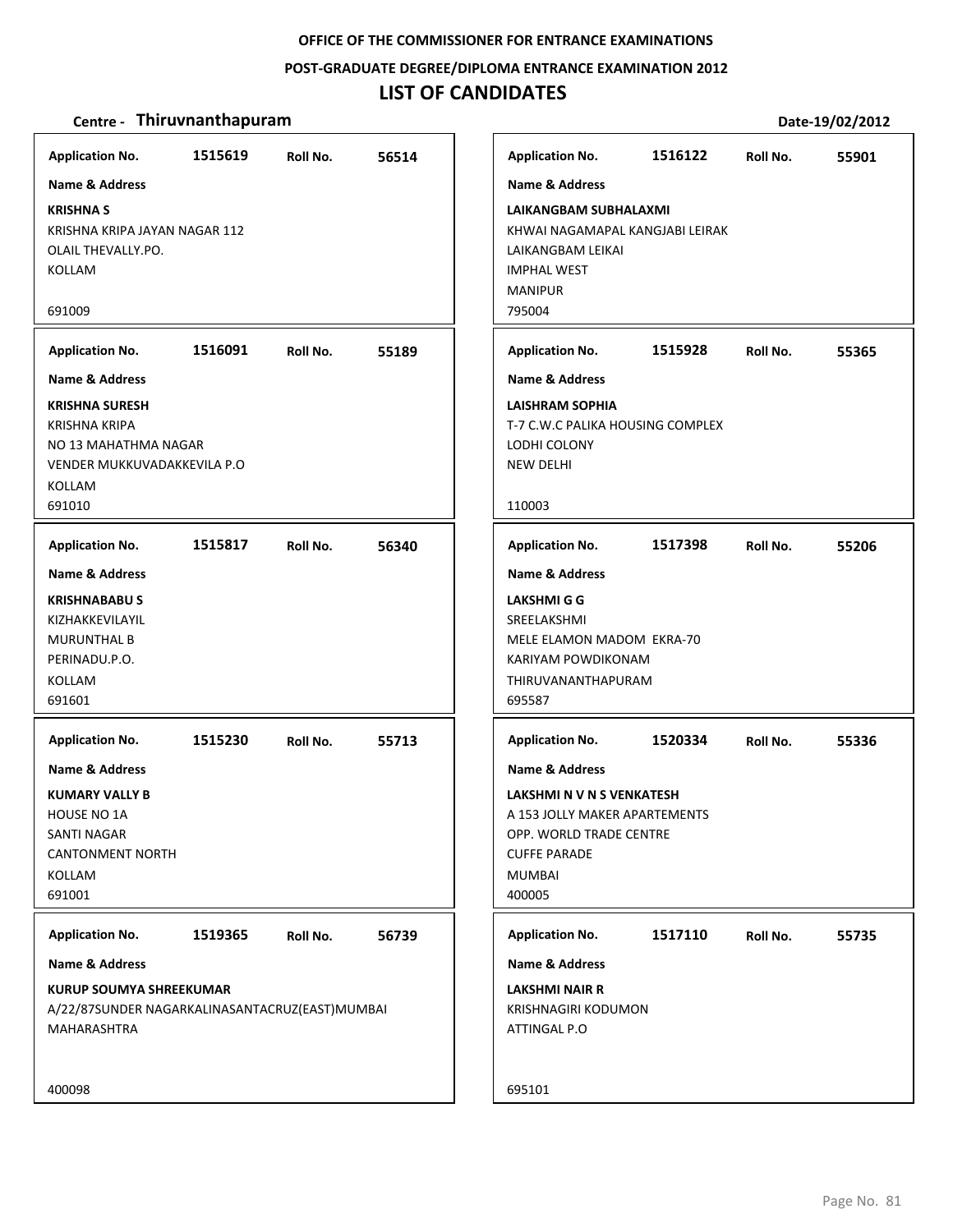OFFICE OF THE COMMISSIONER FOR ENTRANCE EXAMINATIONS

POST-GRADUATE DEGREE/DIPLOMA ENTRANCE EXAMINATION 2012

# LIST OF CANDIDATES

**Centre - Thiruvnanthapuram** Date-19/02/2012

**Application No.** 1515619 **Roll No.** 56514

**Name & Address**

**KRISHNA S**
KRISHNA KRIPA JAYAN NAGAR 112
OLAIL THEVALLY.PO.
KOLLAM

691009

**Application No.** 1516091 **Roll No.** 55189

**Name & Address**

**KRISHNA SURESH**
KRISHNA KRIPA
NO 13 MAHATHMA NAGAR
VENDER MUKKUVADAKKEVILA P.O
KOLLAM
691010

**Application No.** 1515817 **Roll No.** 56340

**Name & Address**

**KRISHNABABU S**
KIZHAKKEVILAYIL
MURUNTHAL B
PERINADU.P.O.
KOLLAM
691601

**Application No.** 1515230 **Roll No.** 55713

**Name & Address**

**KUMARY VALLY B**
HOUSE NO 1A
SANTI NAGAR
CANTONMENT NORTH
KOLLAM
691001

**Application No.** 1519365 **Roll No.** 56739

**Name & Address**

**KURUP SOUMYA SHREEKUMAR**
A/22/87SUNDER NAGARKALINASANTACRUZ(EAST)MUMBAI
MAHARASHTRA

400098

**Application No.** 1516122 **Roll No.** 55901

**Name & Address**

**LAIKANGBAM SUBHALAXMI**
KHWAI NAGAMAPAL KANGJABI LEIRAK
LAIKANGBAM LEIKAI
IMPHAL WEST
MANIPUR
795004

**Application No.** 1515928 **Roll No.** 55365

**Name & Address**

**LAISHRAM SOPHIA**
T-7 C.W.C PALIKA HOUSING COMPLEX
LODHI COLONY
NEW DELHI

110003

**Application No.** 1517398 **Roll No.** 55206

**Name & Address**

**LAKSHMI G G**
SREELAKSHMI
MELE ELAMON MADOM EKRA-70
KARIYAM POWDIKONAM
THIRUVANANTHAPURAM
695587

**Application No.** 1520334 **Roll No.** 55336

**Name & Address**

**LAKSHMI N V N S VENKATESH**
A 153 JOLLY MAKER APARTEMENTS
OPP. WORLD TRADE CENTRE
CUFFE PARADE
MUMBAI
400005

**Application No.** 1517110 **Roll No.** 55735

**Name & Address**

**LAKSHMI NAIR R**
KRISHNAGIRI KODUMON
ATTINGAL P.O

695101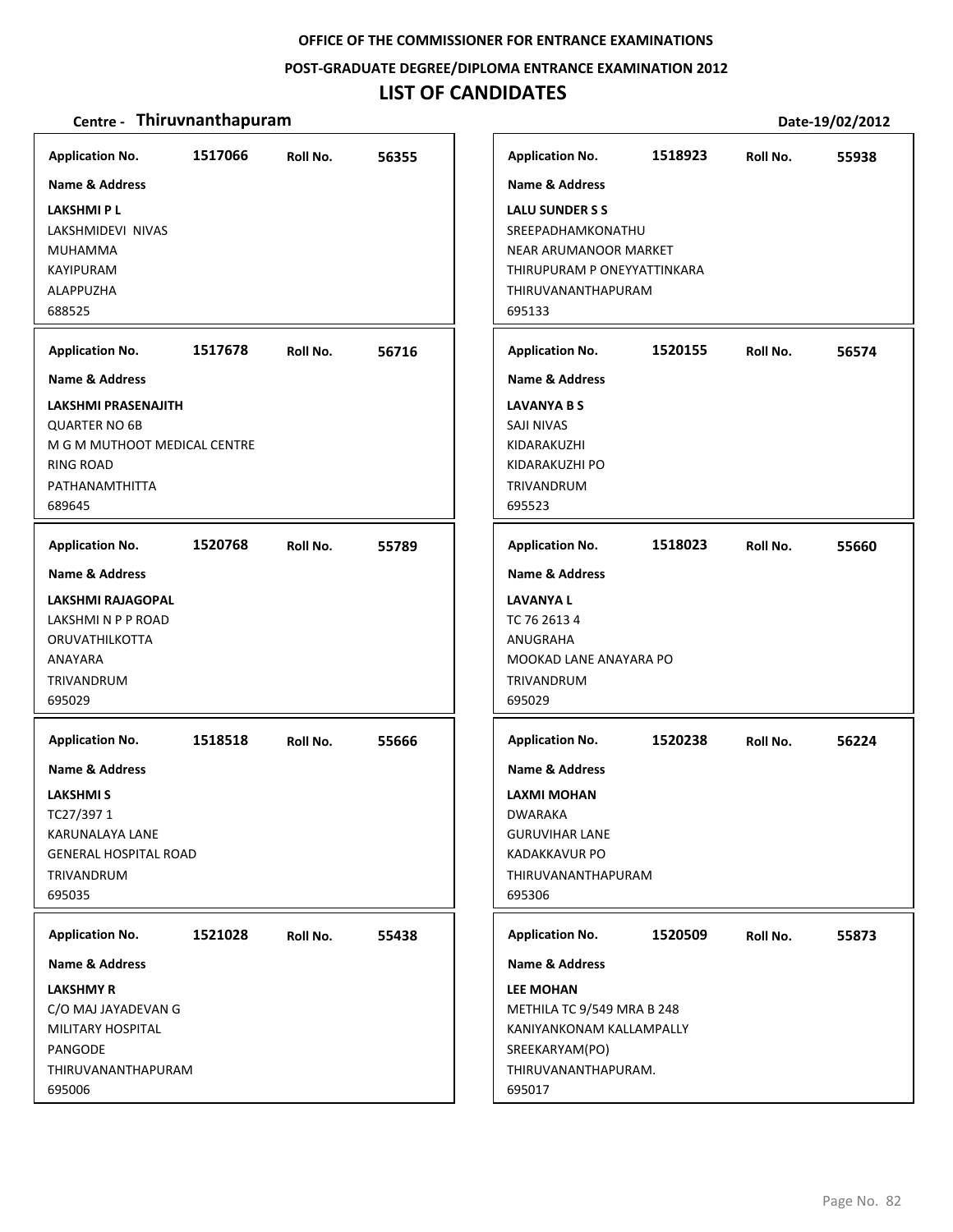**OFFICE OF THE COMMISSIONER FOR ENTRANCE EXAMINATIONS**

**POST-GRADUATE DEGREE/DIPLOMA ENTRANCE EXAMINATION 2012**

# LIST OF CANDIDATES

**Centre - Thiruvnanthapuram** **Date-19/02/2012**

| Application No. | Roll No. | Name & Address |
|---|---|---|
| 1517066 | 56355 | **LAKSHMI P L**<br>LAKSHMIDEVI NIVAS<br>MUHAMMA<br>KAYIPURAM<br>ALAPPUZHA<br>688525 |
| 1517678 | 56716 | **LAKSHMI PRASENAJITH**<br>QUARTER NO 6B<br>M G M MUTHOOT MEDICAL CENTRE<br>RING ROAD<br>PATHANAMTHITTA<br>689645 |
| 1520768 | 55789 | **LAKSHMI RAJAGOPAL**<br>LAKSHMI N P P ROAD<br>ORUVATHILKOTTA<br>ANAYARA<br>TRIVANDRUM<br>695029 |
| 1518518 | 55666 | **LAKSHMI S**<br>TC27/397 1<br>KARUNALAYA LANE<br>GENERAL HOSPITAL ROAD<br>TRIVANDRUM<br>695035 |
| 1521028 | 55438 | **LAKSHMY R**<br>C/O MAJ JAYADEVAN G<br>MILITARY HOSPITAL<br>PANGODE<br>THIRUVANANTHAPURAM<br>695006 |
| 1518923 | 55938 | **LALU SUNDER S S**<br>SREEPADHAMKONATHU<br>NEAR ARUMANOOR MARKET<br>THIRUPURAM P ONEYYATTINKARA<br>THIRUVANANTHAPURAM<br>695133 |
| 1520155 | 56574 | **LAVANYA B S**<br>SAJI NIVAS<br>KIDARAKUZHI<br>KIDARAKUZHI PO<br>TRIVANDRUM<br>695523 |
| 1518023 | 55660 | **LAVANYA L**<br>TC 76 2613 4<br>ANUGRAHA<br>MOOKAD LANE ANAYARA PO<br>TRIVANDRUM<br>695029 |
| 1520238 | 56224 | **LAXMI MOHAN**<br>DWARAKA<br>GURUVIHAR LANE<br>KADAKKAVUR PO<br>THIRUVANANTHAPURAM<br>695306 |
| 1520509 | 55873 | **LEE MOHAN**<br>METHILA TC 9/549 MRA B 248<br>KANIYANKONAM KALLAMPALLY<br>SREEKARYAM(PO)<br>THIRUVANANTHAPURAM.<br>695017 |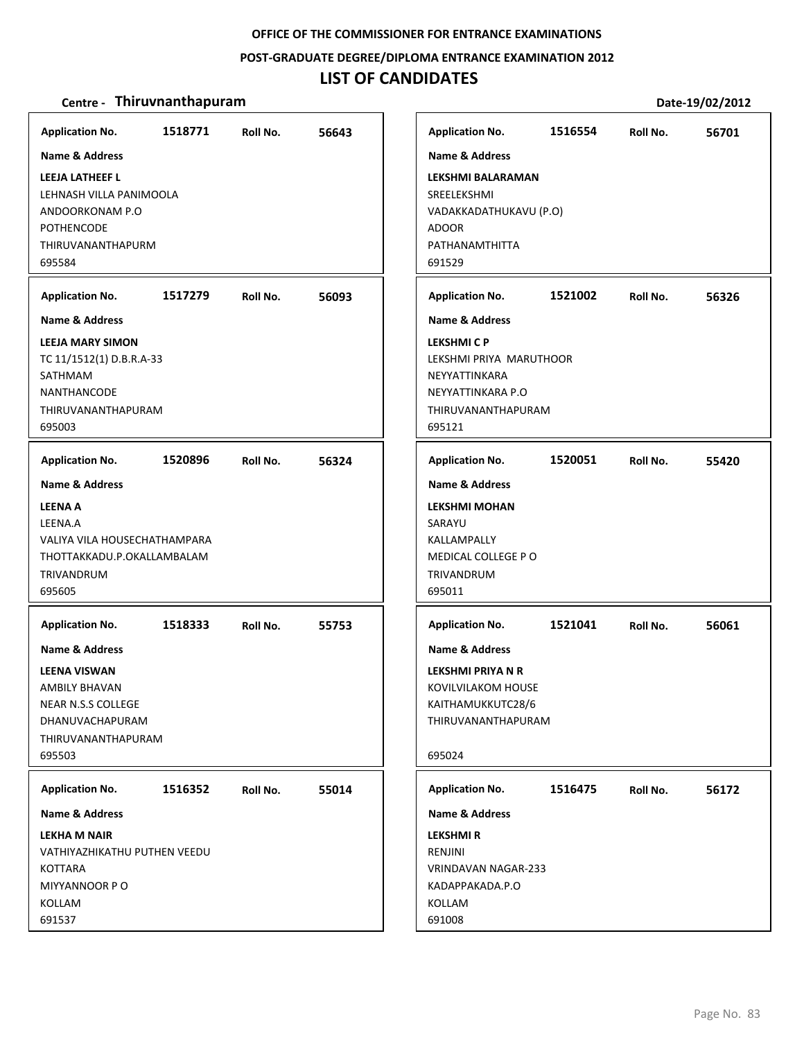OFFICE OF THE COMMISSIONER FOR ENTRANCE EXAMINATIONS

POST-GRADUATE DEGREE/DIPLOMA ENTRANCE EXAMINATION 2012

# LIST OF CANDIDATES

**Centre - Thiruvnanthapuram** Date-19/02/2012

| Application No. | Roll No. | Name & Address |
|---|---|---|
| 1518771 | 56643 | **LEEJA LATHEEF L**<br>LEHNASH VILLA PANIMOOLA<br>ANDOORKONAM P.O<br>POTHENCODE<br>THIRUVANANTHAPURM<br>695584 |
| 1517279 | 56093 | **LEEJA MARY SIMON**<br>TC 11/1512(1) D.B.R.A-33<br>SATHMAM<br>NANTHANCODE<br>THIRUVANANTHAPURAM<br>695003 |
| 1520896 | 56324 | **LEENA A**<br>LEENA.A<br>VALIYA VILA HOUSECHATHAMPARA<br>THOTTAKKADU.P.OKALLAMBALAM<br>TRIVANDRUM<br>695605 |
| 1518333 | 55753 | **LEENA VISWAN**<br>AMBILY BHAVAN<br>NEAR N.S.S COLLEGE<br>DHANUVACHAPURAM<br>THIRUVANANTHAPURAM<br>695503 |
| 1516352 | 55014 | **LEKHA M NAIR**<br>VATHIYAZHIKATHU PUTHEN VEEDU<br>KOTTARA<br>MIYYANNOOR P O<br>KOLLAM<br>691537 |
| 1516554 | 56701 | **LEKSHMI BALARAMAN**<br>SREELEKSHMI<br>VADAKKADATHUKAVU (P.O)<br>ADOOR<br>PATHANAMTHITTA<br>691529 |
| 1521002 | 56326 | **LEKSHMI C P**<br>LEKSHMI PRIYA MARUTHOOR<br>NEYYATTINKARA<br>NEYYATTINKARA P.O<br>THIRUVANANTHAPURAM<br>695121 |
| 1520051 | 55420 | **LEKSHMI MOHAN**<br>SARAYU<br>KALLAMPALLY<br>MEDICAL COLLEGE P O<br>TRIVANDRUM<br>695011 |
| 1521041 | 56061 | **LEKSHMI PRIYA N R**<br>KOVILVILAKOM HOUSE<br>KAITHAMUKKUTC28/6<br>THIRUVANANTHAPURAM<br>695024 |
| 1516475 | 56172 | **LEKSHMI R**<br>RENJINI<br>VRINDAVAN NAGAR-233<br>KADAPPAKADA.P.O<br>KOLLAM<br>691008 |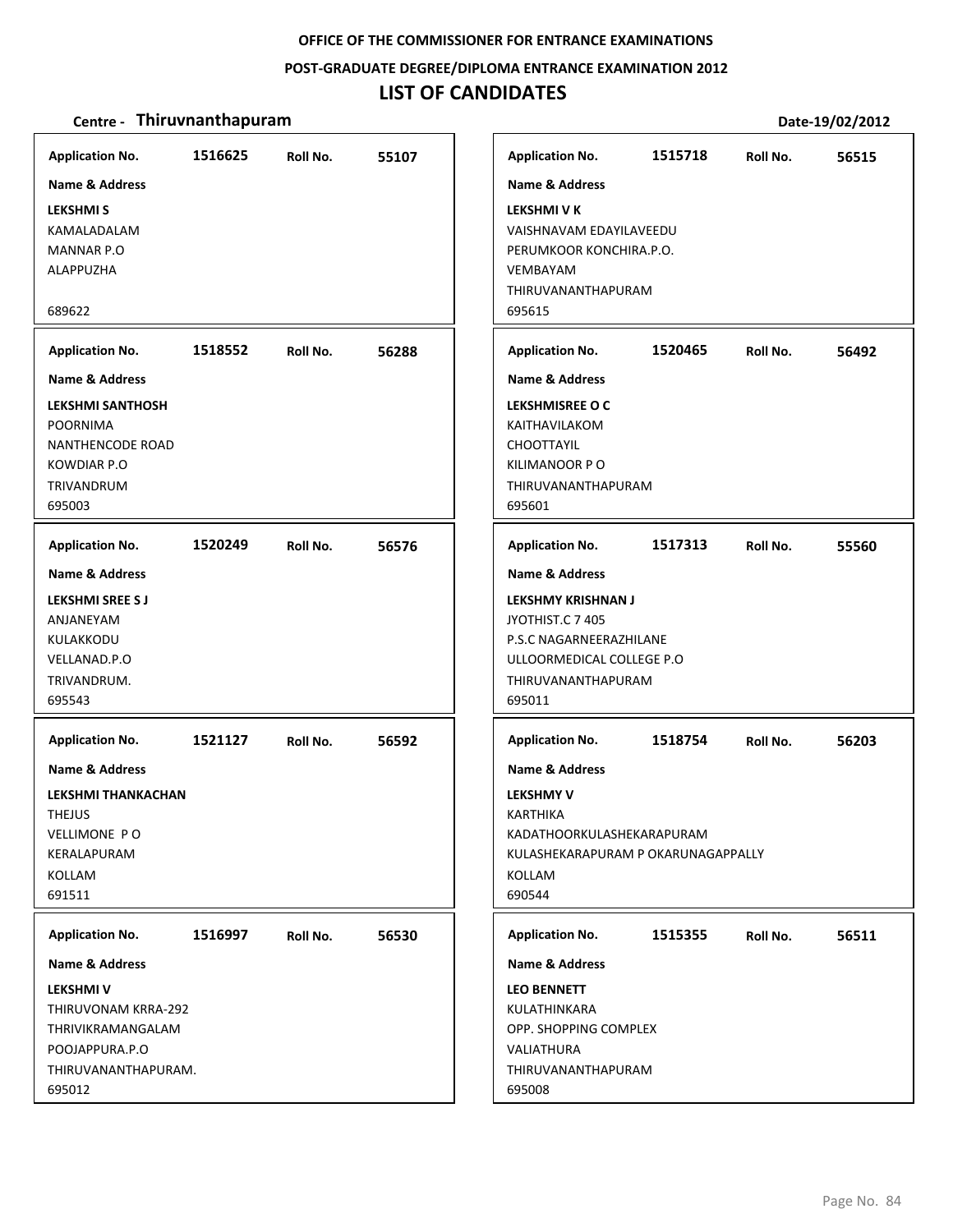OFFICE OF THE COMMISSIONER FOR ENTRANCE EXAMINATIONS

POST-GRADUATE DEGREE/DIPLOMA ENTRANCE EXAMINATION 2012

# LIST OF CANDIDATES

**Centre - Thiruvnanthapuram** Date-19/02/2012

**Application No.** 1516625 **Roll No.** 55107

**Name & Address**

**LEKSHMI S**
KAMALADALAM
MANNAR P.O
ALAPPUZHA

689622

**Application No.** 1515718 **Roll No.** 56515

**Name & Address**

**LEKSHMI V K**
VAISHNAVAM EDAYILAVEEDU
PERUMKOOR KONCHIRA.P.O.
VEMBAYAM
THIRUVANANTHAPURAM
695615

**Application No.** 1518552 **Roll No.** 56288

**Name & Address**

**LEKSHMI SANTHOSH**
POORNIMA
NANTHENCODE ROAD
KOWDIAR P.O
TRIVANDRUM
695003

**Application No.** 1520465 **Roll No.** 56492

**Name & Address**

**LEKSHMISREE O C**
KAITHAVILAKOM
CHOOTTAYIL
KILIMANOOR P O
THIRUVANANTHAPURAM
695601

**Application No.** 1520249 **Roll No.** 56576

**Name & Address**

**LEKSHMI SREE S J**
ANJANEYAM
KULAKKODU
VELLANAD.P.O
TRIVANDRUM.
695543

**Application No.** 1517313 **Roll No.** 55560

**Name & Address**

**LEKSHMY KRISHNAN J**
JYOTHIST.C 7 405
P.S.C NAGARNEERAZHILANE
ULLOORMEDICAL COLLEGE P.O
THIRUVANANTHAPURAM
695011

**Application No.** 1521127 **Roll No.** 56592

**Name & Address**

**LEKSHMI THANKACHAN**
THEJUS
VELLIMONE P O
KERALAPURAM
KOLLAM
691511

**Application No.** 1518754 **Roll No.** 56203

**Name & Address**

**LEKSHMY V**
KARTHIKA
KADATHOORKULASHEKARAPURAM
KULASHEKARAPURAM P OKARUNAGAPPALLY
KOLLAM
690544

**Application No.** 1516997 **Roll No.** 56530

**Name & Address**

**LEKSHMI V**
THIRUVONAM KRRA-292
THRIVIKRAMANGALAM
POOJAPPURA.P.O
THIRUVANANTHAPURAM.
695012

**Application No.** 1515355 **Roll No.** 56511

**Name & Address**

**LEO BENNETT**
KULATHINKARA
OPP. SHOPPING COMPLEX
VALIATHURA
THIRUVANANTHAPURAM
695008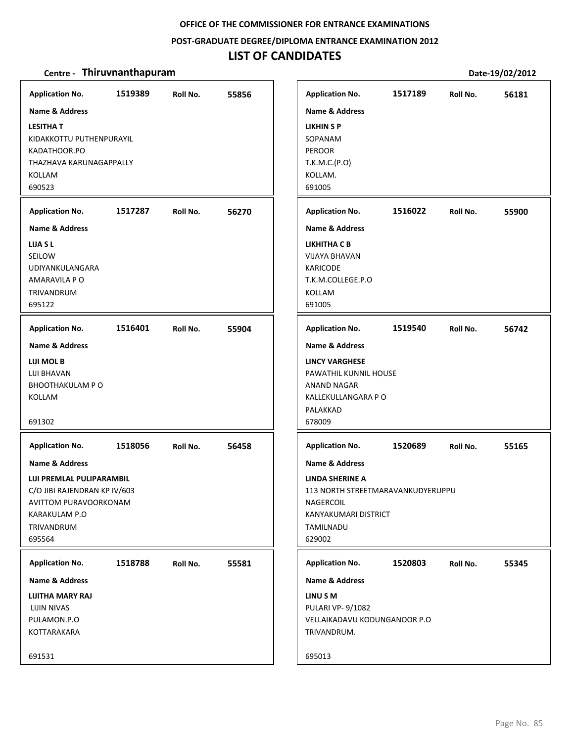**OFFICE OF THE COMMISSIONER FOR ENTRANCE EXAMINATIONS**

**POST-GRADUATE DEGREE/DIPLOMA ENTRANCE EXAMINATION 2012**

# LIST OF CANDIDATES

**Centre - Thiruvnanthapuram** **Date-19/02/2012**

**Application No.** 1519389 **Roll No.** 55856

**Name & Address**

**LESITHA T**
KIDAKKOTTU PUTHENPURAYIL
KADATHOOR.PO
THAZHAVA KARUNAGAPPALLY
KOLLAM
690523

**Application No.** 1517287 **Roll No.** 56270

**Name & Address**

**LIJA S L**
SEILOW
UDIYANKULANGARA
AMARAVILA P O
TRIVANDRUM
695122

**Application No.** 1516401 **Roll No.** 55904

**Name & Address**

**LIJI MOL B**
LIJI BHAVAN
BHOOTHAKULAM P O
KOLLAM

691302

**Application No.** 1518056 **Roll No.** 56458

**Name & Address**

**LIJI PREMLAL PULIPARAMBIL**
C/O JIBI RAJENDRAN KP IV/603
AVITTOM PURAVOORKONAM
KARAKULAM P.O
TRIVANDRUM
695564

**Application No.** 1518788 **Roll No.** 55581

**Name & Address**

**LIJITHA MARY RAJ**
LIJIN NIVAS
PULAMON.P.O
KOTTARAKARA

691531

**Application No.** 1517189 **Roll No.** 56181

**Name & Address**

**LIKHIN S P**
SOPANAM
PEROOR
T.K.M.C.(P.O)
KOLLAM.
691005

**Application No.** 1516022 **Roll No.** 55900

**Name & Address**

**LIKHITHA C B**
VIJAYA BHAVAN
KARICODE
T.K.M.COLLEGE.P.O
KOLLAM
691005

**Application No.** 1519540 **Roll No.** 56742

**Name & Address**

**LINCY VARGHESE**
PAWATHIL KUNNIL HOUSE
ANAND NAGAR
KALLEKULLANGARA P O
PALAKKAD
678009

**Application No.** 1520689 **Roll No.** 55165

**Name & Address**

**LINDA SHERINE A**
113 NORTH STREETMARAVANKUDYERUPPU
NAGERCOIL
KANYAKUMARI DISTRICT
TAMILNADU
629002

**Application No.** 1520803 **Roll No.** 55345

**Name & Address**

**LINU S M**
PULARI VP- 9/1082
VELLAIKADAVU KODUNGANOOR P.O
TRIVANDRUM.

695013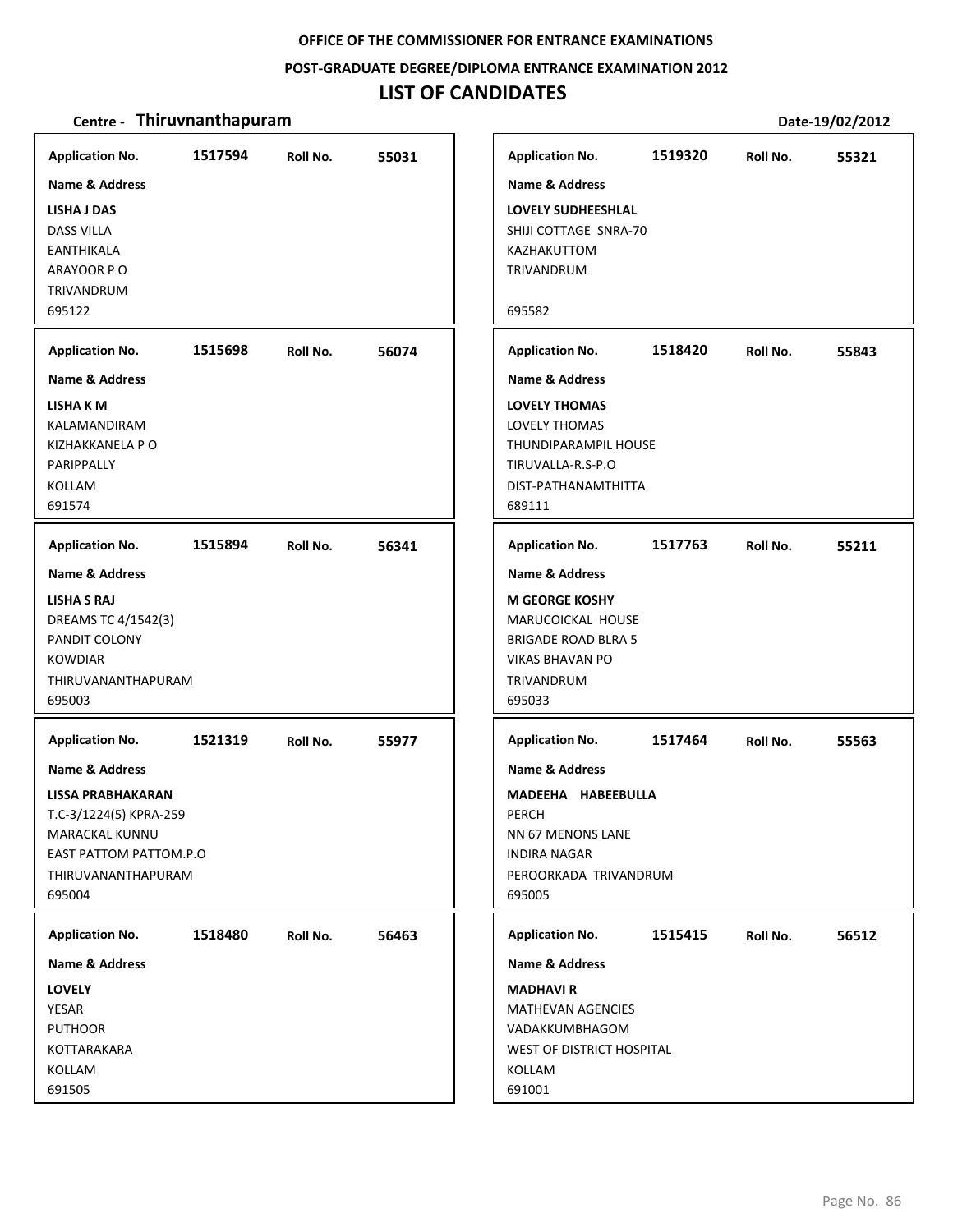**OFFICE OF THE COMMISSIONER FOR ENTRANCE EXAMINATIONS**

**POST-GRADUATE DEGREE/DIPLOMA ENTRANCE EXAMINATION 2012**

# LIST OF CANDIDATES

**Centre - Thiruvnanthapuram** **Date-19/02/2012**

| Application No. | Roll No. | Name & Address |
|---|---|---|
| 1517594 | 55031 | **LISHA J DAS**<br>DASS VILLA<br>EANTHIKALA<br>ARAYOOR P O<br>TRIVANDRUM<br>695122 |
| 1515698 | 56074 | **LISHA K M**<br>KALAMANDIRAM<br>KIZHAKKANELA P O<br>PARIPPALLY<br>KOLLAM<br>691574 |
| 1515894 | 56341 | **LISHA S RAJ**<br>DREAMS TC 4/1542(3)<br>PANDIT COLONY<br>KOWDIAR<br>THIRUVANANTHAPURAM<br>695003 |
| 1521319 | 55977 | **LISSA PRABHAKARAN**<br>T.C-3/1224(5) KPRA-259<br>MARACKAL KUNNU<br>EAST PATTOM PATTOM.P.O<br>THIRUVANANTHAPURAM<br>695004 |
| 1518480 | 56463 | **LOVELY**<br>YESAR<br>PUTHOOR<br>KOTTARAKARA<br>KOLLAM<br>691505 |
| 1519320 | 55321 | **LOVELY SUDHEESHLAL**<br>SHIJI COTTAGE SNRA-70<br>KAZHAKUTTOM<br>TRIVANDRUM<br>695582 |
| 1518420 | 55843 | **LOVELY THOMAS**<br>LOVELY THOMAS<br>THUNDIPARAMPIL HOUSE<br>TIRUVALLA-R.S-P.O<br>DIST-PATHANAMTHITTA<br>689111 |
| 1517763 | 55211 | **M GEORGE KOSHY**<br>MARUCOICKAL HOUSE<br>BRIGADE ROAD BLRA 5<br>VIKAS BHAVAN PO<br>TRIVANDRUM<br>695033 |
| 1517464 | 55563 | **MADEEHA HABEEBULLA**<br>PERCH<br>NN 67 MENONS LANE<br>INDIRA NAGAR<br>PEROORKADA TRIVANDRUM<br>695005 |
| 1515415 | 56512 | **MADHAVI R**<br>MATHEVAN AGENCIES<br>VADAKKUMBHAGOM<br>WEST OF DISTRICT HOSPITAL<br>KOLLAM<br>691001 |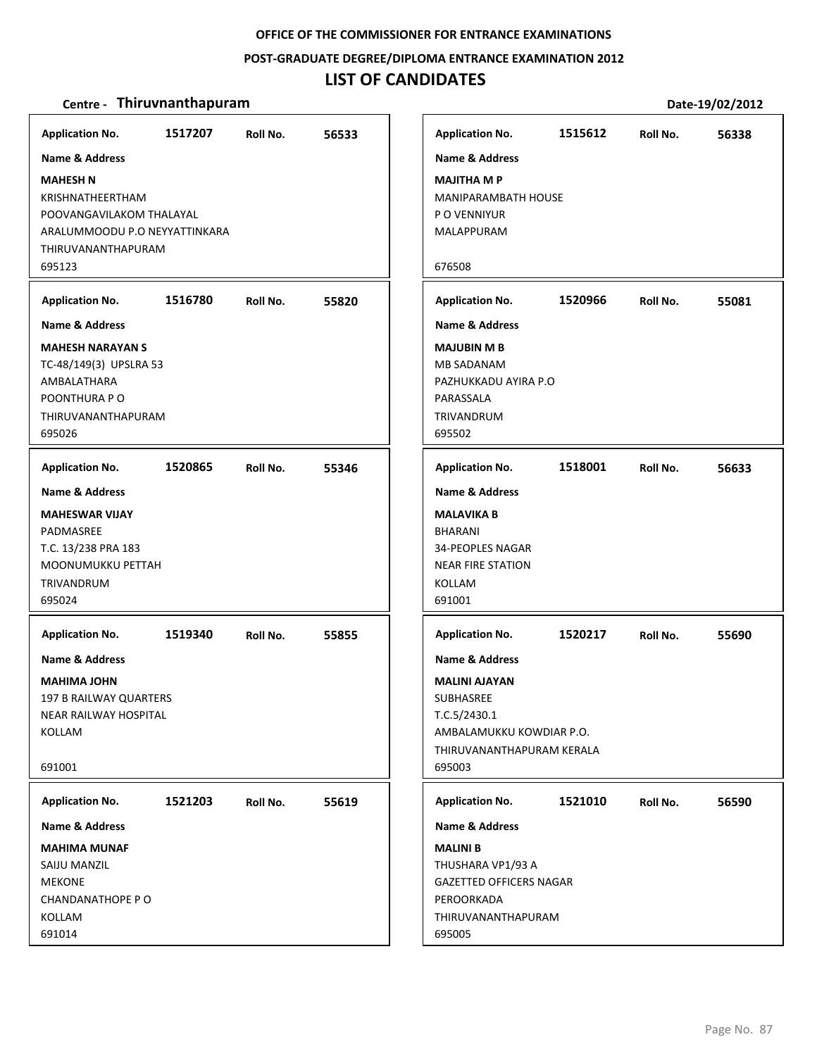**OFFICE OF THE COMMISSIONER FOR ENTRANCE EXAMINATIONS**

**POST-GRADUATE DEGREE/DIPLOMA ENTRANCE EXAMINATION 2012**

# LIST OF CANDIDATES

**Centre - Thiruvnanthapuram** **Date-19/02/2012**

| Application No. | Roll No. | Name & Address |
|---|---|---|
| 1517207 | 56533 | **MAHESH N**<br>KRISHNATHEERTHAM<br>POOVANGAVILAKOM THALAYAL<br>ARALUMMOODU P.O NEYYATTINKARA<br>THIRUVANANTHAPURAM<br>695123 |
| 1516780 | 55820 | **MAHESH NARAYAN S**<br>TC-48/149(3) UPSLRA 53<br>AMBALATHARA<br>POONTHURA P O<br>THIRUVANANTHAPURAM<br>695026 |
| 1520865 | 55346 | **MAHESWAR VIJAY**<br>PADMASREE<br>T.C. 13/238 PRA 183<br>MOONUMUKKU PETTAH<br>TRIVANDRUM<br>695024 |
| 1519340 | 55855 | **MAHIMA JOHN**<br>197 B RAILWAY QUARTERS<br>NEAR RAILWAY HOSPITAL<br>KOLLAM<br>691001 |
| 1521203 | 55619 | **MAHIMA MUNAF**<br>SAIJU MANZIL<br>MEKONE<br>CHANDANATHOPE P O<br>KOLLAM<br>691014 |
| 1515612 | 56338 | **MAJITHA M P**<br>MANIPARAMBATH HOUSE<br>P O VENNIYUR<br>MALAPPURAM<br>676508 |
| 1520966 | 55081 | **MAJUBIN M B**<br>MB SADANAM<br>PAZHUKKADU AYIRA P.O<br>PARASSALA<br>TRIVANDRUM<br>695502 |
| 1518001 | 56633 | **MALAVIKA B**<br>BHARANI<br>34-PEOPLES NAGAR<br>NEAR FIRE STATION<br>KOLLAM<br>691001 |
| 1520217 | 55690 | **MALINI AJAYAN**<br>SUBHASREE<br>T.C.5/2430.1<br>AMBALAMUKKU KOWDIAR P.O.<br>THIRUVANANTHAPURAM KERALA<br>695003 |
| 1521010 | 56590 | **MALINI B**<br>THUSHARA VP1/93 A<br>GAZETTED OFFICERS NAGAR<br>PEROORKADA<br>THIRUVANANTHAPURAM<br>695005 |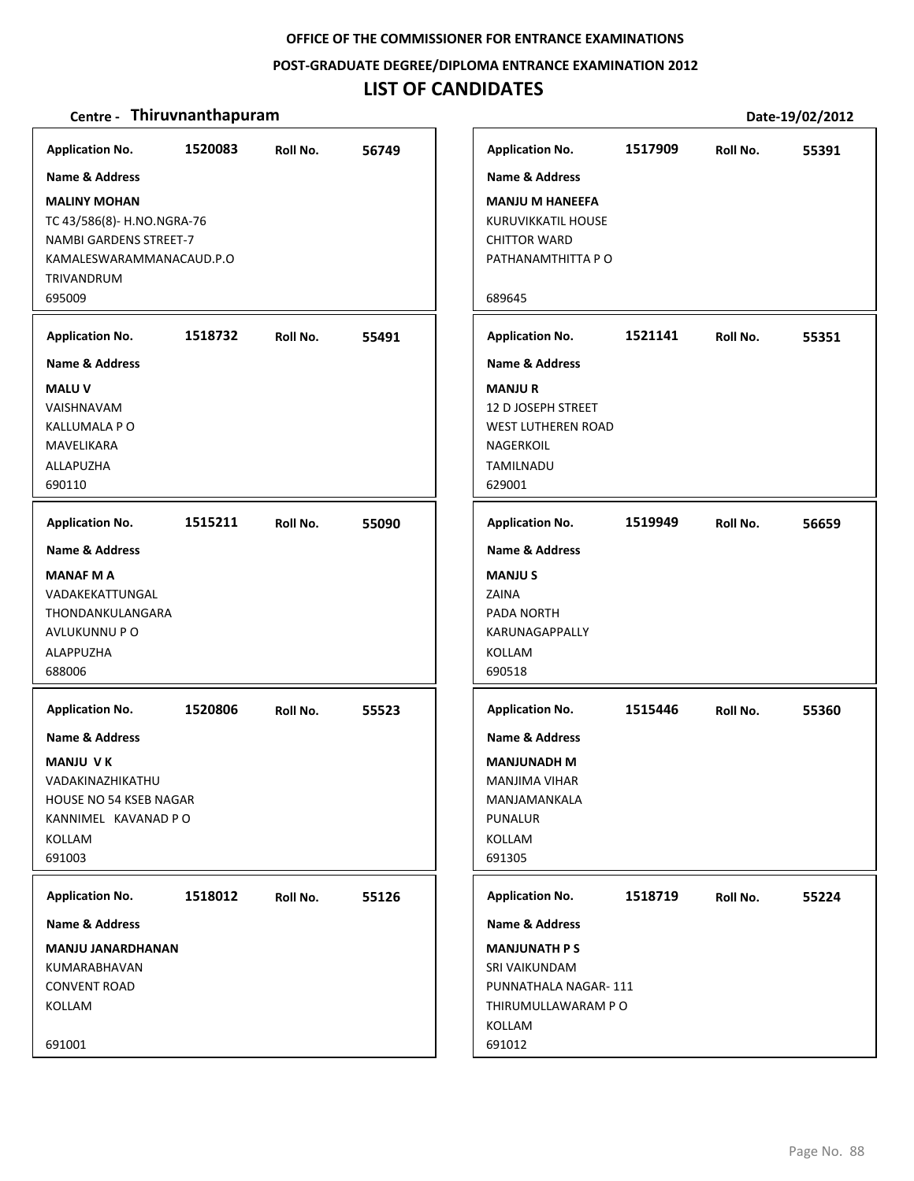OFFICE OF THE COMMISSIONER FOR ENTRANCE EXAMINATIONS

POST-GRADUATE DEGREE/DIPLOMA ENTRANCE EXAMINATION 2012

# LIST OF CANDIDATES

**Centre - Thiruvnanthapuram** Date-19/02/2012

**Application No.** 1520083 **Roll No.** 56749

**Name & Address**

**MALINY MOHAN**
TC 43/586(8)- H.NO.NGRA-76
NAMBI GARDENS STREET-7
KAMALESWARAMMANACAUD.P.O
TRIVANDRUM
695009

**Application No.** 1518732 **Roll No.** 55491

**Name & Address**

**MALU V**
VAISHNAVAM
KALLUMALA P O
MAVELIKARA
ALLAPUZHA
690110

**Application No.** 1515211 **Roll No.** 55090

**Name & Address**

**MANAF M A**
VADAKEKATTUNGAL
THONDANKULANGARA
AVLUKUNNU P O
ALAPPUZHA
688006

**Application No.** 1520806 **Roll No.** 55523

**Name & Address**

**MANJU V K**
VADAKINAZHIKATHU
HOUSE NO 54 KSEB NAGAR
KANNIMEL KAVANAD P O
KOLLAM
691003

**Application No.** 1518012 **Roll No.** 55126

**Name & Address**

**MANJU JANARDHANAN**
KUMARABHAVAN
CONVENT ROAD
KOLLAM

691001

**Application No.** 1517909 **Roll No.** 55391

**Name & Address**

**MANJU M HANEEFA**
KURUVIKKATIL HOUSE
CHITTOR WARD
PATHANAMTHITTA P O

689645

**Application No.** 1521141 **Roll No.** 55351

**Name & Address**

**MANJU R**
12 D JOSEPH STREET
WEST LUTHEREN ROAD
NAGERKOIL
TAMILNADU
629001

**Application No.** 1519949 **Roll No.** 56659

**Name & Address**

**MANJU S**
ZAINA
PADA NORTH
KARUNAGAPPALLY
KOLLAM
690518

**Application No.** 1515446 **Roll No.** 55360

**Name & Address**

**MANJUNADH M**
MANJIMA VIHAR
MANJAMANKALA
PUNALUR
KOLLAM
691305

**Application No.** 1518719 **Roll No.** 55224

**Name & Address**

**MANJUNATH P S**
SRI VAIKUNDAM
PUNNATHALA NAGAR- 111
THIRUMULLAWARAM P O
KOLLAM
691012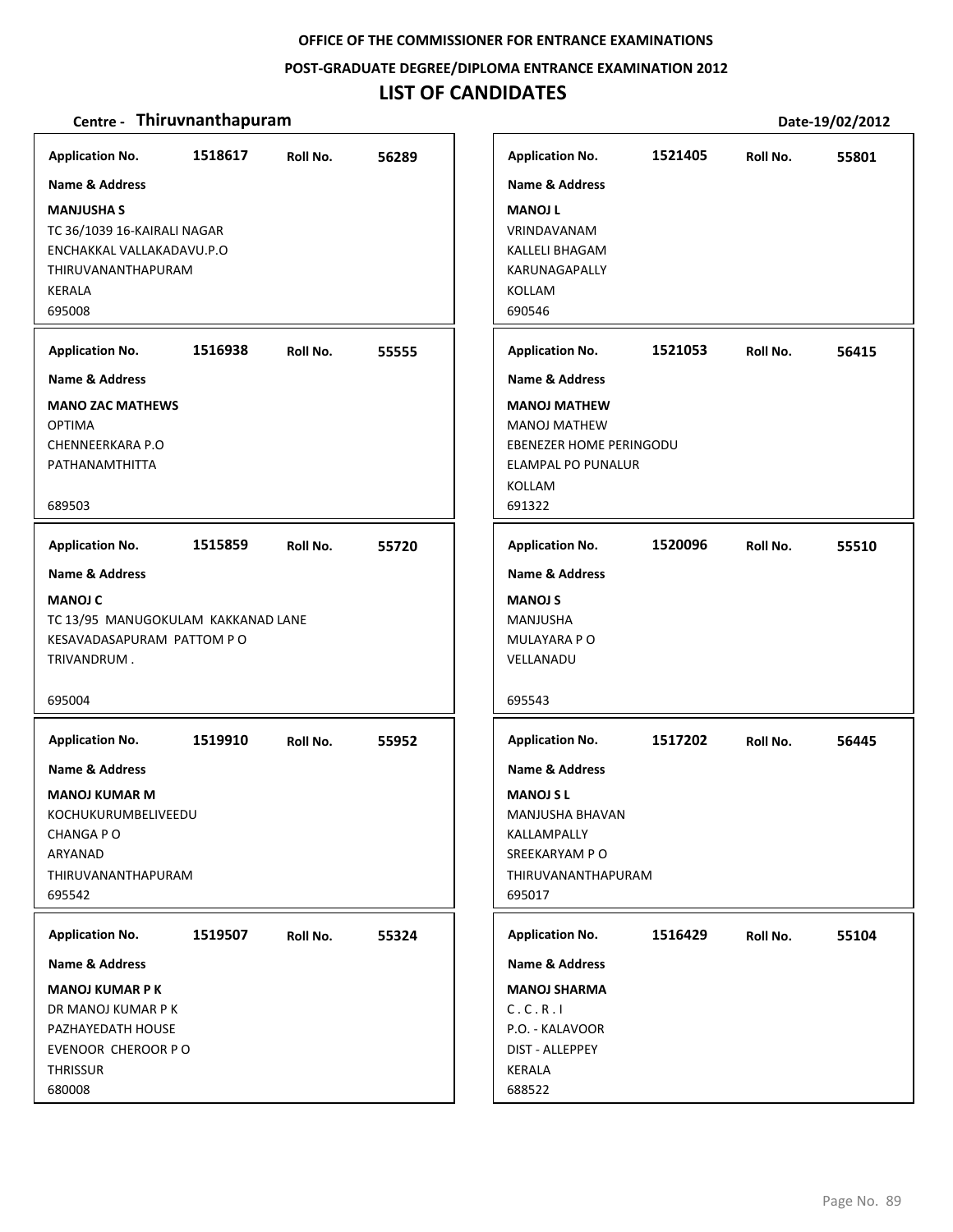**OFFICE OF THE COMMISSIONER FOR ENTRANCE EXAMINATIONS**

**POST-GRADUATE DEGREE/DIPLOMA ENTRANCE EXAMINATION 2012**

# LIST OF CANDIDATES

**Centre - Thiruvnanthapuram** **Date-19/02/2012**

**Application No.** 1518617 **Roll No.** 56289

**Name & Address**

**MANJUSHA S**
TC 36/1039 16-KAIRALI NAGAR
ENCHAKKAL VALLAKADAVU.P.O
THIRUVANANTHAPURAM
KERALA
695008

---

**Application No.** 1516938 **Roll No.** 55555

**Name & Address**

**MANO ZAC MATHEWS**
OPTIMA
CHENNEERKARA P.O
PATHANAMTHITTA

689503

---

**Application No.** 1515859 **Roll No.** 55720

**Name & Address**

**MANOJ C**
TC 13/95 MANUGOKULAM KAKKANAD LANE
KESAVADASAPURAM PATTOM P O
TRIVANDRUM .

695004

---

**Application No.** 1519910 **Roll No.** 55952

**Name & Address**

**MANOJ KUMAR M**
KOCHUKURUMBELIVEEDU
CHANGA P O
ARYANAD
THIRUVANANTHAPURAM
695542

---

**Application No.** 1519507 **Roll No.** 55324

**Name & Address**

**MANOJ KUMAR P K**
DR MANOJ KUMAR P K
PAZHAYEDATH HOUSE
EVENOOR CHEROOR P O
THRISSUR
680008

---

**Application No.** 1521405 **Roll No.** 55801

**Name & Address**

**MANOJ L**
VRINDAVANAM
KALLELI BHAGAM
KARUNAGAPALLY
KOLLAM
690546

---

**Application No.** 1521053 **Roll No.** 56415

**Name & Address**

**MANOJ MATHEW**
MANOJ MATHEW
EBENEZER HOME PERINGODU
ELAMPAL PO PUNALUR
KOLLAM
691322

---

**Application No.** 1520096 **Roll No.** 55510

**Name & Address**

**MANOJ S**
MANJUSHA
MULAYARA P O
VELLANADU

695543

---

**Application No.** 1517202 **Roll No.** 56445

**Name & Address**

**MANOJ S L**
MANJUSHA BHAVAN
KALLAMPALLY
SREEKARYAM P O
THIRUVANANTHAPURAM
695017

---

**Application No.** 1516429 **Roll No.** 55104

**Name & Address**

**MANOJ SHARMA**
C . C . R . I
P.O. - KALAVOOR
DIST - ALLEPPEY
KERALA
688522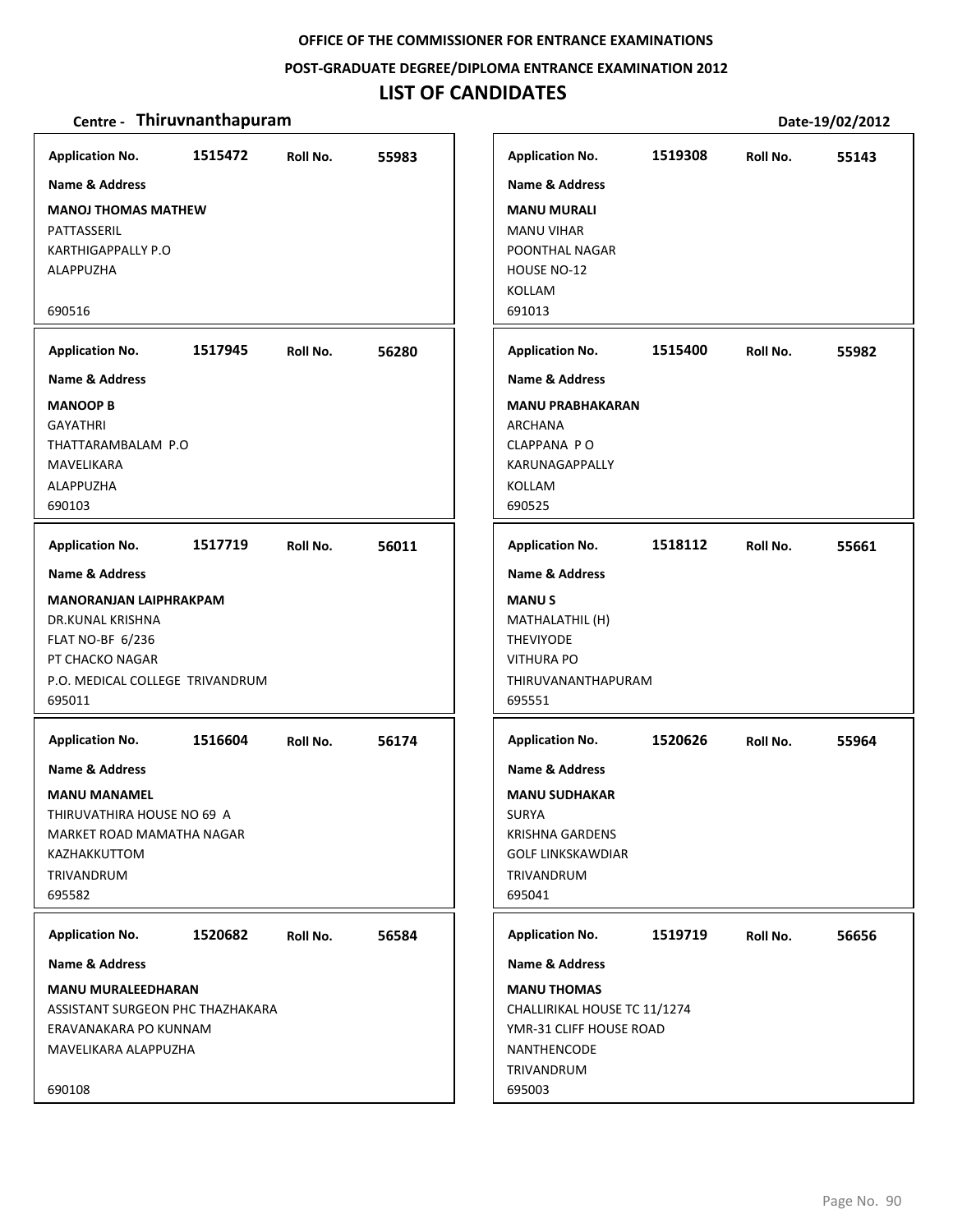**OFFICE OF THE COMMISSIONER FOR ENTRANCE EXAMINATIONS**

**POST-GRADUATE DEGREE/DIPLOMA ENTRANCE EXAMINATION 2012**

# LIST OF CANDIDATES

**Centre - Thiruvnanthapuram** **Date-19/02/2012**

| Application No. | Roll No. | Name & Address |
|---|---|---|
| 1515472 | 55983 | **MANOJ THOMAS MATHEW**<br>PATTASSERIL<br>KARTHIGAPPALLY P.O<br>ALAPPUZHA<br>690516 |
| 1517945 | 56280 | **MANOOP B**<br>GAYATHRI<br>THATTARAMBALAM P.O<br>MAVELIKARA<br>ALAPPUZHA<br>690103 |
| 1517719 | 56011 | **MANORANJAN LAIPHRAKPAM**<br>DR.KUNAL KRISHNA<br>FLAT NO-BF 6/236<br>PT CHACKO NAGAR<br>P.O. MEDICAL COLLEGE TRIVANDRUM<br>695011 |
| 1516604 | 56174 | **MANU MANAMEL**<br>THIRUVATHIRA HOUSE NO 69 A<br>MARKET ROAD MAMATHA NAGAR<br>KAZHAKKUTTOM<br>TRIVANDRUM<br>695582 |
| 1520682 | 56584 | **MANU MURALEEDHARAN**<br>ASSISTANT SURGEON PHC THAZHAKARA<br>ERAVANAKARA PO KUNNAM<br>MAVELIKARA ALAPPUZHA<br>690108 |
| 1519308 | 55143 | **MANU MURALI**<br>MANU VIHAR<br>POONTHAL NAGAR<br>HOUSE NO-12<br>KOLLAM<br>691013 |
| 1515400 | 55982 | **MANU PRABHAKARAN**<br>ARCHANA<br>CLAPPANA P O<br>KARUNAGAPPALLY<br>KOLLAM<br>690525 |
| 1518112 | 55661 | **MANU S**<br>MATHALATHIL (H)<br>THEVIYODE<br>VITHURA PO<br>THIRUVANANTHAPURAM<br>695551 |
| 1520626 | 55964 | **MANU SUDHAKAR**<br>SURYA<br>KRISHNA GARDENS<br>GOLF LINKSKAWDIAR<br>TRIVANDRUM<br>695041 |
| 1519719 | 56656 | **MANU THOMAS**<br>CHALLIRIKAL HOUSE TC 11/1274<br>YMR-31 CLIFF HOUSE ROAD<br>NANTHENCODE<br>TRIVANDRUM<br>695003 |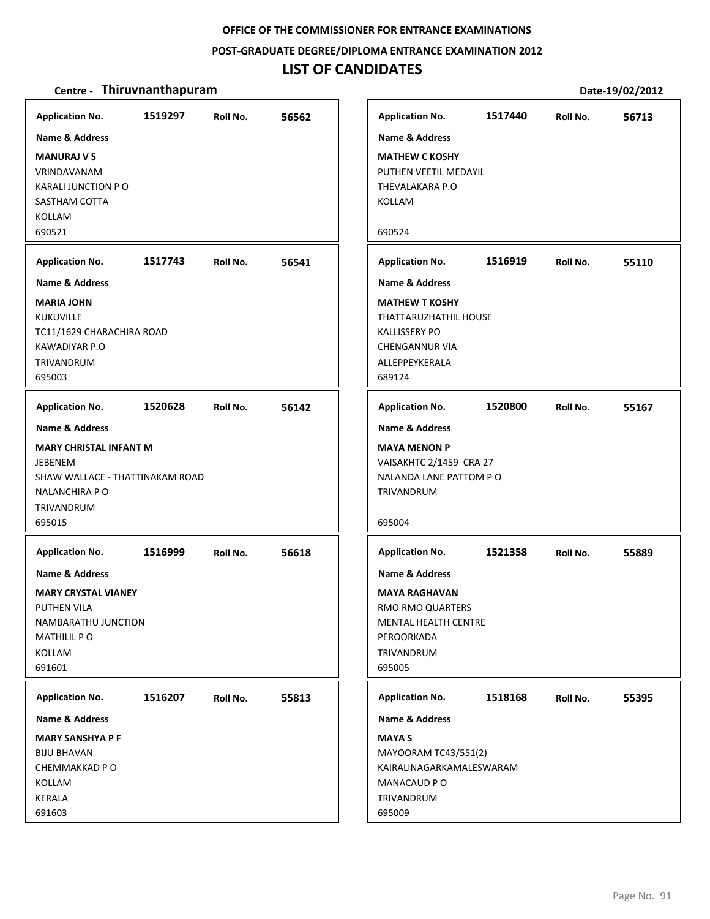OFFICE OF THE COMMISSIONER FOR ENTRANCE EXAMINATIONS

POST-GRADUATE DEGREE/DIPLOMA ENTRANCE EXAMINATION 2012

# LIST OF CANDIDATES

**Centre - Thiruvnanthapuram** Date-19/02/2012

| Application No. | Roll No. | Name & Address |
|---|---|---|
| 1519297 | 56562 | **MANURAJ V S**<br>VRINDAVANAM<br>KARALI JUNCTION P O<br>SASTHAM COTTA<br>KOLLAM<br>690521 |
| 1517743 | 56541 | **MARIA JOHN**<br>KUKUVILLE<br>TC11/1629 CHARACHIRA ROAD<br>KAWADIYAR P.O<br>TRIVANDRUM<br>695003 |
| 1520628 | 56142 | **MARY CHRISTAL INFANT M**<br>JEBENEM<br>SHAW WALLACE - THATTINAKAM ROAD<br>NALANCHIRA P O<br>TRIVANDRUM<br>695015 |
| 1516999 | 56618 | **MARY CRYSTAL VIANEY**<br>PUTHEN VILA<br>NAMBARATHU JUNCTION<br>MATHILIL P O<br>KOLLAM<br>691601 |
| 1516207 | 55813 | **MARY SANSHYA P F**<br>BIJU BHAVAN<br>CHEMMAKKAD P O<br>KOLLAM<br>KERALA<br>691603 |
| 1517440 | 56713 | **MATHEW C KOSHY**<br>PUTHEN VEETIL MEDAYIL<br>THEVALAKARA P.O<br>KOLLAM<br>690524 |
| 1516919 | 55110 | **MATHEW T KOSHY**<br>THATTARUZHATHIL HOUSE<br>KALLISSERY PO<br>CHENGANNUR VIA<br>ALLEPPEYKERALA<br>689124 |
| 1520800 | 55167 | **MAYA MENON P**<br>VAISAKHTC 2/1459 CRA 27<br>NALANDA LANE PATTOM P O<br>TRIVANDRUM<br>695004 |
| 1521358 | 55889 | **MAYA RAGHAVAN**<br>RMO RMO QUARTERS<br>MENTAL HEALTH CENTRE<br>PEROORKADA<br>TRIVANDRUM<br>695005 |
| 1518168 | 55395 | **MAYA S**<br>MAYOORAM TC43/551(2)<br>KAIRALINAGARKAMALESWARAM<br>MANACAUD P O<br>TRIVANDRUM<br>695009 |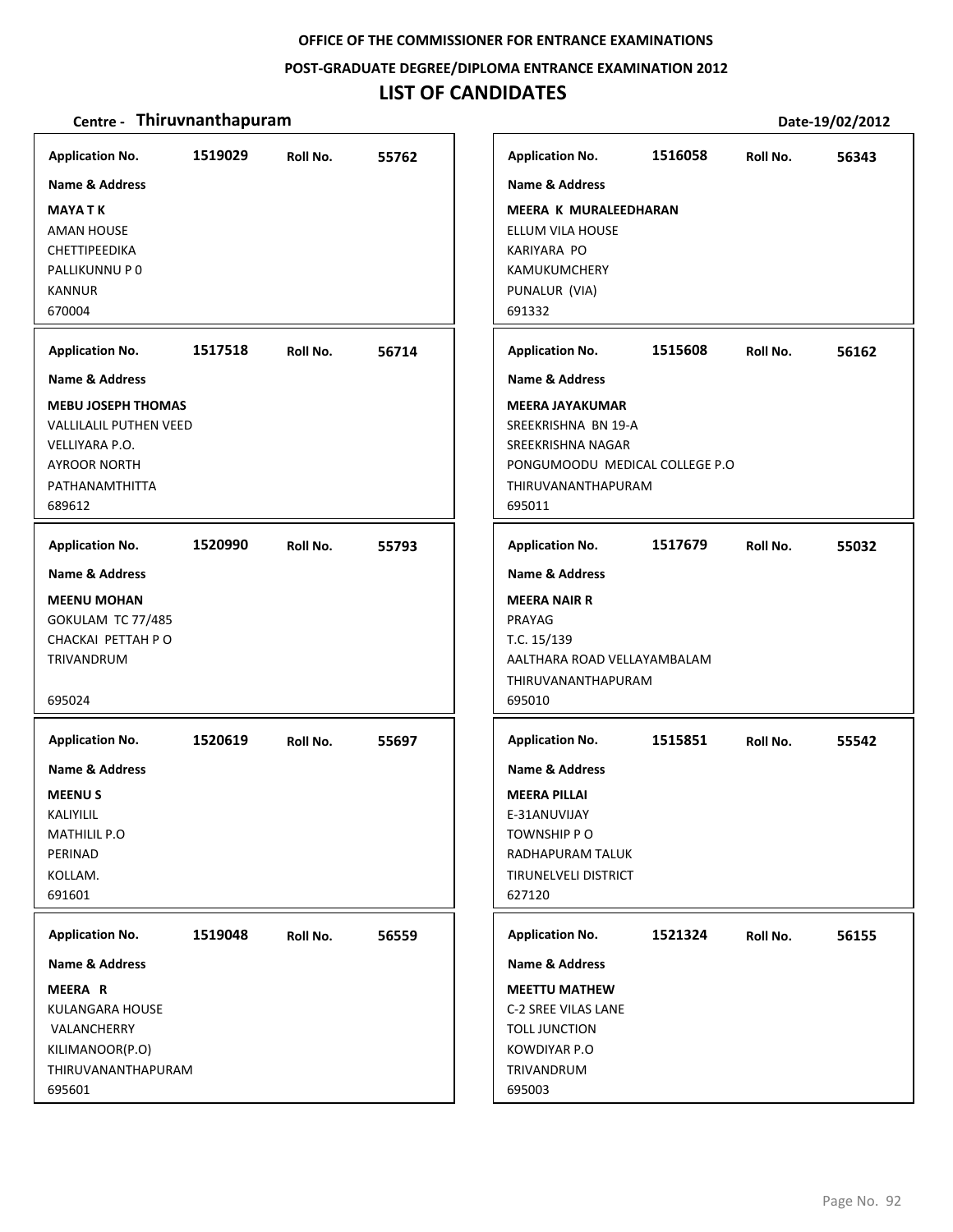OFFICE OF THE COMMISSIONER FOR ENTRANCE EXAMINATIONS

POST-GRADUATE DEGREE/DIPLOMA ENTRANCE EXAMINATION 2012

# LIST OF CANDIDATES

**Centre - Thiruvnanthapuram** **Date-19/02/2012**

| Application No. | Roll No. | Name & Address |
|---|---|---|
| 1519029 | 55762 | **MAYA T K**<br>AMAN HOUSE<br>CHETTIPEEDIKA<br>PALLIKUNNU P 0<br>KANNUR<br>670004 |
| 1517518 | 56714 | **MEBU JOSEPH THOMAS**<br>VALLILALIL PUTHEN VEED<br>VELLIYARA P.O.<br>AYROOR NORTH<br>PATHANAMTHITTA<br>689612 |
| 1520990 | 55793 | **MEENU MOHAN**<br>GOKULAM TC 77/485<br>CHACKAI PETTAH P O<br>TRIVANDRUM<br>695024 |
| 1520619 | 55697 | **MEENU S**<br>KALIYILIL<br>MATHILIL P.O<br>PERINAD<br>KOLLAM.<br>691601 |
| 1519048 | 56559 | **MEERA R**<br>KULANGARA HOUSE<br>VALANCHERRY<br>KILIMANOOR(P.O)<br>THIRUVANANTHAPURAM<br>695601 |
| 1516058 | 56343 | **MEERA K MURALEEDHARAN**<br>ELLUM VILA HOUSE<br>KARIYARA PO<br>KAMUKUMCHERY<br>PUNALUR (VIA)<br>691332 |
| 1515608 | 56162 | **MEERA JAYAKUMAR**<br>SREEKRISHNA BN 19-A<br>SREEKRISHNA NAGAR<br>PONGUMOODU MEDICAL COLLEGE P.O<br>THIRUVANANTHAPURAM<br>695011 |
| 1517679 | 55032 | **MEERA NAIR R**<br>PRAYAG<br>T.C. 15/139<br>AALTHARA ROAD VELLAYAMBALAM<br>THIRUVANANTHAPURAM<br>695010 |
| 1515851 | 55542 | **MEERA PILLAI**<br>E-31ANUVIJAY<br>TOWNSHIP P O<br>RADHAPURAM TALUK<br>TIRUNELVELI DISTRICT<br>627120 |
| 1521324 | 56155 | **MEETTU MATHEW**<br>C-2 SREE VILAS LANE<br>TOLL JUNCTION<br>KOWDIYAR P.O<br>TRIVANDRUM<br>695003 |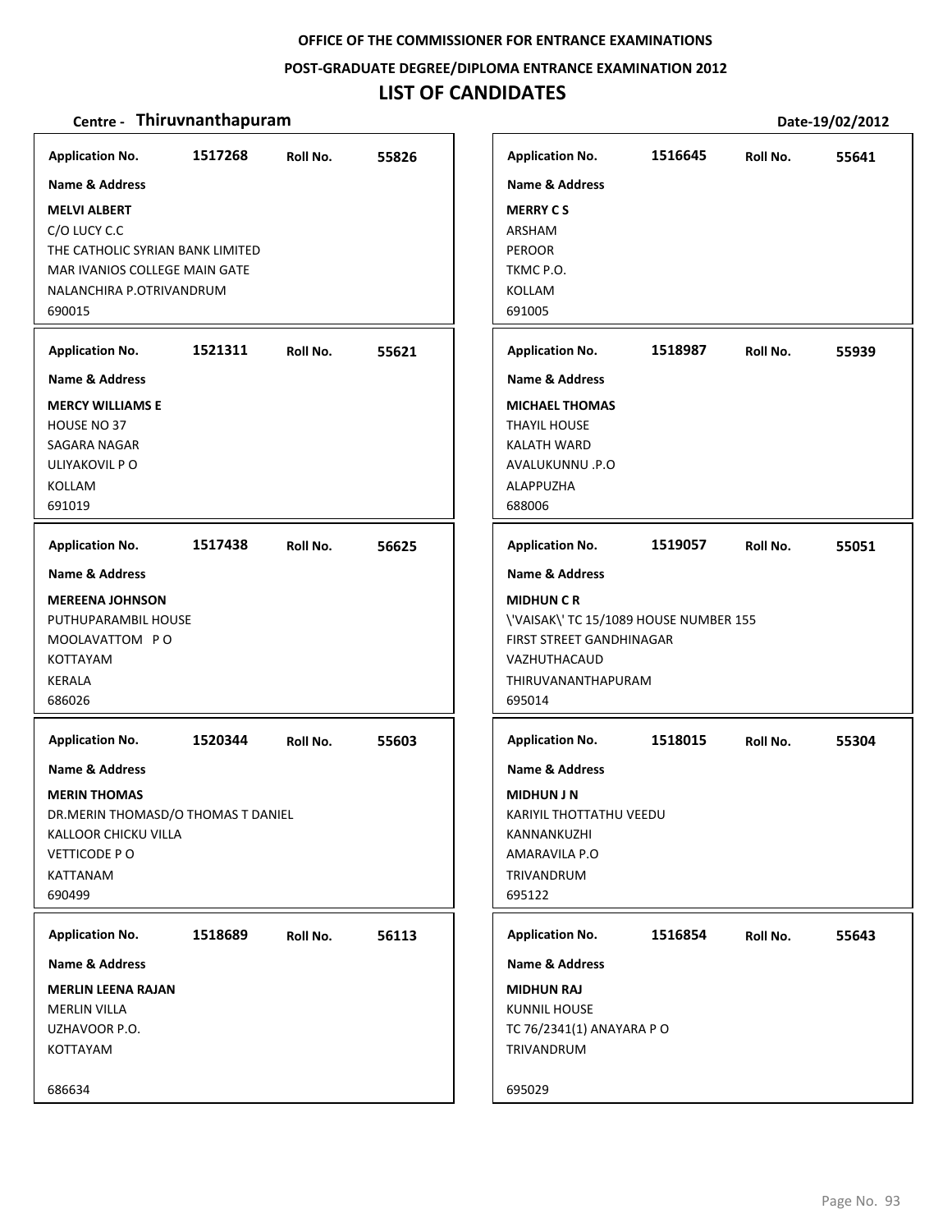OFFICE OF THE COMMISSIONER FOR ENTRANCE EXAMINATIONS

POST-GRADUATE DEGREE/DIPLOMA ENTRANCE EXAMINATION 2012

# LIST OF CANDIDATES

**Centre - Thiruvnanthapuram** Date-19/02/2012

| Application No. | Roll No. | Name & Address |
|---|---|---|
| 1517268 | 55826 | **MELVI ALBERT**<br>C/O LUCY C.C<br>THE CATHOLIC SYRIAN BANK LIMITED<br>MAR IVANIOS COLLEGE MAIN GATE<br>NALANCHIRA P.OTRIVANDRUM<br>690015 |
| 1521311 | 55621 | **MERCY WILLIAMS E**<br>HOUSE NO 37<br>SAGARA NAGAR<br>ULIYAKOVIL P O<br>KOLLAM<br>691019 |
| 1517438 | 56625 | **MEREENA JOHNSON**<br>PUTHUPARAMBIL HOUSE<br>MOOLAVATTOM P O<br>KOTTAYAM<br>KERALA<br>686026 |
| 1520344 | 55603 | **MERIN THOMAS**<br>DR.MERIN THOMASD/O THOMAS T DANIEL<br>KALLOOR CHICKU VILLA<br>VETTICODE P O<br>KATTANAM<br>690499 |
| 1518689 | 56113 | **MERLIN LEENA RAJAN**<br>MERLIN VILLA<br>UZHAVOOR P.O.<br>KOTTAYAM<br>686634 |
| 1516645 | 55641 | **MERRY C S**<br>ARSHAM<br>PEROOR<br>TKMC P.O.<br>KOLLAM<br>691005 |
| 1518987 | 55939 | **MICHAEL THOMAS**<br>THAYIL HOUSE<br>KALATH WARD<br>AVALUKUNNU .P.O<br>ALAPPUZHA<br>688006 |
| 1519057 | 55051 | **MIDHUN C R**<br>\'VAISAK\' TC 15/1089 HOUSE NUMBER 155<br>FIRST STREET GANDHINAGAR<br>VAZHUTHACAUD<br>THIRUVANANTHAPURAM<br>695014 |
| 1518015 | 55304 | **MIDHUN J N**<br>KARIYIL THOTTATHU VEEDU<br>KANNANKUZHI<br>AMARAVILA P.O<br>TRIVANDRUM<br>695122 |
| 1516854 | 55643 | **MIDHUN RAJ**<br>KUNNIL HOUSE<br>TC 76/2341(1) ANAYARA P O<br>TRIVANDRUM<br>695029 |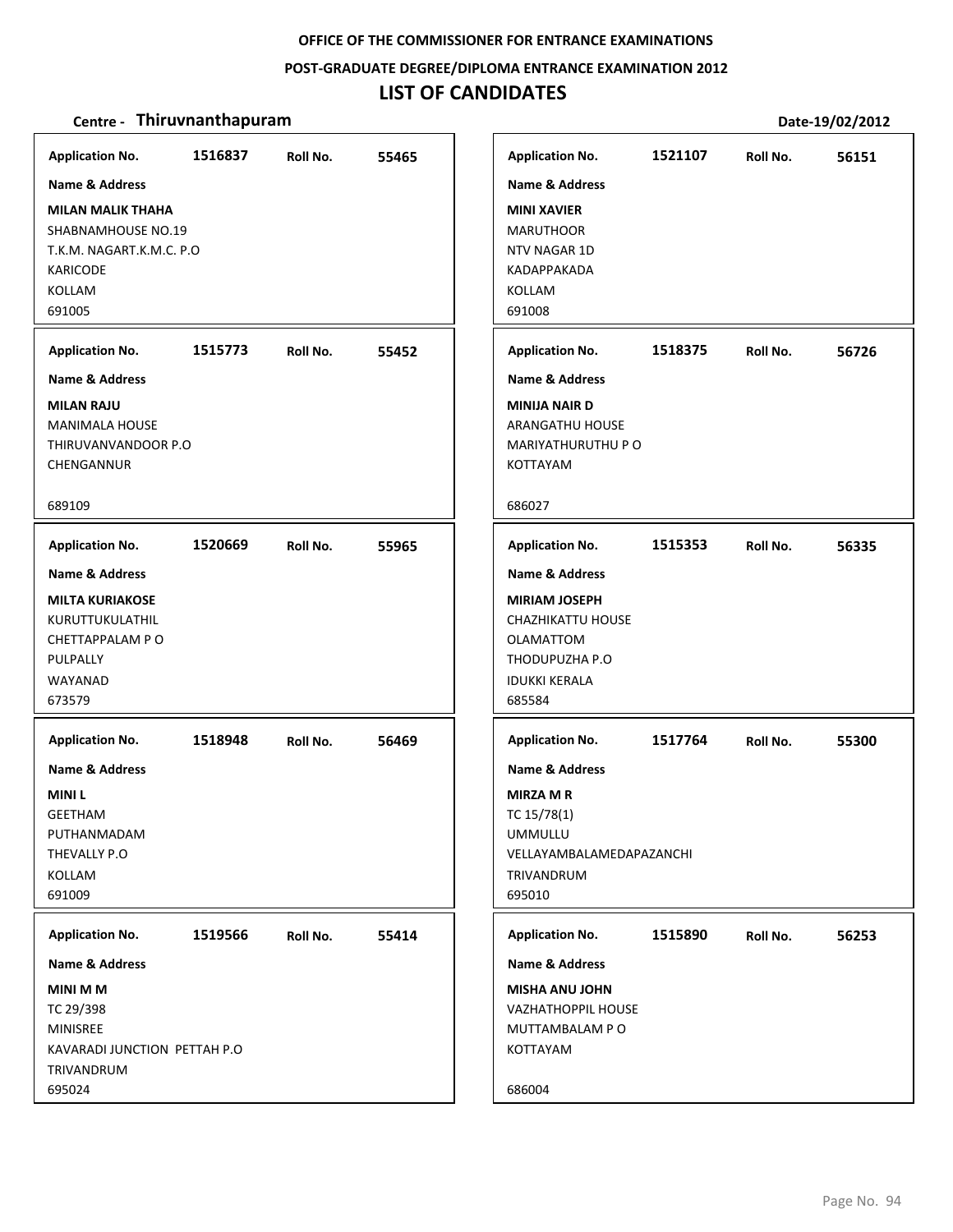OFFICE OF THE COMMISSIONER FOR ENTRANCE EXAMINATIONS

POST-GRADUATE DEGREE/DIPLOMA ENTRANCE EXAMINATION 2012

# LIST OF CANDIDATES

**Centre - Thiruvnanthapuram** **Date-19/02/2012**

**Application No.** 1516837 **Roll No.** 55465
**Name & Address**
**MILAN MALIK THAHA**
SHABNAMHOUSE NO.19
T.K.M. NAGART.K.M.C. P.O
KARICODE
KOLLAM
691005

**Application No.** 1515773 **Roll No.** 55452
**Name & Address**
**MILAN RAJU**
MANIMALA HOUSE
THIRUVANVANDOOR P.O
CHENGANNUR
689109

**Application No.** 1520669 **Roll No.** 55965
**Name & Address**
**MILTA KURIAKOSE**
KURUTTUKULATHIL
CHETTAPPALAM P O
PULPALLY
WAYANAD
673579

**Application No.** 1518948 **Roll No.** 56469
**Name & Address**
**MINI L**
GEETHAM
PUTHANMADAM
THEVALLY P.O
KOLLAM
691009

**Application No.** 1519566 **Roll No.** 55414
**Name & Address**
**MINI M M**
TC 29/398
MINISREE
KAVARADI JUNCTION PETTAH P.O
TRIVANDRUM
695024

**Application No.** 1521107 **Roll No.** 56151
**Name & Address**
**MINI XAVIER**
MARUTHOOR
NTV NAGAR 1D
KADAPPAKADA
KOLLAM
691008

**Application No.** 1518375 **Roll No.** 56726
**Name & Address**
**MINIJA NAIR D**
ARANGATHU HOUSE
MARIYATHURUTHU P O
KOTTAYAM
686027

**Application No.** 1515353 **Roll No.** 56335
**Name & Address**
**MIRIAM JOSEPH**
CHAZHIKATTU HOUSE
OLAMATTOM
THODUPUZHA P.O
IDUKKI KERALA
685584

**Application No.** 1517764 **Roll No.** 55300
**Name & Address**
**MIRZA M R**
TC 15/78(1)
UMMULLU
VELLAYAMBALAMEDAPAZANCHI
TRIVANDRUM
695010

**Application No.** 1515890 **Roll No.** 56253
**Name & Address**
**MISHA ANU JOHN**
VAZHATHOPPIL HOUSE
MUTTAMBALAM P O
KOTTAYAM
686004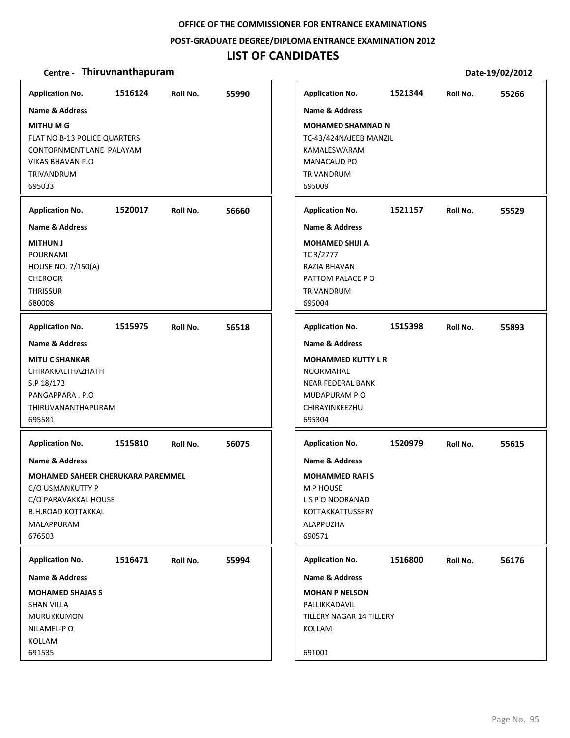**OFFICE OF THE COMMISSIONER FOR ENTRANCE EXAMINATIONS**

**POST-GRADUATE DEGREE/DIPLOMA ENTRANCE EXAMINATION 2012**

# LIST OF CANDIDATES

**Centre - Thiruvnanthapuram** **Date-19/02/2012**

**Application No.** 1516124 **Roll No.** 55990
**Name & Address**
**MITHU M G**
FLAT NO B-13 POLICE QUARTERS
CONTORNMENT LANE PALAYAM
VIKAS BHAVAN P.O
TRIVANDRUM
695033

**Application No.** 1520017 **Roll No.** 56660
**Name & Address**
**MITHUN J**
POURNAMI
HOUSE NO. 7/150(A)
CHEROOR
THRISSUR
680008

**Application No.** 1515975 **Roll No.** 56518
**Name & Address**
**MITU C SHANKAR**
CHIRAKKALTHAZHATH
S.P 18/173
PANGAPPARA . P.O
THIRUVANANTHAPURAM
695581

**Application No.** 1515810 **Roll No.** 56075
**Name & Address**
**MOHAMED SAHEER CHERUKARA PAREMMEL**
C/O USMANKUTTY P
C/O PARAVAKKAL HOUSE
B.H.ROAD KOTTAKKAL
MALAPPURAM
676503

**Application No.** 1516471 **Roll No.** 55994
**Name & Address**
**MOHAMED SHAJAS S**
SHAN VILLA
MURUKKUMON
NILAMEL-P O
KOLLAM
691535

**Application No.** 1521344 **Roll No.** 55266
**Name & Address**
**MOHAMED SHAMNAD N**
TC-43/424NAJEEB MANZIL
KAMALESWARAM
MANACAUD PO
TRIVANDRUM
695009

**Application No.** 1521157 **Roll No.** 55529
**Name & Address**
**MOHAMED SHIJI A**
TC 3/2777
RAZIA BHAVAN
PATTOM PALACE P O
TRIVANDRUM
695004

**Application No.** 1515398 **Roll No.** 55893
**Name & Address**
**MOHAMMED KUTTY L R**
NOORMAHAL
NEAR FEDERAL BANK
MUDAPURAM P O
CHIRAYINKEEZHU
695304

**Application No.** 1520979 **Roll No.** 55615
**Name & Address**
**MOHAMMED RAFI S**
M P HOUSE
L S P O NOORANAD
KOTTAKKATTUSSERY
ALAPPUZHA
690571

**Application No.** 1516800 **Roll No.** 56176
**Name & Address**
**MOHAN P NELSON**
PALLIKKADAVIL
TILLERY NAGAR 14 TILLERY
KOLLAM

691001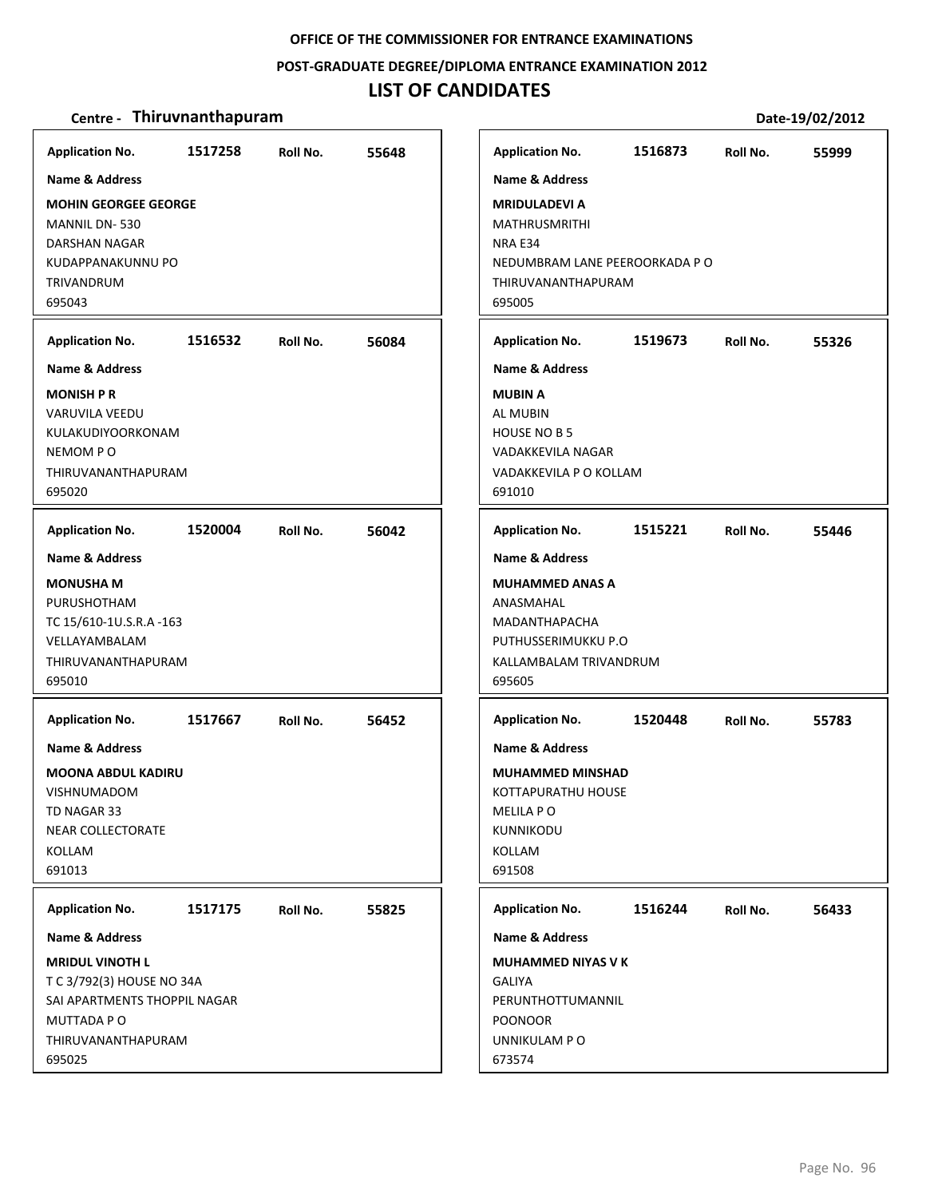**OFFICE OF THE COMMISSIONER FOR ENTRANCE EXAMINATIONS**

**POST-GRADUATE DEGREE/DIPLOMA ENTRANCE EXAMINATION 2012**

# LIST OF CANDIDATES

**Centre - Thiruvnanthapuram** **Date-19/02/2012**

| Application No. | Roll No. | Name & Address |
|---|---|---|
| 1517258 | 55648 | **MOHIN GEORGEE GEORGE**<br>MANNIL DN- 530<br>DARSHAN NAGAR<br>KUDAPPANAKUNNU PO<br>TRIVANDRUM<br>695043 |
| 1516532 | 56084 | **MONISH P R**<br>VARUVILA VEEDU<br>KULAKUDIYOORKONAM<br>NEMOM P O<br>THIRUVANANTHAPURAM<br>695020 |
| 1520004 | 56042 | **MONUSHA M**<br>PURUSHOTHAM<br>TC 15/610-1U.S.R.A -163<br>VELLAYAMBALAM<br>THIRUVANANTHAPURAM<br>695010 |
| 1517667 | 56452 | **MOONA ABDUL KADIRU**<br>VISHNUMADOM<br>TD NAGAR 33<br>NEAR COLLECTORATE<br>KOLLAM<br>691013 |
| 1517175 | 55825 | **MRIDUL VINOTH L**<br>T C 3/792(3) HOUSE NO 34A<br>SAI APARTMENTS THOPPIL NAGAR<br>MUTTADA P O<br>THIRUVANANTHAPURAM<br>695025 |
| 1516873 | 55999 | **MRIDULADEVI A**<br>MATHRUSMRITHI<br>NRA E34<br>NEDUMBRAM LANE PEEROORKADA P O<br>THIRUVANANTHAPURAM<br>695005 |
| 1519673 | 55326 | **MUBIN A**<br>AL MUBIN<br>HOUSE NO B 5<br>VADAKKEVILA NAGAR<br>VADAKKEVILA P O KOLLAM<br>691010 |
| 1515221 | 55446 | **MUHAMMED ANAS A**<br>ANASMAHAL<br>MADANTHAPACHA<br>PUTHUSSERIMUKKU P.O<br>KALLAMBALAM TRIVANDRUM<br>695605 |
| 1520448 | 55783 | **MUHAMMED MINSHAD**<br>KOTTAPURATHU HOUSE<br>MELILA P O<br>KUNNIKODU<br>KOLLAM<br>691508 |
| 1516244 | 56433 | **MUHAMMED NIYAS V K**<br>GALIYA<br>PERUNTHOTTUMANNIL<br>POONOOR<br>UNNIKULAM P O<br>673574 |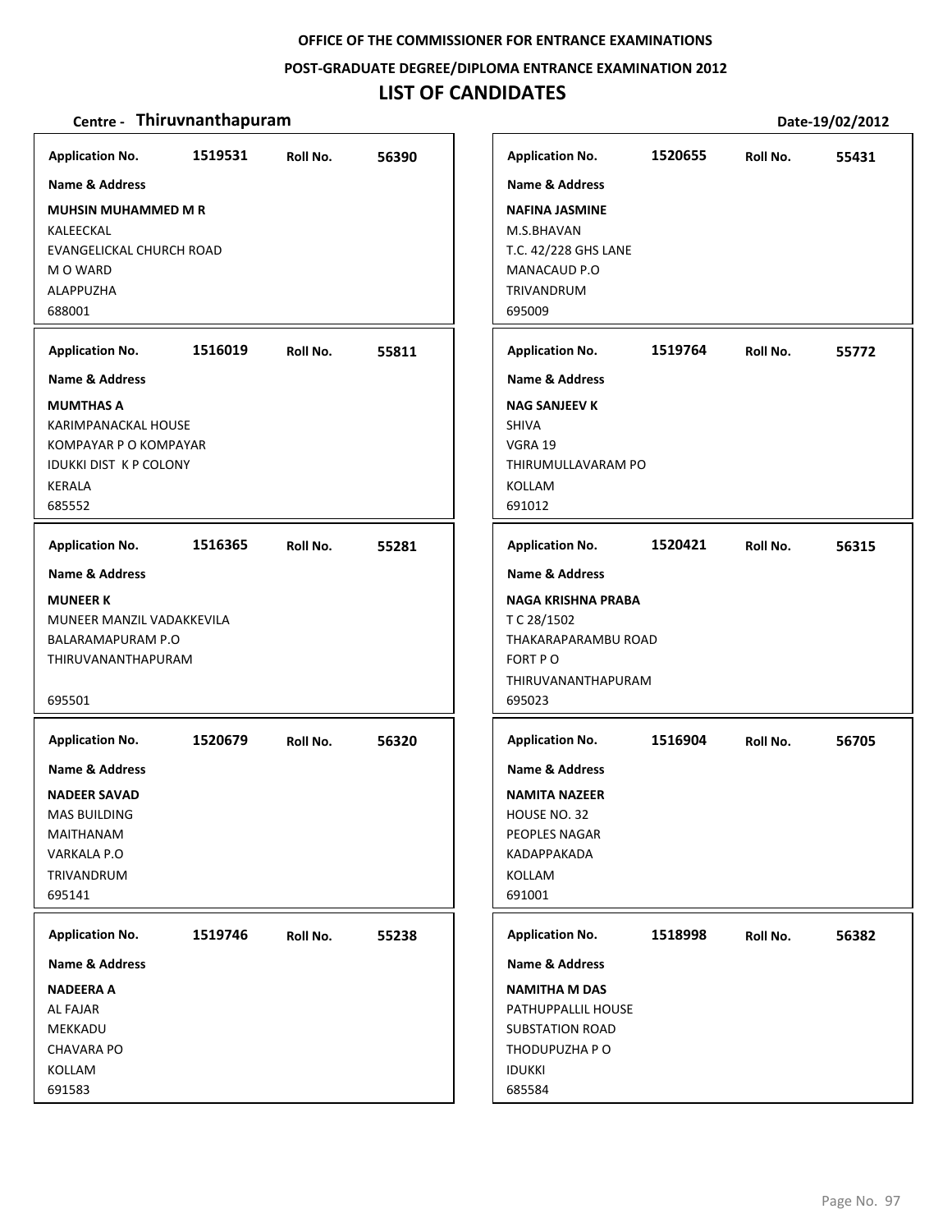OFFICE OF THE COMMISSIONER FOR ENTRANCE EXAMINATIONS

POST-GRADUATE DEGREE/DIPLOMA ENTRANCE EXAMINATION 2012

# LIST OF CANDIDATES

**Centre - Thiruvnanthapuram** Date-19/02/2012

**Application No.** 1519531 **Roll No.** 56390

**Name & Address**

**MUHSIN MUHAMMED M R**
KALEECKAL
EVANGELICKAL CHURCH ROAD
M O WARD
ALAPPUZHA
688001

**Application No.** 1516019 **Roll No.** 55811

**Name & Address**

**MUMTHAS A**
KARIMPANACKAL HOUSE
KOMPAYAR P O KOMPAYAR
IDUKKI DIST K P COLONY
KERALA
685552

**Application No.** 1516365 **Roll No.** 55281

**Name & Address**

**MUNEER K**
MUNEER MANZIL VADAKKEVILA
BALARAMAPURAM P.O
THIRUVANANTHAPURAM

695501

**Application No.** 1520679 **Roll No.** 56320

**Name & Address**

**NADEER SAVAD**
MAS BUILDING
MAITHANAM
VARKALA P.O
TRIVANDRUM
695141

**Application No.** 1519746 **Roll No.** 55238

**Name & Address**

**NADEERA A**
AL FAJAR
MEKKADU
CHAVARA PO
KOLLAM
691583

**Application No.** 1520655 **Roll No.** 55431

**Name & Address**

**NAFINA JASMINE**
M.S.BHAVAN
T.C. 42/228 GHS LANE
MANACAUD P.O
TRIVANDRUM
695009

**Application No.** 1519764 **Roll No.** 55772

**Name & Address**

**NAG SANJEEV K**
SHIVA
VGRA 19
THIRUMULLAVARAM PO
KOLLAM
691012

**Application No.** 1520421 **Roll No.** 56315

**Name & Address**

**NAGA KRISHNA PRABA**
T C 28/1502
THAKARAPARAMBU ROAD
FORT P O
THIRUVANANTHAPURAM
695023

**Application No.** 1516904 **Roll No.** 56705

**Name & Address**

**NAMITA NAZEER**
HOUSE NO. 32
PEOPLES NAGAR
KADAPPAKADA
KOLLAM
691001

**Application No.** 1518998 **Roll No.** 56382

**Name & Address**

**NAMITHA M DAS**
PATHUPPALLIL HOUSE
SUBSTATION ROAD
THODUPUZHA P O
IDUKKI
685584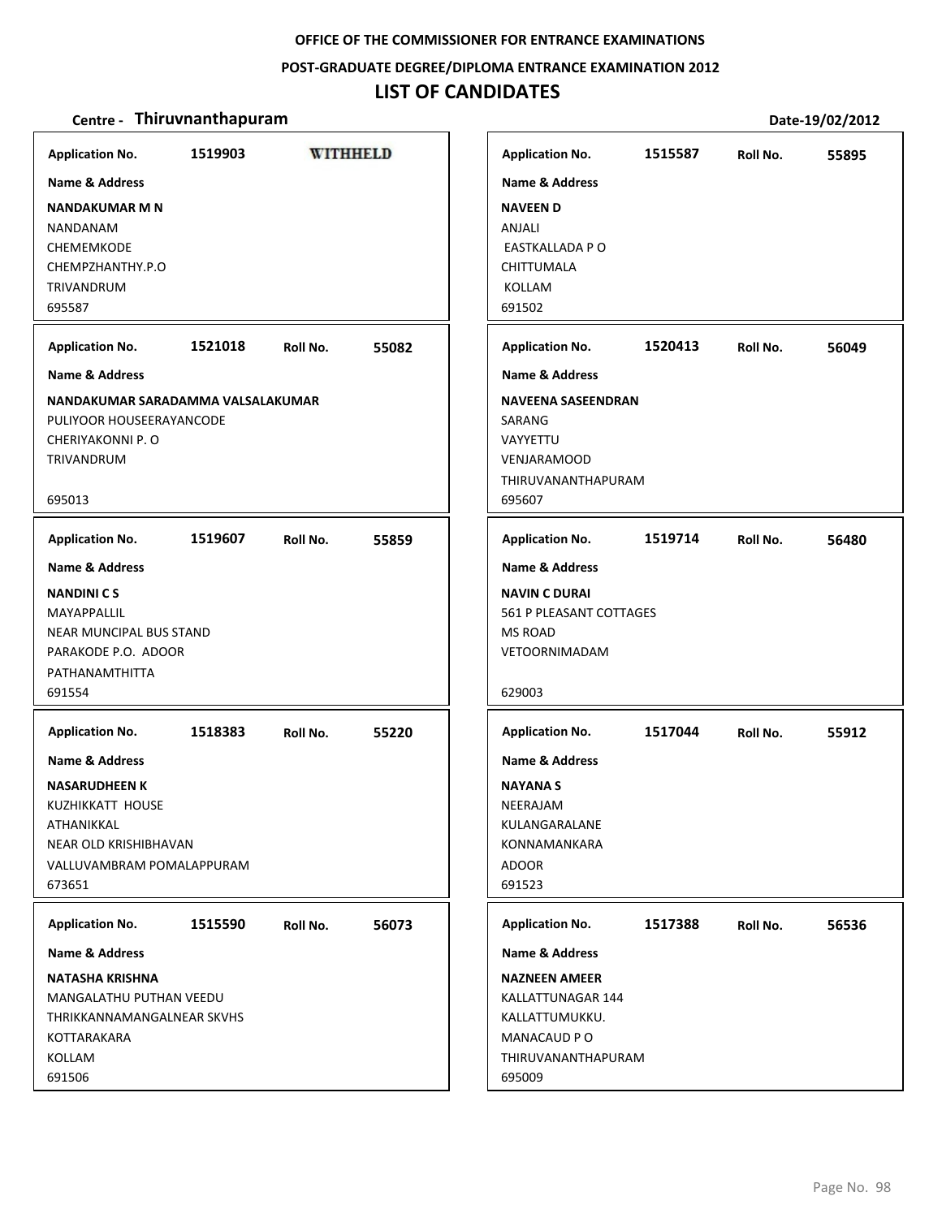OFFICE OF THE COMMISSIONER FOR ENTRANCE EXAMINATIONS

POST-GRADUATE DEGREE/DIPLOMA ENTRANCE EXAMINATION 2012

# LIST OF CANDIDATES

**Centre - Thiruvnanthapuram** Date-19/02/2012

**Application No.** 1519903 **WITHHELD**

**Name & Address**

**NANDAKUMAR M N**
NANDANAM
CHEMEMKODE
CHEMPZHANTHY.P.O
TRIVANDRUM
695587

**Application No.** 1521018 **Roll No.** 55082

**Name & Address**

**NANDAKUMAR SARADAMMA VALSALAKUMAR**
PULIYOOR HOUSEERAYANCODE
CHERIYAKONNI P. O
TRIVANDRUM

695013

**Application No.** 1519607 **Roll No.** 55859

**Name & Address**

**NANDINI C S**
MAYAPPALLIL
NEAR MUNCIPAL BUS STAND
PARAKODE P.O. ADOOR
PATHANAMTHITTA
691554

**Application No.** 1518383 **Roll No.** 55220

**Name & Address**

**NASARUDHEEN K**
KUZHIKKATT HOUSE
ATHANIKKAL
NEAR OLD KRISHIBHAVAN
VALLUVAMBRAM POMALAPPURAM
673651

**Application No.** 1515590 **Roll No.** 56073

**Name & Address**

**NATASHA KRISHNA**
MANGALATHU PUTHAN VEEDU
THRIKKANNAMANGALNEAR SKVHS
KOTTARAKARA
KOLLAM
691506

**Application No.** 1515587 **Roll No.** 55895

**Name & Address**

**NAVEEN D**
ANJALI
EASTKALLADA P O
CHITTUMALA
KOLLAM
691502

**Application No.** 1520413 **Roll No.** 56049

**Name & Address**

**NAVEENA SASEENDRAN**
SARANG
VAYYETTU
VENJARAMOOD
THIRUVANANTHAPURAM
695607

**Application No.** 1519714 **Roll No.** 56480

**Name & Address**

**NAVIN C DURAI**
561 P PLEASANT COTTAGES
MS ROAD
VETOORNIMADAM

629003

**Application No.** 1517044 **Roll No.** 55912

**Name & Address**

**NAYANA S**
NEERAJAM
KULANGARALANE
KONNAMANKARA
ADOOR
691523

**Application No.** 1517388 **Roll No.** 56536

**Name & Address**

**NAZNEEN AMEER**
KALLATTUNAGAR 144
KALLATTUMUKKU.
MANACAUD P O
THIRUVANANTHAPURAM
695009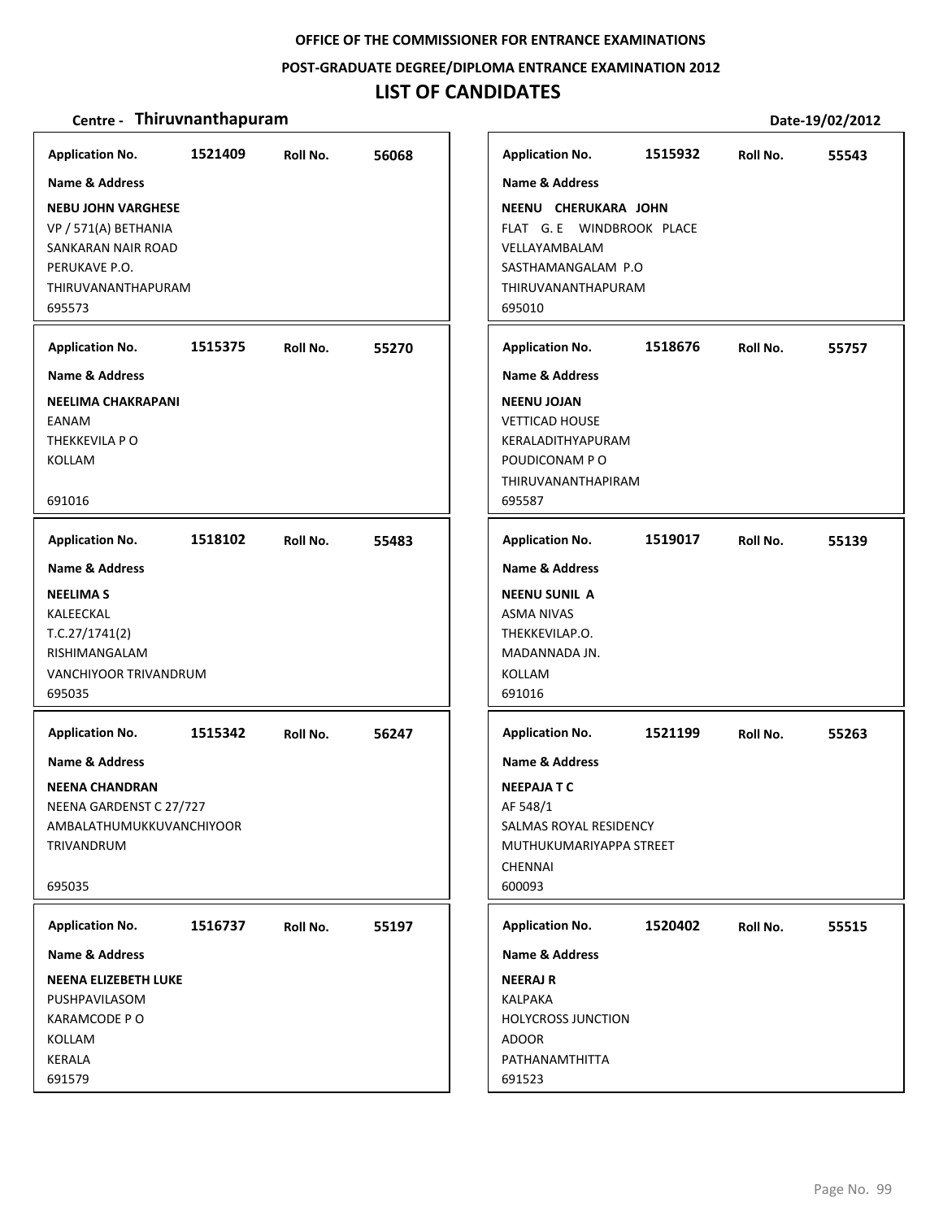**OFFICE OF THE COMMISSIONER FOR ENTRANCE EXAMINATIONS**

**POST-GRADUATE DEGREE/DIPLOMA ENTRANCE EXAMINATION 2012**

# LIST OF CANDIDATES

**Centre - Thiruvnanthapuram** **Date-19/02/2012**

| Application No. | Roll No. | Name & Address |
|---|---|---|
| 1521409 | 56068 | **NEBU JOHN VARGHESE**<br>VP / 571(A) BETHANIA<br>SANKARAN NAIR ROAD<br>PERUKAVE P.O.<br>THIRUVANANTHAPURAM<br>695573 |
| 1515375 | 55270 | **NEELIMA CHAKRAPANI**<br>EANAM<br>THEKKEVILA P O<br>KOLLAM<br>691016 |
| 1518102 | 55483 | **NEELIMA S**<br>KALEECKAL<br>T.C.27/1741(2)<br>RISHIMANGALAM<br>VANCHIYOOR TRIVANDRUM<br>695035 |
| 1515342 | 56247 | **NEENA CHANDRAN**<br>NEENA GARDENST C 27/727<br>AMBALATHUMUKKUVANCHIYOOR<br>TRIVANDRUM<br>695035 |
| 1516737 | 55197 | **NEENA ELIZEBETH LUKE**<br>PUSHPAVILASOM<br>KARAMCODE P O<br>KOLLAM<br>KERALA<br>691579 |
| 1515932 | 55543 | **NEENU CHERUKARA JOHN**<br>FLAT G. E WINDBROOK PLACE<br>VELLAYAMBALAM<br>SASTHAMANGALAM P.O<br>THIRUVANANTHAPURAM<br>695010 |
| 1518676 | 55757 | **NEENU JOJAN**<br>VETTICAD HOUSE<br>KERALADITHYAPURAM<br>POUDICONAM P O<br>THIRUVANANTHAPIRAM<br>695587 |
| 1519017 | 55139 | **NEENU SUNIL A**<br>ASMA NIVAS<br>THEKKEVILAP.O.<br>MADANNADA JN.<br>KOLLAM<br>691016 |
| 1521199 | 55263 | **NEEPAJA T C**<br>AF 548/1<br>SALMAS ROYAL RESIDENCY<br>MUTHUKUMARIYAPPA STREET<br>CHENNAI<br>600093 |
| 1520402 | 55515 | **NEERAJ R**<br>KALPAKA<br>HOLYCROSS JUNCTION<br>ADOOR<br>PATHANAMTHITTA<br>691523 |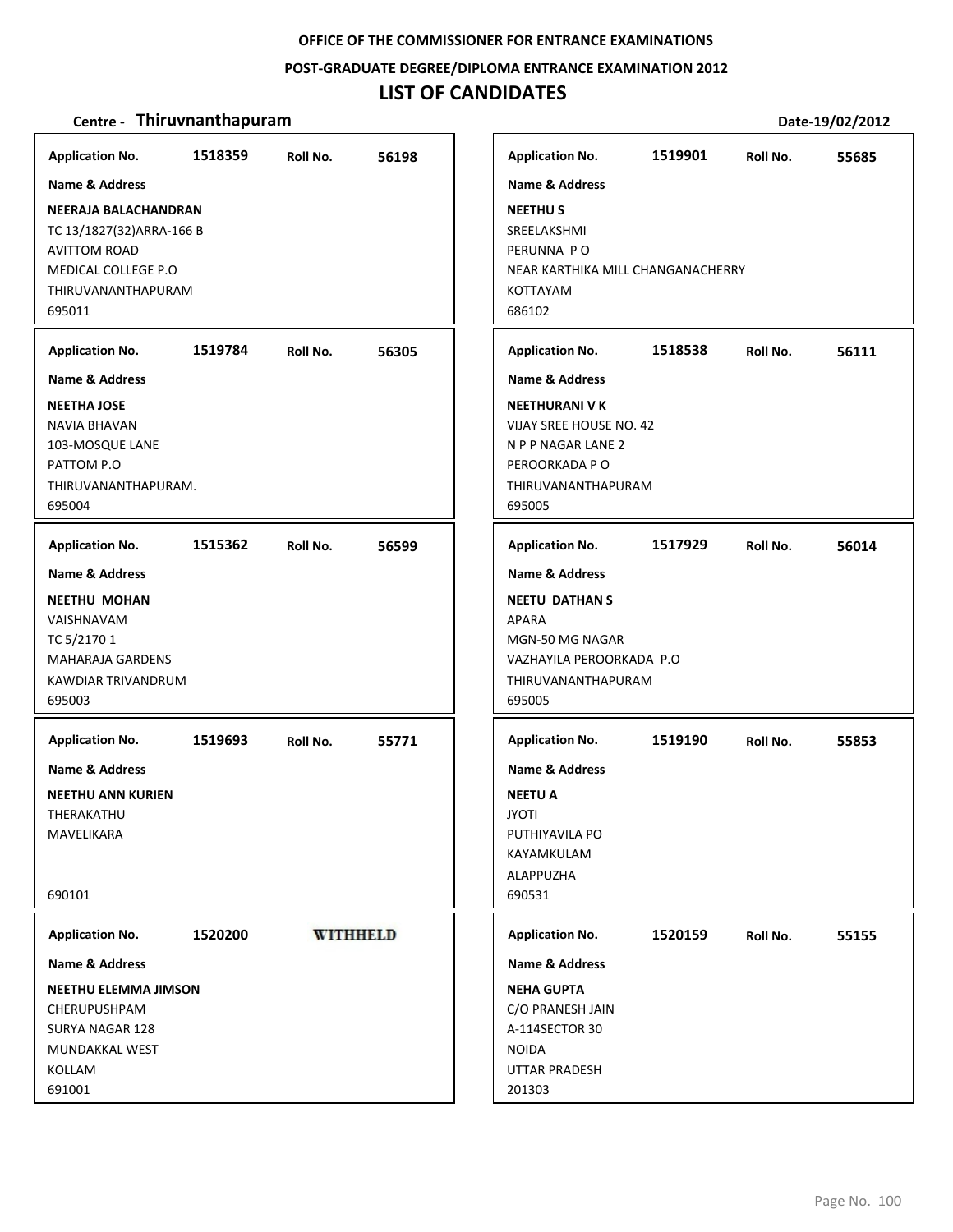OFFICE OF THE COMMISSIONER FOR ENTRANCE EXAMINATIONS

POST-GRADUATE DEGREE/DIPLOMA ENTRANCE EXAMINATION 2012

# LIST OF CANDIDATES

**Centre - Thiruvnanthapuram** Date-19/02/2012

**Application No.** 1518359 **Roll No.** 56198

**Name & Address**

**NEERAJA BALACHANDRAN**
TC 13/1827(32)ARRA-166 B
AVITTOM ROAD
MEDICAL COLLEGE P.O
THIRUVANANTHAPURAM
695011

**Application No.** 1519901 **Roll No.** 55685

**Name & Address**

**NEETHU S**
SREELAKSHMI
PERUNNA P O
NEAR KARTHIKA MILL CHANGANACHERRY
KOTTAYAM
686102

**Application No.** 1519784 **Roll No.** 56305

**Name & Address**

**NEETHA JOSE**
NAVIA BHAVAN
103-MOSQUE LANE
PATTOM P.O
THIRUVANANTHAPURAM.
695004

**Application No.** 1518538 **Roll No.** 56111

**Name & Address**

**NEETHURANI V K**
VIJAY SREE HOUSE NO. 42
N P P NAGAR LANE 2
PEROORKADA P O
THIRUVANANTHAPURAM
695005

**Application No.** 1515362 **Roll No.** 56599

**Name & Address**

**NEETHU MOHAN**
VAISHNAVAM
TC 5/2170 1
MAHARAJA GARDENS
KAWDIAR TRIVANDRUM
695003

**Application No.** 1517929 **Roll No.** 56014

**Name & Address**

**NEETU DATHAN S**
APARA
MGN-50 MG NAGAR
VAZHAYILA PEROORKADA P.O
THIRUVANANTHAPURAM
695005

**Application No.** 1519693 **Roll No.** 55771

**Name & Address**

**NEETHU ANN KURIEN**
THERAKATHU
MAVELIKARA
690101

**Application No.** 1519190 **Roll No.** 55853

**Name & Address**

**NEETU A**
JYOTI
PUTHIYAVILA PO
KAYAMKULAM
ALAPPUZHA
690531

**Application No.** 1520200 **WITHHELD**

**Name & Address**

**NEETHU ELEMMA JIMSON**
CHERUPUSHPAM
SURYA NAGAR 128
MUNDAKKAL WEST
KOLLAM
691001

**Application No.** 1520159 **Roll No.** 55155

**Name & Address**

**NEHA GUPTA**
C/O PRANESH JAIN
A-114SECTOR 30
NOIDA
UTTAR PRADESH
201303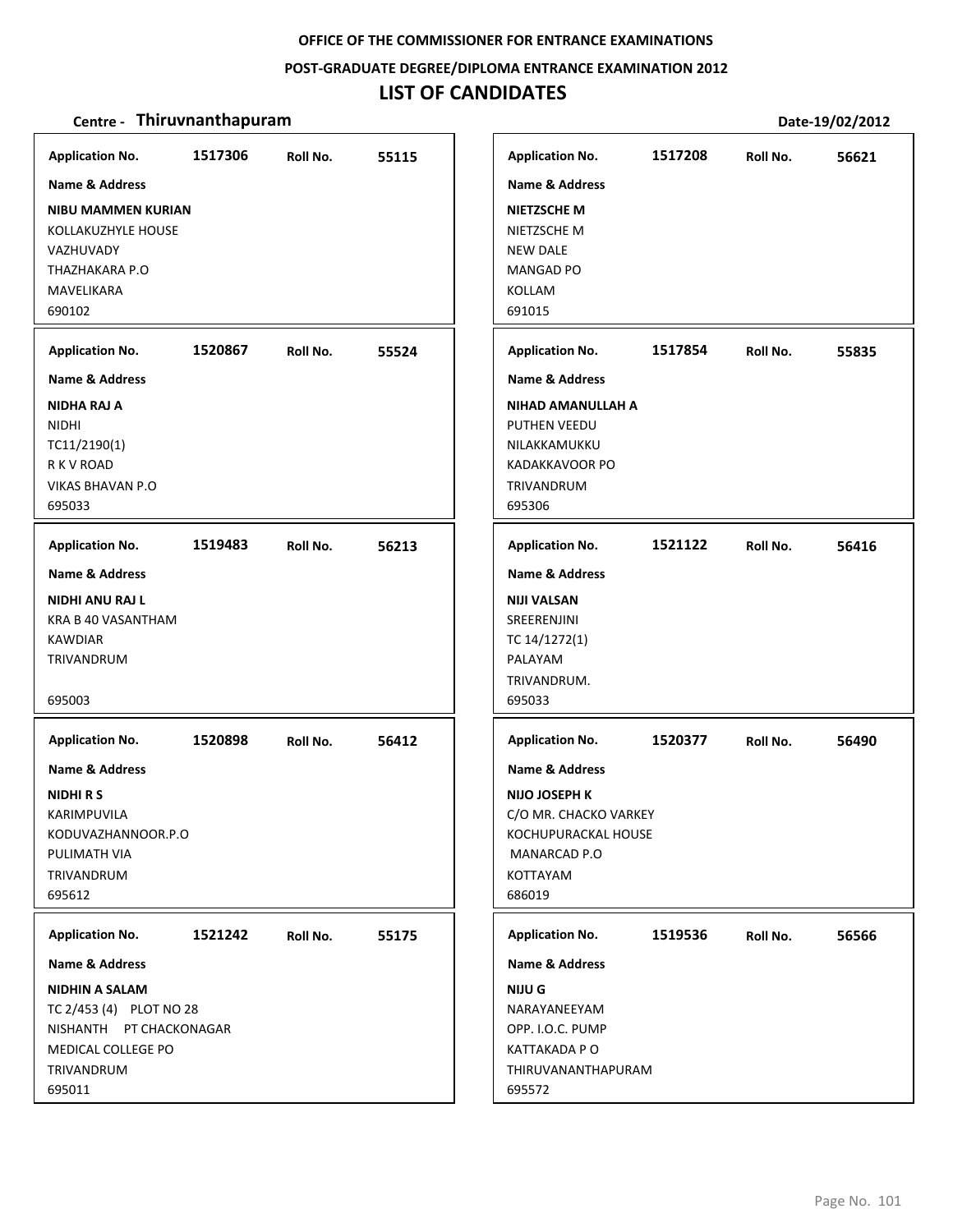**OFFICE OF THE COMMISSIONER FOR ENTRANCE EXAMINATIONS**

**POST-GRADUATE DEGREE/DIPLOMA ENTRANCE EXAMINATION 2012**

# LIST OF CANDIDATES

**Centre - Thiruvnanthapuram** **Date-19/02/2012**

| Application No. | Roll No. | Name & Address |
|---|---|---|
| 1517306 | 55115 | **NIBU MAMMEN KURIAN**<br>KOLLAKUZHYLE HOUSE<br>VAZHUVADY<br>THAZHAKARA P.O<br>MAVELIKARA<br>690102 |
| 1517208 | 56621 | **NIETZSCHE M**<br>NIETZSCHE M<br>NEW DALE<br>MANGAD PO<br>KOLLAM<br>691015 |
| 1520867 | 55524 | **NIDHA RAJ A**<br>NIDHI<br>TC11/2190(1)<br>R K V ROAD<br>VIKAS BHAVAN P.O<br>695033 |
| 1517854 | 55835 | **NIHAD AMANULLAH A**<br>PUTHEN VEEDU<br>NILAKKAMUKKU<br>KADAKKAVOOR PO<br>TRIVANDRUM<br>695306 |
| 1519483 | 56213 | **NIDHI ANU RAJ L**<br>KRA B 40 VASANTHAM<br>KAWDIAR<br>TRIVANDRUM<br>695003 |
| 1521122 | 56416 | **NIJI VALSAN**<br>SREERENJINI<br>TC 14/1272(1)<br>PALAYAM<br>TRIVANDRUM.<br>695033 |
| 1520898 | 56412 | **NIDHI R S**<br>KARIMPUVILA<br>KODUVAZHANNOOR.P.O<br>PULIMATH VIA<br>TRIVANDRUM<br>695612 |
| 1520377 | 56490 | **NIJO JOSEPH K**<br>C/O MR. CHACKO VARKEY<br>KOCHUPURACKAL HOUSE<br>MANARCAD P.O<br>KOTTAYAM<br>686019 |
| 1521242 | 55175 | **NIDHIN A SALAM**<br>TC 2/453 (4) PLOT NO 28<br>NISHANTH PT CHACKONAGAR<br>MEDICAL COLLEGE PO<br>TRIVANDRUM<br>695011 |
| 1519536 | 56566 | **NIJU G**<br>NARAYANEEYAM<br>OPP. I.O.C. PUMP<br>KATTAKADA P O<br>THIRUVANANTHAPURAM<br>695572 |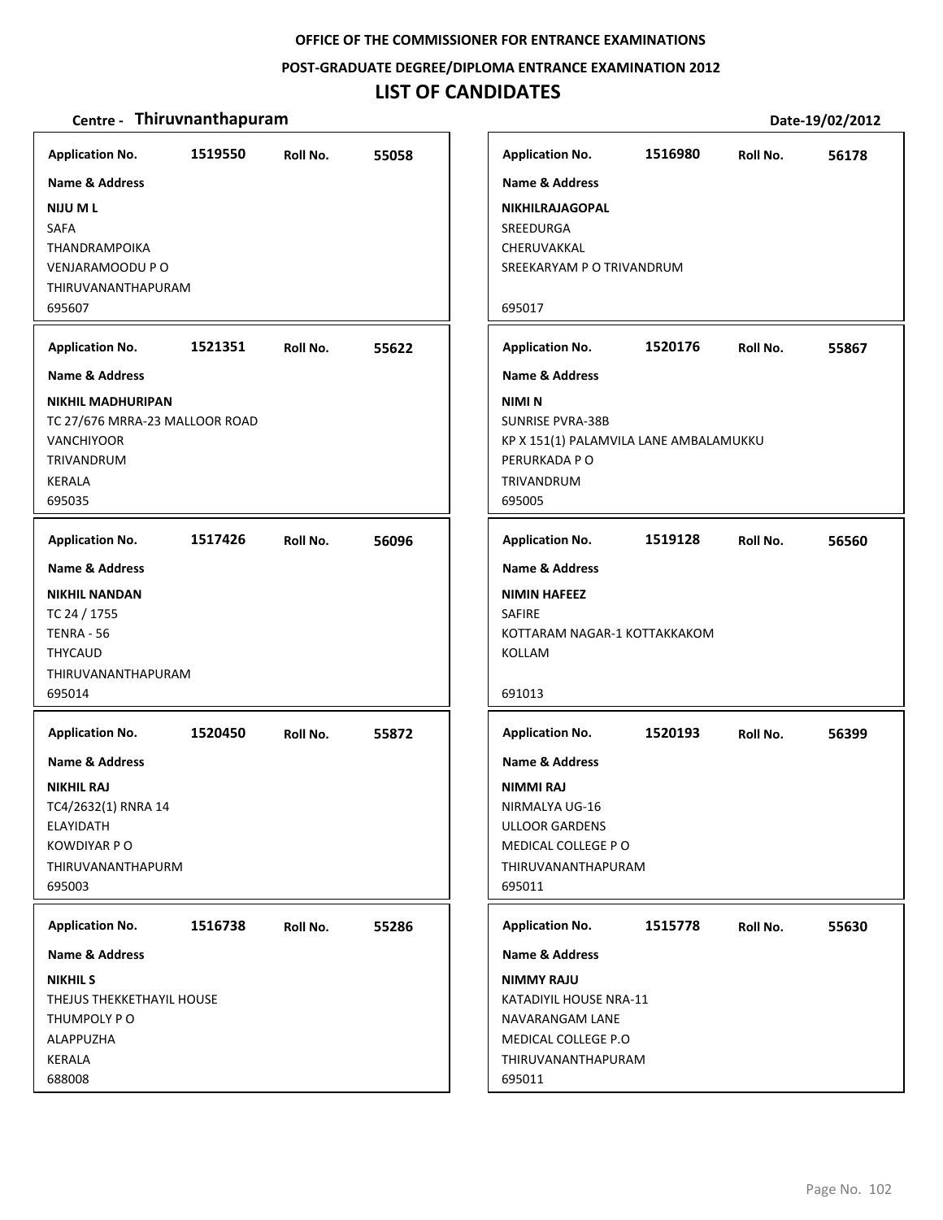OFFICE OF THE COMMISSIONER FOR ENTRANCE EXAMINATIONS

POST-GRADUATE DEGREE/DIPLOMA ENTRANCE EXAMINATION 2012

# LIST OF CANDIDATES

**Centre - Thiruvnanthapuram** Date-19/02/2012

**Application No.** 1519550 **Roll No.** 55058

**Name & Address**

**NIJU M L**
SAFA
THANDRAMPOIKA
VENJARAMOODU P O
THIRUVANANTHAPURAM
695607

**Application No.** 1521351 **Roll No.** 55622

**Name & Address**

**NIKHIL MADHURIPAN**
TC 27/676 MRRA-23 MALLOOR ROAD
VANCHIYOOR
TRIVANDRUM
KERALA
695035

**Application No.** 1517426 **Roll No.** 56096

**Name & Address**

**NIKHIL NANDAN**
TC 24 / 1755
TENRA - 56
THYCAUD
THIRUVANANTHAPURAM
695014

**Application No.** 1520450 **Roll No.** 55872

**Name & Address**

**NIKHIL RAJ**
TC4/2632(1) RNRA 14
ELAYIDATH
KOWDIYAR P O
THIRUVANANTHAPURM
695003

**Application No.** 1516738 **Roll No.** 55286

**Name & Address**

**NIKHIL S**
THEJUS THEKKETHAYIL HOUSE
THUMPOLY P O
ALAPPUZHA
KERALA
688008

**Application No.** 1516980 **Roll No.** 56178

**Name & Address**

**NIKHILRAJAGOPAL**
SREEDURGA
CHERUVAKKAL
SREEKARYAM P O TRIVANDRUM
695017

**Application No.** 1520176 **Roll No.** 55867

**Name & Address**

**NIMI N**
SUNRISE PVRA-38B
KP X 151(1) PALAMVILA LANE AMBALAMUKKU
PERURKADA P O
TRIVANDRUM
695005

**Application No.** 1519128 **Roll No.** 56560

**Name & Address**

**NIMIN HAFEEZ**
SAFIRE
KOTTARAM NAGAR-1 KOTTAKKAKOM
KOLLAM
691013

**Application No.** 1520193 **Roll No.** 56399

**Name & Address**

**NIMMI RAJ**
NIRMALYA UG-16
ULLOOR GARDENS
MEDICAL COLLEGE P O
THIRUVANANTHAPURAM
695011

**Application No.** 1515778 **Roll No.** 55630

**Name & Address**

**NIMMY RAJU**
KATADIYIL HOUSE NRA-11
NAVARANGAM LANE
MEDICAL COLLEGE P.O
THIRUVANANTHAPURAM
695011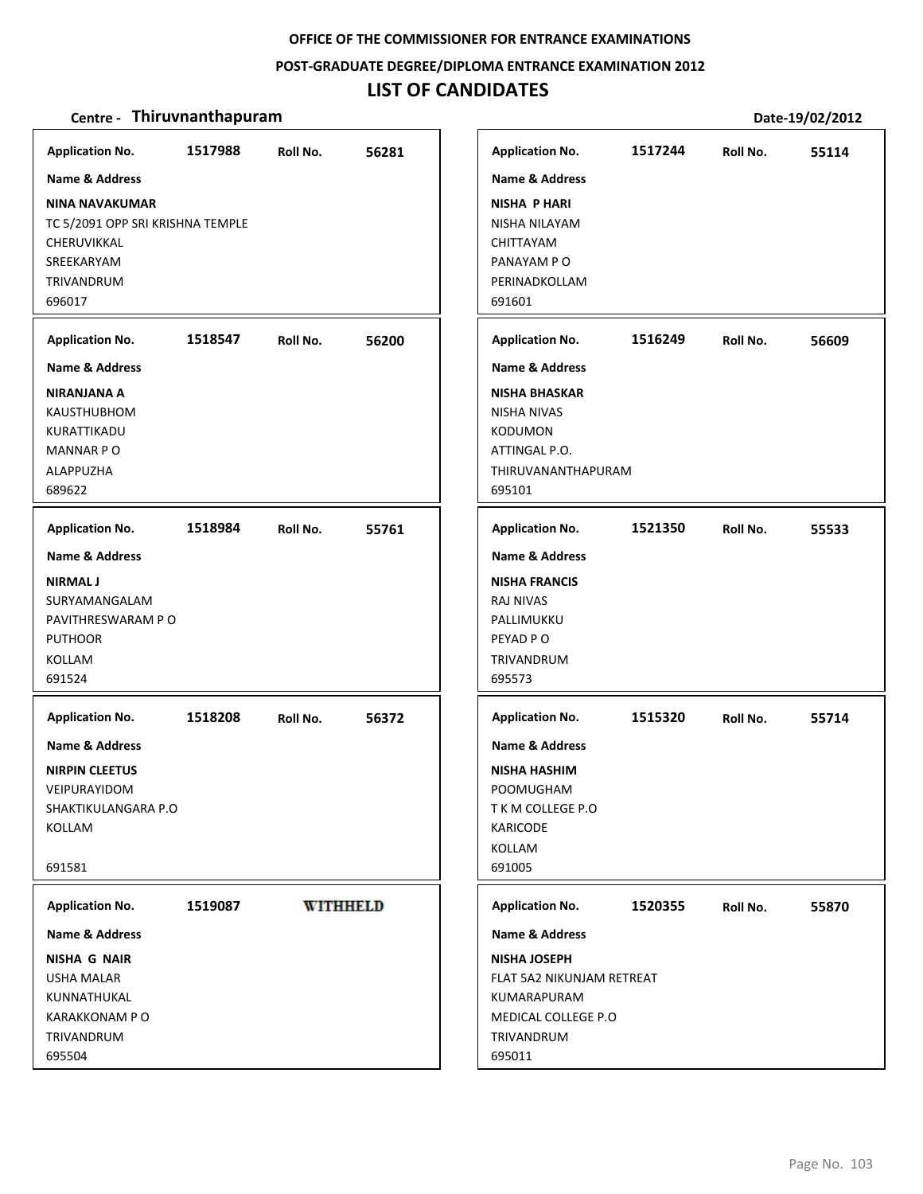OFFICE OF THE COMMISSIONER FOR ENTRANCE EXAMINATIONS

POST-GRADUATE DEGREE/DIPLOMA ENTRANCE EXAMINATION 2012

# LIST OF CANDIDATES

**Centre - Thiruvnanthapuram** Date-19/02/2012

| Application No. | Roll No. | Name & Address |
|---|---|---|
| 1517988 | 56281 | **NINA NAVAKUMAR**<br>TC 5/2091 OPP SRI KRISHNA TEMPLE<br>CHERUVIKKAL<br>SREEKARYAM<br>TRIVANDRUM<br>696017 |
| 1518547 | 56200 | **NIRANJANA A**<br>KAUSTHUBHOM<br>KURATTIKADU<br>MANNAR P O<br>ALAPPUZHA<br>689622 |
| 1518984 | 55761 | **NIRMAL J**<br>SURYAMANGALAM<br>PAVITHRESWARAM P O<br>PUTHOOR<br>KOLLAM<br>691524 |
| 1518208 | 56372 | **NIRPIN CLEETUS**<br>VEIPURAYIDOM<br>SHAKTIKULANGARA P.O<br>KOLLAM<br>691581 |
| 1519087 | WITHHELD | **NISHA G NAIR**<br>USHA MALAR<br>KUNNATHUKAL<br>KARAKKONAM P O<br>TRIVANDRUM<br>695504 |
| 1517244 | 55114 | **NISHA P HARI**<br>NISHA NILAYAM<br>CHITTAYAM<br>PANAYAM P O<br>PERINADKOLLAM<br>691601 |
| 1516249 | 56609 | **NISHA BHASKAR**<br>NISHA NIVAS<br>KODUMON<br>ATTINGAL P.O.<br>THIRUVANANTHAPURAM<br>695101 |
| 1521350 | 55533 | **NISHA FRANCIS**<br>RAJ NIVAS<br>PALLIMUKKU<br>PEYAD P O<br>TRIVANDRUM<br>695573 |
| 1515320 | 55714 | **NISHA HASHIM**<br>POOMUGHAM<br>T K M COLLEGE P.O<br>KARICODE<br>KOLLAM<br>691005 |
| 1520355 | 55870 | **NISHA JOSEPH**<br>FLAT 5A2 NIKUNJAM RETREAT<br>KUMARAPURAM<br>MEDICAL COLLEGE P.O<br>TRIVANDRUM<br>695011 |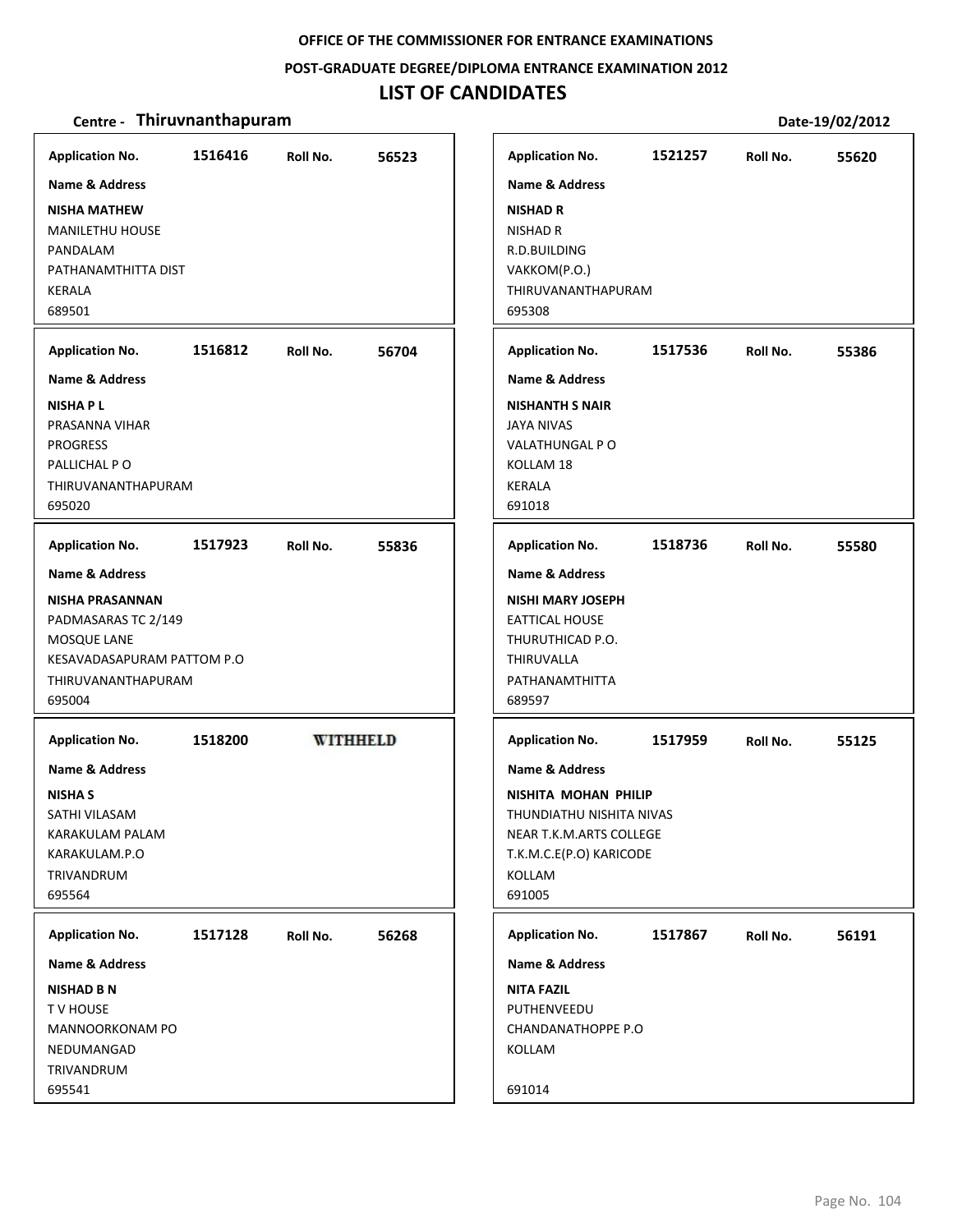**OFFICE OF THE COMMISSIONER FOR ENTRANCE EXAMINATIONS**

**POST-GRADUATE DEGREE/DIPLOMA ENTRANCE EXAMINATION 2012**

# LIST OF CANDIDATES

**Centre - Thiruvnanthapuram** **Date-19/02/2012**

---

**Application No.** 1516416 **Roll No.** 56523

**Name & Address**

**NISHA MATHEW**
MANILETHU HOUSE
PANDALAM
PATHANAMTHITTA DIST
KERALA
689501

---

**Application No.** 1516812 **Roll No.** 56704

**Name & Address**

**NISHA P L**
PRASANNA VIHAR
PROGRESS
PALLICHAL P O
THIRUVANANTHAPURAM
695020

---

**Application No.** 1517923 **Roll No.** 55836

**Name & Address**

**NISHA PRASANNAN**
PADMASARAS TC 2/149
MOSQUE LANE
KESAVADASAPURAM PATTOM P.O
THIRUVANANTHAPURAM
695004

---

**Application No.** 1518200 **WITHHELD**

**Name & Address**

**NISHA S**
SATHI VILASAM
KARAKULAM PALAM
KARAKULAM.P.O
TRIVANDRUM
695564

---

**Application No.** 1517128 **Roll No.** 56268

**Name & Address**

**NISHAD B N**
T V HOUSE
MANNOORKONAM PO
NEDUMANGAD
TRIVANDRUM
695541

---

**Application No.** 1521257 **Roll No.** 55620

**Name & Address**

**NISHAD R**
NISHAD R
R.D.BUILDING
VAKKOM(P.O.)
THIRUVANANTHAPURAM
695308

---

**Application No.** 1517536 **Roll No.** 55386

**Name & Address**

**NISHANTH S NAIR**
JAYA NIVAS
VALATHUNGAL P O
KOLLAM 18
KERALA
691018

---

**Application No.** 1518736 **Roll No.** 55580

**Name & Address**

**NISHI MARY JOSEPH**
EATTICAL HOUSE
THURUTHICAD P.O.
THIRUVALLA
PATHANAMTHITTA
689597

---

**Application No.** 1517959 **Roll No.** 55125

**Name & Address**

**NISHITA MOHAN PHILIP**
THUNDIATHU NISHITA NIVAS
NEAR T.K.M.ARTS COLLEGE
T.K.M.C.E(P.O) KARICODE
KOLLAM
691005

---

**Application No.** 1517867 **Roll No.** 56191

**Name & Address**

**NITA FAZIL**
PUTHENVEEDU
CHANDANATHOPPE P.O
KOLLAM

691014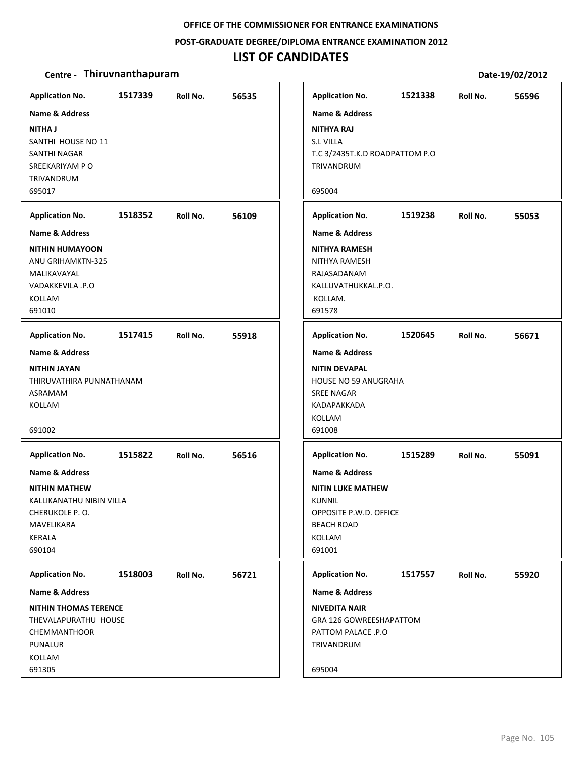OFFICE OF THE COMMISSIONER FOR ENTRANCE EXAMINATIONS

POST-GRADUATE DEGREE/DIPLOMA ENTRANCE EXAMINATION 2012

# LIST OF CANDIDATES

**Centre - Thiruvnanthapuram** Date-19/02/2012

**Application No.** 1517339 **Roll No.** 56535

**Name & Address**

**NITHA J**
SANTHI HOUSE NO 11
SANTHI NAGAR
SREEKARIYAM P O
TRIVANDRUM
695017

**Application No.** 1518352 **Roll No.** 56109

**Name & Address**

**NITHIN HUMAYOON**
ANU GRIHAMKTN-325
MALIKAVAYAL
VADAKKEVILA .P.O
KOLLAM
691010

**Application No.** 1517415 **Roll No.** 55918

**Name & Address**

**NITHIN JAYAN**
THIRUVATHIRA PUNNATHANAM
ASRAMAM
KOLLAM

691002

**Application No.** 1515822 **Roll No.** 56516

**Name & Address**

**NITHIN MATHEW**
KALLIKANATHU NIBIN VILLA
CHERUKOLE P. O.
MAVELIKARA
KERALA
690104

**Application No.** 1518003 **Roll No.** 56721

**Name & Address**

**NITHIN THOMAS TERENCE**
THEVALAPURATHU HOUSE
CHEMMANTHOOR
PUNALUR
KOLLAM
691305

**Application No.** 1521338 **Roll No.** 56596

**Name & Address**

**NITHYA RAJ**
S.L VILLA
T.C 3/2435T.K.D ROADPATTOM P.O
TRIVANDRUM

695004

**Application No.** 1519238 **Roll No.** 55053

**Name & Address**

**NITHYA RAMESH**
NITHYA RAMESH
RAJASADANAM
KALLUVATHUKKAL.P.O.
KOLLAM.
691578

**Application No.** 1520645 **Roll No.** 56671

**Name & Address**

**NITIN DEVAPAL**
HOUSE NO 59 ANUGRAHA
SREE NAGAR
KADAPAKKADA
KOLLAM
691008

**Application No.** 1515289 **Roll No.** 55091

**Name & Address**

**NITIN LUKE MATHEW**
KUNNIL
OPPOSITE P.W.D. OFFICE
BEACH ROAD
KOLLAM
691001

**Application No.** 1517557 **Roll No.** 55920

**Name & Address**

**NIVEDITA NAIR**
GRA 126 GOWREESHAPATTOM
PATTOM PALACE .P.O
TRIVANDRUM

695004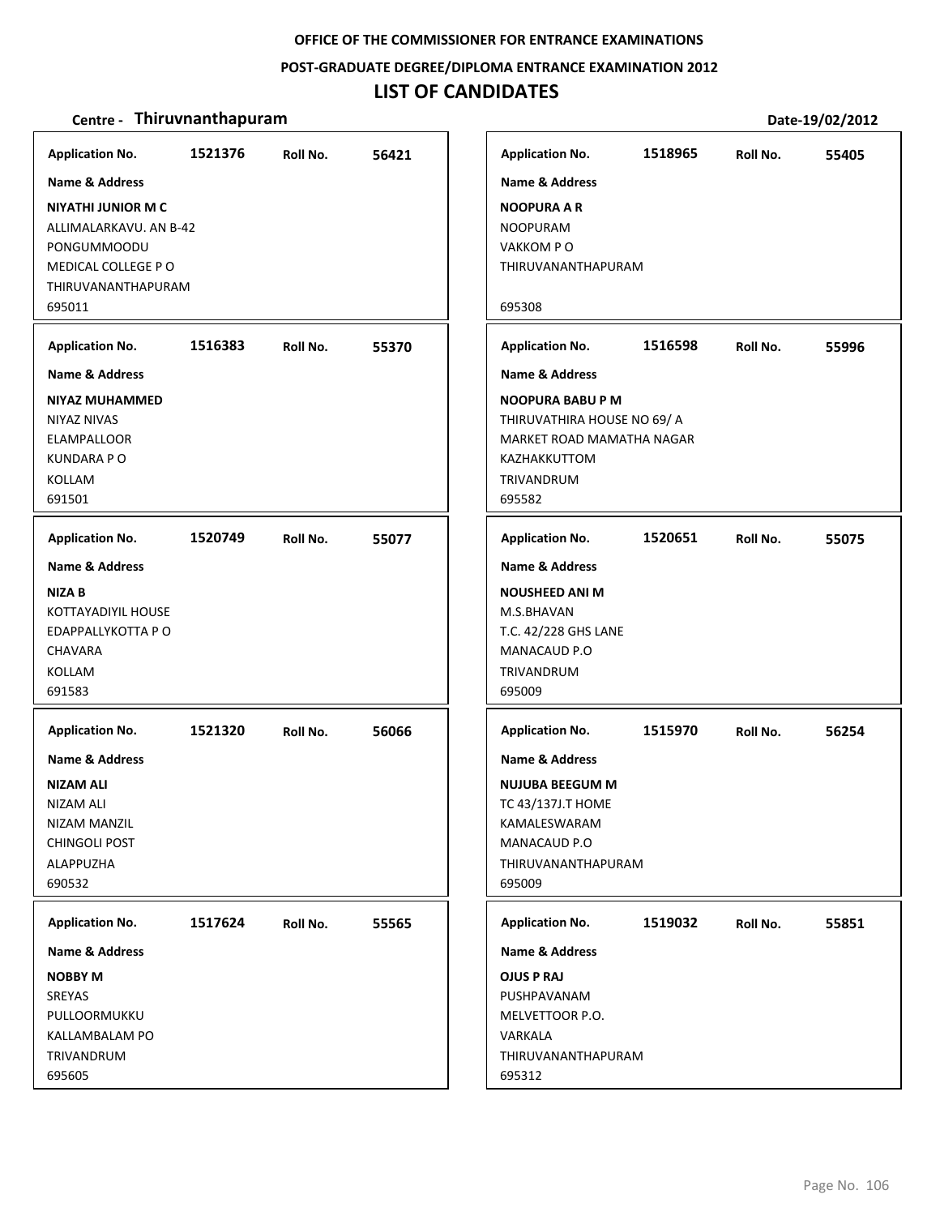**OFFICE OF THE COMMISSIONER FOR ENTRANCE EXAMINATIONS**

**POST-GRADUATE DEGREE/DIPLOMA ENTRANCE EXAMINATION 2012**

# LIST OF CANDIDATES

**Centre - Thiruvnanthapuram** **Date-19/02/2012**

| Application No. | Roll No. | Name & Address |
|---|---|---|
| 1521376 | 56421 | **NIYATHI JUNIOR M C**<br>ALLIMALARKAVU. AN B-42<br>PONGUMMOODU<br>MEDICAL COLLEGE P O<br>THIRUVANANTHAPURAM<br>695011 |
| 1516383 | 55370 | **NIYAZ MUHAMMED**<br>NIYAZ NIVAS<br>ELAMPALLOOR<br>KUNDARA P O<br>KOLLAM<br>691501 |
| 1520749 | 55077 | **NIZA B**<br>KOTTAYADIYIL HOUSE<br>EDAPPALLYKOTTA P O<br>CHAVARA<br>KOLLAM<br>691583 |
| 1521320 | 56066 | **NIZAM ALI**<br>NIZAM ALI<br>NIZAM MANZIL<br>CHINGOLI POST<br>ALAPPUZHA<br>690532 |
| 1517624 | 55565 | **NOBBY M**<br>SREYAS<br>PULLOORMUKKU<br>KALLAMBALAM PO<br>TRIVANDRUM<br>695605 |
| 1518965 | 55405 | **NOOPURA A R**<br>NOOPURAM<br>VAKKOM P O<br>THIRUVANANTHAPURAM<br>695308 |
| 1516598 | 55996 | **NOOPURA BABU P M**<br>THIRUVATHIRA HOUSE NO 69/ A<br>MARKET ROAD MAMATHA NAGAR<br>KAZHAKKUTTOM<br>TRIVANDRUM<br>695582 |
| 1520651 | 55075 | **NOUSHEED ANI M**<br>M.S.BHAVAN<br>T.C. 42/228 GHS LANE<br>MANACAUD P.O<br>TRIVANDRUM<br>695009 |
| 1515970 | 56254 | **NUJUBA BEEGUM M**<br>TC 43/137J.T HOME<br>KAMALESWARAM<br>MANACAUD P.O<br>THIRUVANANTHAPURAM<br>695009 |
| 1519032 | 55851 | **OJUS P RAJ**<br>PUSHPAVANAM<br>MELVETTOOR P.O.<br>VARKALA<br>THIRUVANANTHAPURAM<br>695312 |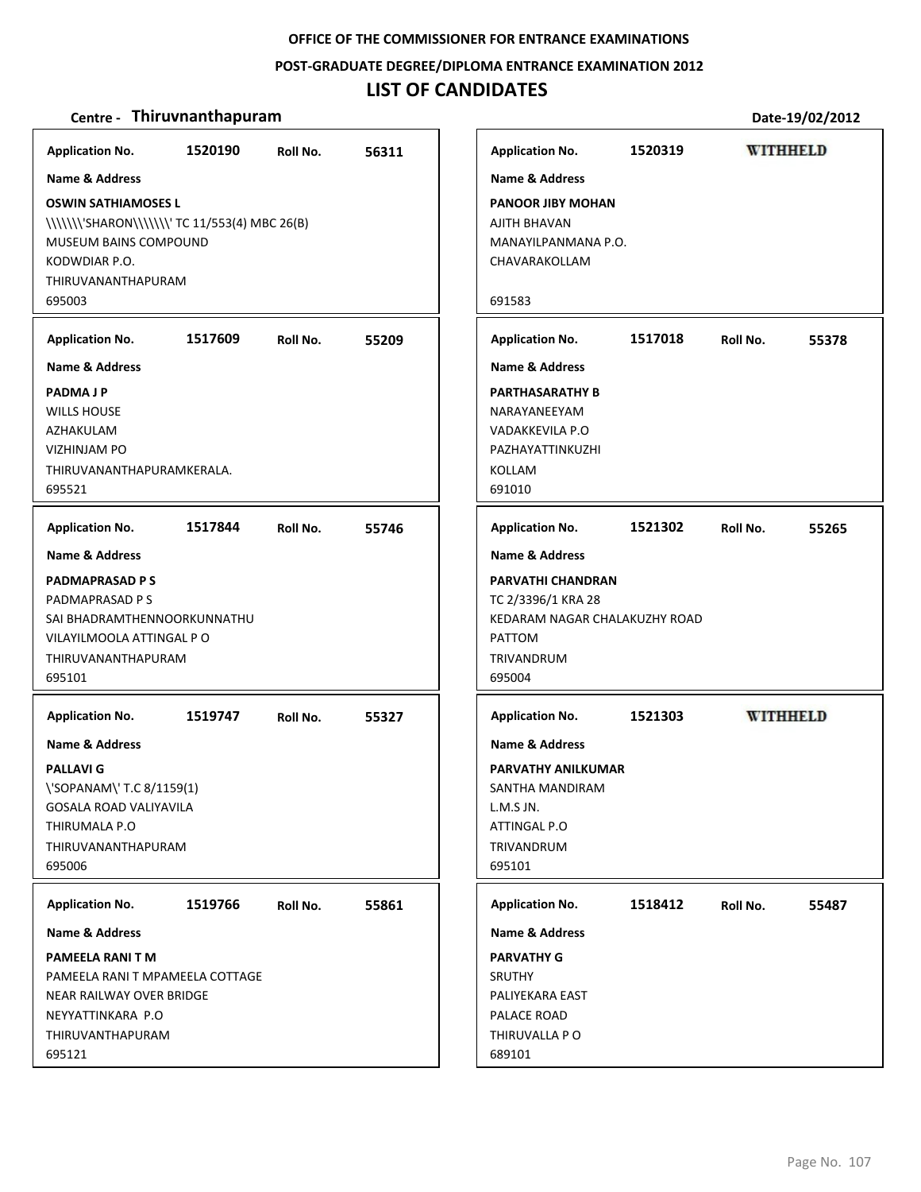OFFICE OF THE COMMISSIONER FOR ENTRANCE EXAMINATIONS

POST-GRADUATE DEGREE/DIPLOMA ENTRANCE EXAMINATION 2012

# LIST OF CANDIDATES

**Centre - Thiruvnanthapuram** Date-19/02/2012

**Application No.** 1520190 **Roll No.** 56311

**Name & Address**

**OSWIN SATHIAMOSES L**
\\\\\\\'SHARON\\\\\\\' TC 11/553(4) MBC 26(B)
MUSEUM BAINS COMPOUND
KODWDIAR P.O.
THIRUVANANTHAPURAM
695003

---

**Application No.** 1517609 **Roll No.** 55209

**Name & Address**

**PADMA J P**
WILLS HOUSE
AZHAKULAM
VIZHINJAM PO
THIRUVANANTHAPURAMKERALA.
695521

---

**Application No.** 1517844 **Roll No.** 55746

**Name & Address**

**PADMAPRASAD P S**
PADMAPRASAD P S
SAI BHADRAMTHENNOORKUNNATHU
VILAYILMOOLA ATTINGAL P O
THIRUVANANTHAPURAM
695101

---

**Application No.** 1519747 **Roll No.** 55327

**Name & Address**

**PALLAVI G**
\'SOPANAM\' T.C 8/1159(1)
GOSALA ROAD VALIYAVILA
THIRUMALA P.O
THIRUVANANTHAPURAM
695006

---

**Application No.** 1519766 **Roll No.** 55861

**Name & Address**

**PAMEELA RANI T M**
PAMEELA RANI T MPAMEELA COTTAGE
NEAR RAILWAY OVER BRIDGE
NEYYATTINKARA P.O
THIRUVANTHAPURAM
695121

---

**Application No.** 1520319 **WITHHELD**

**Name & Address**

**PANOOR JIBY MOHAN**
AJITH BHAVAN
MANAYILPANMANA P.O.
CHAVARAKOLLAM

691583

---

**Application No.** 1517018 **Roll No.** 55378

**Name & Address**

**PARTHASARATHY B**
NARAYANEEYAM
VADAKKEVILA P.O
PAZHAYATTINKUZHI
KOLLAM
691010

---

**Application No.** 1521302 **Roll No.** 55265

**Name & Address**

**PARVATHI CHANDRAN**
TC 2/3396/1 KRA 28
KEDARAM NAGAR CHALAKUZHY ROAD
PATTOM
TRIVANDRUM
695004

---

**Application No.** 1521303 **WITHHELD**

**Name & Address**

**PARVATHY ANILKUMAR**
SANTHA MANDIRAM
L.M.S JN.
ATTINGAL P.O
TRIVANDRUM
695101

---

**Application No.** 1518412 **Roll No.** 55487

**Name & Address**

**PARVATHY G**
SRUTHY
PALIYEKARA EAST
PALACE ROAD
THIRUVALLA P O
689101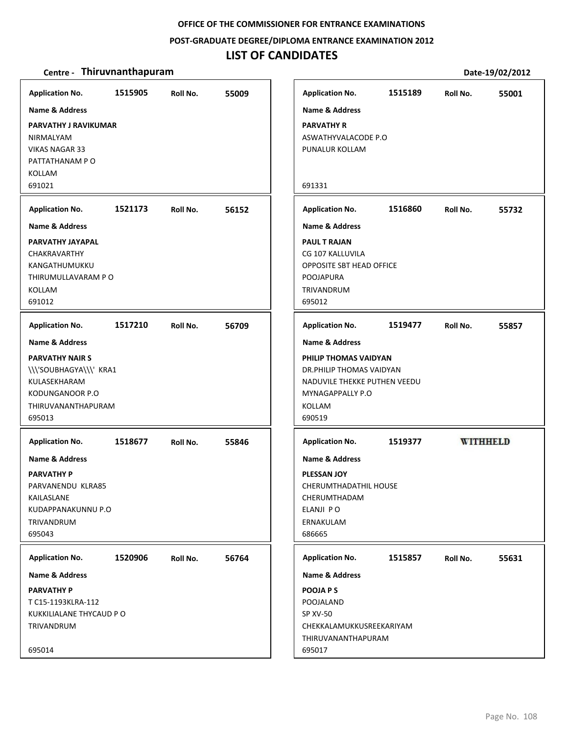OFFICE OF THE COMMISSIONER FOR ENTRANCE EXAMINATIONS

POST-GRADUATE DEGREE/DIPLOMA ENTRANCE EXAMINATION 2012

# LIST OF CANDIDATES

**Centre - Thiruvnanthapuram** Date-19/02/2012

| Application No. | Roll No. | Name & Address |
|---|---|---|
| 1515905 | 55009 | **PARVATHY J RAVIKUMAR**<br>NIRMALYAM<br>VIKAS NAGAR 33<br>PATTATHANAM P O<br>KOLLAM<br>691021 |
| 1521173 | 56152 | **PARVATHY JAYAPAL**<br>CHAKRAVARTHY<br>KANGATHUMUKKU<br>THIRUMULLAVARAM P O<br>KOLLAM<br>691012 |
| 1517210 | 56709 | **PARVATHY NAIR S**<br>\\\'SOUBHAGYA\\\' KRA1<br>KULASEKHARAM<br>KODUNGANOOR P.O<br>THIRUVANANTHAPURAM<br>695013 |
| 1518677 | 55846 | **PARVATHY P**<br>PARVANENDU KLRA85<br>KAILASLANE<br>KUDAPPANAKUNNU P.O<br>TRIVANDRUM<br>695043 |
| 1520906 | 56764 | **PARVATHY P**<br>T C15-1193KLRA-112<br>KUKKILIALANE THYCAUD P O<br>TRIVANDRUM<br>695014 |
| 1515189 | 55001 | **PARVATHY R**<br>ASWATHYVALACODE P.O<br>PUNALUR KOLLAM<br>691331 |
| 1516860 | 55732 | **PAUL T RAJAN**<br>CG 107 KALLUVILA<br>OPPOSITE SBT HEAD OFFICE<br>POOJAPURA<br>TRIVANDRUM<br>695012 |
| 1519477 | 55857 | **PHILIP THOMAS VAIDYAN**<br>DR.PHILIP THOMAS VAIDYAN<br>NADUVILE THEKKE PUTHEN VEEDU<br>MYNAGAPPALLY P.O<br>KOLLAM<br>690519 |
| 1519377 | WITHHELD | **PLESSAN JOY**<br>CHERUMTHADATHIL HOUSE<br>CHERUMTHADAM<br>ELANJI P O<br>ERNAKULAM<br>686665 |
| 1515857 | 55631 | **POOJA P S**<br>POOJALAND<br>SP XV-50<br>CHEKKALAMUKKUSREEKARIYAM<br>THIRUVANANTHAPURAM<br>695017 |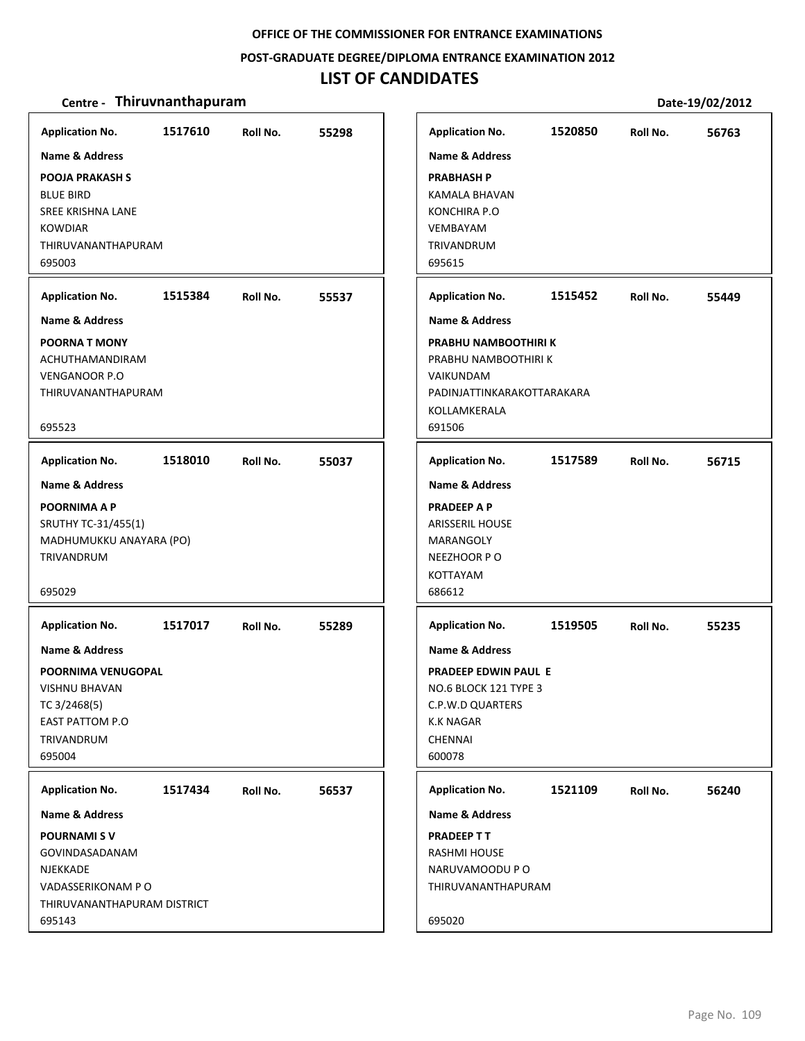**OFFICE OF THE COMMISSIONER FOR ENTRANCE EXAMINATIONS**

**POST-GRADUATE DEGREE/DIPLOMA ENTRANCE EXAMINATION 2012**

# LIST OF CANDIDATES

**Centre - Thiruvnanthapuram** **Date-19/02/2012**

| Application No. | Roll No. | Name & Address |
|---|---|---|
| 1517610 | 55298 | **POOJA PRAKASH S**<br>BLUE BIRD<br>SREE KRISHNA LANE<br>KOWDIAR<br>THIRUVANANTHAPURAM<br>695003 |
| 1515384 | 55537 | **POORNA T MONY**<br>ACHUTHAMANDIRAM<br>VENGANOOR P.O<br>THIRUVANANTHAPURAM<br>695523 |
| 1518010 | 55037 | **POORNIMA A P**<br>SRUTHY TC-31/455(1)<br>MADHUMUKKU ANAYARA (PO)<br>TRIVANDRUM<br>695029 |
| 1517017 | 55289 | **POORNIMA VENUGOPAL**<br>VISHNU BHAVAN<br>TC 3/2468(5)<br>EAST PATTOM P.O<br>TRIVANDRUM<br>695004 |
| 1517434 | 56537 | **POURNAMI S V**<br>GOVINDASADANAM<br>NJEKKADE<br>VADASSERIKONAM P O<br>THIRUVANANTHAPURAM DISTRICT<br>695143 |
| 1520850 | 56763 | **PRABHASH P**<br>KAMALA BHAVAN<br>KONCHIRA P.O<br>VEMBAYAM<br>TRIVANDRUM<br>695615 |
| 1515452 | 55449 | **PRABHU NAMBOOTHIRI K**<br>PRABHU NAMBOOTHIRI K<br>VAIKUNDAM<br>PADINJATTINKARAKOTTARAKARA<br>KOLLAMKERALA<br>691506 |
| 1517589 | 56715 | **PRADEEP A P**<br>ARISSERIL HOUSE<br>MARANGOLY<br>NEEZHOOR P O<br>KOTTAYAM<br>686612 |
| 1519505 | 55235 | **PRADEEP EDWIN PAUL E**<br>NO.6 BLOCK 121 TYPE 3<br>C.P.W.D QUARTERS<br>K.K NAGAR<br>CHENNAI<br>600078 |
| 1521109 | 56240 | **PRADEEP T T**<br>RASHMI HOUSE<br>NARUVAMOODU P O<br>THIRUVANANTHAPURAM<br>695020 |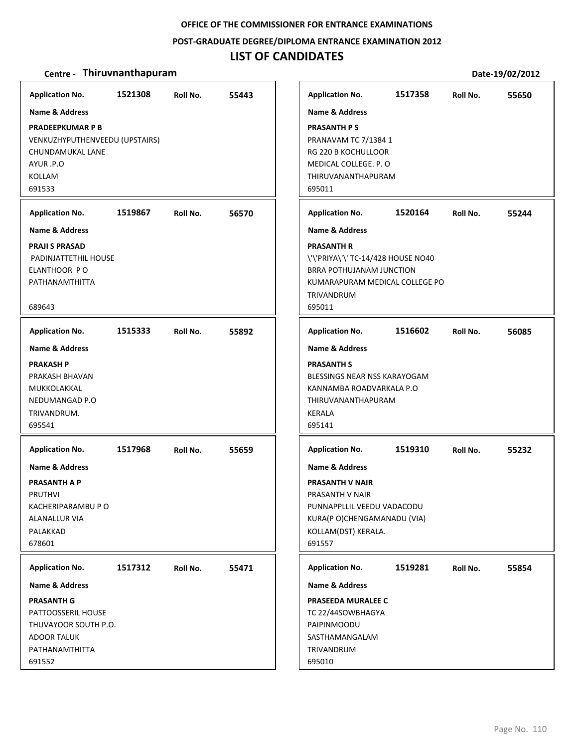**OFFICE OF THE COMMISSIONER FOR ENTRANCE EXAMINATIONS**

**POST-GRADUATE DEGREE/DIPLOMA ENTRANCE EXAMINATION 2012**

# LIST OF CANDIDATES

**Centre - Thiruvnanthapuram** **Date-19/02/2012**

**Application No.** 1521308 **Roll No.** 55443

**Name & Address**

**PRADEEPKUMAR P B**
VENKUZHYPUTHENVEEDU (UPSTAIRS)
CHUNDAMUKAL LANE
AYUR .P.O
KOLLAM
691533

---

**Application No.** 1519867 **Roll No.** 56570

**Name & Address**

**PRAJI S PRASAD**
PADINJATTETHIL HOUSE
ELANTHOOR P O
PATHANAMTHITTA

689643

---

**Application No.** 1515333 **Roll No.** 55892

**Name & Address**

**PRAKASH P**
PRAKASH BHAVAN
MUKKOLAKKAL
NEDUMANGAD P.O
TRIVANDRUM.
695541

---

**Application No.** 1517968 **Roll No.** 55659

**Name & Address**

**PRASANTH A P**
PRUTHVI
KACHERIPARAMBU P O
ALANALLUR VIA
PALAKKAD
678601

---

**Application No.** 1517312 **Roll No.** 55471

**Name & Address**

**PRASANTH G**
PATTOOSSERIL HOUSE
THUVAYOOR SOUTH P.O.
ADOOR TALUK
PATHANAMTHITTA
691552

---

**Application No.** 1517358 **Roll No.** 55650

**Name & Address**

**PRASANTH P S**
PRANAVAM TC 7/1384 1
RG 220 B KOCHULLOOR
MEDICAL COLLEGE. P. O
THIRUVANANTHAPURAM
695011

---

**Application No.** 1520164 **Roll No.** 55244

**Name & Address**

**PRASANTH R**
\'\'PRIYA\'\' TC-14/428 HOUSE NO40
BRRA POTHUJANAM JUNCTION
KUMARAPURAM MEDICAL COLLEGE PO
TRIVANDRUM
695011

---

**Application No.** 1516602 **Roll No.** 56085

**Name & Address**

**PRASANTH S**
BLESSINGS NEAR NSS KARAYOGAM
KANNAMBA ROADVARKALA P.O
THIRUVANANTHAPURAM
KERALA
695141

---

**Application No.** 1519310 **Roll No.** 55232

**Name & Address**

**PRASANTH V NAIR**
PRASANTH V NAIR
PUNNAPPLLIL VEEDU VADACODU
KURA(P O)CHENGAMANADU (VIA)
KOLLAM(DST) KERALA.
691557

---

**Application No.** 1519281 **Roll No.** 55854

**Name & Address**

**PRASEEDA MURALEE C**
TC 22/44SOWBHAGYA
PAIPINMOODU
SASTHAMANGALAM
TRIVANDRUM
695010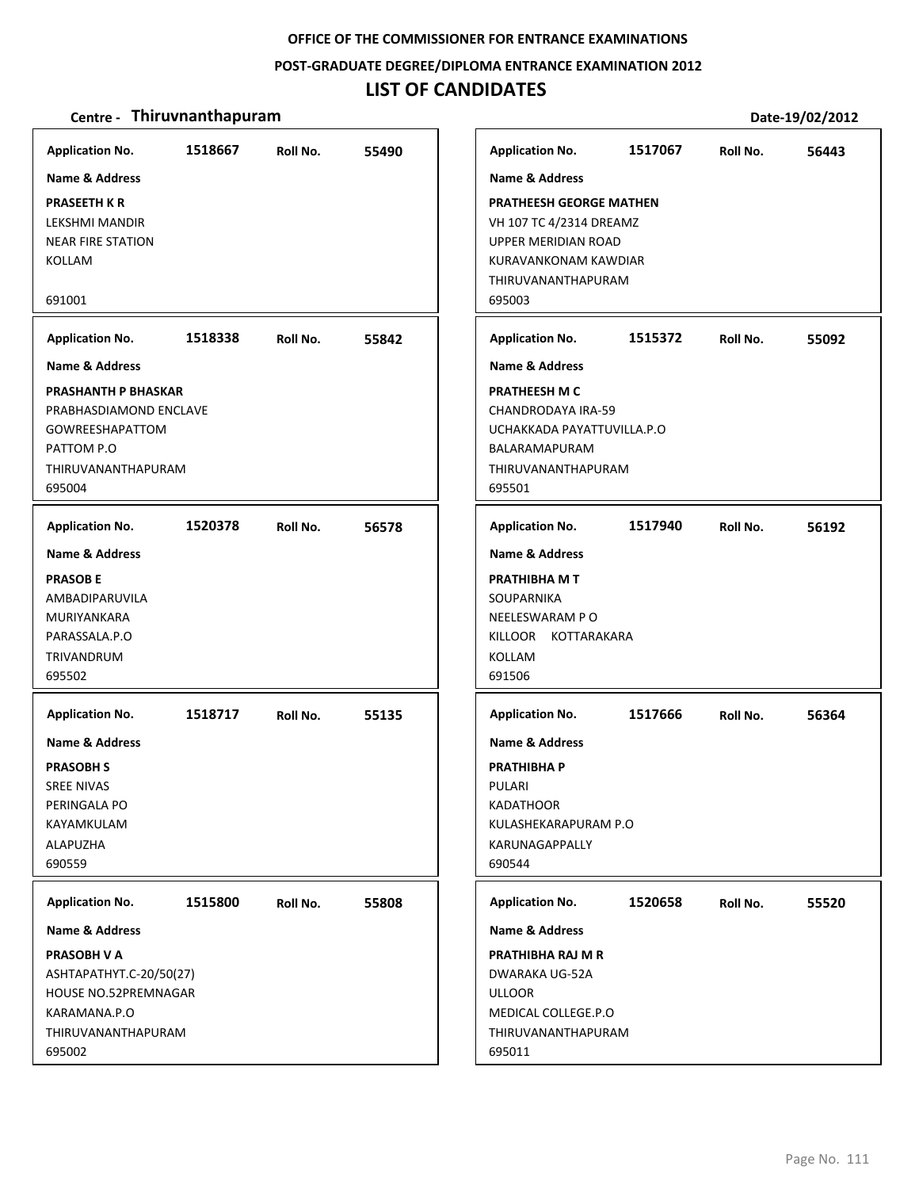OFFICE OF THE COMMISSIONER FOR ENTRANCE EXAMINATIONS

POST-GRADUATE DEGREE/DIPLOMA ENTRANCE EXAMINATION 2012

# LIST OF CANDIDATES

**Centre - Thiruvnanthapuram** — Date-19/02/2012

**Application No.** 1518667 **Roll No.** 55490
**Name & Address**
**PRASEETH K R**
LEKSHMI MANDIR
NEAR FIRE STATION
KOLLAM

691001

**Application No.** 1518338 **Roll No.** 55842
**Name & Address**
**PRASHANTH P BHASKAR**
PRABHASDIAMOND ENCLAVE
GOWREESHAPATTOM
PATTOM P.O
THIRUVANANTHAPURAM
695004

**Application No.** 1520378 **Roll No.** 56578
**Name & Address**
**PRASOB E**
AMBADIPARUVILA
MURIYANKARA
PARASSALA.P.O
TRIVANDRUM
695502

**Application No.** 1518717 **Roll No.** 55135
**Name & Address**
**PRASOBH S**
SREE NIVAS
PERINGALA PO
KAYAMKULAM
ALAPUZHA
690559

**Application No.** 1515800 **Roll No.** 55808
**Name & Address**
**PRASOBH V A**
ASHTAPATHYT.C-20/50(27)
HOUSE NO.52PREMNAGAR
KARAMANA.P.O
THIRUVANANTHAPURAM
695002

**Application No.** 1517067 **Roll No.** 56443
**Name & Address**
**PRATHEESH GEORGE MATHEN**
VH 107 TC 4/2314 DREAMZ
UPPER MERIDIAN ROAD
KURAVANKONAM KAWDIAR
THIRUVANANTHAPURAM
695003

**Application No.** 1515372 **Roll No.** 55092
**Name & Address**
**PRATHEESH M C**
CHANDRODAYA IRA-59
UCHAKKADA PAYATTUVILLA.P.O
BALARAMAPURAM
THIRUVANANTHAPURAM
695501

**Application No.** 1517940 **Roll No.** 56192
**Name & Address**
**PRATHIBHA M T**
SOUPARNIKA
NEELESWARAM P O
KILLOOR KOTTARAKARA
KOLLAM
691506

**Application No.** 1517666 **Roll No.** 56364
**Name & Address**
**PRATHIBHA P**
PULARI
KADATHOOR
KULASHEKARAPURAM P.O
KARUNAGAPPALLY
690544

**Application No.** 1520658 **Roll No.** 55520
**Name & Address**
**PRATHIBHA RAJ M R**
DWARAKA UG-52A
ULLOOR
MEDICAL COLLEGE.P.O
THIRUVANANTHAPURAM
695011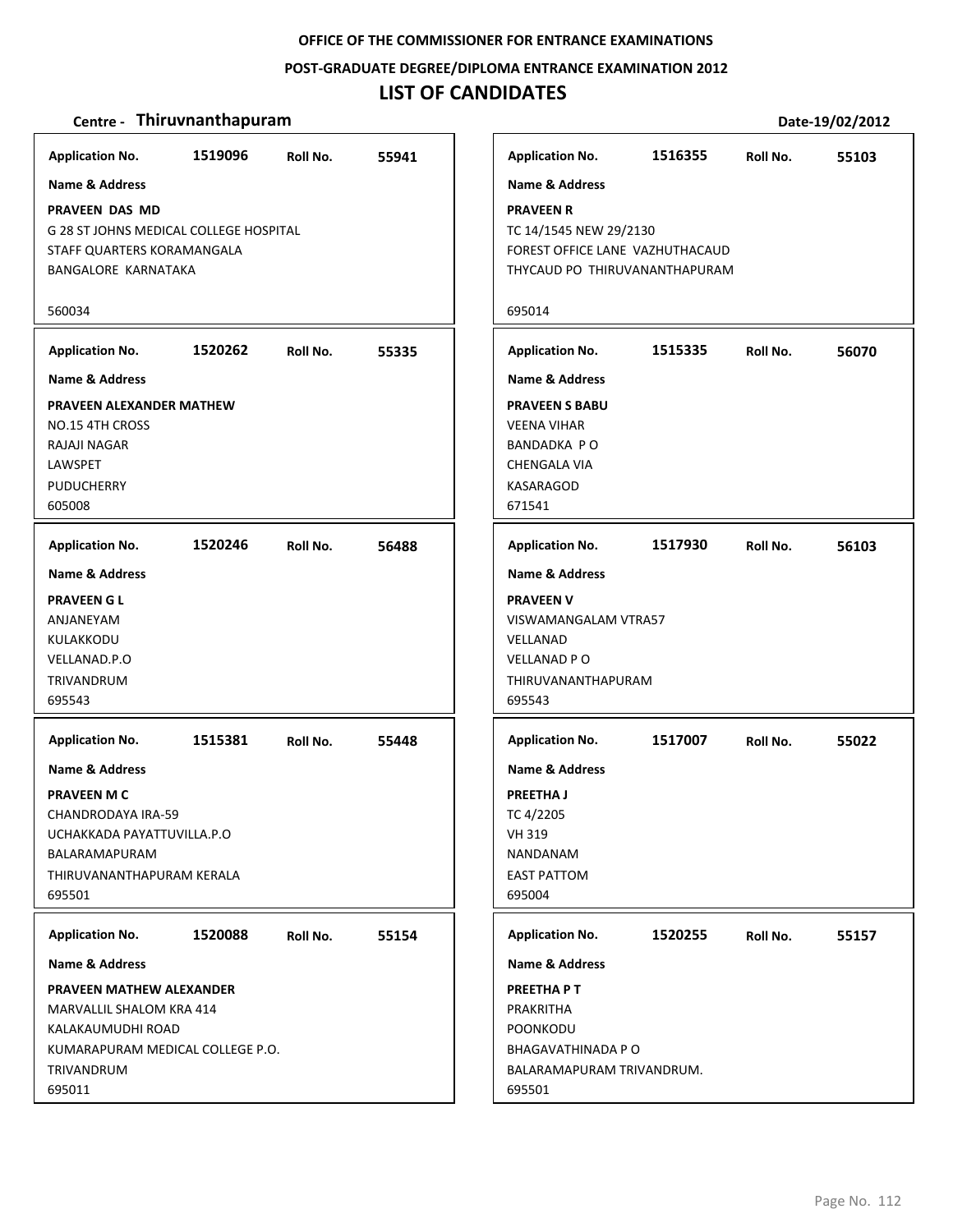**OFFICE OF THE COMMISSIONER FOR ENTRANCE EXAMINATIONS**

**POST-GRADUATE DEGREE/DIPLOMA ENTRANCE EXAMINATION 2012**

# LIST OF CANDIDATES

**Centre - Thiruvnanthapuram** **Date-19/02/2012**

**Application No.** 1519096 **Roll No.** 55941

**Name & Address**

**PRAVEEN DAS MD**
G 28 ST JOHNS MEDICAL COLLEGE HOSPITAL
STAFF QUARTERS KORAMANGALA
BANGALORE KARNATAKA

560034

---

**Application No.** 1520262 **Roll No.** 55335

**Name & Address**

**PRAVEEN ALEXANDER MATHEW**
NO.15 4TH CROSS
RAJAJI NAGAR
LAWSPET
PUDUCHERRY
605008

---

**Application No.** 1520246 **Roll No.** 56488

**Name & Address**

**PRAVEEN G L**
ANJANEYAM
KULAKKODU
VELLANAD.P.O
TRIVANDRUM
695543

---

**Application No.** 1515381 **Roll No.** 55448

**Name & Address**

**PRAVEEN M C**
CHANDRODAYA IRA-59
UCHAKKADA PAYATTUVILLA.P.O
BALARAMAPURAM
THIRUVANANTHAPURAM KERALA
695501

---

**Application No.** 1520088 **Roll No.** 55154

**Name & Address**

**PRAVEEN MATHEW ALEXANDER**
MARVALLIL SHALOM KRA 414
KALAKAUMUDHI ROAD
KUMARAPURAM MEDICAL COLLEGE P.O.
TRIVANDRUM
695011

---

**Application No.** 1516355 **Roll No.** 55103

**Name & Address**

**PRAVEEN R**
TC 14/1545 NEW 29/2130
FOREST OFFICE LANE VAZHUTHACAUD
THYCAUD PO THIRUVANANTHAPURAM

695014

---

**Application No.** 1515335 **Roll No.** 56070

**Name & Address**

**PRAVEEN S BABU**
VEENA VIHAR
BANDADKA P O
CHENGALA VIA
KASARAGOD
671541

---

**Application No.** 1517930 **Roll No.** 56103

**Name & Address**

**PRAVEEN V**
VISWAMANGALAM VTRA57
VELLANAD
VELLANAD P O
THIRUVANANTHAPURAM
695543

---

**Application No.** 1517007 **Roll No.** 55022

**Name & Address**

**PREETHA J**
TC 4/2205
VH 319
NANDANAM
EAST PATTOM
695004

---

**Application No.** 1520255 **Roll No.** 55157

**Name & Address**

**PREETHA P T**
PRAKRITHA
POONKODU
BHAGAVATHINADA P O
BALARAMAPURAM TRIVANDRUM.
695501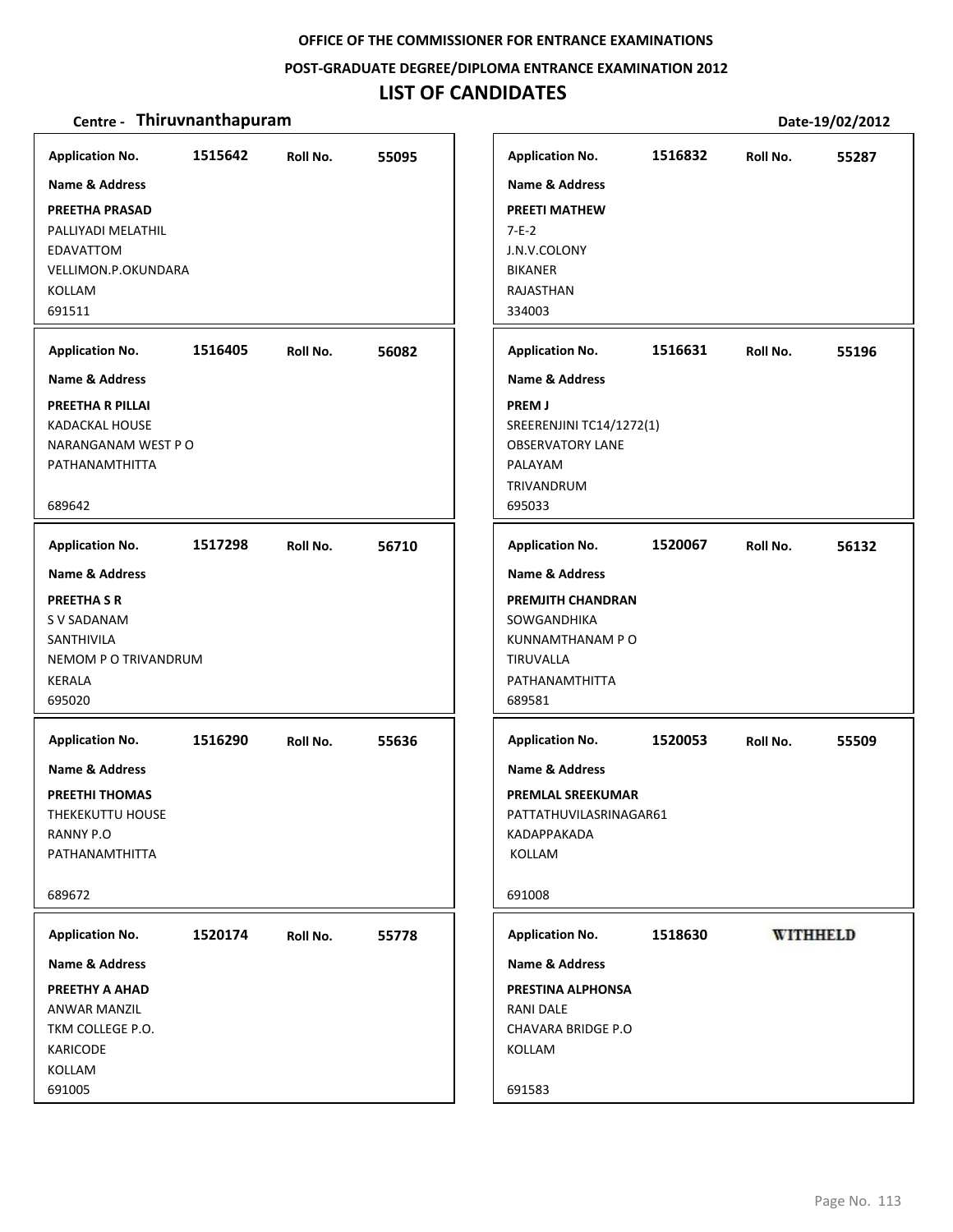OFFICE OF THE COMMISSIONER FOR ENTRANCE EXAMINATIONS

POST-GRADUATE DEGREE/DIPLOMA ENTRANCE EXAMINATION 2012

# LIST OF CANDIDATES

**Centre - Thiruvnanthapuram** Date-19/02/2012

| Application No. | Roll No. | Name & Address |
|---|---|---|
| 1515642 | 55095 | **PREETHA PRASAD**<br>PALLIYADI MELATHIL<br>EDAVATTOM<br>VELLIMON.P.OKUNDARA<br>KOLLAM<br>691511 |
| 1516405 | 56082 | **PREETHA R PILLAI**<br>KADACKAL HOUSE<br>NARANGANAM WEST P O<br>PATHANAMTHITTA<br>689642 |
| 1517298 | 56710 | **PREETHA S R**<br>S V SADANAM<br>SANTHIVILA<br>NEMOM P O TRIVANDRUM<br>KERALA<br>695020 |
| 1516290 | 55636 | **PREETHI THOMAS**<br>THEKEKUTTU HOUSE<br>RANNY P.O<br>PATHANAMTHITTA<br>689672 |
| 1520174 | 55778 | **PREETHY A AHAD**<br>ANWAR MANZIL<br>TKM COLLEGE P.O.<br>KARICODE<br>KOLLAM<br>691005 |
| 1516832 | 55287 | **PREETI MATHEW**<br>7-E-2<br>J.N.V.COLONY<br>BIKANER<br>RAJASTHAN<br>334003 |
| 1516631 | 55196 | **PREM J**<br>SREERENJINI TC14/1272(1)<br>OBSERVATORY LANE<br>PALAYAM<br>TRIVANDRUM<br>695033 |
| 1520067 | 56132 | **PREMJITH CHANDRAN**<br>SOWGANDHIKA<br>KUNNAMTHANAM P O<br>TIRUVALLA<br>PATHANAMTHITTA<br>689581 |
| 1520053 | 55509 | **PREMLAL SREEKUMAR**<br>PATTATHUVILASRINAGAR61<br>KADAPPAKADA<br>KOLLAM<br>691008 |
| 1518630 | WITHHELD | **PRESTINA ALPHONSA**<br>RANI DALE<br>CHAVARA BRIDGE P.O<br>KOLLAM<br>691583 |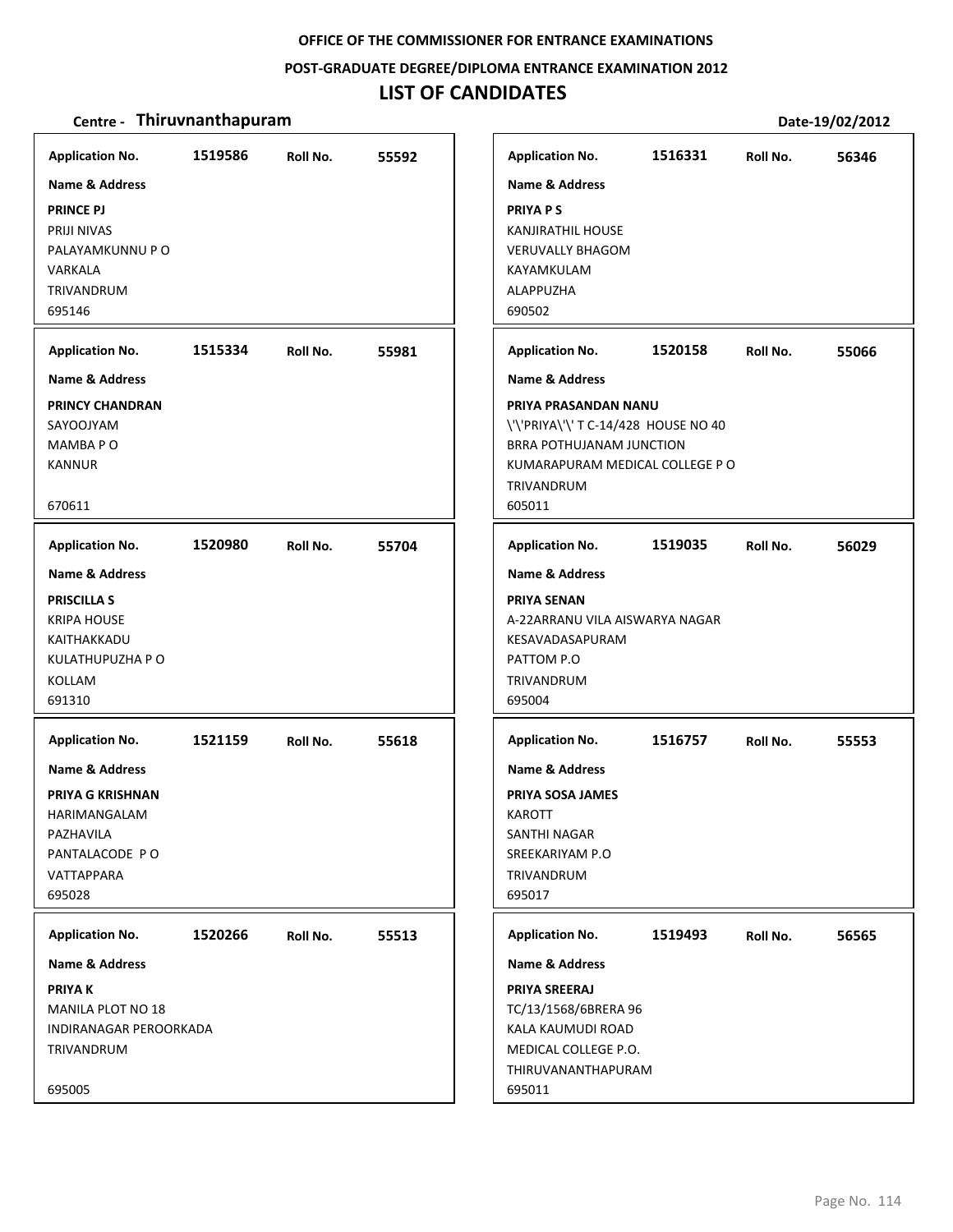**OFFICE OF THE COMMISSIONER FOR ENTRANCE EXAMINATIONS**

**POST-GRADUATE DEGREE/DIPLOMA ENTRANCE EXAMINATION 2012**

# LIST OF CANDIDATES

**Centre - Thiruvnanthapuram** **Date-19/02/2012**

| Application No. | Roll No. | Name & Address |
|---|---|---|
| 1519586 | 55592 | **PRINCE PJ**<br>PRIJI NIVAS<br>PALAYAMKUNNU P O<br>VARKALA<br>TRIVANDRUM<br>695146 |
| 1515334 | 55981 | **PRINCY CHANDRAN**<br>SAYOOJYAM<br>MAMBA P O<br>KANNUR<br><br>670611 |
| 1520980 | 55704 | **PRISCILLA S**<br>KRIPA HOUSE<br>KAITHAKKADU<br>KULATHUPUZHA P O<br>KOLLAM<br>691310 |
| 1521159 | 55618 | **PRIYA G KRISHNAN**<br>HARIMANGALAM<br>PAZHAVILA<br>PANTALACODE P O<br>VATTAPPARA<br>695028 |
| 1520266 | 55513 | **PRIYA K**<br>MANILA PLOT NO 18<br>INDIRANAGAR PEROORKADA<br>TRIVANDRUM<br><br>695005 |
| 1516331 | 56346 | **PRIYA P S**<br>KANJIRATHIL HOUSE<br>VERUVALLY BHAGOM<br>KAYAMKULAM<br>ALAPPUZHA<br>690502 |
| 1520158 | 55066 | **PRIYA PRASANDAN NANU**<br>\'\'PRIYA\'\' T C-14/428 HOUSE NO 40<br>BRRA POTHUJANAM JUNCTION<br>KUMARAPURAM MEDICAL COLLEGE P O<br>TRIVANDRUM<br>605011 |
| 1519035 | 56029 | **PRIYA SENAN**<br>A-22ARRANU VILA AISWARYA NAGAR<br>KESAVADASAPURAM<br>PATTOM P.O<br>TRIVANDRUM<br>695004 |
| 1516757 | 55553 | **PRIYA SOSA JAMES**<br>KAROTT<br>SANTHI NAGAR<br>SREEKARIYAM P.O<br>TRIVANDRUM<br>695017 |
| 1519493 | 56565 | **PRIYA SREERAJ**<br>TC/13/1568/6BRERA 96<br>KALA KAUMUDI ROAD<br>MEDICAL COLLEGE P.O.<br>THIRUVANANTHAPURAM<br>695011 |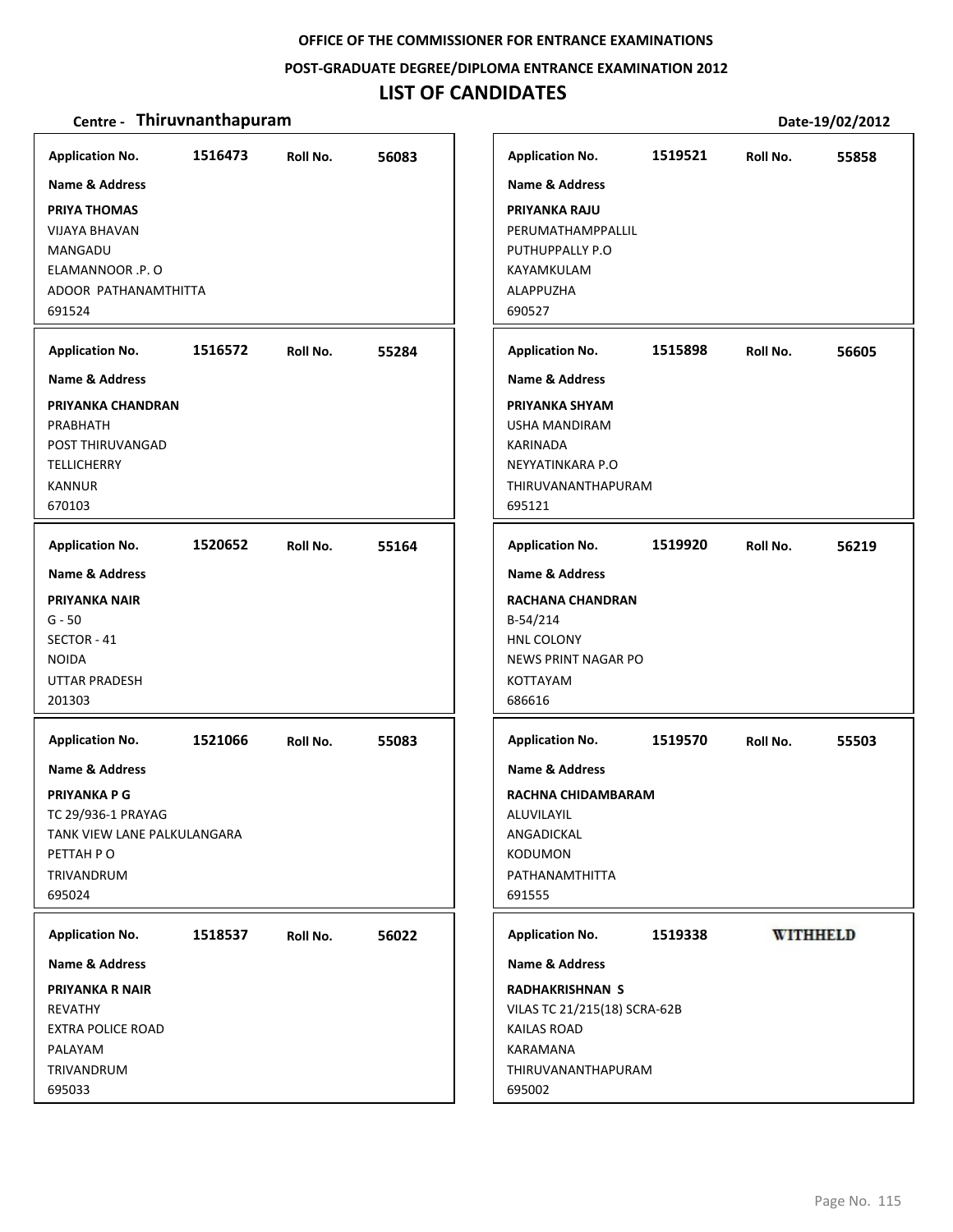OFFICE OF THE COMMISSIONER FOR ENTRANCE EXAMINATIONS

POST-GRADUATE DEGREE/DIPLOMA ENTRANCE EXAMINATION 2012

# LIST OF CANDIDATES

**Centre - Thiruvnanthapuram** **Date-19/02/2012**

**Application No.** 1516473 **Roll No.** 56083

**Name & Address**

**PRIYA THOMAS**
VIJAYA BHAVAN
MANGADU
ELAMANNOOR .P. O
ADOOR PATHANAMTHITTA
691524

**Application No.** 1516572 **Roll No.** 55284

**Name & Address**

**PRIYANKA CHANDRAN**
PRABHATH
POST THIRUVANGAD
TELLICHERRY
KANNUR
670103

**Application No.** 1520652 **Roll No.** 55164

**Name & Address**

**PRIYANKA NAIR**
G - 50
SECTOR - 41
NOIDA
UTTAR PRADESH
201303

**Application No.** 1521066 **Roll No.** 55083

**Name & Address**

**PRIYANKA P G**
TC 29/936-1 PRAYAG
TANK VIEW LANE PALKULANGARA
PETTAH P O
TRIVANDRUM
695024

**Application No.** 1518537 **Roll No.** 56022

**Name & Address**

**PRIYANKA R NAIR**
REVATHY
EXTRA POLICE ROAD
PALAYAM
TRIVANDRUM
695033

**Application No.** 1519521 **Roll No.** 55858

**Name & Address**

**PRIYANKA RAJU**
PERUMATHAMPPALLIL
PUTHUPPALLY P.O
KAYAMKULAM
ALAPPUZHA
690527

**Application No.** 1515898 **Roll No.** 56605

**Name & Address**

**PRIYANKA SHYAM**
USHA MANDIRAM
KARINADA
NEYYATINKARA P.O
THIRUVANANTHAPURAM
695121

**Application No.** 1519920 **Roll No.** 56219

**Name & Address**

**RACHANA CHANDRAN**
B-54/214
HNL COLONY
NEWS PRINT NAGAR PO
KOTTAYAM
686616

**Application No.** 1519570 **Roll No.** 55503

**Name & Address**

**RACHNA CHIDAMBARAM**
ALUVILAYIL
ANGADICKAL
KODUMON
PATHANAMTHITTA
691555

**Application No.** 1519338 **WITHHELD**

**Name & Address**

**RADHAKRISHNAN S**
VILAS TC 21/215(18) SCRA-62B
KAILAS ROAD
KARAMANA
THIRUVANANTHAPURAM
695002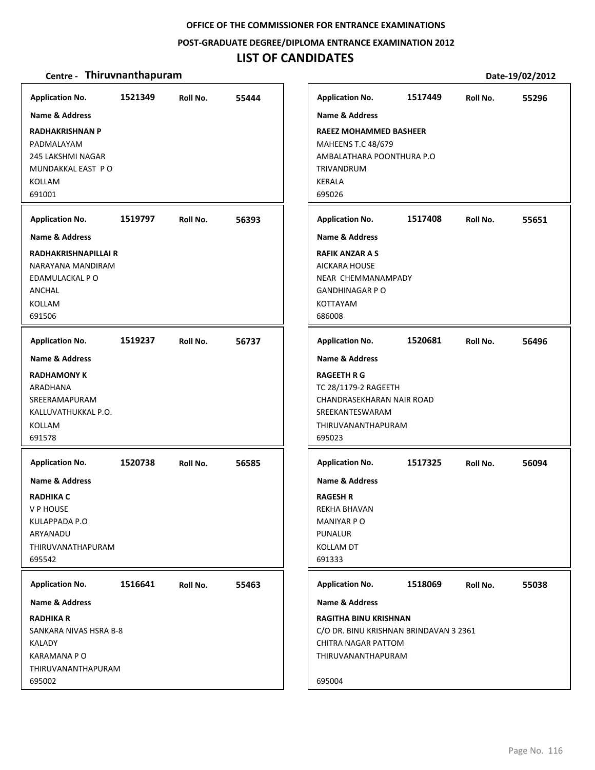**OFFICE OF THE COMMISSIONER FOR ENTRANCE EXAMINATIONS**

**POST-GRADUATE DEGREE/DIPLOMA ENTRANCE EXAMINATION 2012**

# LIST OF CANDIDATES

**Centre - Thiruvnanthapuram** **Date-19/02/2012**

| Application No. | Roll No. | Name & Address |
|---|---|---|
| 1521349 | 55444 | **RADHAKRISHNAN P**<br>PADMALAYAM<br>245 LAKSHMI NAGAR<br>MUNDAKKAL EAST P O<br>KOLLAM<br>691001 |
| 1519797 | 56393 | **RADHAKRISHNAPILLAI R**<br>NARAYANA MANDIRAM<br>EDAMULACKAL P O<br>ANCHAL<br>KOLLAM<br>691506 |
| 1519237 | 56737 | **RADHAMONY K**<br>ARADHANA<br>SREERAMAPURAM<br>KALLUVATHUKKAL P.O.<br>KOLLAM<br>691578 |
| 1520738 | 56585 | **RADHIKA C**<br>V P HOUSE<br>KULAPPADA P.O<br>ARYANADU<br>THIRUVANATHAPURAM<br>695542 |
| 1516641 | 55463 | **RADHIKA R**<br>SANKARA NIVAS HSRA B-8<br>KALADY<br>KARAMANA P O<br>THIRUVANANTHAPURAM<br>695002 |
| 1517449 | 55296 | **RAEEZ MOHAMMED BASHEER**<br>MAHEENS T.C 48/679<br>AMBALATHARA POONTHURA P.O<br>TRIVANDRUM<br>KERALA<br>695026 |
| 1517408 | 55651 | **RAFIK ANZAR A S**<br>AICKARA HOUSE<br>NEAR CHEMMANAMPADY<br>GANDHINAGAR P O<br>KOTTAYAM<br>686008 |
| 1520681 | 56496 | **RAGEETH R G**<br>TC 28/1179-2 RAGEETH<br>CHANDRASEKHARAN NAIR ROAD<br>SREEKANTESWARAM<br>THIRUVANANTHAPURAM<br>695023 |
| 1517325 | 56094 | **RAGESH R**<br>REKHA BHAVAN<br>MANIYAR P O<br>PUNALUR<br>KOLLAM DT<br>691333 |
| 1518069 | 55038 | **RAGITHA BINU KRISHNAN**<br>C/O DR. BINU KRISHNAN BRINDAVAN 3 2361<br>CHITRA NAGAR PATTOM<br>THIRUVANANTHAPURAM<br>695004 |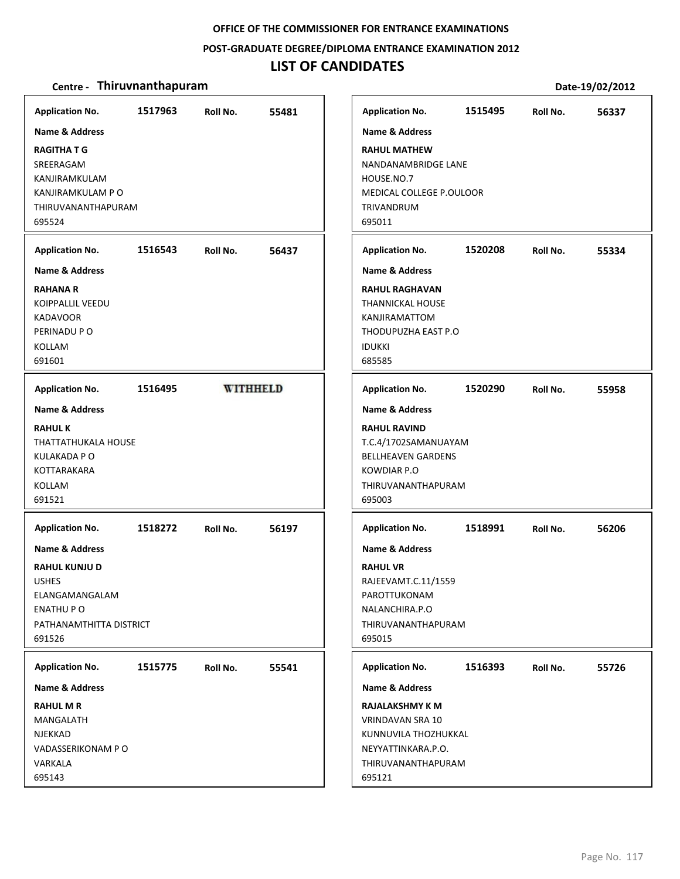OFFICE OF THE COMMISSIONER FOR ENTRANCE EXAMINATIONS

POST-GRADUATE DEGREE/DIPLOMA ENTRANCE EXAMINATION 2012

# LIST OF CANDIDATES

**Centre - Thiruvnanthapuram** Date-19/02/2012

**Application No.** 1517963 **Roll No.** 55481

**Name & Address**

**RAGITHA T G**
SREERAGAM
KANJIRAMKULAM
KANJIRAMKULAM P O
THIRUVANANTHAPURAM
695524

**Application No.** 1516543 **Roll No.** 56437

**Name & Address**

**RAHANA R**
KOIPPALLIL VEEDU
KADAVOOR
PERINADU P O
KOLLAM
691601

**Application No.** 1516495 WITHHELD

**Name & Address**

**RAHUL K**
THATTATHUKALA HOUSE
KULAKADA P O
KOTTARAKARA
KOLLAM
691521

**Application No.** 1518272 **Roll No.** 56197

**Name & Address**

**RAHUL KUNJU D**
USHES
ELANGAMANGALAM
ENATHU P O
PATHANAMTHITTA DISTRICT
691526

**Application No.** 1515775 **Roll No.** 55541

**Name & Address**

**RAHUL M R**
MANGALATH
NJEKKAD
VADASSERIKONAM P O
VARKALA
695143

**Application No.** 1515495 **Roll No.** 56337

**Name & Address**

**RAHUL MATHEW**
NANDANAMBRIDGE LANE
HOUSE.NO.7
MEDICAL COLLEGE P.OULOOR
TRIVANDRUM
695011

**Application No.** 1520208 **Roll No.** 55334

**Name & Address**

**RAHUL RAGHAVAN**
THANNICKAL HOUSE
KANJIRAMATTOM
THODUPUZHA EAST P.O
IDUKKI
685585

**Application No.** 1520290 **Roll No.** 55958

**Name & Address**

**RAHUL RAVIND**
T.C.4/1702SAMANUAYAM
BELLHEAVEN GARDENS
KOWDIAR P.O
THIRUVANANTHAPURAM
695003

**Application No.** 1518991 **Roll No.** 56206

**Name & Address**

**RAHUL VR**
RAJEEVAMT.C.11/1559
PAROTTUKONAM
NALANCHIRA.P.O
THIRUVANANTHAPURAM
695015

**Application No.** 1516393 **Roll No.** 55726

**Name & Address**

**RAJALAKSHMY K M**
VRINDAVAN SRA 10
KUNNUVILA THOZHUKKAL
NEYYATTINKARA.P.O.
THIRUVANANTHAPURAM
695121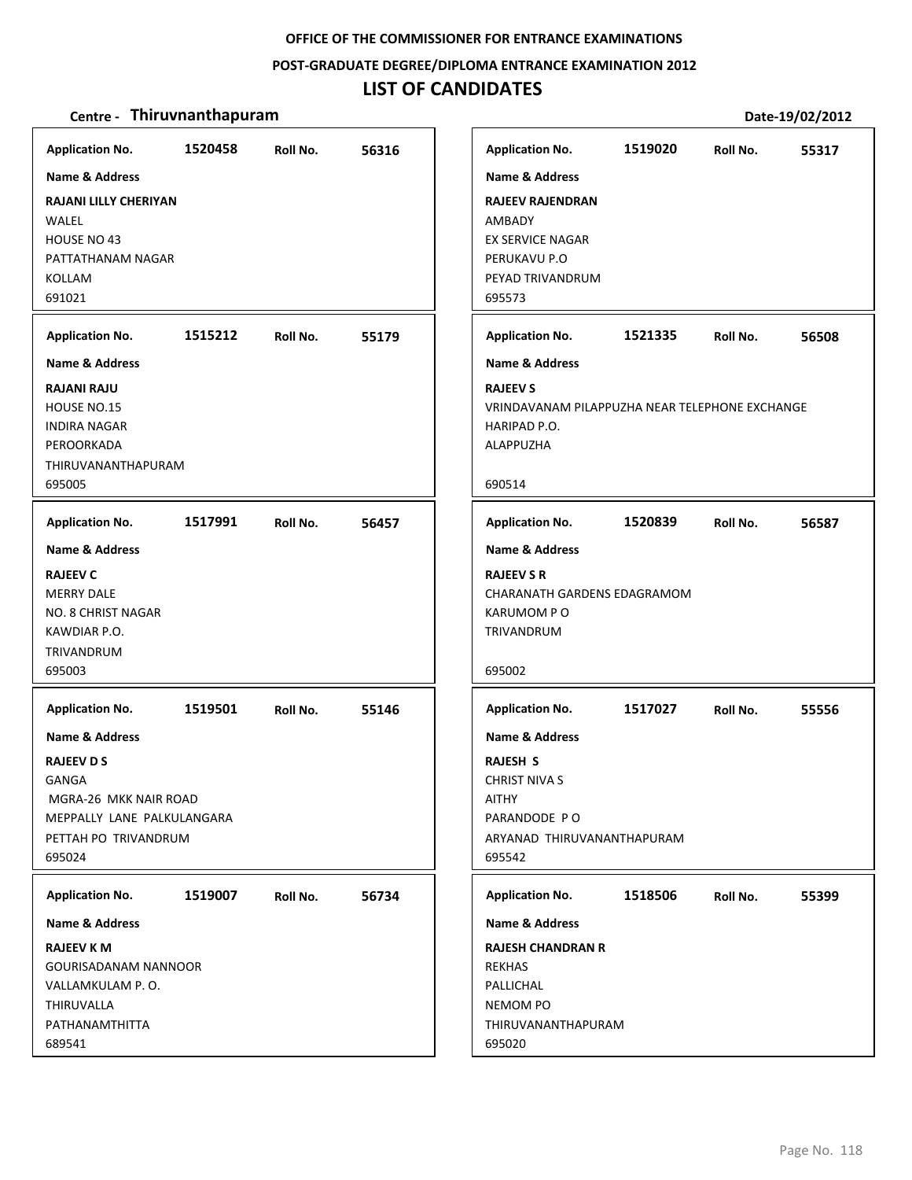OFFICE OF THE COMMISSIONER FOR ENTRANCE EXAMINATIONS

POST-GRADUATE DEGREE/DIPLOMA ENTRANCE EXAMINATION 2012

# LIST OF CANDIDATES

**Centre - Thiruvnanthapuram** Date-19/02/2012

| Application No. | Roll No. | Name & Address |
|---|---|---|
| 1520458 | 56316 | **RAJANI LILLY CHERIYAN**<br>WALEL<br>HOUSE NO 43<br>PATTATHANAM NAGAR<br>KOLLAM<br>691021 |
| 1515212 | 55179 | **RAJANI RAJU**<br>HOUSE NO.15<br>INDIRA NAGAR<br>PEROORKADA<br>THIRUVANANTHAPURAM<br>695005 |
| 1517991 | 56457 | **RAJEEV C**<br>MERRY DALE<br>NO. 8 CHRIST NAGAR<br>KAWDIAR P.O.<br>TRIVANDRUM<br>695003 |
| 1519501 | 55146 | **RAJEEV D S**<br>GANGA<br>MGRA-26 MKK NAIR ROAD<br>MEPPALLY LANE PALKULANGARA<br>PETTAH PO TRIVANDRUM<br>695024 |
| 1519007 | 56734 | **RAJEEV K M**<br>GOURISADANAM NANNOOR<br>VALLAMKULAM P. O.<br>THIRUVALLA<br>PATHANAMTHITTA<br>689541 |
| 1519020 | 55317 | **RAJEEV RAJENDRAN**<br>AMBADY<br>EX SERVICE NAGAR<br>PERUKAVU P.O<br>PEYAD TRIVANDRUM<br>695573 |
| 1521335 | 56508 | **RAJEEV S**<br>VRINDAVANAM PILAPPUZHA NEAR TELEPHONE EXCHANGE<br>HARIPAD P.O.<br>ALAPPUZHA<br>690514 |
| 1520839 | 56587 | **RAJEEV S R**<br>CHARANATH GARDENS EDAGRAMOM<br>KARUMOM P O<br>TRIVANDRUM<br>695002 |
| 1517027 | 55556 | **RAJESH S**<br>CHRIST NIVA S<br>AITHY<br>PARANDODE P O<br>ARYANAD THIRUVANANTHAPURAM<br>695542 |
| 1518506 | 55399 | **RAJESH CHANDRAN R**<br>REKHAS<br>PALLICHAL<br>NEMOM PO<br>THIRUVANANTHAPURAM<br>695020 |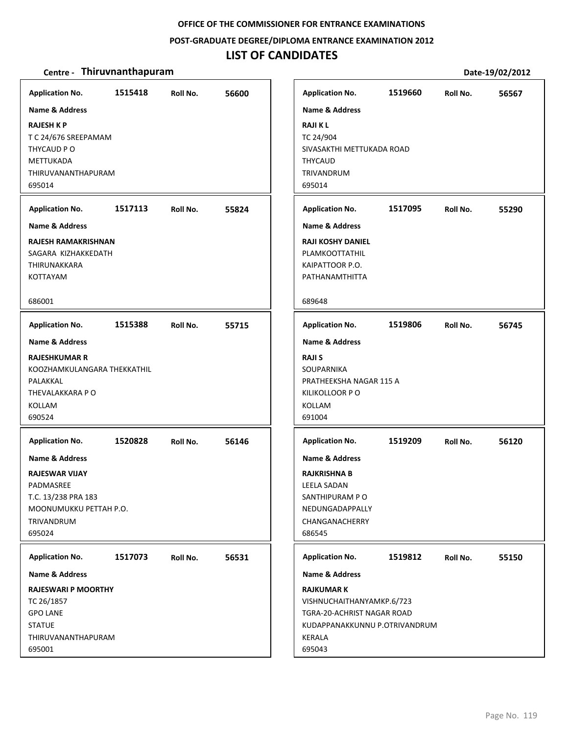OFFICE OF THE COMMISSIONER FOR ENTRANCE EXAMINATIONS

POST-GRADUATE DEGREE/DIPLOMA ENTRANCE EXAMINATION 2012

# LIST OF CANDIDATES

**Centre - Thiruvnanthapuram** Date-19/02/2012

**Application No.** 1515418 **Roll No.** 56600

**Name & Address**

**RAJESH K P**
T C 24/676 SREEPAMAM
THYCAUD P O
METTUKADA
THIRUVANANTHAPURAM
695014

**Application No.** 1517113 **Roll No.** 55824

**Name & Address**

**RAJESH RAMAKRISHNAN**
SAGARA KIZHAKKEDATH
THIRUNAKKARA
KOTTAYAM

686001

**Application No.** 1515388 **Roll No.** 55715

**Name & Address**

**RAJESHKUMAR R**
KOOZHAMKULANGARA THEKKATHIL
PALAKKAL
THEVALAKKARA P O
KOLLAM
690524

**Application No.** 1520828 **Roll No.** 56146

**Name & Address**

**RAJESWAR VIJAY**
PADMASREE
T.C. 13/238 PRA 183
MOONUMUKKU PETTAH P.O.
TRIVANDRUM
695024

**Application No.** 1517073 **Roll No.** 56531

**Name & Address**

**RAJESWARI P MOORTHY**
TC 26/1857
GPO LANE
STATUE
THIRUVANANTHAPURAM
695001

**Application No.** 1519660 **Roll No.** 56567

**Name & Address**

**RAJI K L**
TC 24/904
SIVASAKTHI METTUKADA ROAD
THYCAUD
TRIVANDRUM
695014

**Application No.** 1517095 **Roll No.** 55290

**Name & Address**

**RAJI KOSHY DANIEL**
PLAMKOOTTATHIL
KAIPATTOOR P.O.
PATHANAMTHITTA

689648

**Application No.** 1519806 **Roll No.** 56745

**Name & Address**

**RAJI S**
SOUPARNIKA
PRATHEEKSHA NAGAR 115 A
KILIKOLLOOR P O
KOLLAM
691004

**Application No.** 1519209 **Roll No.** 56120

**Name & Address**

**RAJKRISHNA B**
LEELA SADAN
SANTHIPURAM P O
NEDUNGADAPPALLY
CHANGANACHERRY
686545

**Application No.** 1519812 **Roll No.** 55150

**Name & Address**

**RAJKUMAR K**
VISHNUCHAITHANYAMKP.6/723
TGRA-20-ACHRIST NAGAR ROAD
KUDAPPANAKKUNNU P.OTRIVANDRUM
KERALA
695043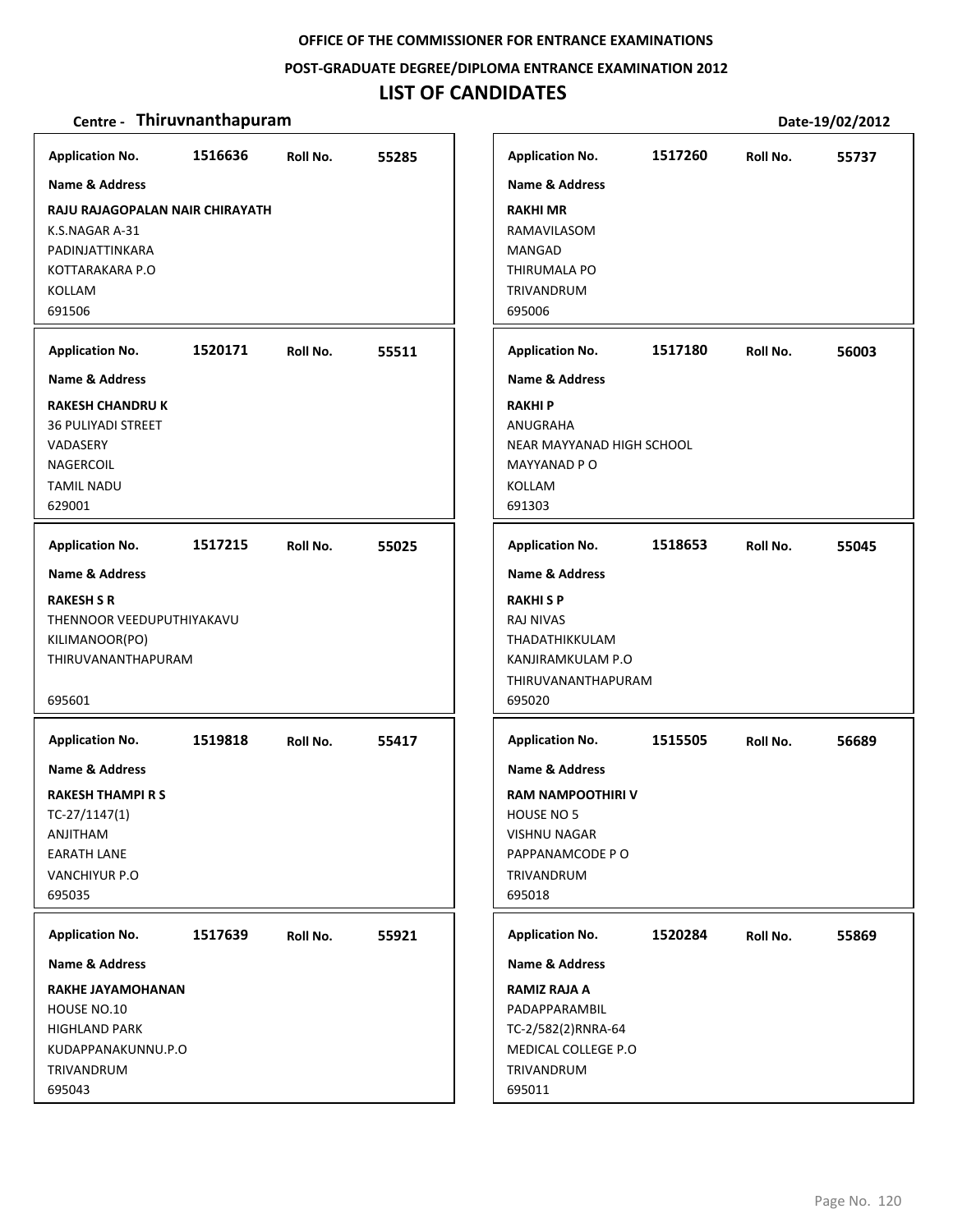**OFFICE OF THE COMMISSIONER FOR ENTRANCE EXAMINATIONS**

**POST-GRADUATE DEGREE/DIPLOMA ENTRANCE EXAMINATION 2012**

# LIST OF CANDIDATES

**Centre - Thiruvnanthapuram** **Date-19/02/2012**

**Application No.** 1516636 **Roll No.** 55285

**Name & Address**

**RAJU RAJAGOPALAN NAIR CHIRAYATH**
K.S.NAGAR A-31
PADINJATTINKARA
KOTTARAKARA P.O
KOLLAM
691506

**Application No.** 1520171 **Roll No.** 55511

**Name & Address**

**RAKESH CHANDRU K**
36 PULIYADI STREET
VADASERY
NAGERCOIL
TAMIL NADU
629001

**Application No.** 1517215 **Roll No.** 55025

**Name & Address**

**RAKESH S R**
THENNOOR VEEDUPUTHIYAKAVU
KILIMANOOR(PO)
THIRUVANANTHAPURAM

695601

**Application No.** 1519818 **Roll No.** 55417

**Name & Address**

**RAKESH THAMPI R S**
TC-27/1147(1)
ANJITHAM
EARATH LANE
VANCHIYUR P.O
695035

**Application No.** 1517639 **Roll No.** 55921

**Name & Address**

**RAKHE JAYAMOHANAN**
HOUSE NO.10
HIGHLAND PARK
KUDAPPANAKUNNU.P.O
TRIVANDRUM
695043

**Application No.** 1517260 **Roll No.** 55737

**Name & Address**

**RAKHI MR**
RAMAVILASOM
MANGAD
THIRUMALA PO
TRIVANDRUM
695006

**Application No.** 1517180 **Roll No.** 56003

**Name & Address**

**RAKHI P**
ANUGRAHA
NEAR MAYYANAD HIGH SCHOOL
MAYYANAD P O
KOLLAM
691303

**Application No.** 1518653 **Roll No.** 55045

**Name & Address**

**RAKHI S P**
RAJ NIVAS
THADATHIKKULAM
KANJIRAMKULAM P.O
THIRUVANANTHAPURAM
695020

**Application No.** 1515505 **Roll No.** 56689

**Name & Address**

**RAM NAMPOOTHIRI V**
HOUSE NO 5
VISHNU NAGAR
PAPPANAMCODE P O
TRIVANDRUM
695018

**Application No.** 1520284 **Roll No.** 55869

**Name & Address**

**RAMIZ RAJA A**
PADAPPARAMBIL
TC-2/582(2)RNRA-64
MEDICAL COLLEGE P.O
TRIVANDRUM
695011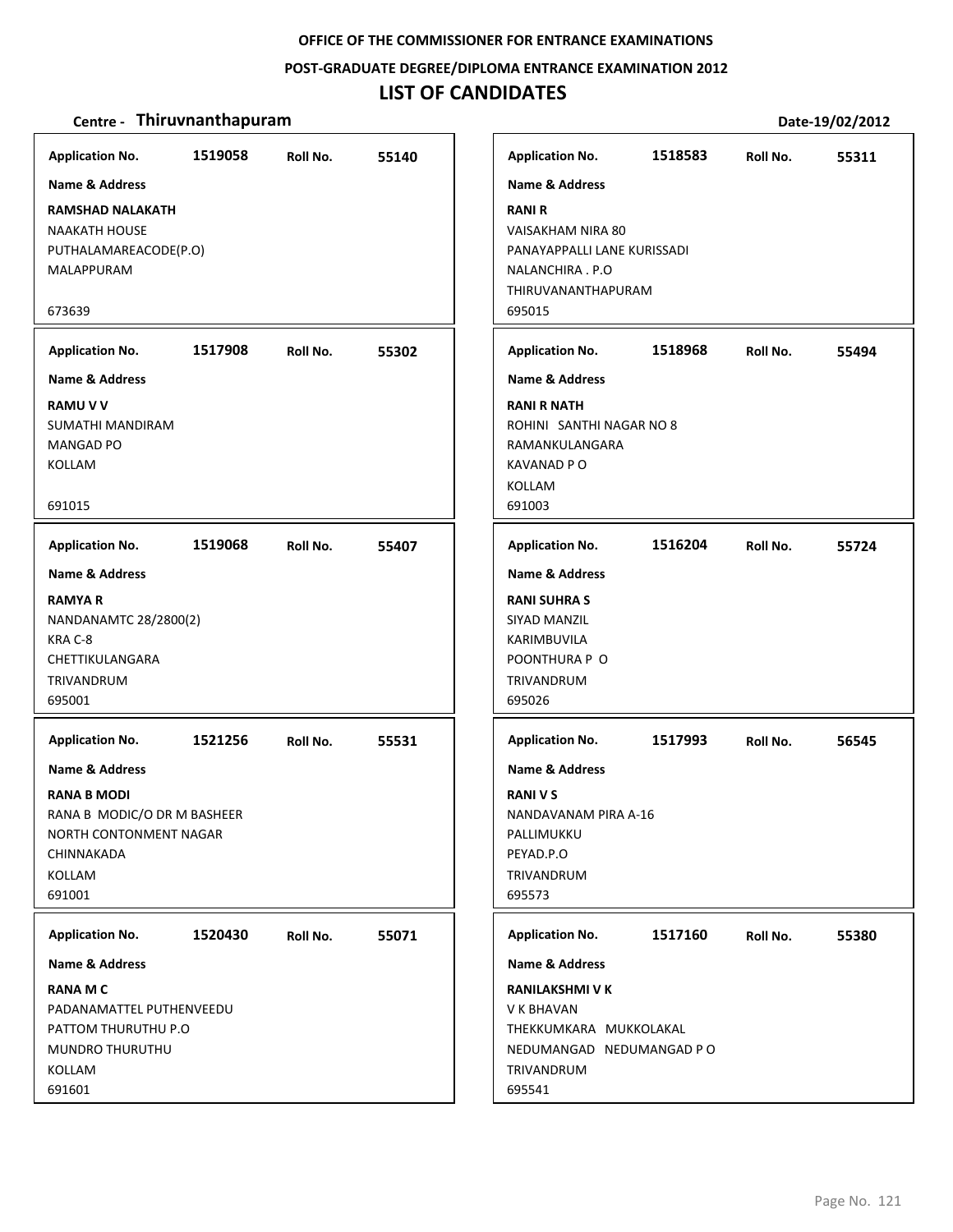OFFICE OF THE COMMISSIONER FOR ENTRANCE EXAMINATIONS

POST-GRADUATE DEGREE/DIPLOMA ENTRANCE EXAMINATION 2012

# LIST OF CANDIDATES

**Centre - Thiruvnanthapuram** Date-19/02/2012

| Application No. | Roll No. | Name & Address |
|---|---|---|
| 1519058 | 55140 | **RAMSHAD NALAKATH**<br>NAAKATH HOUSE<br>PUTHALAMAREACODE(P.O)<br>MALAPPURAM<br>673639 |
| 1517908 | 55302 | **RAMU V V**<br>SUMATHI MANDIRAM<br>MANGAD PO<br>KOLLAM<br>691015 |
| 1519068 | 55407 | **RAMYA R**<br>NANDANAMTC 28/2800(2)<br>KRA C-8<br>CHETTIKULANGARA<br>TRIVANDRUM<br>695001 |
| 1521256 | 55531 | **RANA B MODI**<br>RANA B MODIC/O DR M BASHEER<br>NORTH CONTONMENT NAGAR<br>CHINNAKADA<br>KOLLAM<br>691001 |
| 1520430 | 55071 | **RANA M C**<br>PADANAMATTEL PUTHENVEEDU<br>PATTOM THURUTHU P.O<br>MUNDRO THURUTHU<br>KOLLAM<br>691601 |
| 1518583 | 55311 | **RANI R**<br>VAISAKHAM NIRA 80<br>PANAYAPPALLI LANE KURISSADI<br>NALANCHIRA . P.O<br>THIRUVANANTHAPURAM<br>695015 |
| 1518968 | 55494 | **RANI R NATH**<br>ROHINI SANTHI NAGAR NO 8<br>RAMANKULANGARA<br>KAVANAD P O<br>KOLLAM<br>691003 |
| 1516204 | 55724 | **RANI SUHRA S**<br>SIYAD MANZIL<br>KARIMBUVILA<br>POONTHURA P O<br>TRIVANDRUM<br>695026 |
| 1517993 | 56545 | **RANI V S**<br>NANDAVANAM PIRA A-16<br>PALLIMUKKU<br>PEYAD.P.O<br>TRIVANDRUM<br>695573 |
| 1517160 | 55380 | **RANILAKSHMI V K**<br>V K BHAVAN<br>THEKKUMKARA MUKKOLAKAL<br>NEDUMANGAD NEDUMANGAD P O<br>TRIVANDRUM<br>695541 |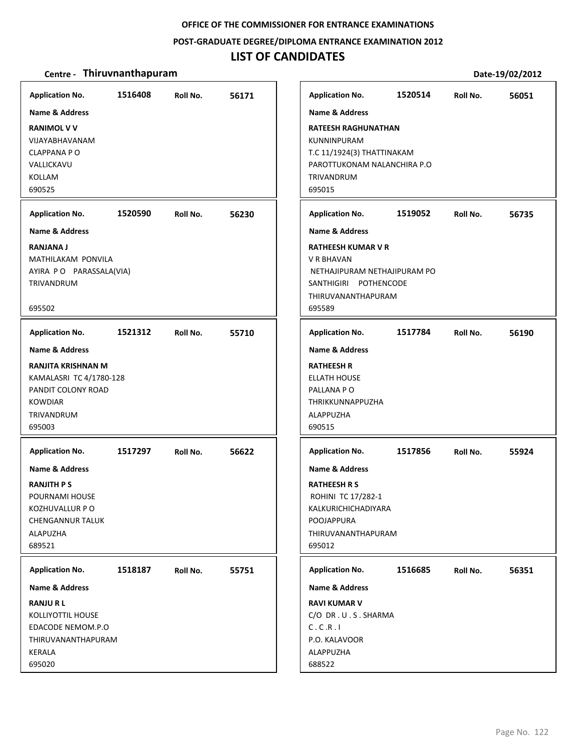OFFICE OF THE COMMISSIONER FOR ENTRANCE EXAMINATIONS

POST-GRADUATE DEGREE/DIPLOMA ENTRANCE EXAMINATION 2012

# LIST OF CANDIDATES

**Centre - Thiruvnanthapuram** **Date-19/02/2012**

**Application No.** 1516408 **Roll No.** 56171

**Name & Address**

**RANIMOL V V**
VIJAYABHAVANAM
CLAPPANA P O
VALLICKAVU
KOLLAM
690525

**Application No.** 1520590 **Roll No.** 56230

**Name & Address**

**RANJANA J**
MATHILAKAM PONVILA
AYIRA P O PARASSALA(VIA)
TRIVANDRUM
695502

**Application No.** 1521312 **Roll No.** 55710

**Name & Address**

**RANJITA KRISHNAN M**
KAMALASRI TC 4/1780-128
PANDIT COLONY ROAD
KOWDIAR
TRIVANDRUM
695003

**Application No.** 1517297 **Roll No.** 56622

**Name & Address**

**RANJITH P S**
POURNAMI HOUSE
KOZHUVALLUR P O
CHENGANNUR TALUK
ALAPUZHA
689521

**Application No.** 1518187 **Roll No.** 55751

**Name & Address**

**RANJU R L**
KOLLIYOTTIL HOUSE
EDACODE NEMOM.P.O
THIRUVANANTHAPURAM
KERALA
695020

**Application No.** 1520514 **Roll No.** 56051

**Name & Address**

**RATEESH RAGHUNATHAN**
KUNNINPURAM
T.C 11/1924(3) THATTINAKAM
PAROTTUKONAM NALANCHIRA P.O
TRIVANDRUM
695015

**Application No.** 1519052 **Roll No.** 56735

**Name & Address**

**RATHEESH KUMAR V R**
V R BHAVAN
NETHAJIPURAM NETHAJIPURAM PO
SANTHIGIRI POTHENCODE
THIRUVANANTHAPURAM
695589

**Application No.** 1517784 **Roll No.** 56190

**Name & Address**

**RATHEESH R**
ELLATH HOUSE
PALLANA P O
THRIKKUNNAPPUZHA
ALAPPUZHA
690515

**Application No.** 1517856 **Roll No.** 55924

**Name & Address**

**RATHEESH R S**
ROHINI TC 17/282-1
KALKURICHICHADIYARA
POOJAPPURA
THIRUVANANTHAPURAM
695012

**Application No.** 1516685 **Roll No.** 56351

**Name & Address**

**RAVI KUMAR V**
C/O DR . U . S . SHARMA
C . C .R . I
P.O. KALAVOOR
ALAPPUZHA
688522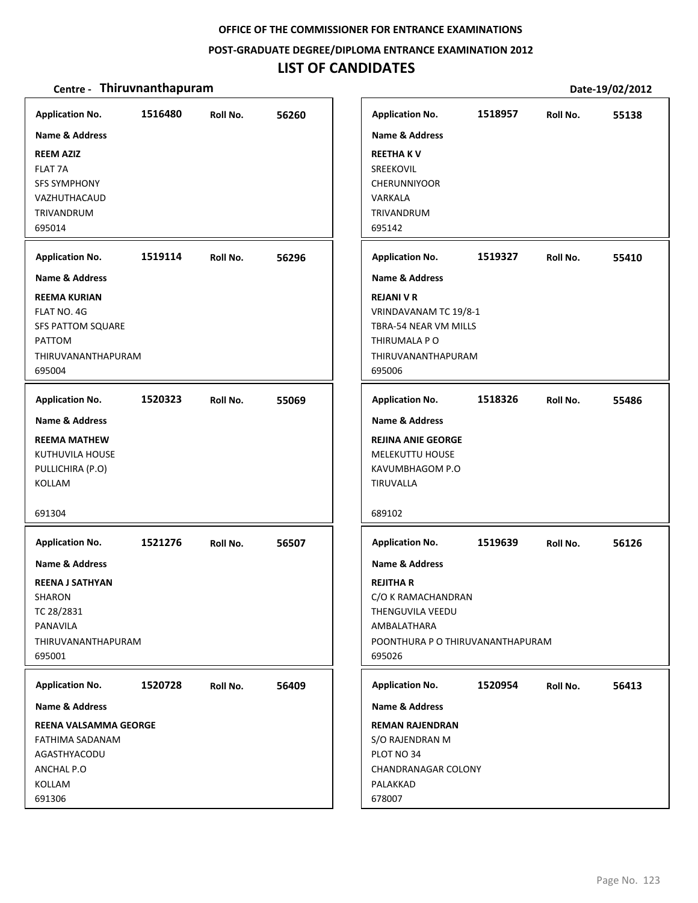OFFICE OF THE COMMISSIONER FOR ENTRANCE EXAMINATIONS

POST-GRADUATE DEGREE/DIPLOMA ENTRANCE EXAMINATION 2012

# LIST OF CANDIDATES

**Centre - Thiruvnanthapuram** **Date-19/02/2012**

| Application No. | Roll No. | Name & Address |
|---|---|---|
| 1516480 | 56260 | **REEM AZIZ**<br>FLAT 7A<br>SFS SYMPHONY<br>VAZHUTHACAUD<br>TRIVANDRUM<br>695014 |
| 1519114 | 56296 | **REEMA KURIAN**<br>FLAT NO. 4G<br>SFS PATTOM SQUARE<br>PATTOM<br>THIRUVANANTHAPURAM<br>695004 |
| 1520323 | 55069 | **REEMA MATHEW**<br>KUTHUVILA HOUSE<br>PULLICHIRA (P.O)<br>KOLLAM<br>691304 |
| 1521276 | 56507 | **REENA J SATHYAN**<br>SHARON<br>TC 28/2831<br>PANAVILA<br>THIRUVANANTHAPURAM<br>695001 |
| 1520728 | 56409 | **REENA VALSAMMA GEORGE**<br>FATHIMA SADANAM<br>AGASTHYACODU<br>ANCHAL P.O<br>KOLLAM<br>691306 |
| 1518957 | 55138 | **REETHA K V**<br>SREEKOVIL<br>CHERUNNIYOOR<br>VARKALA<br>TRIVANDRUM<br>695142 |
| 1519327 | 55410 | **REJANI V R**<br>VRINDAVANAM TC 19/8-1<br>TBRA-54 NEAR VM MILLS<br>THIRUMALA P O<br>THIRUVANANTHAPURAM<br>695006 |
| 1518326 | 55486 | **REJINA ANIE GEORGE**<br>MELEKUTTU HOUSE<br>KAVUMBHAGOM P.O<br>TIRUVALLA<br>689102 |
| 1519639 | 56126 | **REJITHA R**<br>C/O K RAMACHANDRAN<br>THENGUVILA VEEDU<br>AMBALATHARA<br>POONTHURA P O THIRUVANANTHAPURAM<br>695026 |
| 1520954 | 56413 | **REMAN RAJENDRAN**<br>S/O RAJENDRAN M<br>PLOT NO 34<br>CHANDRANAGAR COLONY<br>PALAKKAD<br>678007 |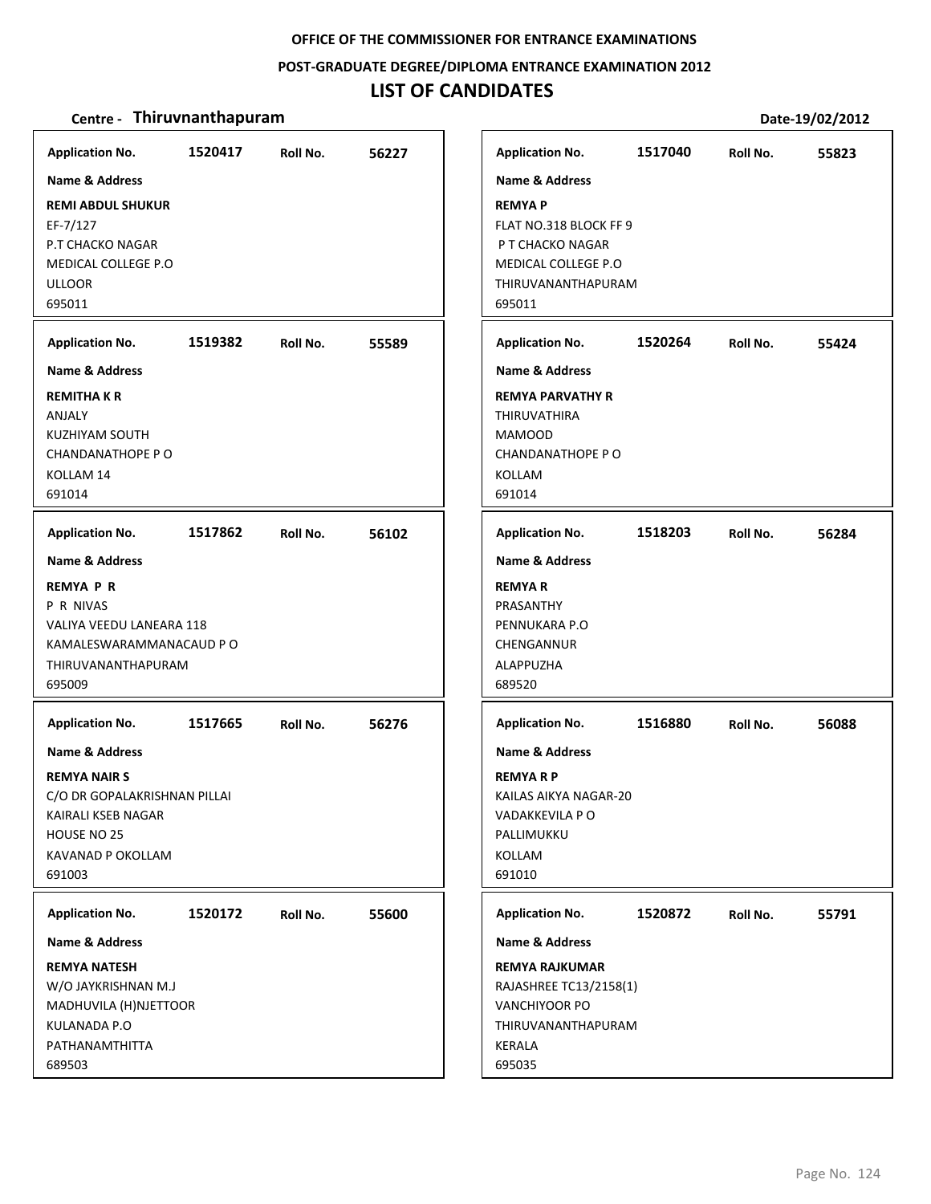**OFFICE OF THE COMMISSIONER FOR ENTRANCE EXAMINATIONS**

**POST-GRADUATE DEGREE/DIPLOMA ENTRANCE EXAMINATION 2012**

# LIST OF CANDIDATES

**Centre - Thiruvnanthapuram** **Date-19/02/2012**

| Application No. | Roll No. | Name & Address |
|---|---|---|
| 1520417 | 56227 | **REMI ABDUL SHUKUR**<br>EF-7/127<br>P.T CHACKO NAGAR<br>MEDICAL COLLEGE P.O<br>ULLOOR<br>695011 |
| 1519382 | 55589 | **REMITHA K R**<br>ANJALY<br>KUZHIYAM SOUTH<br>CHANDANATHOPE P O<br>KOLLAM 14<br>691014 |
| 1517862 | 56102 | **REMYA P R**<br>P R NIVAS<br>VALIYA VEEDU LANEARA 118<br>KAMALESWARAMMANACAUD P O<br>THIRUVANANTHAPURAM<br>695009 |
| 1517665 | 56276 | **REMYA NAIR S**<br>C/O DR GOPALAKRISHNAN PILLAI<br>KAIRALI KSEB NAGAR<br>HOUSE NO 25<br>KAVANAD P OKOLLAM<br>691003 |
| 1520172 | 55600 | **REMYA NATESH**<br>W/O JAYKRISHNAN M.J<br>MADHUVILA (H)NJETTOOR<br>KULANADA P.O<br>PATHANAMTHITTA<br>689503 |
| 1517040 | 55823 | **REMYA P**<br>FLAT NO.318 BLOCK FF 9<br>P T CHACKO NAGAR<br>MEDICAL COLLEGE P.O<br>THIRUVANANTHAPURAM<br>695011 |
| 1520264 | 55424 | **REMYA PARVATHY R**<br>THIRUVATHIRA<br>MAMOOD<br>CHANDANATHOPE P O<br>KOLLAM<br>691014 |
| 1518203 | 56284 | **REMYA R**<br>PRASANTHY<br>PENNUKARA P.O<br>CHENGANNUR<br>ALAPPUZHA<br>689520 |
| 1516880 | 56088 | **REMYA R P**<br>KAILAS AIKYA NAGAR-20<br>VADAKKEVILA P O<br>PALLIMUKKU<br>KOLLAM<br>691010 |
| 1520872 | 55791 | **REMYA RAJKUMAR**<br>RAJASHREE TC13/2158(1)<br>VANCHIYOOR PO<br>THIRUVANANTHAPURAM<br>KERALA<br>695035 |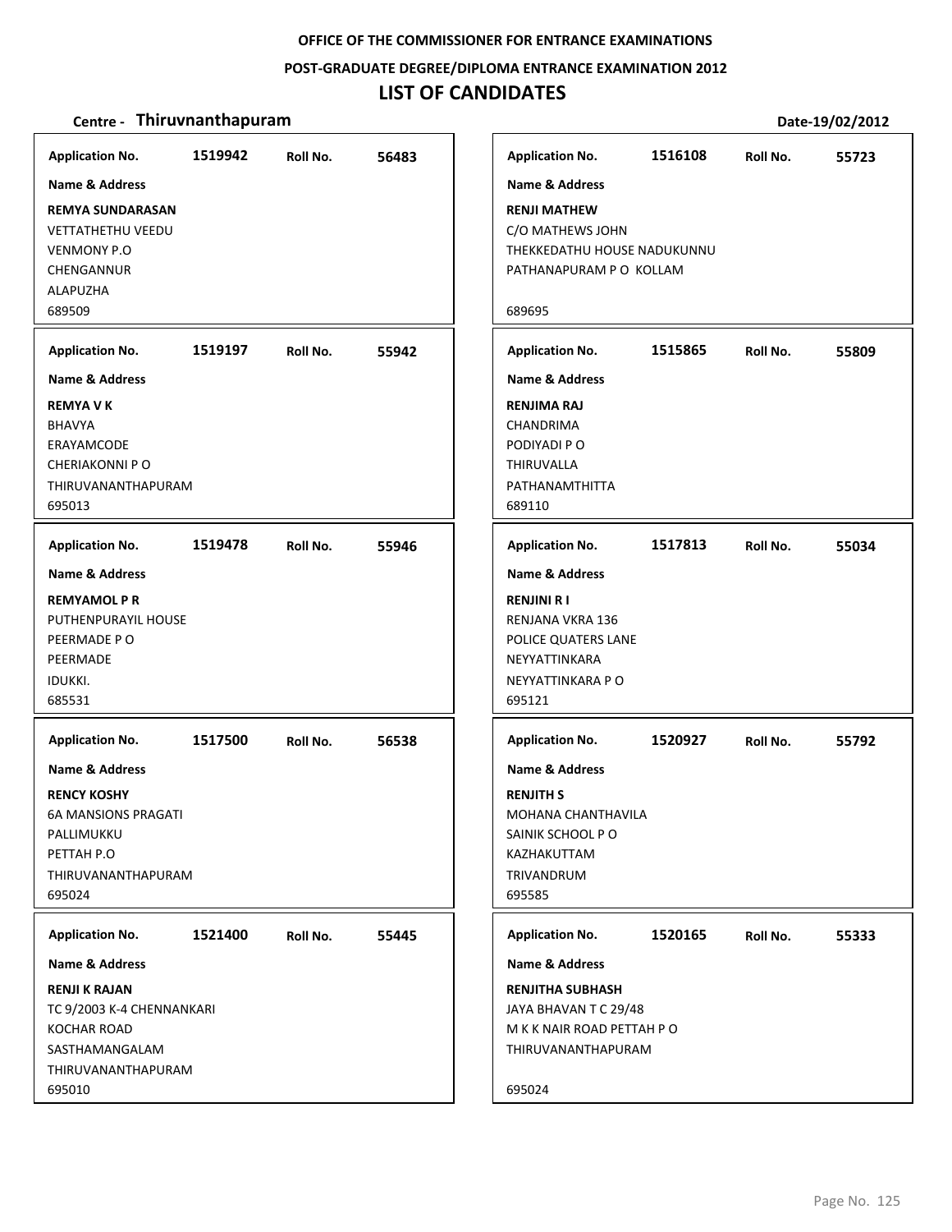**OFFICE OF THE COMMISSIONER FOR ENTRANCE EXAMINATIONS**

**POST-GRADUATE DEGREE/DIPLOMA ENTRANCE EXAMINATION 2012**

# LIST OF CANDIDATES

**Centre - Thiruvnanthapuram** **Date-19/02/2012**

| Application No. | Roll No. | Name & Address |
|---|---|---|
| 1519942 | 56483 | **REMYA SUNDARASAN**<br>VETTATHETHU VEEDU<br>VENMONY P.O<br>CHENGANNUR<br>ALAPUZHA<br>689509 |
| 1519197 | 55942 | **REMYA V K**<br>BHAVYA<br>ERAYAMCODE<br>CHERIAKONNI P O<br>THIRUVANANTHAPURAM<br>695013 |
| 1519478 | 55946 | **REMYAMOL P R**<br>PUTHENPURAYIL HOUSE<br>PEERMADE P O<br>PEERMADE<br>IDUKKI.<br>685531 |
| 1517500 | 56538 | **RENCY KOSHY**<br>6A MANSIONS PRAGATI<br>PALLIMUKKU<br>PETTAH P.O<br>THIRUVANANTHAPURAM<br>695024 |
| 1521400 | 55445 | **RENJI K RAJAN**<br>TC 9/2003 K-4 CHENNANKARI<br>KOCHAR ROAD<br>SASTHAMANGALAM<br>THIRUVANANTHAPURAM<br>695010 |
| 1516108 | 55723 | **RENJI MATHEW**<br>C/O MATHEWS JOHN<br>THEKKEDATHU HOUSE NADUKUNNU<br>PATHANAPURAM P O KOLLAM<br>689695 |
| 1515865 | 55809 | **RENJIMA RAJ**<br>CHANDRIMA<br>PODIYADI P O<br>THIRUVALLA<br>PATHANAMTHITTA<br>689110 |
| 1517813 | 55034 | **RENJINI R I**<br>RENJANA VKRA 136<br>POLICE QUATERS LANE<br>NEYYATTINKARA<br>NEYYATTINKARA P O<br>695121 |
| 1520927 | 55792 | **RENJITH S**<br>MOHANA CHANTHAVILA<br>SAINIK SCHOOL P O<br>KAZHAKUTTAM<br>TRIVANDRUM<br>695585 |
| 1520165 | 55333 | **RENJITHA SUBHASH**<br>JAYA BHAVAN T C 29/48<br>M K K NAIR ROAD PETTAH P O<br>THIRUVANANTHAPURAM<br>695024 |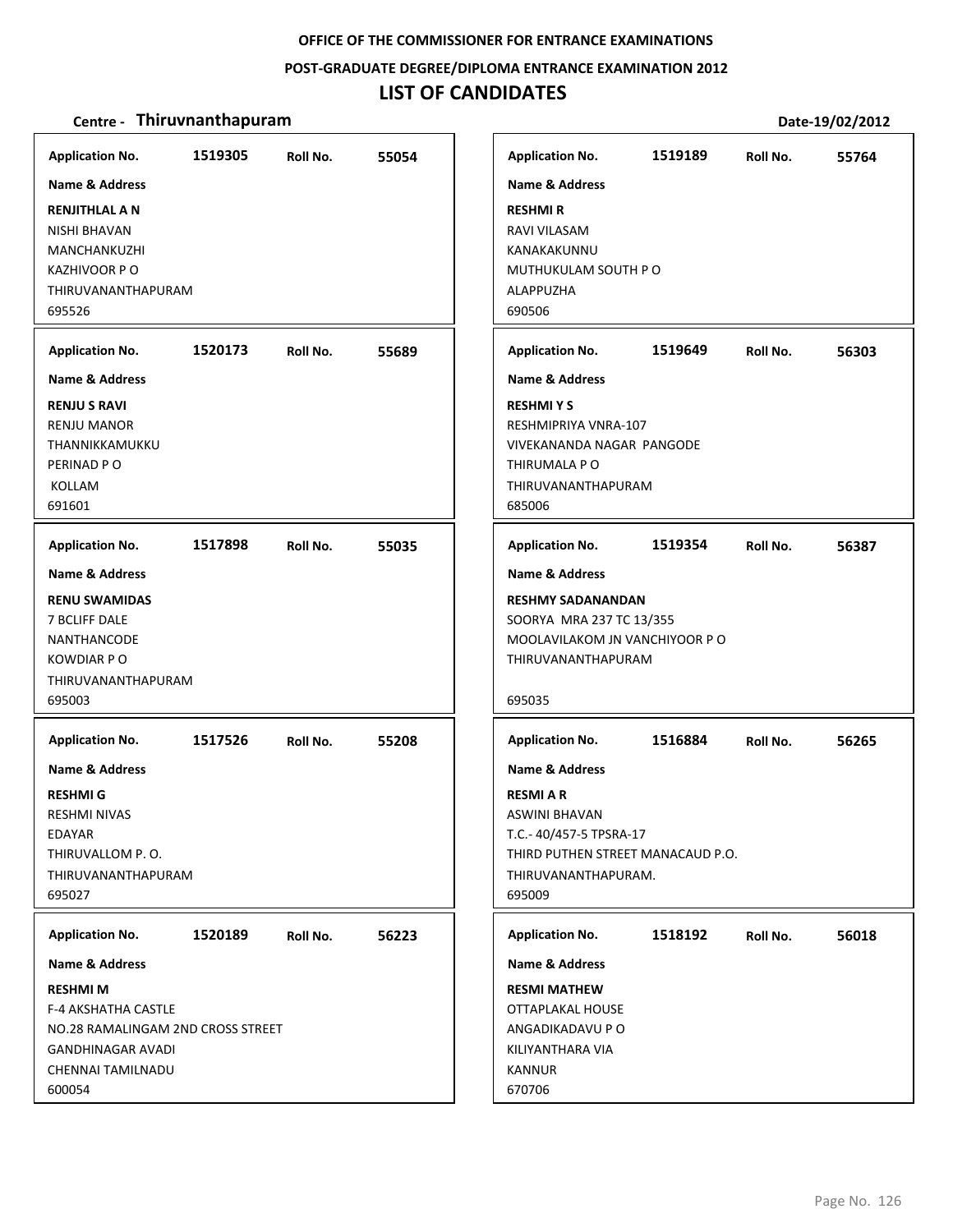**OFFICE OF THE COMMISSIONER FOR ENTRANCE EXAMINATIONS**

**POST-GRADUATE DEGREE/DIPLOMA ENTRANCE EXAMINATION 2012**

# LIST OF CANDIDATES

**Centre - Thiruvnanthapuram** **Date-19/02/2012**

**Application No.** 1519305 **Roll No.** 55054
**Name & Address**
**RENJITHLAL A N**
NISHI BHAVAN
MANCHANKUZHI
KAZHIVOOR P O
THIRUVANANTHAPURAM
695526

**Application No.** 1520173 **Roll No.** 55689
**Name & Address**
**RENJU S RAVI**
RENJU MANOR
THANNIKKAMUKKU
PERINAD P O
KOLLAM
691601

**Application No.** 1517898 **Roll No.** 55035
**Name & Address**
**RENU SWAMIDAS**
7 BCLIFF DALE
NANTHANCODE
KOWDIAR P O
THIRUVANANTHAPURAM
695003

**Application No.** 1517526 **Roll No.** 55208
**Name & Address**
**RESHMI G**
RESHMI NIVAS
EDAYAR
THIRUVALLOM P. O.
THIRUVANANTHAPURAM
695027

**Application No.** 1520189 **Roll No.** 56223
**Name & Address**
**RESHMI M**
F-4 AKSHATHA CASTLE
NO.28 RAMALINGAM 2ND CROSS STREET
GANDHINAGAR AVADI
CHENNAI TAMILNADU
600054

**Application No.** 1519189 **Roll No.** 55764
**Name & Address**
**RESHMI R**
RAVI VILASAM
KANAKAKUNNU
MUTHUKULAM SOUTH P O
ALAPPUZHA
690506

**Application No.** 1519649 **Roll No.** 56303
**Name & Address**
**RESHMI Y S**
RESHMIPRIYA VNRA-107
VIVEKANANDA NAGAR PANGODE
THIRUMALA P O
THIRUVANANTHAPURAM
685006

**Application No.** 1519354 **Roll No.** 56387
**Name & Address**
**RESHMY SADANANDAN**
SOORYA MRA 237 TC 13/355
MOOLAVILAKOM JN VANCHIYOOR P O
THIRUVANANTHAPURAM

695035

**Application No.** 1516884 **Roll No.** 56265
**Name & Address**
**RESMI A R**
ASWINI BHAVAN
T.C.- 40/457-5 TPSRA-17
THIRD PUTHEN STREET MANACAUD P.O.
THIRUVANANTHAPURAM.
695009

**Application No.** 1518192 **Roll No.** 56018
**Name & Address**
**RESMI MATHEW**
OTTAPLAKAL HOUSE
ANGADIKADAVU P O
KILIYANTHARA VIA
KANNUR
670706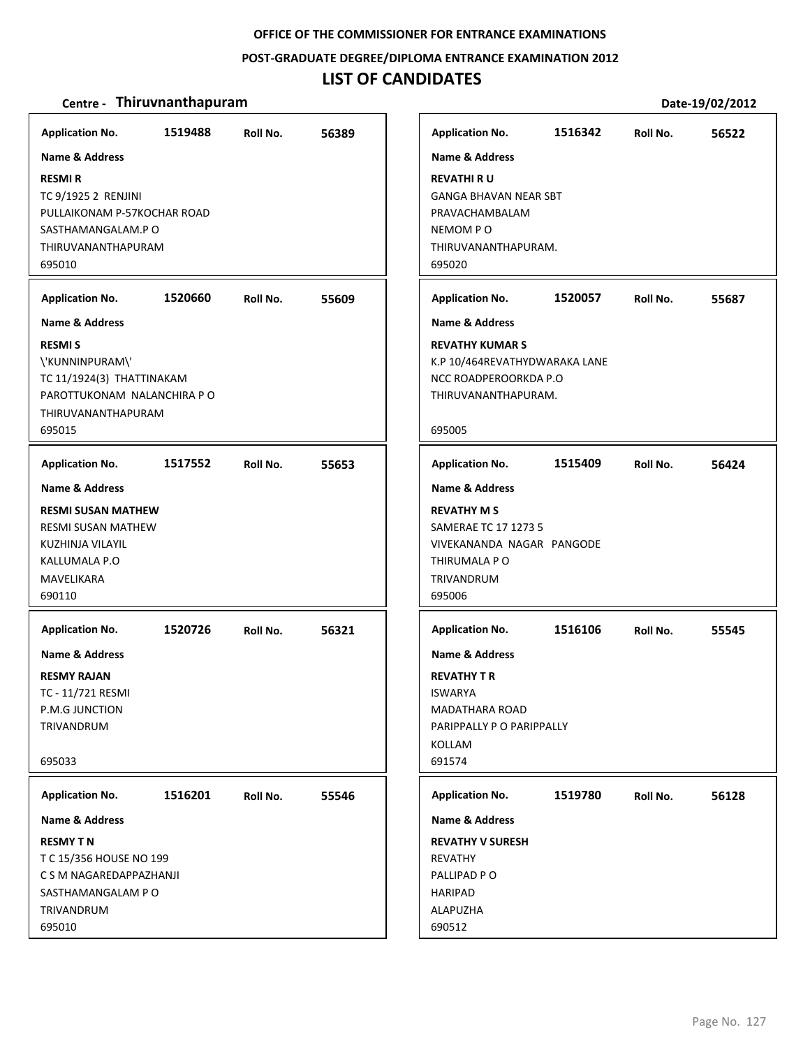OFFICE OF THE COMMISSIONER FOR ENTRANCE EXAMINATIONS

POST-GRADUATE DEGREE/DIPLOMA ENTRANCE EXAMINATION 2012

# LIST OF CANDIDATES

**Centre - Thiruvnanthapuram** Date-19/02/2012

**Application No.** 1519488 **Roll No.** 56389

**Name & Address**

**RESMI R**
TC 9/1925 2 RENJINI
PULLAIKONAM P-57KOCHAR ROAD
SASTHAMANGALAM.P O
THIRUVANANTHAPURAM
695010

**Application No.** 1520660 **Roll No.** 55609

**Name & Address**

**RESMI S**
\'KUNNINPURAM\'
TC 11/1924(3) THATTINAKAM
PAROTTUKONAM NALANCHIRA P O
THIRUVANANTHAPURAM
695015

**Application No.** 1517552 **Roll No.** 55653

**Name & Address**

**RESMI SUSAN MATHEW**
RESMI SUSAN MATHEW
KUZHINJA VILAYIL
KALLUMALA P.O
MAVELIKARA
690110

**Application No.** 1520726 **Roll No.** 56321

**Name & Address**

**RESMY RAJAN**
TC - 11/721 RESMI
P.M.G JUNCTION
TRIVANDRUM
695033

**Application No.** 1516201 **Roll No.** 55546

**Name & Address**

**RESMY T N**
T C 15/356 HOUSE NO 199
C S M NAGAREDAPPAZHANJI
SASTHAMANGALAM P O
TRIVANDRUM
695010

**Application No.** 1516342 **Roll No.** 56522

**Name & Address**

**REVATHI R U**
GANGA BHAVAN NEAR SBT
PRAVACHAMBALAM
NEMOM P O
THIRUVANANTHAPURAM.
695020

**Application No.** 1520057 **Roll No.** 55687

**Name & Address**

**REVATHY KUMAR S**
K.P 10/464REVATHYDWARAKA LANE
NCC ROADPEROORKDA P.O
THIRUVANANTHAPURAM.
695005

**Application No.** 1515409 **Roll No.** 56424

**Name & Address**

**REVATHY M S**
SAMERAE TC 17 1273 5
VIVEKANANDA NAGAR PANGODE
THIRUMALA P O
TRIVANDRUM
695006

**Application No.** 1516106 **Roll No.** 55545

**Name & Address**

**REVATHY T R**
ISWARYA
MADATHARA ROAD
PARIPPALLY P O PARIPPALLY
KOLLAM
691574

**Application No.** 1519780 **Roll No.** 56128

**Name & Address**

**REVATHY V SURESH**
REVATHY
PALLIPAD P O
HARIPAD
ALAPUZHA
690512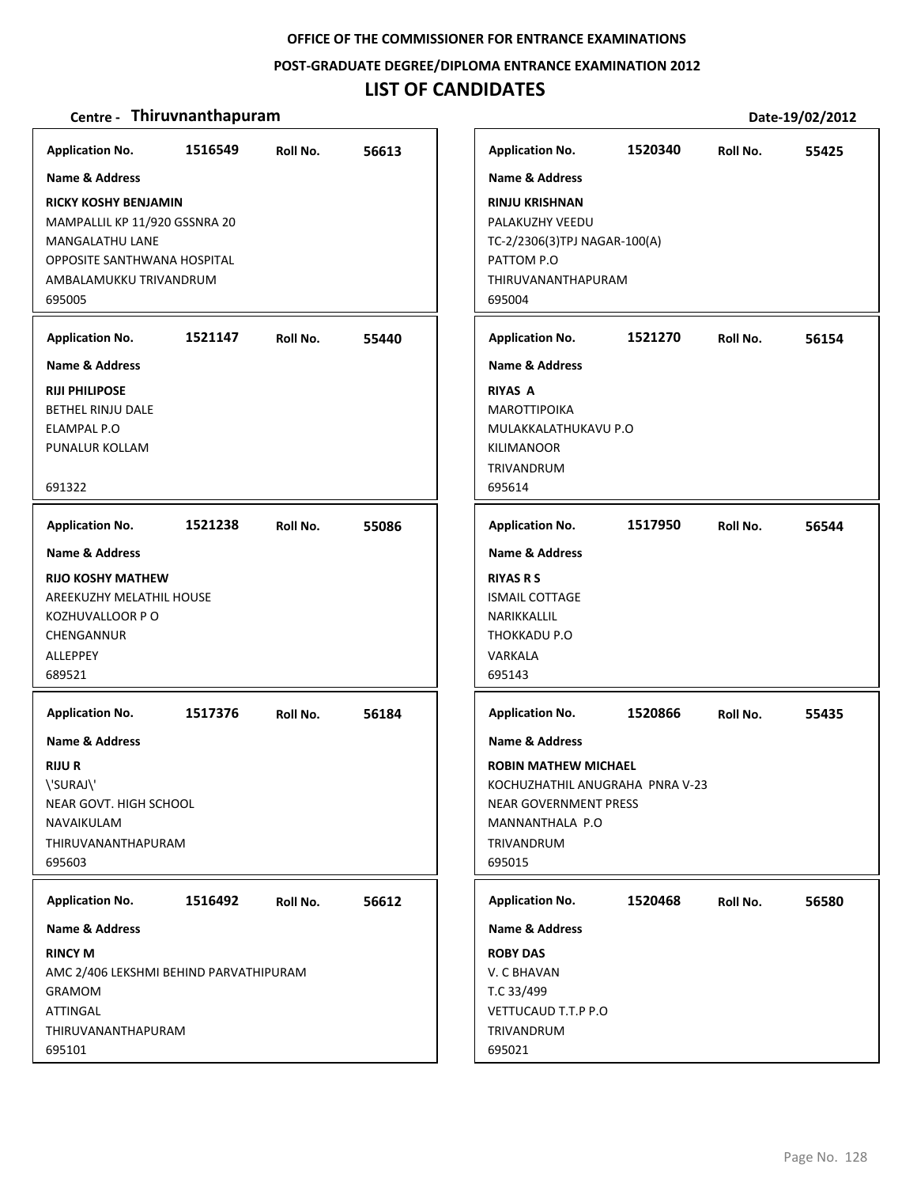**OFFICE OF THE COMMISSIONER FOR ENTRANCE EXAMINATIONS**

**POST-GRADUATE DEGREE/DIPLOMA ENTRANCE EXAMINATION 2012**

# LIST OF CANDIDATES

**Centre - Thiruvnanthapuram** **Date-19/02/2012**

| Application No. | Roll No. | Name & Address |
|---|---|---|
| 1516549 | 56613 | **RICKY KOSHY BENJAMIN**<br>MAMPALLIL KP 11/920 GSSNRA 20<br>MANGALATHU LANE<br>OPPOSITE SANTHWANA HOSPITAL<br>AMBALAMUKKU TRIVANDRUM<br>695005 |
| 1521147 | 55440 | **RIJI PHILIPOSE**<br>BETHEL RINJU DALE<br>ELAMPAL P.O<br>PUNALUR KOLLAM<br>691322 |
| 1521238 | 55086 | **RIJO KOSHY MATHEW**<br>AREEKUZHY MELATHIL HOUSE<br>KOZHUVALLOOR P O<br>CHENGANNUR<br>ALLEPPEY<br>689521 |
| 1517376 | 56184 | **RIJU R**<br>\'SURAJ\'<br>NEAR GOVT. HIGH SCHOOL<br>NAVAIKULAM<br>THIRUVANANTHAPURAM<br>695603 |
| 1516492 | 56612 | **RINCY M**<br>AMC 2/406 LEKSHMI BEHIND PARVATHIPURAM<br>GRAMOM<br>ATTINGAL<br>THIRUVANANTHAPURAM<br>695101 |
| 1520340 | 55425 | **RINJU KRISHNAN**<br>PALAKUZHY VEEDU<br>TC-2/2306(3)TPJ NAGAR-100(A)<br>PATTOM P.O<br>THIRUVANANTHAPURAM<br>695004 |
| 1521270 | 56154 | **RIYAS A**<br>MAROTTIPOIKA<br>MULAKKALATHUKAVU P.O<br>KILIMANOOR<br>TRIVANDRUM<br>695614 |
| 1517950 | 56544 | **RIYAS R S**<br>ISMAIL COTTAGE<br>NARIKKALLIL<br>THOKKADU P.O<br>VARKALA<br>695143 |
| 1520866 | 55435 | **ROBIN MATHEW MICHAEL**<br>KOCHUZHATHIL ANUGRAHA PNRA V-23<br>NEAR GOVERNMENT PRESS<br>MANNANTHALA P.O<br>TRIVANDRUM<br>695015 |
| 1520468 | 56580 | **ROBY DAS**<br>V. C BHAVAN<br>T.C 33/499<br>VETTUCAUD T.T.P P.O<br>TRIVANDRUM<br>695021 |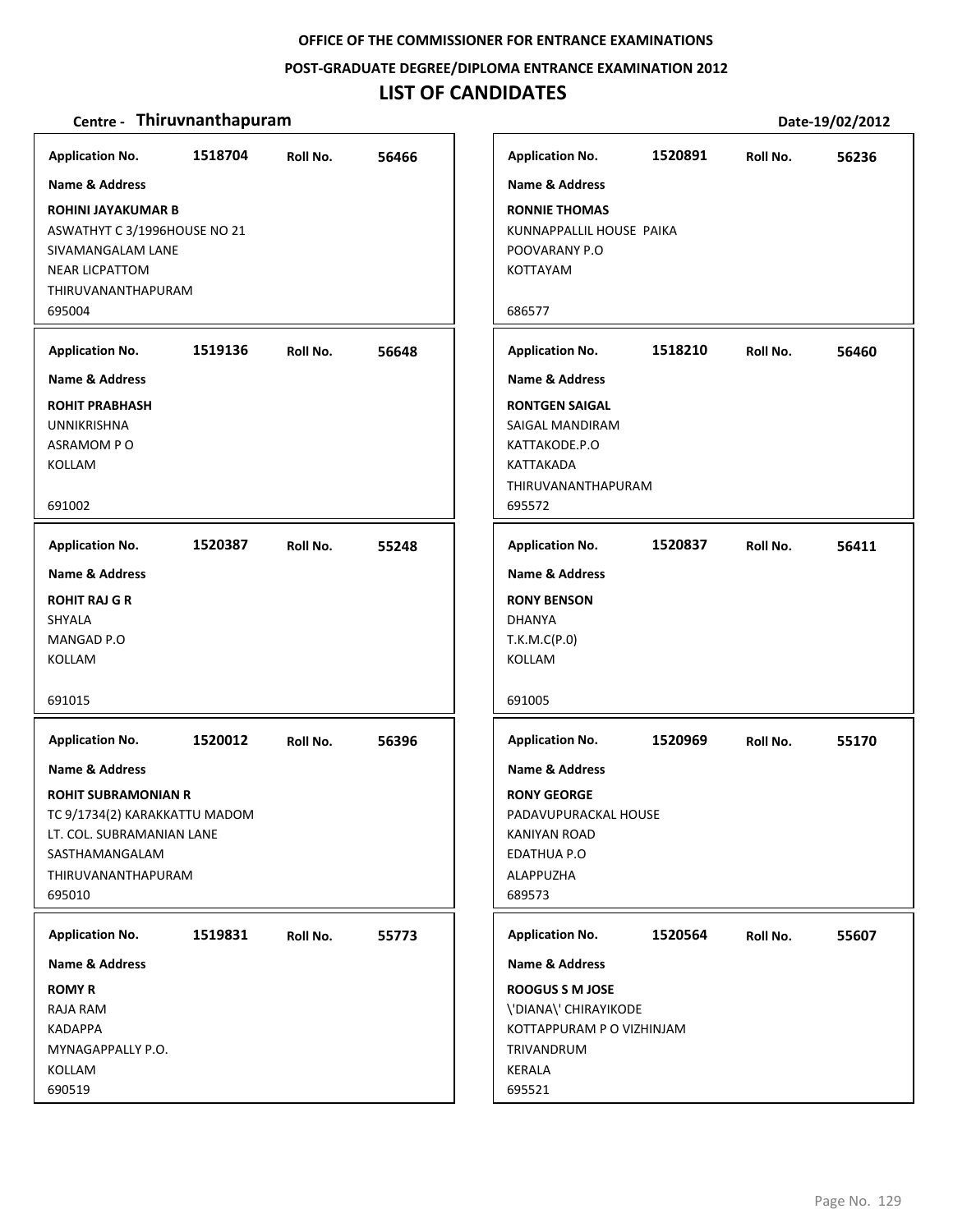**OFFICE OF THE COMMISSIONER FOR ENTRANCE EXAMINATIONS**

**POST-GRADUATE DEGREE/DIPLOMA ENTRANCE EXAMINATION 2012**

# LIST OF CANDIDATES

**Centre - Thiruvnanthapuram** **Date-19/02/2012**

**Application No.** 1518704 **Roll No.** 56466

**Name & Address**

**ROHINI JAYAKUMAR B**
ASWATHYT C 3/1996HOUSE NO 21
SIVAMANGALAM LANE
NEAR LICPATTOM
THIRUVANANTHAPURAM
695004

**Application No.** 1519136 **Roll No.** 56648

**Name & Address**

**ROHIT PRABHASH**
UNNIKRISHNA
ASRAMOM P O
KOLLAM

691002

**Application No.** 1520387 **Roll No.** 55248

**Name & Address**

**ROHIT RAJ G R**
SHYALA
MANGAD P.O
KOLLAM

691015

**Application No.** 1520012 **Roll No.** 56396

**Name & Address**

**ROHIT SUBRAMONIAN R**
TC 9/1734(2) KARAKKATTU MADOM
LT. COL. SUBRAMANIAN LANE
SASTHAMANGALAM
THIRUVANANTHAPURAM
695010

**Application No.** 1519831 **Roll No.** 55773

**Name & Address**

**ROMY R**
RAJA RAM
KADAPPA
MYNAGAPPALLY P.O.
KOLLAM
690519

**Application No.** 1520891 **Roll No.** 56236

**Name & Address**

**RONNIE THOMAS**
KUNNAPPALLIL HOUSE PAIKA
POOVARANY P.O
KOTTAYAM

686577

**Application No.** 1518210 **Roll No.** 56460

**Name & Address**

**RONTGEN SAIGAL**
SAIGAL MANDIRAM
KATTAKODE.P.O
KATTAKADA
THIRUVANANTHAPURAM
695572

**Application No.** 1520837 **Roll No.** 56411

**Name & Address**

**RONY BENSON**
DHANYA
T.K.M.C(P.0)
KOLLAM

691005

**Application No.** 1520969 **Roll No.** 55170

**Name & Address**

**RONY GEORGE**
PADAVUPURACKAL HOUSE
KANIYAN ROAD
EDATHUA P.O
ALAPPUZHA
689573

**Application No.** 1520564 **Roll No.** 55607

**Name & Address**

**ROOGUS S M JOSE**
\'DIANA\' CHIRAYIKODE
KOTTAPPURAM P O VIZHINJAM
TRIVANDRUM
KERALA
695521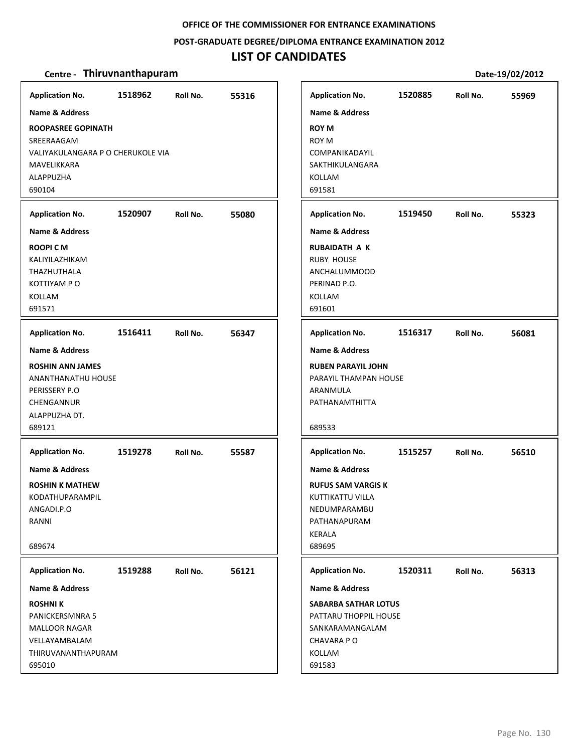OFFICE OF THE COMMISSIONER FOR ENTRANCE EXAMINATIONS

POST-GRADUATE DEGREE/DIPLOMA ENTRANCE EXAMINATION 2012

# LIST OF CANDIDATES

**Centre - Thiruvnanthapuram** Date-19/02/2012

**Application No.** 1518962 **Roll No.** 55316

**Name & Address**

**ROOPASREE GOPINATH**
SREERAAGAM
VALIYAKULANGARA P O CHERUKOLE VIA
MAVELIKKARA
ALAPPUZHA
690104

**Application No.** 1520907 **Roll No.** 55080

**Name & Address**

**ROOPI C M**
KALIYILAZHIKAM
THAZHUTHALA
KOTTIYAM P O
KOLLAM
691571

**Application No.** 1516411 **Roll No.** 56347

**Name & Address**

**ROSHIN ANN JAMES**
ANANTHANATHU HOUSE
PERISSERY P.O
CHENGANNUR
ALAPPUZHA DT.
689121

**Application No.** 1519278 **Roll No.** 55587

**Name & Address**

**ROSHIN K MATHEW**
KODATHUPARAMPIL
ANGADI.P.O
RANNI

689674

**Application No.** 1519288 **Roll No.** 56121

**Name & Address**

**ROSHNI K**
PANICKERSMNRA 5
MALLOOR NAGAR
VELLAYAMBALAM
THIRUVANANTHAPURAM
695010

**Application No.** 1520885 **Roll No.** 55969

**Name & Address**

**ROY M**
ROY M
COMPANIKADAYIL
SAKTHIKULANGARA
KOLLAM
691581

**Application No.** 1519450 **Roll No.** 55323

**Name & Address**

**RUBAIDATH A K**
RUBY HOUSE
ANCHALUMMOOD
PERINAD P.O.
KOLLAM
691601

**Application No.** 1516317 **Roll No.** 56081

**Name & Address**

**RUBEN PARAYIL JOHN**
PARAYIL THAMPAN HOUSE
ARANMULA
PATHANAMTHITTA

689533

**Application No.** 1515257 **Roll No.** 56510

**Name & Address**

**RUFUS SAM VARGIS K**
KUTTIKATTU VILLA
NEDUMPARAMBU
PATHANAPURAM
KERALA
689695

**Application No.** 1520311 **Roll No.** 56313

**Name & Address**

**SABARBA SATHAR LOTUS**
PATTARU THOPPIL HOUSE
SANKARAMANGALAM
CHAVARA P O
KOLLAM
691583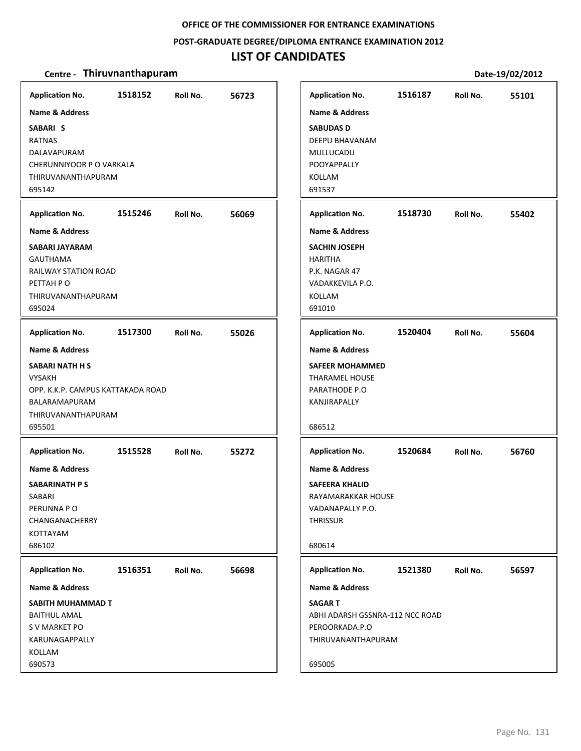OFFICE OF THE COMMISSIONER FOR ENTRANCE EXAMINATIONS

POST-GRADUATE DEGREE/DIPLOMA ENTRANCE EXAMINATION 2012

# LIST OF CANDIDATES

**Centre - Thiruvnanthapuram** Date-19/02/2012

**Application No.** 1518152 **Roll No.** 56723

**Name & Address**

**SABARI S**
RATNAS
DALAVAPURAM
CHERUNNIYOOR P O VARKALA
THIRUVANANTHAPURAM
695142

**Application No.** 1515246 **Roll No.** 56069

**Name & Address**

**SABARI JAYARAM**
GAUTHAMA
RAILWAY STATION ROAD
PETTAH P O
THIRUVANANTHAPURAM
695024

**Application No.** 1517300 **Roll No.** 55026

**Name & Address**

**SABARI NATH H S**
VYSAKH
OPP. K.K.P. CAMPUS KATTAKADA ROAD
BALARAMAPURAM
THIRUVANANTHAPURAM
695501

**Application No.** 1515528 **Roll No.** 55272

**Name & Address**

**SABARINATH P S**
SABARI
PERUNNA P O
CHANGANACHERRY
KOTTAYAM
686102

**Application No.** 1516351 **Roll No.** 56698

**Name & Address**

**SABITH MUHAMMAD T**
BAITHUL AMAL
S V MARKET PO
KARUNAGAPPALLY
KOLLAM
690573

**Application No.** 1516187 **Roll No.** 55101

**Name & Address**

**SABUDAS D**
DEEPU BHAVANAM
MULLUCADU
POOYAPPALLY
KOLLAM
691537

**Application No.** 1518730 **Roll No.** 55402

**Name & Address**

**SACHIN JOSEPH**
HARITHA
P.K. NAGAR 47
VADAKKEVILA P.O.
KOLLAM
691010

**Application No.** 1520404 **Roll No.** 55604

**Name & Address**

**SAFEER MOHAMMED**
THARAMEL HOUSE
PARATHODE P.O
KANJIRAPALLY
686512

**Application No.** 1520684 **Roll No.** 56760

**Name & Address**

**SAFEERA KHALID**
RAYAMARAKKAR HOUSE
VADANAPALLY P.O.
THRISSUR
680614

**Application No.** 1521380 **Roll No.** 56597

**Name & Address**

**SAGAR T**
ABHI ADARSH GSSNRA-112 NCC ROAD
PEROORKADA.P.O
THIRUVANANTHAPURAM
695005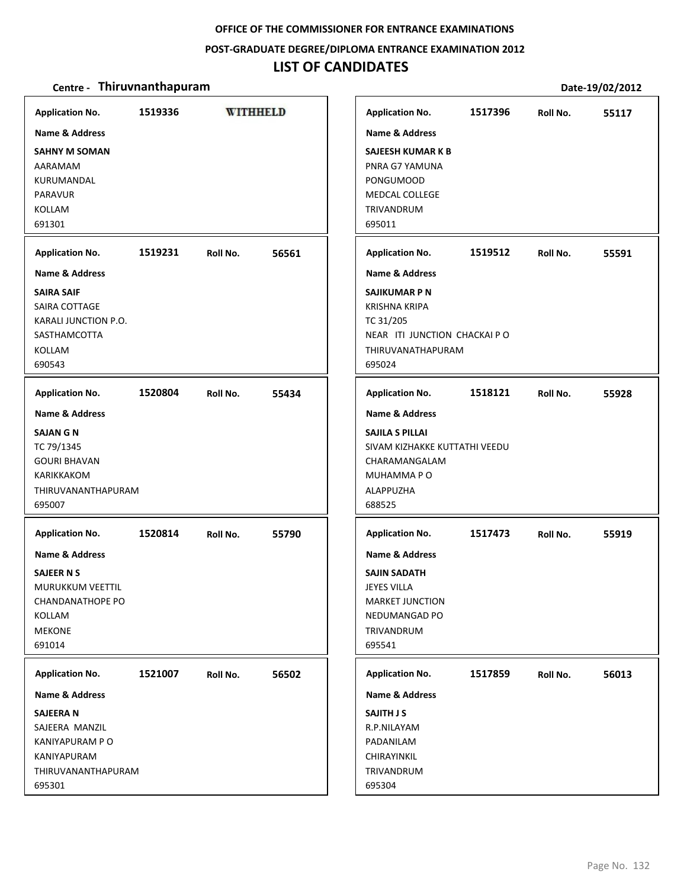**OFFICE OF THE COMMISSIONER FOR ENTRANCE EXAMINATIONS**

**POST-GRADUATE DEGREE/DIPLOMA ENTRANCE EXAMINATION 2012**

# LIST OF CANDIDATES

**Centre - Thiruvnanthapuram** **Date-19/02/2012**

| Application No. | Roll No. | Name & Address |
|---|---|---|
| 1519336 | WITHHELD | **SAHNY M SOMAN**<br>AARAMAM<br>KURUMANDAL<br>PARAVUR<br>KOLLAM<br>691301 |
| 1517396 | 55117 | **SAJEESH KUMAR K B**<br>PNRA G7 YAMUNA<br>PONGUMOOD<br>MEDCAL COLLEGE<br>TRIVANDRUM<br>695011 |
| 1519231 | 56561 | **SAIRA SAIF**<br>SAIRA COTTAGE<br>KARALI JUNCTION P.O.<br>SASTHAMCOTTA<br>KOLLAM<br>690543 |
| 1519512 | 55591 | **SAJIKUMAR P N**<br>KRISHNA KRIPA<br>TC 31/205<br>NEAR ITI JUNCTION CHACKAI P O<br>THIRUVANATHAPURAM<br>695024 |
| 1520804 | 55434 | **SAJAN G N**<br>TC 79/1345<br>GOURI BHAVAN<br>KARIKKAKOM<br>THIRUVANANTHAPURAM<br>695007 |
| 1518121 | 55928 | **SAJILA S PILLAI**<br>SIVAM KIZHAKKE KUTTATHI VEEDU<br>CHARAMANGALAM<br>MUHAMMA P O<br>ALAPPUZHA<br>688525 |
| 1520814 | 55790 | **SAJEER N S**<br>MURUKKUM VEETTIL<br>CHANDANATHOPE PO<br>KOLLAM<br>MEKONE<br>691014 |
| 1517473 | 55919 | **SAJIN SADATH**<br>JEYES VILLA<br>MARKET JUNCTION<br>NEDUMANGAD PO<br>TRIVANDRUM<br>695541 |
| 1521007 | 56502 | **SAJEERA N**<br>SAJEERA MANZIL<br>KANIYAPURAM P O<br>KANIYAPURAM<br>THIRUVANANTHAPURAM<br>695301 |
| 1517859 | 56013 | **SAJITH J S**<br>R.P.NILAYAM<br>PADANILAM<br>CHIRAYINKIL<br>TRIVANDRUM<br>695304 |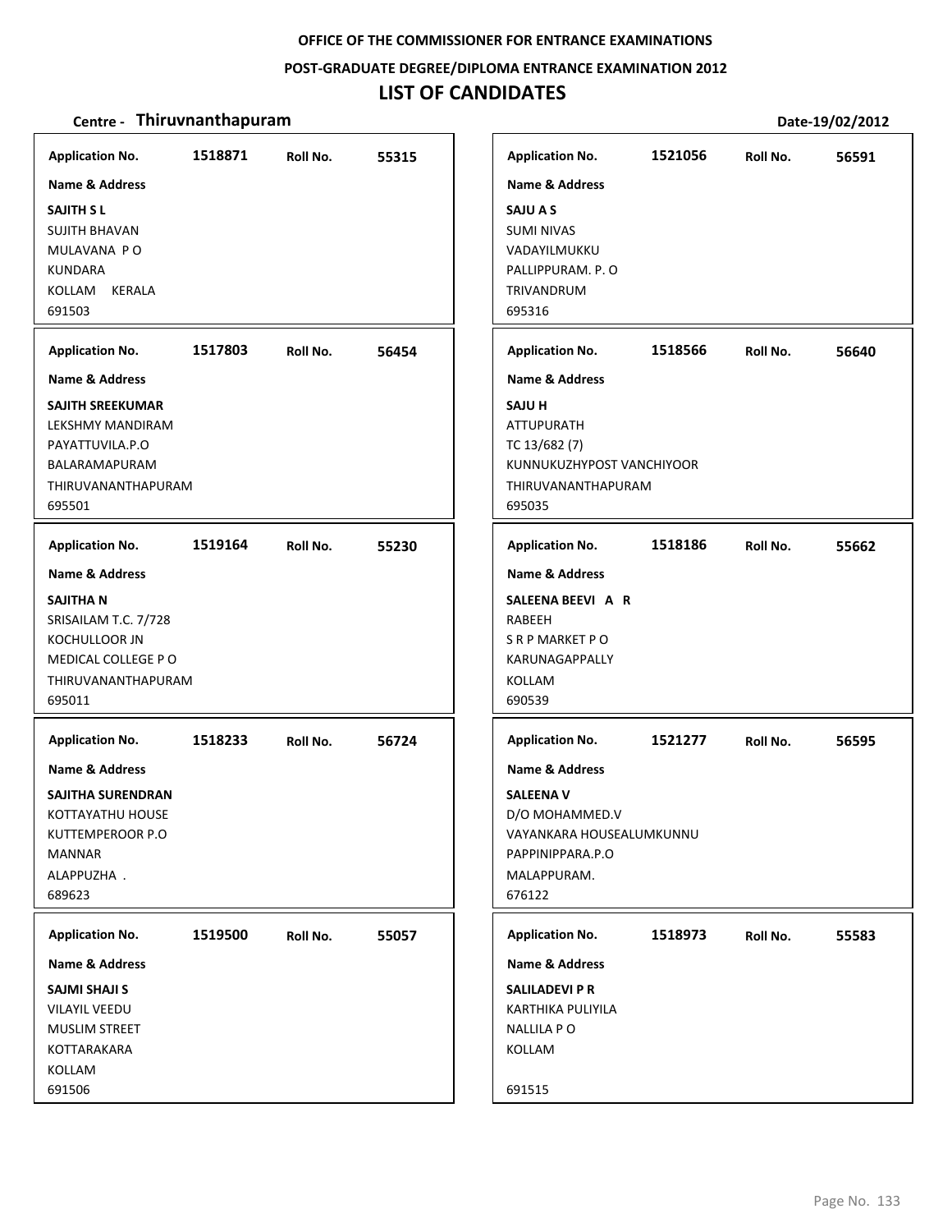**OFFICE OF THE COMMISSIONER FOR ENTRANCE EXAMINATIONS**

**POST-GRADUATE DEGREE/DIPLOMA ENTRANCE EXAMINATION 2012**

# LIST OF CANDIDATES

**Centre - Thiruvnanthapuram** **Date-19/02/2012**

| Application No. | Roll No. | Name & Address |
|---|---|---|
| 1518871 | 55315 | **SAJITH S L**<br>SUJITH BHAVAN<br>MULAVANA P O<br>KUNDARA<br>KOLLAM KERALA<br>691503 |
| 1517803 | 56454 | **SAJITH SREEKUMAR**<br>LEKSHMY MANDIRAM<br>PAYATTUVILA.P.O<br>BALARAMAPURAM<br>THIRUVANANTHAPURAM<br>695501 |
| 1519164 | 55230 | **SAJITHA N**<br>SRISAILAM T.C. 7/728<br>KOCHULLOOR JN<br>MEDICAL COLLEGE P O<br>THIRUVANANTHAPURAM<br>695011 |
| 1518233 | 56724 | **SAJITHA SURENDRAN**<br>KOTTAYATHU HOUSE<br>KUTTEMPEROOR P.O<br>MANNAR<br>ALAPPUZHA .<br>689623 |
| 1519500 | 55057 | **SAJMI SHAJI S**<br>VILAYIL VEEDU<br>MUSLIM STREET<br>KOTTARAKARA<br>KOLLAM<br>691506 |
| 1521056 | 56591 | **SAJU A S**<br>SUMI NIVAS<br>VADAYILMUKKU<br>PALLIPPURAM. P. O<br>TRIVANDRUM<br>695316 |
| 1518566 | 56640 | **SAJU H**<br>ATTUPURATH<br>TC 13/682 (7)<br>KUNNUKUZHYPOST VANCHIYOOR<br>THIRUVANANTHAPURAM<br>695035 |
| 1518186 | 55662 | **SALEENA BEEVI A R**<br>RABEEH<br>S R P MARKET P O<br>KARUNAGAPPALLY<br>KOLLAM<br>690539 |
| 1521277 | 56595 | **SALEENA V**<br>D/O MOHAMMED.V<br>VAYANKARA HOUSEALUMKUNNU<br>PAPPINIPPARA.P.O<br>MALAPPURAM.<br>676122 |
| 1518973 | 55583 | **SALILADEVI P R**<br>KARTHIKA PULIYILA<br>NALLILA P O<br>KOLLAM<br>691515 |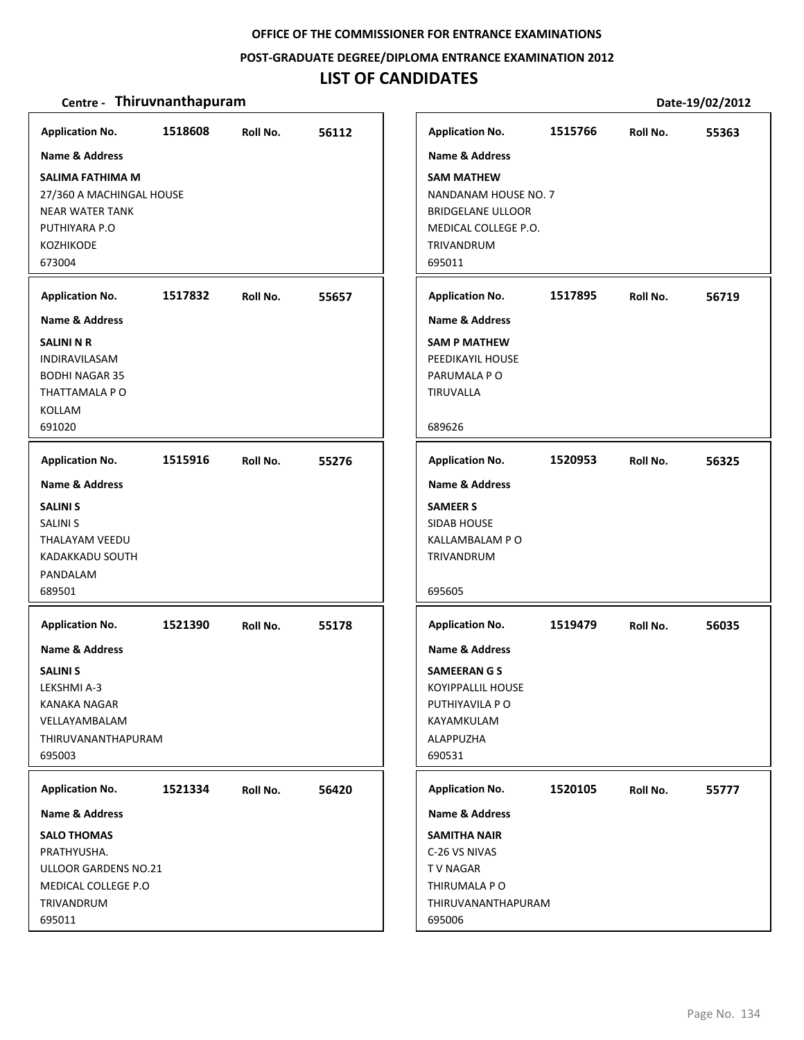**OFFICE OF THE COMMISSIONER FOR ENTRANCE EXAMINATIONS**

**POST-GRADUATE DEGREE/DIPLOMA ENTRANCE EXAMINATION 2012**

# LIST OF CANDIDATES

**Centre - Thiruvnanthapuram** **Date-19/02/2012**

| Application No. | Roll No. | Name & Address |
|---|---|---|
| 1518608 | 56112 | **SALIMA FATHIMA M**, 27/360 A MACHINGAL HOUSE, NEAR WATER TANK, PUTHIYARA P.O, KOZHIKODE, 673004 |
| 1517832 | 55657 | **SALINI N R**, INDIRAVILASAM, BODHI NAGAR 35, THATTAMALA P O, KOLLAM, 691020 |
| 1515916 | 55276 | **SALINI S**, SALINI S, THALAYAM VEEDU, KADAKKADU SOUTH, PANDALAM, 689501 |
| 1521390 | 55178 | **SALINI S**, LEKSHMI A-3, KANAKA NAGAR, VELLAYAMBALAM, THIRUVANANTHAPURAM, 695003 |
| 1521334 | 56420 | **SALO THOMAS**, PRATHYUSHA., ULLOOR GARDENS NO.21, MEDICAL COLLEGE P.O, TRIVANDRUM, 695011 |
| 1515766 | 55363 | **SAM MATHEW**, NANDANAM HOUSE NO. 7, BRIDGELANE ULLOOR, MEDICAL COLLEGE P.O., TRIVANDRUM, 695011 |
| 1517895 | 56719 | **SAM P MATHEW**, PEEDIKAYIL HOUSE, PARUMALA P O, TIRUVALLA, 689626 |
| 1520953 | 56325 | **SAMEER S**, SIDAB HOUSE, KALLAMBALAM P O, TRIVANDRUM, 695605 |
| 1519479 | 56035 | **SAMEERAN G S**, KOYIPPALLIL HOUSE, PUTHIYAVILA P O, KAYAMKULAM, ALAPPUZHA, 690531 |
| 1520105 | 55777 | **SAMITHA NAIR**, C-26 VS NIVAS, T V NAGAR, THIRUMALA P O, THIRUVANANTHAPURAM, 695006 |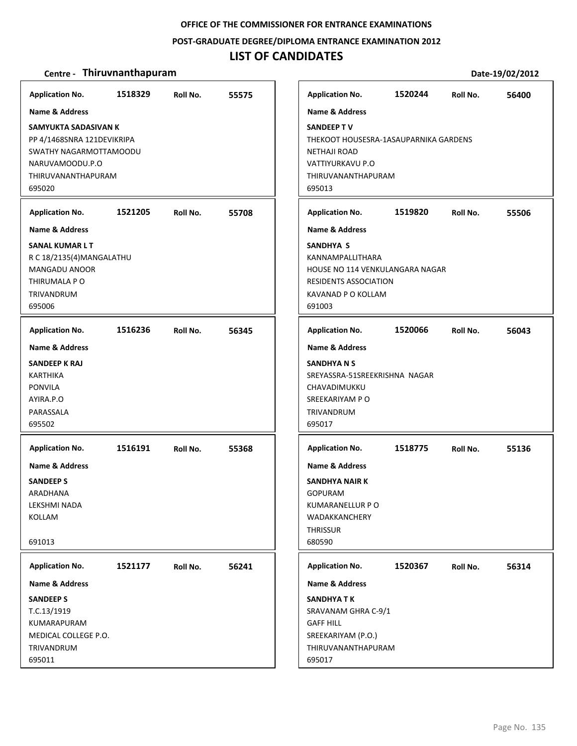**OFFICE OF THE COMMISSIONER FOR ENTRANCE EXAMINATIONS**

**POST-GRADUATE DEGREE/DIPLOMA ENTRANCE EXAMINATION 2012**

# LIST OF CANDIDATES

**Centre - Thiruvnanthapuram** **Date-19/02/2012**

**Application No.** 1518329 **Roll No.** 55575

**Name & Address**

**SAMYUKTA SADASIVAN K**
PP 4/1468SNRA 121DEVIKRIPA
SWATHY NAGARMOTTAMOODU
NARUVAMOODU.P.O
THIRUVANANTHAPURAM
695020

**Application No.** 1521205 **Roll No.** 55708

**Name & Address**

**SANAL KUMAR L T**
R C 18/2135(4)MANGALATHU
MANGADU ANOOR
THIRUMALA P O
TRIVANDRUM
695006

**Application No.** 1516236 **Roll No.** 56345

**Name & Address**

**SANDEEP K RAJ**
KARTHIKA
PONVILA
AYIRA.P.O
PARASSALA
695502

**Application No.** 1516191 **Roll No.** 55368

**Name & Address**

**SANDEEP S**
ARADHANA
LEKSHMI NADA
KOLLAM

691013

**Application No.** 1521177 **Roll No.** 56241

**Name & Address**

**SANDEEP S**
T.C.13/1919
KUMARAPURAM
MEDICAL COLLEGE P.O.
TRIVANDRUM
695011

**Application No.** 1520244 **Roll No.** 56400

**Name & Address**

**SANDEEP T V**
THEKOOT HOUSESRA-1ASAUPARNIKA GARDENS
NETHAJI ROAD
VATTIYURKAVU P.O
THIRUVANANTHAPURAM
695013

**Application No.** 1519820 **Roll No.** 55506

**Name & Address**

**SANDHYA S**
KANNAMPALLITHARA
HOUSE NO 114 VENKULANGARA NAGAR
RESIDENTS ASSOCIATION
KAVANAD P O KOLLAM
691003

**Application No.** 1520066 **Roll No.** 56043

**Name & Address**

**SANDHYA N S**
SREYASSRA-51SREEKRISHNA NAGAR
CHAVADIMUKKU
SREEKARIYAM P O
TRIVANDRUM
695017

**Application No.** 1518775 **Roll No.** 55136

**Name & Address**

**SANDHYA NAIR K**
GOPURAM
KUMARANELLUR P O
WADAKKANCHERY
THRISSUR
680590

**Application No.** 1520367 **Roll No.** 56314

**Name & Address**

**SANDHYA T K**
SRAVANAM GHRA C-9/1
GAFF HILL
SREEKARIYAM (P.O.)
THIRUVANANTHAPURAM
695017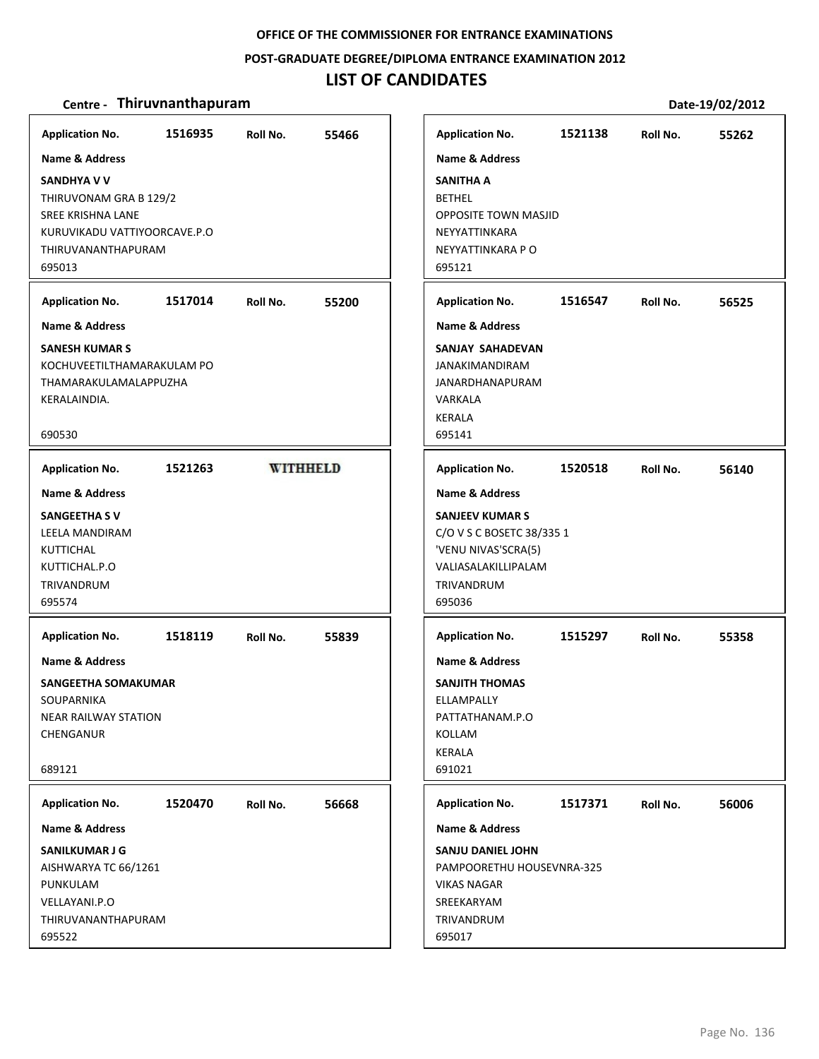OFFICE OF THE COMMISSIONER FOR ENTRANCE EXAMINATIONS

POST-GRADUATE DEGREE/DIPLOMA ENTRANCE EXAMINATION 2012

# LIST OF CANDIDATES

**Centre - Thiruvnanthapuram** Date-19/02/2012

**Application No.** 1516935 **Roll No.** 55466

**Name & Address**

**SANDHYA V V**
THIRUVONAM GRA B 129/2
SREE KRISHNA LANE
KURUVIKADU VATTIYOORCAVE.P.O
THIRUVANANTHAPURAM
695013

**Application No.** 1517014 **Roll No.** 55200

**Name & Address**

**SANESH KUMAR S**
KOCHUVEETILTHAMARAKULAM PO
THAMARAKULAMALAPPUZHA
KERALAINDIA.

690530

**Application No.** 1521263 WITHHELD

**Name & Address**

**SANGEETHA S V**
LEELA MANDIRAM
KUTTICHAL
KUTTICHAL.P.O
TRIVANDRUM
695574

**Application No.** 1518119 **Roll No.** 55839

**Name & Address**

**SANGEETHA SOMAKUMAR**
SOUPARNIKA
NEAR RAILWAY STATION
CHENGANUR

689121

**Application No.** 1520470 **Roll No.** 56668

**Name & Address**

**SANILKUMAR J G**
AISHWARYA TC 66/1261
PUNKULAM
VELLAYANI.P.O
THIRUVANANTHAPURAM
695522

**Application No.** 1521138 **Roll No.** 55262

**Name & Address**

**SANITHA A**
BETHEL
OPPOSITE TOWN MASJID
NEYYATTINKARA
NEYYATTINKARA P O
695121

**Application No.** 1516547 **Roll No.** 56525

**Name & Address**

**SANJAY SAHADEVAN**
JANAKIMANDIRAM
JANARDHANAPURAM
VARKALA
KERALA
695141

**Application No.** 1520518 **Roll No.** 56140

**Name & Address**

**SANJEEV KUMAR S**
C/O V S C BOSETC 38/335 1
'VENU NIVAS'SCRA(5)
VALIASALAKILLIPALAM
TRIVANDRUM
695036

**Application No.** 1515297 **Roll No.** 55358

**Name & Address**

**SANJITH THOMAS**
ELLAMPALLY
PATTATHANAM.P.O
KOLLAM
KERALA
691021

**Application No.** 1517371 **Roll No.** 56006

**Name & Address**

**SANJU DANIEL JOHN**
PAMPOORETHU HOUSEVNRA-325
VIKAS NAGAR
SREEKARYAM
TRIVANDRUM
695017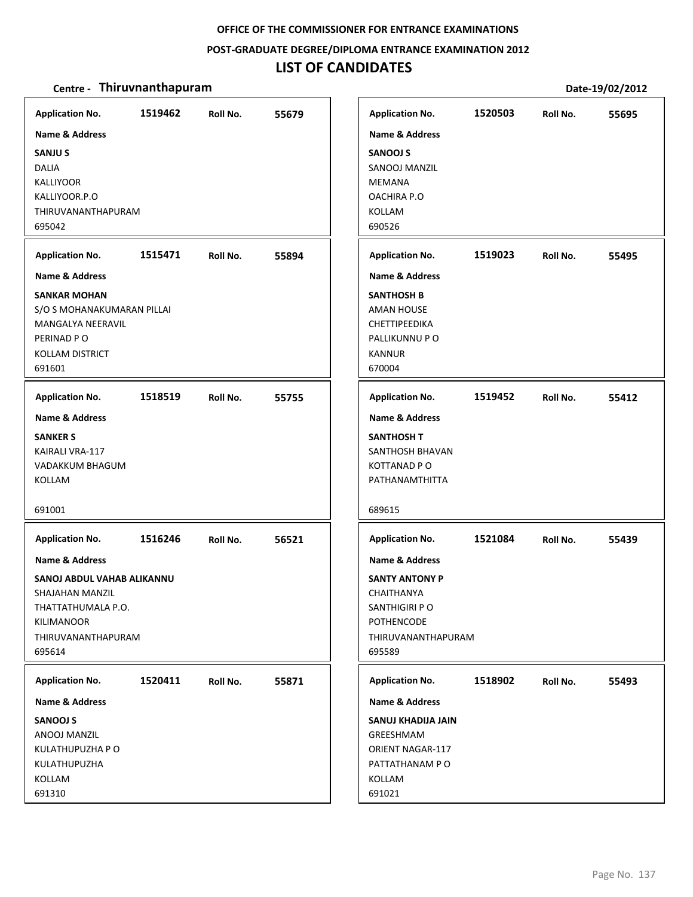**OFFICE OF THE COMMISSIONER FOR ENTRANCE EXAMINATIONS**

**POST-GRADUATE DEGREE/DIPLOMA ENTRANCE EXAMINATION 2012**

# LIST OF CANDIDATES

**Centre - Thiruvnanthapuram** **Date-19/02/2012**

**Application No.** 1519462 **Roll No.** 55679
**Name & Address**
**SANJU S**
DALIA
KALLIYOOR
KALLIYOOR.P.O
THIRUVANANTHAPURAM
695042

**Application No.** 1515471 **Roll No.** 55894
**Name & Address**
**SANKAR MOHAN**
S/O S MOHANAKUMARAN PILLAI
MANGALYA NEERAVIL
PERINAD P O
KOLLAM DISTRICT
691601

**Application No.** 1518519 **Roll No.** 55755
**Name & Address**
**SANKER S**
KAIRALI VRA-117
VADAKKUM BHAGUM
KOLLAM
691001

**Application No.** 1516246 **Roll No.** 56521
**Name & Address**
**SANOJ ABDUL VAHAB ALIKANNU**
SHAJAHAN MANZIL
THATTATHUMALA P.O.
KILIMANOOR
THIRUVANANTHAPURAM
695614

**Application No.** 1520411 **Roll No.** 55871
**Name & Address**
**SANOOJ S**
ANOOJ MANZIL
KULATHUPUZHA P O
KULATHUPUZHA
KOLLAM
691310

**Application No.** 1520503 **Roll No.** 55695
**Name & Address**
**SANOOJ S**
SANOOJ MANZIL
MEMANA
OACHIRA P.O
KOLLAM
690526

**Application No.** 1519023 **Roll No.** 55495
**Name & Address**
**SANTHOSH B**
AMAN HOUSE
CHETTIPEEDIKA
PALLIKUNNU P O
KANNUR
670004

**Application No.** 1519452 **Roll No.** 55412
**Name & Address**
**SANTHOSH T**
SANTHOSH BHAVAN
KOTTANAD P O
PATHANAMTHITTA
689615

**Application No.** 1521084 **Roll No.** 55439
**Name & Address**
**SANTY ANTONY P**
CHAITHANYA
SANTHIGIRI P O
POTHENCODE
THIRUVANANTHAPURAM
695589

**Application No.** 1518902 **Roll No.** 55493
**Name & Address**
**SANUJ KHADIJA JAIN**
GREESHMAM
ORIENT NAGAR-117
PATTATHANAM P O
KOLLAM
691021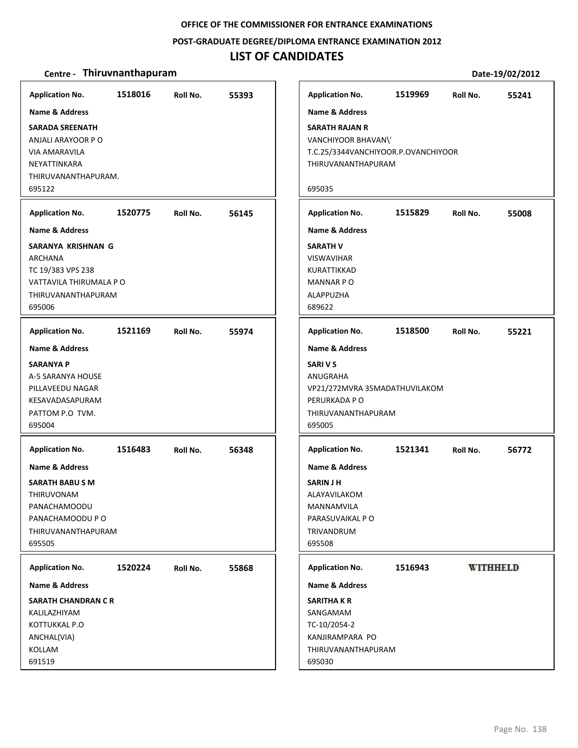OFFICE OF THE COMMISSIONER FOR ENTRANCE EXAMINATIONS

POST-GRADUATE DEGREE/DIPLOMA ENTRANCE EXAMINATION 2012

# LIST OF CANDIDATES

**Centre - Thiruvnanthapuram** Date-19/02/2012

**Application No.** 1518016 **Roll No.** 55393
**Name & Address**
**SARADA SREENATH**
ANJALI ARAYOOR P O
VIA AMARAVILA
NEYATTINKARA
THIRUVANANTHAPURAM.
695122

**Application No.** 1520775 **Roll No.** 56145
**Name & Address**
**SARANYA KRISHNAN G**
ARCHANA
TC 19/383 VPS 238
VATTAVILA THIRUMALA P O
THIRUVANANTHAPURAM
695006

**Application No.** 1521169 **Roll No.** 55974
**Name & Address**
**SARANYA P**
A-5 SARANYA HOUSE
PILLAVEEDU NAGAR
KESAVADASAPURAM
PATTOM P.O TVM.
695004

**Application No.** 1516483 **Roll No.** 56348
**Name & Address**
**SARATH BABU S M**
THIRUVONAM
PANACHAMOODU
PANACHAMOODU P O
THIRUVANANTHAPURAM
695505

**Application No.** 1520224 **Roll No.** 55868
**Name & Address**
**SARATH CHANDRAN C R**
KALILAZHIYAM
KOTTUKKAL P.O
ANCHAL(VIA)
KOLLAM
691519

**Application No.** 1519969 **Roll No.** 55241
**Name & Address**
**SARATH RAJAN R**
VANCHIYOOR BHAVAN\'
T.C.25/3344VANCHIYOOR.P.OVANCHIYOOR
THIRUVANANTHAPURAM
695035

**Application No.** 1515829 **Roll No.** 55008
**Name & Address**
**SARATH V**
VISWAVIHAR
KURATTIKKAD
MANNAR P O
ALAPPUZHA
689622

**Application No.** 1518500 **Roll No.** 55221
**Name & Address**
**SARI V S**
ANUGRAHA
VP21/272MVRA 35MADATHUVILAKOM
PERURKADA P O
THIRUVANANTHAPURAM
695005

**Application No.** 1521341 **Roll No.** 56772
**Name & Address**
**SARIN J H**
ALAYAVILAKOM
MANNAMVILA
PARASUVAIKAL P O
TRIVANDRUM
695508

**Application No.** 1516943 **WITHHELD**
**Name & Address**
**SARITHA K R**
SANGAMAM
TC-10/2054-2
KANJIRAMPARA PO
THIRUVANANTHAPURAM
695030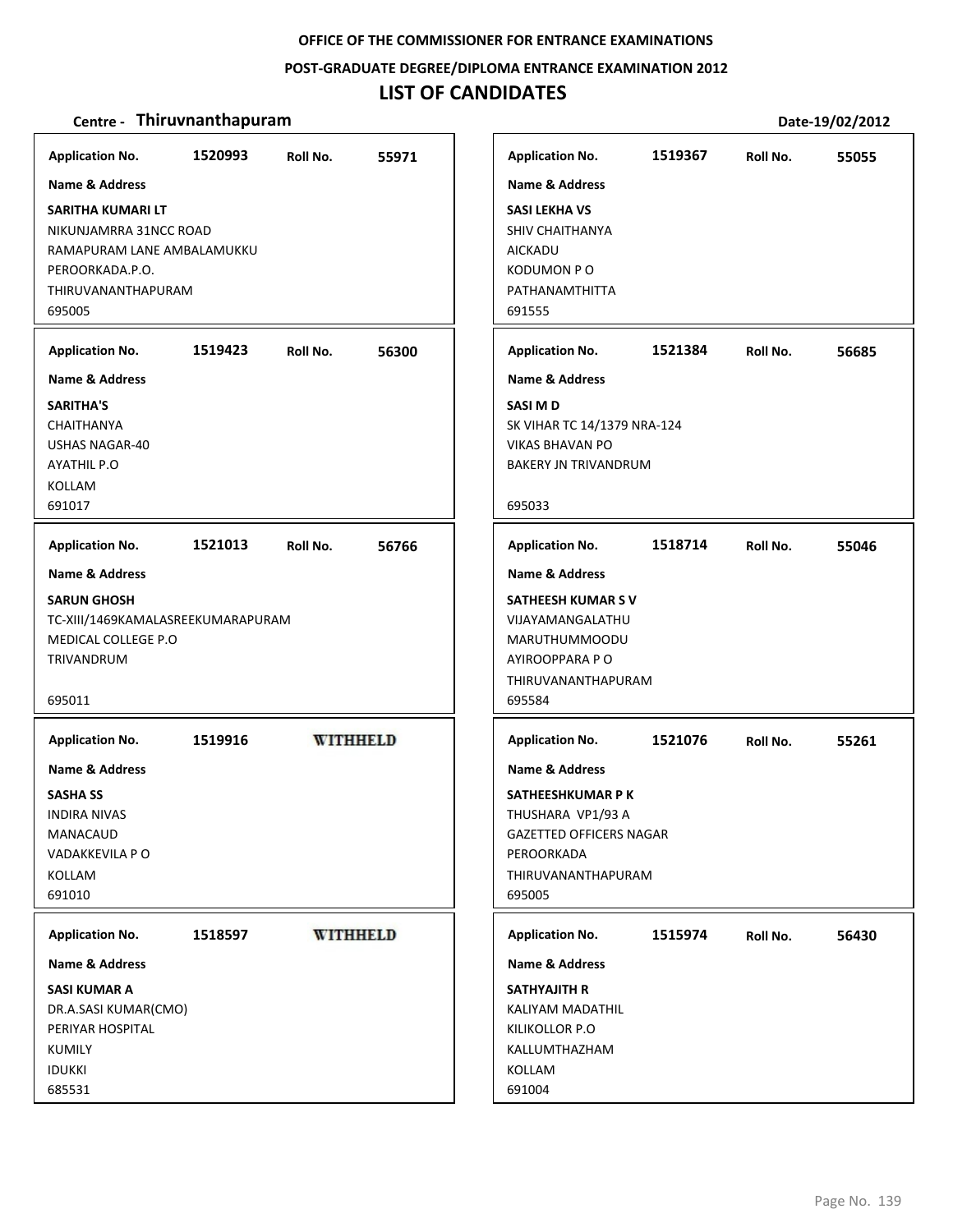**OFFICE OF THE COMMISSIONER FOR ENTRANCE EXAMINATIONS**

**POST-GRADUATE DEGREE/DIPLOMA ENTRANCE EXAMINATION 2012**

# LIST OF CANDIDATES

**Centre - Thiruvnanthapuram** **Date-19/02/2012**

| Application No. | Roll No. | Name & Address |
|---|---|---|
| 1520993 | 55971 | **SARITHA KUMARI LT**<br>NIKUNJAMRRA 31NCC ROAD<br>RAMAPURAM LANE AMBALAMUKKU<br>PEROORKADA.P.O.<br>THIRUVANANTHAPURAM<br>695005 |
| 1519423 | 56300 | **SARITHA'S**<br>CHAITHANYA<br>USHAS NAGAR-40<br>AYATHIL P.O<br>KOLLAM<br>691017 |
| 1521013 | 56766 | **SARUN GHOSH**<br>TC-XIII/1469KAMALASREEKUMARAPURAM<br>MEDICAL COLLEGE P.O<br>TRIVANDRUM<br>695011 |
| 1519916 | WITHHELD | **SASHA SS**<br>INDIRA NIVAS<br>MANACAUD<br>VADAKKEVILA P O<br>KOLLAM<br>691010 |
| 1518597 | WITHHELD | **SASI KUMAR A**<br>DR.A.SASI KUMAR(CMO)<br>PERIYAR HOSPITAL<br>KUMILY<br>IDUKKI<br>685531 |
| 1519367 | 55055 | **SASI LEKHA VS**<br>SHIV CHAITHANYA<br>AICKADU<br>KODUMON P O<br>PATHANAMTHITTA<br>691555 |
| 1521384 | 56685 | **SASI M D**<br>SK VIHAR TC 14/1379 NRA-124<br>VIKAS BHAVAN PO<br>BAKERY JN TRIVANDRUM<br>695033 |
| 1518714 | 55046 | **SATHEESH KUMAR S V**<br>VIJAYAMANGALATHU<br>MARUTHUMMOODU<br>AYIROOPPARA P O<br>THIRUVANANTHAPURAM<br>695584 |
| 1521076 | 55261 | **SATHEESHKUMAR P K**<br>THUSHARA VP1/93 A<br>GAZETTED OFFICERS NAGAR<br>PEROORKADA<br>THIRUVANANTHAPURAM<br>695005 |
| 1515974 | 56430 | **SATHYAJITH R**<br>KALIYAM MADATHIL<br>KILIKOLLOR P.O<br>KALLUMTHAZHAM<br>KOLLAM<br>691004 |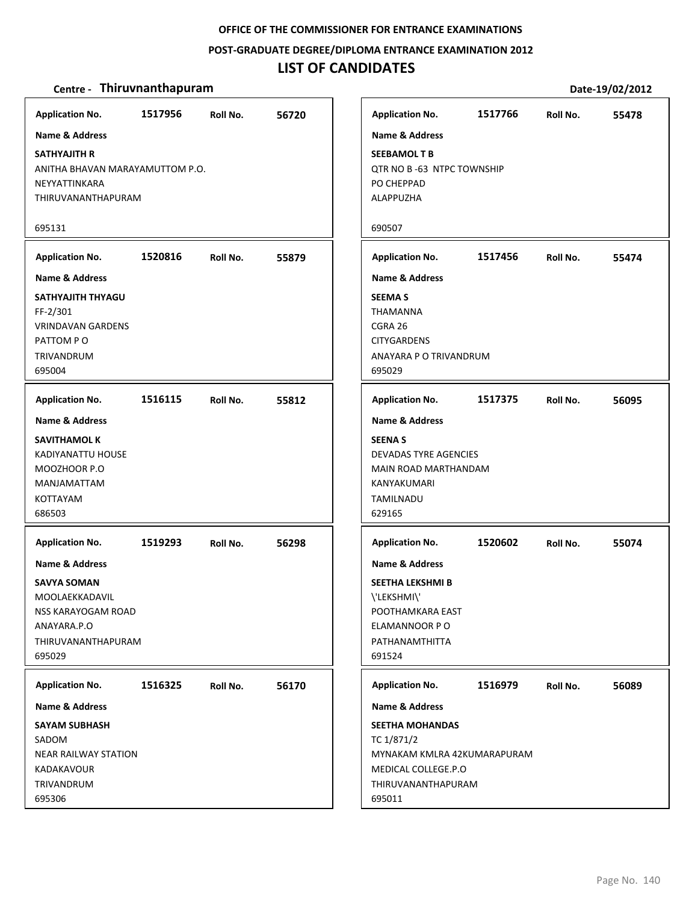**OFFICE OF THE COMMISSIONER FOR ENTRANCE EXAMINATIONS**

**POST-GRADUATE DEGREE/DIPLOMA ENTRANCE EXAMINATION 2012**

# LIST OF CANDIDATES

**Centre - Thiruvnanthapuram** **Date-19/02/2012**

**Application No.** 1517956 **Roll No.** 56720
**Name & Address**
**SATHYAJITH R**
ANITHA BHAVAN MARAYAMUTTOM P.O.
NEYYATTINKARA
THIRUVANANTHAPURAM
695131

**Application No.** 1520816 **Roll No.** 55879
**Name & Address**
**SATHYAJITH THYAGU**
FF-2/301
VRINDAVAN GARDENS
PATTOM P O
TRIVANDRUM
695004

**Application No.** 1516115 **Roll No.** 55812
**Name & Address**
**SAVITHAMOL K**
KADIYANATTU HOUSE
MOOZHOOR P.O
MANJAMATTAM
KOTTAYAM
686503

**Application No.** 1519293 **Roll No.** 56298
**Name & Address**
**SAVYA SOMAN**
MOOLAEKKADAVIL
NSS KARAYOGAM ROAD
ANAYARA.P.O
THIRUVANANTHAPURAM
695029

**Application No.** 1516325 **Roll No.** 56170
**Name & Address**
**SAYAM SUBHASH**
SADOM
NEAR RAILWAY STATION
KADAKAVOUR
TRIVANDRUM
695306

**Application No.** 1517766 **Roll No.** 55478
**Name & Address**
**SEEBAMOL T B**
QTR NO B -63 NTPC TOWNSHIP
PO CHEPPAD
ALAPPUZHA
690507

**Application No.** 1517456 **Roll No.** 55474
**Name & Address**
**SEEMA S**
THAMANNA
CGRA 26
CITYGARDENS
ANAYARA P O TRIVANDRUM
695029

**Application No.** 1517375 **Roll No.** 56095
**Name & Address**
**SEENA S**
DEVADAS TYRE AGENCIES
MAIN ROAD MARTHANDAM
KANYAKUMARI
TAMILNADU
629165

**Application No.** 1520602 **Roll No.** 55074
**Name & Address**
**SEETHA LEKSHMI B**
\'LEKSHMI\'
POOTHAMKARA EAST
ELAMANNOOR P O
PATHANAMTHITTA
691524

**Application No.** 1516979 **Roll No.** 56089
**Name & Address**
**SEETHA MOHANDAS**
TC 1/871/2
MYNAKAM KMLRA 42KUMARAPURAM
MEDICAL COLLEGE.P.O
THIRUVANANTHAPURAM
695011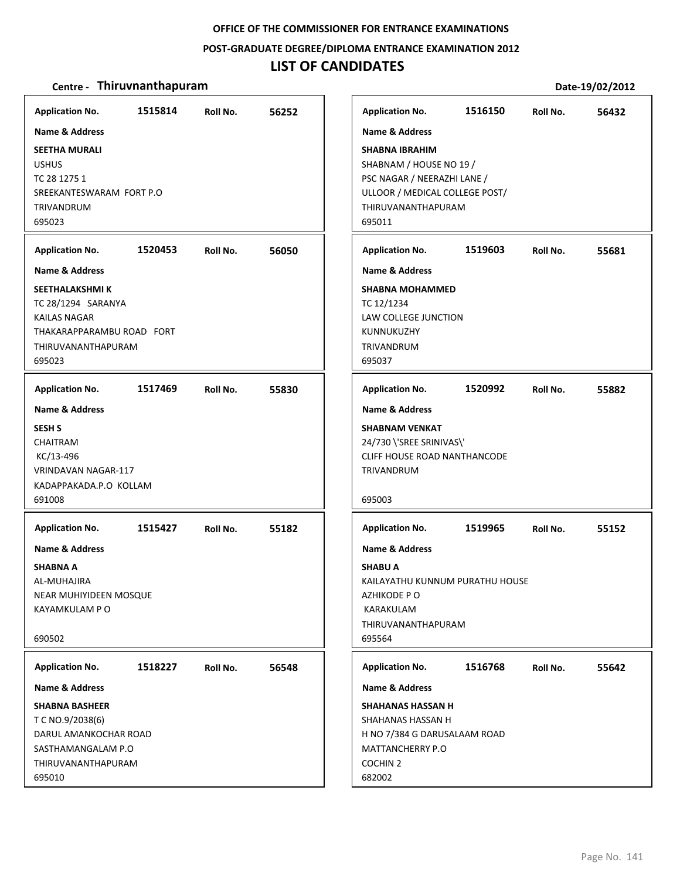**OFFICE OF THE COMMISSIONER FOR ENTRANCE EXAMINATIONS**

**POST-GRADUATE DEGREE/DIPLOMA ENTRANCE EXAMINATION 2012**

# LIST OF CANDIDATES

**Centre - Thiruvnanthapuram** **Date-19/02/2012**

**Application No.** 1515814 **Roll No.** 56252

**Name & Address**

**SEETHA MURALI**
USHUS
TC 28 1275 1
SREEKANTESWARAM FORT P.O
TRIVANDRUM
695023

---

**Application No.** 1520453 **Roll No.** 56050

**Name & Address**

**SEETHALAKSHMI K**
TC 28/1294 SARANYA
KAILAS NAGAR
THAKARAPPARAMBU ROAD FORT
THIRUVANANTHAPURAM
695023

---

**Application No.** 1517469 **Roll No.** 55830

**Name & Address**

**SESH S**
CHAITRAM
KC/13-496
VRINDAVAN NAGAR-117
KADAPPAKADA.P.O KOLLAM
691008

---

**Application No.** 1515427 **Roll No.** 55182

**Name & Address**

**SHABNA A**
AL-MUHAJIRA
NEAR MUHIYIDEEN MOSQUE
KAYAMKULAM P O

690502

---

**Application No.** 1518227 **Roll No.** 56548

**Name & Address**

**SHABNA BASHEER**
T C NO.9/2038(6)
DARUL AMANKOCHAR ROAD
SASTHAMANGALAM P.O
THIRUVANANTHAPURAM
695010

---

**Application No.** 1516150 **Roll No.** 56432

**Name & Address**

**SHABNA IBRAHIM**
SHABNAM / HOUSE NO 19 /
PSC NAGAR / NEERAZHI LANE /
ULLOOR / MEDICAL COLLEGE POST/
THIRUVANANTHAPURAM
695011

---

**Application No.** 1519603 **Roll No.** 55681

**Name & Address**

**SHABNA MOHAMMED**
TC 12/1234
LAW COLLEGE JUNCTION
KUNNUKUZHY
TRIVANDRUM
695037

---

**Application No.** 1520992 **Roll No.** 55882

**Name & Address**

**SHABNAM VENKAT**
24/730 \'SREE SRINIVAS\'
CLIFF HOUSE ROAD NANTHANCODE
TRIVANDRUM

695003

---

**Application No.** 1519965 **Roll No.** 55152

**Name & Address**

**SHABU A**
KAILAYATHU KUNNUM PURATHU HOUSE
AZHIKODE P O
KARAKULAM
THIRUVANANTHAPURAM
695564

---

**Application No.** 1516768 **Roll No.** 55642

**Name & Address**

**SHAHANAS HASSAN H**
SHAHANAS HASSAN H
H NO 7/384 G DARUSALAAM ROAD
MATTANCHERRY P.O
COCHIN 2
682002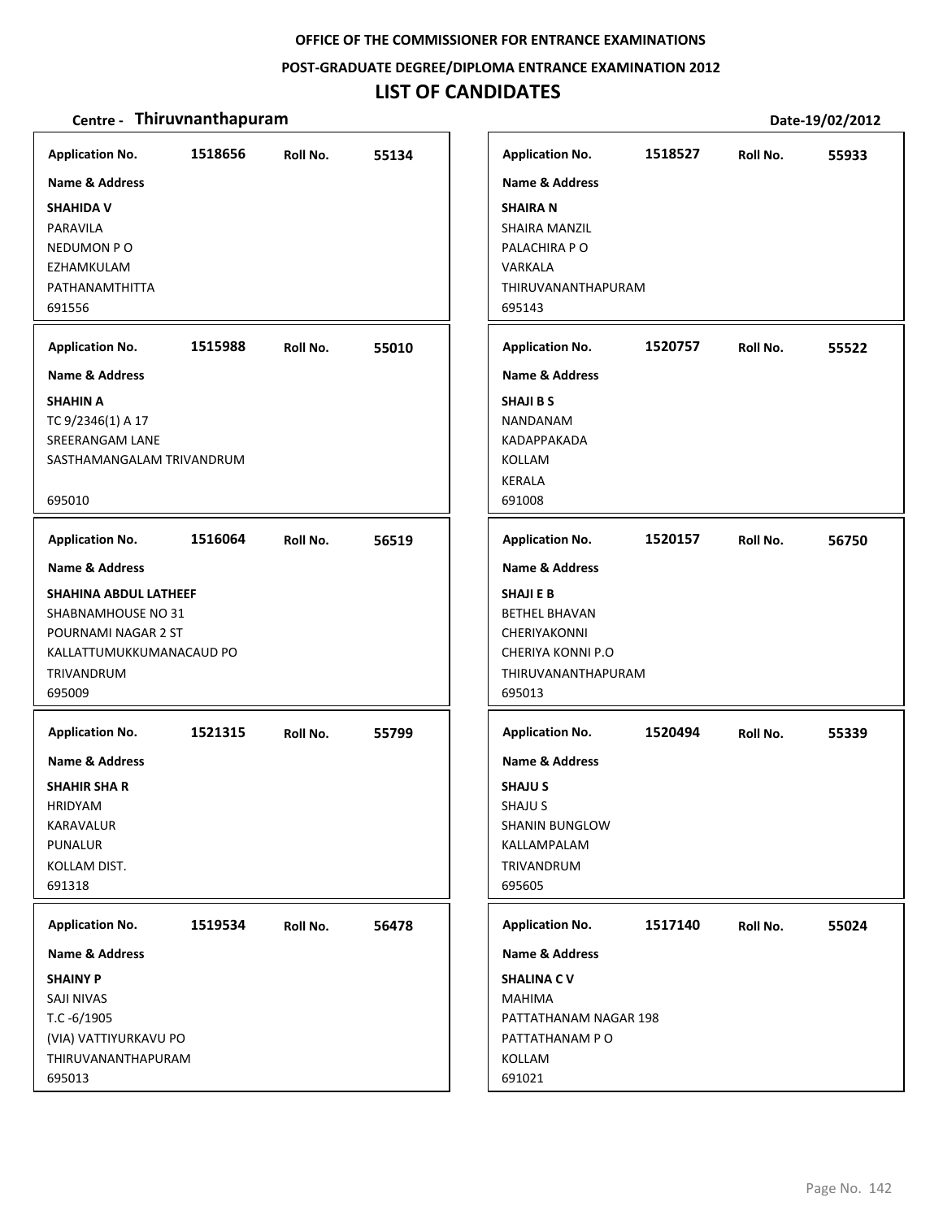OFFICE OF THE COMMISSIONER FOR ENTRANCE EXAMINATIONS

POST-GRADUATE DEGREE/DIPLOMA ENTRANCE EXAMINATION 2012

# LIST OF CANDIDATES

**Centre - Thiruvnanthapuram** **Date-19/02/2012**

**Application No.** 1518656 **Roll No.** 55134

**Name & Address**

**SHAHIDA V**
PARAVILA
NEDUMON P O
EZHAMKULAM
PATHANAMTHITTA
691556

**Application No.** 1515988 **Roll No.** 55010

**Name & Address**

**SHAHIN A**
TC 9/2346(1) A 17
SREERANGAM LANE
SASTHAMANGALAM TRIVANDRUM

695010

**Application No.** 1516064 **Roll No.** 56519

**Name & Address**

**SHAHINA ABDUL LATHEEF**
SHABNAMHOUSE NO 31
POURNAMI NAGAR 2 ST
KALLATTUMUKKUMANACAUD PO
TRIVANDRUM
695009

**Application No.** 1521315 **Roll No.** 55799

**Name & Address**

**SHAHIR SHA R**
HRIDYAM
KARAVALUR
PUNALUR
KOLLAM DIST.
691318

**Application No.** 1519534 **Roll No.** 56478

**Name & Address**

**SHAINY P**
SAJI NIVAS
T.C -6/1905
(VIA) VATTIYURKAVU PO
THIRUVANANTHAPURAM
695013

**Application No.** 1518527 **Roll No.** 55933

**Name & Address**

**SHAIRA N**
SHAIRA MANZIL
PALACHIRA P O
VARKALA
THIRUVANANTHAPURAM
695143

**Application No.** 1520757 **Roll No.** 55522

**Name & Address**

**SHAJI B S**
NANDANAM
KADAPPAKADA
KOLLAM
KERALA
691008

**Application No.** 1520157 **Roll No.** 56750

**Name & Address**

**SHAJI E B**
BETHEL BHAVAN
CHERIYAKONNI
CHERIYA KONNI P.O
THIRUVANANTHAPURAM
695013

**Application No.** 1520494 **Roll No.** 55339

**Name & Address**

**SHAJU S**
SHAJU S
SHANIN BUNGLOW
KALLAMPALAM
TRIVANDRUM
695605

**Application No.** 1517140 **Roll No.** 55024

**Name & Address**

**SHALINA C V**
MAHIMA
PATTATHANAM NAGAR 198
PATTATHANAM P O
KOLLAM
691021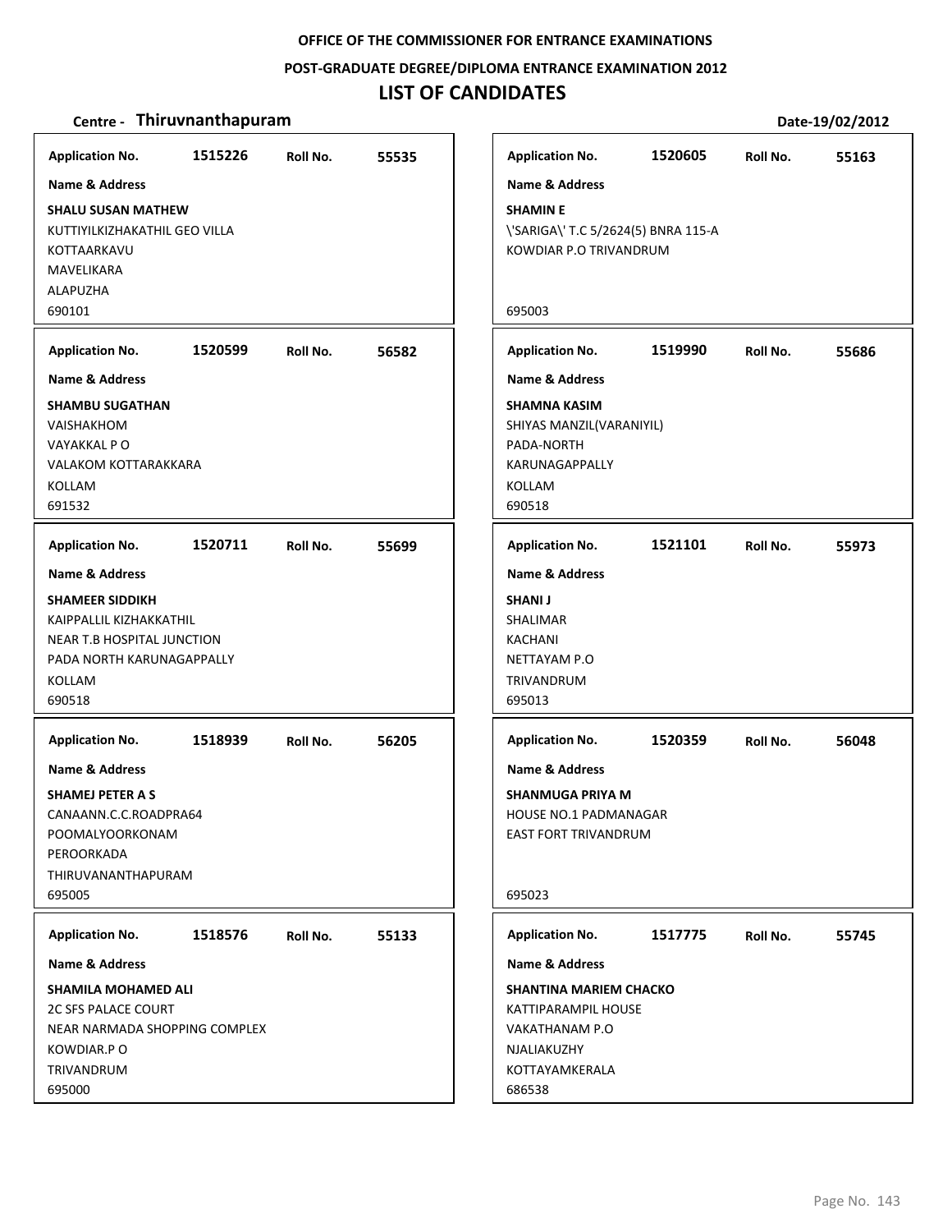**OFFICE OF THE COMMISSIONER FOR ENTRANCE EXAMINATIONS**

**POST-GRADUATE DEGREE/DIPLOMA ENTRANCE EXAMINATION 2012**

# LIST OF CANDIDATES

**Centre - Thiruvnanthapuram** | **Date-19/02/2012**

---

**Application No.** 1515226 **Roll No.** 55535

**Name & Address**

**SHALU SUSAN MATHEW**
KUTTIYILKIZHAKATHIL GEO VILLA
KOTTAARKAVU
MAVELIKARA
ALAPUZHA
690101

---

**Application No.** 1520599 **Roll No.** 56582

**Name & Address**

**SHAMBU SUGATHAN**
VAISHAKHOM
VAYAKKAL P O
VALAKOM KOTTARAKKARA
KOLLAM
691532

---

**Application No.** 1520711 **Roll No.** 55699

**Name & Address**

**SHAMEER SIDDIKH**
KAIPPALLIL KIZHAKKATHIL
NEAR T.B HOSPITAL JUNCTION
PADA NORTH KARUNAGAPPALLY
KOLLAM
690518

---

**Application No.** 1518939 **Roll No.** 56205

**Name & Address**

**SHAMEJ PETER A S**
CANAANN.C.C.ROADPRA64
POOMALYOORKONAM
PEROORKADA
THIRUVANANTHAPURAM
695005

---

**Application No.** 1518576 **Roll No.** 55133

**Name & Address**

**SHAMILA MOHAMED ALI**
2C SFS PALACE COURT
NEAR NARMADA SHOPPING COMPLEX
KOWDIAR.P O
TRIVANDRUM
695000

---

**Application No.** 1520605 **Roll No.** 55163

**Name & Address**

**SHAMIN E**
\'SARIGA\' T.C 5/2624(5) BNRA 115-A
KOWDIAR P.O TRIVANDRUM
695003

---

**Application No.** 1519990 **Roll No.** 55686

**Name & Address**

**SHAMNA KASIM**
SHIYAS MANZIL(VARANIYIL)
PADA-NORTH
KARUNAGAPPALLY
KOLLAM
690518

---

**Application No.** 1521101 **Roll No.** 55973

**Name & Address**

**SHANI J**
SHALIMAR
KACHANI
NETTAYAM P.O
TRIVANDRUM
695013

---

**Application No.** 1520359 **Roll No.** 56048

**Name & Address**

**SHANMUGA PRIYA M**
HOUSE NO.1 PADMANAGAR
EAST FORT TRIVANDRUM
695023

---

**Application No.** 1517775 **Roll No.** 55745

**Name & Address**

**SHANTINA MARIEM CHACKO**
KATTIPARAMPIL HOUSE
VAKATHANAM P.O
NJALIAKUZHY
KOTTAYAMKERALA
686538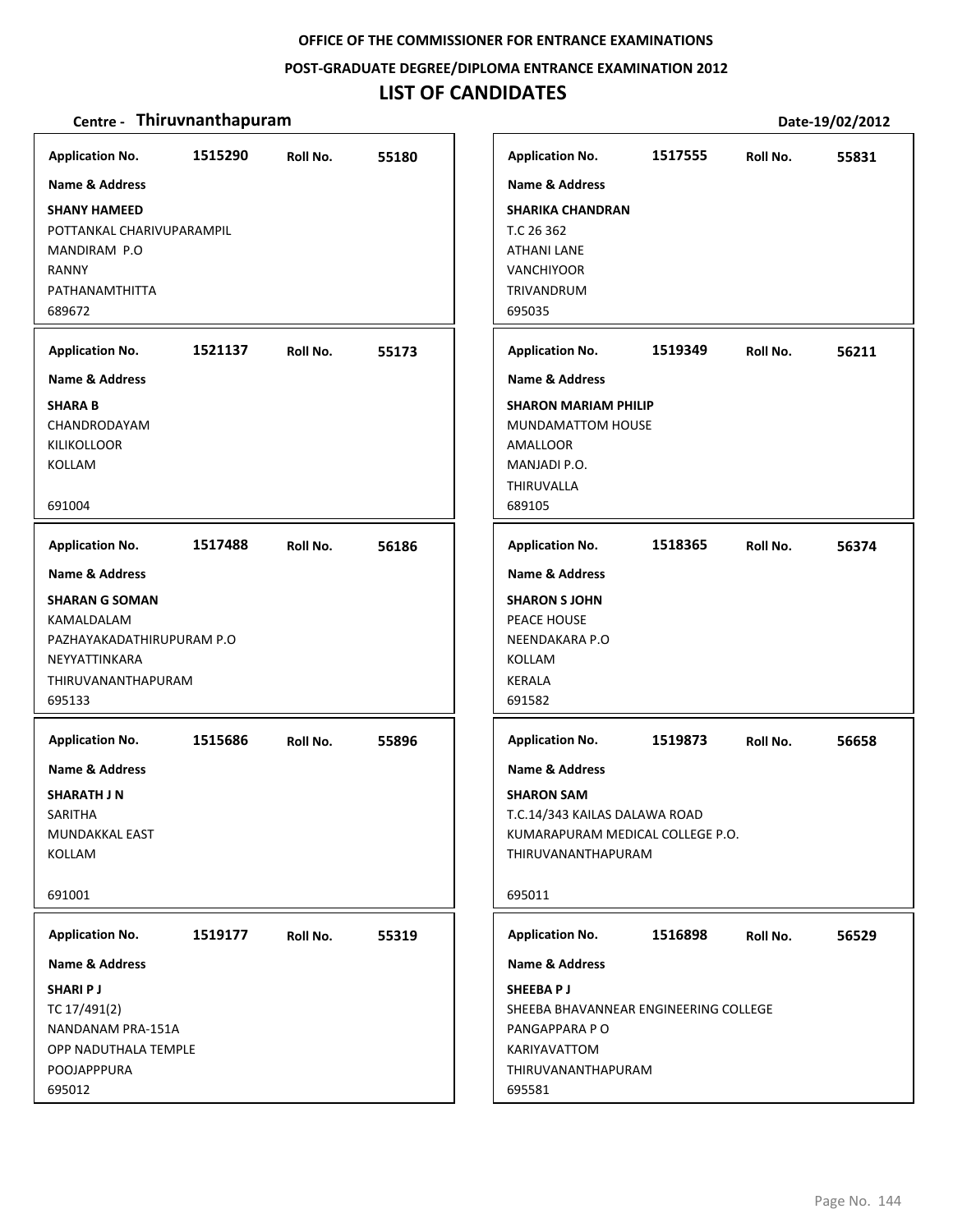**OFFICE OF THE COMMISSIONER FOR ENTRANCE EXAMINATIONS**

**POST-GRADUATE DEGREE/DIPLOMA ENTRANCE EXAMINATION 2012**

# LIST OF CANDIDATES

**Centre - Thiruvnanthapuram** | **Date-19/02/2012**

---

**Application No.** 1515290 **Roll No.** 55180

**Name & Address**

**SHANY HAMEED**
POTTANKAL CHARIVUPARAMPIL
MANDIRAM P.O
RANNY
PATHANAMTHITTA
689672

---

**Application No.** 1521137 **Roll No.** 55173

**Name & Address**

**SHARA B**
CHANDRODAYAM
KILIKOLLOOR
KOLLAM

691004

---

**Application No.** 1517488 **Roll No.** 56186

**Name & Address**

**SHARAN G SOMAN**
KAMALDALAM
PAZHAYAKADATHIRUPURAM P.O
NEYYATTINKARA
THIRUVANANTHAPURAM
695133

---

**Application No.** 1515686 **Roll No.** 55896

**Name & Address**

**SHARATH J N**
SARITHA
MUNDAKKAL EAST
KOLLAM

691001

---

**Application No.** 1519177 **Roll No.** 55319

**Name & Address**

**SHARI P J**
TC 17/491(2)
NANDANAM PRA-151A
OPP NADUTHALA TEMPLE
POOJAPPPURA
695012

---

**Application No.** 1517555 **Roll No.** 55831

**Name & Address**

**SHARIKA CHANDRAN**
T.C 26 362
ATHANI LANE
VANCHIYOOR
TRIVANDRUM
695035

---

**Application No.** 1519349 **Roll No.** 56211

**Name & Address**

**SHARON MARIAM PHILIP**
MUNDAMATTOM HOUSE
AMALLOOR
MANJADI P.O.
THIRUVALLA
689105

---

**Application No.** 1518365 **Roll No.** 56374

**Name & Address**

**SHARON S JOHN**
PEACE HOUSE
NEENDAKARA P.O
KOLLAM
KERALA
691582

---

**Application No.** 1519873 **Roll No.** 56658

**Name & Address**

**SHARON SAM**
T.C.14/343 KAILAS DALAWA ROAD
KUMARAPURAM MEDICAL COLLEGE P.O.
THIRUVANANTHAPURAM

695011

---

**Application No.** 1516898 **Roll No.** 56529

**Name & Address**

**SHEEBA P J**
SHEEBA BHAVANNEAR ENGINEERING COLLEGE
PANGAPPARA P O
KARIYAVATTOM
THIRUVANANTHAPURAM
695581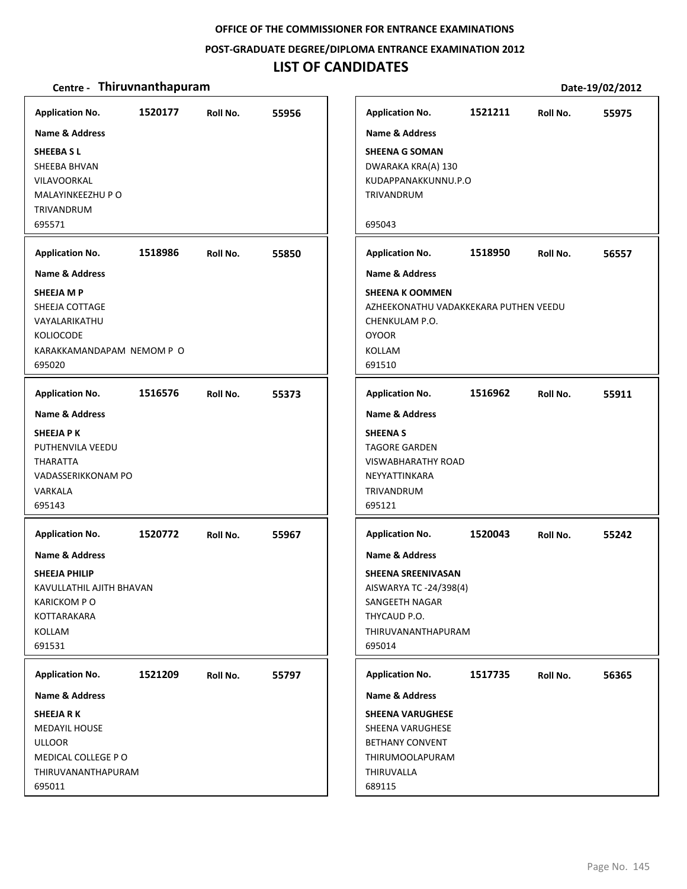**OFFICE OF THE COMMISSIONER FOR ENTRANCE EXAMINATIONS**

**POST-GRADUATE DEGREE/DIPLOMA ENTRANCE EXAMINATION 2012**

# LIST OF CANDIDATES

**Centre - Thiruvnanthapuram** **Date-19/02/2012**

**Application No.** 1520177 **Roll No.** 55956

**Name & Address**

**SHEEBA S L**
SHEEBA BHVAN
VILAVOORKAL
MALAYINKEEZHU P O
TRIVANDRUM
695571

**Application No.** 1518986 **Roll No.** 55850

**Name & Address**

**SHEEJA M P**
SHEEJA COTTAGE
VAYALARIKATHU
KOLIOCODE
KARAKKAMANDAPAM NEMOM P O
695020

**Application No.** 1516576 **Roll No.** 55373

**Name & Address**

**SHEEJA P K**
PUTHENVILA VEEDU
THARATTA
VADASSERIKKONAM PO
VARKALA
695143

**Application No.** 1520772 **Roll No.** 55967

**Name & Address**

**SHEEJA PHILIP**
KAVULLATHIL AJITH BHAVAN
KARICKOM P O
KOTTARAKARA
KOLLAM
691531

**Application No.** 1521209 **Roll No.** 55797

**Name & Address**

**SHEEJA R K**
MEDAYIL HOUSE
ULLOOR
MEDICAL COLLEGE P O
THIRUVANANTHAPURAM
695011

**Application No.** 1521211 **Roll No.** 55975

**Name & Address**

**SHEENA G SOMAN**
DWARAKA KRA(A) 130
KUDAPPANAKKUNNU.P.O
TRIVANDRUM

695043

**Application No.** 1518950 **Roll No.** 56557

**Name & Address**

**SHEENA K OOMMEN**
AZHEEKONATHU VADAKKEKARA PUTHEN VEEDU
CHENKULAM P.O.
OYOOR
KOLLAM
691510

**Application No.** 1516962 **Roll No.** 55911

**Name & Address**

**SHEENA S**
TAGORE GARDEN
VISWABHARATHY ROAD
NEYYATTINKARA
TRIVANDRUM
695121

**Application No.** 1520043 **Roll No.** 55242

**Name & Address**

**SHEENA SREENIVASAN**
AISWARYA TC -24/398(4)
SANGEETH NAGAR
THYCAUD P.O.
THIRUVANANTHAPURAM
695014

**Application No.** 1517735 **Roll No.** 56365

**Name & Address**

**SHEENA VARUGHESE**
SHEENA VARUGHESE
BETHANY CONVENT
THIRUMOOLAPURAM
THIRUVALLA
689115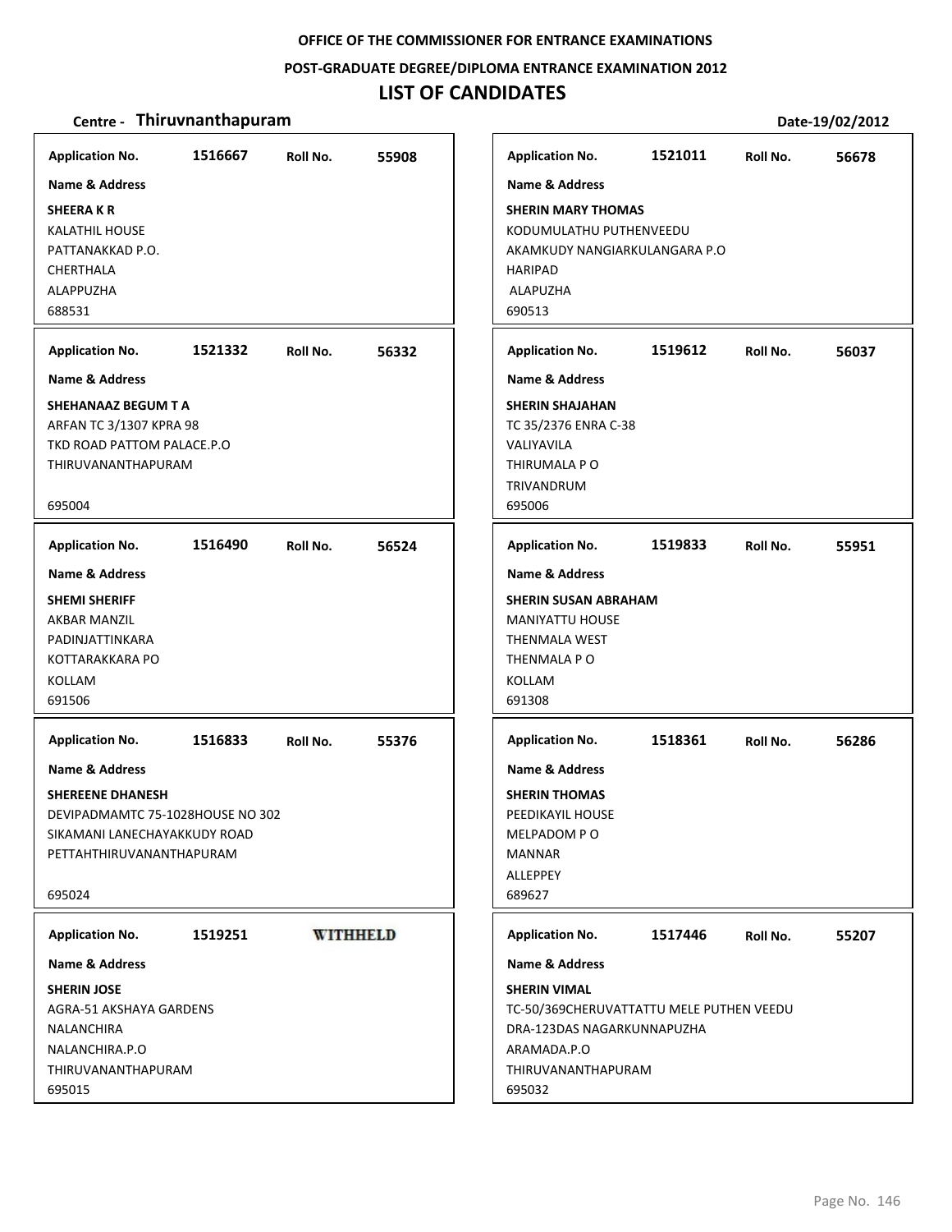OFFICE OF THE COMMISSIONER FOR ENTRANCE EXAMINATIONS

POST-GRADUATE DEGREE/DIPLOMA ENTRANCE EXAMINATION 2012

# LIST OF CANDIDATES

**Centre - Thiruvnanthapuram** Date-19/02/2012

| Application No. | Roll No. | Name & Address |
|---|---|---|
| 1516667 | 55908 | **SHEERA K R**<br>KALATHIL HOUSE<br>PATTANAKKAD P.O.<br>CHERTHALA<br>ALAPPUZHA<br>688531 |
| 1521011 | 56678 | **SHERIN MARY THOMAS**<br>KODUMULATHU PUTHENVEEDU<br>AKAMKUDY NANGIARKULANGARA P.O<br>HARIPAD<br>ALAPUZHA<br>690513 |
| 1521332 | 56332 | **SHEHANAAZ BEGUM T A**<br>ARFAN TC 3/1307 KPRA 98<br>TKD ROAD PATTOM PALACE.P.O<br>THIRUVANANTHAPURAM<br>695004 |
| 1519612 | 56037 | **SHERIN SHAJAHAN**<br>TC 35/2376 ENRA C-38<br>VALIYAVILA<br>THIRUMALA P O<br>TRIVANDRUM<br>695006 |
| 1516490 | 56524 | **SHEMI SHERIFF**<br>AKBAR MANZIL<br>PADINJATTINKARA<br>KOTTARAKKARA PO<br>KOLLAM<br>691506 |
| 1519833 | 55951 | **SHERIN SUSAN ABRAHAM**<br>MANIYATTU HOUSE<br>THENMALA WEST<br>THENMALA P O<br>KOLLAM<br>691308 |
| 1516833 | 55376 | **SHEREENE DHANESH**<br>DEVIPADMAMTC 75-1028HOUSE NO 302<br>SIKAMANI LANECHAYAKKUDY ROAD<br>PETTAHTHIRUVANANTHAPURAM<br>695024 |
| 1518361 | 56286 | **SHERIN THOMAS**<br>PEEDIKAYIL HOUSE<br>MELPADOM P O<br>MANNAR<br>ALLEPPEY<br>689627 |
| 1519251 | WITHHELD | **SHERIN JOSE**<br>AGRA-51 AKSHAYA GARDENS<br>NALANCHIRA<br>NALANCHIRA.P.O<br>THIRUVANANTHAPURAM<br>695015 |
| 1517446 | 55207 | **SHERIN VIMAL**<br>TC-50/369CHERUVATTATTU MELE PUTHEN VEEDU<br>DRA-123DAS NAGARKUNNAPUZHA<br>ARAMADA.P.O<br>THIRUVANANTHAPURAM<br>695032 |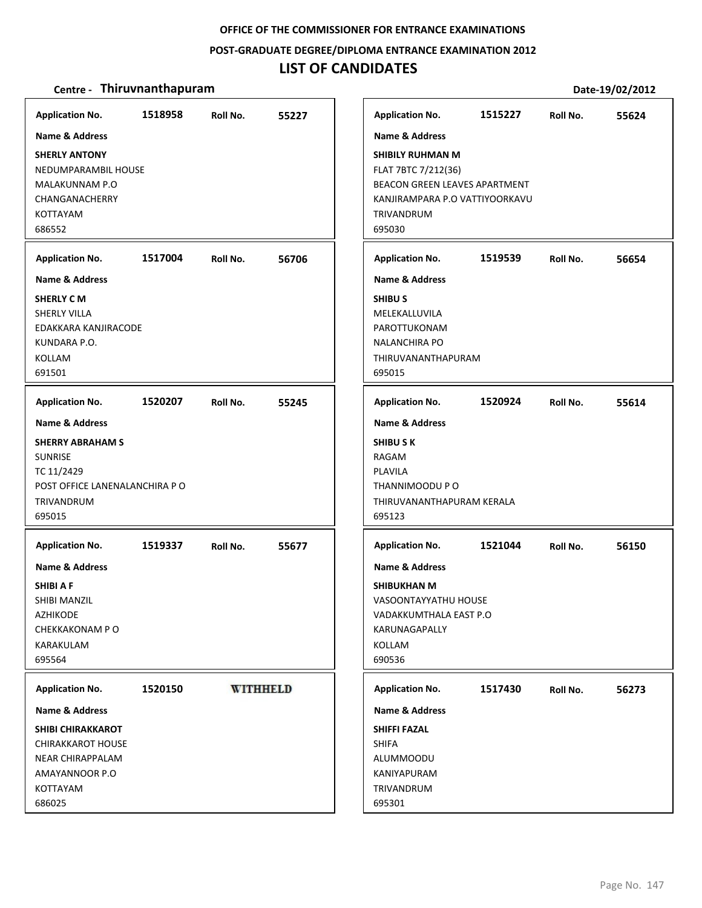OFFICE OF THE COMMISSIONER FOR ENTRANCE EXAMINATIONS

POST-GRADUATE DEGREE/DIPLOMA ENTRANCE EXAMINATION 2012

# LIST OF CANDIDATES

**Centre - Thiruvnanthapuram** Date-19/02/2012

| Application No. | Roll No. | Name & Address |
|---|---|---|
| 1518958 | 55227 | **SHERLY ANTONY**<br>NEDUMPARAMBIL HOUSE<br>MALAKUNNAM P.O<br>CHANGANACHERRY<br>KOTTAYAM<br>686552 |
| 1517004 | 56706 | **SHERLY C M**<br>SHERLY VILLA<br>EDAKKARA KANJIRACODE<br>KUNDARA P.O.<br>KOLLAM<br>691501 |
| 1520207 | 55245 | **SHERRY ABRAHAM S**<br>SUNRISE<br>TC 11/2429<br>POST OFFICE LANENALANCHIRA P O<br>TRIVANDRUM<br>695015 |
| 1519337 | 55677 | **SHIBI A F**<br>SHIBI MANZIL<br>AZHIKODE<br>CHEKKAKONAM P O<br>KARAKULAM<br>695564 |
| 1520150 | WITHHELD | **SHIBI CHIRAKKAROT**<br>CHIRAKKAROT HOUSE<br>NEAR CHIRAPPALAM<br>AMAYANNOOR P.O<br>KOTTAYAM<br>686025 |
| 1515227 | 55624 | **SHIBILY RUHMAN M**<br>FLAT 7BTC 7/212(36)<br>BEACON GREEN LEAVES APARTMENT<br>KANJIRAMPARA P.O VATTIYOORKAVU<br>TRIVANDRUM<br>695030 |
| 1519539 | 56654 | **SHIBU S**<br>MELEKALLUVILA<br>PAROTTUKONAM<br>NALANCHIRA PO<br>THIRUVANANTHAPURAM<br>695015 |
| 1520924 | 55614 | **SHIBU S K**<br>RAGAM<br>PLAVILA<br>THANNIMOODU P O<br>THIRUVANANTHAPURAM KERALA<br>695123 |
| 1521044 | 56150 | **SHIBUKHAN M**<br>VASOONTAYYATHU HOUSE<br>VADAKKUMTHALA EAST P.O<br>KARUNAGAPALLY<br>KOLLAM<br>690536 |
| 1517430 | 56273 | **SHIFFI FAZAL**<br>SHIFA<br>ALUMMOODU<br>KANIYAPURAM<br>TRIVANDRUM<br>695301 |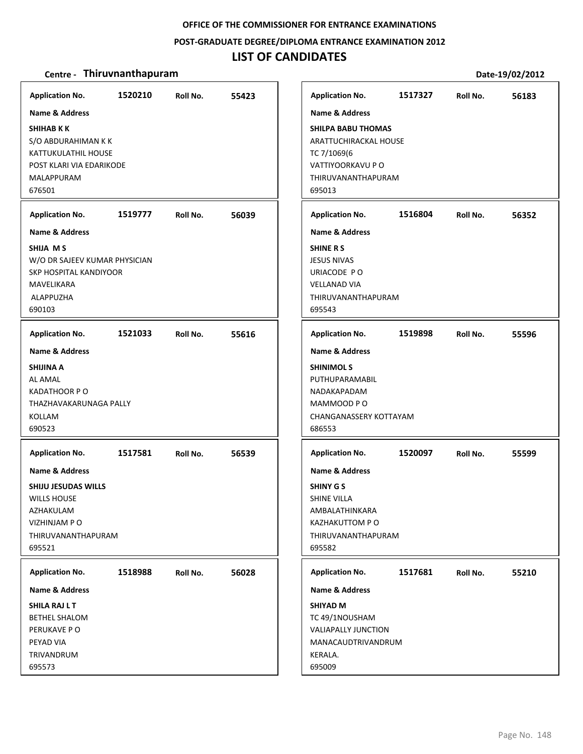**OFFICE OF THE COMMISSIONER FOR ENTRANCE EXAMINATIONS**

**POST-GRADUATE DEGREE/DIPLOMA ENTRANCE EXAMINATION 2012**

# LIST OF CANDIDATES

**Centre - Thiruvnanthapuram** **Date-19/02/2012**

**Application No.** 1520210 **Roll No.** 55423
**Name & Address**
**SHIHAB K K**
S/O ABDURAHIMAN K K
KATTUKULATHIL HOUSE
POST KLARI VIA EDARIKODE
MALAPPURAM
676501

**Application No.** 1519777 **Roll No.** 56039
**Name & Address**
**SHIJA M S**
W/O DR SAJEEV KUMAR PHYSICIAN
SKP HOSPITAL KANDIYOOR
MAVELIKARA
ALAPPUZHA
690103

**Application No.** 1521033 **Roll No.** 55616
**Name & Address**
**SHIJINA A**
AL AMAL
KADATHOOR P O
THAZHAVAKARUNAGA PALLY
KOLLAM
690523

**Application No.** 1517581 **Roll No.** 56539
**Name & Address**
**SHIJU JESUDAS WILLS**
WILLS HOUSE
AZHAKULAM
VIZHINJAM P O
THIRUVANANTHAPURAM
695521

**Application No.** 1518988 **Roll No.** 56028
**Name & Address**
**SHILA RAJ L T**
BETHEL SHALOM
PERUKAVE P O
PEYAD VIA
TRIVANDRUM
695573

**Application No.** 1517327 **Roll No.** 56183
**Name & Address**
**SHILPA BABU THOMAS**
ARATTUCHIRACKAL HOUSE
TC 7/1069(6
VATTIYOORKAVU P O
THIRUVANANTHAPURAM
695013

**Application No.** 1516804 **Roll No.** 56352
**Name & Address**
**SHINE R S**
JESUS NIVAS
URIACODE P O
VELLANAD VIA
THIRUVANANTHAPURAM
695543

**Application No.** 1519898 **Roll No.** 55596
**Name & Address**
**SHINIMOL S**
PUTHUPARAMABIL
NADAKAPADAM
MAMMOOD P O
CHANGANASSERY KOTTAYAM
686553

**Application No.** 1520097 **Roll No.** 55599
**Name & Address**
**SHINY G S**
SHINE VILLA
AMBALATHINKARA
KAZHAKUTTOM P O
THIRUVANANTHAPURAM
695582

**Application No.** 1517681 **Roll No.** 55210
**Name & Address**
**SHIYAD M**
TC 49/1NOUSHAM
VALIAPALLY JUNCTION
MANACAUDTRIVANDRUM
KERALA.
695009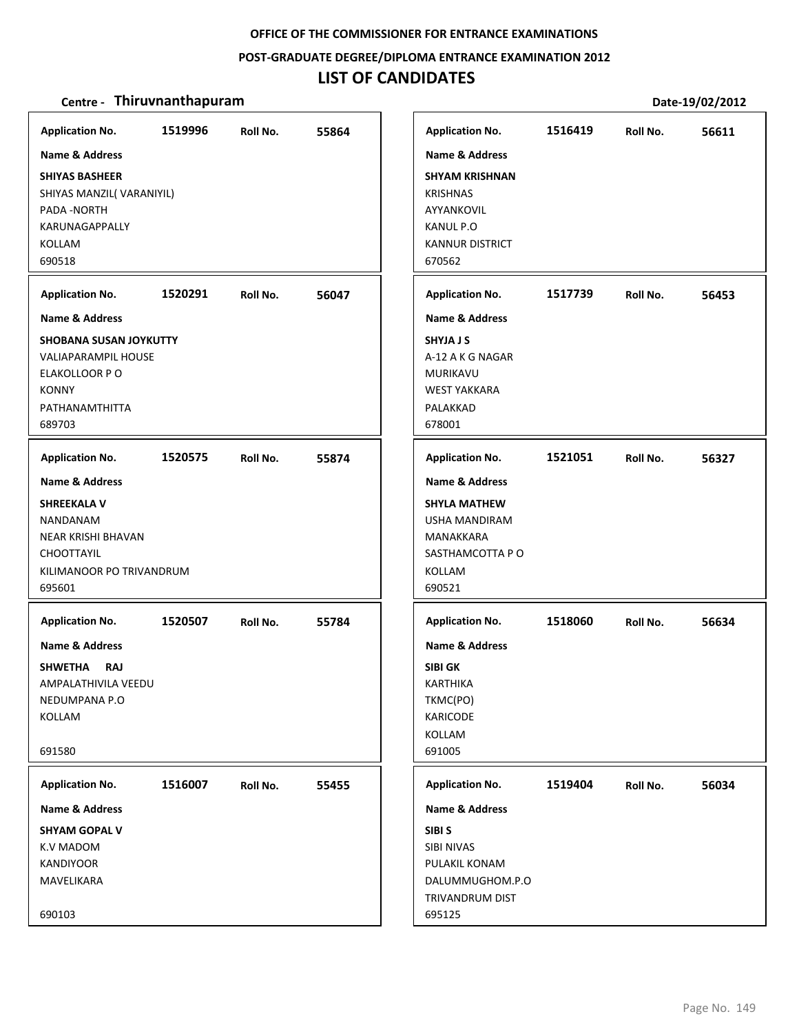**OFFICE OF THE COMMISSIONER FOR ENTRANCE EXAMINATIONS**

**POST-GRADUATE DEGREE/DIPLOMA ENTRANCE EXAMINATION 2012**

# LIST OF CANDIDATES

**Centre - Thiruvnanthapuram** **Date-19/02/2012**

| Application No. | Roll No. | Name & Address |
|---|---|---|
| 1519996 | 55864 | **SHIYAS BASHEER**<br>SHIYAS MANZIL( VARANIYIL)<br>PADA -NORTH<br>KARUNAGAPPALLY<br>KOLLAM<br>690518 |
| 1520291 | 56047 | **SHOBANA SUSAN JOYKUTTY**<br>VALIAPARAMPIL HOUSE<br>ELAKOLLOOR P O<br>KONNY<br>PATHANAMTHITTA<br>689703 |
| 1520575 | 55874 | **SHREEKALA V**<br>NANDANAM<br>NEAR KRISHI BHAVAN<br>CHOOTTAYIL<br>KILIMANOOR PO TRIVANDRUM<br>695601 |
| 1520507 | 55784 | **SHWETHA RAJ**<br>AMPALATHIVILA VEEDU<br>NEDUMPANA P.O<br>KOLLAM<br>691580 |
| 1516007 | 55455 | **SHYAM GOPAL V**<br>K.V MADOM<br>KANDIYOOR<br>MAVELIKARA<br>690103 |
| 1516419 | 56611 | **SHYAM KRISHNAN**<br>KRISHNAS<br>AYYANKOVIL<br>KANUL P.O<br>KANNUR DISTRICT<br>670562 |
| 1517739 | 56453 | **SHYJA J S**<br>A-12 A K G NAGAR<br>MURIKAVU<br>WEST YAKKARA<br>PALAKKAD<br>678001 |
| 1521051 | 56327 | **SHYLA MATHEW**<br>USHA MANDIRAM<br>MANAKKARA<br>SASTHAMCOTTA P O<br>KOLLAM<br>690521 |
| 1518060 | 56634 | **SIBI GK**<br>KARTHIKA<br>TKMC(PO)<br>KARICODE<br>KOLLAM<br>691005 |
| 1519404 | 56034 | **SIBI S**<br>SIBI NIVAS<br>PULAKIL KONAM<br>DALUMMUGHOM.P.O<br>TRIVANDRUM DIST<br>695125 |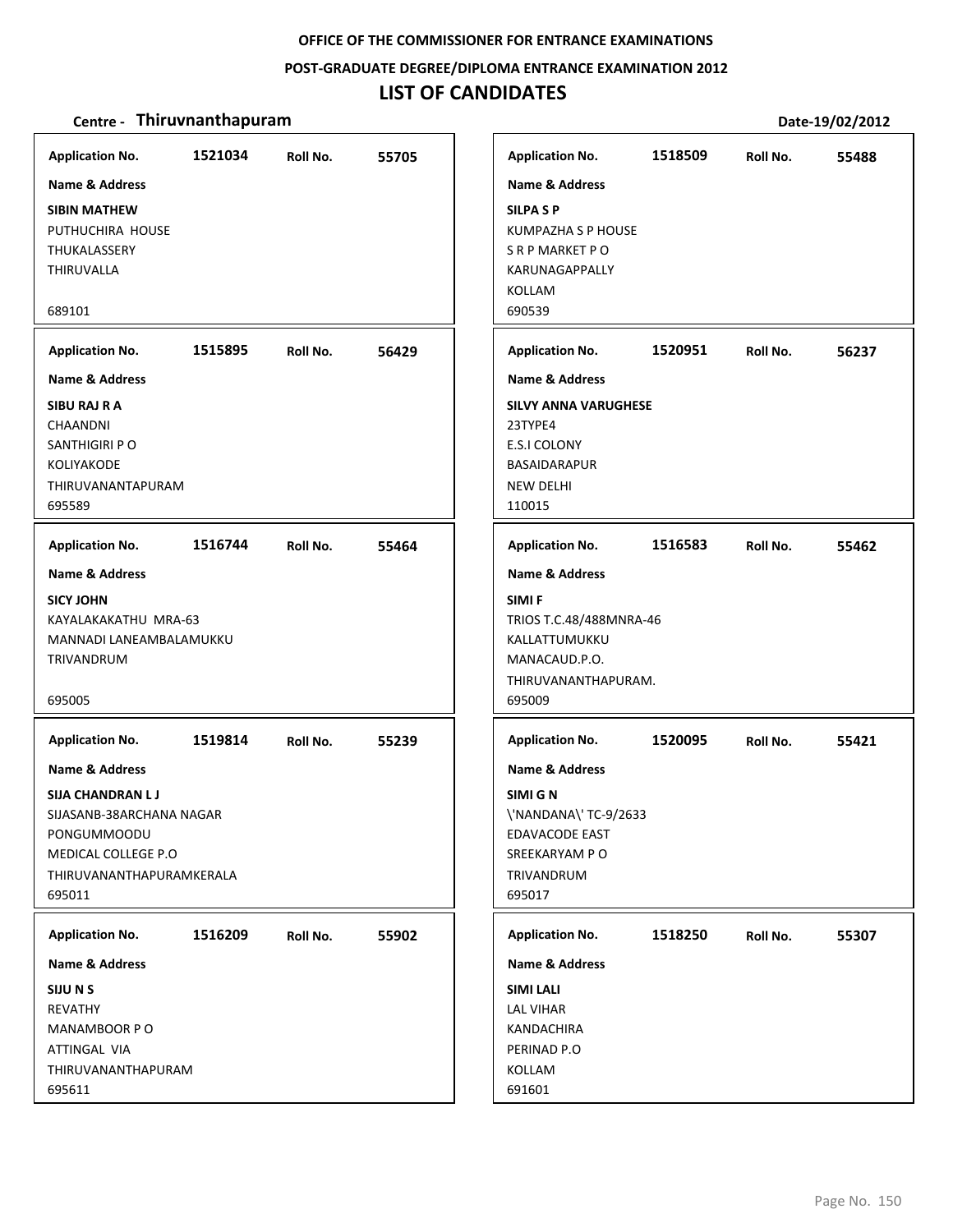OFFICE OF THE COMMISSIONER FOR ENTRANCE EXAMINATIONS

POST-GRADUATE DEGREE/DIPLOMA ENTRANCE EXAMINATION 2012

# LIST OF CANDIDATES

**Centre - Thiruvnanthapuram** Date-19/02/2012

| Application No. | Roll No. | Name & Address |
|---|---|---|
| 1521034 | 55705 | **SIBIN MATHEW**<br>PUTHUCHIRA HOUSE<br>THUKALASSERY<br>THIRUVALLA<br>689101 |
| 1518509 | 55488 | **SILPA S P**<br>KUMPAZHA S P HOUSE<br>S R P MARKET P O<br>KARUNAGAPPALLY<br>KOLLAM<br>690539 |
| 1515895 | 56429 | **SIBU RAJ R A**<br>CHAANDNI<br>SANTHIGIRI P O<br>KOLIYAKODE<br>THIRUVANANTAPURAM<br>695589 |
| 1520951 | 56237 | **SILVY ANNA VARUGHESE**<br>23TYPE4<br>E.S.I COLONY<br>BASAIDARAPUR<br>NEW DELHI<br>110015 |
| 1516744 | 55464 | **SICY JOHN**<br>KAYALAKAKATHU MRA-63<br>MANNADI LANEAMBALAMUKKU<br>TRIVANDRUM<br>695005 |
| 1516583 | 55462 | **SIMI F**<br>TRIOS T.C.48/488MNRA-46<br>KALLATTUMUKKU<br>MANACAUD.P.O.<br>THIRUVANANTHAPURAM.<br>695009 |
| 1519814 | 55239 | **SIJA CHANDRAN L J**<br>SIJASANB-38ARCHANA NAGAR<br>PONGUMMOODU<br>MEDICAL COLLEGE P.O<br>THIRUVANANTHAPURAMKERALA<br>695011 |
| 1520095 | 55421 | **SIMI G N**<br>\'NANDANA\' TC-9/2633<br>EDAVACODE EAST<br>SREEKARYAM P O<br>TRIVANDRUM<br>695017 |
| 1516209 | 55902 | **SIJU N S**<br>REVATHY<br>MANAMBOOR P O<br>ATTINGAL VIA<br>THIRUVANANTHAPURAM<br>695611 |
| 1518250 | 55307 | **SIMI LALI**<br>LAL VIHAR<br>KANDACHIRA<br>PERINAD P.O<br>KOLLAM<br>691601 |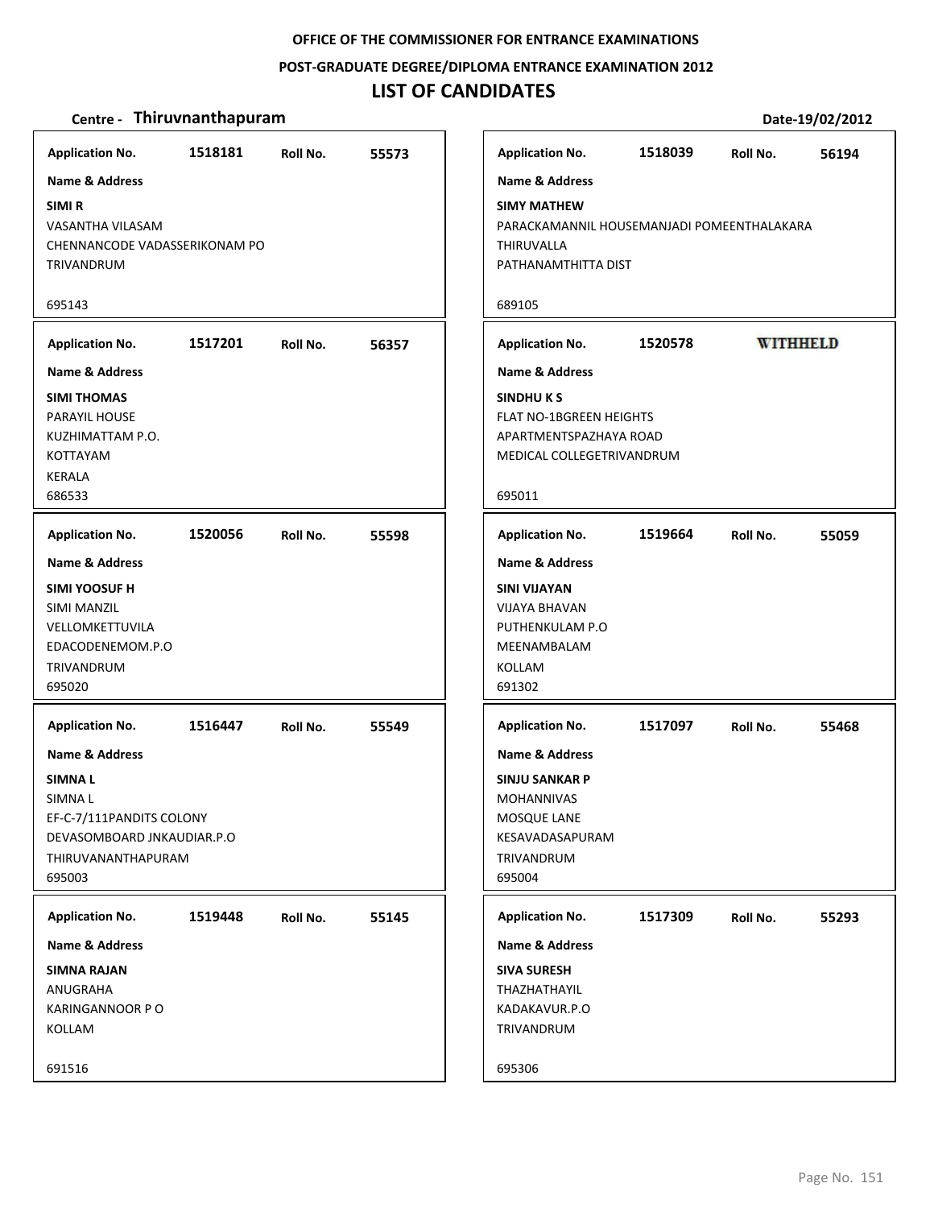OFFICE OF THE COMMISSIONER FOR ENTRANCE EXAMINATIONS

POST-GRADUATE DEGREE/DIPLOMA ENTRANCE EXAMINATION 2012

# LIST OF CANDIDATES

**Centre - Thiruvnanthapuram** Date-19/02/2012

**Application No.** 1518181 **Roll No.** 55573

**Name & Address**

**SIMI R**
VASANTHA VILASAM
CHENNANCODE VADASSERIKONAM PO
TRIVANDRUM

695143

**Application No.** 1518039 **Roll No.** 56194

**Name & Address**

**SIMY MATHEW**
PARACKAMANNIL HOUSEMANJADI POMEENTHALAKARA
THIRUVALLA
PATHANAMTHITTA DIST

689105

**Application No.** 1517201 **Roll No.** 56357

**Name & Address**

**SIMI THOMAS**
PARAYIL HOUSE
KUZHIMATTAM P.O.
KOTTAYAM
KERALA
686533

**Application No.** 1520578 **WITHHELD**

**Name & Address**

**SINDHU K S**
FLAT NO-1BGREEN HEIGHTS
APARTMENTSPAZHAYA ROAD
MEDICAL COLLEGETRIVANDRUM

695011

**Application No.** 1520056 **Roll No.** 55598

**Name & Address**

**SIMI YOOSUF H**
SIMI MANZIL
VELLOMKETTUVILA
EDACODENEMOM.P.O
TRIVANDRUM
695020

**Application No.** 1519664 **Roll No.** 55059

**Name & Address**

**SINI VIJAYAN**
VIJAYA BHAVAN
PUTHENKULAM P.O
MEENAMBALAM
KOLLAM
691302

**Application No.** 1516447 **Roll No.** 55549

**Name & Address**

**SIMNA L**
SIMNA L
EF-C-7/111PANDITS COLONY
DEVASOMBOARD JNKAUDIAR.P.O
THIRUVANANTHAPURAM
695003

**Application No.** 1517097 **Roll No.** 55468

**Name & Address**

**SINJU SANKAR P**
MOHANNIVAS
MOSQUE LANE
KESAVADASAPURAM
TRIVANDRUM
695004

**Application No.** 1519448 **Roll No.** 55145

**Name & Address**

**SIMNA RAJAN**
ANUGRAHA
KARINGANNOOR P O
KOLLAM

691516

**Application No.** 1517309 **Roll No.** 55293

**Name & Address**

**SIVA SURESH**
THAZHATHAYIL
KADAKAVUR.P.O
TRIVANDRUM

695306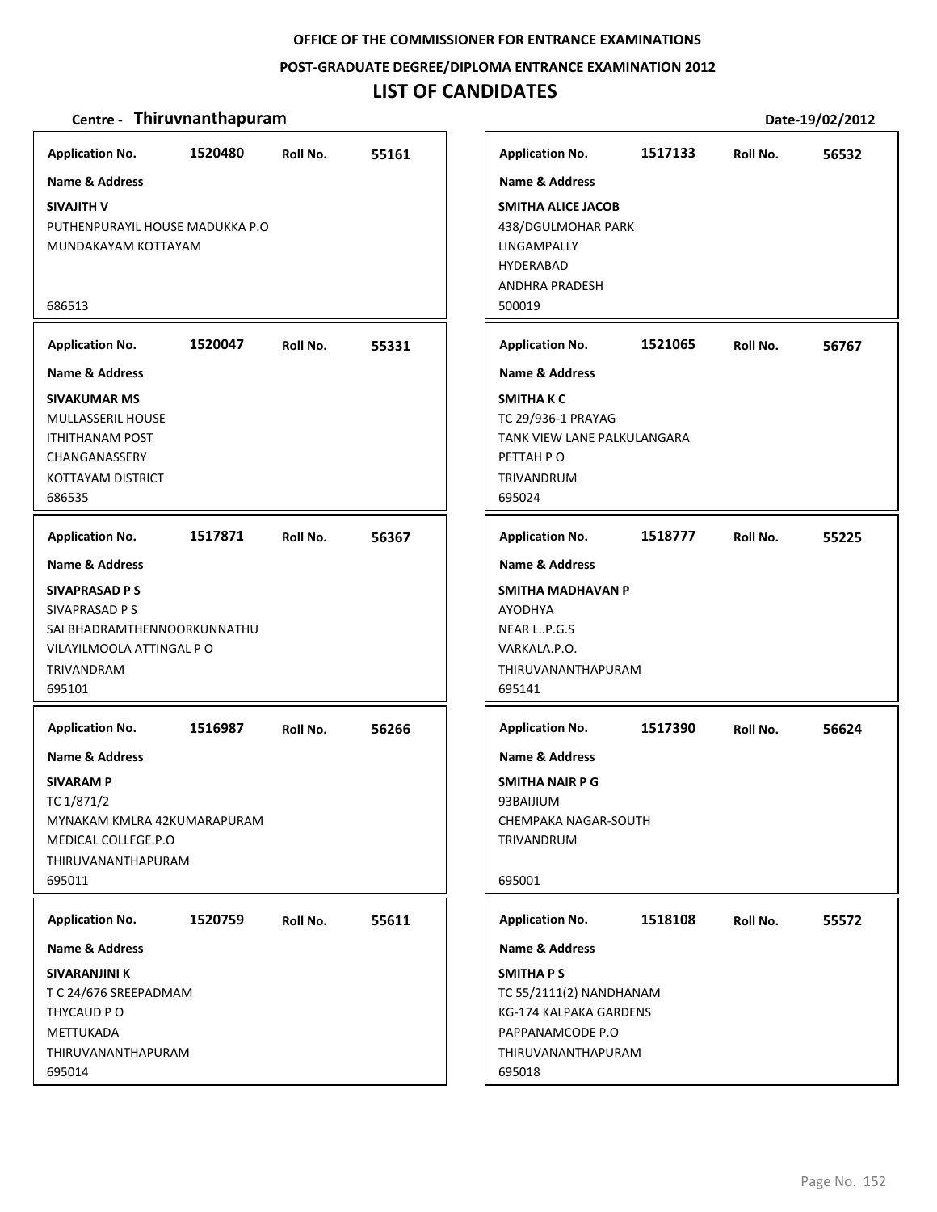OFFICE OF THE COMMISSIONER FOR ENTRANCE EXAMINATIONS

POST-GRADUATE DEGREE/DIPLOMA ENTRANCE EXAMINATION 2012

# LIST OF CANDIDATES

**Centre - Thiruvnanthapuram** — Date-19/02/2012

| Application No. | Roll No. | Name & Address |
|---|---|---|
| 1520480 | 55161 | **SIVAJITH V**<br>PUTHENPURAYIL HOUSE MADUKKA P.O<br>MUNDAKAYAM KOTTAYAM<br>686513 |
| 1520047 | 55331 | **SIVAKUMAR MS**<br>MULLASSERIL HOUSE<br>ITHITHANAM POST<br>CHANGANASSERY<br>KOTTAYAM DISTRICT<br>686535 |
| 1517871 | 56367 | **SIVAPRASAD P S**<br>SIVAPRASAD P S<br>SAI BHADRAMTHENNOORKUNNATHU<br>VILAYILMOOLA ATTINGAL P O<br>TRIVANDRAM<br>695101 |
| 1516987 | 56266 | **SIVARAM P**<br>TC 1/871/2<br>MYNAKAM KMLRA 42KUMARAPURAM<br>MEDICAL COLLEGE.P.O<br>THIRUVANANTHAPURAM<br>695011 |
| 1520759 | 55611 | **SIVARANJINI K**<br>T C 24/676 SREEPADMAM<br>THYCAUD P O<br>METTUKADA<br>THIRUVANANTHAPURAM<br>695014 |
| 1517133 | 56532 | **SMITHA ALICE JACOB**<br>438/DGULMOHAR PARK<br>LINGAMPALLY<br>HYDERABAD<br>ANDHRA PRADESH<br>500019 |
| 1521065 | 56767 | **SMITHA K C**<br>TC 29/936-1 PRAYAG<br>TANK VIEW LANE PALKULANGARA<br>PETTAH P O<br>TRIVANDRUM<br>695024 |
| 1518777 | 55225 | **SMITHA MADHAVAN P**<br>AYODHYA<br>NEAR L..P.G.S<br>VARKALA.P.O.<br>THIRUVANANTHAPURAM<br>695141 |
| 1517390 | 56624 | **SMITHA NAIR P G**<br>93BAIJIUM<br>CHEMPAKA NAGAR-SOUTH<br>TRIVANDRUM<br>695001 |
| 1518108 | 55572 | **SMITHA P S**<br>TC 55/2111(2) NANDHANAM<br>KG-174 KALPAKA GARDENS<br>PAPPANAMCODE P.O<br>THIRUVANANTHAPURAM<br>695018 |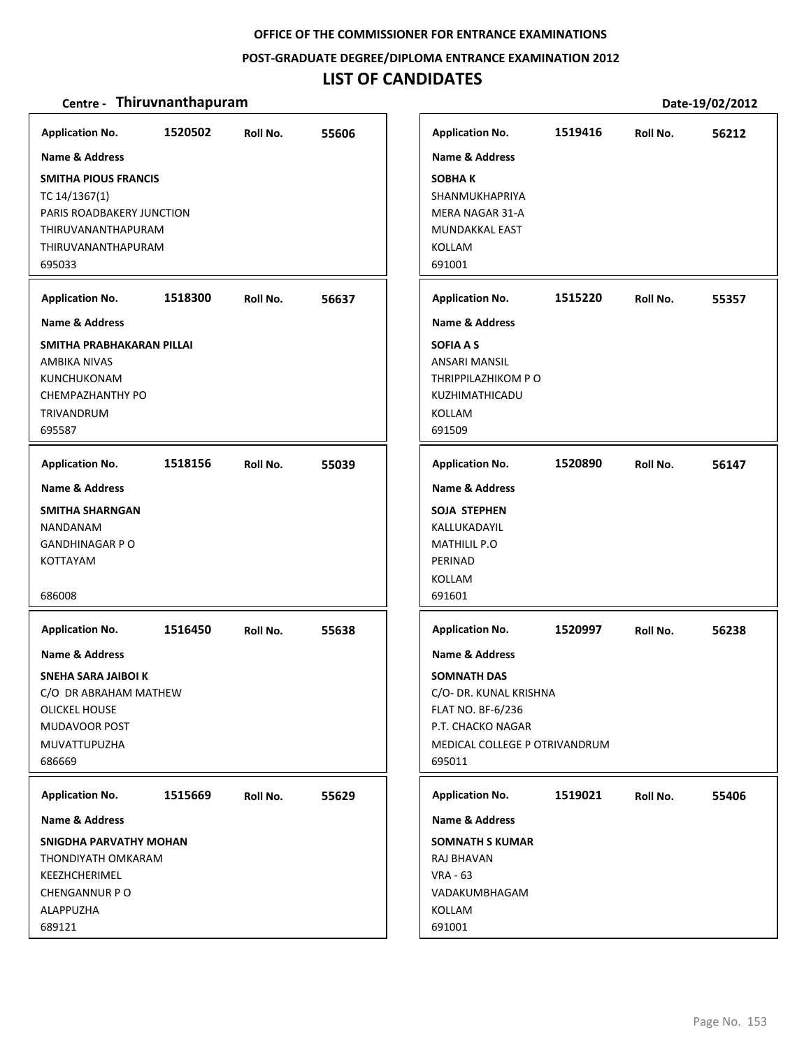OFFICE OF THE COMMISSIONER FOR ENTRANCE EXAMINATIONS

POST-GRADUATE DEGREE/DIPLOMA ENTRANCE EXAMINATION 2012

# LIST OF CANDIDATES

**Centre - Thiruvnanthapuram** **Date-19/02/2012**

**Application No.** 1520502 **Roll No.** 55606

**Name & Address**

**SMITHA PIOUS FRANCIS**
TC 14/1367(1)
PARIS ROADBAKERY JUNCTION
THIRUVANANTHAPURAM
THIRUVANANTHAPURAM
695033

**Application No.** 1518300 **Roll No.** 56637

**Name & Address**

**SMITHA PRABHAKARAN PILLAI**
AMBIKA NIVAS
KUNCHUKONAM
CHEMPAZHANTHY PO
TRIVANDRUM
695587

**Application No.** 1518156 **Roll No.** 55039

**Name & Address**

**SMITHA SHARNGAN**
NANDANAM
GANDHINAGAR P O
KOTTAYAM
686008

**Application No.** 1516450 **Roll No.** 55638

**Name & Address**

**SNEHA SARA JAIBOI K**
C/O DR ABRAHAM MATHEW
OLICKEL HOUSE
MUDAVOOR POST
MUVATTUPUZHA
686669

**Application No.** 1515669 **Roll No.** 55629

**Name & Address**

**SNIGDHA PARVATHY MOHAN**
THONDIYATH OMKARAM
KEEZHCHERIMEL
CHENGANNUR P O
ALAPPUZHA
689121

**Application No.** 1519416 **Roll No.** 56212

**Name & Address**

**SOBHA K**
SHANMUKHAPRIYA
MERA NAGAR 31-A
MUNDAKKAL EAST
KOLLAM
691001

**Application No.** 1515220 **Roll No.** 55357

**Name & Address**

**SOFIA A S**
ANSARI MANSIL
THRIPPILAZHIKOM P O
KUZHIMATHICADU
KOLLAM
691509

**Application No.** 1520890 **Roll No.** 56147

**Name & Address**

**SOJA STEPHEN**
KALLUKADAYIL
MATHILIL P.O
PERINAD
KOLLAM
691601

**Application No.** 1520997 **Roll No.** 56238

**Name & Address**

**SOMNATH DAS**
C/O- DR. KUNAL KRISHNA
FLAT NO. BF-6/236
P.T. CHACKO NAGAR
MEDICAL COLLEGE P OTRIVANDRUM
695011

**Application No.** 1519021 **Roll No.** 55406

**Name & Address**

**SOMNATH S KUMAR**
RAJ BHAVAN
VRA - 63
VADAKUMBHAGAM
KOLLAM
691001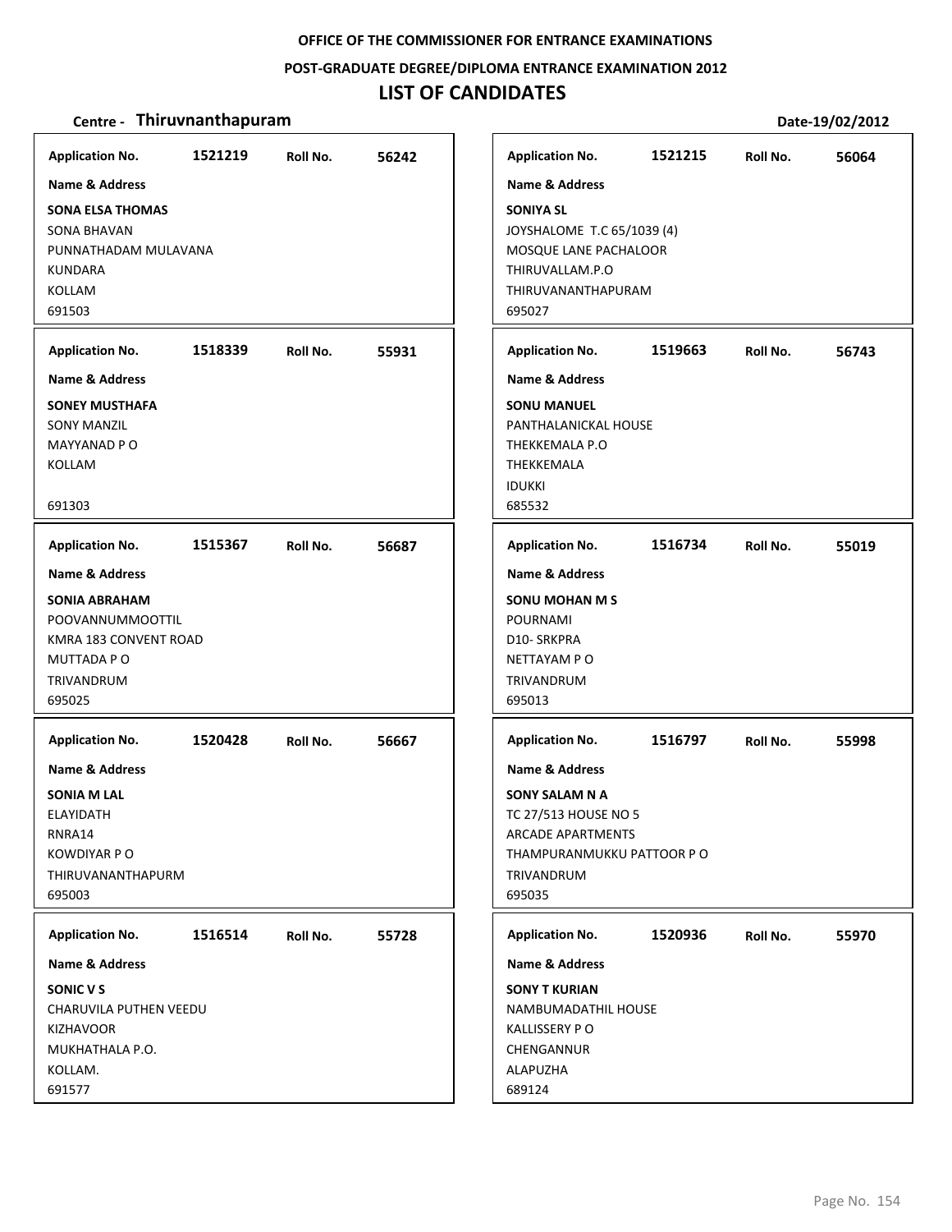**OFFICE OF THE COMMISSIONER FOR ENTRANCE EXAMINATIONS**

**POST-GRADUATE DEGREE/DIPLOMA ENTRANCE EXAMINATION 2012**

# LIST OF CANDIDATES

**Centre - Thiruvnanthapuram** **Date-19/02/2012**

**Application No.** 1521219 **Roll No.** 56242

**Name & Address**

**SONA ELSA THOMAS**
SONA BHAVAN
PUNNATHADAM MULAVANA
KUNDARA
KOLLAM
691503

**Application No.** 1518339 **Roll No.** 55931

**Name & Address**

**SONEY MUSTHAFA**
SONY MANZIL
MAYYANAD P O
KOLLAM

691303

**Application No.** 1515367 **Roll No.** 56687

**Name & Address**

**SONIA ABRAHAM**
POOVANNUMMOOTTIL
KMRA 183 CONVENT ROAD
MUTTADA P O
TRIVANDRUM
695025

**Application No.** 1520428 **Roll No.** 56667

**Name & Address**

**SONIA M LAL**
ELAYIDATH
RNRA14
KOWDIYAR P O
THIRUVANANTHAPURM
695003

**Application No.** 1516514 **Roll No.** 55728

**Name & Address**

**SONIC V S**
CHARUVILA PUTHEN VEEDU
KIZHAVOOR
MUKHATHALA P.O.
KOLLAM.
691577

**Application No.** 1521215 **Roll No.** 56064

**Name & Address**

**SONIYA SL**
JOYSHALOME T.C 65/1039 (4)
MOSQUE LANE PACHALOOR
THIRUVALLAM.P.O
THIRUVANANTHAPURAM
695027

**Application No.** 1519663 **Roll No.** 56743

**Name & Address**

**SONU MANUEL**
PANTHALANICKAL HOUSE
THEKKEMALA P.O
THEKKEMALA
IDUKKI
685532

**Application No.** 1516734 **Roll No.** 55019

**Name & Address**

**SONU MOHAN M S**
POURNAMI
D10- SRKPRA
NETTAYAM P O
TRIVANDRUM
695013

**Application No.** 1516797 **Roll No.** 55998

**Name & Address**

**SONY SALAM N A**
TC 27/513 HOUSE NO 5
ARCADE APARTMENTS
THAMPURANMUKKU PATTOOR P O
TRIVANDRUM
695035

**Application No.** 1520936 **Roll No.** 55970

**Name & Address**

**SONY T KURIAN**
NAMBUMADATHIL HOUSE
KALLISSERY P O
CHENGANNUR
ALAPUZHA
689124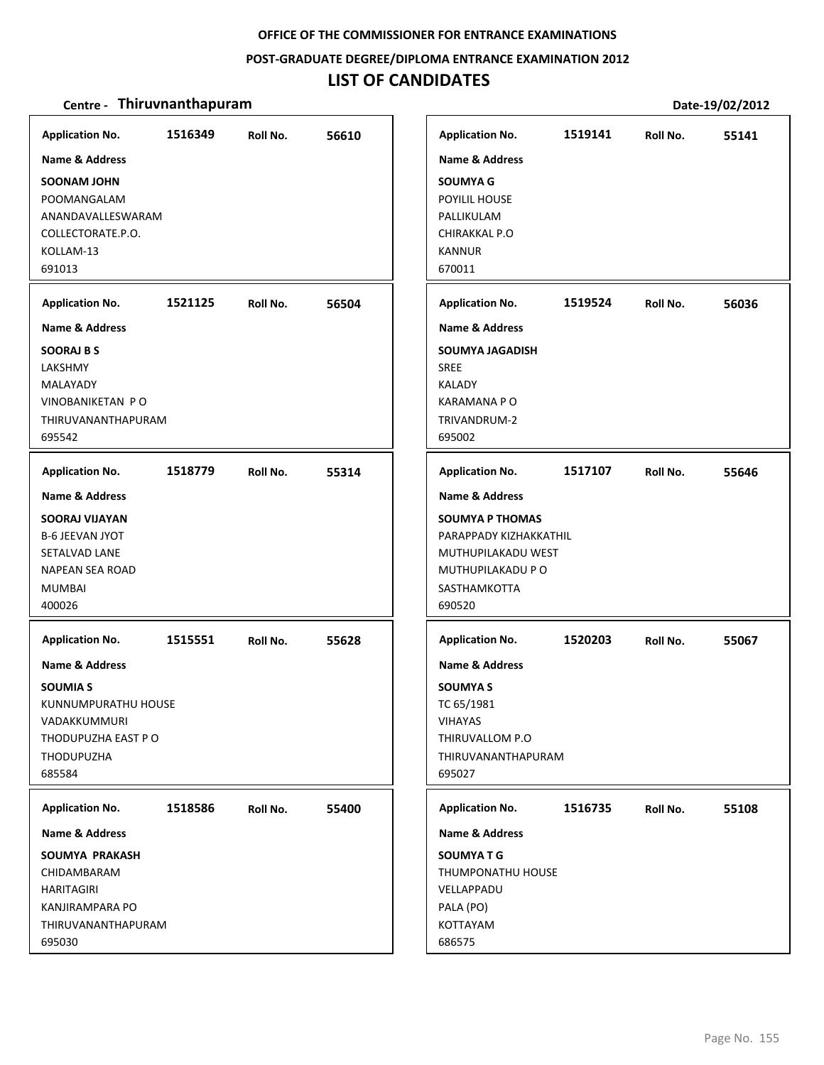**OFFICE OF THE COMMISSIONER FOR ENTRANCE EXAMINATIONS**

**POST-GRADUATE DEGREE/DIPLOMA ENTRANCE EXAMINATION 2012**

# LIST OF CANDIDATES

**Centre - Thiruvnanthapuram** **Date-19/02/2012**

| Application No. | Roll No. | Name & Address |
|---|---|---|
| 1516349 | 56610 | **SOONAM JOHN**<br>POOMANGALAM<br>ANANDAVALLESWARAM<br>COLLECTORATE.P.O.<br>KOLLAM-13<br>691013 |
| 1521125 | 56504 | **SOORAJ B S**<br>LAKSHMY<br>MALAYADY<br>VINOBANIKETAN P O<br>THIRUVANANTHAPURAM<br>695542 |
| 1518779 | 55314 | **SOORAJ VIJAYAN**<br>B-6 JEEVAN JYOT<br>SETALVAD LANE<br>NAPEAN SEA ROAD<br>MUMBAI<br>400026 |
| 1515551 | 55628 | **SOUMIA S**<br>KUNNUMPURATHU HOUSE<br>VADAKKUMMURI<br>THODUPUZHA EAST P O<br>THODUPUZHA<br>685584 |
| 1518586 | 55400 | **SOUMYA PRAKASH**<br>CHIDAMBARAM<br>HARITAGIRI<br>KANJIRAMPARA PO<br>THIRUVANANTHAPURAM<br>695030 |
| 1519141 | 55141 | **SOUMYA G**<br>POYILIL HOUSE<br>PALLIKULAM<br>CHIRAKKAL P.O<br>KANNUR<br>670011 |
| 1519524 | 56036 | **SOUMYA JAGADISH**<br>SREE<br>KALADY<br>KARAMANA P O<br>TRIVANDRUM-2<br>695002 |
| 1517107 | 55646 | **SOUMYA P THOMAS**<br>PARAPPADY KIZHAKKATHIL<br>MUTHUPILAKADU WEST<br>MUTHUPILAKADU P O<br>SASTHAMKOTTA<br>690520 |
| 1520203 | 55067 | **SOUMYA S**<br>TC 65/1981<br>VIHAYAS<br>THIRUVALLOM P.O<br>THIRUVANANTHAPURAM<br>695027 |
| 1516735 | 55108 | **SOUMYA T G**<br>THUMPONATHU HOUSE<br>VELLAPPADU<br>PALA (PO)<br>KOTTAYAM<br>686575 |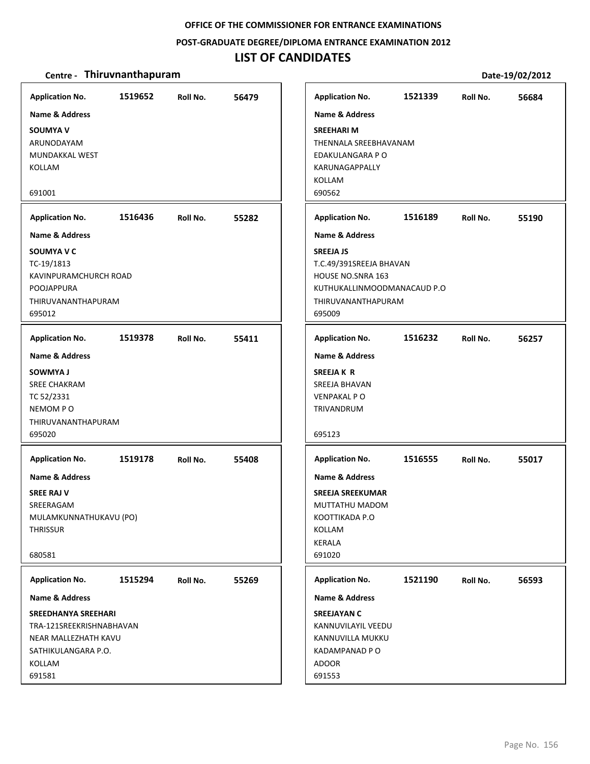OFFICE OF THE COMMISSIONER FOR ENTRANCE EXAMINATIONS

POST-GRADUATE DEGREE/DIPLOMA ENTRANCE EXAMINATION 2012

# LIST OF CANDIDATES

**Centre - Thiruvnanthapuram** | **Date-19/02/2012**

**Application No.** 1519652 **Roll No.** 56479

**Name & Address**

**SOUMYA V**
ARUNODAYAM
MUNDAKKAL WEST
KOLLAM

691001

**Application No.** 1516436 **Roll No.** 55282

**Name & Address**

**SOUMYA V C**
TC-19/1813
KAVINPURAMCHURCH ROAD
POOJAPPURA
THIRUVANANTHAPURAM
695012

**Application No.** 1519378 **Roll No.** 55411

**Name & Address**

**SOWMYA J**
SREE CHAKRAM
TC 52/2331
NEMOM P O
THIRUVANANTHAPURAM
695020

**Application No.** 1519178 **Roll No.** 55408

**Name & Address**

**SREE RAJ V**
SREERAGAM
MULAMKUNNATHUKAVU (PO)
THRISSUR

680581

**Application No.** 1515294 **Roll No.** 55269

**Name & Address**

**SREEDHANYA SREEHARI**
TRA-121SREEKRISHNABHAVAN
NEAR MALLEZHATH KAVU
SATHIKULANGARA P.O.
KOLLAM
691581

**Application No.** 1521339 **Roll No.** 56684

**Name & Address**

**SREEHARI M**
THENNALA SREEBHAVANAM
EDAKULANGARA P O
KARUNAGAPPALLY
KOLLAM
690562

**Application No.** 1516189 **Roll No.** 55190

**Name & Address**

**SREEJA JS**
T.C.49/391SREEJA BHAVAN
HOUSE NO.SNRA 163
KUTHUKALLINMOODMANACAUD P.O
THIRUVANANTHAPURAM
695009

**Application No.** 1516232 **Roll No.** 56257

**Name & Address**

**SREEJA K R**
SREEJA BHAVAN
VENPAKAL P O
TRIVANDRUM

695123

**Application No.** 1516555 **Roll No.** 55017

**Name & Address**

**SREEJA SREEKUMAR**
MUTTATHU MADOM
KOOTTIKADA P.O
KOLLAM
KERALA
691020

**Application No.** 1521190 **Roll No.** 56593

**Name & Address**

**SREEJAYAN C**
KANNUVILAYIL VEEDU
KANNUVILLA MUKKU
KADAMPANAD P O
ADOOR
691553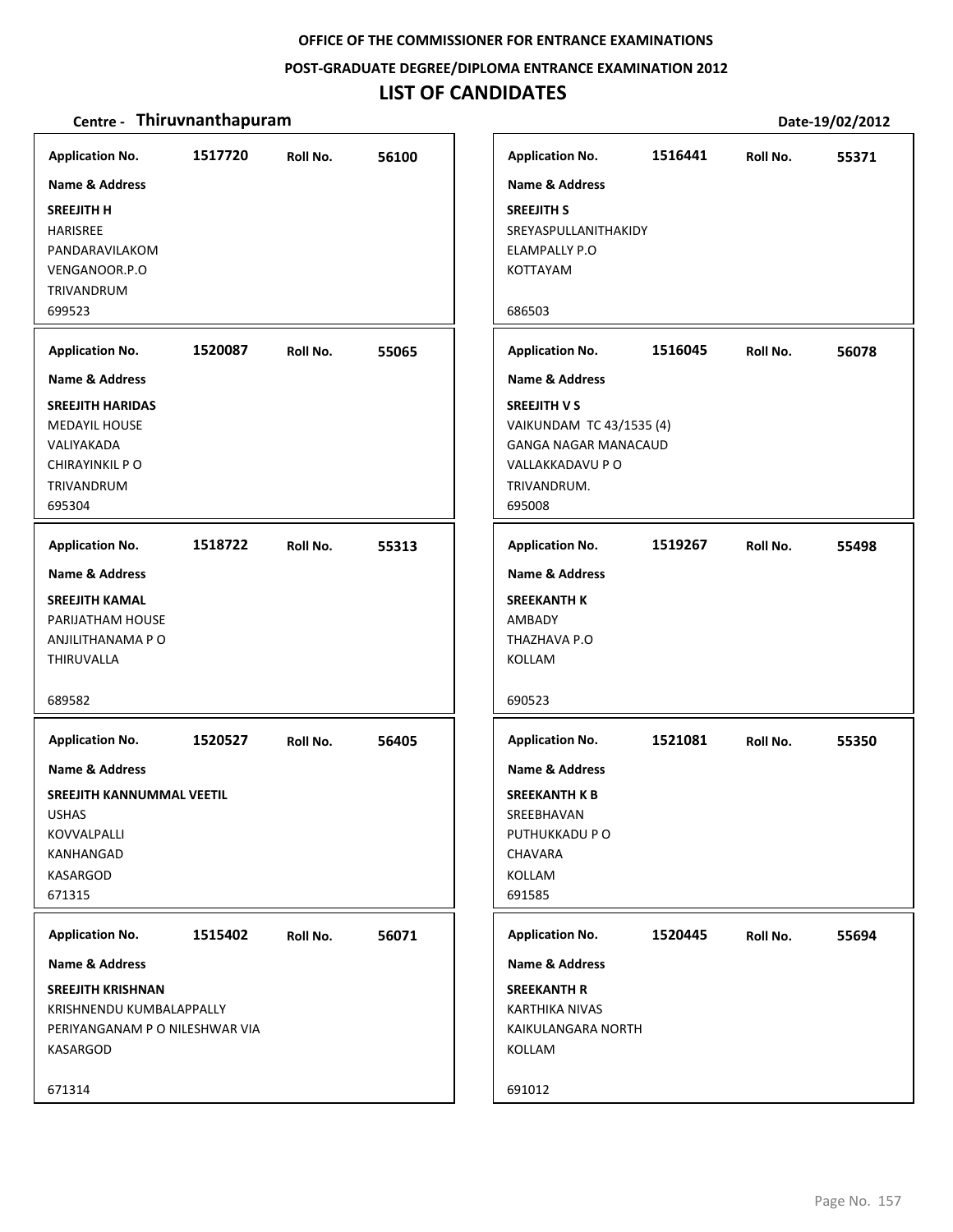**OFFICE OF THE COMMISSIONER FOR ENTRANCE EXAMINATIONS**

**POST-GRADUATE DEGREE/DIPLOMA ENTRANCE EXAMINATION 2012**

# LIST OF CANDIDATES

**Centre - Thiruvnanthapuram** **Date-19/02/2012**

**Application No.** 1517720 **Roll No.** 56100

**Name & Address**

**SREEJITH H**
HARISREE
PANDARAVILAKOM
VENGANOOR.P.O
TRIVANDRUM
699523

---

**Application No.** 1520087 **Roll No.** 55065

**Name & Address**

**SREEJITH HARIDAS**
MEDAYIL HOUSE
VALIYAKADA
CHIRAYINKIL P O
TRIVANDRUM
695304

---

**Application No.** 1518722 **Roll No.** 55313

**Name & Address**

**SREEJITH KAMAL**
PARIJATHAM HOUSE
ANJILITHANAMA P O
THIRUVALLA
689582

---

**Application No.** 1520527 **Roll No.** 56405

**Name & Address**

**SREEJITH KANNUMMAL VEETIL**
USHAS
KOVVALPALLI
KANHANGAD
KASARGOD
671315

---

**Application No.** 1515402 **Roll No.** 56071

**Name & Address**

**SREEJITH KRISHNAN**
KRISHNENDU KUMBALAPPALLY
PERIYANGANAM P O NILESHWAR VIA
KASARGOD
671314

---

**Application No.** 1516441 **Roll No.** 55371

**Name & Address**

**SREEJITH S**
SREYASPULLANITHAKIDY
ELAMPALLY P.O
KOTTAYAM
686503

---

**Application No.** 1516045 **Roll No.** 56078

**Name & Address**

**SREEJITH V S**
VAIKUNDAM TC 43/1535 (4)
GANGA NAGAR MANACAUD
VALLAKKADAVU P O
TRIVANDRUM.
695008

---

**Application No.** 1519267 **Roll No.** 55498

**Name & Address**

**SREEKANTH K**
AMBADY
THAZHAVA P.O
KOLLAM
690523

---

**Application No.** 1521081 **Roll No.** 55350

**Name & Address**

**SREEKANTH K B**
SREEBHAVAN
PUTHUKKADU P O
CHAVARA
KOLLAM
691585

---

**Application No.** 1520445 **Roll No.** 55694

**Name & Address**

**SREEKANTH R**
KARTHIKA NIVAS
KAIKULANGARA NORTH
KOLLAM
691012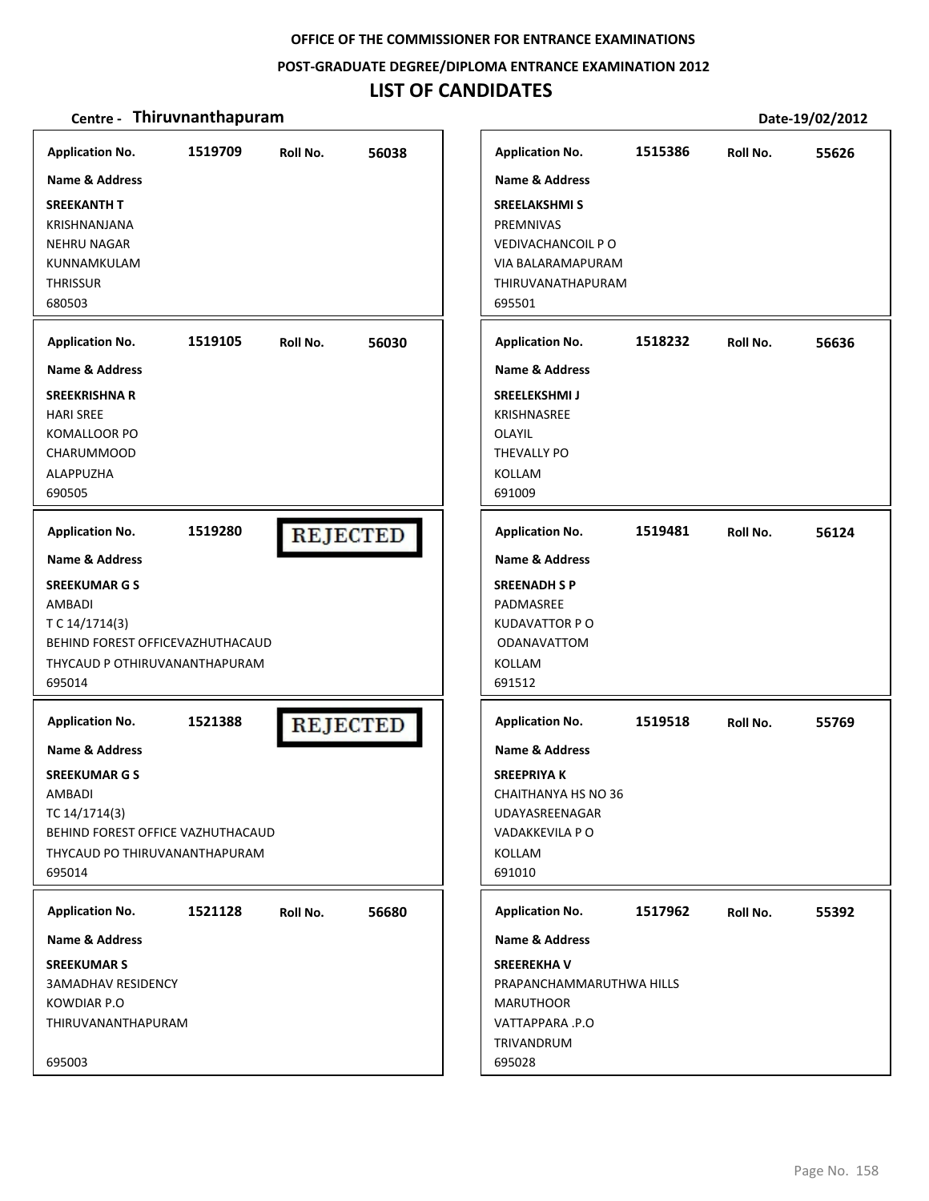**OFFICE OF THE COMMISSIONER FOR ENTRANCE EXAMINATIONS**

**POST-GRADUATE DEGREE/DIPLOMA ENTRANCE EXAMINATION 2012**

# LIST OF CANDIDATES

**Centre - Thiruvnanthapuram** **Date-19/02/2012**

| Application No. | Roll No. | Name & Address |
|---|---|---|
| 1519709 | 56038 | **SREEKANTH T**<br>KRISHNANJANA<br>NEHRU NAGAR<br>KUNNAMKULAM<br>THRISSUR<br>680503 |
| 1519105 | 56030 | **SREEKRISHNA R**<br>HARI SREE<br>KOMALLOOR PO<br>CHARUMMOOD<br>ALAPPUZHA<br>690505 |
| 1519280 | REJECTED | **SREEKUMAR G S**<br>AMBADI<br>T C 14/1714(3)<br>BEHIND FOREST OFFICEVAZHUTHACAUD<br>THYCAUD P OTHIRUVANANTHAPURAM<br>695014 |
| 1521388 | REJECTED | **SREEKUMAR G S**<br>AMBADI<br>TC 14/1714(3)<br>BEHIND FOREST OFFICE VAZHUTHACAUD<br>THYCAUD PO THIRUVANANTHAPURAM<br>695014 |
| 1521128 | 56680 | **SREEKUMAR S**<br>3AMADHAV RESIDENCY<br>KOWDIAR P.O<br>THIRUVANANTHAPURAM<br>695003 |
| 1515386 | 55626 | **SREELAKSHMI S**<br>PREMNIVAS<br>VEDIVACHANCOIL P O<br>VIA BALARAMAPURAM<br>THIRUVANATHAPURAM<br>695501 |
| 1518232 | 56636 | **SREELEKSHMI J**<br>KRISHNASREE<br>OLAYIL<br>THEVALLY PO<br>KOLLAM<br>691009 |
| 1519481 | 56124 | **SREENADH S P**<br>PADMASREE<br>KUDAVATTOR P O<br>ODANAVATTOM<br>KOLLAM<br>691512 |
| 1519518 | 55769 | **SREEPRIYA K**<br>CHAITHANYA HS NO 36<br>UDAYASREENAGAR<br>VADAKKEVILA P O<br>KOLLAM<br>691010 |
| 1517962 | 55392 | **SREEREKHA V**<br>PRAPANCHAMMARUTHWA HILLS<br>MARUTHOOR<br>VATTAPPARA .P.O<br>TRIVANDRUM<br>695028 |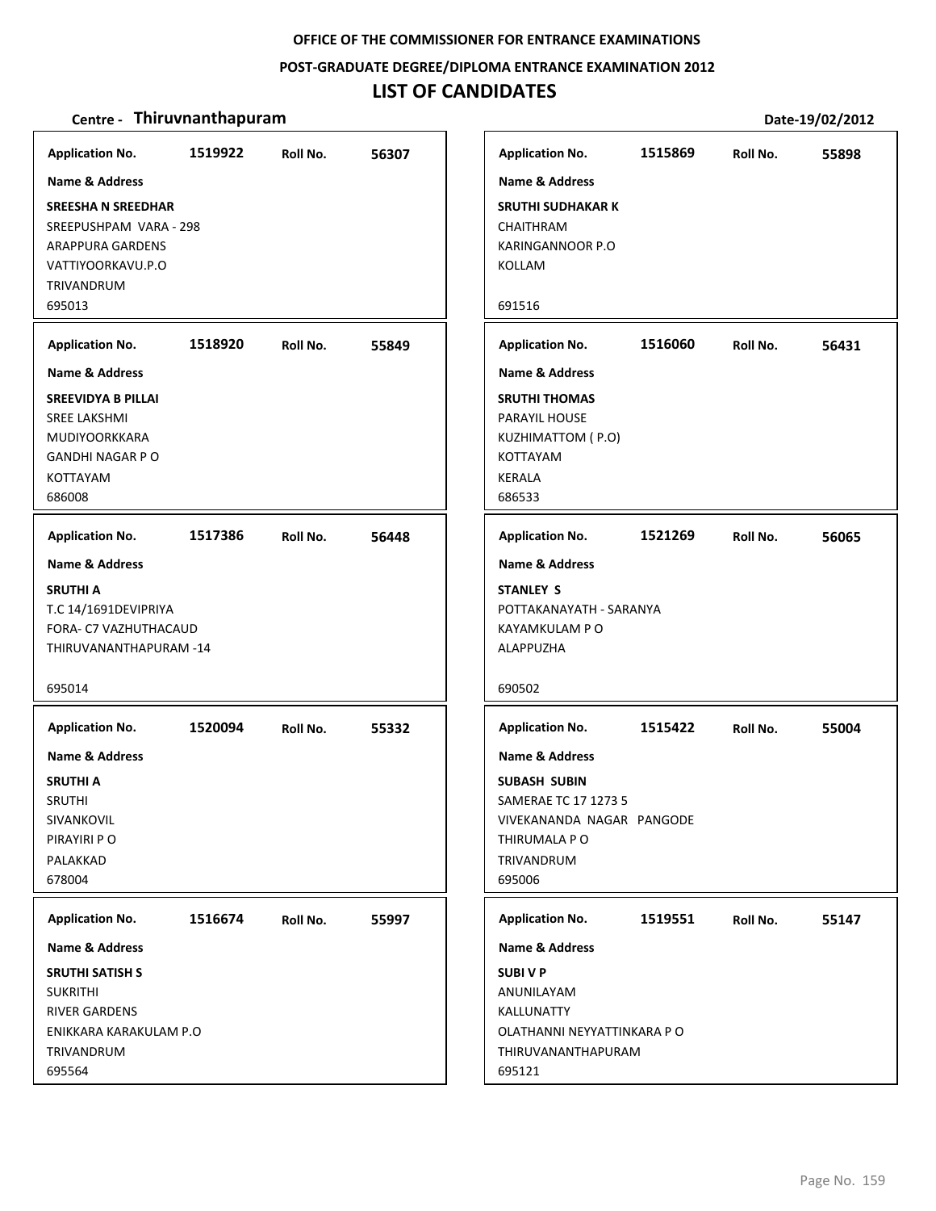**OFFICE OF THE COMMISSIONER FOR ENTRANCE EXAMINATIONS**

**POST-GRADUATE DEGREE/DIPLOMA ENTRANCE EXAMINATION 2012**

# LIST OF CANDIDATES

**Centre - Thiruvnanthapuram** **Date-19/02/2012**

**Application No.** 1519922 **Roll No.** 56307

**Name & Address**

**SREESHA N SREEDHAR**
SREEPUSHPAM VARA - 298
ARAPPURA GARDENS
VATTIYOORKAVU.P.O
TRIVANDRUM
695013

**Application No.** 1518920 **Roll No.** 55849

**Name & Address**

**SREEVIDYA B PILLAI**
SREE LAKSHMI
MUDIYOORKKARA
GANDHI NAGAR P O
KOTTAYAM
686008

**Application No.** 1517386 **Roll No.** 56448

**Name & Address**

**SRUTHI A**
T.C 14/1691DEVIPRIYA
FORA- C7 VAZHUTHACAUD
THIRUVANANTHAPURAM -14
695014

**Application No.** 1520094 **Roll No.** 55332

**Name & Address**

**SRUTHI A**
SRUTHI
SIVANKOVIL
PIRAYIRI P O
PALAKKAD
678004

**Application No.** 1516674 **Roll No.** 55997

**Name & Address**

**SRUTHI SATISH S**
SUKRITHI
RIVER GARDENS
ENIKKARA KARAKULAM P.O
TRIVANDRUM
695564

**Application No.** 1515869 **Roll No.** 55898

**Name & Address**

**SRUTHI SUDHAKAR K**
CHAITHRAM
KARINGANNOOR P.O
KOLLAM
691516

**Application No.** 1516060 **Roll No.** 56431

**Name & Address**

**SRUTHI THOMAS**
PARAYIL HOUSE
KUZHIMATTOM ( P.O)
KOTTAYAM
KERALA
686533

**Application No.** 1521269 **Roll No.** 56065

**Name & Address**

**STANLEY S**
POTTAKANAYATH - SARANYA
KAYAMKULAM P O
ALAPPUZHA
690502

**Application No.** 1515422 **Roll No.** 55004

**Name & Address**

**SUBASH SUBIN**
SAMERAE TC 17 1273 5
VIVEKANANDA NAGAR PANGODE
THIRUMALA P O
TRIVANDRUM
695006

**Application No.** 1519551 **Roll No.** 55147

**Name & Address**

**SUBI V P**
ANUNILAYAM
KALLUNATTY
OLATHANNI NEYYATTINKARA P O
THIRUVANANTHAPURAM
695121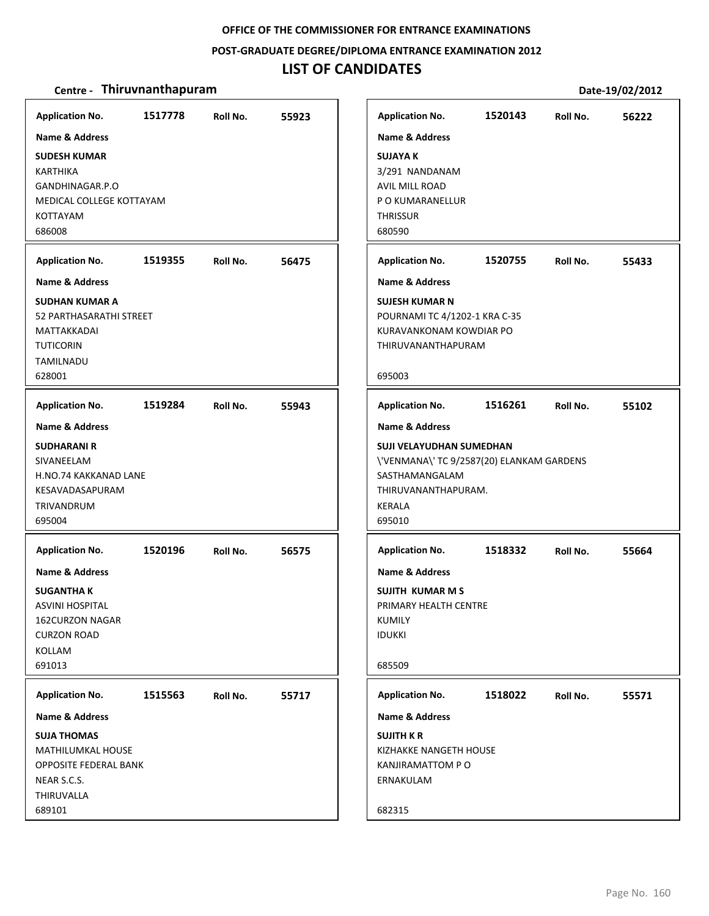OFFICE OF THE COMMISSIONER FOR ENTRANCE EXAMINATIONS

POST-GRADUATE DEGREE/DIPLOMA ENTRANCE EXAMINATION 2012

# LIST OF CANDIDATES

**Centre - Thiruvnanthapuram** Date-19/02/2012

**Application No.** 1517778 **Roll No.** 55923

**Name & Address**

**SUDESH KUMAR**
KARTHIKA
GANDHINAGAR.P.O
MEDICAL COLLEGE KOTTAYAM
KOTTAYAM
686008

**Application No.** 1519355 **Roll No.** 56475

**Name & Address**

**SUDHAN KUMAR A**
52 PARTHASARATHI STREET
MATTAKKADAI
TUTICORIN
TAMILNADU
628001

**Application No.** 1519284 **Roll No.** 55943

**Name & Address**

**SUDHARANI R**
SIVANEELAM
H.NO.74 KAKKANAD LANE
KESAVADASAPURAM
TRIVANDRUM
695004

**Application No.** 1520196 **Roll No.** 56575

**Name & Address**

**SUGANTHA K**
ASVINI HOSPITAL
162CURZON NAGAR
CURZON ROAD
KOLLAM
691013

**Application No.** 1515563 **Roll No.** 55717

**Name & Address**

**SUJA THOMAS**
MATHILUMKAL HOUSE
OPPOSITE FEDERAL BANK
NEAR S.C.S.
THIRUVALLA
689101

**Application No.** 1520143 **Roll No.** 56222

**Name & Address**

**SUJAYA K**
3/291 NANDANAM
AVIL MILL ROAD
P O KUMARANELLUR
THRISSUR
680590

**Application No.** 1520755 **Roll No.** 55433

**Name & Address**

**SUJESH KUMAR N**
POURNAMI TC 4/1202-1 KRA C-35
KURAVANKONAM KOWDIAR PO
THIRUVANANTHAPURAM

695003

**Application No.** 1516261 **Roll No.** 55102

**Name & Address**

**SUJI VELAYUDHAN SUMEDHAN**
\'VENMANA\' TC 9/2587(20) ELANKAM GARDENS
SASTHAMANGALAM
THIRUVANANTHAPURAM.
KERALA
695010

**Application No.** 1518332 **Roll No.** 55664

**Name & Address**

**SUJITH KUMAR M S**
PRIMARY HEALTH CENTRE
KUMILY
IDUKKI

685509

**Application No.** 1518022 **Roll No.** 55571

**Name & Address**

**SUJITH K R**
KIZHAKKE NANGETH HOUSE
KANJIRAMATTOM P O
ERNAKULAM

682315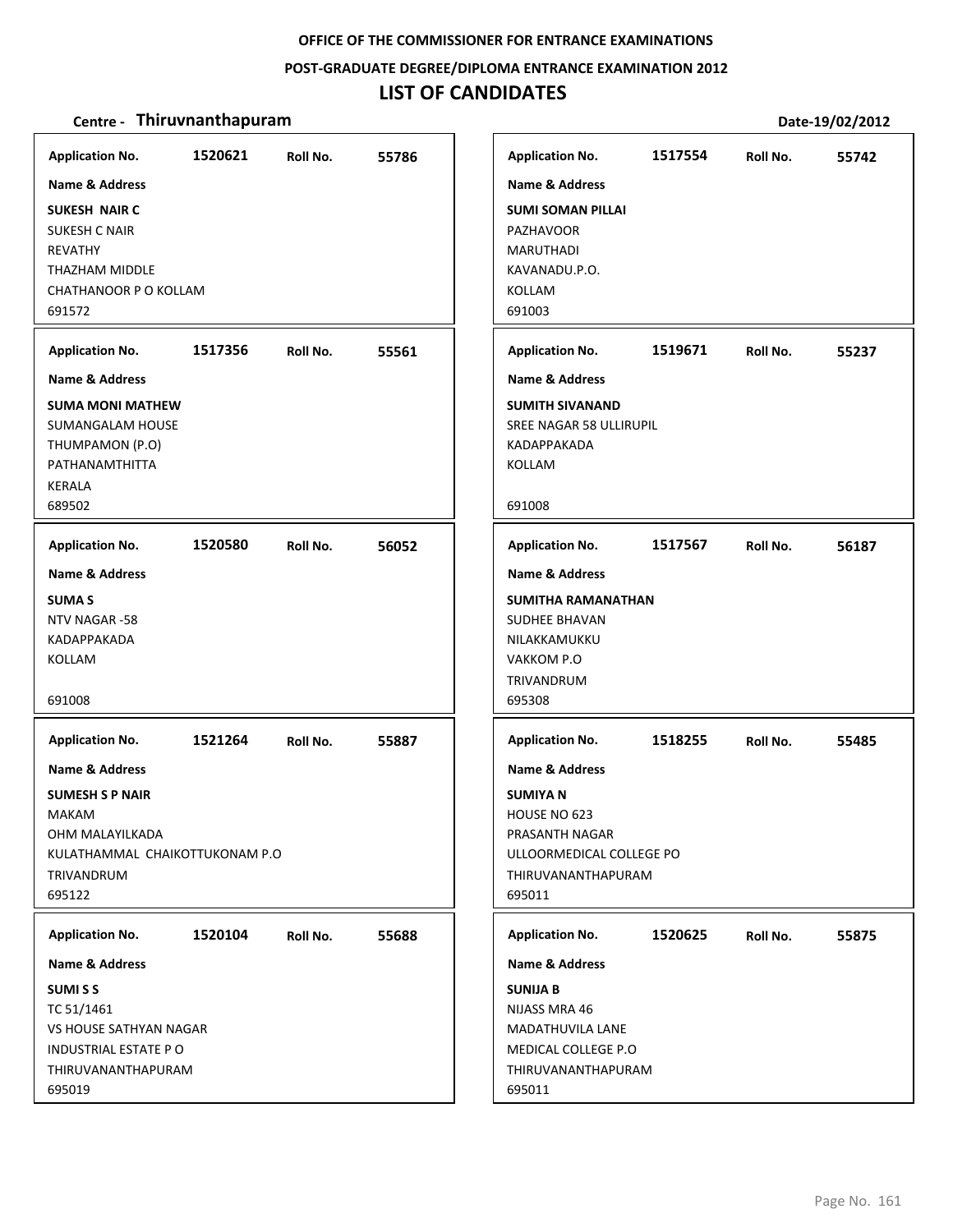**OFFICE OF THE COMMISSIONER FOR ENTRANCE EXAMINATIONS**

**POST-GRADUATE DEGREE/DIPLOMA ENTRANCE EXAMINATION 2012**

# LIST OF CANDIDATES

**Centre - Thiruvnanthapuram** **Date-19/02/2012**

**Application No.** 1520621 **Roll No.** 55786

**Name & Address**

**SUKESH NAIR C**
SUKESH C NAIR
REVATHY
THAZHAM MIDDLE
CHATHANOOR P O KOLLAM
691572

---

**Application No.** 1517554 **Roll No.** 55742

**Name & Address**

**SUMI SOMAN PILLAI**
PAZHAVOOR
MARUTHADI
KAVANADU.P.O.
KOLLAM
691003

---

**Application No.** 1517356 **Roll No.** 55561

**Name & Address**

**SUMA MONI MATHEW**
SUMANGALAM HOUSE
THUMPAMON (P.O)
PATHANAMTHITTA
KERALA
689502

---

**Application No.** 1519671 **Roll No.** 55237

**Name & Address**

**SUMITH SIVANAND**
SREE NAGAR 58 ULLIRUPIL
KADAPPAKADA
KOLLAM

691008

---

**Application No.** 1520580 **Roll No.** 56052

**Name & Address**

**SUMA S**
NTV NAGAR -58
KADAPPAKADA
KOLLAM

691008

---

**Application No.** 1517567 **Roll No.** 56187

**Name & Address**

**SUMITHA RAMANATHAN**
SUDHEE BHAVAN
NILAKKAMUKKU
VAKKOM P.O
TRIVANDRUM
695308

---

**Application No.** 1521264 **Roll No.** 55887

**Name & Address**

**SUMESH S P NAIR**
MAKAM
OHM MALAYILKADA
KULATHAMMAL CHAIKOTTUKONAM P.O
TRIVANDRUM
695122

---

**Application No.** 1518255 **Roll No.** 55485

**Name & Address**

**SUMIYA N**
HOUSE NO 623
PRASANTH NAGAR
ULLOORMEDICAL COLLEGE PO
THIRUVANANTHAPURAM
695011

---

**Application No.** 1520104 **Roll No.** 55688

**Name & Address**

**SUMI S S**
TC 51/1461
VS HOUSE SATHYAN NAGAR
INDUSTRIAL ESTATE P O
THIRUVANANTHAPURAM
695019

---

**Application No.** 1520625 **Roll No.** 55875

**Name & Address**

**SUNIJA B**
NIJASS MRA 46
MADATHUVILA LANE
MEDICAL COLLEGE P.O
THIRUVANANTHAPURAM
695011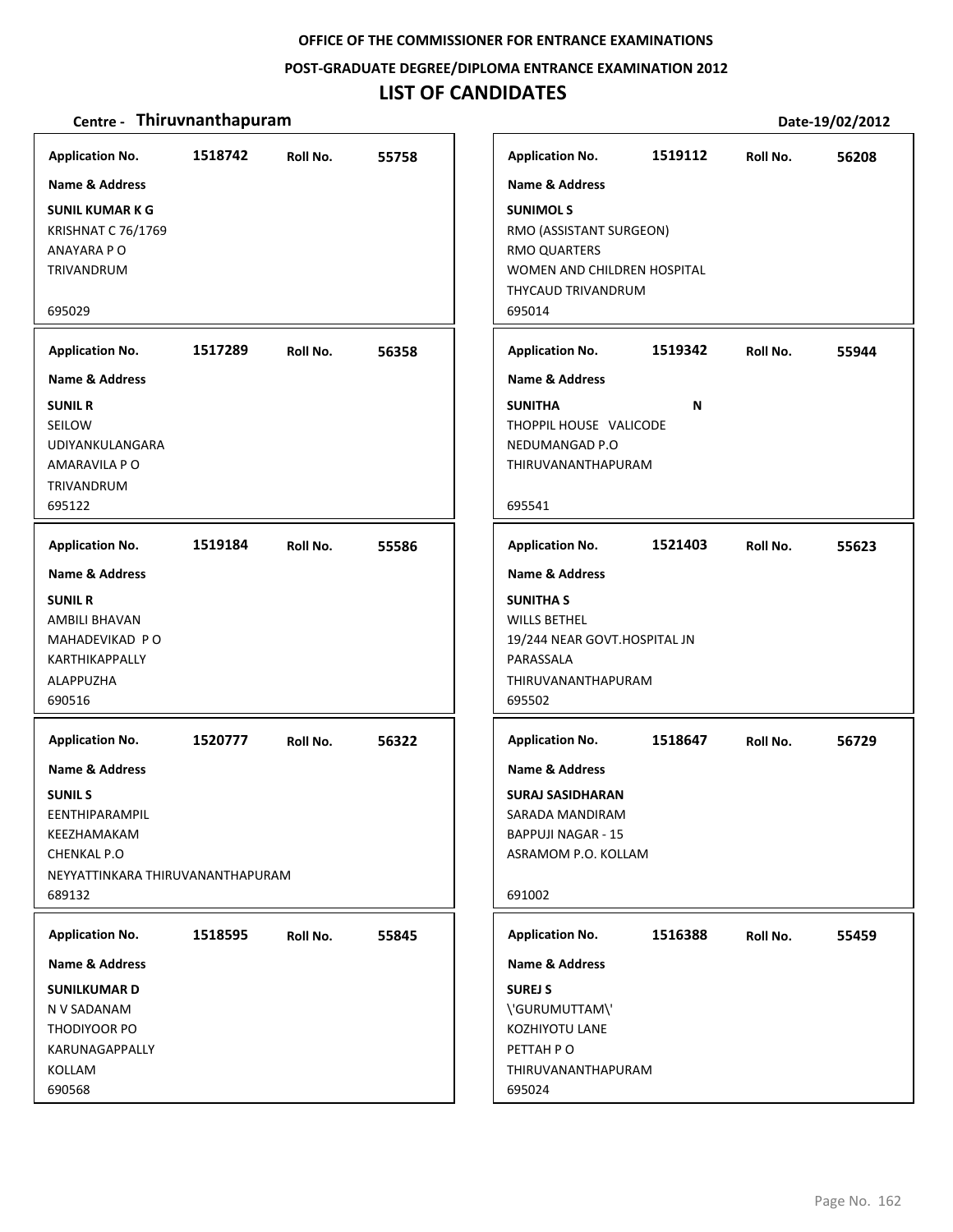**OFFICE OF THE COMMISSIONER FOR ENTRANCE EXAMINATIONS**

**POST-GRADUATE DEGREE/DIPLOMA ENTRANCE EXAMINATION 2012**

# LIST OF CANDIDATES

**Centre - Thiruvnanthapuram** **Date-19/02/2012**

**Application No.** 1518742 **Roll No.** 55758

**Name & Address**

**SUNIL KUMAR K G**
KRISHNAT C 76/1769
ANAYARA P O
TRIVANDRUM

695029

**Application No.** 1517289 **Roll No.** 56358

**Name & Address**

**SUNIL R**
SEILOW
UDIYANKULANGARA
AMARAVILA P O
TRIVANDRUM
695122

**Application No.** 1519184 **Roll No.** 55586

**Name & Address**

**SUNIL R**
AMBILI BHAVAN
MAHADEVIKAD P O
KARTHIKAPPALLY
ALAPPUZHA
690516

**Application No.** 1520777 **Roll No.** 56322

**Name & Address**

**SUNIL S**
EENTHIPARAMPIL
KEEZHAMAKAM
CHENKAL P.O
NEYYATTINKARA THIRUVANANTHAPURAM
689132

**Application No.** 1518595 **Roll No.** 55845

**Name & Address**

**SUNILKUMAR D**
N V SADANAM
THODIYOOR PO
KARUNAGAPPALLY
KOLLAM
690568

**Application No.** 1519112 **Roll No.** 56208

**Name & Address**

**SUNIMOL S**
RMO (ASSISTANT SURGEON)
RMO QUARTERS
WOMEN AND CHILDREN HOSPITAL
THYCAUD TRIVANDRUM
695014

**Application No.** 1519342 **Roll No.** 55944

**Name & Address**

**SUNITHA N**
THOPPIL HOUSE VALICODE
NEDUMANGAD P.O
THIRUVANANTHAPURAM

695541

**Application No.** 1521403 **Roll No.** 55623

**Name & Address**

**SUNITHA S**
WILLS BETHEL
19/244 NEAR GOVT.HOSPITAL JN
PARASSALA
THIRUVANANTHAPURAM
695502

**Application No.** 1518647 **Roll No.** 56729

**Name & Address**

**SURAJ SASIDHARAN**
SARADA MANDIRAM
BAPPUJI NAGAR - 15
ASRAMOM P.O. KOLLAM

691002

**Application No.** 1516388 **Roll No.** 55459

**Name & Address**

**SUREJ S**
\'GURUMUTTAM\'
KOZHIYOTU LANE
PETTAH P O
THIRUVANANTHAPURAM
695024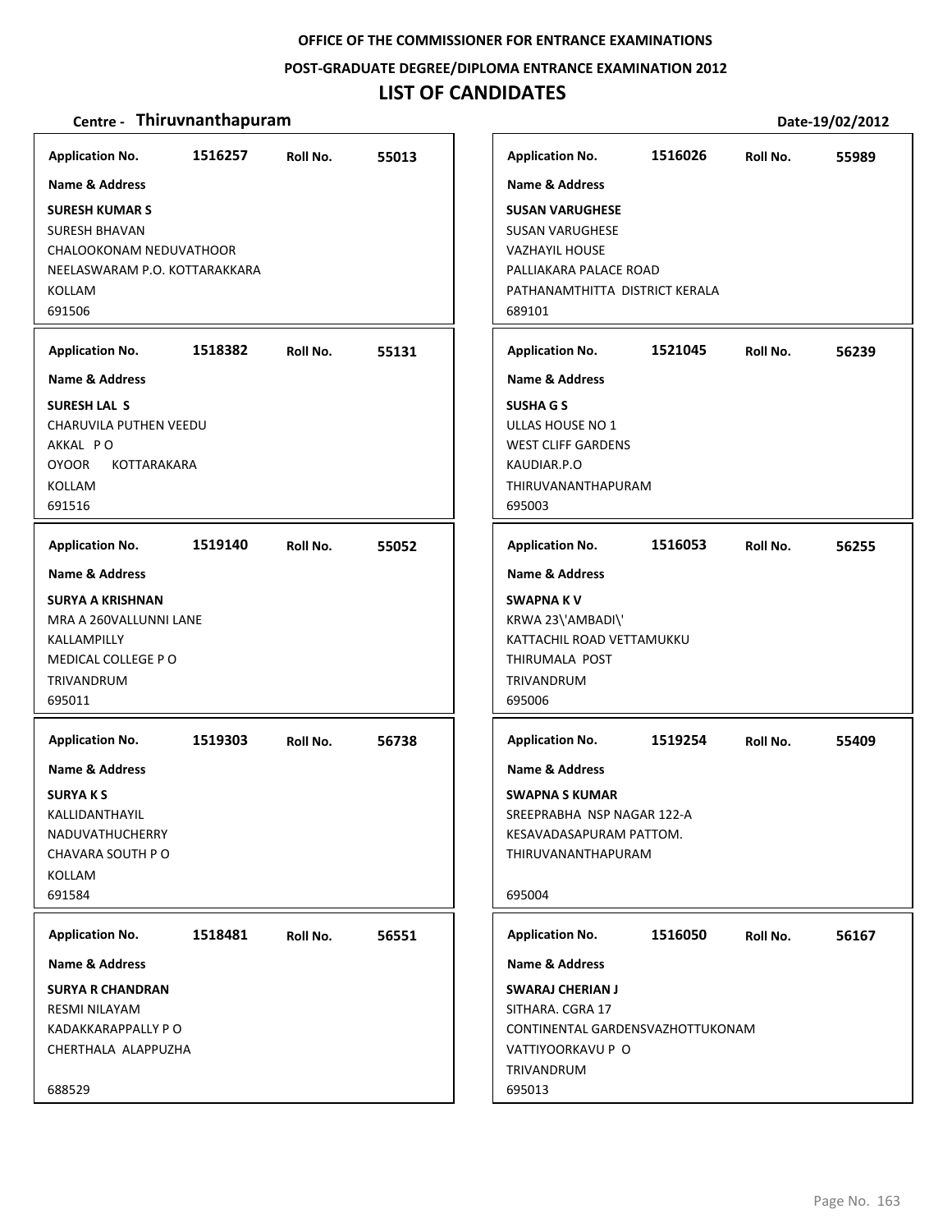**OFFICE OF THE COMMISSIONER FOR ENTRANCE EXAMINATIONS**

**POST-GRADUATE DEGREE/DIPLOMA ENTRANCE EXAMINATION 2012**

# LIST OF CANDIDATES

**Centre - Thiruvnanthapuram** **Date-19/02/2012**

| Application No. | Roll No. | Name & Address |
|---|---|---|
| 1516257 | 55013 | **SURESH KUMAR S**<br>SURESH BHAVAN<br>CHALOOKONAM NEDUVATHOOR<br>NEELASWARAM P.O. KOTTARAKKARA<br>KOLLAM<br>691506 |
| 1518382 | 55131 | **SURESH LAL S**<br>CHARUVILA PUTHEN VEEDU<br>AKKAL P O<br>OYOOR KOTTARAKARA<br>KOLLAM<br>691516 |
| 1519140 | 55052 | **SURYA A KRISHNAN**<br>MRA A 260VALLUNNI LANE<br>KALLAMPILLY<br>MEDICAL COLLEGE P O<br>TRIVANDRUM<br>695011 |
| 1519303 | 56738 | **SURYA K S**<br>KALLIDANTHAYIL<br>NADUVATHUCHERRY<br>CHAVARA SOUTH P O<br>KOLLAM<br>691584 |
| 1518481 | 56551 | **SURYA R CHANDRAN**<br>RESMI NILAYAM<br>KADAKKARAPPALLY P O<br>CHERTHALA ALAPPUZHA<br>688529 |
| 1516026 | 55989 | **SUSAN VARUGHESE**<br>SUSAN VARUGHESE<br>VAZHAYIL HOUSE<br>PALLIAKARA PALACE ROAD<br>PATHANAMTHITTA DISTRICT KERALA<br>689101 |
| 1521045 | 56239 | **SUSHA G S**<br>ULLAS HOUSE NO 1<br>WEST CLIFF GARDENS<br>KAUDIAR.P.O<br>THIRUVANANTHAPURAM<br>695003 |
| 1516053 | 56255 | **SWAPNA K V**<br>KRWA 23\'AMBADI\'<br>KATTACHIL ROAD VETTAMUKKU<br>THIRUMALA POST<br>TRIVANDRUM<br>695006 |
| 1519254 | 55409 | **SWAPNA S KUMAR**<br>SREEPRABHA NSP NAGAR 122-A<br>KESAVADASAPURAM PATTOM.<br>THIRUVANANTHAPURAM<br>695004 |
| 1516050 | 56167 | **SWARAJ CHERIAN J**<br>SITHARA. CGRA 17<br>CONTINENTAL GARDENSVAZHOTTUKONAM<br>VATTIYOORKAVU P O<br>TRIVANDRUM<br>695013 |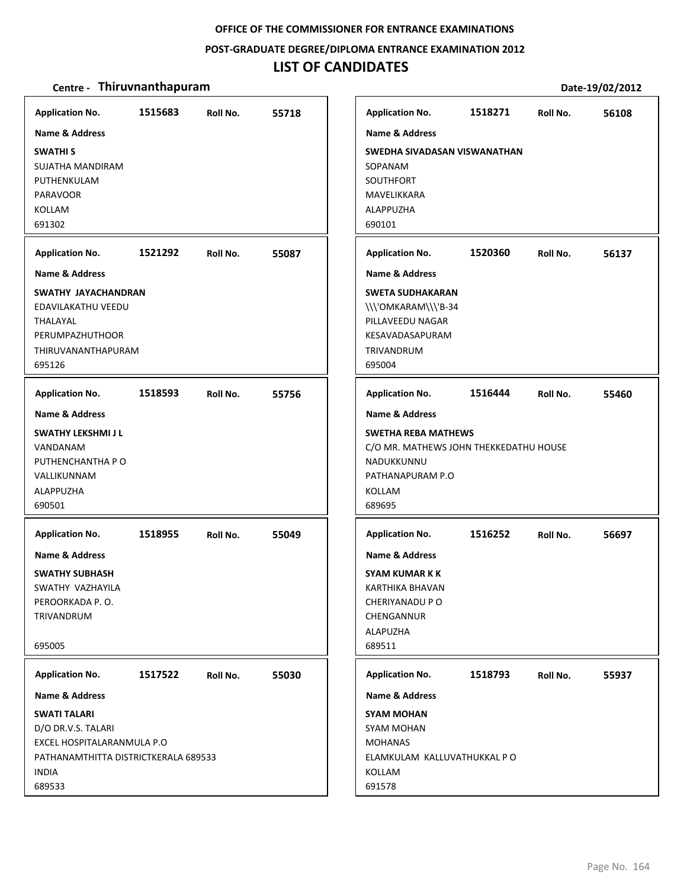OFFICE OF THE COMMISSIONER FOR ENTRANCE EXAMINATIONS

POST-GRADUATE DEGREE/DIPLOMA ENTRANCE EXAMINATION 2012

# LIST OF CANDIDATES

**Centre - Thiruvnanthapuram** Date-19/02/2012

**Application No.** 1515683 **Roll No.** 55718

**Name & Address**

**SWATHI S**
SUJATHA MANDIRAM
PUTHENKULAM
PARAVOOR
KOLLAM
691302

**Application No.** 1521292 **Roll No.** 55087

**Name & Address**

**SWATHY JAYACHANDRAN**
EDAVILAKATHU VEEDU
THALAYAL
PERUMPAZHUTHOOR
THIRUVANANTHAPURAM
695126

**Application No.** 1518593 **Roll No.** 55756

**Name & Address**

**SWATHY LEKSHMI J L**
VANDANAM
PUTHENCHANTHA P O
VALLIKUNNAM
ALAPPUZHA
690501

**Application No.** 1518955 **Roll No.** 55049

**Name & Address**

**SWATHY SUBHASH**
SWATHY VAZHAYILA
PEROORKADA P. O.
TRIVANDRUM

695005

**Application No.** 1517522 **Roll No.** 55030

**Name & Address**

**SWATI TALARI**
D/O DR.V.S. TALARI
EXCEL HOSPITALARANMULA P.O
PATHANAMTHITTA DISTRICTKERALA 689533
INDIA
689533

**Application No.** 1518271 **Roll No.** 56108

**Name & Address**

**SWEDHA SIVADASAN VISWANATHAN**
SOPANAM
SOUTHFORT
MAVELIKKARA
ALAPPUZHA
690101

**Application No.** 1520360 **Roll No.** 56137

**Name & Address**

**SWETA SUDHAKARAN**
\\\'OMKARAM\\\'B-34
PILLAVEEDU NAGAR
KESAVADASAPURAM
TRIVANDRUM
695004

**Application No.** 1516444 **Roll No.** 55460

**Name & Address**

**SWETHA REBA MATHEWS**
C/O MR. MATHEWS JOHN THEKKEDATHU HOUSE
NADUKKUNNU
PATHANAPURAM P.O
KOLLAM
689695

**Application No.** 1516252 **Roll No.** 56697

**Name & Address**

**SYAM KUMAR K K**
KARTHIKA BHAVAN
CHERIYANADU P O
CHENGANNUR
ALAPUZHA
689511

**Application No.** 1518793 **Roll No.** 55937

**Name & Address**

**SYAM MOHAN**
SYAM MOHAN
MOHANAS
ELAMKULAM KALLUVATHUKKAL P O
KOLLAM
691578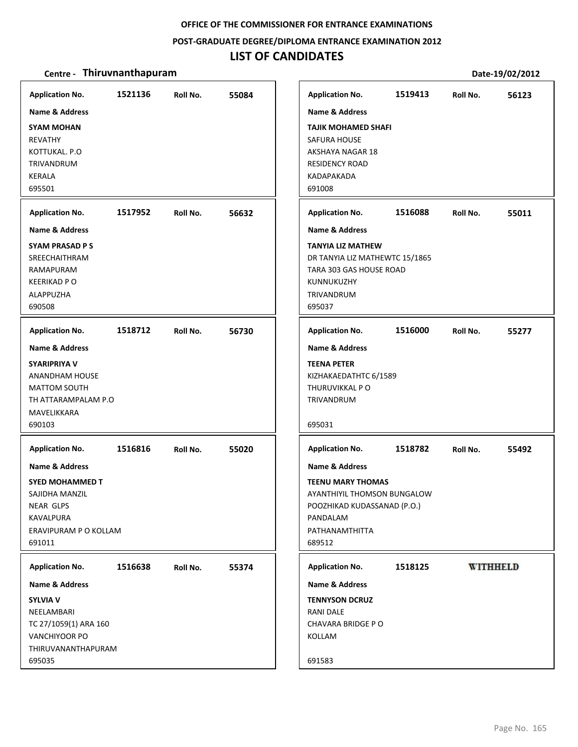OFFICE OF THE COMMISSIONER FOR ENTRANCE EXAMINATIONS

POST-GRADUATE DEGREE/DIPLOMA ENTRANCE EXAMINATION 2012

# LIST OF CANDIDATES

**Centre - Thiruvnanthapuram** Date-19/02/2012

| Application No. | Roll No. | Name & Address |
|---|---|---|
| 1521136 | 55084 | **SYAM MOHAN**<br>REVATHY<br>KOTTUKAL. P.O<br>TRIVANDRUM<br>KERALA<br>695501 |
| 1519413 | 56123 | **TAJIK MOHAMED SHAFI**<br>SAFURA HOUSE<br>AKSHAYA NAGAR 18<br>RESIDENCY ROAD<br>KADAPAKADA<br>691008 |
| 1517952 | 56632 | **SYAM PRASAD P S**<br>SREECHAITHRAM<br>RAMAPURAM<br>KEERIKAD P O<br>ALAPPUZHA<br>690508 |
| 1516088 | 55011 | **TANYIA LIZ MATHEW**<br>DR TANYIA LIZ MATHEWTC 15/1865<br>TARA 303 GAS HOUSE ROAD<br>KUNNUKUZHY<br>TRIVANDRUM<br>695037 |
| 1518712 | 56730 | **SYARIPRIYA V**<br>ANANDHAM HOUSE<br>MATTOM SOUTH<br>TH ATTARAMPALAM P.O<br>MAVELIKKARA<br>690103 |
| 1516000 | 55277 | **TEENA PETER**<br>KIZHAKAEDATHTC 6/1589<br>THURUVIKKAL P O<br>TRIVANDRUM<br>695031 |
| 1516816 | 55020 | **SYED MOHAMMED T**<br>SAJIDHA MANZIL<br>NEAR GLPS<br>KAVALPURA<br>ERAVIPURAM P O KOLLAM<br>691011 |
| 1518782 | 55492 | **TEENU MARY THOMAS**<br>AYANTHIYIL THOMSON BUNGALOW<br>POOZHIKAD KUDASSANAD (P.O.)<br>PANDALAM<br>PATHANAMTHITTA<br>689512 |
| 1516638 | 55374 | **SYLVIA V**<br>NEELAMBARI<br>TC 27/1059(1) ARA 160<br>VANCHIYOOR PO<br>THIRUVANANTHAPURAM<br>695035 |
| 1518125 | WITHHELD | **TENNYSON DCRUZ**<br>RANI DALE<br>CHAVARA BRIDGE P O<br>KOLLAM<br>691583 |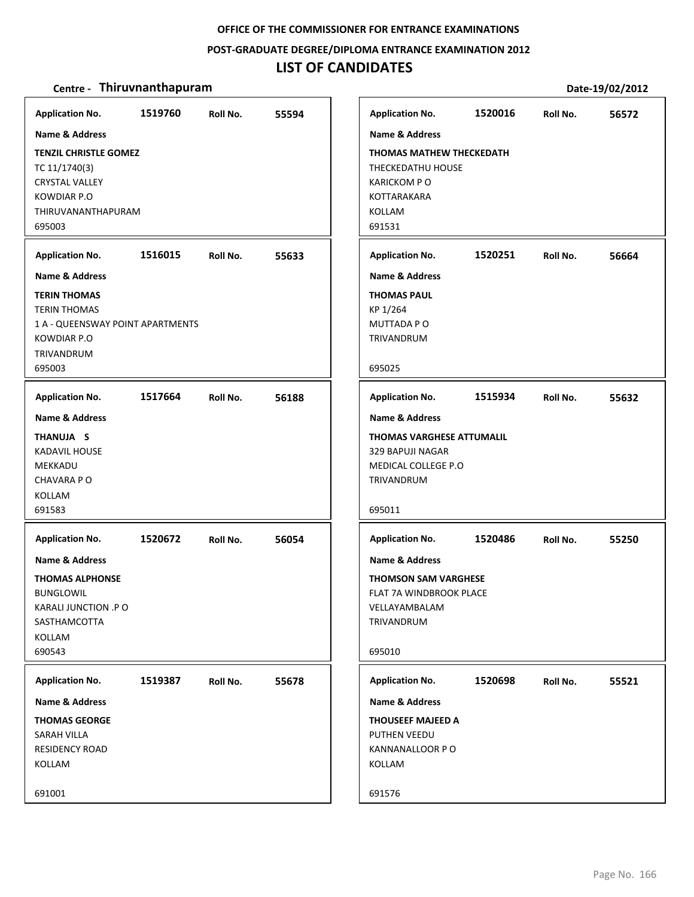OFFICE OF THE COMMISSIONER FOR ENTRANCE EXAMINATIONS

POST-GRADUATE DEGREE/DIPLOMA ENTRANCE EXAMINATION 2012

# LIST OF CANDIDATES

**Centre - Thiruvnanthapuram** Date-19/02/2012

| Application No. | Roll No. | Name & Address |
|---|---|---|
| 1519760 | 55594 | **TENZIL CHRISTLE GOMEZ**<br>TC 11/1740(3)<br>CRYSTAL VALLEY<br>KOWDIAR P.O<br>THIRUVANANTHAPURAM<br>695003 |
| 1516015 | 55633 | **TERIN THOMAS**<br>TERIN THOMAS<br>1 A - QUEENSWAY POINT APARTMENTS<br>KOWDIAR P.O<br>TRIVANDRUM<br>695003 |
| 1517664 | 56188 | **THANUJA S**<br>KADAVIL HOUSE<br>MEKKADU<br>CHAVARA P O<br>KOLLAM<br>691583 |
| 1520672 | 56054 | **THOMAS ALPHONSE**<br>BUNGLOWIL<br>KARALI JUNCTION .P O<br>SASTHAMCOTTA<br>KOLLAM<br>690543 |
| 1519387 | 55678 | **THOMAS GEORGE**<br>SARAH VILLA<br>RESIDENCY ROAD<br>KOLLAM<br>691001 |
| 1520016 | 56572 | **THOMAS MATHEW THECKEDATH**<br>THECKEDATHU HOUSE<br>KARICKOM P O<br>KOTTARAKARA<br>KOLLAM<br>691531 |
| 1520251 | 56664 | **THOMAS PAUL**<br>KP 1/264<br>MUTTADA P O<br>TRIVANDRUM<br>695025 |
| 1515934 | 55632 | **THOMAS VARGHESE ATTUMALIL**<br>329 BAPUJI NAGAR<br>MEDICAL COLLEGE P.O<br>TRIVANDRUM<br>695011 |
| 1520486 | 55250 | **THOMSON SAM VARGHESE**<br>FLAT 7A WINDBROOK PLACE<br>VELLAYAMBALAM<br>TRIVANDRUM<br>695010 |
| 1520698 | 55521 | **THOUSEEF MAJEED A**<br>PUTHEN VEEDU<br>KANNANALLOOR P O<br>KOLLAM<br>691576 |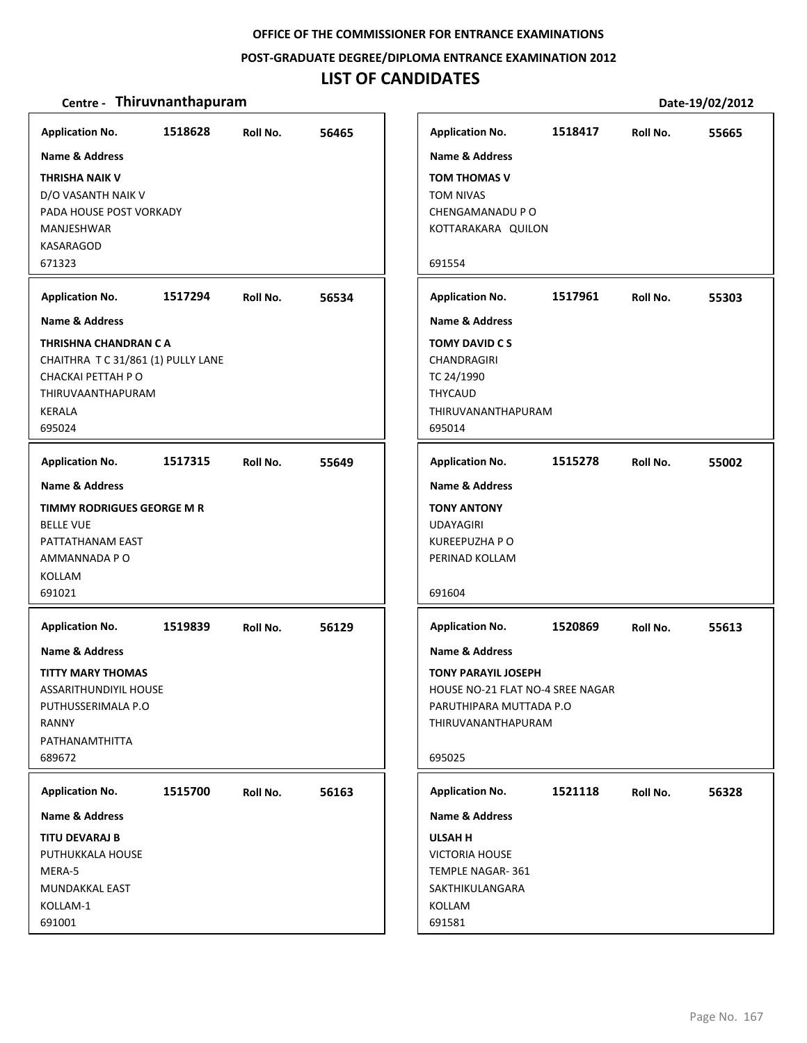**OFFICE OF THE COMMISSIONER FOR ENTRANCE EXAMINATIONS**

**POST-GRADUATE DEGREE/DIPLOMA ENTRANCE EXAMINATION 2012**

# LIST OF CANDIDATES

**Centre - Thiruvnanthapuram** | **Date-19/02/2012**

| Application No. | Roll No. | Name & Address |
|---|---|---|
| 1518628 | 56465 | **THRISHA NAIK V**<br>D/O VASANTH NAIK V<br>PADA HOUSE POST VORKADY<br>MANJESHWAR<br>KASARAGOD<br>671323 |
| 1517294 | 56534 | **THRISHNA CHANDRAN C A**<br>CHAITHRA T C 31/861 (1) PULLY LANE<br>CHACKAI PETTAH P O<br>THIRUVAANTHAPURAM<br>KERALA<br>695024 |
| 1517315 | 55649 | **TIMMY RODRIGUES GEORGE M R**<br>BELLE VUE<br>PATTATHANAM EAST<br>AMMANNADA P O<br>KOLLAM<br>691021 |
| 1519839 | 56129 | **TITTY MARY THOMAS**<br>ASSARITHUNDIYIL HOUSE<br>PUTHUSSERIMALA P.O<br>RANNY<br>PATHANAMTHITTA<br>689672 |
| 1515700 | 56163 | **TITU DEVARAJ B**<br>PUTHUKKALA HOUSE<br>MERA-5<br>MUNDAKKAL EAST<br>KOLLAM-1<br>691001 |
| 1518417 | 55665 | **TOM THOMAS V**<br>TOM NIVAS<br>CHENGAMANADU P O<br>KOTTARAKARA QUILON<br>691554 |
| 1517961 | 55303 | **TOMY DAVID C S**<br>CHANDRAGIRI<br>TC 24/1990<br>THYCAUD<br>THIRUVANANTHAPURAM<br>695014 |
| 1515278 | 55002 | **TONY ANTONY**<br>UDAYAGIRI<br>KUREEPUZHA P O<br>PERINAD KOLLAM<br>691604 |
| 1520869 | 55613 | **TONY PARAYIL JOSEPH**<br>HOUSE NO-21 FLAT NO-4 SREE NAGAR<br>PARUTHIPARA MUTTADA P.O<br>THIRUVANANTHAPURAM<br>695025 |
| 1521118 | 56328 | **ULSAH H**<br>VICTORIA HOUSE<br>TEMPLE NAGAR- 361<br>SAKTHIKULANGARA<br>KOLLAM<br>691581 |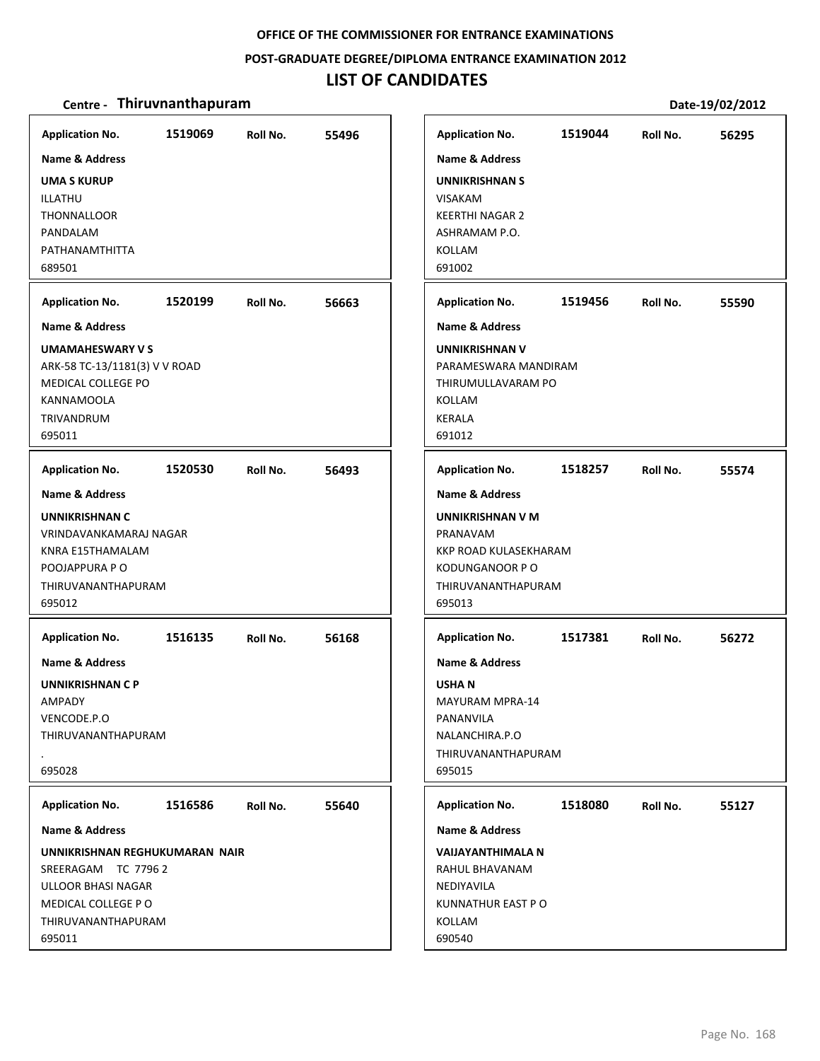**OFFICE OF THE COMMISSIONER FOR ENTRANCE EXAMINATIONS**

**POST-GRADUATE DEGREE/DIPLOMA ENTRANCE EXAMINATION 2012**

# LIST OF CANDIDATES

**Centre - Thiruvnanthapuram** **Date-19/02/2012**

**Application No.** 1519069 **Roll No.** 55496
**Name & Address**
**UMA S KURUP**
ILLATHU
THONNALLOOR
PANDALAM
PATHANAMTHITTA
689501

**Application No.** 1520199 **Roll No.** 56663
**Name & Address**
**UMAMAHESWARY V S**
ARK-58 TC-13/1181(3) V V ROAD
MEDICAL COLLEGE PO
KANNAMOOLA
TRIVANDRUM
695011

**Application No.** 1520530 **Roll No.** 56493
**Name & Address**
**UNNIKRISHNAN C**
VRINDAVANKAMARAJ NAGAR
KNRA E15THAMALAM
POOJAPPURA P O
THIRUVANANTHAPURAM
695012

**Application No.** 1516135 **Roll No.** 56168
**Name & Address**
**UNNIKRISHNAN C P**
AMPADY
VENCODE.P.O
THIRUVANANTHAPURAM
.
695028

**Application No.** 1516586 **Roll No.** 55640
**Name & Address**
**UNNIKRISHNAN REGHUKUMARAN NAIR**
SREERAGAM TC 7796 2
ULLOOR BHASI NAGAR
MEDICAL COLLEGE P O
THIRUVANANTHAPURAM
695011

**Application No.** 1519044 **Roll No.** 56295
**Name & Address**
**UNNIKRISHNAN S**
VISAKAM
KEERTHI NAGAR 2
ASHRAMAM P.O.
KOLLAM
691002

**Application No.** 1519456 **Roll No.** 55590
**Name & Address**
**UNNIKRISHNAN V**
PARAMESWARA MANDIRAM
THIRUMULLAVARAM PO
KOLLAM
KERALA
691012

**Application No.** 1518257 **Roll No.** 55574
**Name & Address**
**UNNIKRISHNAN V M**
PRANAVAM
KKP ROAD KULASEKHARAM
KODUNGANOOR P O
THIRUVANANTHAPURAM
695013

**Application No.** 1517381 **Roll No.** 56272
**Name & Address**
**USHA N**
MAYURAM MPRA-14
PANANVILA
NALANCHIRA.P.O
THIRUVANANTHAPURAM
695015

**Application No.** 1518080 **Roll No.** 55127
**Name & Address**
**VAIJAYANTHIMALA N**
RAHUL BHAVANAM
NEDIYAVILA
KUNNATHUR EAST P O
KOLLAM
690540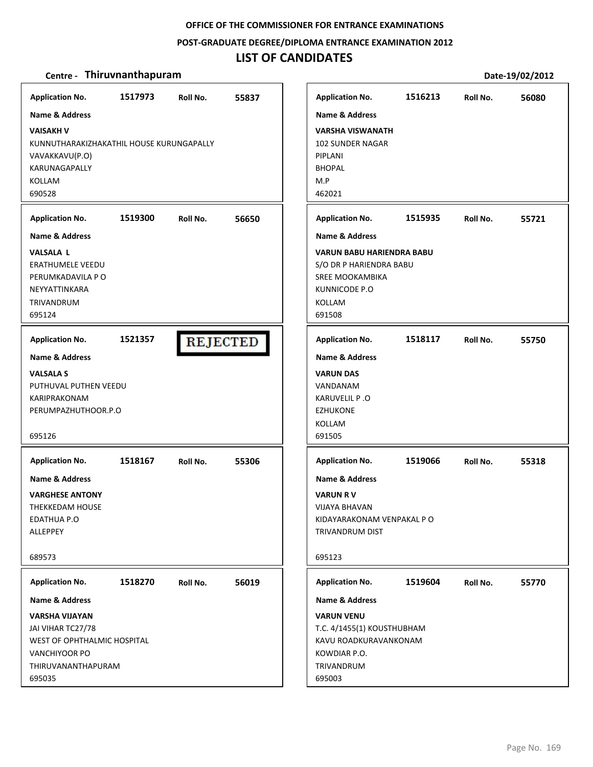**OFFICE OF THE COMMISSIONER FOR ENTRANCE EXAMINATIONS**

**POST-GRADUATE DEGREE/DIPLOMA ENTRANCE EXAMINATION 2012**

# LIST OF CANDIDATES

**Centre - Thiruvnanthapuram** **Date-19/02/2012**

---

**Application No.** 1517973 **Roll No.** 55837

**Name & Address**

**VAISAKH V**
KUNNUTHARAKIZHAKATHIL HOUSE KURUNGAPALLY
VAVAKKAVU(P.O)
KARUNAGAPALLY
KOLLAM
690528

---

**Application No.** 1519300 **Roll No.** 56650

**Name & Address**

**VALSALA L**
ERATHUMELE VEEDU
PERUMKADAVILA P O
NEYYATTINKARA
TRIVANDRUM
695124

---

**Application No.** 1521357 **REJECTED**

**Name & Address**

**VALSALA S**
PUTHUVAL PUTHEN VEEDU
KARIPRAKONAM
PERUMPAZHUTHOOR.P.O

695126

---

**Application No.** 1518167 **Roll No.** 55306

**Name & Address**

**VARGHESE ANTONY**
THEKKEDAM HOUSE
EDATHUA P.O
ALLEPPEY

689573

---

**Application No.** 1518270 **Roll No.** 56019

**Name & Address**

**VARSHA VIJAYAN**
JAI VIHAR TC27/78
WEST OF OPHTHALMIC HOSPITAL
VANCHIYOOR PO
THIRUVANANTHAPURAM
695035

---

**Application No.** 1516213 **Roll No.** 56080

**Name & Address**

**VARSHA VISWANATH**
102 SUNDER NAGAR
PIPLANI
BHOPAL
M.P
462021

---

**Application No.** 1515935 **Roll No.** 55721

**Name & Address**

**VARUN BABU HARIENDRA BABU**
S/O DR P HARIENDRA BABU
SREE MOOKAMBIKA
KUNNICODE P.O
KOLLAM
691508

---

**Application No.** 1518117 **Roll No.** 55750

**Name & Address**

**VARUN DAS**
VANDANAM
KARUVELIL P .O
EZHUKONE
KOLLAM
691505

---

**Application No.** 1519066 **Roll No.** 55318

**Name & Address**

**VARUN R V**
VIJAYA BHAVAN
KIDAYARAKONAM VENPAKAL P O
TRIVANDRUM DIST

695123

---

**Application No.** 1519604 **Roll No.** 55770

**Name & Address**

**VARUN VENU**
T.C. 4/1455(1) KOUSTHUBHAM
KAVU ROADKURAVANKONAM
KOWDIAR P.O.
TRIVANDRUM
695003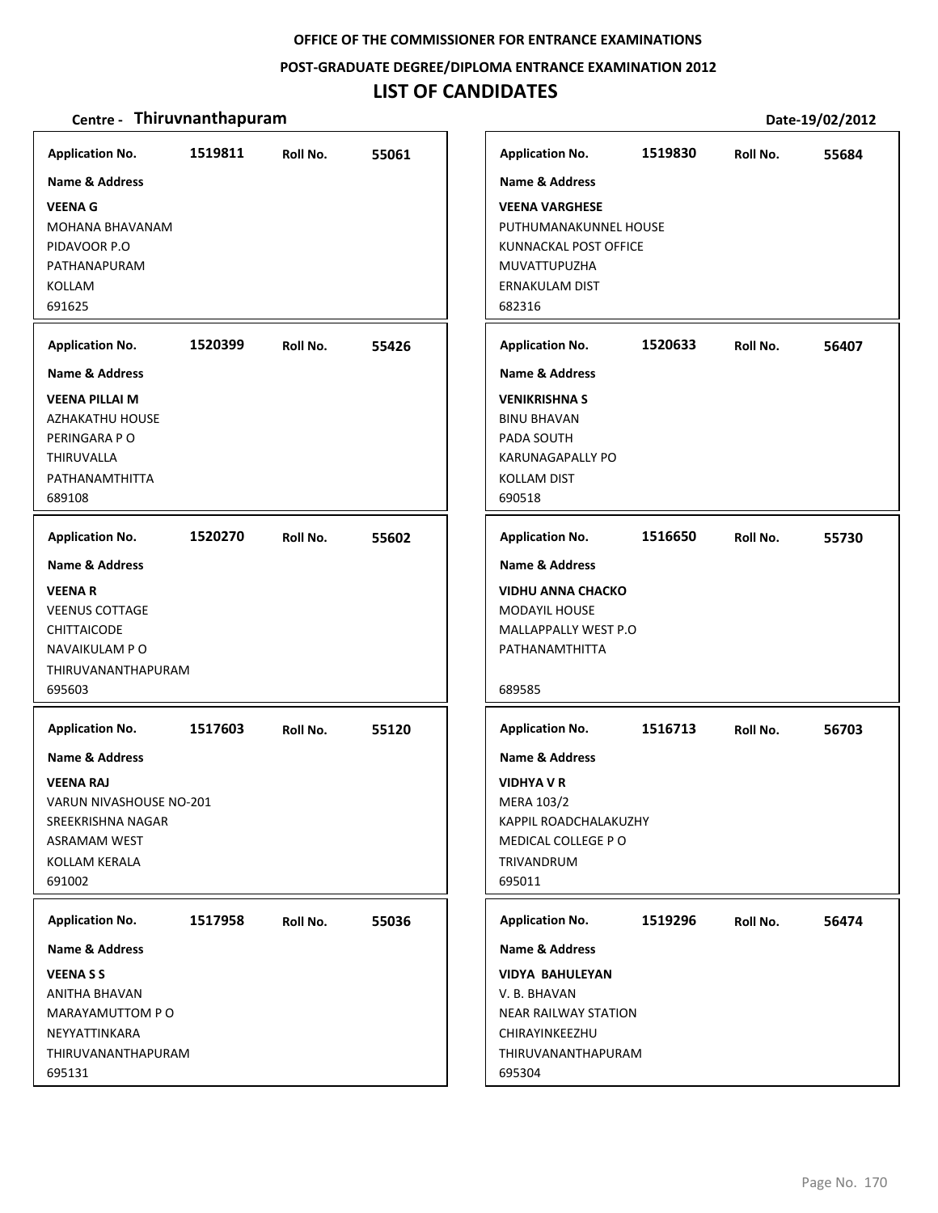OFFICE OF THE COMMISSIONER FOR ENTRANCE EXAMINATIONS

POST-GRADUATE DEGREE/DIPLOMA ENTRANCE EXAMINATION 2012

# LIST OF CANDIDATES

**Centre - Thiruvnanthapuram** | **Date-19/02/2012**

| Application No. | Roll No. | Name & Address |
|---|---|---|
| 1519811 | 55061 | **VEENA G**<br>MOHANA BHAVANAM<br>PIDAVOOR P.O<br>PATHANAPURAM<br>KOLLAM<br>691625 |
| 1520399 | 55426 | **VEENA PILLAI M**<br>AZHAKATHU HOUSE<br>PERINGARA P O<br>THIRUVALLA<br>PATHANAMTHITTA<br>689108 |
| 1520270 | 55602 | **VEENA R**<br>VEENUS COTTAGE<br>CHITTAICODE<br>NAVAIKULAM P O<br>THIRUVANANTHAPURAM<br>695603 |
| 1517603 | 55120 | **VEENA RAJ**<br>VARUN NIVASHOUSE NO-201<br>SREEKRISHNA NAGAR<br>ASRAMAM WEST<br>KOLLAM KERALA<br>691002 |
| 1517958 | 55036 | **VEENA S S**<br>ANITHA BHAVAN<br>MARAYAMUTTOM P O<br>NEYYATTINKARA<br>THIRUVANANTHAPURAM<br>695131 |
| 1519830 | 55684 | **VEENA VARGHESE**<br>PUTHUMANAKUNNEL HOUSE<br>KUNNACKAL POST OFFICE<br>MUVATTUPUZHA<br>ERNAKULAM DIST<br>682316 |
| 1520633 | 56407 | **VENIKRISHNA S**<br>BINU BHAVAN<br>PADA SOUTH<br>KARUNAGAPALLY PO<br>KOLLAM DIST<br>690518 |
| 1516650 | 55730 | **VIDHU ANNA CHACKO**<br>MODAYIL HOUSE<br>MALLAPPALLY WEST P.O<br>PATHANAMTHITTA<br>689585 |
| 1516713 | 56703 | **VIDHYA V R**<br>MERA 103/2<br>KAPPIL ROADCHALAKUZHY<br>MEDICAL COLLEGE P O<br>TRIVANDRUM<br>695011 |
| 1519296 | 56474 | **VIDYA BAHULEYAN**<br>V. B. BHAVAN<br>NEAR RAILWAY STATION<br>CHIRAYINKEEZHU<br>THIRUVANANTHAPURAM<br>695304 |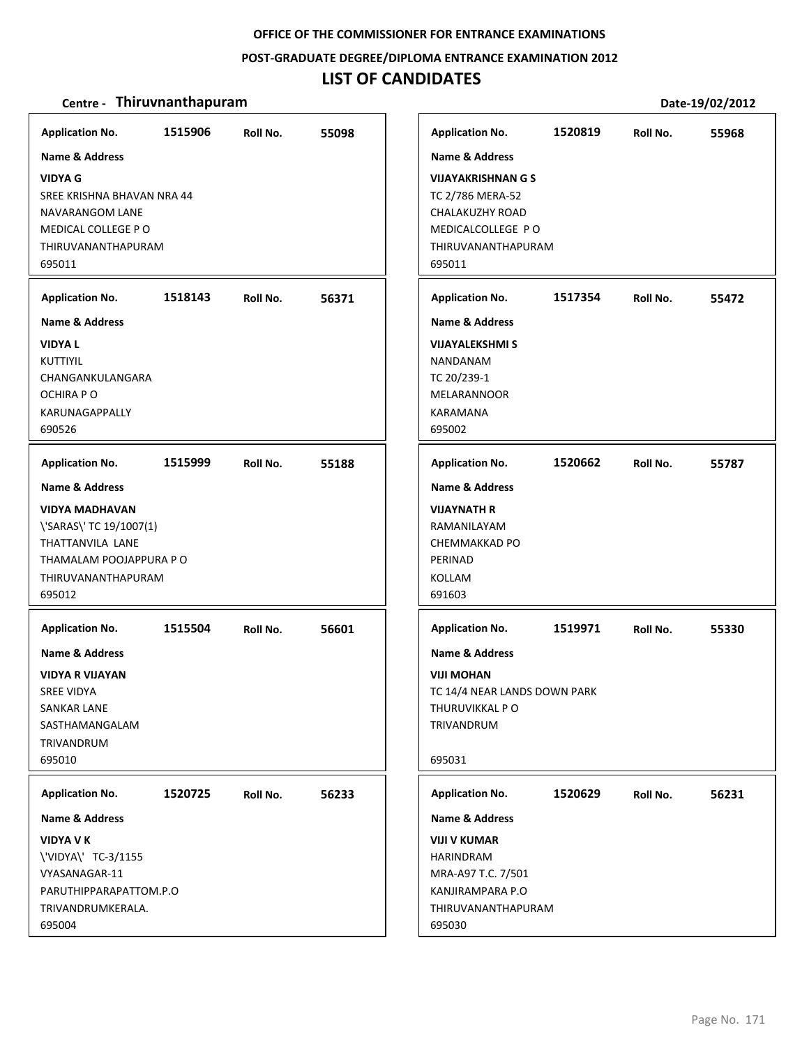OFFICE OF THE COMMISSIONER FOR ENTRANCE EXAMINATIONS

POST-GRADUATE DEGREE/DIPLOMA ENTRANCE EXAMINATION 2012

# LIST OF CANDIDATES

**Centre - Thiruvnanthapuram** **Date-19/02/2012**

**Application No.** 1515906 **Roll No.** 55098

**Name & Address**

**VIDYA G**
SREE KRISHNA BHAVAN NRA 44
NAVARANGOM LANE
MEDICAL COLLEGE P O
THIRUVANANTHAPURAM
695011

**Application No.** 1518143 **Roll No.** 56371

**Name & Address**

**VIDYA L**
KUTTIYIL
CHANGANKULANGARA
OCHIRA P O
KARUNAGAPPALLY
690526

**Application No.** 1515999 **Roll No.** 55188

**Name & Address**

**VIDYA MADHAVAN**
\'SARAS\' TC 19/1007(1)
THATTANVILA LANE
THAMALAM POOJAPPURA P O
THIRUVANANTHAPURAM
695012

**Application No.** 1515504 **Roll No.** 56601

**Name & Address**

**VIDYA R VIJAYAN**
SREE VIDYA
SANKAR LANE
SASTHAMANGALAM
TRIVANDRUM
695010

**Application No.** 1520725 **Roll No.** 56233

**Name & Address**

**VIDYA V K**
\'VIDYA\' TC-3/1155
VYASANAGAR-11
PARUTHIPPARAPATTOM.P.O
TRIVANDRUMKERALA.
695004

**Application No.** 1520819 **Roll No.** 55968

**Name & Address**

**VIJAYAKRISHNAN G S**
TC 2/786 MERA-52
CHALAKUZHY ROAD
MEDICALCOLLEGE P O
THIRUVANANTHAPURAM
695011

**Application No.** 1517354 **Roll No.** 55472

**Name & Address**

**VIJAYALEKSHMI S**
NANDANAM
TC 20/239-1
MELARANNOOR
KARAMANA
695002

**Application No.** 1520662 **Roll No.** 55787

**Name & Address**

**VIJAYNATH R**
RAMANILAYAM
CHEMMAKKAD PO
PERINAD
KOLLAM
691603

**Application No.** 1519971 **Roll No.** 55330

**Name & Address**

**VIJI MOHAN**
TC 14/4 NEAR LANDS DOWN PARK
THURUVIKKAL P O
TRIVANDRUM

695031

**Application No.** 1520629 **Roll No.** 56231

**Name & Address**

**VIJI V KUMAR**
HARINDRAM
MRA-A97 T.C. 7/501
KANJIRAMPARA P.O
THIRUVANANTHAPURAM
695030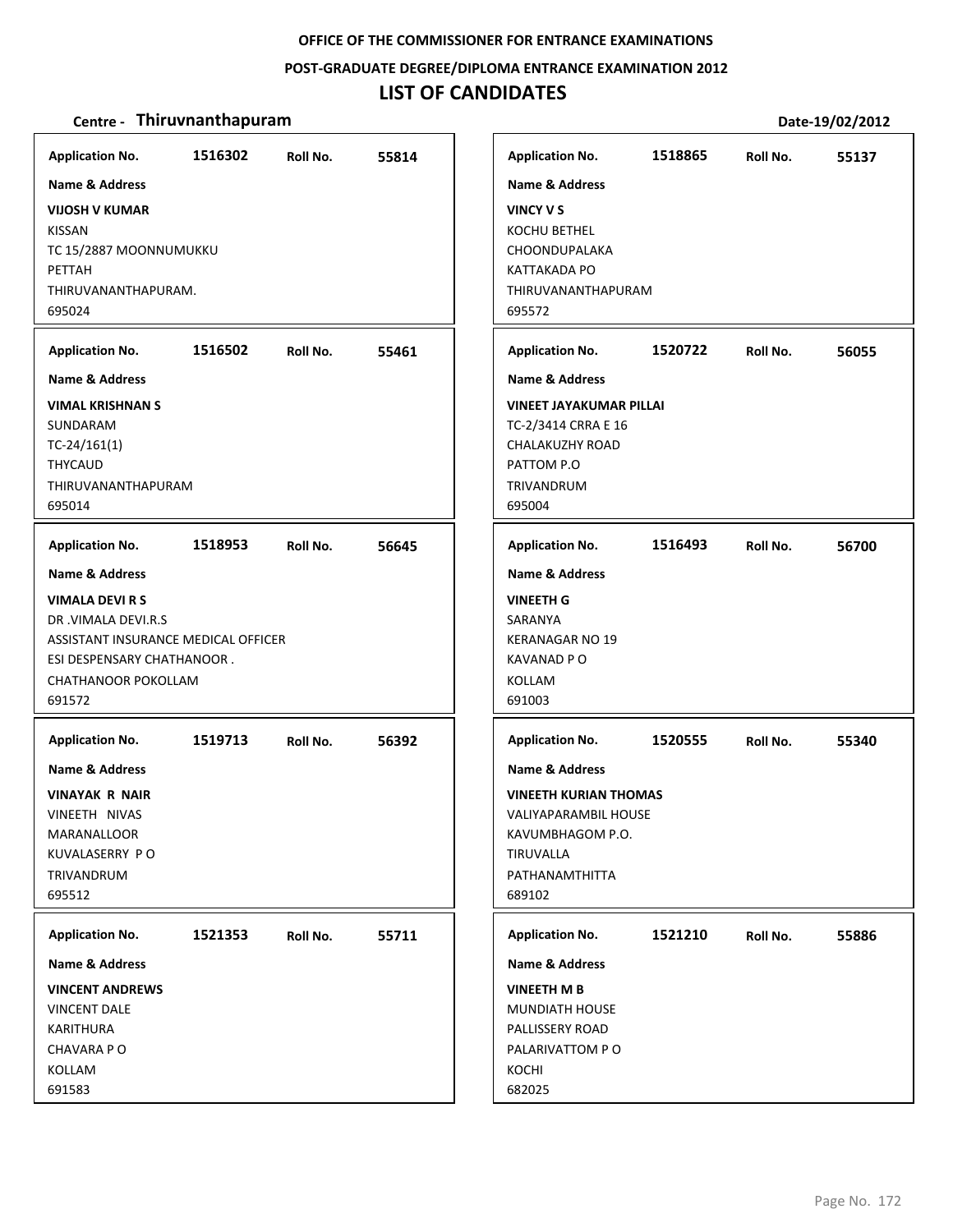**OFFICE OF THE COMMISSIONER FOR ENTRANCE EXAMINATIONS**

**POST-GRADUATE DEGREE/DIPLOMA ENTRANCE EXAMINATION 2012**

# LIST OF CANDIDATES

**Centre - Thiruvnanthapuram** | **Date-19/02/2012**

---

**Application No.** 1516302 **Roll No.** 55814

**Name & Address**

**VIJOSH V KUMAR**
KISSAN
TC 15/2887 MOONNUMUKKU
PETTAH
THIRUVANANTHAPURAM.
695024

---

**Application No.** 1516502 **Roll No.** 55461

**Name & Address**

**VIMAL KRISHNAN S**
SUNDARAM
TC-24/161(1)
THYCAUD
THIRUVANANTHAPURAM
695014

---

**Application No.** 1518953 **Roll No.** 56645

**Name & Address**

**VIMALA DEVI R S**
DR .VIMALA DEVI.R.S
ASSISTANT INSURANCE MEDICAL OFFICER
ESI DESPENSARY CHATHANOOR .
CHATHANOOR POKOLLAM
691572

---

**Application No.** 1519713 **Roll No.** 56392

**Name & Address**

**VINAYAK R NAIR**
VINEETH NIVAS
MARANALLOOR
KUVALASERRY P O
TRIVANDRUM
695512

---

**Application No.** 1521353 **Roll No.** 55711

**Name & Address**

**VINCENT ANDREWS**
VINCENT DALE
KARITHURA
CHAVARA P O
KOLLAM
691583

---

**Application No.** 1518865 **Roll No.** 55137

**Name & Address**

**VINCY V S**
KOCHU BETHEL
CHOONDUPALAKA
KATTAKADA PO
THIRUVANANTHAPURAM
695572

---

**Application No.** 1520722 **Roll No.** 56055

**Name & Address**

**VINEET JAYAKUMAR PILLAI**
TC-2/3414 CRRA E 16
CHALAKUZHY ROAD
PATTOM P.O
TRIVANDRUM
695004

---

**Application No.** 1516493 **Roll No.** 56700

**Name & Address**

**VINEETH G**
SARANYA
KERANAGAR NO 19
KAVANAD P O
KOLLAM
691003

---

**Application No.** 1520555 **Roll No.** 55340

**Name & Address**

**VINEETH KURIAN THOMAS**
VALIYAPARAMBIL HOUSE
KAVUMBHAGOM P.O.
TIRUVALLA
PATHANAMTHITTA
689102

---

**Application No.** 1521210 **Roll No.** 55886

**Name & Address**

**VINEETH M B**
MUNDIATH HOUSE
PALLISSERY ROAD
PALARIVATTOM P O
KOCHI
682025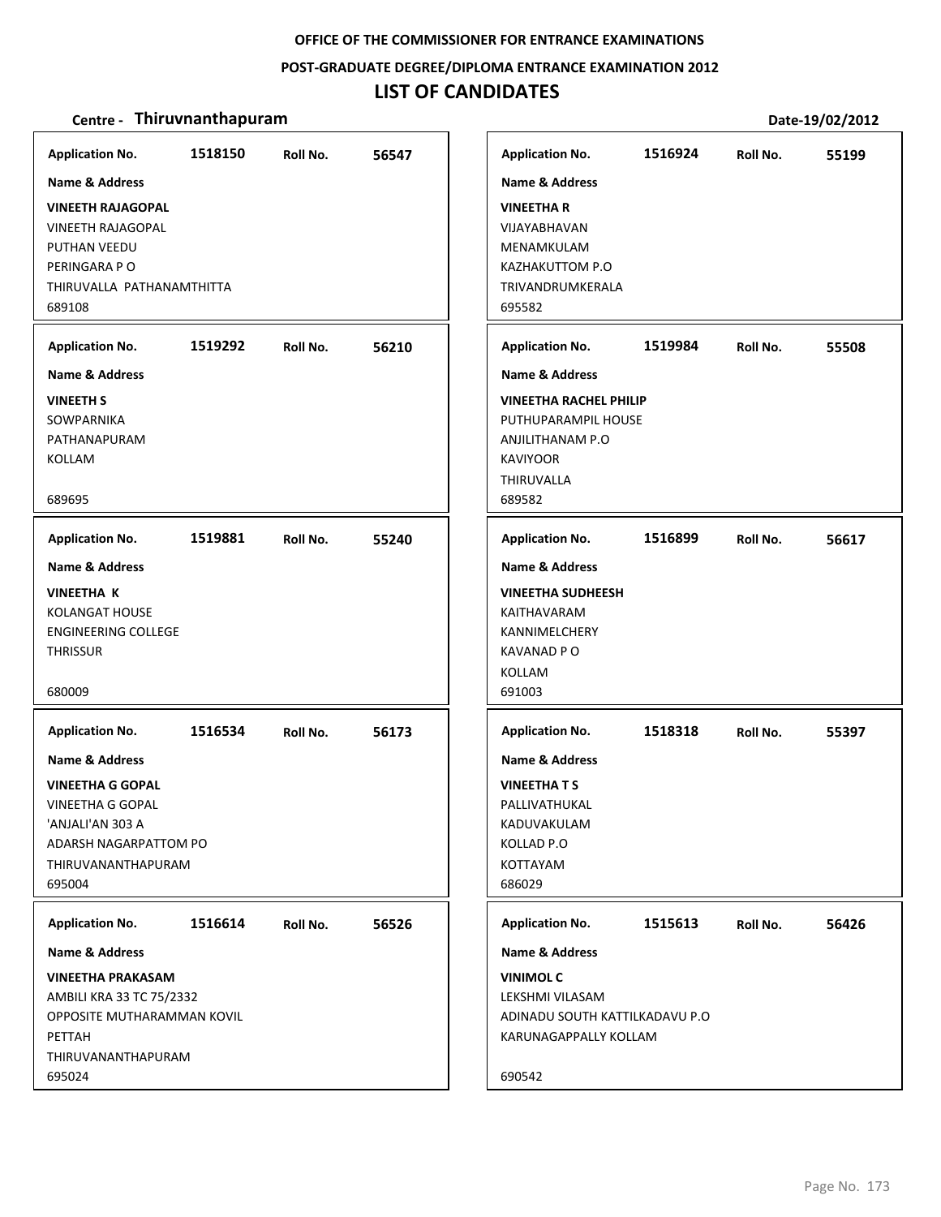OFFICE OF THE COMMISSIONER FOR ENTRANCE EXAMINATIONS

POST-GRADUATE DEGREE/DIPLOMA ENTRANCE EXAMINATION 2012

# LIST OF CANDIDATES

**Centre - Thiruvnanthapuram** Date-19/02/2012

**Application No.** 1518150 **Roll No.** 56547

**Name & Address**

**VINEETH RAJAGOPAL**
VINEETH RAJAGOPAL
PUTHAN VEEDU
PERINGARA P O
THIRUVALLA PATHANAMTHITTA
689108

**Application No.** 1519292 **Roll No.** 56210

**Name & Address**

**VINEETH S**
SOWPARNIKA
PATHANAPURAM
KOLLAM

689695

**Application No.** 1519881 **Roll No.** 55240

**Name & Address**

**VINEETHA K**
KOLANGAT HOUSE
ENGINEERING COLLEGE
THRISSUR

680009

**Application No.** 1516534 **Roll No.** 56173

**Name & Address**

**VINEETHA G GOPAL**
VINEETHA G GOPAL
'ANJALI'AN 303 A
ADARSH NAGARPATTOM PO
THIRUVANANTHAPURAM
695004

**Application No.** 1516614 **Roll No.** 56526

**Name & Address**

**VINEETHA PRAKASAM**
AMBILI KRA 33 TC 75/2332
OPPOSITE MUTHARAMMAN KOVIL
PETTAH
THIRUVANANTHAPURAM
695024

**Application No.** 1516924 **Roll No.** 55199

**Name & Address**

**VINEETHA R**
VIJAYABHAVAN
MENAMKULAM
KAZHAKUTTOM P.O
TRIVANDRUMKERALA
695582

**Application No.** 1519984 **Roll No.** 55508

**Name & Address**

**VINEETHA RACHEL PHILIP**
PUTHUPARAMPIL HOUSE
ANJILITHANAM P.O
KAVIYOOR
THIRUVALLA
689582

**Application No.** 1516899 **Roll No.** 56617

**Name & Address**

**VINEETHA SUDHEESH**
KAITHAVARAM
KANNIMELCHERY
KAVANAD P O
KOLLAM
691003

**Application No.** 1518318 **Roll No.** 55397

**Name & Address**

**VINEETHA T S**
PALLIVATHUKAL
KADUVAKULAM
KOLLAD P.O
KOTTAYAM
686029

**Application No.** 1515613 **Roll No.** 56426

**Name & Address**

**VINIMOL C**
LEKSHMI VILASAM
ADINADU SOUTH KATTILKADAVU P.O
KARUNAGAPPALLY KOLLAM

690542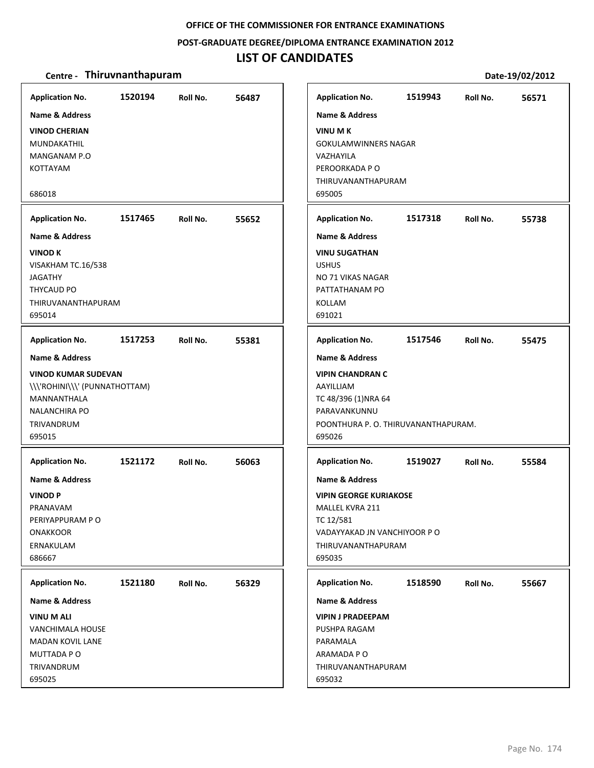**OFFICE OF THE COMMISSIONER FOR ENTRANCE EXAMINATIONS**

**POST-GRADUATE DEGREE/DIPLOMA ENTRANCE EXAMINATION 2012**

# LIST OF CANDIDATES

**Centre - Thiruvnanthapuram** | **Date-19/02/2012**

---

**Application No.** 1520194 **Roll No.** 56487

**Name & Address**

**VINOD CHERIAN**
MUNDAKATHIL
MANGANAM P.O
KOTTAYAM

686018

---

**Application No.** 1517465 **Roll No.** 55652

**Name & Address**

**VINOD K**
VISAKHAM TC.16/538
JAGATHY
THYCAUD PO
THIRUVANANTHAPURAM
695014

---

**Application No.** 1517253 **Roll No.** 55381

**Name & Address**

**VINOD KUMAR SUDEVAN**
\\\'ROHINI\\\' (PUNNATHOTTAM)
MANNANTHALA
NALANCHIRA PO
TRIVANDRUM
695015

---

**Application No.** 1521172 **Roll No.** 56063

**Name & Address**

**VINOD P**
PRANAVAM
PERIYAPPURAM P O
ONAKKOOR
ERNAKULAM
686667

---

**Application No.** 1521180 **Roll No.** 56329

**Name & Address**

**VINU M ALI**
VANCHIMALA HOUSE
MADAN KOVIL LANE
MUTTADA P O
TRIVANDRUM
695025

---

**Application No.** 1519943 **Roll No.** 56571

**Name & Address**

**VINU M K**
GOKULAMWINNERS NAGAR
VAZHAYILA
PEROORKADA P O
THIRUVANANTHAPURAM
695005

---

**Application No.** 1517318 **Roll No.** 55738

**Name & Address**

**VINU SUGATHAN**
USHUS
NO 71 VIKAS NAGAR
PATTATHANAM PO
KOLLAM
691021

---

**Application No.** 1517546 **Roll No.** 55475

**Name & Address**

**VIPIN CHANDRAN C**
AAYILLIAM
TC 48/396 (1)NRA 64
PARAVANKUNNU
POONTHURA P. O. THIRUVANANTHAPURAM.
695026

---

**Application No.** 1519027 **Roll No.** 55584

**Name & Address**

**VIPIN GEORGE KURIAKOSE**
MALLEL KVRA 211
TC 12/581
VADAYYAKAD JN VANCHIYOOR P O
THIRUVANANTHAPURAM
695035

---

**Application No.** 1518590 **Roll No.** 55667

**Name & Address**

**VIPIN J PRADEEPAM**
PUSHPA RAGAM
PARAMALA
ARAMADA P O
THIRUVANANTHAPURAM
695032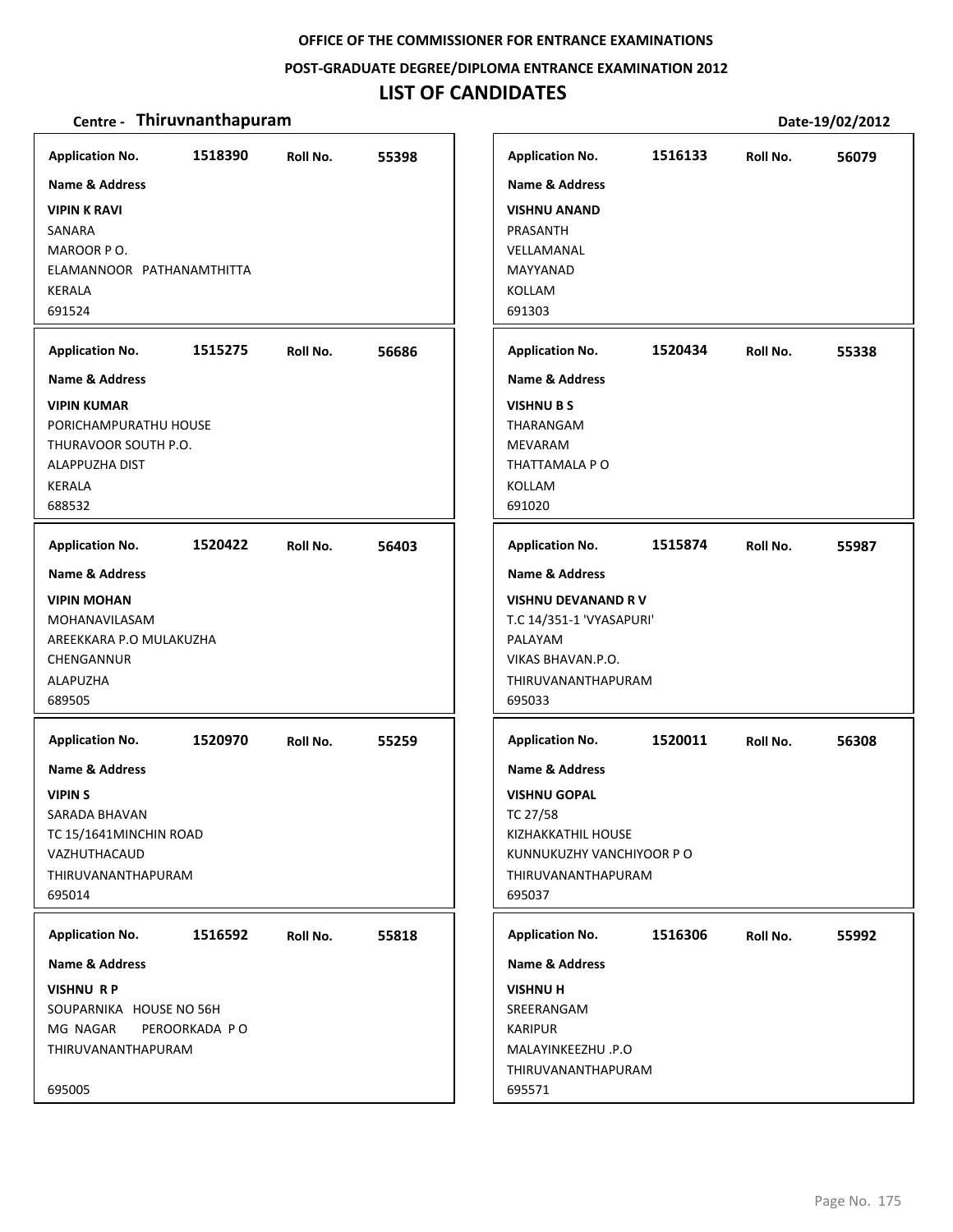**OFFICE OF THE COMMISSIONER FOR ENTRANCE EXAMINATIONS**

**POST-GRADUATE DEGREE/DIPLOMA ENTRANCE EXAMINATION 2012**

# LIST OF CANDIDATES

**Centre - Thiruvnanthapuram** **Date-19/02/2012**

**Application No.** 1518390 **Roll No.** 55398

**Name & Address**

**VIPIN K RAVI**
SANARA
MAROOR P O.
ELAMANNOOR PATHANAMTHITTA
KERALA
691524

**Application No.** 1515275 **Roll No.** 56686

**Name & Address**

**VIPIN KUMAR**
PORICHAMPURATHU HOUSE
THURAVOOR SOUTH P.O.
ALAPPUZHA DIST
KERALA
688532

**Application No.** 1520422 **Roll No.** 56403

**Name & Address**

**VIPIN MOHAN**
MOHANAVILASAM
AREEKKARA P.O MULAKUZHA
CHENGANNUR
ALAPUZHA
689505

**Application No.** 1520970 **Roll No.** 55259

**Name & Address**

**VIPIN S**
SARADA BHAVAN
TC 15/1641MINCHIN ROAD
VAZHUTHACAUD
THIRUVANANTHAPURAM
695014

**Application No.** 1516592 **Roll No.** 55818

**Name & Address**

**VISHNU R P**
SOUPARNIKA HOUSE NO 56H
MG NAGAR PEROORKADA P O
THIRUVANANTHAPURAM

695005

**Application No.** 1516133 **Roll No.** 56079

**Name & Address**

**VISHNU ANAND**
PRASANTH
VELLAMANAL
MAYYANAD
KOLLAM
691303

**Application No.** 1520434 **Roll No.** 55338

**Name & Address**

**VISHNU B S**
THARANGAM
MEVARAM
THATTAMALA P O
KOLLAM
691020

**Application No.** 1515874 **Roll No.** 55987

**Name & Address**

**VISHNU DEVANAND R V**
T.C 14/351-1 'VYASAPURI'
PALAYAM
VIKAS BHAVAN.P.O.
THIRUVANANTHAPURAM
695033

**Application No.** 1520011 **Roll No.** 56308

**Name & Address**

**VISHNU GOPAL**
TC 27/58
KIZHAKKATHIL HOUSE
KUNNUKUZHY VANCHIYOOR P O
THIRUVANANTHAPURAM
695037

**Application No.** 1516306 **Roll No.** 55992

**Name & Address**

**VISHNU H**
SREERANGAM
KARIPUR
MALAYINKEEZHU .P.O
THIRUVANANTHAPURAM
695571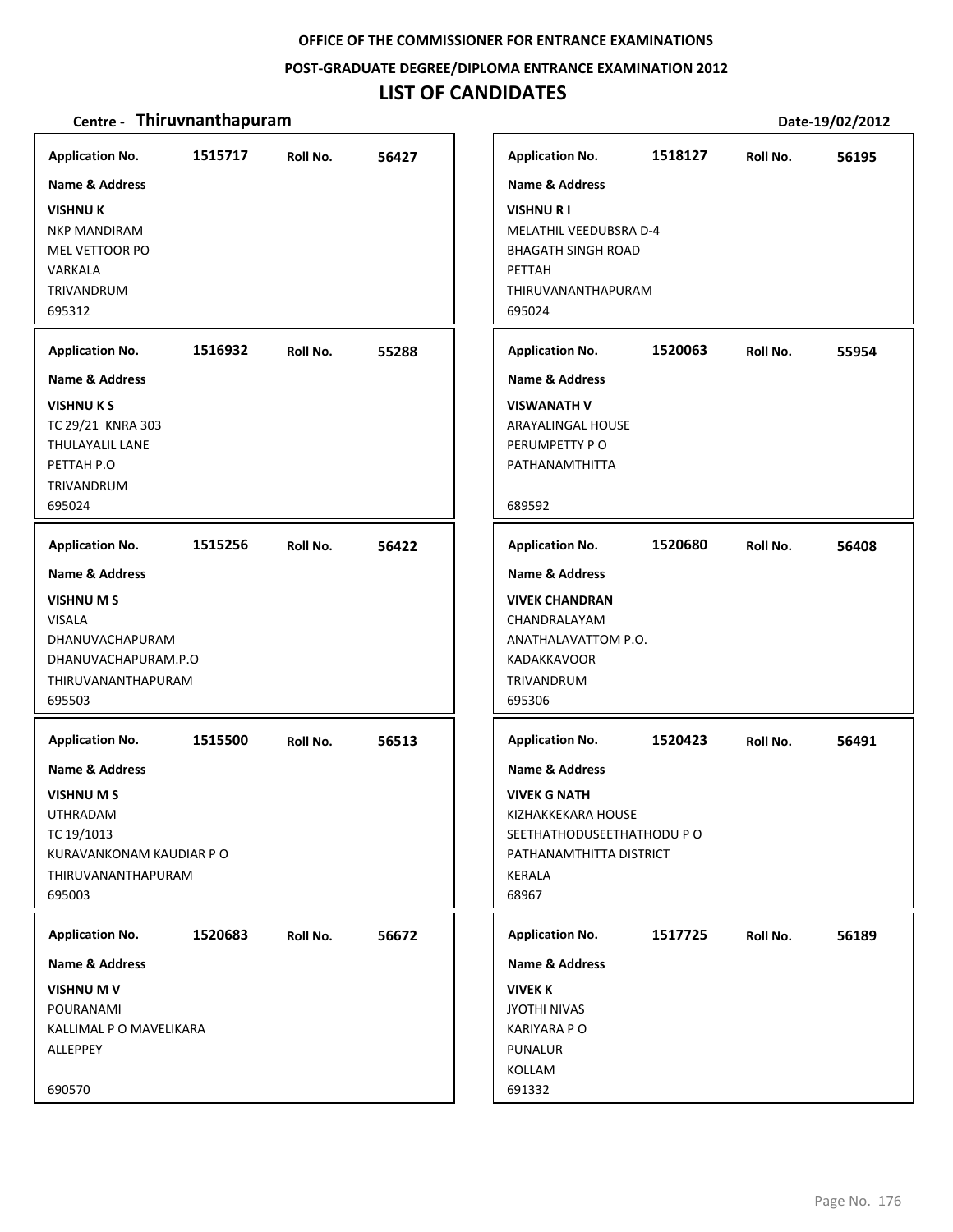OFFICE OF THE COMMISSIONER FOR ENTRANCE EXAMINATIONS

POST-GRADUATE DEGREE/DIPLOMA ENTRANCE EXAMINATION 2012

# LIST OF CANDIDATES

**Centre - Thiruvnanthapuram**

Date-19/02/2012

| Application No. | Roll No. | Name & Address |
|---|---|---|
| 1515717 | 56427 | **VISHNU K**<br>NKP MANDIRAM<br>MEL VETTOOR PO<br>VARKALA<br>TRIVANDRUM<br>695312 |
| 1516932 | 55288 | **VISHNU K S**<br>TC 29/21 KNRA 303<br>THULAYALIL LANE<br>PETTAH P.O<br>TRIVANDRUM<br>695024 |
| 1515256 | 56422 | **VISHNU M S**<br>VISALA<br>DHANUVACHAPURAM<br>DHANUVACHAPURAM.P.O<br>THIRUVANANTHAPURAM<br>695503 |
| 1515500 | 56513 | **VISHNU M S**<br>UTHRADAM<br>TC 19/1013<br>KURAVANKONAM KAUDIAR P O<br>THIRUVANANTHAPURAM<br>695003 |
| 1520683 | 56672 | **VISHNU M V**<br>POURANAMI<br>KALLIMAL P O MAVELIKARA<br>ALLEPPEY<br>690570 |
| 1518127 | 56195 | **VISHNU R I**<br>MELATHIL VEEDUBSRA D-4<br>BHAGATH SINGH ROAD<br>PETTAH<br>THIRUVANANTHAPURAM<br>695024 |
| 1520063 | 55954 | **VISWANATH V**<br>ARAYALINGAL HOUSE<br>PERUMPETTY P O<br>PATHANAMTHITTA<br>689592 |
| 1520680 | 56408 | **VIVEK CHANDRAN**<br>CHANDRALAYAM<br>ANATHALAVATTOM P.O.<br>KADAKKAVOOR<br>TRIVANDRUM<br>695306 |
| 1520423 | 56491 | **VIVEK G NATH**<br>KIZHAKKEKARA HOUSE<br>SEETHATHODUSEETHATHODU P O<br>PATHANAMTHITTA DISTRICT<br>KERALA<br>68967 |
| 1517725 | 56189 | **VIVEK K**<br>JYOTHI NIVAS<br>KARIYARA P O<br>PUNALUR<br>KOLLAM<br>691332 |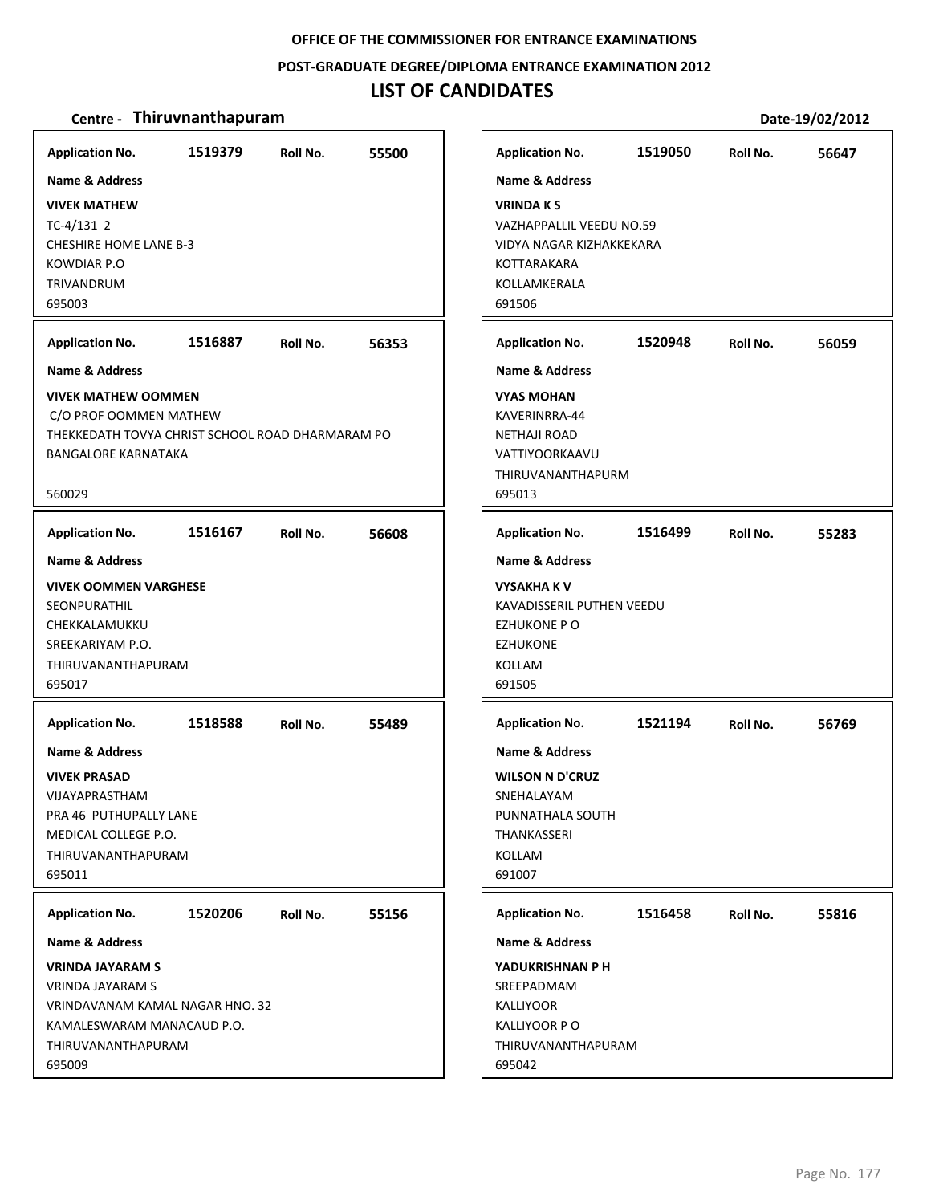**OFFICE OF THE COMMISSIONER FOR ENTRANCE EXAMINATIONS**

**POST-GRADUATE DEGREE/DIPLOMA ENTRANCE EXAMINATION 2012**

# LIST OF CANDIDATES

**Centre - Thiruvnanthapuram** **Date-19/02/2012**

**Application No.** 1519379 **Roll No.** 55500
**Name & Address**
**VIVEK MATHEW**
TC-4/131 2
CHESHIRE HOME LANE B-3
KOWDIAR P.O
TRIVANDRUM
695003

**Application No.** 1516887 **Roll No.** 56353
**Name & Address**
**VIVEK MATHEW OOMMEN**
C/O PROF OOMMEN MATHEW
THEKKEDATH TOVYA CHRIST SCHOOL ROAD DHARMARAM PO
BANGALORE KARNATAKA
560029

**Application No.** 1516167 **Roll No.** 56608
**Name & Address**
**VIVEK OOMMEN VARGHESE**
SEONPURATHIL
CHEKKALAMUKKU
SREEKARIYAM P.O.
THIRUVANANTHAPURAM
695017

**Application No.** 1518588 **Roll No.** 55489
**Name & Address**
**VIVEK PRASAD**
VIJAYAPRASTHAM
PRA 46 PUTHUPALLY LANE
MEDICAL COLLEGE P.O.
THIRUVANANTHAPURAM
695011

**Application No.** 1520206 **Roll No.** 55156
**Name & Address**
**VRINDA JAYARAM S**
VRINDA JAYARAM S
VRINDAVANAM KAMAL NAGAR HNO. 32
KAMALESWARAM MANACAUD P.O.
THIRUVANANTHAPURAM
695009

**Application No.** 1519050 **Roll No.** 56647
**Name & Address**
**VRINDA K S**
VAZHAPPALLIL VEEDU NO.59
VIDYA NAGAR KIZHAKKEKARA
KOTTARAKARA
KOLLAMKERALA
691506

**Application No.** 1520948 **Roll No.** 56059
**Name & Address**
**VYAS MOHAN**
KAVERINRRA-44
NETHAJI ROAD
VATTIYOORKAAVU
THIRUVANANTHAPURM
695013

**Application No.** 1516499 **Roll No.** 55283
**Name & Address**
**VYSAKHA K V**
KAVADISSERIL PUTHEN VEEDU
EZHUKONE P O
EZHUKONE
KOLLAM
691505

**Application No.** 1521194 **Roll No.** 56769
**Name & Address**
**WILSON N D'CRUZ**
SNEHALAYAM
PUNNATHALA SOUTH
THANKASSERI
KOLLAM
691007

**Application No.** 1516458 **Roll No.** 55816
**Name & Address**
**YADUKRISHNAN P H**
SREEPADMAM
KALLIYOOR
KALLIYOOR P O
THIRUVANANTHAPURAM
695042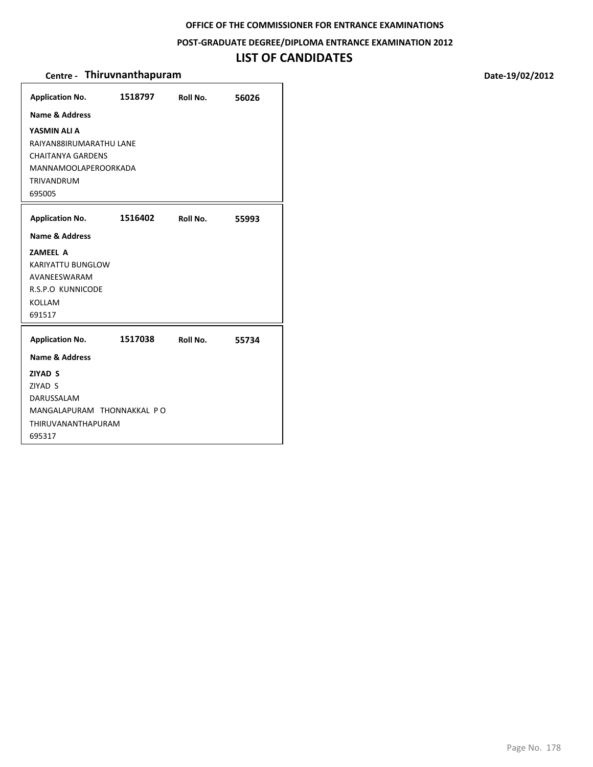**OFFICE OF THE COMMISSIONER FOR ENTRANCE EXAMINATIONS**

**POST-GRADUATE DEGREE/DIPLOMA ENTRANCE EXAMINATION 2012**

# LIST OF CANDIDATES

**Centre - Thiruvnanthapuram**

**Date-19/02/2012**

**Application No.** 1518797 **Roll No.** 56026

**Name & Address**

**YASMIN ALI A**
RAIYAN88IRUMARATHU LANE
CHAITANYA GARDENS
MANNAMOOLAPEROORKADA
TRIVANDRUM
695005

**Application No.** 1516402 **Roll No.** 55993

**Name & Address**

**ZAMEEL A**
KARIYATTU BUNGLOW
AVANEESWARAM
R.S.P.O KUNNICODE
KOLLAM
691517

**Application No.** 1517038 **Roll No.** 55734

**Name & Address**

**ZIYAD S**
ZIYAD S
DARUSSALAM
MANGALAPURAM THONNAKKAL P O
THIRUVANANTHAPURAM
695317